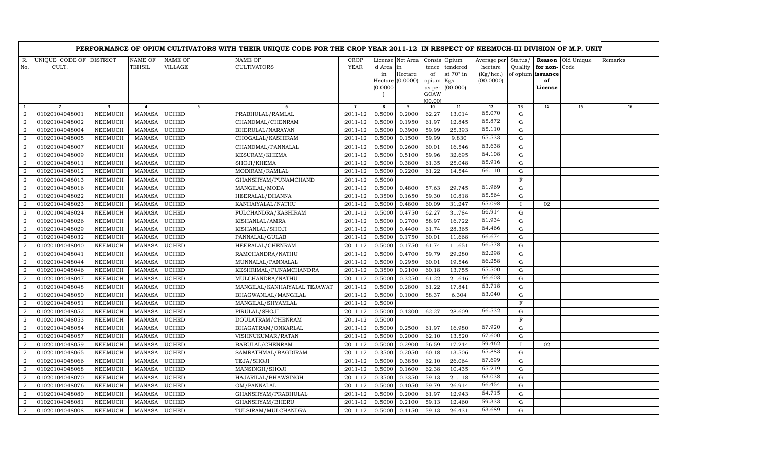# PERFORMANCE OF OPIUM CULTIVATORS WITH THEIR UNIQUE CODE FOR THE CROP YEAR 2011-12 IN RESPECT OF NEEMUCH-III DIVISION OF M.P. UNIT

| R. No. | UNIQUE CODE OF CULT. | DISTRICT | NAME OF TEHSIL | NAME OF VILLAGE | NAME OF CULTIVATORS | CROP YEAR | License d Area in Hectare (0.0000) | Net Area in Hectare (0.0000) | Consis tence of opium as per GOAW (00.00) | Opium tendered at 70° in Kgs (00.000) | Average per hectare (Kg/hec.) (00.0000) | Status/ Quality of opium | Reason for non-issuance of License | Old Unique Code | Remarks |
|---|---|---|---|---|---|---|---|---|---|---|---|---|---|---|---|
| 1 | 2 | 3 | 4 | 5 | 6 | 7 | 8 | 9 | 10 | 11 | 12 | 13 | 14 | 15 | 16 |
| 2 | 01020104048001 | NEEMUCH | MANASA | UCHED | PRABHULAL/RAMLAL | 2011-12 | 0.5000 | 0.2000 | 62.27 | 13.014 | 65.070 | G | | | |
| 2 | 01020104048002 | NEEMUCH | MANASA | UCHED | CHANDMAL/CHENRAM | 2011-12 | 0.5000 | 0.1950 | 61.97 | 12.845 | 65.872 | G | | | |
| 2 | 01020104048004 | NEEMUCH | MANASA | UCHED | BHERULAL/NARAYAN | 2011-12 | 0.5000 | 0.3900 | 59.99 | 25.393 | 65.110 | G | | | |
| 2 | 01020104048005 | NEEMUCH | MANASA | UCHED | CHOGALAL/KASHIRAM | 2011-12 | 0.5000 | 0.1500 | 59.99 | 9.830 | 65.533 | G | | | |
| 2 | 01020104048007 | NEEMUCH | MANASA | UCHED | CHANDMAL/PANNALAL | 2011-12 | 0.5000 | 0.2600 | 60.01 | 16.546 | 63.638 | G | | | |
| 2 | 01020104048009 | NEEMUCH | MANASA | UCHED | KESURAM/KHEMA | 2011-12 | 0.5000 | 0.5100 | 59.96 | 32.695 | 64.108 | G | | | |
| 2 | 01020104048011 | NEEMUCH | MANASA | UCHED | SHOJI/KHEMA | 2011-12 | 0.5000 | 0.3800 | 61.35 | 25.048 | 65.916 | G | | | |
| 2 | 01020104048012 | NEEMUCH | MANASA | UCHED | MODIRAM/RAMLAL | 2011-12 | 0.5000 | 0.2200 | 61.22 | 14.544 | 66.110 | G | | | |
| 2 | 01020104048013 | NEEMUCH | MANASA | UCHED | GHANSHYAM/PUNAMCHAND | 2011-12 | 0.5000 | | | | | F | | | |
| 2 | 01020104048016 | NEEMUCH | MANASA | UCHED | MANGILAL/MODA | 2011-12 | 0.5000 | 0.4800 | 57.63 | 29.745 | 61.969 | G | | | |
| 2 | 01020104048022 | NEEMUCH | MANASA | UCHED | HEERALAL/DHANNA | 2011-12 | 0.3500 | 0.1650 | 59.30 | 10.818 | 65.564 | G | | | |
| 2 | 01020104048023 | NEEMUCH | MANASA | UCHED | KANHAIYALAL/NATHU | 2011-12 | 0.5000 | 0.4800 | 60.09 | 31.247 | 65.098 | I | 02 | | |
| 2 | 01020104048024 | NEEMUCH | MANASA | UCHED | FULCHANDRA/KASHIRAM | 2011-12 | 0.5000 | 0.4750 | 62.27 | 31.784 | 66.914 | G | | | |
| 2 | 01020104048026 | NEEMUCH | MANASA | UCHED | KISHANLAL/AMRA | 2011-12 | 0.5000 | 0.2700 | 58.97 | 16.722 | 61.934 | G | | | |
| 2 | 01020104048029 | NEEMUCH | MANASA | UCHED | KISHANLAL/SHOJI | 2011-12 | 0.5000 | 0.4400 | 61.74 | 28.365 | 64.466 | G | | | |
| 2 | 01020104048032 | NEEMUCH | MANASA | UCHED | PANNALAL/GULAB | 2011-12 | 0.5000 | 0.1750 | 60.01 | 11.668 | 66.674 | G | | | |
| 2 | 01020104048040 | NEEMUCH | MANASA | UCHED | HEERALAL/CHENRAM | 2011-12 | 0.5000 | 0.1750 | 61.74 | 11.651 | 66.578 | G | | | |
| 2 | 01020104048041 | NEEMUCH | MANASA | UCHED | RAMCHANDRA/NATHU | 2011-12 | 0.5000 | 0.4700 | 59.79 | 29.280 | 62.298 | G | | | |
| 2 | 01020104048044 | NEEMUCH | MANASA | UCHED | MUNNALAL/PANNALAL | 2011-12 | 0.5000 | 0.2950 | 60.01 | 19.546 | 66.258 | G | | | |
| 2 | 01020104048046 | NEEMUCH | MANASA | UCHED | KESHRIMAL/PUNAMCHANDRA | 2011-12 | 0.3500 | 0.2100 | 60.18 | 13.755 | 65.500 | G | | | |
| 2 | 01020104048047 | NEEMUCH | MANASA | UCHED | MULCHANDRA/NATHU | 2011-12 | 0.5000 | 0.3250 | 61.22 | 21.646 | 66.603 | G | | | |
| 2 | 01020104048048 | NEEMUCH | MANASA | UCHED | MANGILAL/KANHAIYALAL TEJAWAT | 2011-12 | 0.5000 | 0.2800 | 61.22 | 17.841 | 63.718 | G | | | |
| 2 | 01020104048050 | NEEMUCH | MANASA | UCHED | BHAGWANLAL/MANGILAL | 2011-12 | 0.5000 | 0.1000 | 58.37 | 6.304 | 63.040 | G | | | |
| 2 | 01020104048051 | NEEMUCH | MANASA | UCHED | MANGILAL/SHYAMLAL | 2011-12 | 0.5000 | | | | | F | | | |
| 2 | 01020104048052 | NEEMUCH | MANASA | UCHED | PIRULAL/SHOJI | 2011-12 | 0.5000 | 0.4300 | 62.27 | 28.609 | 66.532 | G | | | |
| 2 | 01020104048053 | NEEMUCH | MANASA | UCHED | DOULATRAM/CHENRAM | 2011-12 | 0.5000 | | | | | F | | | |
| 2 | 01020104048054 | NEEMUCH | MANASA | UCHED | BHAGATRAM/ONKARLAL | 2011-12 | 0.5000 | 0.2500 | 61.97 | 16.980 | 67.920 | G | | | |
| 2 | 01020104048057 | NEEMUCH | MANASA | UCHED | VISHNUKUMAR/RATAN | 2011-12 | 0.5000 | 0.2000 | 62.10 | 13.520 | 67.600 | G | | | |
| 2 | 01020104048059 | NEEMUCH | MANASA | UCHED | BABULAL/CHENRAM | 2011-12 | 0.5000 | 0.2900 | 56.59 | 17.244 | 59.462 | I | 02 | | |
| 2 | 01020104048065 | NEEMUCH | MANASA | UCHED | SAMRATHMAL/BAGDIRAM | 2011-12 | 0.3500 | 0.2050 | 60.18 | 13.506 | 65.883 | G | | | |
| 2 | 01020104048066 | NEEMUCH | MANASA | UCHED | TEJA/SHOJI | 2011-12 | 0.5000 | 0.3850 | 62.10 | 26.064 | 67.699 | G | | | |
| 2 | 01020104048068 | NEEMUCH | MANASA | UCHED | MANSINGH/SHOJI | 2011-12 | 0.5000 | 0.1600 | 62.38 | 10.435 | 65.219 | G | | | |
| 2 | 01020104048070 | NEEMUCH | MANASA | UCHED | HAJARILAL/BHAWSINGH | 2011-12 | 0.3500 | 0.3350 | 59.13 | 21.118 | 63.038 | G | | | |
| 2 | 01020104048076 | NEEMUCH | MANASA | UCHED | OM/PANNALAL | 2011-12 | 0.5000 | 0.4050 | 59.79 | 26.914 | 66.454 | G | | | |
| 2 | 01020104048080 | NEEMUCH | MANASA | UCHED | GHANSHYAM/PRABHULAL | 2011-12 | 0.5000 | 0.2000 | 61.97 | 12.943 | 64.715 | G | | | |
| 2 | 01020104048081 | NEEMUCH | MANASA | UCHED | GHANSHYAM/BHERU | 2011-12 | 0.5000 | 0.2100 | 59.13 | 12.460 | 59.333 | G | | | |
| 2 | 01020104048008 | NEEMUCH | MANASA | UCHED | TULSIRAM/MULCHANDRA | 2011-12 | 0.5000 | 0.4150 | 59.13 | 26.431 | 63.689 | G | | | |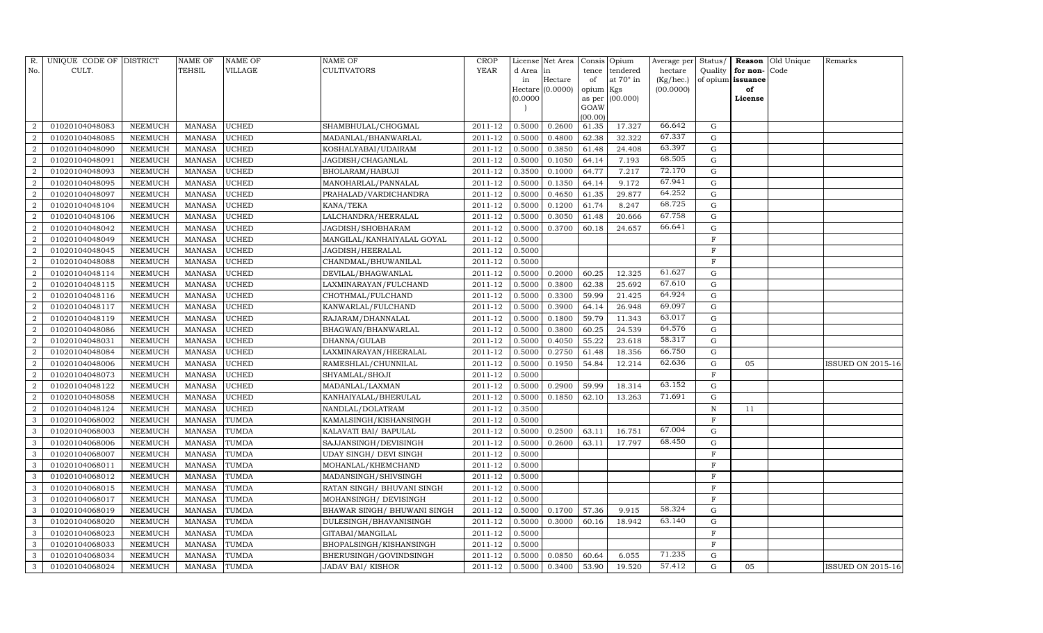| R. No. | UNIQUE CODE OF CULT. | DISTRICT | NAME OF TEHSIL | NAME OF VILLAGE | NAME OF CULTIVATORS | CROP YEAR | License d Area in Hectare (0.0000) | Net Area in Hectare (0.0000) | Consis tence of opium as per GOAW (00.00) | Opium tendered at 70° in Kgs (00.000) | Average per hectare (Kg/hec.) (00.0000) | Status/ Quality of opium | Reason for non-issuance of License | Old Unique Code | Remarks |
|---|---|---|---|---|---|---|---|---|---|---|---|---|---|---|---|
| 2 | 01020104048083 | NEEMUCH | MANASA | UCHED | SHAMBHULAL/CHOGMAL | 2011-12 | 0.5000 | 0.2600 | 61.35 | 17.327 | 66.642 | G | | | |
| 2 | 01020104048085 | NEEMUCH | MANASA | UCHED | MADANLAL/BHANWARLAL | 2011-12 | 0.5000 | 0.4800 | 62.38 | 32.322 | 67.337 | G | | | |
| 2 | 01020104048090 | NEEMUCH | MANASA | UCHED | KOSHALYABAI/UDAIRAM | 2011-12 | 0.5000 | 0.3850 | 61.48 | 24.408 | 63.397 | G | | | |
| 2 | 01020104048091 | NEEMUCH | MANASA | UCHED | JAGDISH/CHAGANLAL | 2011-12 | 0.5000 | 0.1050 | 64.14 | 7.193 | 68.505 | G | | | |
| 2 | 01020104048093 | NEEMUCH | MANASA | UCHED | BHOLARAM/HABUJI | 2011-12 | 0.3500 | 0.1000 | 64.77 | 7.217 | 72.170 | G | | | |
| 2 | 01020104048095 | NEEMUCH | MANASA | UCHED | MANOHARLAL/PANNALAL | 2011-12 | 0.5000 | 0.1350 | 64.14 | 9.172 | 67.941 | G | | | |
| 2 | 01020104048097 | NEEMUCH | MANASA | UCHED | PRAHALAD/VARDICHANDRA | 2011-12 | 0.5000 | 0.4650 | 61.35 | 29.877 | 64.252 | G | | | |
| 2 | 01020104048104 | NEEMUCH | MANASA | UCHED | KANA/TEKA | 2011-12 | 0.5000 | 0.1200 | 61.74 | 8.247 | 68.725 | G | | | |
| 2 | 01020104048106 | NEEMUCH | MANASA | UCHED | LALCHANDRA/HEERALAL | 2011-12 | 0.5000 | 0.3050 | 61.48 | 20.666 | 67.758 | G | | | |
| 2 | 01020104048042 | NEEMUCH | MANASA | UCHED | JAGDISH/SHOBHARAM | 2011-12 | 0.5000 | 0.3700 | 60.18 | 24.657 | 66.641 | G | | | |
| 2 | 01020104048049 | NEEMUCH | MANASA | UCHED | MANGILAL/KANHAIYALAL GOYAL | 2011-12 | 0.5000 | | | | | F | | | |
| 2 | 01020104048045 | NEEMUCH | MANASA | UCHED | JAGDISH/HEERALAL | 2011-12 | 0.5000 | | | | | F | | | |
| 2 | 01020104048088 | NEEMUCH | MANASA | UCHED | CHANDMAL/BHUWANILAL | 2011-12 | 0.5000 | | | | | F | | | |
| 2 | 01020104048114 | NEEMUCH | MANASA | UCHED | DEVILAL/BHAGWANLAL | 2011-12 | 0.5000 | 0.2000 | 60.25 | 12.325 | 61.627 | G | | | |
| 2 | 01020104048115 | NEEMUCH | MANASA | UCHED | LAXMINARAYAN/FULCHAND | 2011-12 | 0.5000 | 0.3800 | 62.38 | 25.692 | 67.610 | G | | | |
| 2 | 01020104048116 | NEEMUCH | MANASA | UCHED | CHOTHMAL/FULCHAND | 2011-12 | 0.5000 | 0.3300 | 59.99 | 21.425 | 64.924 | G | | | |
| 2 | 01020104048117 | NEEMUCH | MANASA | UCHED | KANWARLAL/FULCHAND | 2011-12 | 0.5000 | 0.3900 | 64.14 | 26.948 | 69.097 | G | | | |
| 2 | 01020104048119 | NEEMUCH | MANASA | UCHED | RAJARAM/DHANNALAL | 2011-12 | 0.5000 | 0.1800 | 59.79 | 11.343 | 63.017 | G | | | |
| 2 | 01020104048086 | NEEMUCH | MANASA | UCHED | BHAGWAN/BHANWARLAL | 2011-12 | 0.5000 | 0.3800 | 60.25 | 24.539 | 64.576 | G | | | |
| 2 | 01020104048031 | NEEMUCH | MANASA | UCHED | DHANNA/GULAB | 2011-12 | 0.5000 | 0.4050 | 55.22 | 23.618 | 58.317 | G | | | |
| 2 | 01020104048084 | NEEMUCH | MANASA | UCHED | LAXMINARAYAN/HEERALAL | 2011-12 | 0.5000 | 0.2750 | 61.48 | 18.356 | 66.750 | G | | | |
| 2 | 01020104048006 | NEEMUCH | MANASA | UCHED | RAMESHLAL/CHUNNILAL | 2011-12 | 0.5000 | 0.1950 | 54.84 | 12.214 | 62.636 | G | 05 | | ISSUED ON 2015-16 |
| 2 | 01020104048073 | NEEMUCH | MANASA | UCHED | SHYAMLAL/SHOJI | 2011-12 | 0.5000 | | | | | F | | | |
| 2 | 01020104048122 | NEEMUCH | MANASA | UCHED | MADANLAL/LAXMAN | 2011-12 | 0.5000 | 0.2900 | 59.99 | 18.314 | 63.152 | G | | | |
| 2 | 01020104048058 | NEEMUCH | MANASA | UCHED | KANHAIYALAL/BHERULAL | 2011-12 | 0.5000 | 0.1850 | 62.10 | 13.263 | 71.691 | G | | | |
| 2 | 01020104048124 | NEEMUCH | MANASA | UCHED | NANDLAL/DOLATRAM | 2011-12 | 0.3500 | | | | | N | 11 | | |
| 3 | 01020104068002 | NEEMUCH | MANASA | TUMDA | KAMALSINGH/KISHANSINGH | 2011-12 | 0.5000 | | | | | F | | | |
| 3 | 01020104068003 | NEEMUCH | MANASA | TUMDA | KALAVATI BAI/ BAPULAL | 2011-12 | 0.5000 | 0.2500 | 63.11 | 16.751 | 67.004 | G | | | |
| 3 | 01020104068006 | NEEMUCH | MANASA | TUMDA | SAJJANSINGH/DEVISINGH | 2011-12 | 0.5000 | 0.2600 | 63.11 | 17.797 | 68.450 | G | | | |
| 3 | 01020104068007 | NEEMUCH | MANASA | TUMDA | UDAY SINGH/ DEVI SINGH | 2011-12 | 0.5000 | | | | | F | | | |
| 3 | 01020104068011 | NEEMUCH | MANASA | TUMDA | MOHANLAL/KHEMCHAND | 2011-12 | 0.5000 | | | | | F | | | |
| 3 | 01020104068012 | NEEMUCH | MANASA | TUMDA | MADANSINGH/SHIVSINGH | 2011-12 | 0.5000 | | | | | F | | | |
| 3 | 01020104068015 | NEEMUCH | MANASA | TUMDA | RATAN SINGH/ BHUVANI SINGH | 2011-12 | 0.5000 | | | | | F | | | |
| 3 | 01020104068017 | NEEMUCH | MANASA | TUMDA | MOHANSINGH/ DEVISINGH | 2011-12 | 0.5000 | | | | | F | | | |
| 3 | 01020104068019 | NEEMUCH | MANASA | TUMDA | BHAWAR SINGH/ BHUWANI SINGH | 2011-12 | 0.5000 | 0.1700 | 57.36 | 9.915 | 58.324 | G | | | |
| 3 | 01020104068020 | NEEMUCH | MANASA | TUMDA | DULESINGH/BHAVANISINGH | 2011-12 | 0.5000 | 0.3000 | 60.16 | 18.942 | 63.140 | G | | | |
| 3 | 01020104068023 | NEEMUCH | MANASA | TUMDA | GITABAI/MANGILAL | 2011-12 | 0.5000 | | | | | F | | | |
| 3 | 01020104068033 | NEEMUCH | MANASA | TUMDA | BHOPALSINGH/KISHANSINGH | 2011-12 | 0.5000 | | | | | F | | | |
| 3 | 01020104068034 | NEEMUCH | MANASA | TUMDA | BHERUSINGH/GOVINDSINGH | 2011-12 | 0.5000 | 0.0850 | 60.64 | 6.055 | 71.235 | G | | | |
| 3 | 01020104068024 | NEEMUCH | MANASA | TUMDA | JADAV BAI/ KISHOR | 2011-12 | 0.5000 | 0.3400 | 53.90 | 19.520 | 57.412 | G | 05 | | ISSUED ON 2015-16 |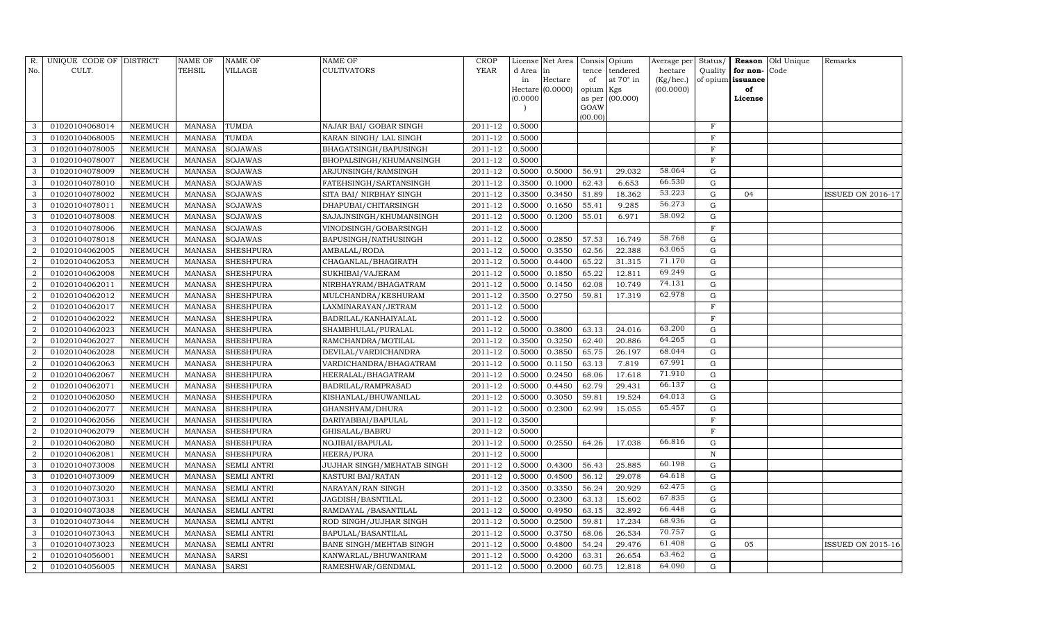| R. No. | UNIQUE CODE OF CULT. | DISTRICT | NAME OF TEHSIL | NAME OF VILLAGE | NAME OF CULTIVATORS | CROP YEAR | License d Area in Hectare (0.0000) | Net Area in Hectare (0.0000) | Consis tence of opium as per GOAW (00.00) | Opium tendered at 70° in Kgs (00.000) | Average per hectare (Kg/hec.) (00.0000) | Status/ Quality of opium | Reason for non-issuance of License | Old Unique Code | Remarks |
|---|---|---|---|---|---|---|---|---|---|---|---|---|---|---|---|
| 3 | 01020104068014 | NEEMUCH | MANASA | TUMDA | NAJAR BAI/ GOBAR SINGH | 2011-12 | 0.5000 | | | | | F | | | |
| 3 | 01020104068005 | NEEMUCH | MANASA | TUMDA | KARAN SINGH/ LAL SINGH | 2011-12 | 0.5000 | | | | | F | | | |
| 3 | 01020104078005 | NEEMUCH | MANASA | SOJAWAS | BHAGATSINGH/BAPUSINGH | 2011-12 | 0.5000 | | | | | F | | | |
| 3 | 01020104078007 | NEEMUCH | MANASA | SOJAWAS | BHOPALSINGH/KHUMANSINGH | 2011-12 | 0.5000 | | | | | F | | | |
| 3 | 01020104078009 | NEEMUCH | MANASA | SOJAWAS | ARJUNSINGH/RAMSINGH | 2011-12 | 0.5000 | 0.5000 | 56.91 | 29.032 | 58.064 | G | | | |
| 3 | 01020104078010 | NEEMUCH | MANASA | SOJAWAS | FATEHSINGH/SARTANSINGH | 2011-12 | 0.3500 | 0.1000 | 62.43 | 6.653 | 66.530 | G | | | |
| 3 | 01020104078002 | NEEMUCH | MANASA | SOJAWAS | SITA BAI/ NIRBHAY SINGH | 2011-12 | 0.3500 | 0.3450 | 51.89 | 18.362 | 53.223 | G | 04 | | ISSUED ON 2016-17 |
| 3 | 01020104078011 | NEEMUCH | MANASA | SOJAWAS | DHAPUBAI/CHITARSINGH | 2011-12 | 0.5000 | 0.1650 | 55.41 | 9.285 | 56.273 | G | | | |
| 3 | 01020104078008 | NEEMUCH | MANASA | SOJAWAS | SAJAJNSINGH/KHUMANSINGH | 2011-12 | 0.5000 | 0.1200 | 55.01 | 6.971 | 58.092 | G | | | |
| 3 | 01020104078006 | NEEMUCH | MANASA | SOJAWAS | VINODSINGH/GOBARSINGH | 2011-12 | 0.5000 | | | | | F | | | |
| 3 | 01020104078018 | NEEMUCH | MANASA | SOJAWAS | BAPUSINGH/NATHUSINGH | 2011-12 | 0.5000 | 0.2850 | 57.53 | 16.749 | 58.768 | G | | | |
| 2 | 01020104062005 | NEEMUCH | MANASA | SHESHPURA | AMBALAL/RODA | 2011-12 | 0.5000 | 0.3550 | 62.56 | 22.388 | 63.065 | G | | | |
| 2 | 01020104062053 | NEEMUCH | MANASA | SHESHPURA | CHAGANLAL/BHAGIRATH | 2011-12 | 0.5000 | 0.4400 | 65.22 | 31.315 | 71.170 | G | | | |
| 2 | 01020104062008 | NEEMUCH | MANASA | SHESHPURA | SUKHIBAI/VAJERAM | 2011-12 | 0.5000 | 0.1850 | 65.22 | 12.811 | 69.249 | G | | | |
| 2 | 01020104062011 | NEEMUCH | MANASA | SHESHPURA | NIRBHAYRAM/BHAGATRAM | 2011-12 | 0.5000 | 0.1450 | 62.08 | 10.749 | 74.131 | G | | | |
| 2 | 01020104062012 | NEEMUCH | MANASA | SHESHPURA | MULCHANDRA/KESHURAM | 2011-12 | 0.3500 | 0.2750 | 59.81 | 17.319 | 62.978 | G | | | |
| 2 | 01020104062017 | NEEMUCH | MANASA | SHESHPURA | LAXMINARAYAN/JETRAM | 2011-12 | 0.5000 | | | | | F | | | |
| 2 | 01020104062022 | NEEMUCH | MANASA | SHESHPURA | BADRILAL/KANHAIYALAL | 2011-12 | 0.5000 | | | | | F | | | |
| 2 | 01020104062023 | NEEMUCH | MANASA | SHESHPURA | SHAMBHULAL/PURALAL | 2011-12 | 0.5000 | 0.3800 | 63.13 | 24.016 | 63.200 | G | | | |
| 2 | 01020104062027 | NEEMUCH | MANASA | SHESHPURA | RAMCHANDRA/MOTILAL | 2011-12 | 0.3500 | 0.3250 | 62.40 | 20.886 | 64.265 | G | | | |
| 2 | 01020104062028 | NEEMUCH | MANASA | SHESHPURA | DEVILAL/VARDICHANDRA | 2011-12 | 0.5000 | 0.3850 | 65.75 | 26.197 | 68.044 | G | | | |
| 2 | 01020104062063 | NEEMUCH | MANASA | SHESHPURA | VARDICHANDRA/BHAGATRAM | 2011-12 | 0.5000 | 0.1150 | 63.13 | 7.819 | 67.991 | G | | | |
| 2 | 01020104062067 | NEEMUCH | MANASA | SHESHPURA | HEERALAL/BHAGATRAM | 2011-12 | 0.5000 | 0.2450 | 68.06 | 17.618 | 71.910 | G | | | |
| 2 | 01020104062071 | NEEMUCH | MANASA | SHESHPURA | BADRILAL/RAMPRASAD | 2011-12 | 0.5000 | 0.4450 | 62.79 | 29.431 | 66.137 | G | | | |
| 2 | 01020104062050 | NEEMUCH | MANASA | SHESHPURA | KISHANLAL/BHUWANILAL | 2011-12 | 0.5000 | 0.3050 | 59.81 | 19.524 | 64.013 | G | | | |
| 2 | 01020104062077 | NEEMUCH | MANASA | SHESHPURA | GHANSHYAM/DHURA | 2011-12 | 0.5000 | 0.2300 | 62.99 | 15.055 | 65.457 | G | | | |
| 2 | 01020104062056 | NEEMUCH | MANASA | SHESHPURA | DARIYABBAI/BAPULAL | 2011-12 | 0.3500 | | | | | F | | | |
| 2 | 01020104062079 | NEEMUCH | MANASA | SHESHPURA | GHISALAL/BABRU | 2011-12 | 0.5000 | | | | | F | | | |
| 2 | 01020104062080 | NEEMUCH | MANASA | SHESHPURA | NOJIBAI/BAPULAL | 2011-12 | 0.5000 | 0.2550 | 64.26 | 17.038 | 66.816 | G | | | |
| 2 | 01020104062081 | NEEMUCH | MANASA | SHESHPURA | HEERA/PURA | 2011-12 | 0.5000 | | | | | N | | | |
| 3 | 01020104073008 | NEEMUCH | MANASA | SEMLI ANTRI | JUJHAR SINGH/MEHATAB SINGH | 2011-12 | 0.5000 | 0.4300 | 56.43 | 25.885 | 60.198 | G | | | |
| 3 | 01020104073009 | NEEMUCH | MANASA | SEMLI ANTRI | KASTURI BAI/RATAN | 2011-12 | 0.5000 | 0.4500 | 56.12 | 29.078 | 64.618 | G | | | |
| 3 | 01020104073020 | NEEMUCH | MANASA | SEMLI ANTRI | NARAYAN/RAN SINGH | 2011-12 | 0.3500 | 0.3350 | 56.24 | 20.929 | 62.475 | G | | | |
| 3 | 01020104073031 | NEEMUCH | MANASA | SEMLI ANTRI | JAGDISH/BASNTILAL | 2011-12 | 0.5000 | 0.2300 | 63.13 | 15.602 | 67.835 | G | | | |
| 3 | 01020104073038 | NEEMUCH | MANASA | SEMLI ANTRI | RAMDAYAL /BASANTILAL | 2011-12 | 0.5000 | 0.4950 | 63.15 | 32.892 | 66.448 | G | | | |
| 3 | 01020104073044 | NEEMUCH | MANASA | SEMLI ANTRI | ROD SINGH/JUJHAR SINGH | 2011-12 | 0.5000 | 0.2500 | 59.81 | 17.234 | 68.936 | G | | | |
| 3 | 01020104073043 | NEEMUCH | MANASA | SEMLI ANTRI | BAPULAL/BASANTILAL | 2011-12 | 0.5000 | 0.3750 | 68.06 | 26.534 | 70.757 | G | | | |
| 3 | 01020104073023 | NEEMUCH | MANASA | SEMLI ANTRI | BANE SINGH/MEHTAB SINGH | 2011-12 | 0.5000 | 0.4800 | 54.24 | 29.476 | 61.408 | G | 05 | | ISSUED ON 2015-16 |
| 2 | 01020104056001 | NEEMUCH | MANASA | SARSI | KANWARLAL/BHUWANIRAM | 2011-12 | 0.5000 | 0.4200 | 63.31 | 26.654 | 63.462 | G | | | |
| 2 | 01020104056005 | NEEMUCH | MANASA | SARSI | RAMESHWAR/GENDMAL | 2011-12 | 0.5000 | 0.2000 | 60.75 | 12.818 | 64.090 | G | | | |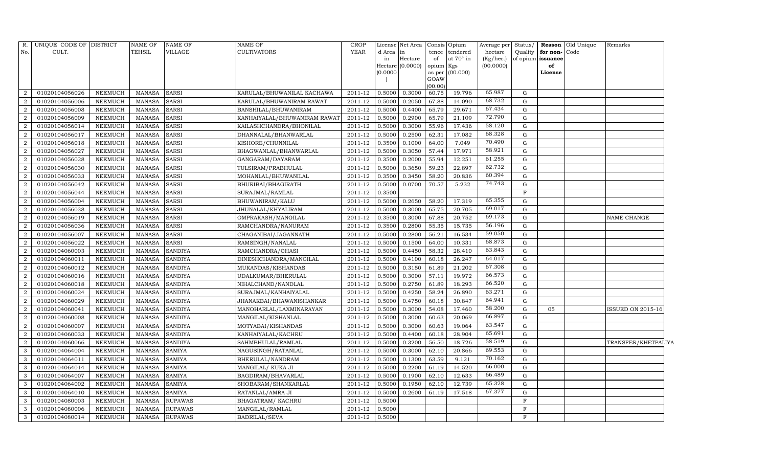| R. No. | UNIQUE CODE OF CULT. | DISTRICT | NAME OF TEHSIL | NAME OF VILLAGE | NAME OF CULTIVATORS | CROP YEAR | License d Area in Hectare (0.0000) | Net Area in Hectare (0.0000) | Consis tence of opium as per GOAW (00.00) | Opium tendered at 70° in Kgs (00.000) | Average per hectare (Kg/hec.) (00.0000) | Status/ Quality of opium | Reason for non-issuance of License | Old Unique Code | Remarks |
|---|---|---|---|---|---|---|---|---|---|---|---|---|---|---|---|
| 2 | 01020104056026 | NEEMUCH | MANASA | SARSI | KARULAL/BHUWANILAL KACHAWA | 2011-12 | 0.5000 | 0.3000 | 60.75 | 19.796 | 65.987 | G | | | |
| 2 | 01020104056006 | NEEMUCH | MANASA | SARSI | KARULAL/BHUWANIRAM RAWAT | 2011-12 | 0.5000 | 0.2050 | 67.88 | 14.090 | 68.732 | G | | | |
| 2 | 01020104056008 | NEEMUCH | MANASA | SARSI | BANSHILAL/BHUWANIRAM | 2011-12 | 0.5000 | 0.4400 | 65.79 | 29.671 | 67.434 | G | | | |
| 2 | 01020104056009 | NEEMUCH | MANASA | SARSI | KANHAIYALAL/BHUWANIRAM RAWAT | 2011-12 | 0.5000 | 0.2900 | 65.79 | 21.109 | 72.790 | G | | | |
| 2 | 01020104056014 | NEEMUCH | MANASA | SARSI | KAILASHCHANDRA/BHONILAL | 2011-12 | 0.5000 | 0.3000 | 55.96 | 17.436 | 58.120 | G | | | |
| 2 | 01020104056017 | NEEMUCH | MANASA | SARSI | DHANNALAL/BHANWARLAL | 2011-12 | 0.5000 | 0.2500 | 62.31 | 17.082 | 68.328 | G | | | |
| 2 | 01020104056018 | NEEMUCH | MANASA | SARSI | KISHORE/CHUNNILAL | 2011-12 | 0.3500 | 0.1000 | 64.00 | 7.049 | 70.490 | G | | | |
| 2 | 01020104056027 | NEEMUCH | MANASA | SARSI | BHAGWANLAL/BHANWARLAL | 2011-12 | 0.5000 | 0.3050 | 57.44 | 17.971 | 58.921 | G | | | |
| 2 | 01020104056028 | NEEMUCH | MANASA | SARSI | GANGARAM/DAYARAM | 2011-12 | 0.3500 | 0.2000 | 55.94 | 12.251 | 61.255 | G | | | |
| 2 | 01020104056030 | NEEMUCH | MANASA | SARSI | TULSIRAM/PRABHULAL | 2011-12 | 0.5000 | 0.3650 | 59.23 | 22.897 | 62.732 | G | | | |
| 2 | 01020104056033 | NEEMUCH | MANASA | SARSI | MOHANLAL/BHUWANILAL | 2011-12 | 0.3500 | 0.3450 | 58.20 | 20.836 | 60.394 | G | | | |
| 2 | 01020104056042 | NEEMUCH | MANASA | SARSI | BHURIBAI/BHAGIRATH | 2011-12 | 0.5000 | 0.0700 | 70.57 | 5.232 | 74.743 | G | | | |
| 2 | 01020104056044 | NEEMUCH | MANASA | SARSI | SURAJMAL/RAMLAL | 2011-12 | 0.3500 | | | | | F | | | |
| 2 | 01020104056004 | NEEMUCH | MANASA | SARSI | BHUWANIRAM/KALU | 2011-12 | 0.5000 | 0.2650 | 58.20 | 17.319 | 65.355 | G | | | |
| 2 | 01020104056038 | NEEMUCH | MANASA | SARSI | JHUNALAL/KHYALIRAM | 2011-12 | 0.5000 | 0.3000 | 65.75 | 20.705 | 69.017 | G | | | |
| 2 | 01020104056019 | NEEMUCH | MANASA | SARSI | OMPRAKASH/MANGILAL | 2011-12 | 0.3500 | 0.3000 | 67.88 | 20.752 | 69.173 | G | | | NAME CHANGE |
| 2 | 01020104056036 | NEEMUCH | MANASA | SARSI | RAMCHANDRA/NANURAM | 2011-12 | 0.3500 | 0.2800 | 55.35 | 15.735 | 56.196 | G | | | |
| 2 | 01020104056007 | NEEMUCH | MANASA | SARSI | CHAGANIBAI/JAGANNATH | 2011-12 | 0.5000 | 0.2800 | 56.21 | 16.534 | 59.050 | G | | | |
| 2 | 01020104056022 | NEEMUCH | MANASA | SARSI | RAMSINGH/NANALAL | 2011-12 | 0.5000 | 0.1500 | 64.00 | 10.331 | 68.873 | G | | | |
| 2 | 01020104060003 | NEEMUCH | MANASA | SANDIYA | RAMCHANDRA/GHASI | 2011-12 | 0.5000 | 0.4450 | 58.32 | 28.410 | 63.843 | G | | | |
| 2 | 01020104060011 | NEEMUCH | MANASA | SANDIYA | DINESHCHANDRA/MANGILAL | 2011-12 | 0.5000 | 0.4100 | 60.18 | 26.247 | 64.017 | G | | | |
| 2 | 01020104060012 | NEEMUCH | MANASA | SANDIYA | MUKANDAS/KISHANDAS | 2011-12 | 0.5000 | 0.3150 | 61.89 | 21.202 | 67.308 | G | | | |
| 2 | 01020104060016 | NEEMUCH | MANASA | SANDIYA | UDALKUMAR/BHERULAL | 2011-12 | 0.5000 | 0.3000 | 57.11 | 19.972 | 66.573 | G | | | |
| 2 | 01020104060018 | NEEMUCH | MANASA | SANDIYA | NIHALCHAND/NANDLAL | 2011-12 | 0.5000 | 0.2750 | 61.89 | 18.293 | 66.520 | G | | | |
| 2 | 01020104060024 | NEEMUCH | MANASA | SANDIYA | SURAJMAL/KANHAIYALAL | 2011-12 | 0.5000 | 0.4250 | 58.24 | 26.890 | 63.271 | G | | | |
| 2 | 01020104060029 | NEEMUCH | MANASA | SANDIYA | JHANAKBAI/BHAWANISHANKAR | 2011-12 | 0.5000 | 0.4750 | 60.18 | 30.847 | 64.941 | G | | | |
| 2 | 01020104060041 | NEEMUCH | MANASA | SANDIYA | MANOHARLAL/LAXMINARAYAN | 2011-12 | 0.5000 | 0.3000 | 54.08 | 17.460 | 58.200 | G | 05 | | ISSUED ON 2015-16 |
| 2 | 01020104060008 | NEEMUCH | MANASA | SANDIYA | MANGILAL/KISHANLAL | 2011-12 | 0.5000 | 0.3000 | 60.63 | 20.069 | 66.897 | G | | | |
| 2 | 01020104060007 | NEEMUCH | MANASA | SANDIYA | MOTYABAI/KISHANDAS | 2011-12 | 0.5000 | 0.3000 | 60.63 | 19.064 | 63.547 | G | | | |
| 2 | 01020104060033 | NEEMUCH | MANASA | SANDIYA | KANHAIYALAL/KACHRU | 2011-12 | 0.5000 | 0.4400 | 60.18 | 28.904 | 65.691 | G | | | |
| 2 | 01020104060066 | NEEMUCH | MANASA | SANDIYA | SAHMBHULAL/RAMLAL | 2011-12 | 0.5000 | 0.3200 | 56.50 | 18.726 | 58.519 | G | | | TRANSFER/KHETPALIYA |
| 3 | 01020104064004 | NEEMUCH | MANASA | SAMIYA | NAGUSINGH/RATANLAL | 2011-12 | 0.5000 | 0.3000 | 62.10 | 20.866 | 69.553 | G | | | |
| 3 | 01020104064011 | NEEMUCH | MANASA | SAMIYA | BHERULAL/NANDRAM | 2011-12 | 0.5000 | 0.1300 | 63.59 | 9.121 | 70.162 | G | | | |
| 3 | 01020104064014 | NEEMUCH | MANASA | SAMIYA | MANGILAL/ KUKA JI | 2011-12 | 0.5000 | 0.2200 | 61.19 | 14.520 | 66.000 | G | | | |
| 3 | 01020104064007 | NEEMUCH | MANASA | SAMIYA | BAGDIRAM/BHAVARLAL | 2011-12 | 0.5000 | 0.1900 | 62.10 | 12.633 | 66.489 | G | | | |
| 3 | 01020104064002 | NEEMUCH | MANASA | SAMIYA | SHOBARAM/SHANKARLAL | 2011-12 | 0.5000 | 0.1950 | 62.10 | 12.739 | 65.328 | G | | | |
| 3 | 01020104064010 | NEEMUCH | MANASA | SAMIYA | RATANLAL/AMRA JI | 2011-12 | 0.5000 | 0.2600 | 61.19 | 17.518 | 67.377 | G | | | |
| 3 | 01020104080003 | NEEMUCH | MANASA | RUPAWAS | BHAGATRAM/ KACHRU | 2011-12 | 0.5000 | | | | | F | | | |
| 3 | 01020104080006 | NEEMUCH | MANASA | RUPAWAS | MANGILAL/RAMLAL | 2011-12 | 0.5000 | | | | | F | | | |
| 3 | 01020104080014 | NEEMUCH | MANASA | RUPAWAS | BADRILAL/SEVA | 2011-12 | 0.5000 | | | | | F | | | |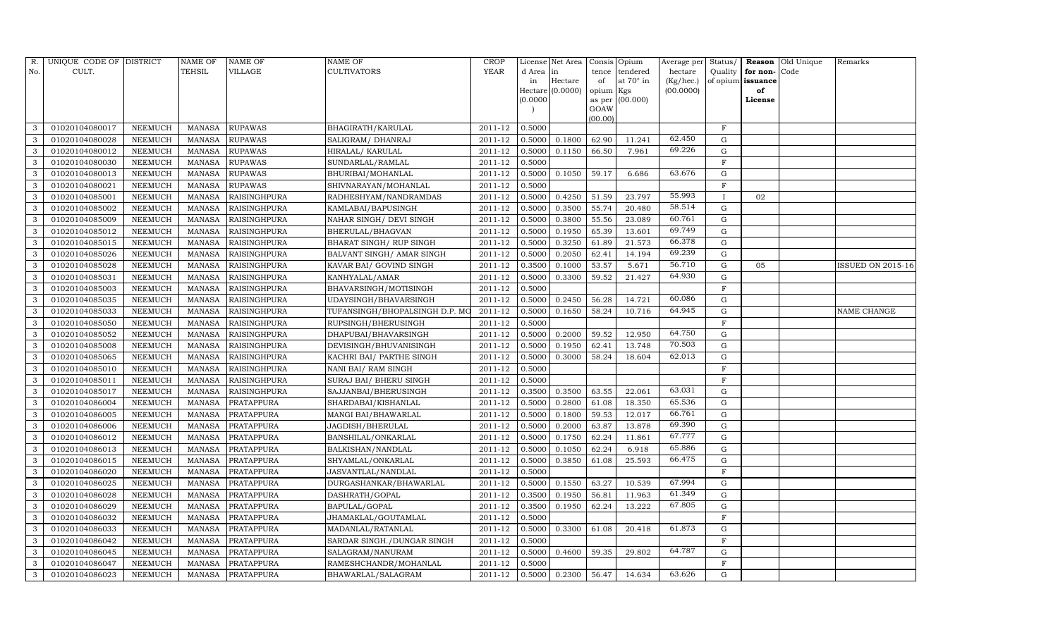| R. No. | UNIQUE CODE OF CULT. | DISTRICT | NAME OF TEHSIL | NAME OF VILLAGE | NAME OF CULTIVATORS | CROP YEAR | License d Area in Hectare (0.0000) | Net Area in Hectare (0.0000) | Consis tence of opium as per GOAW (00.00) | Opium tendered at 70° in Kgs (00.000) | Average per hectare (Kg/hec.) (00.0000) | Status/ Quality of opium | Reason for non-issuance of License | Old Unique Code | Remarks |
|---|---|---|---|---|---|---|---|---|---|---|---|---|---|---|---|
| 3 | 01020104080017 | NEEMUCH | MANASA | RUPAWAS | BHAGIRATH/KARULAL | 2011-12 | 0.5000 | | | | | F | | | |
| 3 | 01020104080028 | NEEMUCH | MANASA | RUPAWAS | SALIGRAM/ DHANRAJ | 2011-12 | 0.5000 | 0.1800 | 62.90 | 11.241 | 62.450 | G | | | |
| 3 | 01020104080012 | NEEMUCH | MANASA | RUPAWAS | HIRALAL/ KARULAL | 2011-12 | 0.5000 | 0.1150 | 66.50 | 7.961 | 69.226 | G | | | |
| 3 | 01020104080030 | NEEMUCH | MANASA | RUPAWAS | SUNDARLAL/RAMLAL | 2011-12 | 0.5000 | | | | | F | | | |
| 3 | 01020104080013 | NEEMUCH | MANASA | RUPAWAS | BHURIBAI/MOHANLAL | 2011-12 | 0.5000 | 0.1050 | 59.17 | 6.686 | 63.676 | G | | | |
| 3 | 01020104080021 | NEEMUCH | MANASA | RUPAWAS | SHIVNARAYAN/MOHANLAL | 2011-12 | 0.5000 | | | | | F | | | |
| 3 | 01020104085001 | NEEMUCH | MANASA | RAISINGHPURA | RADHESHYAM/NANDRAMDAS | 2011-12 | 0.5000 | 0.4250 | 51.59 | 23.797 | 55.993 | I | 02 | | |
| 3 | 01020104085002 | NEEMUCH | MANASA | RAISINGHPURA | KAMLABAI/BAPUSINGH | 2011-12 | 0.5000 | 0.3500 | 55.74 | 20.480 | 58.514 | G | | | |
| 3 | 01020104085009 | NEEMUCH | MANASA | RAISINGHPURA | NAHAR SINGH/ DEVI SINGH | 2011-12 | 0.5000 | 0.3800 | 55.56 | 23.089 | 60.761 | G | | | |
| 3 | 01020104085012 | NEEMUCH | MANASA | RAISINGHPURA | BHERULAL/BHAGVAN | 2011-12 | 0.5000 | 0.1950 | 65.39 | 13.601 | 69.749 | G | | | |
| 3 | 01020104085015 | NEEMUCH | MANASA | RAISINGHPURA | BHARAT SINGH/ RUP SINGH | 2011-12 | 0.5000 | 0.3250 | 61.89 | 21.573 | 66.378 | G | | | |
| 3 | 01020104085026 | NEEMUCH | MANASA | RAISINGHPURA | BALVANT SINGH/ AMAR SINGH | 2011-12 | 0.5000 | 0.2050 | 62.41 | 14.194 | 69.239 | G | | | |
| 3 | 01020104085028 | NEEMUCH | MANASA | RAISINGHPURA | KAVAR BAI/ GOVIND SINGH | 2011-12 | 0.3500 | 0.1000 | 53.57 | 5.671 | 56.710 | G | 05 | | ISSUED ON 2015-16 |
| 3 | 01020104085031 | NEEMUCH | MANASA | RAISINGHPURA | KANHYALAL/AMAR | 2011-12 | 0.5000 | 0.3300 | 59.52 | 21.427 | 64.930 | G | | | |
| 3 | 01020104085003 | NEEMUCH | MANASA | RAISINGHPURA | BHAVARSINGH/MOTISINGH | 2011-12 | 0.5000 | | | | | F | | | |
| 3 | 01020104085035 | NEEMUCH | MANASA | RAISINGHPURA | UDAYSINGH/BHAVARSINGH | 2011-12 | 0.5000 | 0.2450 | 56.28 | 14.721 | 60.086 | G | | | |
| 3 | 01020104085033 | NEEMUCH | MANASA | RAISINGHPURA | TUFANSINGH/BHOPALSINGH D.P. MO | 2011-12 | 0.5000 | 0.1650 | 58.24 | 10.716 | 64.945 | G | | | NAME CHANGE |
| 3 | 01020104085050 | NEEMUCH | MANASA | RAISINGHPURA | RUPSINGH/BHERUSINGH | 2011-12 | 0.5000 | | | | | F | | | |
| 3 | 01020104085052 | NEEMUCH | MANASA | RAISINGHPURA | DHAPUBAI/BHAVARSINGH | 2011-12 | 0.5000 | 0.2000 | 59.52 | 12.950 | 64.750 | G | | | |
| 3 | 01020104085008 | NEEMUCH | MANASA | RAISINGHPURA | DEVISINGH/BHUVANISINGH | 2011-12 | 0.5000 | 0.1950 | 62.41 | 13.748 | 70.503 | G | | | |
| 3 | 01020104085065 | NEEMUCH | MANASA | RAISINGHPURA | KACHRI BAI/ PARTHE SINGH | 2011-12 | 0.5000 | 0.3000 | 58.24 | 18.604 | 62.013 | G | | | |
| 3 | 01020104085010 | NEEMUCH | MANASA | RAISINGHPURA | NANI BAI/ RAM SINGH | 2011-12 | 0.5000 | | | | | F | | | |
| 3 | 01020104085011 | NEEMUCH | MANASA | RAISINGHPURA | SURAJ BAI/ BHERU SINGH | 2011-12 | 0.5000 | | | | | F | | | |
| 3 | 01020104085017 | NEEMUCH | MANASA | RAISINGHPURA | SAJJANBAI/BHERUSINGH | 2011-12 | 0.3500 | 0.3500 | 63.55 | 22.061 | 63.031 | G | | | |
| 3 | 01020104086004 | NEEMUCH | MANASA | PRATAPPURA | SHARDABAI/KISHANLAL | 2011-12 | 0.5000 | 0.2800 | 61.08 | 18.350 | 65.536 | G | | | |
| 3 | 01020104086005 | NEEMUCH | MANASA | PRATAPPURA | MANGI BAI/BHAWARLAL | 2011-12 | 0.5000 | 0.1800 | 59.53 | 12.017 | 66.761 | G | | | |
| 3 | 01020104086006 | NEEMUCH | MANASA | PRATAPPURA | JAGDISH/BHERULAL | 2011-12 | 0.5000 | 0.2000 | 63.87 | 13.878 | 69.390 | G | | | |
| 3 | 01020104086012 | NEEMUCH | MANASA | PRATAPPURA | BANSHILAL/ONKARLAL | 2011-12 | 0.5000 | 0.1750 | 62.24 | 11.861 | 67.777 | G | | | |
| 3 | 01020104086013 | NEEMUCH | MANASA | PRATAPPURA | BALKISHAN/NANDLAL | 2011-12 | 0.5000 | 0.1050 | 62.24 | 6.918 | 65.886 | G | | | |
| 3 | 01020104086015 | NEEMUCH | MANASA | PRATAPPURA | SHYAMLAL/ONKARLAL | 2011-12 | 0.5000 | 0.3850 | 61.08 | 25.593 | 66.475 | G | | | |
| 3 | 01020104086020 | NEEMUCH | MANASA | PRATAPPURA | JASVANTLAL/NANDLAL | 2011-12 | 0.5000 | | | | | F | | | |
| 3 | 01020104086025 | NEEMUCH | MANASA | PRATAPPURA | DURGASHANKAR/BHAWARLAL | 2011-12 | 0.5000 | 0.1550 | 63.27 | 10.539 | 67.994 | G | | | |
| 3 | 01020104086028 | NEEMUCH | MANASA | PRATAPPURA | DASHRATH/GOPAL | 2011-12 | 0.3500 | 0.1950 | 56.81 | 11.963 | 61.349 | G | | | |
| 3 | 01020104086029 | NEEMUCH | MANASA | PRATAPPURA | BAPULAL/GOPAL | 2011-12 | 0.3500 | 0.1950 | 62.24 | 13.222 | 67.805 | G | | | |
| 3 | 01020104086032 | NEEMUCH | MANASA | PRATAPPURA | JHAMAKLAL/GOUTAMLAL | 2011-12 | 0.5000 | | | | | F | | | |
| 3 | 01020104086033 | NEEMUCH | MANASA | PRATAPPURA | MADANLAL/RATANLAL | 2011-12 | 0.5000 | 0.3300 | 61.08 | 20.418 | 61.873 | G | | | |
| 3 | 01020104086042 | NEEMUCH | MANASA | PRATAPPURA | SARDAR SINGH./DUNGAR SINGH | 2011-12 | 0.5000 | | | | | F | | | |
| 3 | 01020104086045 | NEEMUCH | MANASA | PRATAPPURA | SALAGRAM/NANURAM | 2011-12 | 0.5000 | 0.4600 | 59.35 | 29.802 | 64.787 | G | | | |
| 3 | 01020104086047 | NEEMUCH | MANASA | PRATAPPURA | RAMESHCHANDR/MOHANLAL | 2011-12 | 0.5000 | | | | | F | | | |
| 3 | 01020104086023 | NEEMUCH | MANASA | PRATAPPURA | BHAWARLAL/SALAGRAM | 2011-12 | 0.5000 | 0.2300 | 56.47 | 14.634 | 63.626 | G | | | |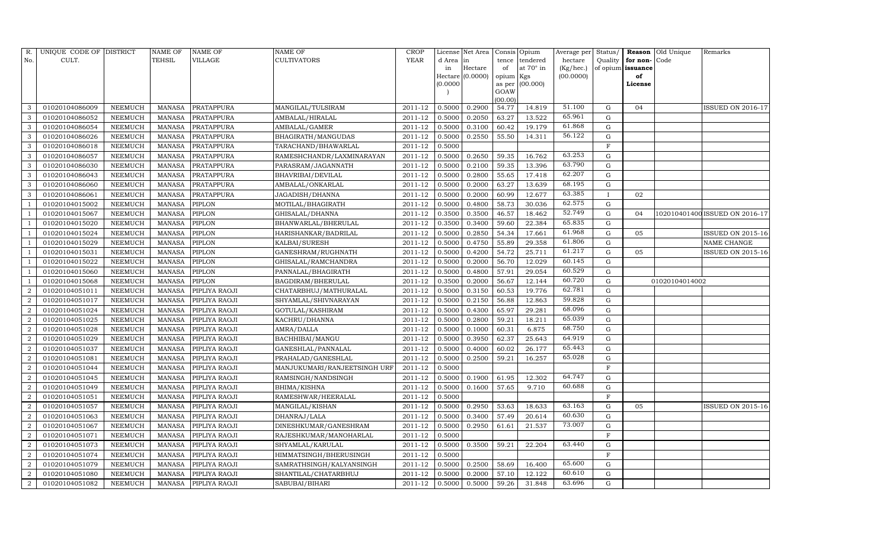| R. No. | UNIQUE CODE OF CULT. | DISTRICT | NAME OF TEHSIL | NAME OF VILLAGE | NAME OF CULTIVATORS | CROP YEAR | License d Area in Hectare (0.0000) | Net Area in Hectare (0.0000) | Consis tence of opium as per GOAW (00.00) | Opium tendered at 70° in Kgs (00.000) | Average per hectare (Kg/hec.) (00.0000) | Status/ Quality of opium | Reason for non- issuance of License | Old Unique Code | Remarks |
|---|---|---|---|---|---|---|---|---|---|---|---|---|---|---|---|
| 3 | 01020104086009 | NEEMUCH | MANASA | PRATAPPURA | MANGILAL/TULSIRAM | 2011-12 | 0.5000 | 0.2900 | 54.77 | 14.819 | 51.100 | G | 04 | | ISSUED ON 2016-17 |
| 3 | 01020104086052 | NEEMUCH | MANASA | PRATAPPURA | AMBALAL/HIRALAL | 2011-12 | 0.5000 | 0.2050 | 63.27 | 13.522 | 65.961 | G | | | |
| 3 | 01020104086054 | NEEMUCH | MANASA | PRATAPPURA | AMBALAL/GAMER | 2011-12 | 0.5000 | 0.3100 | 60.42 | 19.179 | 61.868 | G | | | |
| 3 | 01020104086026 | NEEMUCH | MANASA | PRATAPPURA | BHAGIRATH/MANGUDAS | 2011-12 | 0.5000 | 0.2550 | 55.50 | 14.311 | 56.122 | G | | | |
| 3 | 01020104086018 | NEEMUCH | MANASA | PRATAPPURA | TARACHAND/BHAWARLAL | 2011-12 | 0.5000 | | | | | F | | | |
| 3 | 01020104086057 | NEEMUCH | MANASA | PRATAPPURA | RAMESHCHANDR/LAXMINARAYAN | 2011-12 | 0.5000 | 0.2650 | 59.35 | 16.762 | 63.253 | G | | | |
| 3 | 01020104086030 | NEEMUCH | MANASA | PRATAPPURA | PARASRAM/JAGANNATH | 2011-12 | 0.5000 | 0.2100 | 59.35 | 13.396 | 63.790 | G | | | |
| 3 | 01020104086043 | NEEMUCH | MANASA | PRATAPPURA | BHAVRIBAI/DEVILAL | 2011-12 | 0.5000 | 0.2800 | 55.65 | 17.418 | 62.207 | G | | | |
| 3 | 01020104086060 | NEEMUCH | MANASA | PRATAPPURA | AMBALAL/ONKARLAL | 2011-12 | 0.5000 | 0.2000 | 63.27 | 13.639 | 68.195 | G | | | |
| 3 | 01020104086061 | NEEMUCH | MANASA | PRATAPPURA | JAGADISH/DHANNA | 2011-12 | 0.5000 | 0.2000 | 60.99 | 12.677 | 63.385 | I | 02 | | |
| 1 | 01020104015002 | NEEMUCH | MANASA | PIPLON | MOTILAL/BHAGIRATH | 2011-12 | 0.5000 | 0.4800 | 58.73 | 30.036 | 62.575 | G | | | |
| 1 | 01020104015067 | NEEMUCH | MANASA | PIPLON | GHISALAL/DHANNA | 2011-12 | 0.3500 | 0.3500 | 46.57 | 18.462 | 52.749 | G | 04 | 102010401400 | ISSUED ON 2016-17 |
| 1 | 01020104015020 | NEEMUCH | MANASA | PIPLON | BHANWARLAL/BHERULAL | 2011-12 | 0.3500 | 0.3400 | 59.60 | 22.384 | 65.835 | G | | | |
| 1 | 01020104015024 | NEEMUCH | MANASA | PIPLON | HARISHANKAR/BADRILAL | 2011-12 | 0.5000 | 0.2850 | 54.34 | 17.661 | 61.968 | G | 05 | | ISSUED ON 2015-16 |
| 1 | 01020104015029 | NEEMUCH | MANASA | PIPLON | KALBAI/SURESH | 2011-12 | 0.5000 | 0.4750 | 55.89 | 29.358 | 61.806 | G | | | NAME CHANGE |
| 1 | 01020104015031 | NEEMUCH | MANASA | PIPLON | GANESHRAM/RUGHNATH | 2011-12 | 0.5000 | 0.4200 | 54.72 | 25.711 | 61.217 | G | 05 | | ISSUED ON 2015-16 |
| 1 | 01020104015022 | NEEMUCH | MANASA | PIPLON | GHISALAL/RAMCHANDRA | 2011-12 | 0.5000 | 0.2000 | 56.70 | 12.029 | 60.145 | G | | | |
| 1 | 01020104015060 | NEEMUCH | MANASA | PIPLON | PANNALAL/BHAGIRATH | 2011-12 | 0.5000 | 0.4800 | 57.91 | 29.054 | 60.529 | G | | | |
| 1 | 01020104015068 | NEEMUCH | MANASA | PIPLON | BAGDIRAM/BHERULAL | 2011-12 | 0.3500 | 0.2000 | 56.67 | 12.144 | 60.720 | G | | 01020104014002 | |
| 2 | 01020104051011 | NEEMUCH | MANASA | PIPLIYA RAOJI | CHATARBHUJ/MATHURALAL | 2011-12 | 0.5000 | 0.3150 | 60.53 | 19.776 | 62.781 | G | | | |
| 2 | 01020104051017 | NEEMUCH | MANASA | PIPLIYA RAOJI | SHYAMLAL/SHIVNARAYAN | 2011-12 | 0.5000 | 0.2150 | 56.88 | 12.863 | 59.828 | G | | | |
| 2 | 01020104051024 | NEEMUCH | MANASA | PIPLIYA RAOJI | GOTULAL/KASHIRAM | 2011-12 | 0.5000 | 0.4300 | 65.97 | 29.281 | 68.096 | G | | | |
| 2 | 01020104051025 | NEEMUCH | MANASA | PIPLIYA RAOJI | KACHRU/DHANNA | 2011-12 | 0.5000 | 0.2800 | 59.21 | 18.211 | 65.039 | G | | | |
| 2 | 01020104051028 | NEEMUCH | MANASA | PIPLIYA RAOJI | AMRA/DALLA | 2011-12 | 0.5000 | 0.1000 | 60.31 | 6.875 | 68.750 | G | | | |
| 2 | 01020104051029 | NEEMUCH | MANASA | PIPLIYA RAOJI | BACHHIBAI/MANGU | 2011-12 | 0.5000 | 0.3950 | 62.37 | 25.643 | 64.919 | G | | | |
| 2 | 01020104051037 | NEEMUCH | MANASA | PIPLIYA RAOJI | GANESHLAL/PANNALAL | 2011-12 | 0.5000 | 0.4000 | 60.02 | 26.177 | 65.443 | G | | | |
| 2 | 01020104051081 | NEEMUCH | MANASA | PIPLIYA RAOJI | PRAHALAD/GANESHLAL | 2011-12 | 0.5000 | 0.2500 | 59.21 | 16.257 | 65.028 | G | | | |
| 2 | 01020104051044 | NEEMUCH | MANASA | PIPLIYA RAOJI | MANJUKUMARI/RANJEETSINGH URF | 2011-12 | 0.5000 | | | | | F | | | |
| 2 | 01020104051045 | NEEMUCH | MANASA | PIPLIYA RAOJI | RAMSINGH/NANDSINGH | 2011-12 | 0.5000 | 0.1900 | 61.95 | 12.302 | 64.747 | G | | | |
| 2 | 01020104051049 | NEEMUCH | MANASA | PIPLIYA RAOJI | BHIMA/KISHNA | 2011-12 | 0.5000 | 0.1600 | 57.65 | 9.710 | 60.688 | G | | | |
| 2 | 01020104051051 | NEEMUCH | MANASA | PIPLIYA RAOJI | RAMESHWAR/HEERALAL | 2011-12 | 0.5000 | | | | | F | | | |
| 2 | 01020104051057 | NEEMUCH | MANASA | PIPLIYA RAOJI | MANGILAL/KISHAN | 2011-12 | 0.5000 | 0.2950 | 53.63 | 18.633 | 63.163 | G | 05 | | ISSUED ON 2015-16 |
| 2 | 01020104051063 | NEEMUCH | MANASA | PIPLIYA RAOJI | DHANRAJ/LALA | 2011-12 | 0.5000 | 0.3400 | 57.49 | 20.614 | 60.630 | G | | | |
| 2 | 01020104051067 | NEEMUCH | MANASA | PIPLIYA RAOJI | DINESHKUMAR/GANESHRAM | 2011-12 | 0.5000 | 0.2950 | 61.61 | 21.537 | 73.007 | G | | | |
| 2 | 01020104051071 | NEEMUCH | MANASA | PIPLIYA RAOJI | RAJESHKUMAR/MANOHARLAL | 2011-12 | 0.5000 | | | | | F | | | |
| 2 | 01020104051073 | NEEMUCH | MANASA | PIPLIYA RAOJI | SHYAMLAL/KARULAL | 2011-12 | 0.5000 | 0.3500 | 59.21 | 22.204 | 63.440 | G | | | |
| 2 | 01020104051074 | NEEMUCH | MANASA | PIPLIYA RAOJI | HIMMATSINGH/BHERUSINGH | 2011-12 | 0.5000 | | | | | F | | | |
| 2 | 01020104051079 | NEEMUCH | MANASA | PIPLIYA RAOJI | SAMRATHSINGH/KALYANSINGH | 2011-12 | 0.5000 | 0.2500 | 58.69 | 16.400 | 65.600 | G | | | |
| 2 | 01020104051080 | NEEMUCH | MANASA | PIPLIYA RAOJI | SHANTILAL/CHATARBHUJ | 2011-12 | 0.5000 | 0.2000 | 57.10 | 12.122 | 60.610 | G | | | |
| 2 | 01020104051082 | NEEMUCH | MANASA | PIPLIYA RAOJI | SABUBAI/BIHARI | 2011-12 | 0.5000 | 0.5000 | 59.26 | 31.848 | 63.696 | G | | | |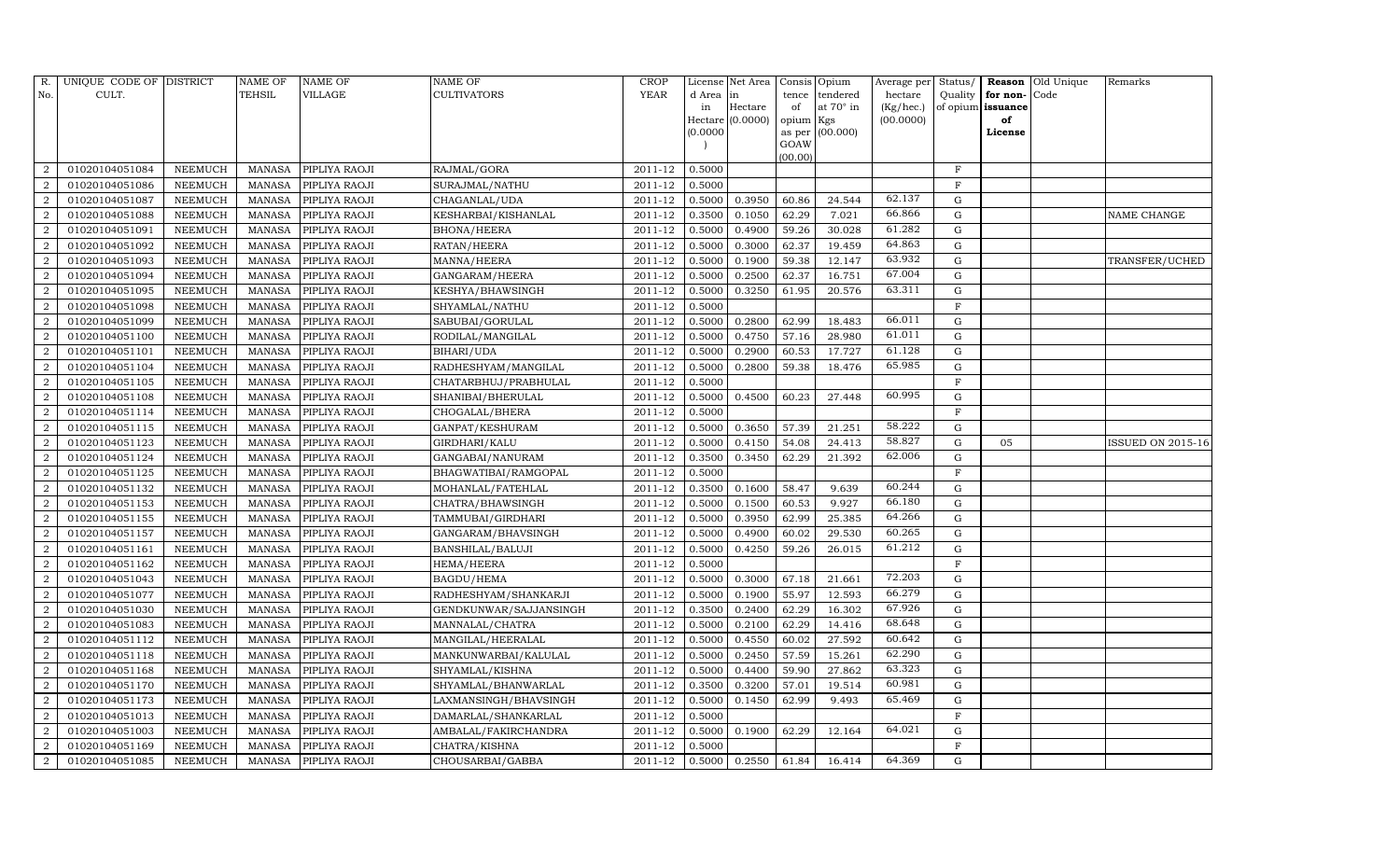| R. No. | UNIQUE CODE OF CULT. | DISTRICT | NAME OF TEHSIL | NAME OF VILLAGE | NAME OF CULTIVATORS | CROP YEAR | License d Area in Hectare (0.0000) | Net Area in Hectare (0.0000) | Consis tence of opium as per GOAW (00.00) | Opium tendered at 70° in Kgs (00.000) | Average per hectare (Kg/hec.) (00.0000) | Status/ Quality of opium | Reason for non-issuance of License | Old Unique Code | Remarks |
|---|---|---|---|---|---|---|---|---|---|---|---|---|---|---|---|
| 2 | 01020104051084 | NEEMUCH | MANASA | PIPLIYA RAOJI | RAJMAL/GORA | 2011-12 | 0.5000 | | | | | F | | | |
| 2 | 01020104051086 | NEEMUCH | MANASA | PIPLIYA RAOJI | SURAJMAL/NATHU | 2011-12 | 0.5000 | | | | | F | | | |
| 2 | 01020104051087 | NEEMUCH | MANASA | PIPLIYA RAOJI | CHAGANLAL/UDA | 2011-12 | 0.5000 | 0.3950 | 60.86 | 24.544 | 62.137 | G | | | |
| 2 | 01020104051088 | NEEMUCH | MANASA | PIPLIYA RAOJI | KESHARBAI/KISHANLAL | 2011-12 | 0.3500 | 0.1050 | 62.29 | 7.021 | 66.866 | G | | | NAME CHANGE |
| 2 | 01020104051091 | NEEMUCH | MANASA | PIPLIYA RAOJI | BHONA/HEERA | 2011-12 | 0.5000 | 0.4900 | 59.26 | 30.028 | 61.282 | G | | | |
| 2 | 01020104051092 | NEEMUCH | MANASA | PIPLIYA RAOJI | RATAN/HEERA | 2011-12 | 0.5000 | 0.3000 | 62.37 | 19.459 | 64.863 | G | | | |
| 2 | 01020104051093 | NEEMUCH | MANASA | PIPLIYA RAOJI | MANNA/HEERA | 2011-12 | 0.5000 | 0.1900 | 59.38 | 12.147 | 63.932 | G | | | TRANSFER/UCHED |
| 2 | 01020104051094 | NEEMUCH | MANASA | PIPLIYA RAOJI | GANGARAM/HEERA | 2011-12 | 0.5000 | 0.2500 | 62.37 | 16.751 | 67.004 | G | | | |
| 2 | 01020104051095 | NEEMUCH | MANASA | PIPLIYA RAOJI | KESHYA/BHAWSINGH | 2011-12 | 0.5000 | 0.3250 | 61.95 | 20.576 | 63.311 | G | | | |
| 2 | 01020104051098 | NEEMUCH | MANASA | PIPLIYA RAOJI | SHYAMLAL/NATHU | 2011-12 | 0.5000 | | | | | F | | | |
| 2 | 01020104051099 | NEEMUCH | MANASA | PIPLIYA RAOJI | SABUBAI/GORULAL | 2011-12 | 0.5000 | 0.2800 | 62.99 | 18.483 | 66.011 | G | | | |
| 2 | 01020104051100 | NEEMUCH | MANASA | PIPLIYA RAOJI | RODILAL/MANGILAL | 2011-12 | 0.5000 | 0.4750 | 57.16 | 28.980 | 61.011 | G | | | |
| 2 | 01020104051101 | NEEMUCH | MANASA | PIPLIYA RAOJI | BIHARI/UDA | 2011-12 | 0.5000 | 0.2900 | 60.53 | 17.727 | 61.128 | G | | | |
| 2 | 01020104051104 | NEEMUCH | MANASA | PIPLIYA RAOJI | RADHESHYAM/MANGILAL | 2011-12 | 0.5000 | 0.2800 | 59.38 | 18.476 | 65.985 | G | | | |
| 2 | 01020104051105 | NEEMUCH | MANASA | PIPLIYA RAOJI | CHATARBHUJ/PRABHULAL | 2011-12 | 0.5000 | | | | | F | | | |
| 2 | 01020104051108 | NEEMUCH | MANASA | PIPLIYA RAOJI | SHANIBAI/BHERULAL | 2011-12 | 0.5000 | 0.4500 | 60.23 | 27.448 | 60.995 | G | | | |
| 2 | 01020104051114 | NEEMUCH | MANASA | PIPLIYA RAOJI | CHOGALAL/BHERA | 2011-12 | 0.5000 | | | | | F | | | |
| 2 | 01020104051115 | NEEMUCH | MANASA | PIPLIYA RAOJI | GANPAT/KESHURAM | 2011-12 | 0.5000 | 0.3650 | 57.39 | 21.251 | 58.222 | G | | | |
| 2 | 01020104051123 | NEEMUCH | MANASA | PIPLIYA RAOJI | GIRDHARI/KALU | 2011-12 | 0.5000 | 0.4150 | 54.08 | 24.413 | 58.827 | G | 05 | | ISSUED ON 2015-16 |
| 2 | 01020104051124 | NEEMUCH | MANASA | PIPLIYA RAOJI | GANGABAI/NANURAM | 2011-12 | 0.3500 | 0.3450 | 62.29 | 21.392 | 62.006 | G | | | |
| 2 | 01020104051125 | NEEMUCH | MANASA | PIPLIYA RAOJI | BHAGWATIBAI/RAMGOPAL | 2011-12 | 0.5000 | | | | | F | | | |
| 2 | 01020104051132 | NEEMUCH | MANASA | PIPLIYA RAOJI | MOHANLAL/FATEHLAL | 2011-12 | 0.3500 | 0.1600 | 58.47 | 9.639 | 60.244 | G | | | |
| 2 | 01020104051153 | NEEMUCH | MANASA | PIPLIYA RAOJI | CHATRA/BHAWSINGH | 2011-12 | 0.5000 | 0.1500 | 60.53 | 9.927 | 66.180 | G | | | |
| 2 | 01020104051155 | NEEMUCH | MANASA | PIPLIYA RAOJI | TAMMUBAI/GIRDHARI | 2011-12 | 0.5000 | 0.3950 | 62.99 | 25.385 | 64.266 | G | | | |
| 2 | 01020104051157 | NEEMUCH | MANASA | PIPLIYA RAOJI | GANGARAM/BHAVSINGH | 2011-12 | 0.5000 | 0.4900 | 60.02 | 29.530 | 60.265 | G | | | |
| 2 | 01020104051161 | NEEMUCH | MANASA | PIPLIYA RAOJI | BANSHILAL/BALUJI | 2011-12 | 0.5000 | 0.4250 | 59.26 | 26.015 | 61.212 | G | | | |
| 2 | 01020104051162 | NEEMUCH | MANASA | PIPLIYA RAOJI | HEMA/HEERA | 2011-12 | 0.5000 | | | | | F | | | |
| 2 | 01020104051043 | NEEMUCH | MANASA | PIPLIYA RAOJI | BAGDU/HEMA | 2011-12 | 0.5000 | 0.3000 | 67.18 | 21.661 | 72.203 | G | | | |
| 2 | 01020104051077 | NEEMUCH | MANASA | PIPLIYA RAOJI | RADHESHYAM/SHANKARJI | 2011-12 | 0.5000 | 0.1900 | 55.97 | 12.593 | 66.279 | G | | | |
| 2 | 01020104051030 | NEEMUCH | MANASA | PIPLIYA RAOJI | GENDKUNWAR/SAJJANSINGH | 2011-12 | 0.3500 | 0.2400 | 62.29 | 16.302 | 67.926 | G | | | |
| 2 | 01020104051083 | NEEMUCH | MANASA | PIPLIYA RAOJI | MANNALAL/CHATRA | 2011-12 | 0.5000 | 0.2100 | 62.29 | 14.416 | 68.648 | G | | | |
| 2 | 01020104051112 | NEEMUCH | MANASA | PIPLIYA RAOJI | MANGILAL/HEERALAL | 2011-12 | 0.5000 | 0.4550 | 60.02 | 27.592 | 60.642 | G | | | |
| 2 | 01020104051118 | NEEMUCH | MANASA | PIPLIYA RAOJI | MANKUNWARBAI/KALULAL | 2011-12 | 0.5000 | 0.2450 | 57.59 | 15.261 | 62.290 | G | | | |
| 2 | 01020104051168 | NEEMUCH | MANASA | PIPLIYA RAOJI | SHYAMLAL/KISHNA | 2011-12 | 0.5000 | 0.4400 | 59.90 | 27.862 | 63.323 | G | | | |
| 2 | 01020104051170 | NEEMUCH | MANASA | PIPLIYA RAOJI | SHYAMLAL/BHANWARLAL | 2011-12 | 0.3500 | 0.3200 | 57.01 | 19.514 | 60.981 | G | | | |
| 2 | 01020104051173 | NEEMUCH | MANASA | PIPLIYA RAOJI | LAXMANSINGH/BHAVSINGH | 2011-12 | 0.5000 | 0.1450 | 62.99 | 9.493 | 65.469 | G | | | |
| 2 | 01020104051013 | NEEMUCH | MANASA | PIPLIYA RAOJI | DAMARLAL/SHANKARLAL | 2011-12 | 0.5000 | | | | | F | | | |
| 2 | 01020104051003 | NEEMUCH | MANASA | PIPLIYA RAOJI | AMBALAL/FAKIRCHANDRA | 2011-12 | 0.5000 | 0.1900 | 62.29 | 12.164 | 64.021 | G | | | |
| 2 | 01020104051169 | NEEMUCH | MANASA | PIPLIYA RAOJI | CHATRA/KISHNA | 2011-12 | 0.5000 | | | | | F | | | |
| 2 | 01020104051085 | NEEMUCH | MANASA | PIPLIYA RAOJI | CHOUSARBAI/GABBA | 2011-12 | 0.5000 | 0.2550 | 61.84 | 16.414 | 64.369 | G | | | |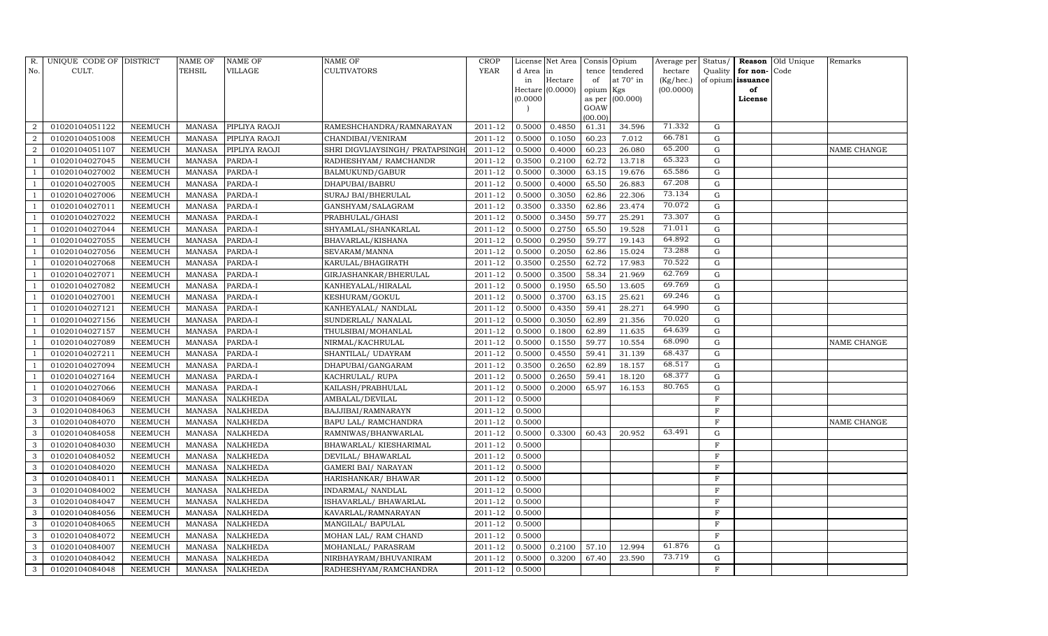| R. No. | UNIQUE CODE OF CULT. | DISTRICT | NAME OF TEHSIL | NAME OF VILLAGE | NAME OF CULTIVATORS | CROP YEAR | License d Area in Hectare (0.0000) | Net Area in Hectare (0.0000) | Consis tence of opium as per GOAW (00.00) | Opium tendered at 70° in Kgs (00.000) | Average per hectare (Kg/hec.) (00.0000) | Status/ Quality of opium | Reason for non-issuance of License | Old Unique Code | Remarks |
|---|---|---|---|---|---|---|---|---|---|---|---|---|---|---|---|
| 2 | 01020104051122 | NEEMUCH | MANASA | PIPLIYA RAOJI | RAMESHCHANDRA/RAMNARAYAN | 2011-12 | 0.5000 | 0.4850 | 61.31 | 34.596 | 71.332 | G | | | |
| 2 | 01020104051008 | NEEMUCH | MANASA | PIPLIYA RAOJI | CHANDIBAI/VENIRAM | 2011-12 | 0.5000 | 0.1050 | 60.23 | 7.012 | 66.781 | G | | | |
| 2 | 01020104051107 | NEEMUCH | MANASA | PIPLIYA RAOJI | SHRI DIGVIJAYSINGH/ PRATAPSINGH | 2011-12 | 0.5000 | 0.4000 | 60.23 | 26.080 | 65.200 | G | | | NAME CHANGE |
| 1 | 01020104027045 | NEEMUCH | MANASA | PARDA-I | RADHESHYAM/ RAMCHANDR | 2011-12 | 0.3500 | 0.2100 | 62.72 | 13.718 | 65.323 | G | | | |
| 1 | 01020104027002 | NEEMUCH | MANASA | PARDA-I | BALMUKUND/GABUR | 2011-12 | 0.5000 | 0.3000 | 63.15 | 19.676 | 65.586 | G | | | |
| 1 | 01020104027005 | NEEMUCH | MANASA | PARDA-I | DHAPUBAI/BABRU | 2011-12 | 0.5000 | 0.4000 | 65.50 | 26.883 | 67.208 | G | | | |
| 1 | 01020104027006 | NEEMUCH | MANASA | PARDA-I | SURAJ BAI/BHERULAL | 2011-12 | 0.5000 | 0.3050 | 62.86 | 22.306 | 73.134 | G | | | |
| 1 | 01020104027011 | NEEMUCH | MANASA | PARDA-I | GANSHYAM/SALAGRAM | 2011-12 | 0.3500 | 0.3350 | 62.86 | 23.474 | 70.072 | G | | | |
| 1 | 01020104027022 | NEEMUCH | MANASA | PARDA-I | PRABHULAL/GHASI | 2011-12 | 0.5000 | 0.3450 | 59.77 | 25.291 | 73.307 | G | | | |
| 1 | 01020104027044 | NEEMUCH | MANASA | PARDA-I | SHYAMLAL/SHANKARLAL | 2011-12 | 0.5000 | 0.2750 | 65.50 | 19.528 | 71.011 | G | | | |
| 1 | 01020104027055 | NEEMUCH | MANASA | PARDA-I | BHAVARLAL/KISHANA | 2011-12 | 0.5000 | 0.2950 | 59.77 | 19.143 | 64.892 | G | | | |
| 1 | 01020104027056 | NEEMUCH | MANASA | PARDA-I | SEVARAM/MANNA | 2011-12 | 0.5000 | 0.2050 | 62.86 | 15.024 | 73.288 | G | | | |
| 1 | 01020104027068 | NEEMUCH | MANASA | PARDA-I | KARULAL/BHAGIRATH | 2011-12 | 0.3500 | 0.2550 | 62.72 | 17.983 | 70.522 | G | | | |
| 1 | 01020104027071 | NEEMUCH | MANASA | PARDA-I | GIRJASHANKAR/BHERULAL | 2011-12 | 0.5000 | 0.3500 | 58.34 | 21.969 | 62.769 | G | | | |
| 1 | 01020104027082 | NEEMUCH | MANASA | PARDA-I | KANHEYALAL/HIRALAL | 2011-12 | 0.5000 | 0.1950 | 65.50 | 13.605 | 69.769 | G | | | |
| 1 | 01020104027001 | NEEMUCH | MANASA | PARDA-I | KESHURAM/GOKUL | 2011-12 | 0.5000 | 0.3700 | 63.15 | 25.621 | 69.246 | G | | | |
| 1 | 01020104027121 | NEEMUCH | MANASA | PARDA-I | KANHEYALAL/ NANDLAL | 2011-12 | 0.5000 | 0.4350 | 59.41 | 28.271 | 64.990 | G | | | |
| 1 | 01020104027156 | NEEMUCH | MANASA | PARDA-I | SUNDERLAL/ NANALAL | 2011-12 | 0.5000 | 0.3050 | 62.89 | 21.356 | 70.020 | G | | | |
| 1 | 01020104027157 | NEEMUCH | MANASA | PARDA-I | THULSIBAI/MOHANLAL | 2011-12 | 0.5000 | 0.1800 | 62.89 | 11.635 | 64.639 | G | | | |
| 1 | 01020104027089 | NEEMUCH | MANASA | PARDA-I | NIRMAL/KACHRULAL | 2011-12 | 0.5000 | 0.1550 | 59.77 | 10.554 | 68.090 | G | | | NAME CHANGE |
| 1 | 01020104027211 | NEEMUCH | MANASA | PARDA-I | SHANTILAL/ UDAYRAM | 2011-12 | 0.5000 | 0.4550 | 59.41 | 31.139 | 68.437 | G | | | |
| 1 | 01020104027094 | NEEMUCH | MANASA | PARDA-I | DHAPUBAI/GANGARAM | 2011-12 | 0.3500 | 0.2650 | 62.89 | 18.157 | 68.517 | G | | | |
| 1 | 01020104027164 | NEEMUCH | MANASA | PARDA-I | KACHRULAL/ RUPA | 2011-12 | 0.5000 | 0.2650 | 59.41 | 18.120 | 68.377 | G | | | |
| 1 | 01020104027066 | NEEMUCH | MANASA | PARDA-I | KAILASH/PRABHULAL | 2011-12 | 0.5000 | 0.2000 | 65.97 | 16.153 | 80.765 | G | | | |
| 3 | 01020104084069 | NEEMUCH | MANASA | NALKHEDA | AMBALAL/DEVILAL | 2011-12 | 0.5000 | | | | | F | | | |
| 3 | 01020104084063 | NEEMUCH | MANASA | NALKHEDA | BAJJIBAI/RAMNARAYN | 2011-12 | 0.5000 | | | | | F | | | |
| 3 | 01020104084070 | NEEMUCH | MANASA | NALKHEDA | BAPU LAL/ RAMCHANDRA | 2011-12 | 0.5000 | | | | | F | | | NAME CHANGE |
| 3 | 01020104084058 | NEEMUCH | MANASA | NALKHEDA | RAMNIWAS/BHANWARLAL | 2011-12 | 0.5000 | 0.3300 | 60.43 | 20.952 | 63.491 | G | | | |
| 3 | 01020104084030 | NEEMUCH | MANASA | NALKHEDA | BHAWARLAL/ KIESHARIMAL | 2011-12 | 0.5000 | | | | | F | | | |
| 3 | 01020104084052 | NEEMUCH | MANASA | NALKHEDA | DEVILAL/ BHAWARLAL | 2011-12 | 0.5000 | | | | | F | | | |
| 3 | 01020104084020 | NEEMUCH | MANASA | NALKHEDA | GAMERI BAI/ NARAYAN | 2011-12 | 0.5000 | | | | | F | | | |
| 3 | 01020104084011 | NEEMUCH | MANASA | NALKHEDA | HARISHANKAR/ BHAWAR | 2011-12 | 0.5000 | | | | | F | | | |
| 3 | 01020104084002 | NEEMUCH | MANASA | NALKHEDA | INDARMAL/ NANDLAL | 2011-12 | 0.5000 | | | | | F | | | |
| 3 | 01020104084047 | NEEMUCH | MANASA | NALKHEDA | ISHAVARLAL/ BHAWARLAL | 2011-12 | 0.5000 | | | | | F | | | |
| 3 | 01020104084056 | NEEMUCH | MANASA | NALKHEDA | KAVARLAL/RAMNARAYAN | 2011-12 | 0.5000 | | | | | F | | | |
| 3 | 01020104084065 | NEEMUCH | MANASA | NALKHEDA | MANGILAL/ BAPULAL | 2011-12 | 0.5000 | | | | | F | | | |
| 3 | 01020104084072 | NEEMUCH | MANASA | NALKHEDA | MOHAN LAL/ RAM CHAND | 2011-12 | 0.5000 | | | | | F | | | |
| 3 | 01020104084007 | NEEMUCH | MANASA | NALKHEDA | MOHANLAL/ PARASRAM | 2011-12 | 0.5000 | 0.2100 | 57.10 | 12.994 | 61.876 | G | | | |
| 3 | 01020104084042 | NEEMUCH | MANASA | NALKHEDA | NIRBHAYRAM/BHUVANIRAM | 2011-12 | 0.5000 | 0.3200 | 67.40 | 23.590 | 73.719 | G | | | |
| 3 | 01020104084048 | NEEMUCH | MANASA | NALKHEDA | RADHESHYAM/RAMCHANDRA | 2011-12 | 0.5000 | | | | | F | | | |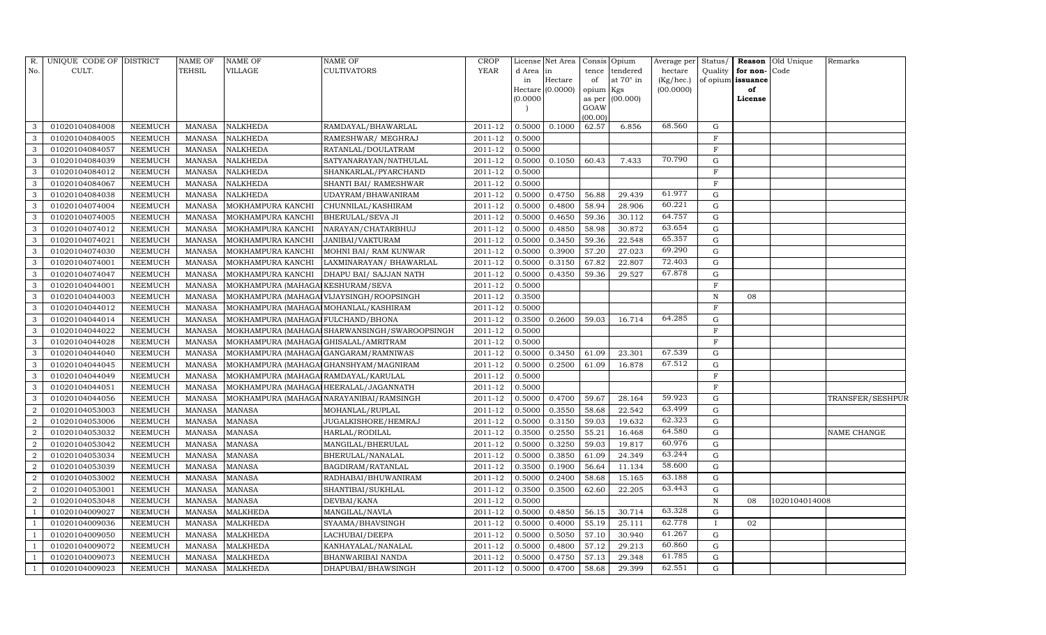| R. No. | UNIQUE CODE OF CULT. | DISTRICT | NAME OF TEHSIL | NAME OF VILLAGE | NAME OF CULTIVATORS | CROP YEAR | License d Area in Hectare (0.0000) | Net Area in Hectare (0.0000) | Consis tence of opium as per GOAW (00.00) | Opium tendered at 70° in Kgs (00.000) | Average per hectare (Kg/hec.) (00.0000) | Status/ Quality of opium | Reason for non- issuance of License | Old Unique Code | Remarks |
|---|---|---|---|---|---|---|---|---|---|---|---|---|---|---|---|
| 3 | 01020104084008 | NEEMUCH | MANASA | NALKHEDA | RAMDAYAL/BHAWARLAL | 2011-12 | 0.5000 | 0.1000 | 62.57 | 6.856 | 68.560 | G | | | |
| 3 | 01020104084005 | NEEMUCH | MANASA | NALKHEDA | RAMESHWAR/ MEGHRAJ | 2011-12 | 0.5000 | | | | | F | | | |
| 3 | 01020104084057 | NEEMUCH | MANASA | NALKHEDA | RATANLAL/DOULATRAM | 2011-12 | 0.5000 | | | | | F | | | |
| 3 | 01020104084039 | NEEMUCH | MANASA | NALKHEDA | SATYANARAYAN/NATHULAL | 2011-12 | 0.5000 | 0.1050 | 60.43 | 7.433 | 70.790 | G | | | |
| 3 | 01020104084012 | NEEMUCH | MANASA | NALKHEDA | SHANKARLAL/PYARCHAND | 2011-12 | 0.5000 | | | | | F | | | |
| 3 | 01020104084067 | NEEMUCH | MANASA | NALKHEDA | SHANTI BAI/ RAMESHWAR | 2011-12 | 0.5000 | | | | | F | | | |
| 3 | 01020104084038 | NEEMUCH | MANASA | NALKHEDA | UDAYRAM/BHAWANIRAM | 2011-12 | 0.5000 | 0.4750 | 56.88 | 29.439 | 61.977 | G | | | |
| 3 | 01020104074004 | NEEMUCH | MANASA | MOKHAMPURA KANCHI | CHUNNILAL/KASHIRAM | 2011-12 | 0.5000 | 0.4800 | 58.94 | 28.906 | 60.221 | G | | | |
| 3 | 01020104074005 | NEEMUCH | MANASA | MOKHAMPURA KANCHI | BHERULAL/SEVA JI | 2011-12 | 0.5000 | 0.4650 | 59.36 | 30.112 | 64.757 | G | | | |
| 3 | 01020104074012 | NEEMUCH | MANASA | MOKHAMPURA KANCHI | NARAYAN/CHATARBHUJ | 2011-12 | 0.5000 | 0.4850 | 58.98 | 30.872 | 63.654 | G | | | |
| 3 | 01020104074021 | NEEMUCH | MANASA | MOKHAMPURA KANCHI | JANIBAI/VAKTURAM | 2011-12 | 0.5000 | 0.3450 | 59.36 | 22.548 | 65.357 | G | | | |
| 3 | 01020104074030 | NEEMUCH | MANASA | MOKHAMPURA KANCHI | MOHNI BAI/ RAM KUNWAR | 2011-12 | 0.5000 | 0.3900 | 57.20 | 27.023 | 69.290 | G | | | |
| 3 | 01020104074001 | NEEMUCH | MANASA | MOKHAMPURA KANCHI | LAXMINARAYAN/ BHAWARLAL | 2011-12 | 0.5000 | 0.3150 | 67.82 | 22.807 | 72.403 | G | | | |
| 3 | 01020104074047 | NEEMUCH | MANASA | MOKHAMPURA KANCHI | DHAPU BAI/ SAJJAN NATH | 2011-12 | 0.5000 | 0.4350 | 59.36 | 29.527 | 67.878 | G | | | |
| 3 | 01020104044001 | NEEMUCH | MANASA | MOKHAMPURA (MAHAGAI | KESHURAM/SEVA | 2011-12 | 0.5000 | | | | | F | | | |
| 3 | 01020104044003 | NEEMUCH | MANASA | MOKHAMPURA (MAHAGAI | VIJAYSINGH/ROOPSINGH | 2011-12 | 0.3500 | | | | | N | 08 | | |
| 3 | 01020104044012 | NEEMUCH | MANASA | MOKHAMPURA (MAHAGAI | MOHANLAL/KASHIRAM | 2011-12 | 0.5000 | | | | | F | | | |
| 3 | 01020104044014 | NEEMUCH | MANASA | MOKHAMPURA (MAHAGAI | FULCHAND/BHONA | 2011-12 | 0.3500 | 0.2600 | 59.03 | 16.714 | 64.285 | G | | | |
| 3 | 01020104044022 | NEEMUCH | MANASA | MOKHAMPURA (MAHAGAI | SHARWANSINGH/SWAROOPSINGH | 2011-12 | 0.5000 | | | | | F | | | |
| 3 | 01020104044028 | NEEMUCH | MANASA | MOKHAMPURA (MAHAGAI | GHISALAL/AMRITRAM | 2011-12 | 0.5000 | | | | | F | | | |
| 3 | 01020104044040 | NEEMUCH | MANASA | MOKHAMPURA (MAHAGAI | GANGARAM/RAMNIWAS | 2011-12 | 0.5000 | 0.3450 | 61.09 | 23.301 | 67.539 | G | | | |
| 3 | 01020104044045 | NEEMUCH | MANASA | MOKHAMPURA (MAHAGAI | GHANSHYAM/MAGNIRAM | 2011-12 | 0.5000 | 0.2500 | 61.09 | 16.878 | 67.512 | G | | | |
| 3 | 01020104044049 | NEEMUCH | MANASA | MOKHAMPURA (MAHAGAI | RAMDAYAL/KARULAL | 2011-12 | 0.5000 | | | | | F | | | |
| 3 | 01020104044051 | NEEMUCH | MANASA | MOKHAMPURA (MAHAGAI | HEERALAL/JAGANNATH | 2011-12 | 0.5000 | | | | | F | | | |
| 3 | 01020104044056 | NEEMUCH | MANASA | MOKHAMPURA (MAHAGAI | NARAYANIBAI/RAMSINGH | 2011-12 | 0.5000 | 0.4700 | 59.67 | 28.164 | 59.923 | G | | | TRANSFER/SESHPUR |
| 2 | 01020104053003 | NEEMUCH | MANASA | MANASA | MOHANLAL/RUPLAL | 2011-12 | 0.5000 | 0.3550 | 58.68 | 22.542 | 63.499 | G | | | |
| 2 | 01020104053006 | NEEMUCH | MANASA | MANASA | JUGALKISHORE/HEMRAJ | 2011-12 | 0.5000 | 0.3150 | 59.03 | 19.632 | 62.323 | G | | | |
| 2 | 01020104053032 | NEEMUCH | MANASA | MANASA | HARLAL/RODILAL | 2011-12 | 0.3500 | 0.2550 | 55.21 | 16.468 | 64.580 | G | | | NAME CHANGE |
| 2 | 01020104053042 | NEEMUCH | MANASA | MANASA | MANGILAL/BHERULAL | 2011-12 | 0.5000 | 0.3250 | 59.03 | 19.817 | 60.976 | G | | | |
| 2 | 01020104053034 | NEEMUCH | MANASA | MANASA | BHERULAL/NANALAL | 2011-12 | 0.5000 | 0.3850 | 61.09 | 24.349 | 63.244 | G | | | |
| 2 | 01020104053039 | NEEMUCH | MANASA | MANASA | BAGDIRAM/RATANLAL | 2011-12 | 0.3500 | 0.1900 | 56.64 | 11.134 | 58.600 | G | | | |
| 2 | 01020104053002 | NEEMUCH | MANASA | MANASA | RADHABAI/BHUWANIRAM | 2011-12 | 0.5000 | 0.2400 | 58.68 | 15.165 | 63.188 | G | | | |
| 2 | 01020104053001 | NEEMUCH | MANASA | MANASA | SHANTIBAI/SUKHLAL | 2011-12 | 0.3500 | 0.3500 | 62.60 | 22.205 | 63.443 | G | | | |
| 2 | 01020104053048 | NEEMUCH | MANASA | MANASA | DEVBAI/KANA | 2011-12 | 0.5000 | | | | | N | 08 | 1020104014008 | |
| 1 | 01020104009027 | NEEMUCH | MANASA | MALKHEDA | MANGILAL/NAVLA | 2011-12 | 0.5000 | 0.4850 | 56.15 | 30.714 | 63.328 | G | | | |
| 1 | 01020104009036 | NEEMUCH | MANASA | MALKHEDA | SYAAMA/BHAVSINGH | 2011-12 | 0.5000 | 0.4000 | 55.19 | 25.111 | 62.778 | I | 02 | | |
| 1 | 01020104009050 | NEEMUCH | MANASA | MALKHEDA | LACHUBAI/DEEPA | 2011-12 | 0.5000 | 0.5050 | 57.10 | 30.940 | 61.267 | G | | | |
| 1 | 01020104009072 | NEEMUCH | MANASA | MALKHEDA | KANHAYALAL/NANALAL | 2011-12 | 0.5000 | 0.4800 | 57.12 | 29.213 | 60.860 | G | | | |
| 1 | 01020104009073 | NEEMUCH | MANASA | MALKHEDA | BHANWARIBAI NANDA | 2011-12 | 0.5000 | 0.4750 | 57.13 | 29.348 | 61.785 | G | | | |
| 1 | 01020104009023 | NEEMUCH | MANASA | MALKHEDA | DHAPUBAI/BHAWSINGH | 2011-12 | 0.5000 | 0.4700 | 58.68 | 29.399 | 62.551 | G | | | |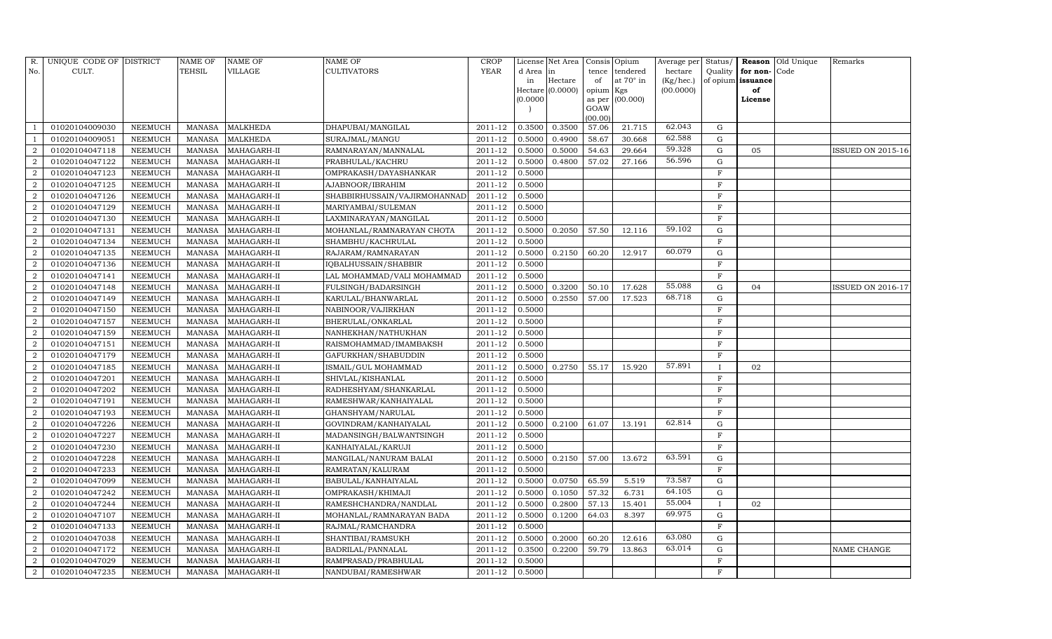| R. No. | UNIQUE CODE OF CULT. | DISTRICT | NAME OF TEHSIL | NAME OF VILLAGE | NAME OF CULTIVATORS | CROP YEAR | License d Area in Hectare (0.0000) | Net Area in Hectare (0.0000) | Consis tence of opium as per GOAW (00.00) | Opium tendered at 70° in Kgs (00.000) | Average per hectare (Kg/hec.) (00.0000) | Status/ Quality of opium | Reason for non-issuance of License | Old Unique Code | Remarks |
|---|---|---|---|---|---|---|---|---|---|---|---|---|---|---|---|
| 1 | 01020104009030 | NEEMUCH | MANASA | MALKHEDA | DHAPUBAI/MANGILAL | 2011-12 | 0.3500 | 0.3500 | 57.06 | 21.715 | 62.043 | G | | | |
| 1 | 01020104009051 | NEEMUCH | MANASA | MALKHEDA | SURAJMAL/MANGU | 2011-12 | 0.5000 | 0.4900 | 58.67 | 30.668 | 62.588 | G | | | |
| 2 | 01020104047118 | NEEMUCH | MANASA | MAHAGARH-II | RAMNARAYAN/MANNALAL | 2011-12 | 0.5000 | 0.5000 | 54.63 | 29.664 | 59.328 | G | 05 | | ISSUED ON 2015-16 |
| 2 | 01020104047122 | NEEMUCH | MANASA | MAHAGARH-II | PRABHULAL/KACHRU | 2011-12 | 0.5000 | 0.4800 | 57.02 | 27.166 | 56.596 | G | | | |
| 2 | 01020104047123 | NEEMUCH | MANASA | MAHAGARH-II | OMPRAKASH/DAYASHANKAR | 2011-12 | 0.5000 | | | | | F | | | |
| 2 | 01020104047125 | NEEMUCH | MANASA | MAHAGARH-II | AJABNOOR/IBRAHIM | 2011-12 | 0.5000 | | | | | F | | | |
| 2 | 01020104047126 | NEEMUCH | MANASA | MAHAGARH-II | SHABBIRHUSSAIN/VAJIRMOHANNAD | 2011-12 | 0.5000 | | | | | F | | | |
| 2 | 01020104047129 | NEEMUCH | MANASA | MAHAGARH-II | MARIYAMBAI/SULEMAN | 2011-12 | 0.5000 | | | | | F | | | |
| 2 | 01020104047130 | NEEMUCH | MANASA | MAHAGARH-II | LAXMINARAYAN/MANGILAL | 2011-12 | 0.5000 | | | | | F | | | |
| 2 | 01020104047131 | NEEMUCH | MANASA | MAHAGARH-II | MOHANLAL/RAMNARAYAN CHOTA | 2011-12 | 0.5000 | 0.2050 | 57.50 | 12.116 | 59.102 | G | | | |
| 2 | 01020104047134 | NEEMUCH | MANASA | MAHAGARH-II | SHAMBHU/KACHRULAL | 2011-12 | 0.5000 | | | | | F | | | |
| 2 | 01020104047135 | NEEMUCH | MANASA | MAHAGARH-II | RAJARAM/RAMNARAYAN | 2011-12 | 0.5000 | 0.2150 | 60.20 | 12.917 | 60.079 | G | | | |
| 2 | 01020104047136 | NEEMUCH | MANASA | MAHAGARH-II | IQBALHUSSAIN/SHABBIR | 2011-12 | 0.5000 | | | | | F | | | |
| 2 | 01020104047141 | NEEMUCH | MANASA | MAHAGARH-II | LAL MOHAMMAD/VALI MOHAMMAD | 2011-12 | 0.5000 | | | | | F | | | |
| 2 | 01020104047148 | NEEMUCH | MANASA | MAHAGARH-II | FULSINGH/BADARSINGH | 2011-12 | 0.5000 | 0.3200 | 50.10 | 17.628 | 55.088 | G | 04 | | ISSUED ON 2016-17 |
| 2 | 01020104047149 | NEEMUCH | MANASA | MAHAGARH-II | KARULAL/BHANWARLAL | 2011-12 | 0.5000 | 0.2550 | 57.00 | 17.523 | 68.718 | G | | | |
| 2 | 01020104047150 | NEEMUCH | MANASA | MAHAGARH-II | NABINOOR/VAJIRKHAN | 2011-12 | 0.5000 | | | | | F | | | |
| 2 | 01020104047157 | NEEMUCH | MANASA | MAHAGARH-II | BHERULAL/ONKARLAL | 2011-12 | 0.5000 | | | | | F | | | |
| 2 | 01020104047159 | NEEMUCH | MANASA | MAHAGARH-II | NANHEKHAN/NATHUKHAN | 2011-12 | 0.5000 | | | | | F | | | |
| 2 | 01020104047151 | NEEMUCH | MANASA | MAHAGARH-II | RAISMOHAMMAD/IMAMBAKSH | 2011-12 | 0.5000 | | | | | F | | | |
| 2 | 01020104047179 | NEEMUCH | MANASA | MAHAGARH-II | GAFURKHAN/SHABUDDIN | 2011-12 | 0.5000 | | | | | F | | | |
| 2 | 01020104047185 | NEEMUCH | MANASA | MAHAGARH-II | ISMAIL/GUL MOHAMMAD | 2011-12 | 0.5000 | 0.2750 | 55.17 | 15.920 | 57.891 | I | 02 | | |
| 2 | 01020104047201 | NEEMUCH | MANASA | MAHAGARH-II | SHIVLAL/KISHANLAL | 2011-12 | 0.5000 | | | | | F | | | |
| 2 | 01020104047202 | NEEMUCH | MANASA | MAHAGARH-II | RADHESHYAM/SHANKARLAL | 2011-12 | 0.5000 | | | | | F | | | |
| 2 | 01020104047191 | NEEMUCH | MANASA | MAHAGARH-II | RAMESHWAR/KANHAIYALAL | 2011-12 | 0.5000 | | | | | F | | | |
| 2 | 01020104047193 | NEEMUCH | MANASA | MAHAGARH-II | GHANSHYAM/NARULAL | 2011-12 | 0.5000 | | | | | F | | | |
| 2 | 01020104047226 | NEEMUCH | MANASA | MAHAGARH-II | GOVINDRAM/KANHAIYALAL | 2011-12 | 0.5000 | 0.2100 | 61.07 | 13.191 | 62.814 | G | | | |
| 2 | 01020104047227 | NEEMUCH | MANASA | MAHAGARH-II | MADANSINGH/BALWANTSINGH | 2011-12 | 0.5000 | | | | | F | | | |
| 2 | 01020104047230 | NEEMUCH | MANASA | MAHAGARH-II | KANHAIYALAL/KARUJI | 2011-12 | 0.5000 | | | | | F | | | |
| 2 | 01020104047228 | NEEMUCH | MANASA | MAHAGARH-II | MANGILAL/NANURAM BALAI | 2011-12 | 0.5000 | 0.2150 | 57.00 | 13.672 | 63.591 | G | | | |
| 2 | 01020104047233 | NEEMUCH | MANASA | MAHAGARH-II | RAMRATAN/KALURAM | 2011-12 | 0.5000 | | | | | F | | | |
| 2 | 01020104047099 | NEEMUCH | MANASA | MAHAGARH-II | BABULAL/KANHAIYALAL | 2011-12 | 0.5000 | 0.0750 | 65.59 | 5.519 | 73.587 | G | | | |
| 2 | 01020104047242 | NEEMUCH | MANASA | MAHAGARH-II | OMPRAKASH/KHIMAJI | 2011-12 | 0.5000 | 0.1050 | 57.32 | 6.731 | 64.105 | G | | | |
| 2 | 01020104047244 | NEEMUCH | MANASA | MAHAGARH-II | RAMESHCHANDRA/NANDLAL | 2011-12 | 0.5000 | 0.2800 | 57.13 | 15.401 | 55.004 | I | 02 | | |
| 2 | 01020104047107 | NEEMUCH | MANASA | MAHAGARH-II | MOHANLAL/RAMNARAYAN BADA | 2011-12 | 0.5000 | 0.1200 | 64.03 | 8.397 | 69.975 | G | | | |
| 2 | 01020104047133 | NEEMUCH | MANASA | MAHAGARH-II | RAJMAL/RAMCHANDRA | 2011-12 | 0.5000 | | | | | F | | | |
| 2 | 01020104047038 | NEEMUCH | MANASA | MAHAGARH-II | SHANTIBAI/RAMSUKH | 2011-12 | 0.5000 | 0.2000 | 60.20 | 12.616 | 63.080 | G | | | |
| 2 | 01020104047172 | NEEMUCH | MANASA | MAHAGARH-II | BADRILAL/PANNALAL | 2011-12 | 0.3500 | 0.2200 | 59.79 | 13.863 | 63.014 | G | | | NAME CHANGE |
| 2 | 01020104047029 | NEEMUCH | MANASA | MAHAGARH-II | RAMPRASAD/PRABHULAL | 2011-12 | 0.5000 | | | | | F | | | |
| 2 | 01020104047235 | NEEMUCH | MANASA | MAHAGARH-II | NANDUBAI/RAMESHWAR | 2011-12 | 0.5000 | | | | | F | | | |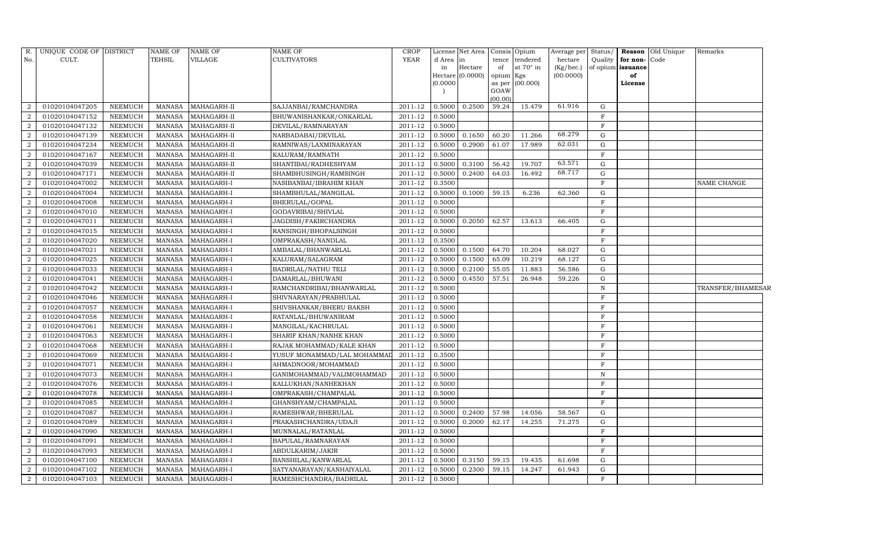| R. No. | UNIQUE CODE OF CULT. | DISTRICT | NAME OF TEHSIL | NAME OF VILLAGE | NAME OF CULTIVATORS | CROP YEAR | License d Area in Hectare (0.0000) | Net Area in Hectare (0.0000) | Consis tence of opium as per GOAW (00.00) | Opium tendered at 70° in Kgs (00.000) | Average per hectare (Kg/hec.) (00.0000) | Status/ Quality of opium | Reason for non-issuance of License | Old Unique Code | Remarks |
|---|---|---|---|---|---|---|---|---|---|---|---|---|---|---|---|
| 2 | 01020104047205 | NEEMUCH | MANASA | MAHAGARH-II | SAJJANBAI/RAMCHANDRA | 2011-12 | 0.5000 | 0.2500 | 59.24 | 15.479 | 61.916 | G | | | |
| 2 | 01020104047152 | NEEMUCH | MANASA | MAHAGARH-II | BHUWANISHANKAR/ONKARLAL | 2011-12 | 0.5000 | | | | | F | | | |
| 2 | 01020104047132 | NEEMUCH | MANASA | MAHAGARH-II | DEVILAL/RAMNARAYAN | 2011-12 | 0.5000 | | | | | F | | | |
| 2 | 01020104047139 | NEEMUCH | MANASA | MAHAGARH-II | NARBADABAI/DEVILAL | 2011-12 | 0.5000 | 0.1650 | 60.20 | 11.266 | 68.279 | G | | | |
| 2 | 01020104047234 | NEEMUCH | MANASA | MAHAGARH-II | RAMNIWAS/LAXMINARAYAN | 2011-12 | 0.5000 | 0.2900 | 61.07 | 17.989 | 62.031 | G | | | |
| 2 | 01020104047167 | NEEMUCH | MANASA | MAHAGARH-II | KALURAM/RAMNATH | 2011-12 | 0.5000 | | | | | F | | | |
| 2 | 01020104047039 | NEEMUCH | MANASA | MAHAGARH-II | SHANTIBAI/RADHESHYAM | 2011-12 | 0.5000 | 0.3100 | 56.42 | 19.707 | 63.571 | G | | | |
| 2 | 01020104047171 | NEEMUCH | MANASA | MAHAGARH-II | SHAMBHUSINGH/RAMSINGH | 2011-12 | 0.5000 | 0.2400 | 64.03 | 16.492 | 68.717 | G | | | |
| 2 | 01020104047002 | NEEMUCH | MANASA | MAHAGARH-I | NASIBANBAI/IBRAHIM KHAN | 2011-12 | 0.3500 | | | | | F | | | NAME CHANGE |
| 2 | 01020104047004 | NEEMUCH | MANASA | MAHAGARH-I | SHAMBHULAL/MANGILAL | 2011-12 | 0.5000 | 0.1000 | 59.15 | 6.236 | 62.360 | G | | | |
| 2 | 01020104047008 | NEEMUCH | MANASA | MAHAGARH-I | BHERULAL/GOPAL | 2011-12 | 0.5000 | | | | | F | | | |
| 2 | 01020104047010 | NEEMUCH | MANASA | MAHAGARH-I | GODAVRIBAI/SHIVLAL | 2011-12 | 0.5000 | | | | | F | | | |
| 2 | 01020104047011 | NEEMUCH | MANASA | MAHAGARH-I | JAGDISH/FAKIRCHANDRA | 2011-12 | 0.5000 | 0.2050 | 62.57 | 13.613 | 66.405 | G | | | |
| 2 | 01020104047015 | NEEMUCH | MANASA | MAHAGARH-I | RANSINGH/BHOPALSINGH | 2011-12 | 0.5000 | | | | | F | | | |
| 2 | 01020104047020 | NEEMUCH | MANASA | MAHAGARH-I | OMPRAKASH/NANDLAL | 2011-12 | 0.3500 | | | | | F | | | |
| 2 | 01020104047021 | NEEMUCH | MANASA | MAHAGARH-I | AMBALAL/BHANWARLAL | 2011-12 | 0.5000 | 0.1500 | 64.70 | 10.204 | 68.027 | G | | | |
| 2 | 01020104047025 | NEEMUCH | MANASA | MAHAGARH-I | KALURAM/SALAGRAM | 2011-12 | 0.5000 | 0.1500 | 65.09 | 10.219 | 68.127 | G | | | |
| 2 | 01020104047033 | NEEMUCH | MANASA | MAHAGARH-I | BADRILAL/NATHU TELI | 2011-12 | 0.5000 | 0.2100 | 55.05 | 11.883 | 56.586 | G | | | |
| 2 | 01020104047041 | NEEMUCH | MANASA | MAHAGARH-I | DAMARLAL/BHUWANI | 2011-12 | 0.5000 | 0.4550 | 57.51 | 26.948 | 59.226 | G | | | |
| 2 | 01020104047042 | NEEMUCH | MANASA | MAHAGARH-I | RAMCHANDRIBAI/BHANWARLAL | 2011-12 | 0.5000 | | | | | N | | | TRANSFER/BHAMESAR |
| 2 | 01020104047046 | NEEMUCH | MANASA | MAHAGARH-I | SHIVNARAYAN/PRABHULAL | 2011-12 | 0.5000 | | | | | F | | | |
| 2 | 01020104047057 | NEEMUCH | MANASA | MAHAGARH-I | SHIVSHANKAR/BHERU BAKSH | 2011-12 | 0.5000 | | | | | F | | | |
| 2 | 01020104047058 | NEEMUCH | MANASA | MAHAGARH-I | RATANLAL/BHUWANIRAM | 2011-12 | 0.5000 | | | | | F | | | |
| 2 | 01020104047061 | NEEMUCH | MANASA | MAHAGARH-I | MANGILAL/KACHRULAL | 2011-12 | 0.5000 | | | | | F | | | |
| 2 | 01020104047063 | NEEMUCH | MANASA | MAHAGARH-I | SHARIF KHAN/NANHE KHAN | 2011-12 | 0.5000 | | | | | F | | | |
| 2 | 01020104047068 | NEEMUCH | MANASA | MAHAGARH-I | RAJAK MOHAMMAD/KALE KHAN | 2011-12 | 0.5000 | | | | | F | | | |
| 2 | 01020104047069 | NEEMUCH | MANASA | MAHAGARH-I | YUSUF MONAMMAD/LAL MOHAMMAD | 2011-12 | 0.3500 | | | | | F | | | |
| 2 | 01020104047071 | NEEMUCH | MANASA | MAHAGARH-I | AHMADNOOR/MOHAMMAD | 2011-12 | 0.5000 | | | | | F | | | |
| 2 | 01020104047073 | NEEMUCH | MANASA | MAHAGARH-I | GANIMOHAMMAD/VALIMOHAMMAD | 2011-12 | 0.5000 | | | | | N | | | |
| 2 | 01020104047076 | NEEMUCH | MANASA | MAHAGARH-I | KALLUKHAN/NANHEKHAN | 2011-12 | 0.5000 | | | | | F | | | |
| 2 | 01020104047078 | NEEMUCH | MANASA | MAHAGARH-I | OMPRAKASH/CHAMPALAL | 2011-12 | 0.5000 | | | | | F | | | |
| 2 | 01020104047085 | NEEMUCH | MANASA | MAHAGARH-I | GHANSHYAM/CHAMPALAL | 2011-12 | 0.5000 | | | | | F | | | |
| 2 | 01020104047087 | NEEMUCH | MANASA | MAHAGARH-I | RAMESHWAR/BHERULAL | 2011-12 | 0.5000 | 0.2400 | 57.98 | 14.056 | 58.567 | G | | | |
| 2 | 01020104047089 | NEEMUCH | MANASA | MAHAGARH-I | PRAKASHCHANDRA/UDAJI | 2011-12 | 0.5000 | 0.2000 | 62.17 | 14.255 | 71.275 | G | | | |
| 2 | 01020104047090 | NEEMUCH | MANASA | MAHAGARH-I | MUNNALAL/RATANLAL | 2011-12 | 0.5000 | | | | | F | | | |
| 2 | 01020104047091 | NEEMUCH | MANASA | MAHAGARH-I | BAPULAL/RAMNARAYAN | 2011-12 | 0.5000 | | | | | F | | | |
| 2 | 01020104047093 | NEEMUCH | MANASA | MAHAGARH-I | ABDULKARIM/JAKIR | 2011-12 | 0.5000 | | | | | F | | | |
| 2 | 01020104047100 | NEEMUCH | MANASA | MAHAGARH-I | BANSHILAL/KANWARLAL | 2011-12 | 0.5000 | 0.3150 | 59.15 | 19.435 | 61.698 | G | | | |
| 2 | 01020104047102 | NEEMUCH | MANASA | MAHAGARH-I | SATYANARAYAN/KANHAIYALAL | 2011-12 | 0.5000 | 0.2300 | 59.15 | 14.247 | 61.943 | G | | | |
| 2 | 01020104047103 | NEEMUCH | MANASA | MAHAGARH-I | RAMESHCHANDRA/BADRILAL | 2011-12 | 0.5000 | | | | | F | | | |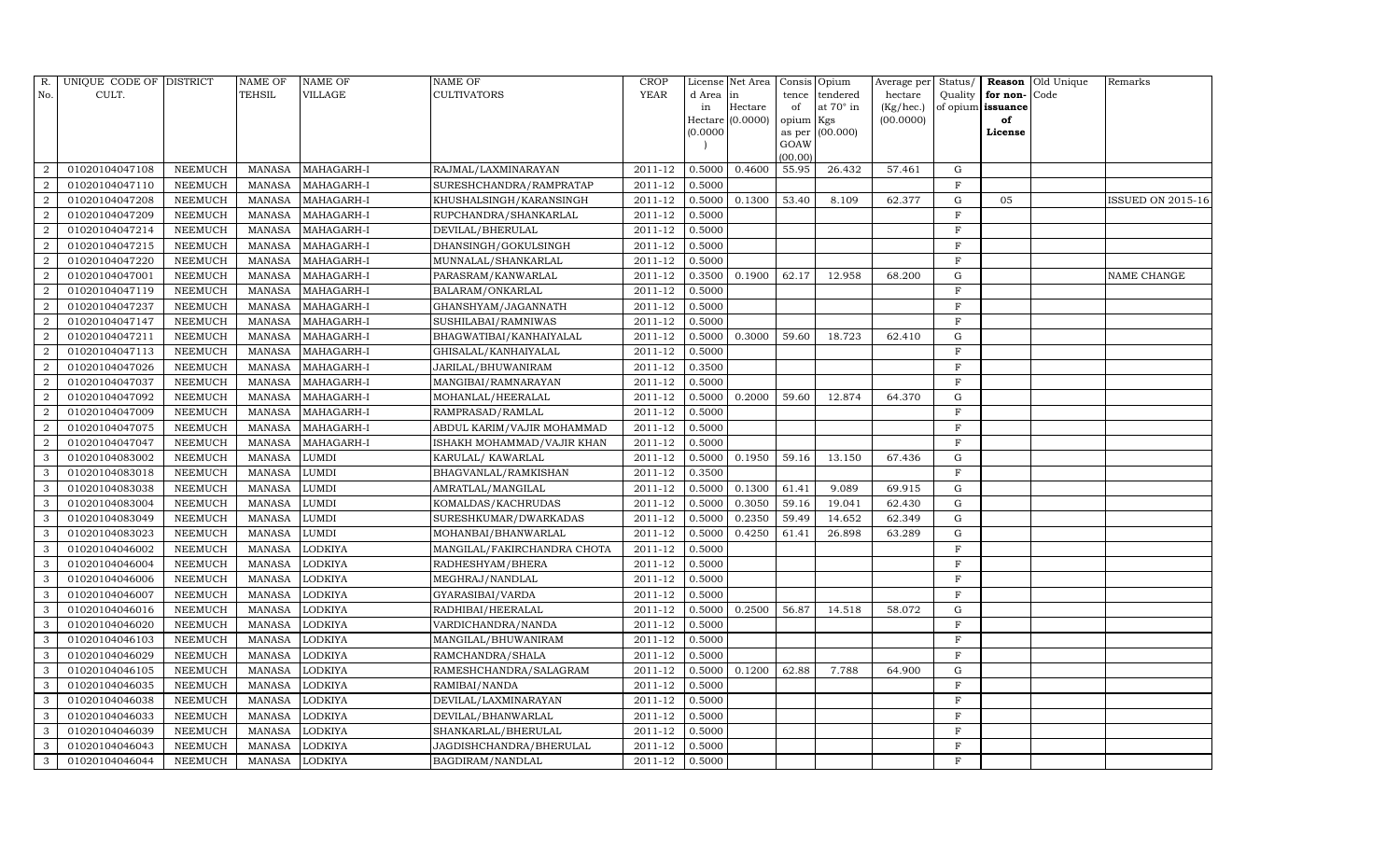| R. No. | UNIQUE CODE OF CULT. | DISTRICT | NAME OF TEHSIL | NAME OF VILLAGE | NAME OF CULTIVATORS | CROP YEAR | License d Area in Hectare (0.0000) | Net Area in Hectare (0.0000) | Consis tence of opium as per GOAW (00.00) | Opium tendered at 70° in Kgs (00.000) | Average per hectare (Kg/hec.) (00.0000) | Status/ Quality of opium | Reason for non- issuance of License | Old Unique Code | Remarks |
|---|---|---|---|---|---|---|---|---|---|---|---|---|---|---|---|
| 2 | 01020104047108 | NEEMUCH | MANASA | MAHAGARH-I | RAJMAL/LAXMINARAYAN | 2011-12 | 0.5000 | 0.4600 | 55.95 | 26.432 | 57.461 | G | | | |
| 2 | 01020104047110 | NEEMUCH | MANASA | MAHAGARH-I | SURESHCHANDRA/RAMPRATAP | 2011-12 | 0.5000 | | | | | F | | | |
| 2 | 01020104047208 | NEEMUCH | MANASA | MAHAGARH-I | KHUSHALSINGH/KARANSINGH | 2011-12 | 0.5000 | 0.1300 | 53.40 | 8.109 | 62.377 | G | 05 | | ISSUED ON 2015-16 |
| 2 | 01020104047209 | NEEMUCH | MANASA | MAHAGARH-I | RUPCHANDRA/SHANKARLAL | 2011-12 | 0.5000 | | | | | F | | | |
| 2 | 01020104047214 | NEEMUCH | MANASA | MAHAGARH-I | DEVILAL/BHERULAL | 2011-12 | 0.5000 | | | | | F | | | |
| 2 | 01020104047215 | NEEMUCH | MANASA | MAHAGARH-I | DHANSINGH/GOKULSINGH | 2011-12 | 0.5000 | | | | | F | | | |
| 2 | 01020104047220 | NEEMUCH | MANASA | MAHAGARH-I | MUNNALAL/SHANKARLAL | 2011-12 | 0.5000 | | | | | F | | | |
| 2 | 01020104047001 | NEEMUCH | MANASA | MAHAGARH-I | PARASRAM/KANWARLAL | 2011-12 | 0.3500 | 0.1900 | 62.17 | 12.958 | 68.200 | G | | | NAME CHANGE |
| 2 | 01020104047119 | NEEMUCH | MANASA | MAHAGARH-I | BALARAM/ONKARLAL | 2011-12 | 0.5000 | | | | | F | | | |
| 2 | 01020104047237 | NEEMUCH | MANASA | MAHAGARH-I | GHANSHYAM/JAGANNATH | 2011-12 | 0.5000 | | | | | F | | | |
| 2 | 01020104047147 | NEEMUCH | MANASA | MAHAGARH-I | SUSHILABAI/RAMNIWAS | 2011-12 | 0.5000 | | | | | F | | | |
| 2 | 01020104047211 | NEEMUCH | MANASA | MAHAGARH-I | BHAGWATIBAI/KANHAIYALAL | 2011-12 | 0.5000 | 0.3000 | 59.60 | 18.723 | 62.410 | G | | | |
| 2 | 01020104047113 | NEEMUCH | MANASA | MAHAGARH-I | GHISALAL/KANHAIYALAL | 2011-12 | 0.5000 | | | | | F | | | |
| 2 | 01020104047026 | NEEMUCH | MANASA | MAHAGARH-I | JARILAL/BHUWANIRAM | 2011-12 | 0.3500 | | | | | F | | | |
| 2 | 01020104047037 | NEEMUCH | MANASA | MAHAGARH-I | MANGIBAI/RAMNARAYAN | 2011-12 | 0.5000 | | | | | F | | | |
| 2 | 01020104047092 | NEEMUCH | MANASA | MAHAGARH-I | MOHANLAL/HEERALAL | 2011-12 | 0.5000 | 0.2000 | 59.60 | 12.874 | 64.370 | G | | | |
| 2 | 01020104047009 | NEEMUCH | MANASA | MAHAGARH-I | RAMPRASAD/RAMLAL | 2011-12 | 0.5000 | | | | | F | | | |
| 2 | 01020104047075 | NEEMUCH | MANASA | MAHAGARH-I | ABDUL KARIM/VAJIR MOHAMMAD | 2011-12 | 0.5000 | | | | | F | | | |
| 2 | 01020104047047 | NEEMUCH | MANASA | MAHAGARH-I | ISHAKH MOHAMMAD/VAJIR KHAN | 2011-12 | 0.5000 | | | | | F | | | |
| 3 | 01020104083002 | NEEMUCH | MANASA | LUMDI | KARULAL/ KAWARLAL | 2011-12 | 0.5000 | 0.1950 | 59.16 | 13.150 | 67.436 | G | | | |
| 3 | 01020104083018 | NEEMUCH | MANASA | LUMDI | BHAGVANLAL/RAMKISHAN | 2011-12 | 0.3500 | | | | | F | | | |
| 3 | 01020104083038 | NEEMUCH | MANASA | LUMDI | AMRATLAL/MANGILAL | 2011-12 | 0.5000 | 0.1300 | 61.41 | 9.089 | 69.915 | G | | | |
| 3 | 01020104083004 | NEEMUCH | MANASA | LUMDI | KOMALDAS/KACHRUDAS | 2011-12 | 0.5000 | 0.3050 | 59.16 | 19.041 | 62.430 | G | | | |
| 3 | 01020104083049 | NEEMUCH | MANASA | LUMDI | SURESHKUMAR/DWARKADAS | 2011-12 | 0.5000 | 0.2350 | 59.49 | 14.652 | 62.349 | G | | | |
| 3 | 01020104083023 | NEEMUCH | MANASA | LUMDI | MOHANBAI/BHANWARLAL | 2011-12 | 0.5000 | 0.4250 | 61.41 | 26.898 | 63.289 | G | | | |
| 3 | 01020104046002 | NEEMUCH | MANASA | LODKIYA | MANGILAL/FAKIRCHANDRA CHOTA | 2011-12 | 0.5000 | | | | | F | | | |
| 3 | 01020104046004 | NEEMUCH | MANASA | LODKIYA | RADHESHYAM/BHERA | 2011-12 | 0.5000 | | | | | F | | | |
| 3 | 01020104046006 | NEEMUCH | MANASA | LODKIYA | MEGHRAJ/NANDLAL | 2011-12 | 0.5000 | | | | | F | | | |
| 3 | 01020104046007 | NEEMUCH | MANASA | LODKIYA | GYARASIBAI/VARDA | 2011-12 | 0.5000 | | | | | F | | | |
| 3 | 01020104046016 | NEEMUCH | MANASA | LODKIYA | RADHIBAI/HEERALAL | 2011-12 | 0.5000 | 0.2500 | 56.87 | 14.518 | 58.072 | G | | | |
| 3 | 01020104046020 | NEEMUCH | MANASA | LODKIYA | VARDICHANDRA/NANDA | 2011-12 | 0.5000 | | | | | F | | | |
| 3 | 01020104046103 | NEEMUCH | MANASA | LODKIYA | MANGILAL/BHUWANIRAM | 2011-12 | 0.5000 | | | | | F | | | |
| 3 | 01020104046029 | NEEMUCH | MANASA | LODKIYA | RAMCHANDRA/SHALA | 2011-12 | 0.5000 | | | | | F | | | |
| 3 | 01020104046105 | NEEMUCH | MANASA | LODKIYA | RAMESHCHANDRA/SALAGRAM | 2011-12 | 0.5000 | 0.1200 | 62.88 | 7.788 | 64.900 | G | | | |
| 3 | 01020104046035 | NEEMUCH | MANASA | LODKIYA | RAMIBAI/NANDA | 2011-12 | 0.5000 | | | | | F | | | |
| 3 | 01020104046038 | NEEMUCH | MANASA | LODKIYA | DEVILAL/LAXMINARAYAN | 2011-12 | 0.5000 | | | | | F | | | |
| 3 | 01020104046033 | NEEMUCH | MANASA | LODKIYA | DEVILAL/BHANWARLAL | 2011-12 | 0.5000 | | | | | F | | | |
| 3 | 01020104046039 | NEEMUCH | MANASA | LODKIYA | SHANKARLAL/BHERULAL | 2011-12 | 0.5000 | | | | | F | | | |
| 3 | 01020104046043 | NEEMUCH | MANASA | LODKIYA | JAGDISHCHANDRA/BHERULAL | 2011-12 | 0.5000 | | | | | F | | | |
| 3 | 01020104046044 | NEEMUCH | MANASA | LODKIYA | BAGDIRAM/NANDLAL | 2011-12 | 0.5000 | | | | | F | | | |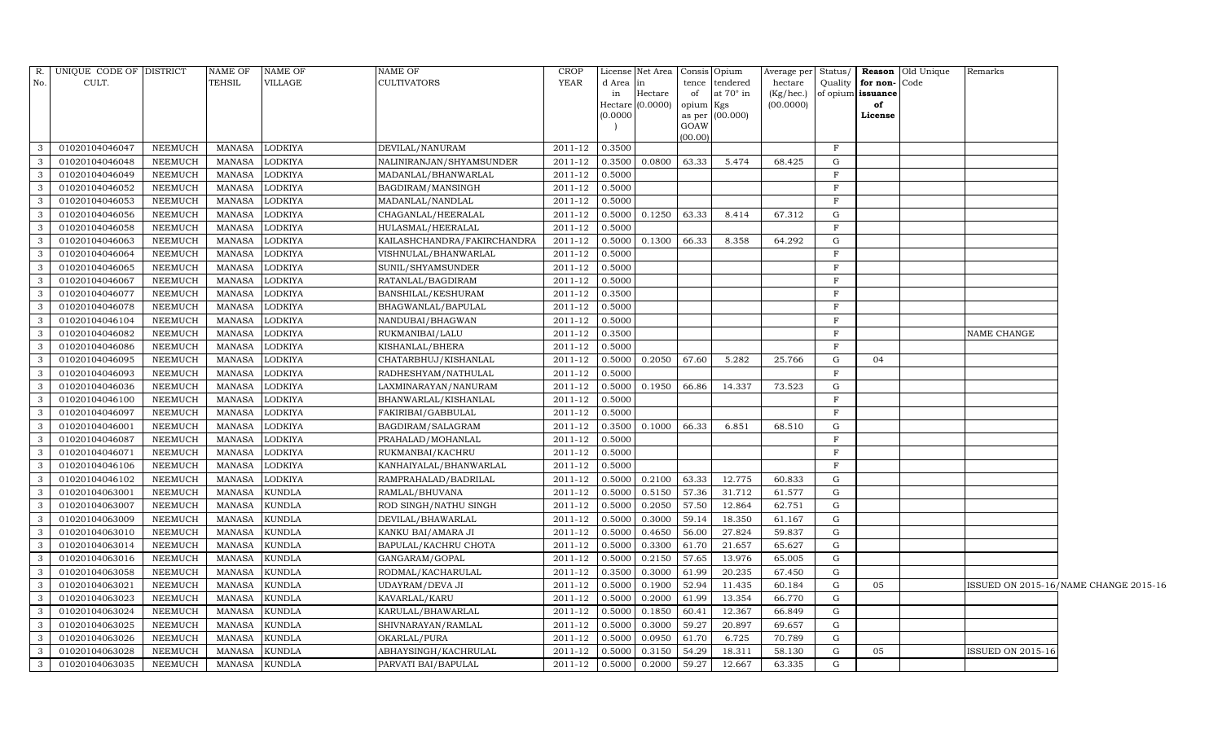| R. No. | UNIQUE CODE OF CULT. | DISTRICT | NAME OF TEHSIL | NAME OF VILLAGE | NAME OF CULTIVATORS | CROP YEAR | License d Area in Hectare (0.0000) | Net Area in Hectare (0.0000) | Consis tence of opium as per GOAW (00.00) | Opium tendered at 70° in Kgs (00.000) | Average per hectare (Kg/hec.) (00.0000) | Status/ Quality of opium | Reason for non-issuance of License | Old Unique Code | Remarks |
|---|---|---|---|---|---|---|---|---|---|---|---|---|---|---|---|
| 3 | 01020104046047 | NEEMUCH | MANASA | LODKIYA | DEVILAL/NANURAM | 2011-12 | 0.3500 | | | | | F | | | |
| 3 | 01020104046048 | NEEMUCH | MANASA | LODKIYA | NALINIRANJAN/SHYAMSUNDER | 2011-12 | 0.3500 | 0.0800 | 63.33 | 5.474 | 68.425 | G | | | |
| 3 | 01020104046049 | NEEMUCH | MANASA | LODKIYA | MADANLAL/BHANWARLAL | 2011-12 | 0.5000 | | | | | F | | | |
| 3 | 01020104046052 | NEEMUCH | MANASA | LODKIYA | BAGDIRAM/MANSINGH | 2011-12 | 0.5000 | | | | | F | | | |
| 3 | 01020104046053 | NEEMUCH | MANASA | LODKIYA | MADANLAL/NANDLAL | 2011-12 | 0.5000 | | | | | F | | | |
| 3 | 01020104046056 | NEEMUCH | MANASA | LODKIYA | CHAGANLAL/HEERALAL | 2011-12 | 0.5000 | 0.1250 | 63.33 | 8.414 | 67.312 | G | | | |
| 3 | 01020104046058 | NEEMUCH | MANASA | LODKIYA | HULASMAL/HEERALAL | 2011-12 | 0.5000 | | | | | F | | | |
| 3 | 01020104046063 | NEEMUCH | MANASA | LODKIYA | KAILASHCHANDRA/FAKIRCHANDRA | 2011-12 | 0.5000 | 0.1300 | 66.33 | 8.358 | 64.292 | G | | | |
| 3 | 01020104046064 | NEEMUCH | MANASA | LODKIYA | VISHNULAL/BHANWARLAL | 2011-12 | 0.5000 | | | | | F | | | |
| 3 | 01020104046065 | NEEMUCH | MANASA | LODKIYA | SUNIL/SHYAMSUNDER | 2011-12 | 0.5000 | | | | | F | | | |
| 3 | 01020104046067 | NEEMUCH | MANASA | LODKIYA | RATANLAL/BAGDIRAM | 2011-12 | 0.5000 | | | | | F | | | |
| 3 | 01020104046077 | NEEMUCH | MANASA | LODKIYA | BANSHILAL/KESHURAM | 2011-12 | 0.3500 | | | | | F | | | |
| 3 | 01020104046078 | NEEMUCH | MANASA | LODKIYA | BHAGWANLAL/BAPULAL | 2011-12 | 0.5000 | | | | | F | | | |
| 3 | 01020104046104 | NEEMUCH | MANASA | LODKIYA | NANDUBAI/BHAGWAN | 2011-12 | 0.5000 | | | | | F | | | |
| 3 | 01020104046082 | NEEMUCH | MANASA | LODKIYA | RUKMANIBAI/LALU | 2011-12 | 0.3500 | | | | | F | | | NAME CHANGE |
| 3 | 01020104046086 | NEEMUCH | MANASA | LODKIYA | KISHANLAL/BHERA | 2011-12 | 0.5000 | | | | | F | | | |
| 3 | 01020104046095 | NEEMUCH | MANASA | LODKIYA | CHATARBHUJ/KISHANLAL | 2011-12 | 0.5000 | 0.2050 | 67.60 | 5.282 | 25.766 | G | 04 | | |
| 3 | 01020104046093 | NEEMUCH | MANASA | LODKIYA | RADHESHYAM/NATHULAL | 2011-12 | 0.5000 | | | | | F | | | |
| 3 | 01020104046036 | NEEMUCH | MANASA | LODKIYA | LAXMINARAYAN/NANURAM | 2011-12 | 0.5000 | 0.1950 | 66.86 | 14.337 | 73.523 | G | | | |
| 3 | 01020104046100 | NEEMUCH | MANASA | LODKIYA | BHANWARLAL/KISHANLAL | 2011-12 | 0.5000 | | | | | F | | | |
| 3 | 01020104046097 | NEEMUCH | MANASA | LODKIYA | FAKIRIBAI/GABBULAL | 2011-12 | 0.5000 | | | | | F | | | |
| 3 | 01020104046001 | NEEMUCH | MANASA | LODKIYA | BAGDIRAM/SALAGRAM | 2011-12 | 0.3500 | 0.1000 | 66.33 | 6.851 | 68.510 | G | | | |
| 3 | 01020104046087 | NEEMUCH | MANASA | LODKIYA | PRAHALAD/MOHANLAL | 2011-12 | 0.5000 | | | | | F | | | |
| 3 | 01020104046071 | NEEMUCH | MANASA | LODKIYA | RUKMANBAI/KACHRU | 2011-12 | 0.5000 | | | | | F | | | |
| 3 | 01020104046106 | NEEMUCH | MANASA | LODKIYA | KANHAIYALAL/BHANWARLAL | 2011-12 | 0.5000 | | | | | F | | | |
| 3 | 01020104046102 | NEEMUCH | MANASA | LODKIYA | RAMPRAHALAD/BADRILAL | 2011-12 | 0.5000 | 0.2100 | 63.33 | 12.775 | 60.833 | G | | | |
| 3 | 01020104063001 | NEEMUCH | MANASA | KUNDLA | RAMLAL/BHUVANA | 2011-12 | 0.5000 | 0.5150 | 57.36 | 31.712 | 61.577 | G | | | |
| 3 | 01020104063007 | NEEMUCH | MANASA | KUNDLA | ROD SINGH/NATHU SINGH | 2011-12 | 0.5000 | 0.2050 | 57.50 | 12.864 | 62.751 | G | | | |
| 3 | 01020104063009 | NEEMUCH | MANASA | KUNDLA | DEVILAL/BHAWARLAL | 2011-12 | 0.5000 | 0.3000 | 59.14 | 18.350 | 61.167 | G | | | |
| 3 | 01020104063010 | NEEMUCH | MANASA | KUNDLA | KANKU BAI/AMARA JI | 2011-12 | 0.5000 | 0.4650 | 56.00 | 27.824 | 59.837 | G | | | |
| 3 | 01020104063014 | NEEMUCH | MANASA | KUNDLA | BAPULAL/KACHRU CHOTA | 2011-12 | 0.5000 | 0.3300 | 61.70 | 21.657 | 65.627 | G | | | |
| 3 | 01020104063016 | NEEMUCH | MANASA | KUNDLA | GANGARAM/GOPAL | 2011-12 | 0.5000 | 0.2150 | 57.65 | 13.976 | 65.005 | G | | | |
| 3 | 01020104063058 | NEEMUCH | MANASA | KUNDLA | RODMAL/KACHARULAL | 2011-12 | 0.3500 | 0.3000 | 61.99 | 20.235 | 67.450 | G | | | |
| 3 | 01020104063021 | NEEMUCH | MANASA | KUNDLA | UDAYRAM/DEVA JI | 2011-12 | 0.5000 | 0.1900 | 52.94 | 11.435 | 60.184 | G | 05 | | ISSUED ON 2015-16/NAME CHANGE 2015-16 |
| 3 | 01020104063023 | NEEMUCH | MANASA | KUNDLA | KAVARLAL/KARU | 2011-12 | 0.5000 | 0.2000 | 61.99 | 13.354 | 66.770 | G | | | |
| 3 | 01020104063024 | NEEMUCH | MANASA | KUNDLA | KARULAL/BHAWARLAL | 2011-12 | 0.5000 | 0.1850 | 60.41 | 12.367 | 66.849 | G | | | |
| 3 | 01020104063025 | NEEMUCH | MANASA | KUNDLA | SHIVNARAYAN/RAMLAL | 2011-12 | 0.5000 | 0.3000 | 59.27 | 20.897 | 69.657 | G | | | |
| 3 | 01020104063026 | NEEMUCH | MANASA | KUNDLA | OKARLAL/PURA | 2011-12 | 0.5000 | 0.0950 | 61.70 | 6.725 | 70.789 | G | | | |
| 3 | 01020104063028 | NEEMUCH | MANASA | KUNDLA | ABHAYSINGH/KACHRULAL | 2011-12 | 0.5000 | 0.3150 | 54.29 | 18.311 | 58.130 | G | 05 | | ISSUED ON 2015-16 |
| 3 | 01020104063035 | NEEMUCH | MANASA | KUNDLA | PARVATI BAI/BAPULAL | 2011-12 | 0.5000 | 0.2000 | 59.27 | 12.667 | 63.335 | G | | | |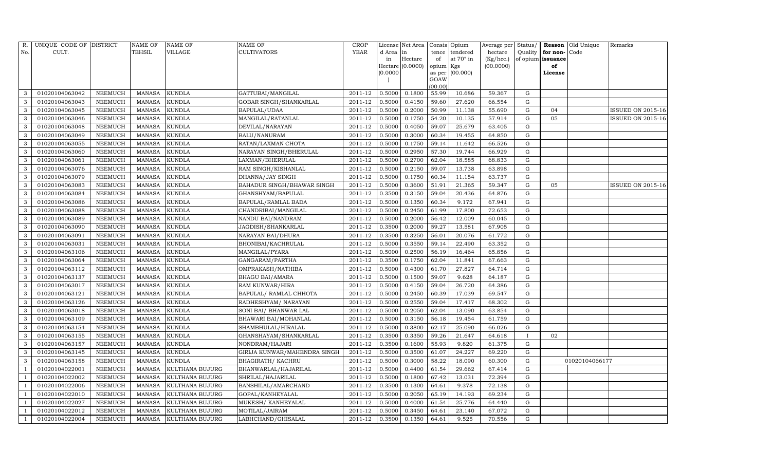| R. No. | UNIQUE CODE OF CULT. | DISTRICT | NAME OF TEHSIL | NAME OF VILLAGE | NAME OF CULTIVATORS | CROP YEAR | License d Area in Hectare (0.0000) | Net Area in Hectare (0.0000) | Consis tence of opium as per GOAW (00.00) | Opium tendered at 70° in Kgs (00.000) | Average per hectare (Kg/hec.) (00.0000) | Status/ Quality of opium | Reason for non-issuance of License | Old Unique Code | Remarks |
|---|---|---|---|---|---|---|---|---|---|---|---|---|---|---|---|
| 3 | 01020104063042 | NEEMUCH | MANASA | KUNDLA | GATTUBAI/MANGILAL | 2011-12 | 0.5000 | 0.1800 | 55.99 | 10.686 | 59.367 | G | | | |
| 3 | 01020104063043 | NEEMUCH | MANASA | KUNDLA | GOBAR SINGH/SHANKARLAL | 2011-12 | 0.5000 | 0.4150 | 59.60 | 27.620 | 66.554 | G | | | |
| 3 | 01020104063045 | NEEMUCH | MANASA | KUNDLA | BAPULAL/UDAA | 2011-12 | 0.5000 | 0.2000 | 50.99 | 11.138 | 55.690 | G | 04 | | ISSUED ON 2015-16 |
| 3 | 01020104063046 | NEEMUCH | MANASA | KUNDLA | MANGILAL/RATANLAL | 2011-12 | 0.5000 | 0.1750 | 54.20 | 10.135 | 57.914 | G | 05 | | ISSUED ON 2015-16 |
| 3 | 01020104063048 | NEEMUCH | MANASA | KUNDLA | DEVILAL/NARAYAN | 2011-12 | 0.5000 | 0.4050 | 59.07 | 25.679 | 63.405 | G | | | |
| 3 | 01020104063049 | NEEMUCH | MANASA | KUNDLA | BALU/NANURAM | 2011-12 | 0.5000 | 0.3000 | 60.34 | 19.455 | 64.850 | G | | | |
| 3 | 01020104063055 | NEEMUCH | MANASA | KUNDLA | RATAN/LAXMAN CHOTA | 2011-12 | 0.5000 | 0.1750 | 59.14 | 11.642 | 66.526 | G | | | |
| 3 | 01020104063060 | NEEMUCH | MANASA | KUNDLA | NARAYAN SINGH/BHERULAL | 2011-12 | 0.5000 | 0.2950 | 57.30 | 19.744 | 66.929 | G | | | |
| 3 | 01020104063061 | NEEMUCH | MANASA | KUNDLA | LAXMAN/BHERULAL | 2011-12 | 0.5000 | 0.2700 | 62.04 | 18.585 | 68.833 | G | | | |
| 3 | 01020104063076 | NEEMUCH | MANASA | KUNDLA | RAM SINGH/KISHANLAL | 2011-12 | 0.5000 | 0.2150 | 59.07 | 13.738 | 63.898 | G | | | |
| 3 | 01020104063079 | NEEMUCH | MANASA | KUNDLA | DHANNA/JAY SINGH | 2011-12 | 0.5000 | 0.1750 | 60.34 | 11.154 | 63.737 | G | | | |
| 3 | 01020104063083 | NEEMUCH | MANASA | KUNDLA | BAHADUR SINGH/BHAWAR SINGH | 2011-12 | 0.5000 | 0.3600 | 51.91 | 21.365 | 59.347 | G | 05 | | ISSUED ON 2015-16 |
| 3 | 01020104063084 | NEEMUCH | MANASA | KUNDLA | GHANSHYAM/BAPULAL | 2011-12 | 0.3500 | 0.3150 | 59.04 | 20.436 | 64.876 | G | | | |
| 3 | 01020104063086 | NEEMUCH | MANASA | KUNDLA | BAPULAL/RAMLAL BADA | 2011-12 | 0.5000 | 0.1350 | 60.34 | 9.172 | 67.941 | G | | | |
| 3 | 01020104063088 | NEEMUCH | MANASA | KUNDLA | CHANDRIBAI/MANGILAL | 2011-12 | 0.5000 | 0.2450 | 61.99 | 17.800 | 72.653 | G | | | |
| 3 | 01020104063089 | NEEMUCH | MANASA | KUNDLA | NANDU BAI/NANDRAM | 2011-12 | 0.5000 | 0.2000 | 56.42 | 12.009 | 60.045 | G | | | |
| 3 | 01020104063090 | NEEMUCH | MANASA | KUNDLA | JAGDISH/SHANKARLAL | 2011-12 | 0.3500 | 0.2000 | 59.27 | 13.581 | 67.905 | G | | | |
| 3 | 01020104063091 | NEEMUCH | MANASA | KUNDLA | NARAYAN BAI/DHURA | 2011-12 | 0.3500 | 0.3250 | 56.01 | 20.076 | 61.772 | G | | | |
| 3 | 01020104063031 | NEEMUCH | MANASA | KUNDLA | BHONIBAI/KACHRULAL | 2011-12 | 0.5000 | 0.3550 | 59.14 | 22.490 | 63.352 | G | | | |
| 3 | 01020104063106 | NEEMUCH | MANASA | KUNDLA | MANGILAL/PYARA | 2011-12 | 0.5000 | 0.2500 | 56.19 | 16.464 | 65.856 | G | | | |
| 3 | 01020104063064 | NEEMUCH | MANASA | KUNDLA | GANGARAM/PARTHA | 2011-12 | 0.3500 | 0.1750 | 62.04 | 11.841 | 67.663 | G | | | |
| 3 | 01020104063112 | NEEMUCH | MANASA | KUNDLA | OMPRAKASH/NATHIBA | 2011-12 | 0.5000 | 0.4300 | 61.70 | 27.827 | 64.714 | G | | | |
| 3 | 01020104063137 | NEEMUCH | MANASA | KUNDLA | BHAGU BAI/AMARA | 2011-12 | 0.5000 | 0.1500 | 59.07 | 9.628 | 64.187 | G | | | |
| 3 | 01020104063017 | NEEMUCH | MANASA | KUNDLA | RAM KUNWAR/HIRA | 2011-12 | 0.5000 | 0.4150 | 59.04 | 26.720 | 64.386 | G | | | |
| 3 | 01020104063121 | NEEMUCH | MANASA | KUNDLA | BAPULAL/ RAMLAL CHHOTA | 2011-12 | 0.5000 | 0.2450 | 60.39 | 17.039 | 69.547 | G | | | |
| 3 | 01020104063126 | NEEMUCH | MANASA | KUNDLA | RADHESHYAM/ NARAYAN | 2011-12 | 0.5000 | 0.2550 | 59.04 | 17.417 | 68.302 | G | | | |
| 3 | 01020104063018 | NEEMUCH | MANASA | KUNDLA | SONI BAI/ BHANWAR LAL | 2011-12 | 0.5000 | 0.2050 | 62.04 | 13.090 | 63.854 | G | | | |
| 3 | 01020104063109 | NEEMUCH | MANASA | KUNDLA | BHAWARI BAI/MOHANLAL | 2011-12 | 0.5000 | 0.3150 | 56.18 | 19.454 | 61.759 | G | | | |
| 3 | 01020104063154 | NEEMUCH | MANASA | KUNDLA | SHAMBHULAL/HIRALAL | 2011-12 | 0.5000 | 0.3800 | 62.17 | 25.090 | 66.026 | G | | | |
| 3 | 01020104063155 | NEEMUCH | MANASA | KUNDLA | GHANSHAYAM/SHANKARLAL | 2011-12 | 0.3500 | 0.3350 | 59.26 | 21.647 | 64.618 | I | 02 | | |
| 3 | 01020104063157 | NEEMUCH | MANASA | KUNDLA | NONDRAM/HAJARI | 2011-12 | 0.3500 | 0.1600 | 55.93 | 9.820 | 61.375 | G | | | |
| 3 | 01020104063145 | NEEMUCH | MANASA | KUNDLA | GIRIJA KUNWAR/MAHENDRA SINGH | 2011-12 | 0.5000 | 0.3500 | 61.07 | 24.227 | 69.220 | G | | | |
| 3 | 01020104063158 | NEEMUCH | MANASA | KUNDLA | BHAGIRATH/ KACHRU | 2011-12 | 0.5000 | 0.3000 | 58.22 | 18.090 | 60.300 | G | | 01020104066177 | |
| 1 | 01020104022001 | NEEMUCH | MANASA | KULTHANA BUJURG | BHANWARLAL/HAJARILAL | 2011-12 | 0.5000 | 0.4400 | 61.54 | 29.662 | 67.414 | G | | | |
| 1 | 01020104022002 | NEEMUCH | MANASA | KULTHANA BUJURG | SHRILAL/HAJARILAL | 2011-12 | 0.5000 | 0.1800 | 67.42 | 13.031 | 72.394 | G | | | |
| 1 | 01020104022006 | NEEMUCH | MANASA | KULTHANA BUJURG | BANSHILAL/AMARCHAND | 2011-12 | 0.3500 | 0.1300 | 64.61 | 9.378 | 72.138 | G | | | |
| 1 | 01020104022010 | NEEMUCH | MANASA | KULTHANA BUJURG | GOPAL/KANHEYALAL | 2011-12 | 0.5000 | 0.2050 | 65.19 | 14.193 | 69.234 | G | | | |
| 1 | 01020104022027 | NEEMUCH | MANASA | KULTHANA BUJURG | MUKESH/ KANHEYALAL | 2011-12 | 0.5000 | 0.4000 | 61.54 | 25.776 | 64.440 | G | | | |
| 1 | 01020104022012 | NEEMUCH | MANASA | KULTHANA BUJURG | MOTILAL/JAIRAM | 2011-12 | 0.5000 | 0.3450 | 64.61 | 23.140 | 67.072 | G | | | |
| 1 | 01020104022004 | NEEMUCH | MANASA | KULTHANA BUJURG | LABHCHAND/GHISALAL | 2011-12 | 0.3500 | 0.1350 | 64.61 | 9.525 | 70.556 | G | | | |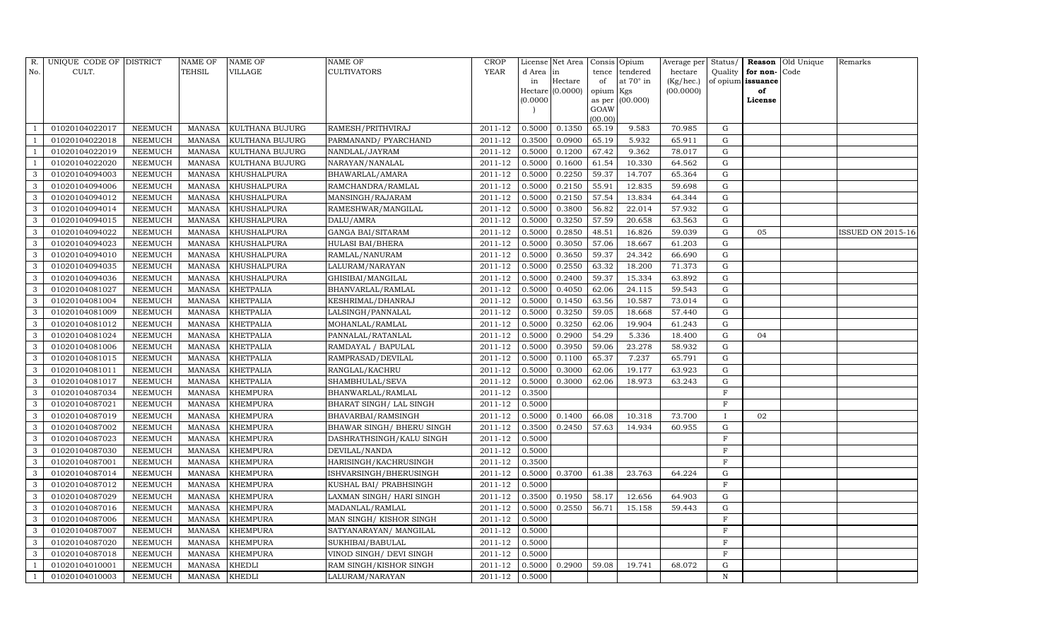| R. No. | UNIQUE CODE OF CULT. | DISTRICT | NAME OF TEHSIL | NAME OF VILLAGE | NAME OF CULTIVATORS | CROP YEAR | License d Area in Hectare (0.0000) | Net Area in Hectare (0.0000) | Consis tence of opium as per GOAW (00.00) | Opium tendered at 70° in Kgs (00.000) | Average per hectare (Kg/hec.) (00.0000) | Status/ Quality of opium | Reason for non-issuance of License | Old Unique Code | Remarks |
|---|---|---|---|---|---|---|---|---|---|---|---|---|---|---|---|
| 1 | 01020104022017 | NEEMUCH | MANASA | KULTHANA BUJURG | RAMESH/PRITHVIRAJ | 2011-12 | 0.5000 | 0.1350 | 65.19 | 9.583 | 70.985 | G | | | |
| 1 | 01020104022018 | NEEMUCH | MANASA | KULTHANA BUJURG | PARMANAND/ PYARCHAND | 2011-12 | 0.3500 | 0.0900 | 65.19 | 5.932 | 65.911 | G | | | |
| 1 | 01020104022019 | NEEMUCH | MANASA | KULTHANA BUJURG | NANDLAL/JAYRAM | 2011-12 | 0.5000 | 0.1200 | 67.42 | 9.362 | 78.017 | G | | | |
| 1 | 01020104022020 | NEEMUCH | MANASA | KULTHANA BUJURG | NARAYAN/NANALAL | 2011-12 | 0.5000 | 0.1600 | 61.54 | 10.330 | 64.562 | G | | | |
| 3 | 01020104094003 | NEEMUCH | MANASA | KHUSHALPURA | BHAWARLAL/AMARA | 2011-12 | 0.5000 | 0.2250 | 59.37 | 14.707 | 65.364 | G | | | |
| 3 | 01020104094006 | NEEMUCH | MANASA | KHUSHALPURA | RAMCHANDRA/RAMLAL | 2011-12 | 0.5000 | 0.2150 | 55.91 | 12.835 | 59.698 | G | | | |
| 3 | 01020104094012 | NEEMUCH | MANASA | KHUSHALPURA | MANSINGH/RAJARAM | 2011-12 | 0.5000 | 0.2150 | 57.54 | 13.834 | 64.344 | G | | | |
| 3 | 01020104094014 | NEEMUCH | MANASA | KHUSHALPURA | RAMESHWAR/MANGILAL | 2011-12 | 0.5000 | 0.3800 | 56.82 | 22.014 | 57.932 | G | | | |
| 3 | 01020104094015 | NEEMUCH | MANASA | KHUSHALPURA | DALU/AMRA | 2011-12 | 0.5000 | 0.3250 | 57.59 | 20.658 | 63.563 | G | | | |
| 3 | 01020104094022 | NEEMUCH | MANASA | KHUSHALPURA | GANGA BAI/SITARAM | 2011-12 | 0.5000 | 0.2850 | 48.51 | 16.826 | 59.039 | G | 05 | | ISSUED ON 2015-16 |
| 3 | 01020104094023 | NEEMUCH | MANASA | KHUSHALPURA | HULASI BAI/BHERA | 2011-12 | 0.5000 | 0.3050 | 57.06 | 18.667 | 61.203 | G | | | |
| 3 | 01020104094010 | NEEMUCH | MANASA | KHUSHALPURA | RAMLAL/NANURAM | 2011-12 | 0.5000 | 0.3650 | 59.37 | 24.342 | 66.690 | G | | | |
| 3 | 01020104094035 | NEEMUCH | MANASA | KHUSHALPURA | LALURAM/NARAYAN | 2011-12 | 0.5000 | 0.2550 | 63.32 | 18.200 | 71.373 | G | | | |
| 3 | 01020104094036 | NEEMUCH | MANASA | KHUSHALPURA | GHISIBAI/MANGILAL | 2011-12 | 0.5000 | 0.2400 | 59.37 | 15.334 | 63.892 | G | | | |
| 3 | 01020104081027 | NEEMUCH | MANASA | KHETPALIA | BHANVARLAL/RAMLAL | 2011-12 | 0.5000 | 0.4050 | 62.06 | 24.115 | 59.543 | G | | | |
| 3 | 01020104081004 | NEEMUCH | MANASA | KHETPALIA | KESHRIMAL/DHANRAJ | 2011-12 | 0.5000 | 0.1450 | 63.56 | 10.587 | 73.014 | G | | | |
| 3 | 01020104081009 | NEEMUCH | MANASA | KHETPALIA | LALSINGH/PANNALAL | 2011-12 | 0.5000 | 0.3250 | 59.05 | 18.668 | 57.440 | G | | | |
| 3 | 01020104081012 | NEEMUCH | MANASA | KHETPALIA | MOHANLAL/RAMLAL | 2011-12 | 0.5000 | 0.3250 | 62.06 | 19.904 | 61.243 | G | | | |
| 3 | 01020104081024 | NEEMUCH | MANASA | KHETPALIA | PANNALAL/RATANLAL | 2011-12 | 0.5000 | 0.2900 | 54.29 | 5.336 | 18.400 | G | 04 | | |
| 3 | 01020104081006 | NEEMUCH | MANASA | KHETPALIA | RAMDAYAL / BAPULAL | 2011-12 | 0.5000 | 0.3950 | 59.06 | 23.278 | 58.932 | G | | | |
| 3 | 01020104081015 | NEEMUCH | MANASA | KHETPALIA | RAMPRASAD/DEVILAL | 2011-12 | 0.5000 | 0.1100 | 65.37 | 7.237 | 65.791 | G | | | |
| 3 | 01020104081011 | NEEMUCH | MANASA | KHETPALIA | RANGLAL/KACHRU | 2011-12 | 0.5000 | 0.3000 | 62.06 | 19.177 | 63.923 | G | | | |
| 3 | 01020104081017 | NEEMUCH | MANASA | KHETPALIA | SHAMBHULAL/SEVA | 2011-12 | 0.5000 | 0.3000 | 62.06 | 18.973 | 63.243 | G | | | |
| 3 | 01020104087034 | NEEMUCH | MANASA | KHEMPURA | BHANWARLAL/RAMLAL | 2011-12 | 0.3500 | | | | | F | | | |
| 3 | 01020104087021 | NEEMUCH | MANASA | KHEMPURA | BHARAT SINGH/ LAL SINGH | 2011-12 | 0.5000 | | | | | F | | | |
| 3 | 01020104087019 | NEEMUCH | MANASA | KHEMPURA | BHAVARBAI/RAMSINGH | 2011-12 | 0.5000 | 0.1400 | 66.08 | 10.318 | 73.700 | I | 02 | | |
| 3 | 01020104087002 | NEEMUCH | MANASA | KHEMPURA | BHAWAR SINGH/ BHERU SINGH | 2011-12 | 0.3500 | 0.2450 | 57.63 | 14.934 | 60.955 | G | | | |
| 3 | 01020104087023 | NEEMUCH | MANASA | KHEMPURA | DASHRATHSINGH/KALU SINGH | 2011-12 | 0.5000 | | | | | F | | | |
| 3 | 01020104087030 | NEEMUCH | MANASA | KHEMPURA | DEVILAL/NANDA | 2011-12 | 0.5000 | | | | | F | | | |
| 3 | 01020104087001 | NEEMUCH | MANASA | KHEMPURA | HARISINGH/KACHRUSINGH | 2011-12 | 0.3500 | | | | | F | | | |
| 3 | 01020104087014 | NEEMUCH | MANASA | KHEMPURA | ISHVARSINGH/BHERUSINGH | 2011-12 | 0.5000 | 0.3700 | 61.38 | 23.763 | 64.224 | G | | | |
| 3 | 01020104087012 | NEEMUCH | MANASA | KHEMPURA | KUSHAL BAI/ PRABHSINGH | 2011-12 | 0.5000 | | | | | F | | | |
| 3 | 01020104087029 | NEEMUCH | MANASA | KHEMPURA | LAXMAN SINGH/ HARI SINGH | 2011-12 | 0.3500 | 0.1950 | 58.17 | 12.656 | 64.903 | G | | | |
| 3 | 01020104087016 | NEEMUCH | MANASA | KHEMPURA | MADANLAL/RAMLAL | 2011-12 | 0.5000 | 0.2550 | 56.71 | 15.158 | 59.443 | G | | | |
| 3 | 01020104087006 | NEEMUCH | MANASA | KHEMPURA | MAN SINGH/ KISHOR SINGH | 2011-12 | 0.5000 | | | | | F | | | |
| 3 | 01020104087007 | NEEMUCH | MANASA | KHEMPURA | SATYANARAYAN/ MANGILAL | 2011-12 | 0.5000 | | | | | F | | | |
| 3 | 01020104087020 | NEEMUCH | MANASA | KHEMPURA | SUKHIBAI/BABULAL | 2011-12 | 0.5000 | | | | | F | | | |
| 3 | 01020104087018 | NEEMUCH | MANASA | KHEMPURA | VINOD SINGH/ DEVI SINGH | 2011-12 | 0.5000 | | | | | F | | | |
| 1 | 01020104010001 | NEEMUCH | MANASA | KHEDLI | RAM SINGH/KISHOR SINGH | 2011-12 | 0.5000 | 0.2900 | 59.08 | 19.741 | 68.072 | G | | | |
| 1 | 01020104010003 | NEEMUCH | MANASA | KHEDLI | LALURAM/NARAYAN | 2011-12 | 0.5000 | | | | | N | | | |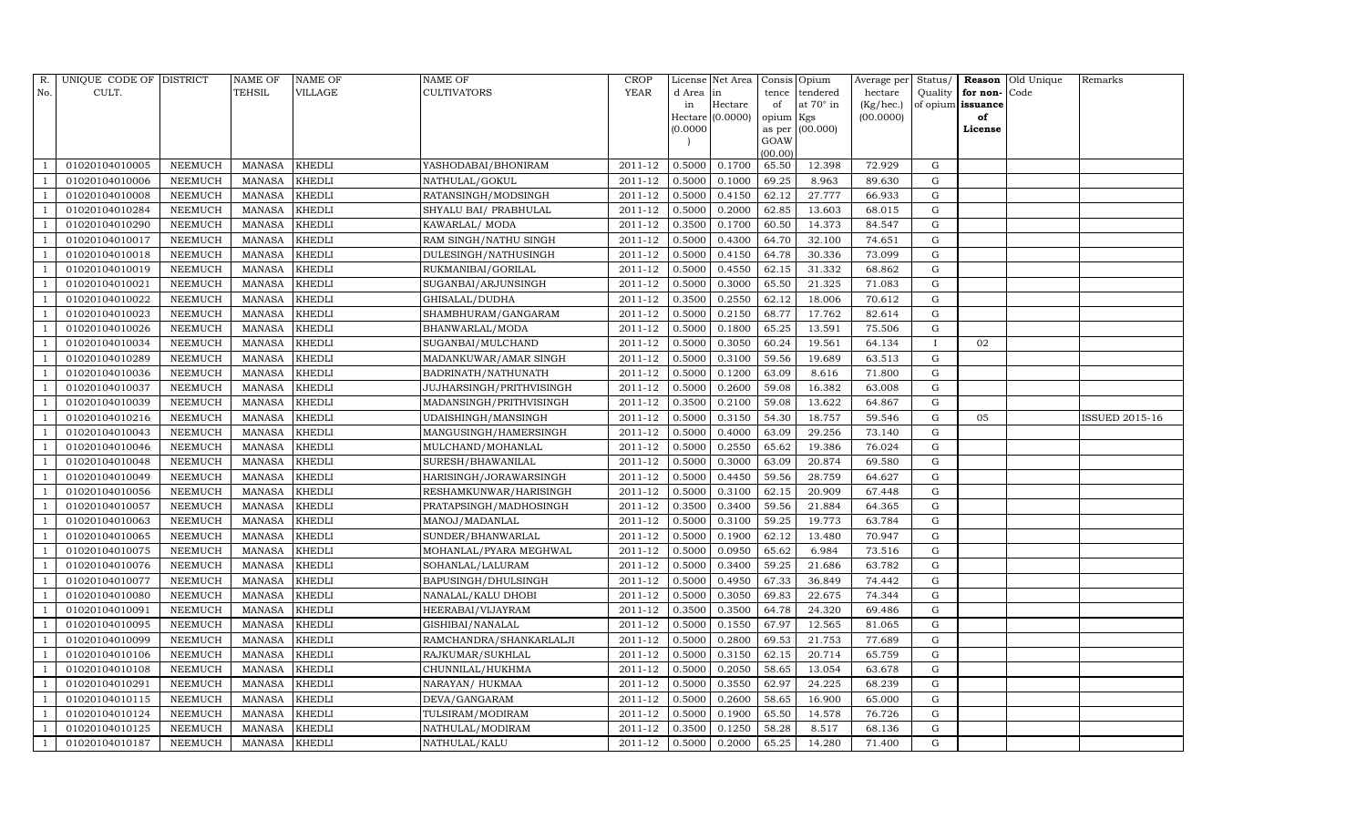| R. No. | UNIQUE CODE OF CULT. | DISTRICT | NAME OF TEHSIL | NAME OF VILLAGE | NAME OF CULTIVATORS | CROP YEAR | License d Area in Hectare (0.0000) | Net Area in Hectare (0.0000) | Consis tence of opium as per GOAW (00.00) | Opium tendered at 70° in Kgs (00.000) | Average per hectare (Kg/hec.) (00.0000) | Status/ Quality of opium | Reason for non-issuance of License | Old Unique Code | Remarks |
|---|---|---|---|---|---|---|---|---|---|---|---|---|---|---|---|
| 1 | 01020104010005 | NEEMUCH | MANASA | KHEDLI | YASHODABAI/BHONIRAM | 2011-12 | 0.5000 | 0.1700 | 65.50 | 12.398 | 72.929 | G | | | |
| 1 | 01020104010006 | NEEMUCH | MANASA | KHEDLI | NATHULAL/GOKUL | 2011-12 | 0.5000 | 0.1000 | 69.25 | 8.963 | 89.630 | G | | | |
| 1 | 01020104010008 | NEEMUCH | MANASA | KHEDLI | RATANSINGH/MODSINGH | 2011-12 | 0.5000 | 0.4150 | 62.12 | 27.777 | 66.933 | G | | | |
| 1 | 01020104010284 | NEEMUCH | MANASA | KHEDLI | SHYALU BAI/ PRABHULAL | 2011-12 | 0.5000 | 0.2000 | 62.85 | 13.603 | 68.015 | G | | | |
| 1 | 01020104010290 | NEEMUCH | MANASA | KHEDLI | KAWARLAL/ MODA | 2011-12 | 0.3500 | 0.1700 | 60.50 | 14.373 | 84.547 | G | | | |
| 1 | 01020104010017 | NEEMUCH | MANASA | KHEDLI | RAM SINGH/NATHU SINGH | 2011-12 | 0.5000 | 0.4300 | 64.70 | 32.100 | 74.651 | G | | | |
| 1 | 01020104010018 | NEEMUCH | MANASA | KHEDLI | DULESINGH/NATHUSINGH | 2011-12 | 0.5000 | 0.4150 | 64.78 | 30.336 | 73.099 | G | | | |
| 1 | 01020104010019 | NEEMUCH | MANASA | KHEDLI | RUKMANIBAI/GORILAL | 2011-12 | 0.5000 | 0.4550 | 62.15 | 31.332 | 68.862 | G | | | |
| 1 | 01020104010021 | NEEMUCH | MANASA | KHEDLI | SUGANBAI/ARJUNSINGH | 2011-12 | 0.5000 | 0.3000 | 65.50 | 21.325 | 71.083 | G | | | |
| 1 | 01020104010022 | NEEMUCH | MANASA | KHEDLI | GHISALAL/DUDHA | 2011-12 | 0.3500 | 0.2550 | 62.12 | 18.006 | 70.612 | G | | | |
| 1 | 01020104010023 | NEEMUCH | MANASA | KHEDLI | SHAMBHURAM/GANGARAM | 2011-12 | 0.5000 | 0.2150 | 68.77 | 17.762 | 82.614 | G | | | |
| 1 | 01020104010026 | NEEMUCH | MANASA | KHEDLI | BHANWARLAL/MODA | 2011-12 | 0.5000 | 0.1800 | 65.25 | 13.591 | 75.506 | G | | | |
| 1 | 01020104010034 | NEEMUCH | MANASA | KHEDLI | SUGANBAI/MULCHAND | 2011-12 | 0.5000 | 0.3050 | 60.24 | 19.561 | 64.134 | I | 02 | | |
| 1 | 01020104010289 | NEEMUCH | MANASA | KHEDLI | MADANKUWAR/AMAR SINGH | 2011-12 | 0.5000 | 0.3100 | 59.56 | 19.689 | 63.513 | G | | | |
| 1 | 01020104010036 | NEEMUCH | MANASA | KHEDLI | BADRINATH/NATHUNATH | 2011-12 | 0.5000 | 0.1200 | 63.09 | 8.616 | 71.800 | G | | | |
| 1 | 01020104010037 | NEEMUCH | MANASA | KHEDLI | JUJHARSINGH/PRITHVISINGH | 2011-12 | 0.5000 | 0.2600 | 59.08 | 16.382 | 63.008 | G | | | |
| 1 | 01020104010039 | NEEMUCH | MANASA | KHEDLI | MADANSINGH/PRITHVISINGH | 2011-12 | 0.3500 | 0.2100 | 59.08 | 13.622 | 64.867 | G | | | |
| 1 | 01020104010216 | NEEMUCH | MANASA | KHEDLI | UDAISHINGH/MANSINGH | 2011-12 | 0.5000 | 0.3150 | 54.30 | 18.757 | 59.546 | G | 05 | | ISSUED 2015-16 |
| 1 | 01020104010043 | NEEMUCH | MANASA | KHEDLI | MANGUSINGH/HAMERSINGH | 2011-12 | 0.5000 | 0.4000 | 63.09 | 29.256 | 73.140 | G | | | |
| 1 | 01020104010046 | NEEMUCH | MANASA | KHEDLI | MULCHAND/MOHANLAL | 2011-12 | 0.5000 | 0.2550 | 65.62 | 19.386 | 76.024 | G | | | |
| 1 | 01020104010048 | NEEMUCH | MANASA | KHEDLI | SURESH/BHAWANILAL | 2011-12 | 0.5000 | 0.3000 | 63.09 | 20.874 | 69.580 | G | | | |
| 1 | 01020104010049 | NEEMUCH | MANASA | KHEDLI | HARISINGH/JORAWARSINGH | 2011-12 | 0.5000 | 0.4450 | 59.56 | 28.759 | 64.627 | G | | | |
| 1 | 01020104010056 | NEEMUCH | MANASA | KHEDLI | RESHAMKUNWAR/HARISINGH | 2011-12 | 0.5000 | 0.3100 | 62.15 | 20.909 | 67.448 | G | | | |
| 1 | 01020104010057 | NEEMUCH | MANASA | KHEDLI | PRATAPSINGH/MADHOSINGH | 2011-12 | 0.3500 | 0.3400 | 59.56 | 21.884 | 64.365 | G | | | |
| 1 | 01020104010063 | NEEMUCH | MANASA | KHEDLI | MANOJ/MADANLAL | 2011-12 | 0.5000 | 0.3100 | 59.25 | 19.773 | 63.784 | G | | | |
| 1 | 01020104010065 | NEEMUCH | MANASA | KHEDLI | SUNDER/BHANWARLAL | 2011-12 | 0.5000 | 0.1900 | 62.12 | 13.480 | 70.947 | G | | | |
| 1 | 01020104010075 | NEEMUCH | MANASA | KHEDLI | MOHANLAL/PYARA MEGHWAL | 2011-12 | 0.5000 | 0.0950 | 65.62 | 6.984 | 73.516 | G | | | |
| 1 | 01020104010076 | NEEMUCH | MANASA | KHEDLI | SOHANLAL/LALURAM | 2011-12 | 0.5000 | 0.3400 | 59.25 | 21.686 | 63.782 | G | | | |
| 1 | 01020104010077 | NEEMUCH | MANASA | KHEDLI | BAPUSINGH/DHULSINGH | 2011-12 | 0.5000 | 0.4950 | 67.33 | 36.849 | 74.442 | G | | | |
| 1 | 01020104010080 | NEEMUCH | MANASA | KHEDLI | NANALAL/KALU DHOBI | 2011-12 | 0.5000 | 0.3050 | 69.83 | 22.675 | 74.344 | G | | | |
| 1 | 01020104010091 | NEEMUCH | MANASA | KHEDLI | HEERABAI/VIJAYRAM | 2011-12 | 0.3500 | 0.3500 | 64.78 | 24.320 | 69.486 | G | | | |
| 1 | 01020104010095 | NEEMUCH | MANASA | KHEDLI | GISHIBAI/NANALAL | 2011-12 | 0.5000 | 0.1550 | 67.97 | 12.565 | 81.065 | G | | | |
| 1 | 01020104010099 | NEEMUCH | MANASA | KHEDLI | RAMCHANDRA/SHANKARLALJI | 2011-12 | 0.5000 | 0.2800 | 69.53 | 21.753 | 77.689 | G | | | |
| 1 | 01020104010106 | NEEMUCH | MANASA | KHEDLI | RAJKUMAR/SUKHLAL | 2011-12 | 0.5000 | 0.3150 | 62.15 | 20.714 | 65.759 | G | | | |
| 1 | 01020104010108 | NEEMUCH | MANASA | KHEDLI | CHUNNILAL/HUKHMA | 2011-12 | 0.5000 | 0.2050 | 58.65 | 13.054 | 63.678 | G | | | |
| 1 | 01020104010291 | NEEMUCH | MANASA | KHEDLI | NARAYAN/ HUKMAA | 2011-12 | 0.5000 | 0.3550 | 62.97 | 24.225 | 68.239 | G | | | |
| 1 | 01020104010115 | NEEMUCH | MANASA | KHEDLI | DEVA/GANGARAM | 2011-12 | 0.5000 | 0.2600 | 58.65 | 16.900 | 65.000 | G | | | |
| 1 | 01020104010124 | NEEMUCH | MANASA | KHEDLI | TULSIRAM/MODIRAM | 2011-12 | 0.5000 | 0.1900 | 65.50 | 14.578 | 76.726 | G | | | |
| 1 | 01020104010125 | NEEMUCH | MANASA | KHEDLI | NATHULAL/MODIRAM | 2011-12 | 0.3500 | 0.1250 | 58.28 | 8.517 | 68.136 | G | | | |
| 1 | 01020104010187 | NEEMUCH | MANASA | KHEDLI | NATHULAL/KALU | 2011-12 | 0.5000 | 0.2000 | 65.25 | 14.280 | 71.400 | G | | | |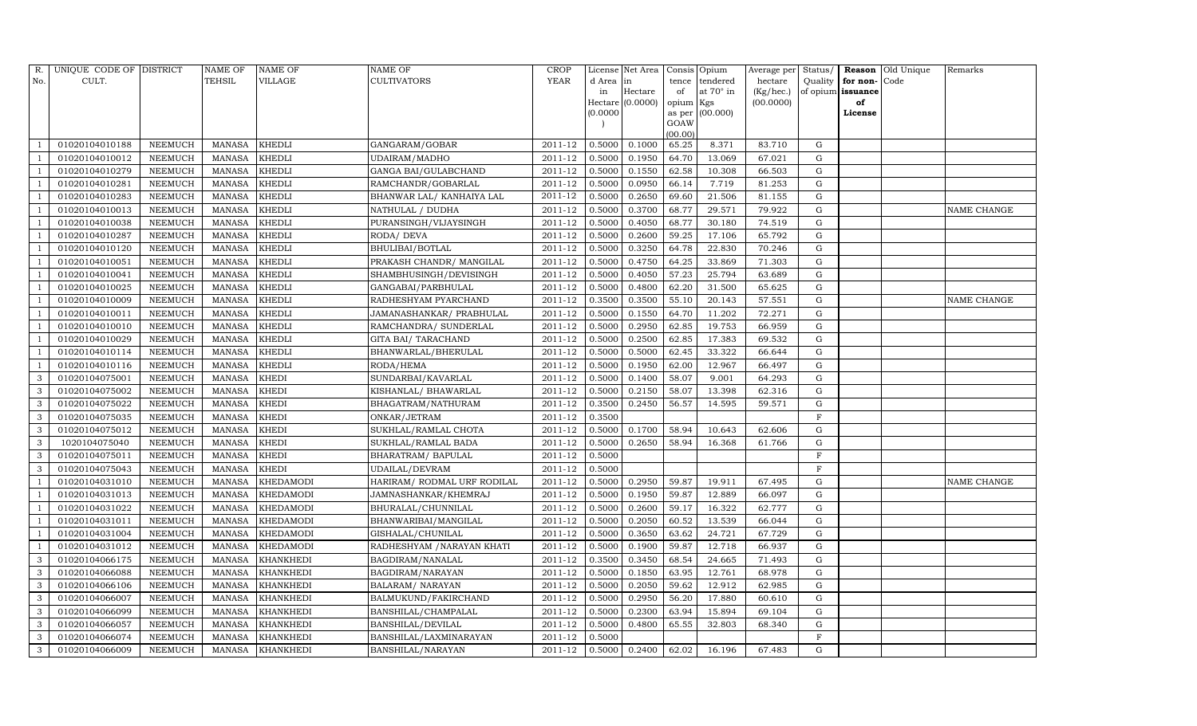| R. No. | UNIQUE CODE OF CULT. | DISTRICT | NAME OF TEHSIL | NAME OF VILLAGE | NAME OF CULTIVATORS | CROP YEAR | License d Area in Hectare (0.0000) | Net Area in Hectare (0.0000) | Consis tence of opium as per GOAW (00.00) | Opium tendered at 70° in Kgs (00.000) | Average per hectare (Kg/hec.) (00.0000) | Status/ Quality of opium | Reason for non-issuance of License | Old Unique Code | Remarks |
|---|---|---|---|---|---|---|---|---|---|---|---|---|---|---|---|
| 1 | 01020104010188 | NEEMUCH | MANASA | KHEDLI | GANGARAM/GOBAR | 2011-12 | 0.5000 | 0.1000 | 65.25 | 8.371 | 83.710 | G | | | |
| 1 | 01020104010012 | NEEMUCH | MANASA | KHEDLI | UDAIRAM/MADHO | 2011-12 | 0.5000 | 0.1950 | 64.70 | 13.069 | 67.021 | G | | | |
| 1 | 01020104010279 | NEEMUCH | MANASA | KHEDLI | GANGA BAI/GULABCHAND | 2011-12 | 0.5000 | 0.1550 | 62.58 | 10.308 | 66.503 | G | | | |
| 1 | 01020104010281 | NEEMUCH | MANASA | KHEDLI | RAMCHANDR/GOBARLAL | 2011-12 | 0.5000 | 0.0950 | 66.14 | 7.719 | 81.253 | G | | | |
| 1 | 01020104010283 | NEEMUCH | MANASA | KHEDLI | BHANWAR LAL/ KANHAIYA LAL | 2011-12 | 0.5000 | 0.2650 | 69.60 | 21.506 | 81.155 | G | | | |
| 1 | 01020104010013 | NEEMUCH | MANASA | KHEDLI | NATHULAL / DUDHA | 2011-12 | 0.5000 | 0.3700 | 68.77 | 29.571 | 79.922 | G | | | NAME CHANGE |
| 1 | 01020104010038 | NEEMUCH | MANASA | KHEDLI | PURANSINGH/VIJAYSINGH | 2011-12 | 0.5000 | 0.4050 | 68.77 | 30.180 | 74.519 | G | | | |
| 1 | 01020104010287 | NEEMUCH | MANASA | KHEDLI | RODA/ DEVA | 2011-12 | 0.5000 | 0.2600 | 59.25 | 17.106 | 65.792 | G | | | |
| 1 | 01020104010120 | NEEMUCH | MANASA | KHEDLI | BHULIBAI/BOTLAL | 2011-12 | 0.5000 | 0.3250 | 64.78 | 22.830 | 70.246 | G | | | |
| 1 | 01020104010051 | NEEMUCH | MANASA | KHEDLI | PRAKASH CHANDR/ MANGILAL | 2011-12 | 0.5000 | 0.4750 | 64.25 | 33.869 | 71.303 | G | | | |
| 1 | 01020104010041 | NEEMUCH | MANASA | KHEDLI | SHAMBHUSINGH/DEVISINGH | 2011-12 | 0.5000 | 0.4050 | 57.23 | 25.794 | 63.689 | G | | | |
| 1 | 01020104010025 | NEEMUCH | MANASA | KHEDLI | GANGABAI/PARBHULAL | 2011-12 | 0.5000 | 0.4800 | 62.20 | 31.500 | 65.625 | G | | | |
| 1 | 01020104010009 | NEEMUCH | MANASA | KHEDLI | RADHESHYAM PYARCHAND | 2011-12 | 0.3500 | 0.3500 | 55.10 | 20.143 | 57.551 | G | | | NAME CHANGE |
| 1 | 01020104010011 | NEEMUCH | MANASA | KHEDLI | JAMANASHANKAR/ PRABHULAL | 2011-12 | 0.5000 | 0.1550 | 64.70 | 11.202 | 72.271 | G | | | |
| 1 | 01020104010010 | NEEMUCH | MANASA | KHEDLI | RAMCHANDRA/ SUNDERLAL | 2011-12 | 0.5000 | 0.2950 | 62.85 | 19.753 | 66.959 | G | | | |
| 1 | 01020104010029 | NEEMUCH | MANASA | KHEDLI | GITA BAI/ TARACHAND | 2011-12 | 0.5000 | 0.2500 | 62.85 | 17.383 | 69.532 | G | | | |
| 1 | 01020104010114 | NEEMUCH | MANASA | KHEDLI | BHANWARLAL/BHERULAL | 2011-12 | 0.5000 | 0.5000 | 62.45 | 33.322 | 66.644 | G | | | |
| 1 | 01020104010116 | NEEMUCH | MANASA | KHEDLI | RODA/HEMA | 2011-12 | 0.5000 | 0.1950 | 62.00 | 12.967 | 66.497 | G | | | |
| 3 | 01020104075001 | NEEMUCH | MANASA | KHEDI | SUNDARBAI/KAVARLAL | 2011-12 | 0.5000 | 0.1400 | 58.07 | 9.001 | 64.293 | G | | | |
| 3 | 01020104075002 | NEEMUCH | MANASA | KHEDI | KISHANLAL/ BHAWARLAL | 2011-12 | 0.5000 | 0.2150 | 58.07 | 13.398 | 62.316 | G | | | |
| 3 | 01020104075022 | NEEMUCH | MANASA | KHEDI | BHAGATRAM/NATHURAM | 2011-12 | 0.3500 | 0.2450 | 56.57 | 14.595 | 59.571 | G | | | |
| 3 | 01020104075035 | NEEMUCH | MANASA | KHEDI | ONKAR/JETRAM | 2011-12 | 0.3500 | | | | | F | | | |
| 3 | 01020104075012 | NEEMUCH | MANASA | KHEDI | SUKHLAL/RAMLAL CHOTA | 2011-12 | 0.5000 | 0.1700 | 58.94 | 10.643 | 62.606 | G | | | |
| 3 | 1020104075040 | NEEMUCH | MANASA | KHEDI | SUKHLAL/RAMLAL BADA | 2011-12 | 0.5000 | 0.2650 | 58.94 | 16.368 | 61.766 | G | | | |
| 3 | 01020104075011 | NEEMUCH | MANASA | KHEDI | BHARATRAM/ BAPULAL | 2011-12 | 0.5000 | | | | | F | | | |
| 3 | 01020104075043 | NEEMUCH | MANASA | KHEDI | UDAILAL/DEVRAM | 2011-12 | 0.5000 | | | | | F | | | |
| 1 | 01020104031010 | NEEMUCH | MANASA | KHEDAMODI | HARIRAM/ RODMAL URF RODILAL | 2011-12 | 0.5000 | 0.2950 | 59.87 | 19.911 | 67.495 | G | | | NAME CHANGE |
| 1 | 01020104031013 | NEEMUCH | MANASA | KHEDAMODI | JAMNASHANKAR/KHEMRAJ | 2011-12 | 0.5000 | 0.1950 | 59.87 | 12.889 | 66.097 | G | | | |
| 1 | 01020104031022 | NEEMUCH | MANASA | KHEDAMODI | BHURALAL/CHUNNILAL | 2011-12 | 0.5000 | 0.2600 | 59.17 | 16.322 | 62.777 | G | | | |
| 1 | 01020104031011 | NEEMUCH | MANASA | KHEDAMODI | BHANWARIBAI/MANGILAL | 2011-12 | 0.5000 | 0.2050 | 60.52 | 13.539 | 66.044 | G | | | |
| 1 | 01020104031004 | NEEMUCH | MANASA | KHEDAMODI | GISHALAL/CHUNILAL | 2011-12 | 0.5000 | 0.3650 | 63.62 | 24.721 | 67.729 | G | | | |
| 1 | 01020104031012 | NEEMUCH | MANASA | KHEDAMODI | RADHESHYAM /NARAYAN KHATI | 2011-12 | 0.5000 | 0.1900 | 59.87 | 12.718 | 66.937 | G | | | |
| 3 | 01020104066175 | NEEMUCH | MANASA | KHANKHEDI | BAGDIRAM/NANALAL | 2011-12 | 0.3500 | 0.3450 | 68.54 | 24.665 | 71.493 | G | | | |
| 3 | 01020104066088 | NEEMUCH | MANASA | KHANKHEDI | BAGDIRAM/NARAYAN | 2011-12 | 0.5000 | 0.1850 | 63.95 | 12.761 | 68.978 | G | | | |
| 3 | 01020104066106 | NEEMUCH | MANASA | KHANKHEDI | BALARAM/ NARAYAN | 2011-12 | 0.5000 | 0.2050 | 59.62 | 12.912 | 62.985 | G | | | |
| 3 | 01020104066007 | NEEMUCH | MANASA | KHANKHEDI | BALMUKUND/FAKIRCHAND | 2011-12 | 0.5000 | 0.2950 | 56.20 | 17.880 | 60.610 | G | | | |
| 3 | 01020104066099 | NEEMUCH | MANASA | KHANKHEDI | BANSHILAL/CHAMPALAL | 2011-12 | 0.5000 | 0.2300 | 63.94 | 15.894 | 69.104 | G | | | |
| 3 | 01020104066057 | NEEMUCH | MANASA | KHANKHEDI | BANSHILAL/DEVILAL | 2011-12 | 0.5000 | 0.4800 | 65.55 | 32.803 | 68.340 | G | | | |
| 3 | 01020104066074 | NEEMUCH | MANASA | KHANKHEDI | BANSHILAL/LAXMINARAYAN | 2011-12 | 0.5000 | | | | | F | | | |
| 3 | 01020104066009 | NEEMUCH | MANASA | KHANKHEDI | BANSHILAL/NARAYAN | 2011-12 | 0.5000 | 0.2400 | 62.02 | 16.196 | 67.483 | G | | | |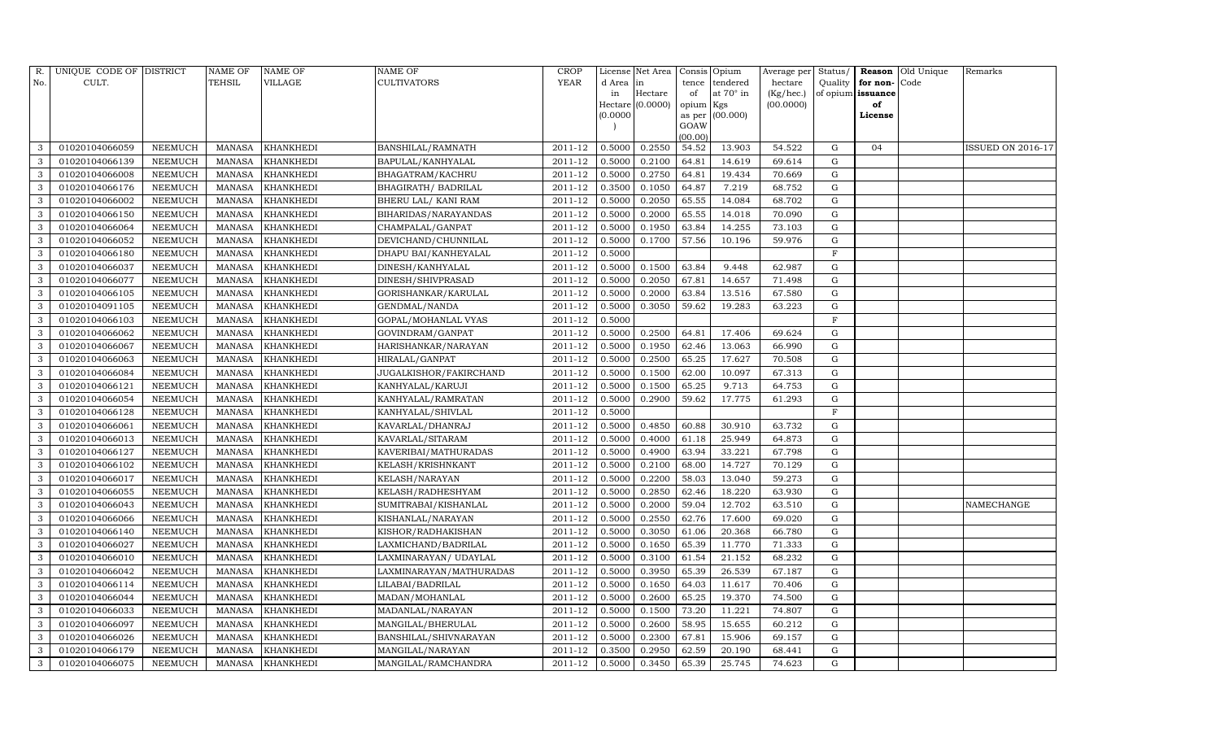| R. No. | UNIQUE CODE OF CULT. | DISTRICT | NAME OF TEHSIL | NAME OF VILLAGE | NAME OF CULTIVATORS | CROP YEAR | License d Area in Hectare (0.0000) | Net Area in Hectare (0.0000) | Consis tence of opium as per GOAW (00.00) | Opium tendered at 70° in Kgs (00.000) | Average per hectare (Kg/hec.) (00.0000) | Status/ Quality of opium | Reason for non-issuance of License | Old Unique Code | Remarks |
|---|---|---|---|---|---|---|---|---|---|---|---|---|---|---|---|
| 3 | 01020104066059 | NEEMUCH | MANASA | KHANKHEDI | BANSHILAL/RAMNATH | 2011-12 | 0.5000 | 0.2550 | 54.52 | 13.903 | 54.522 | G | 04 | | ISSUED ON 2016-17 |
| 3 | 01020104066139 | NEEMUCH | MANASA | KHANKHEDI | BAPULAL/KANHYALAL | 2011-12 | 0.5000 | 0.2100 | 64.81 | 14.619 | 69.614 | G | | | |
| 3 | 01020104066008 | NEEMUCH | MANASA | KHANKHEDI | BHAGATRAM/KACHRU | 2011-12 | 0.5000 | 0.2750 | 64.81 | 19.434 | 70.669 | G | | | |
| 3 | 01020104066176 | NEEMUCH | MANASA | KHANKHEDI | BHAGIRATH/ BADRILAL | 2011-12 | 0.3500 | 0.1050 | 64.87 | 7.219 | 68.752 | G | | | |
| 3 | 01020104066002 | NEEMUCH | MANASA | KHANKHEDI | BHERU LAL/ KANI RAM | 2011-12 | 0.5000 | 0.2050 | 65.55 | 14.084 | 68.702 | G | | | |
| 3 | 01020104066150 | NEEMUCH | MANASA | KHANKHEDI | BIHARIDAS/NARAYANDAS | 2011-12 | 0.5000 | 0.2000 | 65.55 | 14.018 | 70.090 | G | | | |
| 3 | 01020104066064 | NEEMUCH | MANASA | KHANKHEDI | CHAMPALAL/GANPAT | 2011-12 | 0.5000 | 0.1950 | 63.84 | 14.255 | 73.103 | G | | | |
| 3 | 01020104066052 | NEEMUCH | MANASA | KHANKHEDI | DEVICHAND/CHUNNILAL | 2011-12 | 0.5000 | 0.1700 | 57.56 | 10.196 | 59.976 | G | | | |
| 3 | 01020104066180 | NEEMUCH | MANASA | KHANKHEDI | DHAPU BAI/KANHEYALAL | 2011-12 | 0.5000 | | | | | F | | | |
| 3 | 01020104066037 | NEEMUCH | MANASA | KHANKHEDI | DINESH/KANHYALAL | 2011-12 | 0.5000 | 0.1500 | 63.84 | 9.448 | 62.987 | G | | | |
| 3 | 01020104066077 | NEEMUCH | MANASA | KHANKHEDI | DINESH/SHIVPRASAD | 2011-12 | 0.5000 | 0.2050 | 67.81 | 14.657 | 71.498 | G | | | |
| 3 | 01020104066105 | NEEMUCH | MANASA | KHANKHEDI | GORISHANKAR/KARULAL | 2011-12 | 0.5000 | 0.2000 | 63.84 | 13.516 | 67.580 | G | | | |
| 3 | 01020104091105 | NEEMUCH | MANASA | KHANKHEDI | GENDMAL/NANDA | 2011-12 | 0.5000 | 0.3050 | 59.62 | 19.283 | 63.223 | G | | | |
| 3 | 01020104066103 | NEEMUCH | MANASA | KHANKHEDI | GOPAL/MOHANLAL VYAS | 2011-12 | 0.5000 | | | | | F | | | |
| 3 | 01020104066062 | NEEMUCH | MANASA | KHANKHEDI | GOVINDRAM/GANPAT | 2011-12 | 0.5000 | 0.2500 | 64.81 | 17.406 | 69.624 | G | | | |
| 3 | 01020104066067 | NEEMUCH | MANASA | KHANKHEDI | HARISHANKAR/NARAYAN | 2011-12 | 0.5000 | 0.1950 | 62.46 | 13.063 | 66.990 | G | | | |
| 3 | 01020104066063 | NEEMUCH | MANASA | KHANKHEDI | HIRALAL/GANPAT | 2011-12 | 0.5000 | 0.2500 | 65.25 | 17.627 | 70.508 | G | | | |
| 3 | 01020104066084 | NEEMUCH | MANASA | KHANKHEDI | JUGALKISHOR/FAKIRCHAND | 2011-12 | 0.5000 | 0.1500 | 62.00 | 10.097 | 67.313 | G | | | |
| 3 | 01020104066121 | NEEMUCH | MANASA | KHANKHEDI | KANHYALAL/KARUJI | 2011-12 | 0.5000 | 0.1500 | 65.25 | 9.713 | 64.753 | G | | | |
| 3 | 01020104066054 | NEEMUCH | MANASA | KHANKHEDI | KANHYALAL/RAMRATAN | 2011-12 | 0.5000 | 0.2900 | 59.62 | 17.775 | 61.293 | G | | | |
| 3 | 01020104066128 | NEEMUCH | MANASA | KHANKHEDI | KANHYALAL/SHIVLAL | 2011-12 | 0.5000 | | | | | F | | | |
| 3 | 01020104066061 | NEEMUCH | MANASA | KHANKHEDI | KAVARLAL/DHANRAJ | 2011-12 | 0.5000 | 0.4850 | 60.88 | 30.910 | 63.732 | G | | | |
| 3 | 01020104066013 | NEEMUCH | MANASA | KHANKHEDI | KAVARLAL/SITARAM | 2011-12 | 0.5000 | 0.4000 | 61.18 | 25.949 | 64.873 | G | | | |
| 3 | 01020104066127 | NEEMUCH | MANASA | KHANKHEDI | KAVERIBAI/MATHURADAS | 2011-12 | 0.5000 | 0.4900 | 63.94 | 33.221 | 67.798 | G | | | |
| 3 | 01020104066102 | NEEMUCH | MANASA | KHANKHEDI | KELASH/KRISHNKANT | 2011-12 | 0.5000 | 0.2100 | 68.00 | 14.727 | 70.129 | G | | | |
| 3 | 01020104066017 | NEEMUCH | MANASA | KHANKHEDI | KELASH/NARAYAN | 2011-12 | 0.5000 | 0.2200 | 58.03 | 13.040 | 59.273 | G | | | |
| 3 | 01020104066055 | NEEMUCH | MANASA | KHANKHEDI | KELASH/RADHESHYAM | 2011-12 | 0.5000 | 0.2850 | 62.46 | 18.220 | 63.930 | G | | | |
| 3 | 01020104066043 | NEEMUCH | MANASA | KHANKHEDI | SUMITRABAI/KISHANLAL | 2011-12 | 0.5000 | 0.2000 | 59.04 | 12.702 | 63.510 | G | | | NAMECHANGE |
| 3 | 01020104066066 | NEEMUCH | MANASA | KHANKHEDI | KISHANLAL/NARAYAN | 2011-12 | 0.5000 | 0.2550 | 62.76 | 17.600 | 69.020 | G | | | |
| 3 | 01020104066140 | NEEMUCH | MANASA | KHANKHEDI | KISHOR/RADHAKISHAN | 2011-12 | 0.5000 | 0.3050 | 61.06 | 20.368 | 66.780 | G | | | |
| 3 | 01020104066027 | NEEMUCH | MANASA | KHANKHEDI | LAXMICHAND/BADRILAL | 2011-12 | 0.5000 | 0.1650 | 65.39 | 11.770 | 71.333 | G | | | |
| 3 | 01020104066010 | NEEMUCH | MANASA | KHANKHEDI | LAXMINARAYAN/ UDAYLAL | 2011-12 | 0.5000 | 0.3100 | 61.54 | 21.152 | 68.232 | G | | | |
| 3 | 01020104066042 | NEEMUCH | MANASA | KHANKHEDI | LAXMINARAYAN/MATHURADAS | 2011-12 | 0.5000 | 0.3950 | 65.39 | 26.539 | 67.187 | G | | | |
| 3 | 01020104066114 | NEEMUCH | MANASA | KHANKHEDI | LILABAI/BADRILAL | 2011-12 | 0.5000 | 0.1650 | 64.03 | 11.617 | 70.406 | G | | | |
| 3 | 01020104066044 | NEEMUCH | MANASA | KHANKHEDI | MADAN/MOHANLAL | 2011-12 | 0.5000 | 0.2600 | 65.25 | 19.370 | 74.500 | G | | | |
| 3 | 01020104066033 | NEEMUCH | MANASA | KHANKHEDI | MADANLAL/NARAYAN | 2011-12 | 0.5000 | 0.1500 | 73.20 | 11.221 | 74.807 | G | | | |
| 3 | 01020104066097 | NEEMUCH | MANASA | KHANKHEDI | MANGILAL/BHERULAL | 2011-12 | 0.5000 | 0.2600 | 58.95 | 15.655 | 60.212 | G | | | |
| 3 | 01020104066026 | NEEMUCH | MANASA | KHANKHEDI | BANSHILAL/SHIVNARAYAN | 2011-12 | 0.5000 | 0.2300 | 67.81 | 15.906 | 69.157 | G | | | |
| 3 | 01020104066179 | NEEMUCH | MANASA | KHANKHEDI | MANGILAL/NARAYAN | 2011-12 | 0.3500 | 0.2950 | 62.59 | 20.190 | 68.441 | G | | | |
| 3 | 01020104066075 | NEEMUCH | MANASA | KHANKHEDI | MANGILAL/RAMCHANDRA | 2011-12 | 0.5000 | 0.3450 | 65.39 | 25.745 | 74.623 | G | | | |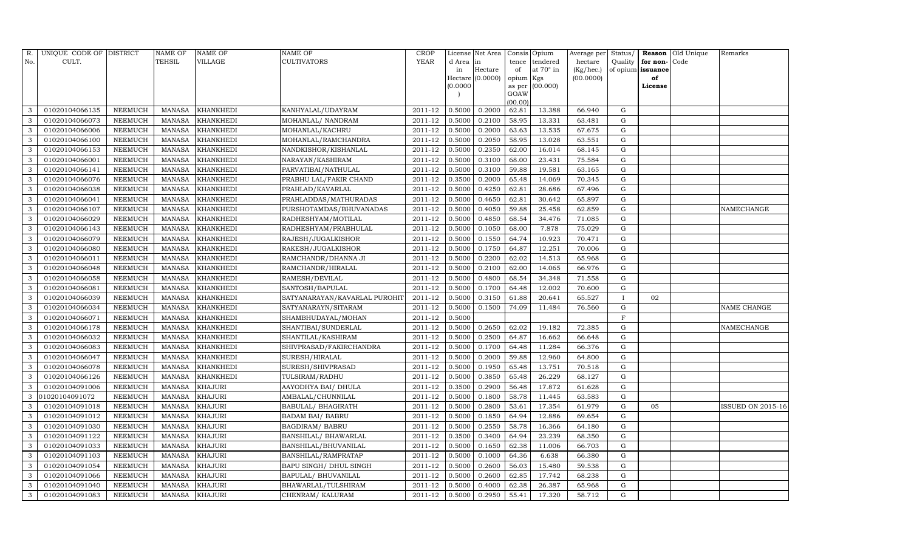| R. No. | UNIQUE CODE OF CULT. | DISTRICT | NAME OF TEHSIL | NAME OF VILLAGE | NAME OF CULTIVATORS | CROP YEAR | License d Area in Hectare (0.0000) | Net Area in Hectare (0.0000) | Consis tence of opium as per GOAW (00.00) | Opium tendered at 70° in Kgs (00.000) | Average per hectare (Kg/hec.) (00.0000) | Status/ Quality of opium | Reason for non-issuance of License | Old Unique Code | Remarks |
|---|---|---|---|---|---|---|---|---|---|---|---|---|---|---|---|
| 3 | 01020104066135 | NEEMUCH | MANASA | KHANKHEDI | KANHYALAL/UDAYRAM | 2011-12 | 0.5000 | 0.2000 | 62.81 | 13.388 | 66.940 | G | | | |
| 3 | 01020104066073 | NEEMUCH | MANASA | KHANKHEDI | MOHANLAL/ NANDRAM | 2011-12 | 0.5000 | 0.2100 | 58.95 | 13.331 | 63.481 | G | | | |
| 3 | 01020104066006 | NEEMUCH | MANASA | KHANKHEDI | MOHANLAL/KACHRU | 2011-12 | 0.5000 | 0.2000 | 63.63 | 13.535 | 67.675 | G | | | |
| 3 | 01020104066100 | NEEMUCH | MANASA | KHANKHEDI | MOHANLAL/RAMCHANDRA | 2011-12 | 0.5000 | 0.2050 | 58.95 | 13.028 | 63.551 | G | | | |
| 3 | 01020104066153 | NEEMUCH | MANASA | KHANKHEDI | NANDKISHOR/KISHANLAL | 2011-12 | 0.5000 | 0.2350 | 62.00 | 16.014 | 68.145 | G | | | |
| 3 | 01020104066001 | NEEMUCH | MANASA | KHANKHEDI | NARAYAN/KASHIRAM | 2011-12 | 0.5000 | 0.3100 | 68.00 | 23.431 | 75.584 | G | | | |
| 3 | 01020104066141 | NEEMUCH | MANASA | KHANKHEDI | PARVATIBAI/NATHULAL | 2011-12 | 0.5000 | 0.3100 | 59.88 | 19.581 | 63.165 | G | | | |
| 3 | 01020104066076 | NEEMUCH | MANASA | KHANKHEDI | PRABHU LAL/FAKIR CHAND | 2011-12 | 0.3500 | 0.2000 | 65.48 | 14.069 | 70.345 | G | | | |
| 3 | 01020104066038 | NEEMUCH | MANASA | KHANKHEDI | PRAHLAD/KAVARLAL | 2011-12 | 0.5000 | 0.4250 | 62.81 | 28.686 | 67.496 | G | | | |
| 3 | 01020104066041 | NEEMUCH | MANASA | KHANKHEDI | PRAHLADDAS/MATHURADAS | 2011-12 | 0.5000 | 0.4650 | 62.81 | 30.642 | 65.897 | G | | | |
| 3 | 01020104066107 | NEEMUCH | MANASA | KHANKHEDI | PURSHOTAMDAS/BHUVANADAS | 2011-12 | 0.5000 | 0.4050 | 59.88 | 25.458 | 62.859 | G | | | NAMECHANGE |
| 3 | 01020104066029 | NEEMUCH | MANASA | KHANKHEDI | RADHESHYAM/MOTILAL | 2011-12 | 0.5000 | 0.4850 | 68.54 | 34.476 | 71.085 | G | | | |
| 3 | 01020104066143 | NEEMUCH | MANASA | KHANKHEDI | RADHESHYAM/PRABHULAL | 2011-12 | 0.5000 | 0.1050 | 68.00 | 7.878 | 75.029 | G | | | |
| 3 | 01020104066079 | NEEMUCH | MANASA | KHANKHEDI | RAJESH/JUGALKISHOR | 2011-12 | 0.5000 | 0.1550 | 64.74 | 10.923 | 70.471 | G | | | |
| 3 | 01020104066080 | NEEMUCH | MANASA | KHANKHEDI | RAKESH/JUGALKISHOR | 2011-12 | 0.5000 | 0.1750 | 64.87 | 12.251 | 70.006 | G | | | |
| 3 | 01020104066011 | NEEMUCH | MANASA | KHANKHEDI | RAMCHANDR/DHANNA JI | 2011-12 | 0.5000 | 0.2200 | 62.02 | 14.513 | 65.968 | G | | | |
| 3 | 01020104066048 | NEEMUCH | MANASA | KHANKHEDI | RAMCHANDR/HIRALAL | 2011-12 | 0.5000 | 0.2100 | 62.00 | 14.065 | 66.976 | G | | | |
| 3 | 01020104066058 | NEEMUCH | MANASA | KHANKHEDI | RAMESH/DEVILAL | 2011-12 | 0.5000 | 0.4800 | 68.54 | 34.348 | 71.558 | G | | | |
| 3 | 01020104066081 | NEEMUCH | MANASA | KHANKHEDI | SANTOSH/BAPULAL | 2011-12 | 0.5000 | 0.1700 | 64.48 | 12.002 | 70.600 | G | | | |
| 3 | 01020104066039 | NEEMUCH | MANASA | KHANKHEDI | SATYANARAYAN/KAVARLAL PUROHIT | 2011-12 | 0.5000 | 0.3150 | 61.88 | 20.641 | 65.527 | I | 02 | | |
| 3 | 01020104066034 | NEEMUCH | MANASA | KHANKHEDI | SATYANARAYN/SITARAM | 2011-12 | 0.5000 | 0.1500 | 74.09 | 11.484 | 76.560 | G | | | NAME CHANGE |
| 3 | 01020104066071 | NEEMUCH | MANASA | KHANKHEDI | SHAMBHUDAYAL/MOHAN | 2011-12 | 0.5000 | | | | | F | | | |
| 3 | 01020104066178 | NEEMUCH | MANASA | KHANKHEDI | SHANTIBAI/SUNDERLAL | 2011-12 | 0.5000 | 0.2650 | 62.02 | 19.182 | 72.385 | G | | | NAMECHANGE |
| 3 | 01020104066032 | NEEMUCH | MANASA | KHANKHEDI | SHANTILAL/KASHIRAM | 2011-12 | 0.5000 | 0.2500 | 64.87 | 16.662 | 66.648 | G | | | |
| 3 | 01020104066083 | NEEMUCH | MANASA | KHANKHEDI | SHIVPRASAD/FAKIRCHANDRA | 2011-12 | 0.5000 | 0.1700 | 64.48 | 11.284 | 66.376 | G | | | |
| 3 | 01020104066047 | NEEMUCH | MANASA | KHANKHEDI | SURESH/HIRALAL | 2011-12 | 0.5000 | 0.2000 | 59.88 | 12.960 | 64.800 | G | | | |
| 3 | 01020104066078 | NEEMUCH | MANASA | KHANKHEDI | SURESH/SHIVPRASAD | 2011-12 | 0.5000 | 0.1950 | 65.48 | 13.751 | 70.518 | G | | | |
| 3 | 01020104066126 | NEEMUCH | MANASA | KHANKHEDI | TULSIRAM/RADHU | 2011-12 | 0.5000 | 0.3850 | 65.48 | 26.229 | 68.127 | G | | | |
| 3 | 01020104091006 | NEEMUCH | MANASA | KHAJURI | AAYODHYA BAI/ DHULA | 2011-12 | 0.3500 | 0.2900 | 56.48 | 17.872 | 61.628 | G | | | |
| 3 | 01020104091072 | NEEMUCH | MANASA | KHAJURI | AMBALAL/CHUNNILAL | 2011-12 | 0.5000 | 0.1800 | 58.78 | 11.445 | 63.583 | G | | | |
| 3 | 01020104091018 | NEEMUCH | MANASA | KHAJURI | BABULAL/ BHAGIRATH | 2011-12 | 0.5000 | 0.2800 | 53.61 | 17.354 | 61.979 | G | 05 | | ISSUED ON 2015-16 |
| 3 | 01020104091012 | NEEMUCH | MANASA | KHAJURI | BADAM BAI/ BABRU | 2011-12 | 0.5000 | 0.1850 | 64.94 | 12.886 | 69.654 | G | | | |
| 3 | 01020104091030 | NEEMUCH | MANASA | KHAJURI | BAGDIRAM/ BABRU | 2011-12 | 0.5000 | 0.2550 | 58.78 | 16.366 | 64.180 | G | | | |
| 3 | 01020104091122 | NEEMUCH | MANASA | KHAJURI | BANSHILAL/ BHAWARLAL | 2011-12 | 0.3500 | 0.3400 | 64.94 | 23.239 | 68.350 | G | | | |
| 3 | 01020104091033 | NEEMUCH | MANASA | KHAJURI | BANSHILAL/BHUVANILAL | 2011-12 | 0.5000 | 0.1650 | 62.38 | 11.006 | 66.703 | G | | | |
| 3 | 01020104091103 | NEEMUCH | MANASA | KHAJURI | BANSHILAL/RAMPRATAP | 2011-12 | 0.5000 | 0.1000 | 64.36 | 6.638 | 66.380 | G | | | |
| 3 | 01020104091054 | NEEMUCH | MANASA | KHAJURI | BAPU SINGH/ DHUL SINGH | 2011-12 | 0.5000 | 0.2600 | 56.03 | 15.480 | 59.538 | G | | | |
| 3 | 01020104091066 | NEEMUCH | MANASA | KHAJURI | BAPULAL/ BHUVANILAL | 2011-12 | 0.5000 | 0.2600 | 62.85 | 17.742 | 68.238 | G | | | |
| 3 | 01020104091040 | NEEMUCH | MANASA | KHAJURI | BHAWARLAL/TULSHIRAM | 2011-12 | 0.5000 | 0.4000 | 62.38 | 26.387 | 65.968 | G | | | |
| 3 | 01020104091083 | NEEMUCH | MANASA | KHAJURI | CHENRAM/ KALURAM | 2011-12 | 0.5000 | 0.2950 | 55.41 | 17.320 | 58.712 | G | | | |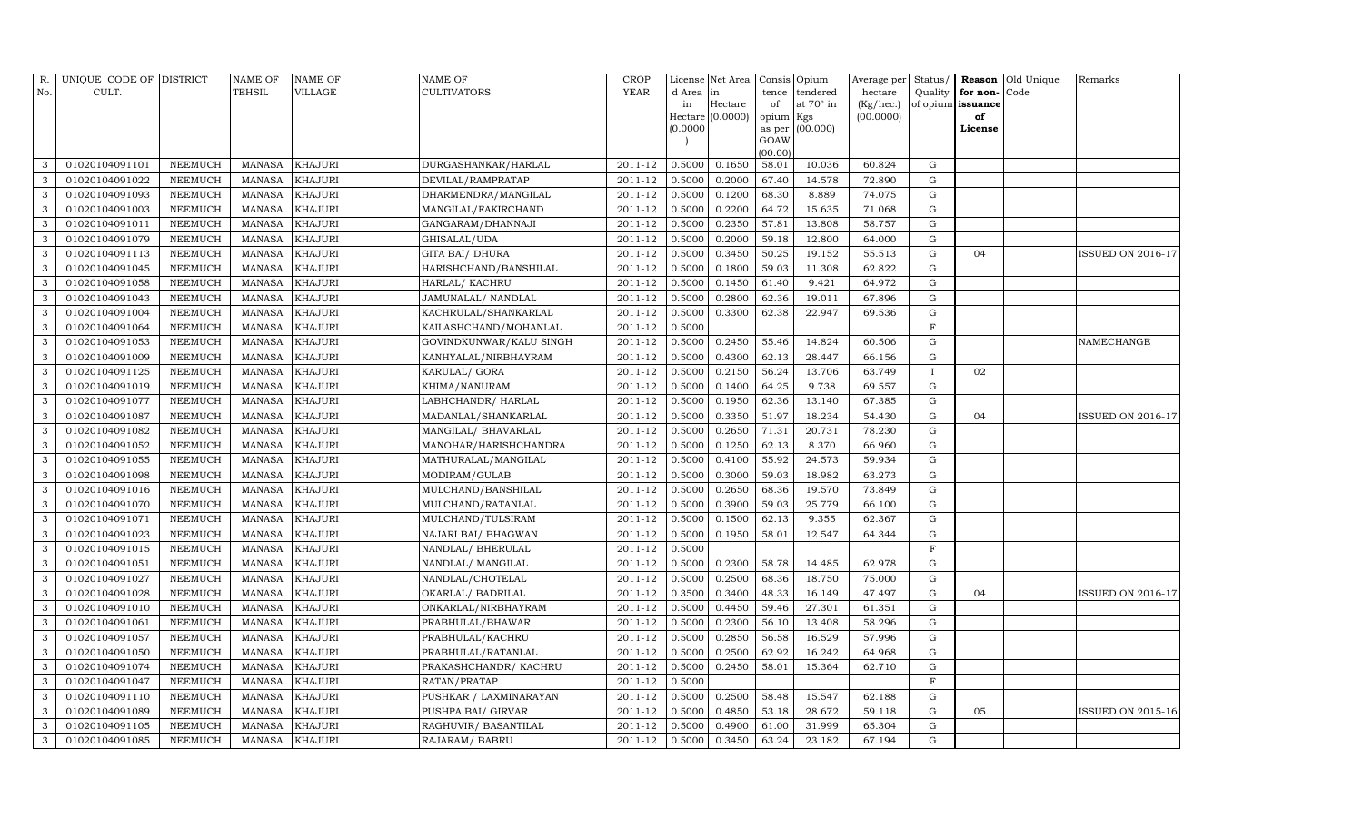| R. No. | UNIQUE CODE OF CULT. | DISTRICT | NAME OF TEHSIL | NAME OF VILLAGE | NAME OF CULTIVATORS | CROP YEAR | License d Area in Hectare (0.0000) | Net Area in Hectare (0.0000) | Consis tence of opium as per GOAW (00.00) | Opium tendered at 70° in Kgs (00.000) | Average per hectare (Kg/hec.) (00.0000) | Status/ Quality of opium | Reason for non-issuance of License | Old Unique Code | Remarks |
|---|---|---|---|---|---|---|---|---|---|---|---|---|---|---|---|
| 3 | 01020104091101 | NEEMUCH | MANASA | KHAJURI | DURGASHANKAR/HARLAL | 2011-12 | 0.5000 | 0.1650 | 58.01 | 10.036 | 60.824 | G | | | |
| 3 | 01020104091022 | NEEMUCH | MANASA | KHAJURI | DEVILAL/RAMPRATAP | 2011-12 | 0.5000 | 0.2000 | 67.40 | 14.578 | 72.890 | G | | | |
| 3 | 01020104091093 | NEEMUCH | MANASA | KHAJURI | DHARMENDRA/MANGILAL | 2011-12 | 0.5000 | 0.1200 | 68.30 | 8.889 | 74.075 | G | | | |
| 3 | 01020104091003 | NEEMUCH | MANASA | KHAJURI | MANGILAL/FAKIRCHAND | 2011-12 | 0.5000 | 0.2200 | 64.72 | 15.635 | 71.068 | G | | | |
| 3 | 01020104091011 | NEEMUCH | MANASA | KHAJURI | GANGARAM/DHANNAJI | 2011-12 | 0.5000 | 0.2350 | 57.81 | 13.808 | 58.757 | G | | | |
| 3 | 01020104091079 | NEEMUCH | MANASA | KHAJURI | GHISALAL/UDA | 2011-12 | 0.5000 | 0.2000 | 59.18 | 12.800 | 64.000 | G | | | |
| 3 | 01020104091113 | NEEMUCH | MANASA | KHAJURI | GITA BAI/ DHURA | 2011-12 | 0.5000 | 0.3450 | 50.25 | 19.152 | 55.513 | G | 04 | | ISSUED ON 2016-17 |
| 3 | 01020104091045 | NEEMUCH | MANASA | KHAJURI | HARISHCHAND/BANSHILAL | 2011-12 | 0.5000 | 0.1800 | 59.03 | 11.308 | 62.822 | G | | | |
| 3 | 01020104091058 | NEEMUCH | MANASA | KHAJURI | HARLAL/ KACHRU | 2011-12 | 0.5000 | 0.1450 | 61.40 | 9.421 | 64.972 | G | | | |
| 3 | 01020104091043 | NEEMUCH | MANASA | KHAJURI | JAMUNALAL/ NANDLAL | 2011-12 | 0.5000 | 0.2800 | 62.36 | 19.011 | 67.896 | G | | | |
| 3 | 01020104091004 | NEEMUCH | MANASA | KHAJURI | KACHRULAL/SHANKARLAL | 2011-12 | 0.5000 | 0.3300 | 62.38 | 22.947 | 69.536 | G | | | |
| 3 | 01020104091064 | NEEMUCH | MANASA | KHAJURI | KAILASHCHAND/MOHANLAL | 2011-12 | 0.5000 | | | | | F | | | |
| 3 | 01020104091053 | NEEMUCH | MANASA | KHAJURI | GOVINDKUNWAR/KALU SINGH | 2011-12 | 0.5000 | 0.2450 | 55.46 | 14.824 | 60.506 | G | | | NAMECHANGE |
| 3 | 01020104091009 | NEEMUCH | MANASA | KHAJURI | KANHYALAL/NIRBHAYRAM | 2011-12 | 0.5000 | 0.4300 | 62.13 | 28.447 | 66.156 | G | | | |
| 3 | 01020104091125 | NEEMUCH | MANASA | KHAJURI | KARULAL/ GORA | 2011-12 | 0.5000 | 0.2150 | 56.24 | 13.706 | 63.749 | I | 02 | | |
| 3 | 01020104091019 | NEEMUCH | MANASA | KHAJURI | KHIMA/NANURAM | 2011-12 | 0.5000 | 0.1400 | 64.25 | 9.738 | 69.557 | G | | | |
| 3 | 01020104091077 | NEEMUCH | MANASA | KHAJURI | LABHCHANDR/ HARLAL | 2011-12 | 0.5000 | 0.1950 | 62.36 | 13.140 | 67.385 | G | | | |
| 3 | 01020104091087 | NEEMUCH | MANASA | KHAJURI | MADANLAL/SHANKARLAL | 2011-12 | 0.5000 | 0.3350 | 51.97 | 18.234 | 54.430 | G | 04 | | ISSUED ON 2016-17 |
| 3 | 01020104091082 | NEEMUCH | MANASA | KHAJURI | MANGILAL/ BHAVARLAL | 2011-12 | 0.5000 | 0.2650 | 71.31 | 20.731 | 78.230 | G | | | |
| 3 | 01020104091052 | NEEMUCH | MANASA | KHAJURI | MANOHAR/HARISHCHANDRA | 2011-12 | 0.5000 | 0.1250 | 62.13 | 8.370 | 66.960 | G | | | |
| 3 | 01020104091055 | NEEMUCH | MANASA | KHAJURI | MATHURALAL/MANGILAL | 2011-12 | 0.5000 | 0.4100 | 55.92 | 24.573 | 59.934 | G | | | |
| 3 | 01020104091098 | NEEMUCH | MANASA | KHAJURI | MODIRAM/GULAB | 2011-12 | 0.5000 | 0.3000 | 59.03 | 18.982 | 63.273 | G | | | |
| 3 | 01020104091016 | NEEMUCH | MANASA | KHAJURI | MULCHAND/BANSHILAL | 2011-12 | 0.5000 | 0.2650 | 68.36 | 19.570 | 73.849 | G | | | |
| 3 | 01020104091070 | NEEMUCH | MANASA | KHAJURI | MULCHAND/RATANLAL | 2011-12 | 0.5000 | 0.3900 | 59.03 | 25.779 | 66.100 | G | | | |
| 3 | 01020104091071 | NEEMUCH | MANASA | KHAJURI | MULCHAND/TULSIRAM | 2011-12 | 0.5000 | 0.1500 | 62.13 | 9.355 | 62.367 | G | | | |
| 3 | 01020104091023 | NEEMUCH | MANASA | KHAJURI | NAJARI BAI/ BHAGWAN | 2011-12 | 0.5000 | 0.1950 | 58.01 | 12.547 | 64.344 | G | | | |
| 3 | 01020104091015 | NEEMUCH | MANASA | KHAJURI | NANDLAL/ BHERULAL | 2011-12 | 0.5000 | | | | | F | | | |
| 3 | 01020104091051 | NEEMUCH | MANASA | KHAJURI | NANDLAL/ MANGILAL | 2011-12 | 0.5000 | 0.2300 | 58.78 | 14.485 | 62.978 | G | | | |
| 3 | 01020104091027 | NEEMUCH | MANASA | KHAJURI | NANDLAL/CHOTELAL | 2011-12 | 0.5000 | 0.2500 | 68.36 | 18.750 | 75.000 | G | | | |
| 3 | 01020104091028 | NEEMUCH | MANASA | KHAJURI | OKARLAL/ BADRILAL | 2011-12 | 0.3500 | 0.3400 | 48.33 | 16.149 | 47.497 | G | 04 | | ISSUED ON 2016-17 |
| 3 | 01020104091010 | NEEMUCH | MANASA | KHAJURI | ONKARLAL/NIRBHAYRAM | 2011-12 | 0.5000 | 0.4450 | 59.46 | 27.301 | 61.351 | G | | | |
| 3 | 01020104091061 | NEEMUCH | MANASA | KHAJURI | PRABHULAL/BHAWAR | 2011-12 | 0.5000 | 0.2300 | 56.10 | 13.408 | 58.296 | G | | | |
| 3 | 01020104091057 | NEEMUCH | MANASA | KHAJURI | PRABHULAL/KACHRU | 2011-12 | 0.5000 | 0.2850 | 56.58 | 16.529 | 57.996 | G | | | |
| 3 | 01020104091050 | NEEMUCH | MANASA | KHAJURI | PRABHULAL/RATANLAL | 2011-12 | 0.5000 | 0.2500 | 62.92 | 16.242 | 64.968 | G | | | |
| 3 | 01020104091074 | NEEMUCH | MANASA | KHAJURI | PRAKASHCHANDR/ KACHRU | 2011-12 | 0.5000 | 0.2450 | 58.01 | 15.364 | 62.710 | G | | | |
| 3 | 01020104091047 | NEEMUCH | MANASA | KHAJURI | RATAN/PRATAP | 2011-12 | 0.5000 | | | | | F | | | |
| 3 | 01020104091110 | NEEMUCH | MANASA | KHAJURI | PUSHKAR / LAXMINARAYAN | 2011-12 | 0.5000 | 0.2500 | 58.48 | 15.547 | 62.188 | G | | | |
| 3 | 01020104091089 | NEEMUCH | MANASA | KHAJURI | PUSHPA BAI/ GIRVAR | 2011-12 | 0.5000 | 0.4850 | 53.18 | 28.672 | 59.118 | G | 05 | | ISSUED ON 2015-16 |
| 3 | 01020104091105 | NEEMUCH | MANASA | KHAJURI | RAGHUVIR/ BASANTILAL | 2011-12 | 0.5000 | 0.4900 | 61.00 | 31.999 | 65.304 | G | | | |
| 3 | 01020104091085 | NEEMUCH | MANASA | KHAJURI | RAJARAM/ BABRU | 2011-12 | 0.5000 | 0.3450 | 63.24 | 23.182 | 67.194 | G | | | |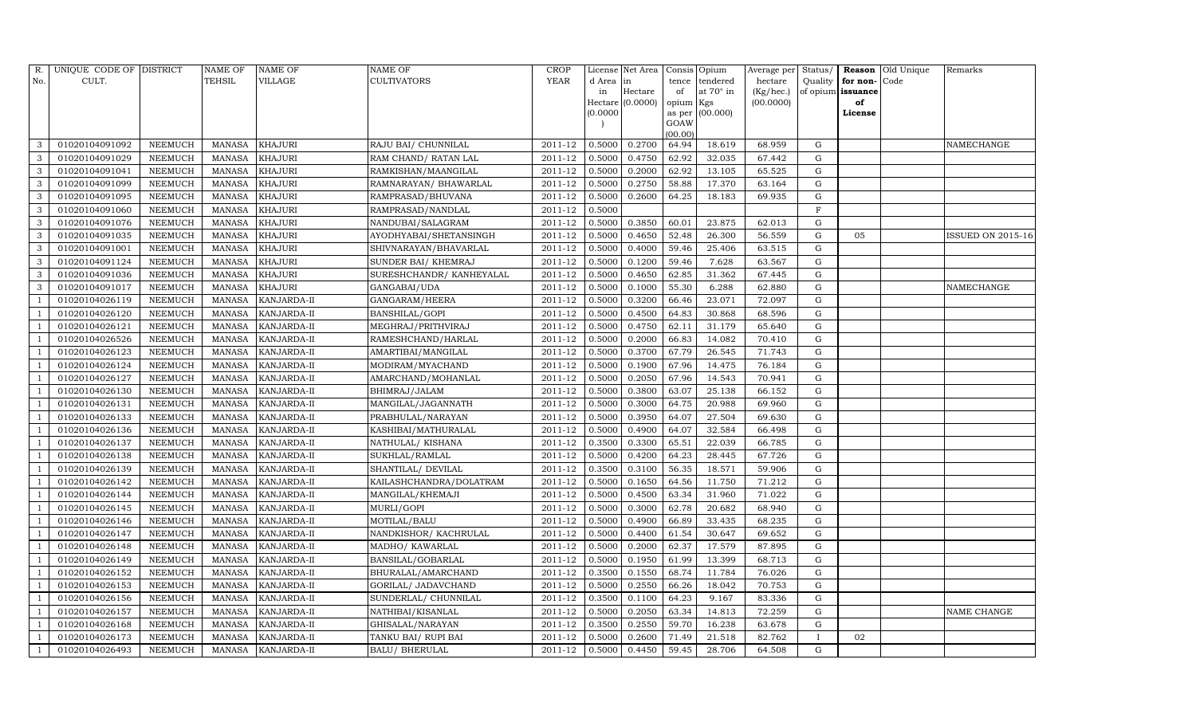| R. No. | UNIQUE CODE OF CULT. | DISTRICT | NAME OF TEHSIL | NAME OF VILLAGE | NAME OF CULTIVATORS | CROP YEAR | License d Area in Hectare (0.0000) | Net Area in Hectare (0.0000) | Consis tence of opium as per GOAW (00.00) | Opium tendered at 70° in Kgs (00.000) | Average per hectare (Kg/hec.) (00.0000) | Status/ Quality of opium | Reason for non-issuance of License | Old Unique Code | Remarks |
|---|---|---|---|---|---|---|---|---|---|---|---|---|---|---|---|
| 3 | 01020104091092 | NEEMUCH | MANASA | KHAJURI | RAJU BAI/ CHUNNILAL | 2011-12 | 0.5000 | 0.2700 | 64.94 | 18.619 | 68.959 | G | | | NAMECHANGE |
| 3 | 01020104091029 | NEEMUCH | MANASA | KHAJURI | RAM CHAND/ RATAN LAL | 2011-12 | 0.5000 | 0.4750 | 62.92 | 32.035 | 67.442 | G | | | |
| 3 | 01020104091041 | NEEMUCH | MANASA | KHAJURI | RAMKISHAN/MAANGILAL | 2011-12 | 0.5000 | 0.2000 | 62.92 | 13.105 | 65.525 | G | | | |
| 3 | 01020104091099 | NEEMUCH | MANASA | KHAJURI | RAMNARAYAN/ BHAWARLAL | 2011-12 | 0.5000 | 0.2750 | 58.88 | 17.370 | 63.164 | G | | | |
| 3 | 01020104091095 | NEEMUCH | MANASA | KHAJURI | RAMPRASAD/BHUVANA | 2011-12 | 0.5000 | 0.2600 | 64.25 | 18.183 | 69.935 | G | | | |
| 3 | 01020104091060 | NEEMUCH | MANASA | KHAJURI | RAMPRASAD/NANDLAL | 2011-12 | 0.5000 | | | | | F | | | |
| 3 | 01020104091076 | NEEMUCH | MANASA | KHAJURI | NANDUBAI/SALAGRAM | 2011-12 | 0.5000 | 0.3850 | 60.01 | 23.875 | 62.013 | G | | | |
| 3 | 01020104091035 | NEEMUCH | MANASA | KHAJURI | AYODHYABAI/SHETANSINGH | 2011-12 | 0.5000 | 0.4650 | 52.48 | 26.300 | 56.559 | G | 05 | | ISSUED ON 2015-16 |
| 3 | 01020104091001 | NEEMUCH | MANASA | KHAJURI | SHIVNARAYAN/BHAVARLAL | 2011-12 | 0.5000 | 0.4000 | 59.46 | 25.406 | 63.515 | G | | | |
| 3 | 01020104091124 | NEEMUCH | MANASA | KHAJURI | SUNDER BAI/ KHEMRAJ | 2011-12 | 0.5000 | 0.1200 | 59.46 | 7.628 | 63.567 | G | | | |
| 3 | 01020104091036 | NEEMUCH | MANASA | KHAJURI | SURESHCHANDR/ KANHEYALAL | 2011-12 | 0.5000 | 0.4650 | 62.85 | 31.362 | 67.445 | G | | | |
| 3 | 01020104091017 | NEEMUCH | MANASA | KHAJURI | GANGABAI/UDA | 2011-12 | 0.5000 | 0.1000 | 55.30 | 6.288 | 62.880 | G | | | NAMECHANGE |
| 1 | 01020104026119 | NEEMUCH | MANASA | KANJARDA-II | GANGARAM/HEERA | 2011-12 | 0.5000 | 0.3200 | 66.46 | 23.071 | 72.097 | G | | | |
| 1 | 01020104026120 | NEEMUCH | MANASA | KANJARDA-II | BANSHILAL/GOPI | 2011-12 | 0.5000 | 0.4500 | 64.83 | 30.868 | 68.596 | G | | | |
| 1 | 01020104026121 | NEEMUCH | MANASA | KANJARDA-II | MEGHRAJ/PRITHVIRAJ | 2011-12 | 0.5000 | 0.4750 | 62.11 | 31.179 | 65.640 | G | | | |
| 1 | 01020104026526 | NEEMUCH | MANASA | KANJARDA-II | RAMESHCHAND/HARLAL | 2011-12 | 0.5000 | 0.2000 | 66.83 | 14.082 | 70.410 | G | | | |
| 1 | 01020104026123 | NEEMUCH | MANASA | KANJARDA-II | AMARTIBAI/MANGILAL | 2011-12 | 0.5000 | 0.3700 | 67.79 | 26.545 | 71.743 | G | | | |
| 1 | 01020104026124 | NEEMUCH | MANASA | KANJARDA-II | MODIRAM/MYACHAND | 2011-12 | 0.5000 | 0.1900 | 67.96 | 14.475 | 76.184 | G | | | |
| 1 | 01020104026127 | NEEMUCH | MANASA | KANJARDA-II | AMARCHAND/MOHANLAL | 2011-12 | 0.5000 | 0.2050 | 67.96 | 14.543 | 70.941 | G | | | |
| 1 | 01020104026130 | NEEMUCH | MANASA | KANJARDA-II | BHIMRAJ/JALAM | 2011-12 | 0.5000 | 0.3800 | 63.07 | 25.138 | 66.152 | G | | | |
| 1 | 01020104026131 | NEEMUCH | MANASA | KANJARDA-II | MANGILAL/JAGANNATH | 2011-12 | 0.5000 | 0.3000 | 64.75 | 20.988 | 69.960 | G | | | |
| 1 | 01020104026133 | NEEMUCH | MANASA | KANJARDA-II | PRABHULAL/NARAYAN | 2011-12 | 0.5000 | 0.3950 | 64.07 | 27.504 | 69.630 | G | | | |
| 1 | 01020104026136 | NEEMUCH | MANASA | KANJARDA-II | KASHIBAI/MATHURALAL | 2011-12 | 0.5000 | 0.4900 | 64.07 | 32.584 | 66.498 | G | | | |
| 1 | 01020104026137 | NEEMUCH | MANASA | KANJARDA-II | NATHULAL/ KISHANA | 2011-12 | 0.3500 | 0.3300 | 65.51 | 22.039 | 66.785 | G | | | |
| 1 | 01020104026138 | NEEMUCH | MANASA | KANJARDA-II | SUKHLAL/RAMLAL | 2011-12 | 0.5000 | 0.4200 | 64.23 | 28.445 | 67.726 | G | | | |
| 1 | 01020104026139 | NEEMUCH | MANASA | KANJARDA-II | SHANTILAL/ DEVILAL | 2011-12 | 0.3500 | 0.3100 | 56.35 | 18.571 | 59.906 | G | | | |
| 1 | 01020104026142 | NEEMUCH | MANASA | KANJARDA-II | KAILASHCHANDRA/DOLATRAM | 2011-12 | 0.5000 | 0.1650 | 64.56 | 11.750 | 71.212 | G | | | |
| 1 | 01020104026144 | NEEMUCH | MANASA | KANJARDA-II | MANGILAL/KHEMAJI | 2011-12 | 0.5000 | 0.4500 | 63.34 | 31.960 | 71.022 | G | | | |
| 1 | 01020104026145 | NEEMUCH | MANASA | KANJARDA-II | MURLI/GOPI | 2011-12 | 0.5000 | 0.3000 | 62.78 | 20.682 | 68.940 | G | | | |
| 1 | 01020104026146 | NEEMUCH | MANASA | KANJARDA-II | MOTILAL/BALU | 2011-12 | 0.5000 | 0.4900 | 66.89 | 33.435 | 68.235 | G | | | |
| 1 | 01020104026147 | NEEMUCH | MANASA | KANJARDA-II | NANDKISHOR/ KACHRULAL | 2011-12 | 0.5000 | 0.4400 | 61.54 | 30.647 | 69.652 | G | | | |
| 1 | 01020104026148 | NEEMUCH | MANASA | KANJARDA-II | MADHO/ KAWARLAL | 2011-12 | 0.5000 | 0.2000 | 62.37 | 17.579 | 87.895 | G | | | |
| 1 | 01020104026149 | NEEMUCH | MANASA | KANJARDA-II | BANSILAL/GOBARLAL | 2011-12 | 0.5000 | 0.1950 | 61.99 | 13.399 | 68.713 | G | | | |
| 1 | 01020104026152 | NEEMUCH | MANASA | KANJARDA-II | BHURALAL/AMARCHAND | 2011-12 | 0.3500 | 0.1550 | 68.74 | 11.784 | 76.026 | G | | | |
| 1 | 01020104026153 | NEEMUCH | MANASA | KANJARDA-II | GORILAL/ JADAVCHAND | 2011-12 | 0.5000 | 0.2550 | 66.26 | 18.042 | 70.753 | G | | | |
| 1 | 01020104026156 | NEEMUCH | MANASA | KANJARDA-II | SUNDERLAL/ CHUNNILAL | 2011-12 | 0.3500 | 0.1100 | 64.23 | 9.167 | 83.336 | G | | | |
| 1 | 01020104026157 | NEEMUCH | MANASA | KANJARDA-II | NATHIBAI/KISANLAL | 2011-12 | 0.5000 | 0.2050 | 63.34 | 14.813 | 72.259 | G | | | NAME CHANGE |
| 1 | 01020104026168 | NEEMUCH | MANASA | KANJARDA-II | GHISALAL/NARAYAN | 2011-12 | 0.3500 | 0.2550 | 59.70 | 16.238 | 63.678 | G | | | |
| 1 | 01020104026173 | NEEMUCH | MANASA | KANJARDA-II | TANKU BAI/ RUPI BAI | 2011-12 | 0.5000 | 0.2600 | 71.49 | 21.518 | 82.762 | I | 02 | | |
| 1 | 01020104026493 | NEEMUCH | MANASA | KANJARDA-II | BALU/ BHERULAL | 2011-12 | 0.5000 | 0.4450 | 59.45 | 28.706 | 64.508 | G | | | |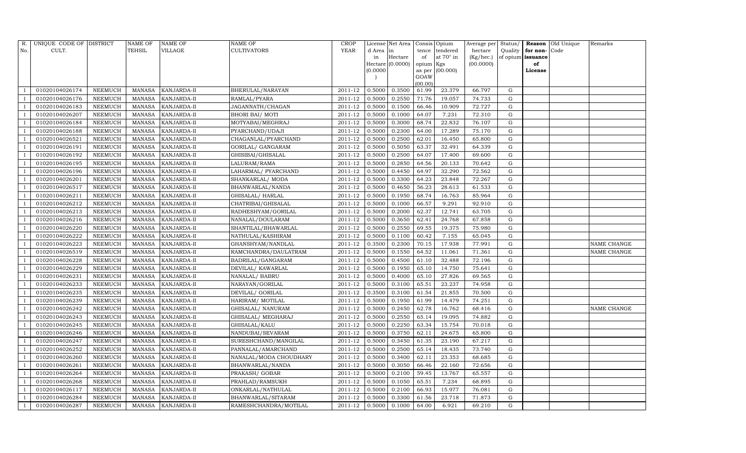| R. No. | UNIQUE CODE OF CULT. | DISTRICT | NAME OF TEHSIL | NAME OF VILLAGE | NAME OF CULTIVATORS | CROP YEAR | License d Area in Hectare (0.0000) | Net Area in Hectare (0.0000) | Consis tence of opium as per GOAW (00.00) | Opium tendered at 70° in Kgs (00.000) | Average per hectare (Kg/hec.) (00.0000) | Status/ Quality of opium | Reason for non-issuance of License | Old Unique Code | Remarks |
|---|---|---|---|---|---|---|---|---|---|---|---|---|---|---|---|
| 1 | 01020104026174 | NEEMUCH | MANASA | KANJARDA-II | BHERULAL/NARAYAN | 2011-12 | 0.5000 | 0.3500 | 61.99 | 23.379 | 66.797 | G | | | |
| 1 | 01020104026176 | NEEMUCH | MANASA | KANJARDA-II | RAMLAL/PYARA | 2011-12 | 0.5000 | 0.2550 | 71.76 | 19.057 | 74.733 | G | | | |
| 1 | 01020104026183 | NEEMUCH | MANASA | KANJARDA-II | JAGANNATH/CHAGAN | 2011-12 | 0.5000 | 0.1500 | 66.46 | 10.909 | 72.727 | G | | | |
| 1 | 01020104026207 | NEEMUCH | MANASA | KANJARDA-II | BHORI BAI/ MOTI | 2011-12 | 0.5000 | 0.1000 | 64.07 | 7.231 | 72.310 | G | | | |
| 1 | 01020104026184 | NEEMUCH | MANASA | KANJARDA-II | MOTYABAI/MEGHRAJ | 2011-12 | 0.5000 | 0.3000 | 68.74 | 22.832 | 76.107 | G | | | |
| 1 | 01020104026188 | NEEMUCH | MANASA | KANJARDA-II | PYARCHAND/UDAJI | 2011-12 | 0.5000 | 0.2300 | 64.00 | 17.289 | 75.170 | G | | | |
| 1 | 01020104026521 | NEEMUCH | MANASA | KANJARDA-II | CHAGANLAL/PYARCHAND | 2011-12 | 0.5000 | 0.2500 | 62.01 | 16.450 | 65.800 | G | | | |
| 1 | 01020104026191 | NEEMUCH | MANASA | KANJARDA-II | GORILAL/ GANGARAM | 2011-12 | 0.5000 | 0.5050 | 63.37 | 32.491 | 64.339 | G | | | |
| 1 | 01020104026192 | NEEMUCH | MANASA | KANJARDA-II | GHISIBAI/GHISALAL | 2011-12 | 0.5000 | 0.2500 | 64.07 | 17.400 | 69.600 | G | | | |
| 1 | 01020104026195 | NEEMUCH | MANASA | KANJARDA-II | LALURAM/RAMA | 2011-12 | 0.5000 | 0.2850 | 64.56 | 20.133 | 70.642 | G | | | |
| 1 | 01020104026196 | NEEMUCH | MANASA | KANJARDA-II | LAHARMAL/ PYARCHAND | 2011-12 | 0.5000 | 0.4450 | 64.97 | 32.290 | 72.562 | G | | | |
| 1 | 01020104026201 | NEEMUCH | MANASA | KANJARDA-II | SHANKARLAL/ MODA | 2011-12 | 0.5000 | 0.3300 | 64.23 | 23.848 | 72.267 | G | | | |
| 1 | 01020104026517 | NEEMUCH | MANASA | KANJARDA-II | BHANWARLAL/NANDA | 2011-12 | 0.5000 | 0.4650 | 56.23 | 28.613 | 61.533 | G | | | |
| 1 | 01020104026211 | NEEMUCH | MANASA | KANJARDA-II | GHISALAL/ HARLAL | 2011-12 | 0.5000 | 0.1950 | 68.74 | 16.763 | 85.964 | G | | | |
| 1 | 01020104026212 | NEEMUCH | MANASA | KANJARDA-II | CHATRIBAI/GHISALAL | 2011-12 | 0.5000 | 0.1000 | 66.57 | 9.291 | 92.910 | G | | | |
| 1 | 01020104026213 | NEEMUCH | MANASA | KANJARDA-II | RADHESHYAM/GORILAL | 2011-12 | 0.5000 | 0.2000 | 62.37 | 12.741 | 63.705 | G | | | |
| 1 | 01020104026216 | NEEMUCH | MANASA | KANJARDA-II | NANALAL/DOULARAM | 2011-12 | 0.5000 | 0.3650 | 62.41 | 24.768 | 67.858 | G | | | |
| 1 | 01020104026220 | NEEMUCH | MANASA | KANJARDA-II | SHANTILAL/BHAWARLAL | 2011-12 | 0.5000 | 0.2550 | 69.55 | 19.375 | 75.980 | G | | | |
| 1 | 01020104026222 | NEEMUCH | MANASA | KANJARDA-II | NATHULAL/KASHIRAM | 2011-12 | 0.5000 | 0.1100 | 60.42 | 7.155 | 65.045 | G | | | |
| 1 | 01020104026223 | NEEMUCH | MANASA | KANJARDA-II | GHANSHYAM/NANDLAL | 2011-12 | 0.3500 | 0.2300 | 70.15 | 17.938 | 77.991 | G | | | NAME CHANGE |
| 1 | 01020104026519 | NEEMUCH | MANASA | KANJARDA-II | RAMCHANDRA/DAULATRAM | 2011-12 | 0.5000 | 0.1550 | 64.52 | 11.061 | 71.361 | G | | | NAME CHANGE |
| 1 | 01020104026228 | NEEMUCH | MANASA | KANJARDA-II | BADRILAL/GANGARAM | 2011-12 | 0.5000 | 0.4500 | 61.10 | 32.488 | 72.196 | G | | | |
| 1 | 01020104026229 | NEEMUCH | MANASA | KANJARDA-II | DEVILAL/ KAWARLAL | 2011-12 | 0.5000 | 0.1950 | 65.10 | 14.750 | 75.641 | G | | | |
| 1 | 01020104026231 | NEEMUCH | MANASA | KANJARDA-II | NANALAL/ BABRU | 2011-12 | 0.5000 | 0.4000 | 65.10 | 27.826 | 69.565 | G | | | |
| 1 | 01020104026233 | NEEMUCH | MANASA | KANJARDA-II | NARAYAN/GORILAL | 2011-12 | 0.5000 | 0.3100 | 65.51 | 23.237 | 74.958 | G | | | |
| 1 | 01020104026235 | NEEMUCH | MANASA | KANJARDA-II | DEVILAL/ GORILAL | 2011-12 | 0.3500 | 0.3100 | 61.54 | 21.855 | 70.500 | G | | | |
| 1 | 01020104026239 | NEEMUCH | MANASA | KANJARDA-II | HARIRAM/ MOTILAL | 2011-12 | 0.5000 | 0.1950 | 61.99 | 14.479 | 74.251 | G | | | |
| 1 | 01020104026242 | NEEMUCH | MANASA | KANJARDA-II | GHISALAL/ NANURAM | 2011-12 | 0.5000 | 0.2450 | 62.78 | 16.762 | 68.416 | G | | | NAME CHANGE |
| 1 | 01020104026243 | NEEMUCH | MANASA | KANJARDA-II | GHISALAL/ MEGHARAJ | 2011-12 | 0.5000 | 0.2550 | 65.14 | 19.095 | 74.882 | G | | | |
| 1 | 01020104026245 | NEEMUCH | MANASA | KANJARDA-II | GHISALAL/KALU | 2011-12 | 0.5000 | 0.2250 | 63.34 | 15.754 | 70.018 | G | | | |
| 1 | 01020104026246 | NEEMUCH | MANASA | KANJARDA-II | NANDUBAI/SEVARAM | 2011-12 | 0.5000 | 0.3750 | 62.11 | 24.675 | 65.800 | G | | | |
| 1 | 01020104026247 | NEEMUCH | MANASA | KANJARDA-II | SURESHCHAND/MANGILAL | 2011-12 | 0.5000 | 0.3450 | 61.35 | 23.190 | 67.217 | G | | | |
| 1 | 01020104026252 | NEEMUCH | MANASA | KANJARDA-II | PANNALAL/AMARCHAND | 2011-12 | 0.5000 | 0.2500 | 65.14 | 18.435 | 73.740 | G | | | |
| 1 | 01020104026260 | NEEMUCH | MANASA | KANJARDA-II | NANALAL/MODA CHOUDHARY | 2011-12 | 0.5000 | 0.3400 | 62.11 | 23.353 | 68.685 | G | | | |
| 1 | 01020104026261 | NEEMUCH | MANASA | KANJARDA-II | BHANWARLAL/NANDA | 2011-12 | 0.5000 | 0.3050 | 66.46 | 22.160 | 72.656 | G | | | |
| 1 | 01020104026264 | NEEMUCH | MANASA | KANJARDA-II | PRAKASH/ GOBAR | 2011-12 | 0.5000 | 0.2100 | 59.45 | 13.767 | 65.557 | G | | | |
| 1 | 01020104026268 | NEEMUCH | MANASA | KANJARDA-II | PRAHLAD/RAMSUKH | 2011-12 | 0.5000 | 0.1050 | 65.51 | 7.234 | 68.895 | G | | | |
| 1 | 01020104026117 | NEEMUCH | MANASA | KANJARDA-II | ONKARLAL/NATHULAL | 2011-12 | 0.5000 | 0.2100 | 66.93 | 15.977 | 76.081 | G | | | |
| 1 | 01020104026284 | NEEMUCH | MANASA | KANJARDA-II | BHANWARLAL/SITARAM | 2011-12 | 0.5000 | 0.3300 | 61.56 | 23.718 | 71.873 | G | | | |
| 1 | 01020104026287 | NEEMUCH | MANASA | KANJARDA-II | RAMESHCHANDRA/MOTILAL | 2011-12 | 0.5000 | 0.1000 | 64.00 | 6.921 | 69.210 | G | | | |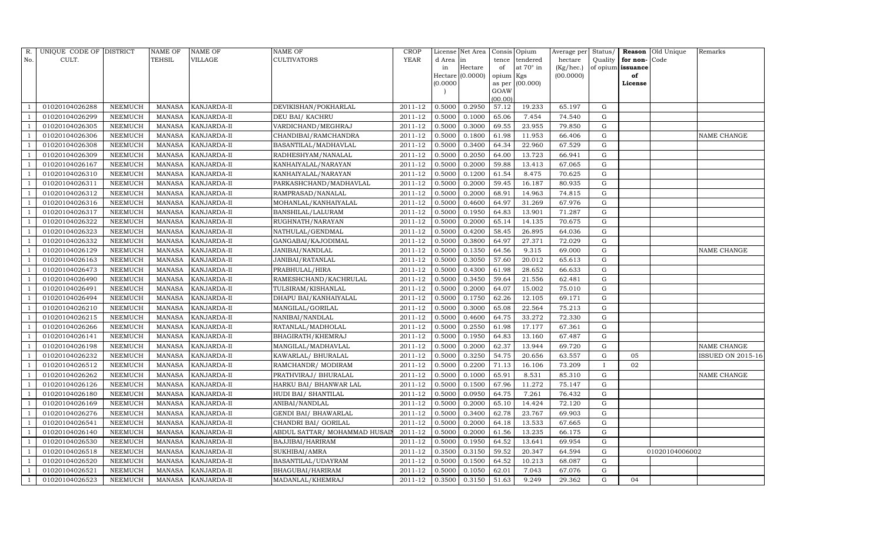| R. No. | UNIQUE CODE OF CULT. | DISTRICT | NAME OF TEHSIL | NAME OF VILLAGE | NAME OF CULTIVATORS | CROP YEAR | License d Area in Hectare (0.0000) | Net Area in Hectare (0.0000) | Consis tence of opium as per GOAW (00.00) | Opium tendered at 70° in Kgs (00.000) | Average per hectare (Kg/hec.) (00.0000) | Status/ Quality of opium | Reason for non-issuance of License | Old Unique Code | Remarks |
|---|---|---|---|---|---|---|---|---|---|---|---|---|---|---|---|
| 1 | 01020104026288 | NEEMUCH | MANASA | KANJARDA-II | DEVIKISHAN/POKHARLAL | 2011-12 | 0.5000 | 0.2950 | 57.12 | 19.233 | 65.197 | G | | | |
| 1 | 01020104026299 | NEEMUCH | MANASA | KANJARDA-II | DEU BAI/ KACHRU | 2011-12 | 0.5000 | 0.1000 | 65.06 | 7.454 | 74.540 | G | | | |
| 1 | 01020104026305 | NEEMUCH | MANASA | KANJARDA-II | VARDICHAND/MEGHRAJ | 2011-12 | 0.5000 | 0.3000 | 69.55 | 23.955 | 79.850 | G | | | |
| 1 | 01020104026306 | NEEMUCH | MANASA | KANJARDA-II | CHANDIBAI/RAMCHANDRA | 2011-12 | 0.5000 | 0.1800 | 61.98 | 11.953 | 66.406 | G | | | NAME CHANGE |
| 1 | 01020104026308 | NEEMUCH | MANASA | KANJARDA-II | BASANTILAL/MADHAVLAL | 2011-12 | 0.5000 | 0.3400 | 64.34 | 22.960 | 67.529 | G | | | |
| 1 | 01020104026309 | NEEMUCH | MANASA | KANJARDA-II | RADHESHYAM/NANALAL | 2011-12 | 0.5000 | 0.2050 | 64.00 | 13.723 | 66.941 | G | | | |
| 1 | 01020104026167 | NEEMUCH | MANASA | KANJARDA-II | KANHAIYALAL/NARAYAN | 2011-12 | 0.5000 | 0.2000 | 59.88 | 13.413 | 67.065 | G | | | |
| 1 | 01020104026310 | NEEMUCH | MANASA | KANJARDA-II | KANHAIYALAL/NARAYAN | 2011-12 | 0.5000 | 0.1200 | 61.54 | 8.475 | 70.625 | G | | | |
| 1 | 01020104026311 | NEEMUCH | MANASA | KANJARDA-II | PARKASHCHAND/MADHAVLAL | 2011-12 | 0.5000 | 0.2000 | 59.45 | 16.187 | 80.935 | G | | | |
| 1 | 01020104026312 | NEEMUCH | MANASA | KANJARDA-II | RAMPRASAD/NANALAL | 2011-12 | 0.5000 | 0.2000 | 68.91 | 14.963 | 74.815 | G | | | |
| 1 | 01020104026316 | NEEMUCH | MANASA | KANJARDA-II | MOHANLAL/KANHAIYALAL | 2011-12 | 0.5000 | 0.4600 | 64.97 | 31.269 | 67.976 | G | | | |
| 1 | 01020104026317 | NEEMUCH | MANASA | KANJARDA-II | BANSHILAL/LALURAM | 2011-12 | 0.5000 | 0.1950 | 64.83 | 13.901 | 71.287 | G | | | |
| 1 | 01020104026322 | NEEMUCH | MANASA | KANJARDA-II | RUGHNATH/NARAYAN | 2011-12 | 0.5000 | 0.2000 | 65.14 | 14.135 | 70.675 | G | | | |
| 1 | 01020104026323 | NEEMUCH | MANASA | KANJARDA-II | NATHULAL/GENDMAL | 2011-12 | 0.5000 | 0.4200 | 58.45 | 26.895 | 64.036 | G | | | |
| 1 | 01020104026332 | NEEMUCH | MANASA | KANJARDA-II | GANGABAI/KAJODIMAL | 2011-12 | 0.5000 | 0.3800 | 64.97 | 27.371 | 72.029 | G | | | |
| 1 | 01020104026129 | NEEMUCH | MANASA | KANJARDA-II | JANIBAI/NANDLAL | 2011-12 | 0.5000 | 0.1350 | 64.56 | 9.315 | 69.000 | G | | | NAME CHANGE |
| 1 | 01020104026163 | NEEMUCH | MANASA | KANJARDA-II | JANIBAI/RATANLAL | 2011-12 | 0.5000 | 0.3050 | 57.60 | 20.012 | 65.613 | G | | | |
| 1 | 01020104026473 | NEEMUCH | MANASA | KANJARDA-II | PRABHULAL/HIRA | 2011-12 | 0.5000 | 0.4300 | 61.98 | 28.652 | 66.633 | G | | | |
| 1 | 01020104026490 | NEEMUCH | MANASA | KANJARDA-II | RAMESHCHAND/KACHRULAL | 2011-12 | 0.5000 | 0.3450 | 59.64 | 21.556 | 62.481 | G | | | |
| 1 | 01020104026491 | NEEMUCH | MANASA | KANJARDA-II | TULSIRAM/KISHANLAL | 2011-12 | 0.5000 | 0.2000 | 64.07 | 15.002 | 75.010 | G | | | |
| 1 | 01020104026494 | NEEMUCH | MANASA | KANJARDA-II | DHAPU BAI/KANHAIYALAL | 2011-12 | 0.5000 | 0.1750 | 62.26 | 12.105 | 69.171 | G | | | |
| 1 | 01020104026210 | NEEMUCH | MANASA | KANJARDA-II | MANGILAL/GORILAL | 2011-12 | 0.5000 | 0.3000 | 65.08 | 22.564 | 75.213 | G | | | |
| 1 | 01020104026215 | NEEMUCH | MANASA | KANJARDA-II | NANIBAI/NANDLAL | 2011-12 | 0.5000 | 0.4600 | 64.75 | 33.272 | 72.330 | G | | | |
| 1 | 01020104026266 | NEEMUCH | MANASA | KANJARDA-II | RATANLAL/MADHOLAL | 2011-12 | 0.5000 | 0.2550 | 61.98 | 17.177 | 67.361 | G | | | |
| 1 | 01020104026141 | NEEMUCH | MANASA | KANJARDA-II | BHAGIRATH/KHEMRAJ | 2011-12 | 0.5000 | 0.1950 | 64.83 | 13.160 | 67.487 | G | | | |
| 1 | 01020104026198 | NEEMUCH | MANASA | KANJARDA-II | MANGILAL/MADHAVLAL | 2011-12 | 0.5000 | 0.2000 | 62.37 | 13.944 | 69.720 | G | | | NAME CHANGE |
| 1 | 01020104026232 | NEEMUCH | MANASA | KANJARDA-II | KAWARLAL/ BHURALAL | 2011-12 | 0.5000 | 0.3250 | 54.75 | 20.656 | 63.557 | G | 05 | | ISSUED ON 2015-16 |
| 1 | 01020104026512 | NEEMUCH | MANASA | KANJARDA-II | RAMCHANDR/ MODIRAM | 2011-12 | 0.5000 | 0.2200 | 71.13 | 16.106 | 73.209 | I | 02 | | |
| 1 | 01020104026262 | NEEMUCH | MANASA | KANJARDA-II | PRATHVIRAJ/ BHURALAL | 2011-12 | 0.5000 | 0.1000 | 65.91 | 8.531 | 85.310 | G | | | NAME CHANGE |
| 1 | 01020104026126 | NEEMUCH | MANASA | KANJARDA-II | HARKU BAI/ BHANWAR LAL | 2011-12 | 0.5000 | 0.1500 | 67.96 | 11.272 | 75.147 | G | | | |
| 1 | 01020104026180 | NEEMUCH | MANASA | KANJARDA-II | HUDI BAI/ SHANTILAL | 2011-12 | 0.5000 | 0.0950 | 64.75 | 7.261 | 76.432 | G | | | |
| 1 | 01020104026169 | NEEMUCH | MANASA | KANJARDA-II | ANIBAI/NANDLAL | 2011-12 | 0.5000 | 0.2000 | 65.10 | 14.424 | 72.120 | G | | | |
| 1 | 01020104026276 | NEEMUCH | MANASA | KANJARDA-II | GENDI BAI/ BHAWARLAL | 2011-12 | 0.5000 | 0.3400 | 62.78 | 23.767 | 69.903 | G | | | |
| 1 | 01020104026541 | NEEMUCH | MANASA | KANJARDA-II | CHANDRI BAI/ GORILAL | 2011-12 | 0.5000 | 0.2000 | 64.18 | 13.533 | 67.665 | G | | | |
| 1 | 01020104026140 | NEEMUCH | MANASA | KANJARDA-II | ABDUL SATTAR/ MOHAMMAD HUSAIN | 2011-12 | 0.5000 | 0.2000 | 61.56 | 13.235 | 66.175 | G | | | |
| 1 | 01020104026530 | NEEMUCH | MANASA | KANJARDA-II | BAJJIBAI/HARIRAM | 2011-12 | 0.5000 | 0.1950 | 64.52 | 13.641 | 69.954 | G | | | |
| 1 | 01020104026518 | NEEMUCH | MANASA | KANJARDA-II | SUKHIBAI/AMRA | 2011-12 | 0.3500 | 0.3150 | 59.52 | 20.347 | 64.594 | G | | 01020104006002 | |
| 1 | 01020104026520 | NEEMUCH | MANASA | KANJARDA-II | BASANTILAL/UDAYRAM | 2011-12 | 0.5000 | 0.1500 | 64.52 | 10.213 | 68.087 | G | | | |
| 1 | 01020104026521 | NEEMUCH | MANASA | KANJARDA-II | BHAGUBAI/HARIRAM | 2011-12 | 0.5000 | 0.1050 | 62.01 | 7.043 | 67.076 | G | | | |
| 1 | 01020104026523 | NEEMUCH | MANASA | KANJARDA-II | MADANLAL/KHEMRAJ | 2011-12 | 0.3500 | 0.3150 | 51.63 | 9.249 | 29.362 | G | 04 | | |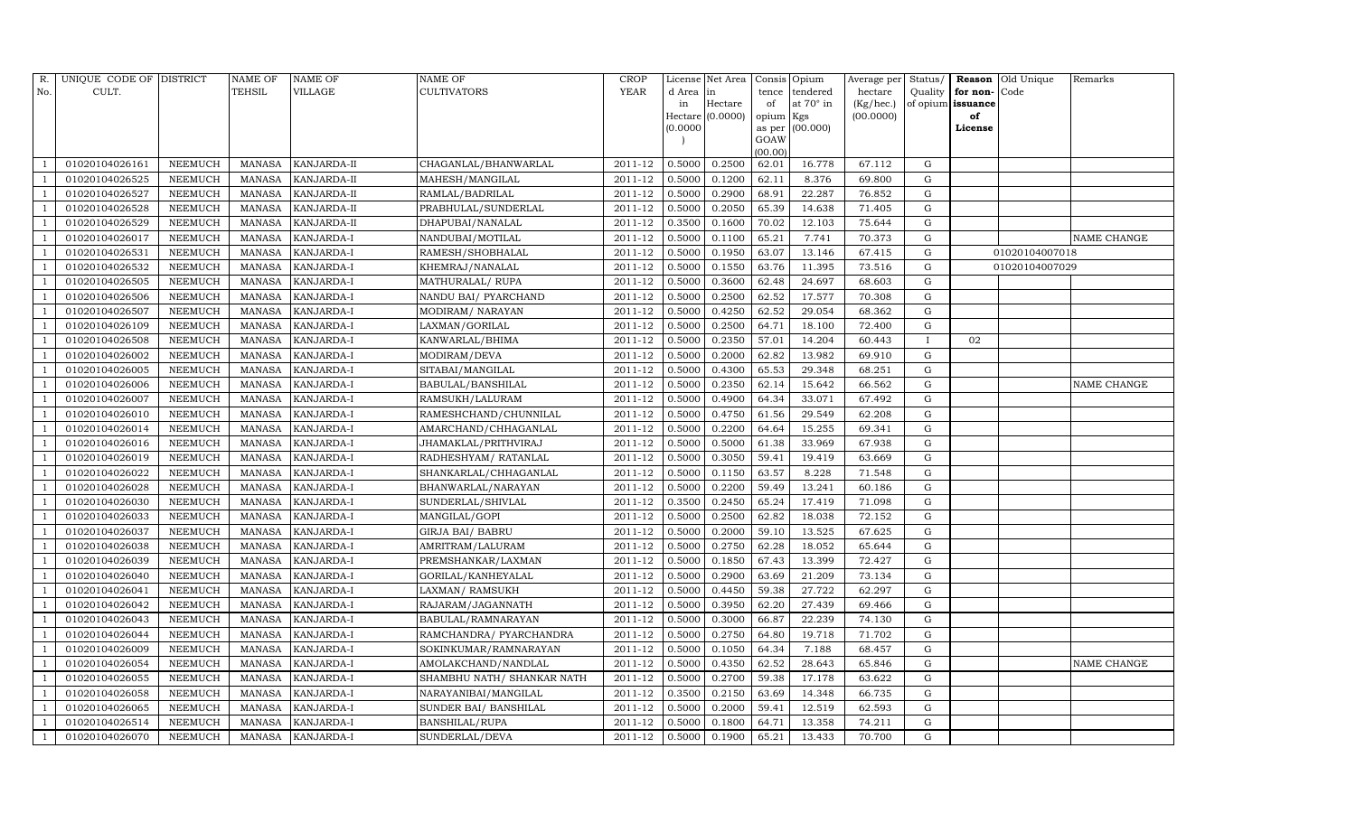| R. No. | UNIQUE CODE OF CULT. | DISTRICT | NAME OF TEHSIL | NAME OF VILLAGE | NAME OF CULTIVATORS | CROP YEAR | License d Area in Hectare (0.0000) | Net Area in Hectare (0.0000) | Consis tence of opium as per GOAW (00.00) | Opium tendered at 70° in Kgs (00.000) | Average per hectare (Kg/hec.) (00.0000) | Status/ Quality of opium | Reason for non-issuance of License | Old Unique Code | Remarks |
|---|---|---|---|---|---|---|---|---|---|---|---|---|---|---|---|
| 1 | 01020104026161 | NEEMUCH | MANASA | KANJARDA-II | CHAGANLAL/BHANWARLAL | 2011-12 | 0.5000 | 0.2500 | 62.01 | 16.778 | 67.112 | G | | | |
| 1 | 01020104026525 | NEEMUCH | MANASA | KANJARDA-II | MAHESH/MANGILAL | 2011-12 | 0.5000 | 0.1200 | 62.11 | 8.376 | 69.800 | G | | | |
| 1 | 01020104026527 | NEEMUCH | MANASA | KANJARDA-II | RAMLAL/BADRILAL | 2011-12 | 0.5000 | 0.2900 | 68.91 | 22.287 | 76.852 | G | | | |
| 1 | 01020104026528 | NEEMUCH | MANASA | KANJARDA-II | PRABHULAL/SUNDERLAL | 2011-12 | 0.5000 | 0.2050 | 65.39 | 14.638 | 71.405 | G | | | |
| 1 | 01020104026529 | NEEMUCH | MANASA | KANJARDA-II | DHAPUBAI/NANALAL | 2011-12 | 0.3500 | 0.1600 | 70.02 | 12.103 | 75.644 | G | | | |
| 1 | 01020104026017 | NEEMUCH | MANASA | KANJARDA-I | NANDUBAI/MOTILAL | 2011-12 | 0.5000 | 0.1100 | 65.21 | 7.741 | 70.373 | G | | | NAME CHANGE |
| 1 | 01020104026531 | NEEMUCH | MANASA | KANJARDA-I | RAMESH/SHOBHALAL | 2011-12 | 0.5000 | 0.1950 | 63.07 | 13.146 | 67.415 | G | | 01020104007018 | |
| 1 | 01020104026532 | NEEMUCH | MANASA | KANJARDA-I | KHEMRAJ/NANALAL | 2011-12 | 0.5000 | 0.1550 | 63.76 | 11.395 | 73.516 | G | | 01020104007029 | |
| 1 | 01020104026505 | NEEMUCH | MANASA | KANJARDA-I | MATHURALAL/ RUPA | 2011-12 | 0.5000 | 0.3600 | 62.48 | 24.697 | 68.603 | G | | | |
| 1 | 01020104026506 | NEEMUCH | MANASA | KANJARDA-I | NANDU BAI/ PYARCHAND | 2011-12 | 0.5000 | 0.2500 | 62.52 | 17.577 | 70.308 | G | | | |
| 1 | 01020104026507 | NEEMUCH | MANASA | KANJARDA-I | MODIRAM/ NARAYAN | 2011-12 | 0.5000 | 0.4250 | 62.52 | 29.054 | 68.362 | G | | | |
| 1 | 01020104026109 | NEEMUCH | MANASA | KANJARDA-I | LAXMAN/GORILAL | 2011-12 | 0.5000 | 0.2500 | 64.71 | 18.100 | 72.400 | G | | | |
| 1 | 01020104026508 | NEEMUCH | MANASA | KANJARDA-I | KANWARLAL/BHIMA | 2011-12 | 0.5000 | 0.2350 | 57.01 | 14.204 | 60.443 | I | 02 | | |
| 1 | 01020104026002 | NEEMUCH | MANASA | KANJARDA-I | MODIRAM/DEVA | 2011-12 | 0.5000 | 0.2000 | 62.82 | 13.982 | 69.910 | G | | | |
| 1 | 01020104026005 | NEEMUCH | MANASA | KANJARDA-I | SITABAI/MANGILAL | 2011-12 | 0.5000 | 0.4300 | 65.53 | 29.348 | 68.251 | G | | | |
| 1 | 01020104026006 | NEEMUCH | MANASA | KANJARDA-I | BABULAL/BANSHILAL | 2011-12 | 0.5000 | 0.2350 | 62.14 | 15.642 | 66.562 | G | | | NAME CHANGE |
| 1 | 01020104026007 | NEEMUCH | MANASA | KANJARDA-I | RAMSUKH/LALURAM | 2011-12 | 0.5000 | 0.4900 | 64.34 | 33.071 | 67.492 | G | | | |
| 1 | 01020104026010 | NEEMUCH | MANASA | KANJARDA-I | RAMESHCHAND/CHUNNILAL | 2011-12 | 0.5000 | 0.4750 | 61.56 | 29.549 | 62.208 | G | | | |
| 1 | 01020104026014 | NEEMUCH | MANASA | KANJARDA-I | AMARCHAND/CHHAGANLAL | 2011-12 | 0.5000 | 0.2200 | 64.64 | 15.255 | 69.341 | G | | | |
| 1 | 01020104026016 | NEEMUCH | MANASA | KANJARDA-I | JHAMAKLAL/PRITHVIRAJ | 2011-12 | 0.5000 | 0.5000 | 61.38 | 33.969 | 67.938 | G | | | |
| 1 | 01020104026019 | NEEMUCH | MANASA | KANJARDA-I | RADHESHYAM/ RATANLAL | 2011-12 | 0.5000 | 0.3050 | 59.41 | 19.419 | 63.669 | G | | | |
| 1 | 01020104026022 | NEEMUCH | MANASA | KANJARDA-I | SHANKARLAL/CHHAGANLAL | 2011-12 | 0.5000 | 0.1150 | 63.57 | 8.228 | 71.548 | G | | | |
| 1 | 01020104026028 | NEEMUCH | MANASA | KANJARDA-I | BHANWARLAL/NARAYAN | 2011-12 | 0.5000 | 0.2200 | 59.49 | 13.241 | 60.186 | G | | | |
| 1 | 01020104026030 | NEEMUCH | MANASA | KANJARDA-I | SUNDERLAL/SHIVLAL | 2011-12 | 0.3500 | 0.2450 | 65.24 | 17.419 | 71.098 | G | | | |
| 1 | 01020104026033 | NEEMUCH | MANASA | KANJARDA-I | MANGILAL/GOPI | 2011-12 | 0.5000 | 0.2500 | 62.82 | 18.038 | 72.152 | G | | | |
| 1 | 01020104026037 | NEEMUCH | MANASA | KANJARDA-I | GIRJA BAI/ BABRU | 2011-12 | 0.5000 | 0.2000 | 59.10 | 13.525 | 67.625 | G | | | |
| 1 | 01020104026038 | NEEMUCH | MANASA | KANJARDA-I | AMRITRAM/LALURAM | 2011-12 | 0.5000 | 0.2750 | 62.28 | 18.052 | 65.644 | G | | | |
| 1 | 01020104026039 | NEEMUCH | MANASA | KANJARDA-I | PREMSHANKAR/LAXMAN | 2011-12 | 0.5000 | 0.1850 | 67.43 | 13.399 | 72.427 | G | | | |
| 1 | 01020104026040 | NEEMUCH | MANASA | KANJARDA-I | GORILAL/KANHEYALAL | 2011-12 | 0.5000 | 0.2900 | 63.69 | 21.209 | 73.134 | G | | | |
| 1 | 01020104026041 | NEEMUCH | MANASA | KANJARDA-I | LAXMAN/ RAMSUKH | 2011-12 | 0.5000 | 0.4450 | 59.38 | 27.722 | 62.297 | G | | | |
| 1 | 01020104026042 | NEEMUCH | MANASA | KANJARDA-I | RAJARAM/JAGANNATH | 2011-12 | 0.5000 | 0.3950 | 62.20 | 27.439 | 69.466 | G | | | |
| 1 | 01020104026043 | NEEMUCH | MANASA | KANJARDA-I | BABULAL/RAMNARAYAN | 2011-12 | 0.5000 | 0.3000 | 66.87 | 22.239 | 74.130 | G | | | |
| 1 | 01020104026044 | NEEMUCH | MANASA | KANJARDA-I | RAMCHANDRA/ PYARCHANDRA | 2011-12 | 0.5000 | 0.2750 | 64.80 | 19.718 | 71.702 | G | | | |
| 1 | 01020104026009 | NEEMUCH | MANASA | KANJARDA-I | SOKINKUMAR/RAMNARAYAN | 2011-12 | 0.5000 | 0.1050 | 64.34 | 7.188 | 68.457 | G | | | |
| 1 | 01020104026054 | NEEMUCH | MANASA | KANJARDA-I | AMOLAKCHAND/NANDLAL | 2011-12 | 0.5000 | 0.4350 | 62.52 | 28.643 | 65.846 | G | | | NAME CHANGE |
| 1 | 01020104026055 | NEEMUCH | MANASA | KANJARDA-I | SHAMBHU NATH/ SHANKAR NATH | 2011-12 | 0.5000 | 0.2700 | 59.38 | 17.178 | 63.622 | G | | | |
| 1 | 01020104026058 | NEEMUCH | MANASA | KANJARDA-I | NARAYANIBAI/MANGILAL | 2011-12 | 0.3500 | 0.2150 | 63.69 | 14.348 | 66.735 | G | | | |
| 1 | 01020104026065 | NEEMUCH | MANASA | KANJARDA-I | SUNDER BAI/ BANSHILAL | 2011-12 | 0.5000 | 0.2000 | 59.41 | 12.519 | 62.593 | G | | | |
| 1 | 01020104026514 | NEEMUCH | MANASA | KANJARDA-I | BANSHILAL/RUPA | 2011-12 | 0.5000 | 0.1800 | 64.71 | 13.358 | 74.211 | G | | | |
| 1 | 01020104026070 | NEEMUCH | MANASA | KANJARDA-I | SUNDERLAL/DEVA | 2011-12 | 0.5000 | 0.1900 | 65.21 | 13.433 | 70.700 | G | | | |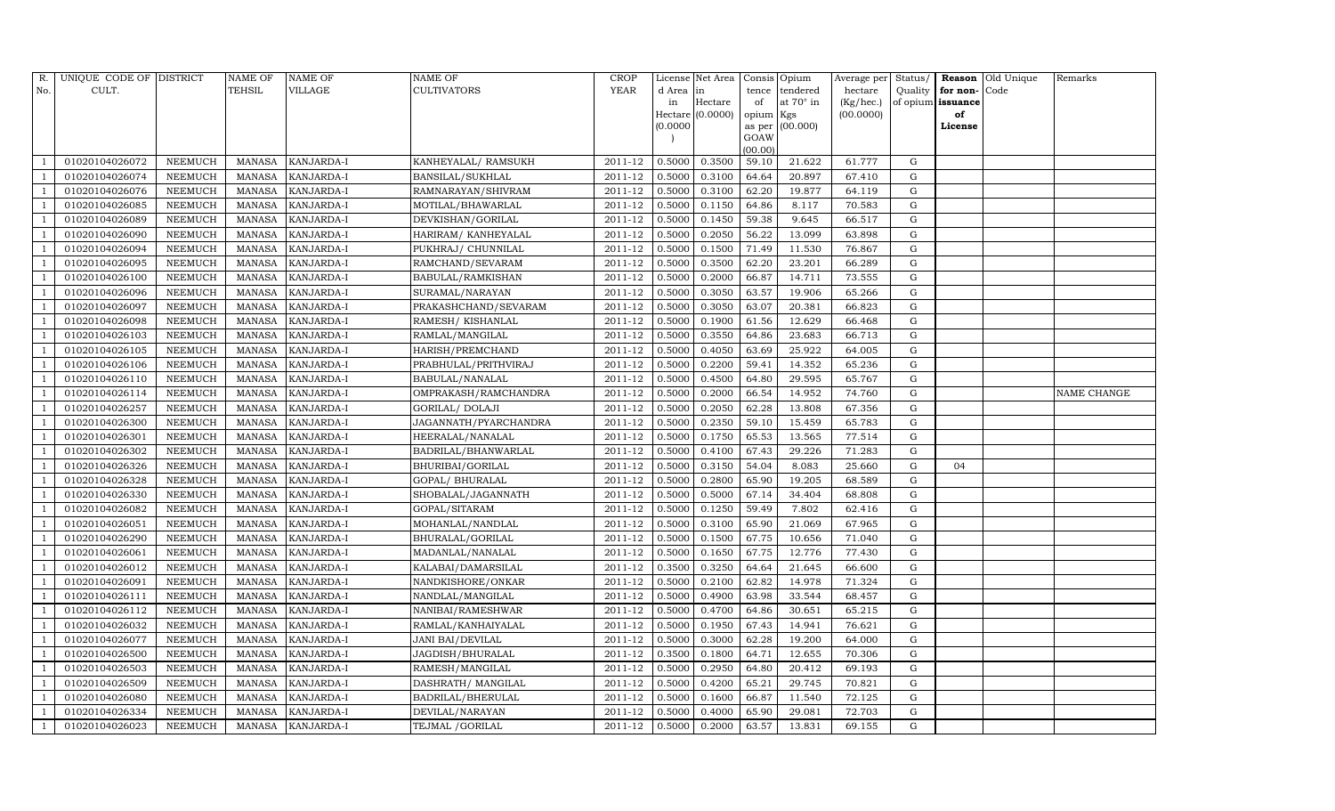| R. No. | UNIQUE CODE OF CULT. | DISTRICT | NAME OF TEHSIL | NAME OF VILLAGE | NAME OF CULTIVATORS | CROP YEAR | License d Area in Hectare (0.0000) | Net Area in Hectare (0.0000) | Consis tence of opium as per GOAW (00.00) | Opium tendered at 70° in Kgs (00.000) | Average per hectare (Kg/hec.) (00.0000) | Status/ Quality of opium | Reason for non-issuance of License | Old Unique Code | Remarks |
|---|---|---|---|---|---|---|---|---|---|---|---|---|---|---|---|
| 1 | 01020104026072 | NEEMUCH | MANASA | KANJARDA-I | KANHEYALAL/ RAMSUKH | 2011-12 | 0.5000 | 0.3500 | 59.10 | 21.622 | 61.777 | G | | | |
| 1 | 01020104026074 | NEEMUCH | MANASA | KANJARDA-I | BANSILAL/SUKHLAL | 2011-12 | 0.5000 | 0.3100 | 64.64 | 20.897 | 67.410 | G | | | |
| 1 | 01020104026076 | NEEMUCH | MANASA | KANJARDA-I | RAMNARAYAN/SHIVRAM | 2011-12 | 0.5000 | 0.3100 | 62.20 | 19.877 | 64.119 | G | | | |
| 1 | 01020104026085 | NEEMUCH | MANASA | KANJARDA-I | MOTILAL/BHAWARLAL | 2011-12 | 0.5000 | 0.1150 | 64.86 | 8.117 | 70.583 | G | | | |
| 1 | 01020104026089 | NEEMUCH | MANASA | KANJARDA-I | DEVKISHAN/GORILAL | 2011-12 | 0.5000 | 0.1450 | 59.38 | 9.645 | 66.517 | G | | | |
| 1 | 01020104026090 | NEEMUCH | MANASA | KANJARDA-I | HARIRAM/ KANHEYALAL | 2011-12 | 0.5000 | 0.2050 | 56.22 | 13.099 | 63.898 | G | | | |
| 1 | 01020104026094 | NEEMUCH | MANASA | KANJARDA-I | PUKHRAJ/ CHUNNILAL | 2011-12 | 0.5000 | 0.1500 | 71.49 | 11.530 | 76.867 | G | | | |
| 1 | 01020104026095 | NEEMUCH | MANASA | KANJARDA-I | RAMCHAND/SEVARAM | 2011-12 | 0.5000 | 0.3500 | 62.20 | 23.201 | 66.289 | G | | | |
| 1 | 01020104026100 | NEEMUCH | MANASA | KANJARDA-I | BABULAL/RAMKISHAN | 2011-12 | 0.5000 | 0.2000 | 66.87 | 14.711 | 73.555 | G | | | |
| 1 | 01020104026096 | NEEMUCH | MANASA | KANJARDA-I | SURAMAL/NARAYAN | 2011-12 | 0.5000 | 0.3050 | 63.57 | 19.906 | 65.266 | G | | | |
| 1 | 01020104026097 | NEEMUCH | MANASA | KANJARDA-I | PRAKASHCHAND/SEVARAM | 2011-12 | 0.5000 | 0.3050 | 63.07 | 20.381 | 66.823 | G | | | |
| 1 | 01020104026098 | NEEMUCH | MANASA | KANJARDA-I | RAMESH/ KISHANLAL | 2011-12 | 0.5000 | 0.1900 | 61.56 | 12.629 | 66.468 | G | | | |
| 1 | 01020104026103 | NEEMUCH | MANASA | KANJARDA-I | RAMLAL/MANGILAL | 2011-12 | 0.5000 | 0.3550 | 64.86 | 23.683 | 66.713 | G | | | |
| 1 | 01020104026105 | NEEMUCH | MANASA | KANJARDA-I | HARISH/PREMCHAND | 2011-12 | 0.5000 | 0.4050 | 63.69 | 25.922 | 64.005 | G | | | |
| 1 | 01020104026106 | NEEMUCH | MANASA | KANJARDA-I | PRABHULAL/PRITHVIRAJ | 2011-12 | 0.5000 | 0.2200 | 59.41 | 14.352 | 65.236 | G | | | |
| 1 | 01020104026110 | NEEMUCH | MANASA | KANJARDA-I | BABULAL/NANALAL | 2011-12 | 0.5000 | 0.4500 | 64.80 | 29.595 | 65.767 | G | | | |
| 1 | 01020104026114 | NEEMUCH | MANASA | KANJARDA-I | OMPRAKASH/RAMCHANDRA | 2011-12 | 0.5000 | 0.2000 | 66.54 | 14.952 | 74.760 | G | | | NAME CHANGE |
| 1 | 01020104026257 | NEEMUCH | MANASA | KANJARDA-I | GORILAL/ DOLAJI | 2011-12 | 0.5000 | 0.2050 | 62.28 | 13.808 | 67.356 | G | | | |
| 1 | 01020104026300 | NEEMUCH | MANASA | KANJARDA-I | JAGANNATH/PYARCHANDRA | 2011-12 | 0.5000 | 0.2350 | 59.10 | 15.459 | 65.783 | G | | | |
| 1 | 01020104026301 | NEEMUCH | MANASA | KANJARDA-I | HEERALAL/NANALAL | 2011-12 | 0.5000 | 0.1750 | 65.53 | 13.565 | 77.514 | G | | | |
| 1 | 01020104026302 | NEEMUCH | MANASA | KANJARDA-I | BADRILAL/BHANWARLAL | 2011-12 | 0.5000 | 0.4100 | 67.43 | 29.226 | 71.283 | G | | | |
| 1 | 01020104026326 | NEEMUCH | MANASA | KANJARDA-I | BHURIBAI/GORILAL | 2011-12 | 0.5000 | 0.3150 | 54.04 | 8.083 | 25.660 | G | 04 | | |
| 1 | 01020104026328 | NEEMUCH | MANASA | KANJARDA-I | GOPAL/ BHURALAL | 2011-12 | 0.5000 | 0.2800 | 65.90 | 19.205 | 68.589 | G | | | |
| 1 | 01020104026330 | NEEMUCH | MANASA | KANJARDA-I | SHOBALAL/JAGANNATH | 2011-12 | 0.5000 | 0.5000 | 67.14 | 34.404 | 68.808 | G | | | |
| 1 | 01020104026082 | NEEMUCH | MANASA | KANJARDA-I | GOPAL/SITARAM | 2011-12 | 0.5000 | 0.1250 | 59.49 | 7.802 | 62.416 | G | | | |
| 1 | 01020104026051 | NEEMUCH | MANASA | KANJARDA-I | MOHANLAL/NANDLAL | 2011-12 | 0.5000 | 0.3100 | 65.90 | 21.069 | 67.965 | G | | | |
| 1 | 01020104026290 | NEEMUCH | MANASA | KANJARDA-I | BHURALAL/GORILAL | 2011-12 | 0.5000 | 0.1500 | 67.75 | 10.656 | 71.040 | G | | | |
| 1 | 01020104026061 | NEEMUCH | MANASA | KANJARDA-I | MADANLAL/NANALAL | 2011-12 | 0.5000 | 0.1650 | 67.75 | 12.776 | 77.430 | G | | | |
| 1 | 01020104026012 | NEEMUCH | MANASA | KANJARDA-I | KALABAI/DAMARSILAL | 2011-12 | 0.3500 | 0.3250 | 64.64 | 21.645 | 66.600 | G | | | |
| 1 | 01020104026091 | NEEMUCH | MANASA | KANJARDA-I | NANDKISHORE/ONKAR | 2011-12 | 0.5000 | 0.2100 | 62.82 | 14.978 | 71.324 | G | | | |
| 1 | 01020104026111 | NEEMUCH | MANASA | KANJARDA-I | NANDLAL/MANGILAL | 2011-12 | 0.5000 | 0.4900 | 63.98 | 33.544 | 68.457 | G | | | |
| 1 | 01020104026112 | NEEMUCH | MANASA | KANJARDA-I | NANIBAI/RAMESHWAR | 2011-12 | 0.5000 | 0.4700 | 64.86 | 30.651 | 65.215 | G | | | |
| 1 | 01020104026032 | NEEMUCH | MANASA | KANJARDA-I | RAMLAL/KANHAIYALAL | 2011-12 | 0.5000 | 0.1950 | 67.43 | 14.941 | 76.621 | G | | | |
| 1 | 01020104026077 | NEEMUCH | MANASA | KANJARDA-I | JANI BAI/DEVILAL | 2011-12 | 0.5000 | 0.3000 | 62.28 | 19.200 | 64.000 | G | | | |
| 1 | 01020104026500 | NEEMUCH | MANASA | KANJARDA-I | JAGDISH/BHURALAL | 2011-12 | 0.3500 | 0.1800 | 64.71 | 12.655 | 70.306 | G | | | |
| 1 | 01020104026503 | NEEMUCH | MANASA | KANJARDA-I | RAMESH/MANGILAL | 2011-12 | 0.5000 | 0.2950 | 64.80 | 20.412 | 69.193 | G | | | |
| 1 | 01020104026509 | NEEMUCH | MANASA | KANJARDA-I | DASHRATH/ MANGILAL | 2011-12 | 0.5000 | 0.4200 | 65.21 | 29.745 | 70.821 | G | | | |
| 1 | 01020104026080 | NEEMUCH | MANASA | KANJARDA-I | BADRILAL/BHERULAL | 2011-12 | 0.5000 | 0.1600 | 66.87 | 11.540 | 72.125 | G | | | |
| 1 | 01020104026334 | NEEMUCH | MANASA | KANJARDA-I | DEVILAL/NARAYAN | 2011-12 | 0.5000 | 0.4000 | 65.90 | 29.081 | 72.703 | G | | | |
| 1 | 01020104026023 | NEEMUCH | MANASA | KANJARDA-I | TEJMAL /GORILAL | 2011-12 | 0.5000 | 0.2000 | 63.57 | 13.831 | 69.155 | G | | | |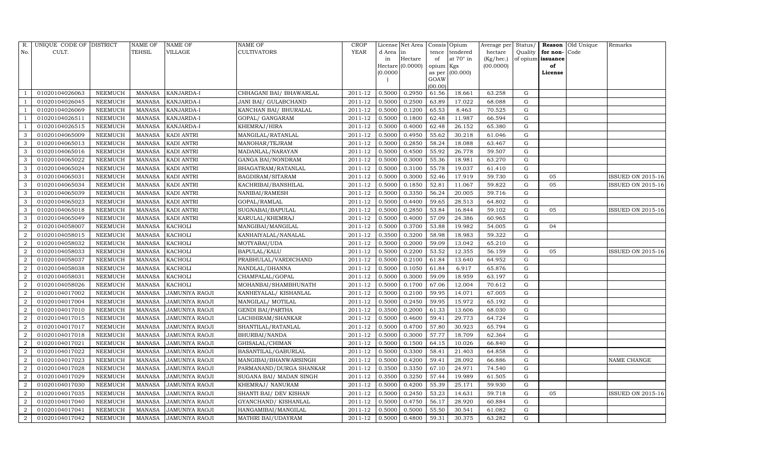| R. No. | UNIQUE CODE OF CULT. | DISTRICT | NAME OF TEHSIL | NAME OF VILLAGE | NAME OF CULTIVATORS | CROP YEAR | License d Area in Hectare (0.0000) | Net Area in Hectare (0.0000) | Consis tence of opium as per GOAW (00.00) | Opium tendered at 70° in Kgs (00.000) | Average per hectare (Kg/hec.) (00.0000) | Status/ Quality of opium | Reason for non- issuance of License | Old Unique Code | Remarks |
|---|---|---|---|---|---|---|---|---|---|---|---|---|---|---|---|
| 1 | 01020104026063 | NEEMUCH | MANASA | KANJARDA-I | CHHAGANI BAI/ BHAWARLAL | 2011-12 | 0.5000 | 0.2950 | 61.56 | 18.661 | 63.258 | G | | | |
| 1 | 01020104026045 | NEEMUCH | MANASA | KANJARDA-I | JANI BAI/ GULABCHAND | 2011-12 | 0.5000 | 0.2500 | 63.89 | 17.022 | 68.088 | G | | | |
| 1 | 01020104026069 | NEEMUCH | MANASA | KANJARDA-I | KANCHAN BAI/ BHURALAL | 2011-12 | 0.5000 | 0.1200 | 65.53 | 8.463 | 70.525 | G | | | |
| 1 | 01020104026511 | NEEMUCH | MANASA | KANJARDA-I | GOPAL/ GANGARAM | 2011-12 | 0.5000 | 0.1800 | 62.48 | 11.987 | 66.594 | G | | | |
| 1 | 01020104026515 | NEEMUCH | MANASA | KANJARDA-I | KHEMRAJ/HIRA | 2011-12 | 0.5000 | 0.4000 | 62.48 | 26.152 | 65.380 | G | | | |
| 3 | 01020104065009 | NEEMUCH | MANASA | KADI ANTRI | MANGILAL/RATANLAL | 2011-12 | 0.5000 | 0.4950 | 55.62 | 30.218 | 61.046 | G | | | |
| 3 | 01020104065013 | NEEMUCH | MANASA | KADI ANTRI | MANOHAR/TEJRAM | 2011-12 | 0.5000 | 0.2850 | 58.24 | 18.088 | 63.467 | G | | | |
| 3 | 01020104065016 | NEEMUCH | MANASA | KADI ANTRI | MADANLAL/NARAYAN | 2011-12 | 0.5000 | 0.4500 | 55.92 | 26.778 | 59.507 | G | | | |
| 3 | 01020104065022 | NEEMUCH | MANASA | KADI ANTRI | GANGA BAI/NONDRAM | 2011-12 | 0.5000 | 0.3000 | 55.36 | 18.981 | 63.270 | G | | | |
| 3 | 01020104065024 | NEEMUCH | MANASA | KADI ANTRI | BHAGATRAM/RATANLAL | 2011-12 | 0.5000 | 0.3100 | 55.78 | 19.037 | 61.410 | G | | | |
| 3 | 01020104065031 | NEEMUCH | MANASA | KADI ANTRI | BAGDIRAM/SITARAM | 2011-12 | 0.5000 | 0.3000 | 52.46 | 17.919 | 59.730 | G | 05 | | ISSUED ON 2015-16 |
| 3 | 01020104065034 | NEEMUCH | MANASA | KADI ANTRI | KACHRIBAI/BANSHILAL | 2011-12 | 0.5000 | 0.1850 | 52.81 | 11.067 | 59.822 | G | 05 | | ISSUED ON 2015-16 |
| 3 | 01020104065039 | NEEMUCH | MANASA | KADI ANTRI | NANIBAI/RAMESH | 2011-12 | 0.5000 | 0.3350 | 56.24 | 20.005 | 59.716 | G | | | |
| 3 | 01020104065023 | NEEMUCH | MANASA | KADI ANTRI | GOPAL/RAMLAL | 2011-12 | 0.5000 | 0.4400 | 59.65 | 28.513 | 64.802 | G | | | |
| 3 | 01020104065018 | NEEMUCH | MANASA | KADI ANTRI | SUGNABAI/BAPULAL | 2011-12 | 0.5000 | 0.2850 | 53.84 | 16.844 | 59.102 | G | 05 | | ISSUED ON 2015-16 |
| 3 | 01020104065049 | NEEMUCH | MANASA | KADI ANTRI | KARULAL/KHEMRAJ | 2011-12 | 0.5000 | 0.4000 | 57.09 | 24.386 | 60.965 | G | | | |
| 2 | 01020104058007 | NEEMUCH | MANASA | KACHOLI | MANGIBAI/MANGILAL | 2011-12 | 0.5000 | 0.3700 | 53.88 | 19.982 | 54.005 | G | 04 | | |
| 2 | 01020104058015 | NEEMUCH | MANASA | KACHOLI | KANHAIYALAL/NANALAL | 2011-12 | 0.3500 | 0.3200 | 58.98 | 18.983 | 59.322 | G | | | |
| 2 | 01020104058032 | NEEMUCH | MANASA | KACHOLI | MOTYABAI/UDA | 2011-12 | 0.5000 | 0.2000 | 59.09 | 13.042 | 65.210 | G | | | |
| 2 | 01020104058033 | NEEMUCH | MANASA | KACHOLI | BAPULAL/KALU | 2011-12 | 0.5000 | 0.2200 | 53.52 | 12.355 | 56.159 | G | 05 | | ISSUED ON 2015-16 |
| 2 | 01020104058037 | NEEMUCH | MANASA | KACHOLI | PRABHULAL/VARDICHAND | 2011-12 | 0.5000 | 0.2100 | 61.84 | 13.640 | 64.952 | G | | | |
| 2 | 01020104058038 | NEEMUCH | MANASA | KACHOLI | NANDLAL/DHANNA | 2011-12 | 0.5000 | 0.1050 | 61.84 | 6.917 | 65.876 | G | | | |
| 2 | 01020104058031 | NEEMUCH | MANASA | KACHOLI | CHAMPALAL/GOPAL | 2011-12 | 0.5000 | 0.3000 | 59.09 | 18.959 | 63.197 | G | | | |
| 2 | 01020104058026 | NEEMUCH | MANASA | KACHOLI | MOHANBAI/SHAMBHUNATH | 2011-12 | 0.5000 | 0.1700 | 67.06 | 12.004 | 70.612 | G | | | |
| 2 | 01020104017002 | NEEMUCH | MANASA | JAMUNIYA RAOJI | KANHEYALAL/ KISHANLAL | 2011-12 | 0.5000 | 0.2100 | 59.95 | 14.071 | 67.005 | G | | | |
| 2 | 01020104017004 | NEEMUCH | MANASA | JAMUNIYA RAOJI | MANGILAL/ MOTILAL | 2011-12 | 0.5000 | 0.2450 | 59.95 | 15.972 | 65.192 | G | | | |
| 2 | 01020104017010 | NEEMUCH | MANASA | JAMUNIYA RAOJI | GENDI BAI/PARTHA | 2011-12 | 0.3500 | 0.2000 | 61.33 | 13.606 | 68.030 | G | | | |
| 2 | 01020104017015 | NEEMUCH | MANASA | JAMUNIYA RAOJI | LACHHIRAM/SHANKAR | 2011-12 | 0.5000 | 0.4600 | 59.41 | 29.773 | 64.724 | G | | | |
| 2 | 01020104017017 | NEEMUCH | MANASA | JAMUNIYA RAOJI | SHANTILAL/RATANLAL | 2011-12 | 0.5000 | 0.4700 | 57.80 | 30.923 | 65.794 | G | | | |
| 2 | 01020104017018 | NEEMUCH | MANASA | JAMUNIYA RAOJI | BHURBAI/NANDA | 2011-12 | 0.5000 | 0.3000 | 57.77 | 18.709 | 62.364 | G | | | |
| 2 | 01020104017021 | NEEMUCH | MANASA | JAMUNIYA RAOJI | GHISALAL/CHIMAN | 2011-12 | 0.5000 | 0.1500 | 64.15 | 10.026 | 66.840 | G | | | |
| 2 | 01020104017022 | NEEMUCH | MANASA | JAMUNIYA RAOJI | BASANTILAL/GABURLAL | 2011-12 | 0.5000 | 0.3300 | 58.41 | 21.403 | 64.858 | G | | | |
| 2 | 01020104017023 | NEEMUCH | MANASA | JAMUNIYA RAOJI | MANGIBAI/BHANWARSINGH | 2011-12 | 0.5000 | 0.4200 | 59.41 | 28.092 | 66.886 | G | | | NAME CHANGE |
| 2 | 01020104017028 | NEEMUCH | MANASA | JAMUNIYA RAOJI | PARMANAND/DURGA SHANKAR | 2011-12 | 0.3500 | 0.3350 | 67.10 | 24.971 | 74.540 | G | | | |
| 2 | 01020104017029 | NEEMUCH | MANASA | JAMUNIYA RAOJI | SUGANA BAI/ MADAN SINGH | 2011-12 | 0.3500 | 0.3250 | 57.44 | 19.989 | 61.505 | G | | | |
| 2 | 01020104017030 | NEEMUCH | MANASA | JAMUNIYA RAOJI | KHEMRAJ/ NANURAM | 2011-12 | 0.5000 | 0.4200 | 55.39 | 25.171 | 59.930 | G | | | |
| 2 | 01020104017035 | NEEMUCH | MANASA | JAMUNIYA RAOJI | SHANTI BAI/ DEV KISHAN | 2011-12 | 0.5000 | 0.2450 | 53.23 | 14.631 | 59.718 | G | 05 | | ISSUED ON 2015-16 |
| 2 | 01020104017040 | NEEMUCH | MANASA | JAMUNIYA RAOJI | GYANCHAND/ KISHANLAL | 2011-12 | 0.5000 | 0.4750 | 56.17 | 28.920 | 60.884 | G | | | |
| 2 | 01020104017041 | NEEMUCH | MANASA | JAMUNIYA RAOJI | HANGAMIBAI/MANGILAL | 2011-12 | 0.5000 | 0.5000 | 55.50 | 30.541 | 61.082 | G | | | |
| 2 | 01020104017042 | NEEMUCH | MANASA | JAMUNIYA RAOJI | MATHRI BAI/UDAYRAM | 2011-12 | 0.5000 | 0.4800 | 59.31 | 30.375 | 63.282 | G | | | |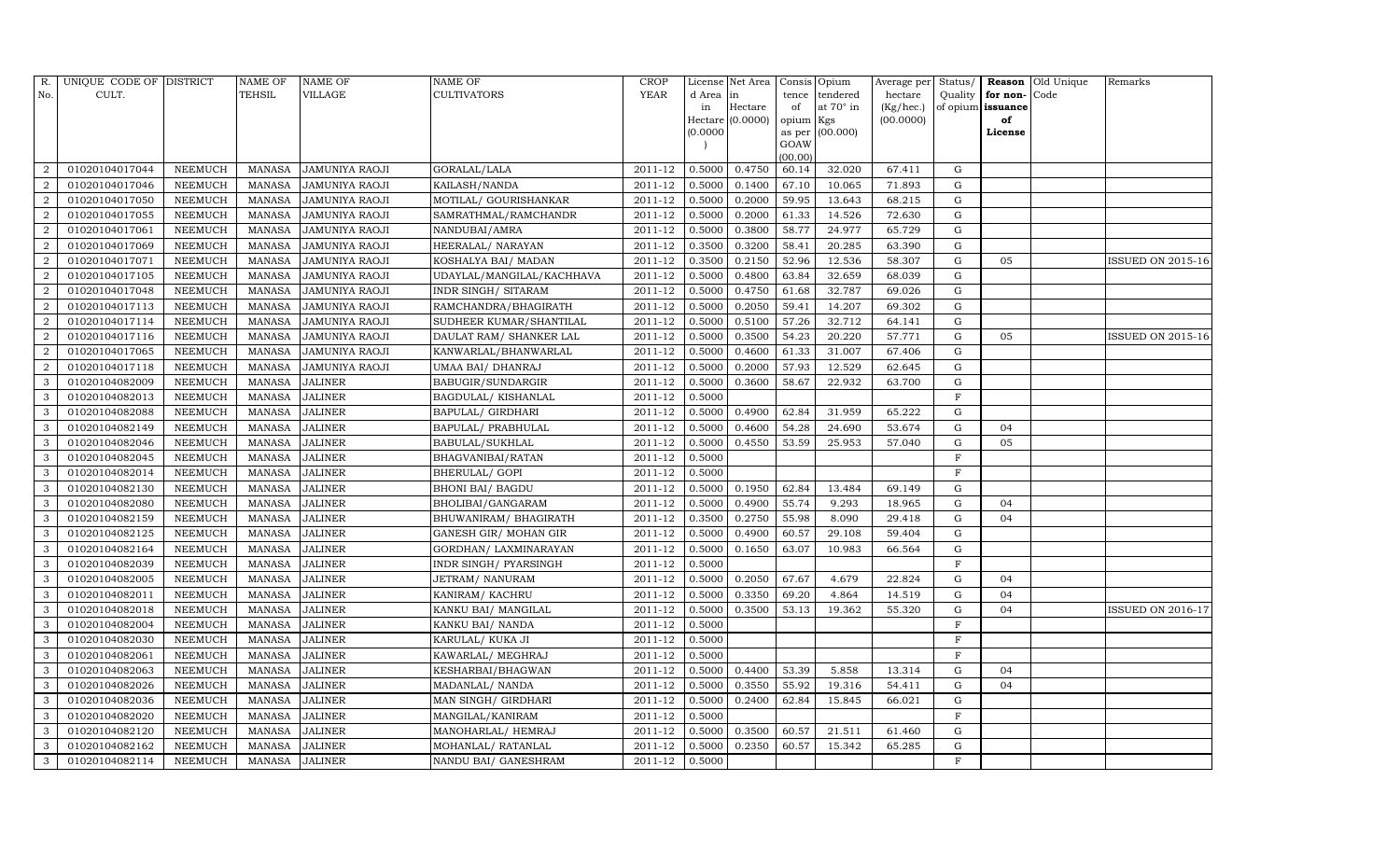| R. No. | UNIQUE CODE OF CULT. | DISTRICT | NAME OF TEHSIL | NAME OF VILLAGE | NAME OF CULTIVATORS | CROP YEAR | License d Area in Hectare (0.0000) | Net Area in Hectare (0.0000) | Consis tence of opium as per GOAW (00.00) | Opium tendered at 70° in Kgs (00.000) | Average per hectare (Kg/hec.) (00.0000) | Status/ Quality of opium | Reason for non-issuance of License | Old Unique Code | Remarks |
|---|---|---|---|---|---|---|---|---|---|---|---|---|---|---|---|
| 2 | 01020104017044 | NEEMUCH | MANASA | JAMUNIYA RAOJI | GORALAL/LALA | 2011-12 | 0.5000 | 0.4750 | 60.14 | 32.020 | 67.411 | G | | | |
| 2 | 01020104017046 | NEEMUCH | MANASA | JAMUNIYA RAOJI | KAILASH/NANDA | 2011-12 | 0.5000 | 0.1400 | 67.10 | 10.065 | 71.893 | G | | | |
| 2 | 01020104017050 | NEEMUCH | MANASA | JAMUNIYA RAOJI | MOTILAL/ GOURISHANKAR | 2011-12 | 0.5000 | 0.2000 | 59.95 | 13.643 | 68.215 | G | | | |
| 2 | 01020104017055 | NEEMUCH | MANASA | JAMUNIYA RAOJI | SAMRATHMAL/RAMCHANDR | 2011-12 | 0.5000 | 0.2000 | 61.33 | 14.526 | 72.630 | G | | | |
| 2 | 01020104017061 | NEEMUCH | MANASA | JAMUNIYA RAOJI | NANDUBAI/AMRA | 2011-12 | 0.5000 | 0.3800 | 58.77 | 24.977 | 65.729 | G | | | |
| 2 | 01020104017069 | NEEMUCH | MANASA | JAMUNIYA RAOJI | HEERALAL/ NARAYAN | 2011-12 | 0.3500 | 0.3200 | 58.41 | 20.285 | 63.390 | G | | | |
| 2 | 01020104017071 | NEEMUCH | MANASA | JAMUNIYA RAOJI | KOSHALYA BAI/ MADAN | 2011-12 | 0.3500 | 0.2150 | 52.96 | 12.536 | 58.307 | G | 05 | | ISSUED ON 2015-16 |
| 2 | 01020104017105 | NEEMUCH | MANASA | JAMUNIYA RAOJI | UDAYLAL/MANGILAL/KACHHAVA | 2011-12 | 0.5000 | 0.4800 | 63.84 | 32.659 | 68.039 | G | | | |
| 2 | 01020104017048 | NEEMUCH | MANASA | JAMUNIYA RAOJI | INDR SINGH/ SITARAM | 2011-12 | 0.5000 | 0.4750 | 61.68 | 32.787 | 69.026 | G | | | |
| 2 | 01020104017113 | NEEMUCH | MANASA | JAMUNIYA RAOJI | RAMCHANDRA/BHAGIRATH | 2011-12 | 0.5000 | 0.2050 | 59.41 | 14.207 | 69.302 | G | | | |
| 2 | 01020104017114 | NEEMUCH | MANASA | JAMUNIYA RAOJI | SUDHEER KUMAR/SHANTILAL | 2011-12 | 0.5000 | 0.5100 | 57.26 | 32.712 | 64.141 | G | | | |
| 2 | 01020104017116 | NEEMUCH | MANASA | JAMUNIYA RAOJI | DAULAT RAM/ SHANKER LAL | 2011-12 | 0.5000 | 0.3500 | 54.23 | 20.220 | 57.771 | G | 05 | | ISSUED ON 2015-16 |
| 2 | 01020104017065 | NEEMUCH | MANASA | JAMUNIYA RAOJI | KANWARLAL/BHANWARLAL | 2011-12 | 0.5000 | 0.4600 | 61.33 | 31.007 | 67.406 | G | | | |
| 2 | 01020104017118 | NEEMUCH | MANASA | JAMUNIYA RAOJI | UMAA BAI/ DHANRAJ | 2011-12 | 0.5000 | 0.2000 | 57.93 | 12.529 | 62.645 | G | | | |
| 3 | 01020104082009 | NEEMUCH | MANASA | JALINER | BABUGIR/SUNDARGIR | 2011-12 | 0.5000 | 0.3600 | 58.67 | 22.932 | 63.700 | G | | | |
| 3 | 01020104082013 | NEEMUCH | MANASA | JALINER | BAGDULAL/ KISHANLAL | 2011-12 | 0.5000 | | | | | F | | | |
| 3 | 01020104082088 | NEEMUCH | MANASA | JALINER | BAPULAL/ GIRDHARI | 2011-12 | 0.5000 | 0.4900 | 62.84 | 31.959 | 65.222 | G | | | |
| 3 | 01020104082149 | NEEMUCH | MANASA | JALINER | BAPULAL/ PRABHULAL | 2011-12 | 0.5000 | 0.4600 | 54.28 | 24.690 | 53.674 | G | 04 | | |
| 3 | 01020104082046 | NEEMUCH | MANASA | JALINER | BABULAL/SUKHLAL | 2011-12 | 0.5000 | 0.4550 | 53.59 | 25.953 | 57.040 | G | 05 | | |
| 3 | 01020104082045 | NEEMUCH | MANASA | JALINER | BHAGVANIBAI/RATAN | 2011-12 | 0.5000 | | | | | F | | | |
| 3 | 01020104082014 | NEEMUCH | MANASA | JALINER | BHERULAL/ GOPI | 2011-12 | 0.5000 | | | | | F | | | |
| 3 | 01020104082130 | NEEMUCH | MANASA | JALINER | BHONI BAI/ BAGDU | 2011-12 | 0.5000 | 0.1950 | 62.84 | 13.484 | 69.149 | G | | | |
| 3 | 01020104082080 | NEEMUCH | MANASA | JALINER | BHOLIBAI/GANGARAM | 2011-12 | 0.5000 | 0.4900 | 55.74 | 9.293 | 18.965 | G | 04 | | |
| 3 | 01020104082159 | NEEMUCH | MANASA | JALINER | BHUWANIRAM/ BHAGIRATH | 2011-12 | 0.3500 | 0.2750 | 55.98 | 8.090 | 29.418 | G | 04 | | |
| 3 | 01020104082125 | NEEMUCH | MANASA | JALINER | GANESH GIR/ MOHAN GIR | 2011-12 | 0.5000 | 0.4900 | 60.57 | 29.108 | 59.404 | G | | | |
| 3 | 01020104082164 | NEEMUCH | MANASA | JALINER | GORDHAN/ LAXMINARAYAN | 2011-12 | 0.5000 | 0.1650 | 63.07 | 10.983 | 66.564 | G | | | |
| 3 | 01020104082039 | NEEMUCH | MANASA | JALINER | INDR SINGH/ PYARSINGH | 2011-12 | 0.5000 | | | | | F | | | |
| 3 | 01020104082005 | NEEMUCH | MANASA | JALINER | JETRAM/ NANURAM | 2011-12 | 0.5000 | 0.2050 | 67.67 | 4.679 | 22.824 | G | 04 | | |
| 3 | 01020104082011 | NEEMUCH | MANASA | JALINER | KANIRAM/ KACHRU | 2011-12 | 0.5000 | 0.3350 | 69.20 | 4.864 | 14.519 | G | 04 | | |
| 3 | 01020104082018 | NEEMUCH | MANASA | JALINER | KANKU BAI/ MANGILAL | 2011-12 | 0.5000 | 0.3500 | 53.13 | 19.362 | 55.320 | G | 04 | | ISSUED ON 2016-17 |
| 3 | 01020104082004 | NEEMUCH | MANASA | JALINER | KANKU BAI/ NANDA | 2011-12 | 0.5000 | | | | | F | | | |
| 3 | 01020104082030 | NEEMUCH | MANASA | JALINER | KARULAL/ KUKA JI | 2011-12 | 0.5000 | | | | | F | | | |
| 3 | 01020104082061 | NEEMUCH | MANASA | JALINER | KAWARLAL/ MEGHRAJ | 2011-12 | 0.5000 | | | | | F | | | |
| 3 | 01020104082063 | NEEMUCH | MANASA | JALINER | KESHARBAI/BHAGWAN | 2011-12 | 0.5000 | 0.4400 | 53.39 | 5.858 | 13.314 | G | 04 | | |
| 3 | 01020104082026 | NEEMUCH | MANASA | JALINER | MADANLAL/ NANDA | 2011-12 | 0.5000 | 0.3550 | 55.92 | 19.316 | 54.411 | G | 04 | | |
| 3 | 01020104082036 | NEEMUCH | MANASA | JALINER | MAN SINGH/ GIRDHARI | 2011-12 | 0.5000 | 0.2400 | 62.84 | 15.845 | 66.021 | G | | | |
| 3 | 01020104082020 | NEEMUCH | MANASA | JALINER | MANGILAL/KANIRAM | 2011-12 | 0.5000 | | | | | F | | | |
| 3 | 01020104082120 | NEEMUCH | MANASA | JALINER | MANOHARLAL/ HEMRAJ | 2011-12 | 0.5000 | 0.3500 | 60.57 | 21.511 | 61.460 | G | | | |
| 3 | 01020104082162 | NEEMUCH | MANASA | JALINER | MOHANLAL/ RATANLAL | 2011-12 | 0.5000 | 0.2350 | 60.57 | 15.342 | 65.285 | G | | | |
| 3 | 01020104082114 | NEEMUCH | MANASA | JALINER | NANDU BAI/ GANESHRAM | 2011-12 | 0.5000 | | | | | F | | | |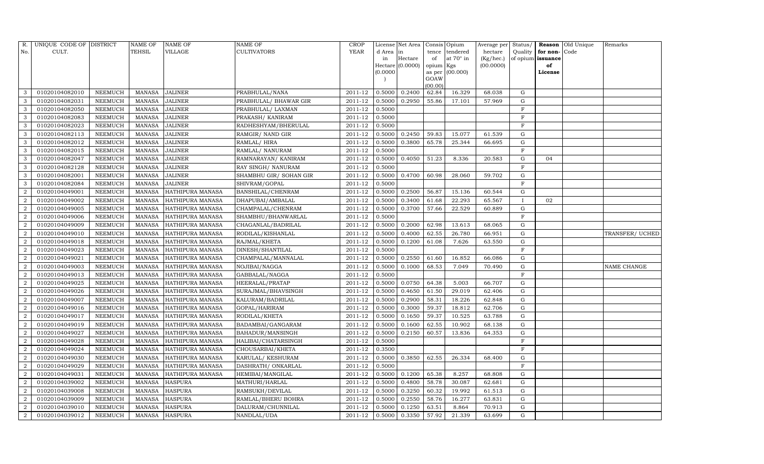| R. No. | UNIQUE CODE OF CULT. | DISTRICT | NAME OF TEHSIL | NAME OF VILLAGE | NAME OF CULTIVATORS | CROP YEAR | License d Area in Hectare (0.0000) | Net Area in Hectare (0.0000) | Consis tence of opium as per GOAW (00.00) | Opium tendered at 70° in Kgs (00.000) | Average per hectare (Kg/hec.) (00.0000) | Status/ Quality of opium | Reason for non-issuance of License | Old Unique Code | Remarks |
|---|---|---|---|---|---|---|---|---|---|---|---|---|---|---|---|
| 3 | 01020104082010 | NEEMUCH | MANASA | JALINER | PRABHULAL/NANA | 2011-12 | 0.5000 | 0.2400 | 62.84 | 16.329 | 68.038 | G | | | |
| 3 | 01020104082031 | NEEMUCH | MANASA | JALINER | PRABHULAL/ BHAWAR GIR | 2011-12 | 0.5000 | 0.2950 | 55.86 | 17.101 | 57.969 | G | | | |
| 3 | 01020104082050 | NEEMUCH | MANASA | JALINER | PRABHULAL/ LAXMAN | 2011-12 | 0.5000 | | | | | F | | | |
| 3 | 01020104082083 | NEEMUCH | MANASA | JALINER | PRAKASH/ KANIRAM | 2011-12 | 0.5000 | | | | | F | | | |
| 3 | 01020104082023 | NEEMUCH | MANASA | JALINER | RADHESHYAM/BHERULAL | 2011-12 | 0.5000 | | | | | F | | | |
| 3 | 01020104082113 | NEEMUCH | MANASA | JALINER | RAMGIR/ NAND GIR | 2011-12 | 0.5000 | 0.2450 | 59.83 | 15.077 | 61.539 | G | | | |
| 3 | 01020104082012 | NEEMUCH | MANASA | JALINER | RAMLAL/ HIRA | 2011-12 | 0.5000 | 0.3800 | 65.78 | 25.344 | 66.695 | G | | | |
| 3 | 01020104082015 | NEEMUCH | MANASA | JALINER | RAMLAL/ NANURAM | 2011-12 | 0.5000 | | | | | F | | | |
| 3 | 01020104082047 | NEEMUCH | MANASA | JALINER | RAMNARAYAN/ KANIRAM | 2011-12 | 0.5000 | 0.4050 | 51.23 | 8.336 | 20.583 | G | 04 | | |
| 3 | 01020104082128 | NEEMUCH | MANASA | JALINER | RAY SINGH/ NANURAM | 2011-12 | 0.5000 | | | | | F | | | |
| 3 | 01020104082001 | NEEMUCH | MANASA | JALINER | SHAMBHU GIR/ SOHAN GIR | 2011-12 | 0.5000 | 0.4700 | 60.98 | 28.060 | 59.702 | G | | | |
| 3 | 01020104082084 | NEEMUCH | MANASA | JALINER | SHIVRAM/GOPAL | 2011-12 | 0.5000 | | | | | F | | | |
| 2 | 01020104049001 | NEEMUCH | MANASA | HATHIPURA MANASA | BANSHILAL/CHENRAM | 2011-12 | 0.5000 | 0.2500 | 56.87 | 15.136 | 60.544 | G | | | |
| 2 | 01020104049002 | NEEMUCH | MANASA | HATHIPURA MANASA | DHAPUBAI/AMBALAL | 2011-12 | 0.5000 | 0.3400 | 61.68 | 22.293 | 65.567 | I | 02 | | |
| 2 | 01020104049005 | NEEMUCH | MANASA | HATHIPURA MANASA | CHAMPALAL/CHENRAM | 2011-12 | 0.5000 | 0.3700 | 57.66 | 22.529 | 60.889 | G | | | |
| 2 | 01020104049006 | NEEMUCH | MANASA | HATHIPURA MANASA | SHAMBHU/BHANWARLAL | 2011-12 | 0.5000 | | | | | F | | | |
| 2 | 01020104049009 | NEEMUCH | MANASA | HATHIPURA MANASA | CHAGANLAL/BADRILAL | 2011-12 | 0.5000 | 0.2000 | 62.98 | 13.613 | 68.065 | G | | | |
| 2 | 01020104049010 | NEEMUCH | MANASA | HATHIPURA MANASA | RODILAL/KISHANLAL | 2011-12 | 0.5000 | 0.4000 | 62.55 | 26.780 | 66.951 | G | | | TRANSFER/ UCHED |
| 2 | 01020104049018 | NEEMUCH | MANASA | HATHIPURA MANASA | RAJMAL/KHETA | 2011-12 | 0.5000 | 0.1200 | 61.08 | 7.626 | 63.550 | G | | | |
| 2 | 01020104049023 | NEEMUCH | MANASA | HATHIPURA MANASA | DINESH/SHANTILAL | 2011-12 | 0.5000 | | | | | F | | | |
| 2 | 01020104049021 | NEEMUCH | MANASA | HATHIPURA MANASA | CHAMPALAL/MANNALAL | 2011-12 | 0.5000 | 0.2550 | 61.60 | 16.852 | 66.086 | G | | | |
| 2 | 01020104049003 | NEEMUCH | MANASA | HATHIPURA MANASA | NOJIBAI/NAGGA | 2011-12 | 0.5000 | 0.1000 | 68.53 | 7.049 | 70.490 | G | | | NAME CHANGE |
| 2 | 01020104049013 | NEEMUCH | MANASA | HATHIPURA MANASA | GABBALAL/NAGGA | 2011-12 | 0.5000 | | | | | F | | | |
| 2 | 01020104049025 | NEEMUCH | MANASA | HATHIPURA MANASA | HEERALAL/PRATAP | 2011-12 | 0.5000 | 0.0750 | 64.38 | 5.003 | 66.707 | G | | | |
| 2 | 01020104049026 | NEEMUCH | MANASA | HATHIPURA MANASA | SURAJMAL/BHAVSINGH | 2011-12 | 0.5000 | 0.4650 | 61.50 | 29.019 | 62.406 | G | | | |
| 2 | 01020104049007 | NEEMUCH | MANASA | HATHIPURA MANASA | KALURAM/BADRILAL | 2011-12 | 0.5000 | 0.2900 | 58.31 | 18.226 | 62.848 | G | | | |
| 2 | 01020104049016 | NEEMUCH | MANASA | HATHIPURA MANASA | GOPAL/HARIRAM | 2011-12 | 0.5000 | 0.3000 | 59.37 | 18.812 | 62.706 | G | | | |
| 2 | 01020104049017 | NEEMUCH | MANASA | HATHIPURA MANASA | RODILAL/KHETA | 2011-12 | 0.5000 | 0.1650 | 59.37 | 10.525 | 63.788 | G | | | |
| 2 | 01020104049019 | NEEMUCH | MANASA | HATHIPURA MANASA | BADAMBAI/GANGARAM | 2011-12 | 0.5000 | 0.1600 | 62.55 | 10.902 | 68.138 | G | | | |
| 2 | 01020104049027 | NEEMUCH | MANASA | HATHIPURA MANASA | BAHADUR/MANSINGH | 2011-12 | 0.5000 | 0.2150 | 60.57 | 13.836 | 64.353 | G | | | |
| 2 | 01020104049028 | NEEMUCH | MANASA | HATHIPURA MANASA | HALIBAI/CHATARSINGH | 2011-12 | 0.5000 | | | | | F | | | |
| 2 | 01020104049024 | NEEMUCH | MANASA | HATHIPURA MANASA | CHOUSARBAI/KHETA | 2011-12 | 0.3500 | | | | | F | | | |
| 2 | 01020104049030 | NEEMUCH | MANASA | HATHIPURA MANASA | KARULAL/ KESHURAM | 2011-12 | 0.5000 | 0.3850 | 62.55 | 26.334 | 68.400 | G | | | |
| 2 | 01020104049029 | NEEMUCH | MANASA | HATHIPURA MANASA | DASHRATH/ ONKARLAL | 2011-12 | 0.5000 | | | | | F | | | |
| 2 | 01020104049031 | NEEMUCH | MANASA | HATHIPURA MANASA | HEMIBAI/MANGILAL | 2011-12 | 0.5000 | 0.1200 | 65.38 | 8.257 | 68.808 | G | | | |
| 2 | 01020104039002 | NEEMUCH | MANASA | HASPURA | MATHURI/HARLAL | 2011-12 | 0.5000 | 0.4800 | 58.78 | 30.087 | 62.681 | G | | | |
| 2 | 01020104039008 | NEEMUCH | MANASA | HASPURA | RAMSUKH/DEVILAL | 2011-12 | 0.5000 | 0.3250 | 60.32 | 19.992 | 61.513 | G | | | |
| 2 | 01020104039009 | NEEMUCH | MANASA | HASPURA | RAMLAL/BHERU BOHRA | 2011-12 | 0.5000 | 0.2550 | 58.76 | 16.277 | 63.831 | G | | | |
| 2 | 01020104039010 | NEEMUCH | MANASA | HASPURA | DALURAM/CHUNNILAL | 2011-12 | 0.5000 | 0.1250 | 63.51 | 8.864 | 70.913 | G | | | |
| 2 | 01020104039012 | NEEMUCH | MANASA | HASPURA | NANDLAL/UDA | 2011-12 | 0.5000 | 0.3350 | 57.92 | 21.339 | 63.699 | G | | | |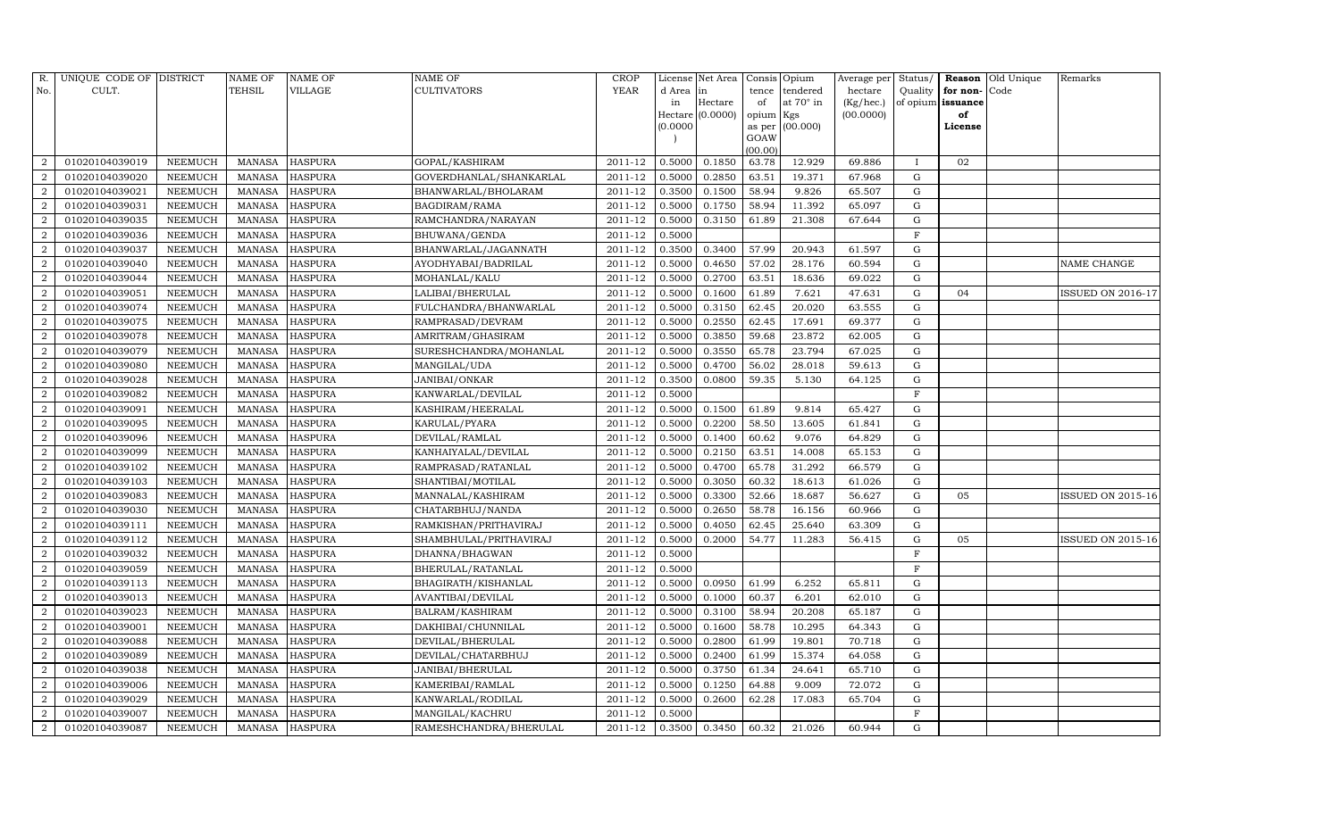| R. No. | UNIQUE CODE OF CULT. | DISTRICT | NAME OF TEHSIL | NAME OF VILLAGE | NAME OF CULTIVATORS | CROP YEAR | License d Area in Hectare (0.0000) | Net Area in Hectare (0.0000) | Consis tence of opium as per GOAW (00.00) | Opium tendered at 70° in Kgs (00.000) | Average per hectare (Kg/hec.) (00.0000) | Status/ Quality of opium | Reason for non-issuance of License | Old Unique Code | Remarks |
|---|---|---|---|---|---|---|---|---|---|---|---|---|---|---|---|
| 2 | 01020104039019 | NEEMUCH | MANASA | HASPURA | GOPAL/KASHIRAM | 2011-12 | 0.5000 | 0.1850 | 63.78 | 12.929 | 69.886 | I | 02 | | |
| 2 | 01020104039020 | NEEMUCH | MANASA | HASPURA | GOVERDHANLAL/SHANKARLAL | 2011-12 | 0.5000 | 0.2850 | 63.51 | 19.371 | 67.968 | G | | | |
| 2 | 01020104039021 | NEEMUCH | MANASA | HASPURA | BHANWARLAL/BHOLARAM | 2011-12 | 0.3500 | 0.1500 | 58.94 | 9.826 | 65.507 | G | | | |
| 2 | 01020104039031 | NEEMUCH | MANASA | HASPURA | BAGDIRAM/RAMA | 2011-12 | 0.5000 | 0.1750 | 58.94 | 11.392 | 65.097 | G | | | |
| 2 | 01020104039035 | NEEMUCH | MANASA | HASPURA | RAMCHANDRA/NARAYAN | 2011-12 | 0.5000 | 0.3150 | 61.89 | 21.308 | 67.644 | G | | | |
| 2 | 01020104039036 | NEEMUCH | MANASA | HASPURA | BHUWANA/GENDA | 2011-12 | 0.5000 | | | | | F | | | |
| 2 | 01020104039037 | NEEMUCH | MANASA | HASPURA | BHANWARLAL/JAGANNATH | 2011-12 | 0.3500 | 0.3400 | 57.99 | 20.943 | 61.597 | G | | | |
| 2 | 01020104039040 | NEEMUCH | MANASA | HASPURA | AYODHYABAI/BADRILAL | 2011-12 | 0.5000 | 0.4650 | 57.02 | 28.176 | 60.594 | G | | | NAME CHANGE |
| 2 | 01020104039044 | NEEMUCH | MANASA | HASPURA | MOHANLAL/KALU | 2011-12 | 0.5000 | 0.2700 | 63.51 | 18.636 | 69.022 | G | | | |
| 2 | 01020104039051 | NEEMUCH | MANASA | HASPURA | LALIBAI/BHERULAL | 2011-12 | 0.5000 | 0.1600 | 61.89 | 7.621 | 47.631 | G | 04 | | ISSUED ON 2016-17 |
| 2 | 01020104039074 | NEEMUCH | MANASA | HASPURA | FULCHANDRA/BHANWARLAL | 2011-12 | 0.5000 | 0.3150 | 62.45 | 20.020 | 63.555 | G | | | |
| 2 | 01020104039075 | NEEMUCH | MANASA | HASPURA | RAMPRASAD/DEVRAM | 2011-12 | 0.5000 | 0.2550 | 62.45 | 17.691 | 69.377 | G | | | |
| 2 | 01020104039078 | NEEMUCH | MANASA | HASPURA | AMRITRAM/GHASIRAM | 2011-12 | 0.5000 | 0.3850 | 59.68 | 23.872 | 62.005 | G | | | |
| 2 | 01020104039079 | NEEMUCH | MANASA | HASPURA | SURESHCHANDRA/MOHANLAL | 2011-12 | 0.5000 | 0.3550 | 65.78 | 23.794 | 67.025 | G | | | |
| 2 | 01020104039080 | NEEMUCH | MANASA | HASPURA | MANGILAL/UDA | 2011-12 | 0.5000 | 0.4700 | 56.02 | 28.018 | 59.613 | G | | | |
| 2 | 01020104039028 | NEEMUCH | MANASA | HASPURA | JANIBAI/ONKAR | 2011-12 | 0.3500 | 0.0800 | 59.35 | 5.130 | 64.125 | G | | | |
| 2 | 01020104039082 | NEEMUCH | MANASA | HASPURA | KANWARLAL/DEVILAL | 2011-12 | 0.5000 | | | | | F | | | |
| 2 | 01020104039091 | NEEMUCH | MANASA | HASPURA | KASHIRAM/HEERALAL | 2011-12 | 0.5000 | 0.1500 | 61.89 | 9.814 | 65.427 | G | | | |
| 2 | 01020104039095 | NEEMUCH | MANASA | HASPURA | KARULAL/PYARA | 2011-12 | 0.5000 | 0.2200 | 58.50 | 13.605 | 61.841 | G | | | |
| 2 | 01020104039096 | NEEMUCH | MANASA | HASPURA | DEVILAL/RAMLAL | 2011-12 | 0.5000 | 0.1400 | 60.62 | 9.076 | 64.829 | G | | | |
| 2 | 01020104039099 | NEEMUCH | MANASA | HASPURA | KANHAIYALAL/DEVILAL | 2011-12 | 0.5000 | 0.2150 | 63.51 | 14.008 | 65.153 | G | | | |
| 2 | 01020104039102 | NEEMUCH | MANASA | HASPURA | RAMPRASAD/RATANLAL | 2011-12 | 0.5000 | 0.4700 | 65.78 | 31.292 | 66.579 | G | | | |
| 2 | 01020104039103 | NEEMUCH | MANASA | HASPURA | SHANTIBAI/MOTILAL | 2011-12 | 0.5000 | 0.3050 | 60.32 | 18.613 | 61.026 | G | | | |
| 2 | 01020104039083 | NEEMUCH | MANASA | HASPURA | MANNALAL/KASHIRAM | 2011-12 | 0.5000 | 0.3300 | 52.66 | 18.687 | 56.627 | G | 05 | | ISSUED ON 2015-16 |
| 2 | 01020104039030 | NEEMUCH | MANASA | HASPURA | CHATARBHUJ/NANDA | 2011-12 | 0.5000 | 0.2650 | 58.78 | 16.156 | 60.966 | G | | | |
| 2 | 01020104039111 | NEEMUCH | MANASA | HASPURA | RAMKISHAN/PRITHAVIRAJ | 2011-12 | 0.5000 | 0.4050 | 62.45 | 25.640 | 63.309 | G | | | |
| 2 | 01020104039112 | NEEMUCH | MANASA | HASPURA | SHAMBHULAL/PRITHAVIRAJ | 2011-12 | 0.5000 | 0.2000 | 54.77 | 11.283 | 56.415 | G | 05 | | ISSUED ON 2015-16 |
| 2 | 01020104039032 | NEEMUCH | MANASA | HASPURA | DHANNA/BHAGWAN | 2011-12 | 0.5000 | | | | | F | | | |
| 2 | 01020104039059 | NEEMUCH | MANASA | HASPURA | BHERULAL/RATANLAL | 2011-12 | 0.5000 | | | | | F | | | |
| 2 | 01020104039113 | NEEMUCH | MANASA | HASPURA | BHAGIRATH/KISHANLAL | 2011-12 | 0.5000 | 0.0950 | 61.99 | 6.252 | 65.811 | G | | | |
| 2 | 01020104039013 | NEEMUCH | MANASA | HASPURA | AVANTIBAI/DEVILAL | 2011-12 | 0.5000 | 0.1000 | 60.37 | 6.201 | 62.010 | G | | | |
| 2 | 01020104039023 | NEEMUCH | MANASA | HASPURA | BALRAM/KASHIRAM | 2011-12 | 0.5000 | 0.3100 | 58.94 | 20.208 | 65.187 | G | | | |
| 2 | 01020104039001 | NEEMUCH | MANASA | HASPURA | DAKHIBAI/CHUNNILAL | 2011-12 | 0.5000 | 0.1600 | 58.78 | 10.295 | 64.343 | G | | | |
| 2 | 01020104039088 | NEEMUCH | MANASA | HASPURA | DEVILAL/BHERULAL | 2011-12 | 0.5000 | 0.2800 | 61.99 | 19.801 | 70.718 | G | | | |
| 2 | 01020104039089 | NEEMUCH | MANASA | HASPURA | DEVILAL/CHATARBHUJ | 2011-12 | 0.5000 | 0.2400 | 61.99 | 15.374 | 64.058 | G | | | |
| 2 | 01020104039038 | NEEMUCH | MANASA | HASPURA | JANIBAI/BHERULAL | 2011-12 | 0.5000 | 0.3750 | 61.34 | 24.641 | 65.710 | G | | | |
| 2 | 01020104039006 | NEEMUCH | MANASA | HASPURA | KAMERIBAI/RAMLAL | 2011-12 | 0.5000 | 0.1250 | 64.88 | 9.009 | 72.072 | G | | | |
| 2 | 01020104039029 | NEEMUCH | MANASA | HASPURA | KANWARLAL/RODILAL | 2011-12 | 0.5000 | 0.2600 | 62.28 | 17.083 | 65.704 | G | | | |
| 2 | 01020104039007 | NEEMUCH | MANASA | HASPURA | MANGILAL/KACHRU | 2011-12 | 0.5000 | | | | | F | | | |
| 2 | 01020104039087 | NEEMUCH | MANASA | HASPURA | RAMESHCHANDRA/BHERULAL | 2011-12 | 0.3500 | 0.3450 | 60.32 | 21.026 | 60.944 | G | | | |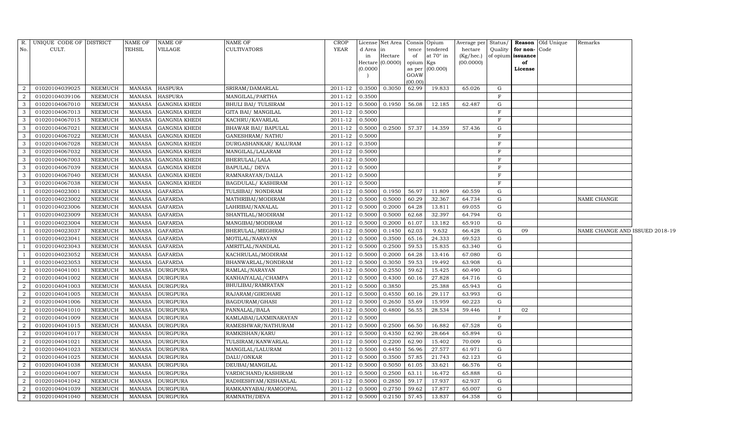| R. No. | UNIQUE CODE OF CULT. | DISTRICT | NAME OF TEHSIL | NAME OF VILLAGE | NAME OF CULTIVATORS | CROP YEAR | License d Area in Hectare (0.0000) | Net Area in Hectare (0.0000) | Consis tence of opium as per GOAW (00.00) | Opium tendered at 70° in Kgs (00.000) | Average per hectare (Kg/hec.) (00.0000) | Status/ Quality of opium | Reason for non-issuance of License | Old Unique Code | Remarks |
|---|---|---|---|---|---|---|---|---|---|---|---|---|---|---|---|
| 2 | 01020104039025 | NEEMUCH | MANASA | HASPURA | SRIRAM/DAMARLAL | 2011-12 | 0.3500 | 0.3050 | 62.99 | 19.833 | 65.026 | G | | | |
| 2 | 01020104039106 | NEEMUCH | MANASA | HASPURA | MANGILAL/PARTHA | 2011-12 | 0.3500 | | | | | F | | | |
| 3 | 01020104067010 | NEEMUCH | MANASA | GANGNIA KHEDI | BHULI BAI/ TULSIRAM | 2011-12 | 0.5000 | 0.1950 | 56.08 | 12.185 | 62.487 | G | | | |
| 3 | 01020104067013 | NEEMUCH | MANASA | GANGNIA KHEDI | GITA BAI/ MANGILAL | 2011-12 | 0.5000 | | | | | F | | | |
| 3 | 01020104067015 | NEEMUCH | MANASA | GANGNIA KHEDI | KACHRU/KAVARLAL | 2011-12 | 0.5000 | | | | | F | | | |
| 3 | 01020104067021 | NEEMUCH | MANASA | GANGNIA KHEDI | BHAWAR BAI/ BAPULAL | 2011-12 | 0.5000 | 0.2500 | 57.37 | 14.359 | 57.436 | G | | | |
| 3 | 01020104067022 | NEEMUCH | MANASA | GANGNIA KHEDI | GANESHRAM/ NATHU | 2011-12 | 0.5000 | | | | | F | | | |
| 3 | 01020104067028 | NEEMUCH | MANASA | GANGNIA KHEDI | DURGASHANKAR/ KALURAM | 2011-12 | 0.3500 | | | | | F | | | |
| 3 | 01020104067032 | NEEMUCH | MANASA | GANGNIA KHEDI | MANGILAL/LALARAM | 2011-12 | 0.5000 | | | | | F | | | |
| 3 | 01020104067003 | NEEMUCH | MANASA | GANGNIA KHEDI | BHERULAL/LALA | 2011-12 | 0.5000 | | | | | F | | | |
| 3 | 01020104067039 | NEEMUCH | MANASA | GANGNIA KHEDI | BAPULAL/ DEVA | 2011-12 | 0.5000 | | | | | F | | | |
| 3 | 01020104067040 | NEEMUCH | MANASA | GANGNIA KHEDI | RAMNARAYAN/DALLA | 2011-12 | 0.5000 | | | | | F | | | |
| 3 | 01020104067038 | NEEMUCH | MANASA | GANGNIA KHEDI | BAGDULAL/ KASHIRAM | 2011-12 | 0.5000 | | | | | F | | | |
| 1 | 01020104023001 | NEEMUCH | MANASA | GAFARDA | TULSIBAI/ NONDRAM | 2011-12 | 0.5000 | 0.1950 | 56.97 | 11.809 | 60.559 | G | | | |
| 1 | 01020104023002 | NEEMUCH | MANASA | GAFARDA | MATHRIBAI/MODIRAM | 2011-12 | 0.5000 | 0.5000 | 60.29 | 32.367 | 64.734 | G | | | NAME CHANGE |
| 1 | 01020104023006 | NEEMUCH | MANASA | GAFARDA | LAHRIBAI/NANALAL | 2011-12 | 0.5000 | 0.2000 | 64.28 | 13.811 | 69.055 | G | | | |
| 1 | 01020104023009 | NEEMUCH | MANASA | GAFARDA | SHANTILAL/MODIRAM | 2011-12 | 0.5000 | 0.5000 | 62.68 | 32.397 | 64.794 | G | | | |
| 1 | 01020104023004 | NEEMUCH | MANASA | GAFARDA | MANGIBAI/MODIRAM | 2011-12 | 0.5000 | 0.2000 | 61.07 | 13.182 | 65.910 | G | | | |
| 1 | 01020104023037 | NEEMUCH | MANASA | GAFARDA | BHERULAL/MEGHRAJ | 2011-12 | 0.5000 | 0.1450 | 62.03 | 9.632 | 66.428 | G | 09 | | NAME CHANGE AND ISSUED 2018-19 |
| 1 | 01020104023041 | NEEMUCH | MANASA | GAFARDA | MOTILAL/NARAYAN | 2011-12 | 0.5000 | 0.3500 | 65.16 | 24.333 | 69.523 | G | | | |
| 1 | 01020104023043 | NEEMUCH | MANASA | GAFARDA | AMRITLAL/NANDLAL | 2011-12 | 0.5000 | 0.2500 | 59.53 | 15.835 | 63.340 | G | | | |
| 1 | 01020104023052 | NEEMUCH | MANASA | GAFARDA | KACHRULAL/MODIRAM | 2011-12 | 0.5000 | 0.2000 | 64.28 | 13.416 | 67.080 | G | | | |
| 1 | 01020104023053 | NEEMUCH | MANASA | GAFARDA | BHANWARLAL/NONDRAM | 2011-12 | 0.5000 | 0.3050 | 59.53 | 19.492 | 63.908 | G | | | |
| 2 | 01020104041001 | NEEMUCH | MANASA | DURGPURA | RAMLAL/NARAYAN | 2011-12 | 0.5000 | 0.2550 | 59.62 | 15.425 | 60.490 | G | | | |
| 2 | 01020104041002 | NEEMUCH | MANASA | DURGPURA | KANHAIYALAL/CHAMPA | 2011-12 | 0.5000 | 0.4300 | 60.16 | 27.828 | 64.716 | G | | | |
| 2 | 01020104041003 | NEEMUCH | MANASA | DURGPURA | BHULIBAI/RAMRATAN | 2011-12 | 0.5000 | 0.3850 | | 25.388 | 65.943 | G | | | |
| 2 | 01020104041005 | NEEMUCH | MANASA | DURGPURA | RAJARAM/GIRDHARI | 2011-12 | 0.5000 | 0.4550 | 60.16 | 29.117 | 63.993 | G | | | |
| 2 | 01020104041006 | NEEMUCH | MANASA | DURGPURA | BAGDURAM/GHASI | 2011-12 | 0.5000 | 0.2650 | 55.69 | 15.959 | 60.223 | G | | | |
| 2 | 01020104041010 | NEEMUCH | MANASA | DURGPURA | PANNALAL/BALA | 2011-12 | 0.5000 | 0.4800 | 56.55 | 28.534 | 59.446 | I | 02 | | |
| 2 | 01020104041009 | NEEMUCH | MANASA | DURGPURA | KAMLABAI/LAXMINARAYAN | 2011-12 | 0.5000 | | | | | F | | | |
| 2 | 01020104041015 | NEEMUCH | MANASA | DURGPURA | RAMESHWAR/NATHURAM | 2011-12 | 0.5000 | 0.2500 | 66.50 | 16.882 | 67.528 | G | | | |
| 2 | 01020104041017 | NEEMUCH | MANASA | DURGPURA | RAMKISHAN/KARU | 2011-12 | 0.5000 | 0.4350 | 62.90 | 28.664 | 65.894 | G | | | |
| 2 | 01020104041021 | NEEMUCH | MANASA | DURGPURA | TULSIRAM/KANWARLAL | 2011-12 | 0.5000 | 0.2200 | 62.90 | 15.402 | 70.009 | G | | | |
| 2 | 01020104041023 | NEEMUCH | MANASA | DURGPURA | MANGILAL/LALURAM | 2011-12 | 0.5000 | 0.4450 | 56.96 | 27.577 | 61.971 | G | | | |
| 2 | 01020104041025 | NEEMUCH | MANASA | DURGPURA | DALU/ONKAR | 2011-12 | 0.5000 | 0.3500 | 57.85 | 21.743 | 62.123 | G | | | |
| 2 | 01020104041038 | NEEMUCH | MANASA | DURGPURA | DEUBAI/MANGILAL | 2011-12 | 0.5000 | 0.5050 | 61.05 | 33.621 | 66.576 | G | | | |
| 2 | 01020104041007 | NEEMUCH | MANASA | DURGPURA | VARDICHAND/KASHIRAM | 2011-12 | 0.5000 | 0.2500 | 63.11 | 16.472 | 65.888 | G | | | |
| 2 | 01020104041042 | NEEMUCH | MANASA | DURGPURA | RADHESHYAM/KISHANLAL | 2011-12 | 0.5000 | 0.2850 | 59.17 | 17.937 | 62.937 | G | | | |
| 2 | 01020104041039 | NEEMUCH | MANASA | DURGPURA | RAMKANYABAI/RAMGOPAL | 2011-12 | 0.5000 | 0.2750 | 59.62 | 17.877 | 65.007 | G | | | |
| 2 | 01020104041040 | NEEMUCH | MANASA | DURGPURA | RAMNATH/DEVA | 2011-12 | 0.5000 | 0.2150 | 57.45 | 13.837 | 64.358 | G | | | |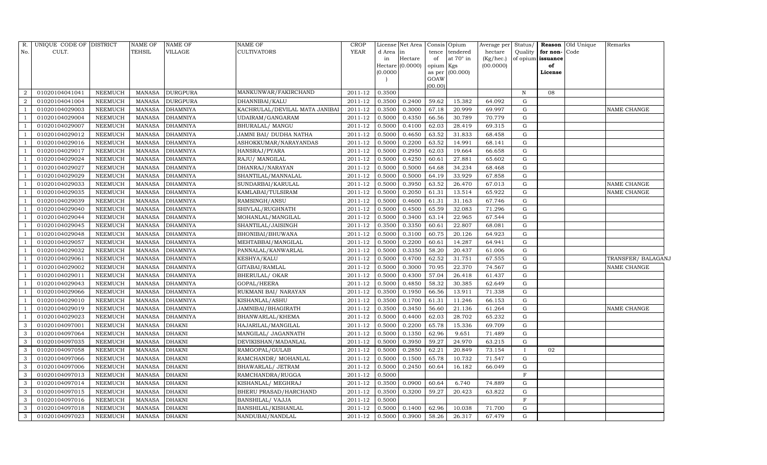| R. No. | UNIQUE CODE OF CULT. | DISTRICT | NAME OF TEHSIL | NAME OF VILLAGE | NAME OF CULTIVATORS | CROP YEAR | License d Area in Hectare (0.0000) | Net Area in Hectare (0.0000) | Consis tence of opium as per GOAW (00.00) | Opium tendered at 70° in Kgs (00.000) | Average per hectare (Kg/hec.) (00.0000) | Status/ Quality of opium | Reason for non-issuance of License | Old Unique Code | Remarks |
|---|---|---|---|---|---|---|---|---|---|---|---|---|---|---|---|
| 2 | 01020104041041 | NEEMUCH | MANASA | DURGPURA | MANKUNWAR/FAKIRCHAND | 2011-12 | 0.3500 | | | | | N | 08 | | |
| 2 | 01020104041004 | NEEMUCH | MANASA | DURGPURA | DHANNIBAI/KALU | 2011-12 | 0.3500 | 0.2400 | 59.62 | 15.382 | 64.092 | G | | | |
| 1 | 01020104029003 | NEEMUCH | MANASA | DHAMNIYA | KACHRULAL/DEVILAL MATA JANIBAI | 2011-12 | 0.3500 | 0.3000 | 67.18 | 20.999 | 69.997 | G | | | NAME CHANGE |
| 1 | 01020104029004 | NEEMUCH | MANASA | DHAMNIYA | UDAIRAM/GANGARAM | 2011-12 | 0.5000 | 0.4350 | 66.56 | 30.789 | 70.779 | G | | | |
| 1 | 01020104029007 | NEEMUCH | MANASA | DHAMNIYA | BHURALAL/ MANGU | 2011-12 | 0.5000 | 0.4100 | 62.03 | 28.419 | 69.315 | G | | | |
| 1 | 01020104029012 | NEEMUCH | MANASA | DHAMNIYA | JAMNI BAI/ DUDHA NATHA | 2011-12 | 0.5000 | 0.4650 | 63.52 | 31.833 | 68.458 | G | | | |
| 1 | 01020104029016 | NEEMUCH | MANASA | DHAMNIYA | ASHOKKUMAR/NARAYANDAS | 2011-12 | 0.5000 | 0.2200 | 63.52 | 14.991 | 68.141 | G | | | |
| 1 | 01020104029017 | NEEMUCH | MANASA | DHAMNIYA | HANSRAJ/PYARA | 2011-12 | 0.5000 | 0.2950 | 62.03 | 19.664 | 66.658 | G | | | |
| 1 | 01020104029024 | NEEMUCH | MANASA | DHAMNIYA | RAJU/ MANGILAL | 2011-12 | 0.5000 | 0.4250 | 60.61 | 27.881 | 65.602 | G | | | |
| 1 | 01020104029027 | NEEMUCH | MANASA | DHAMNIYA | DHANRAJ/NARAYAN | 2011-12 | 0.5000 | 0.5000 | 64.68 | 34.234 | 68.468 | G | | | |
| 1 | 01020104029029 | NEEMUCH | MANASA | DHAMNIYA | SHANTILAL/MANNALAL | 2011-12 | 0.5000 | 0.5000 | 64.19 | 33.929 | 67.858 | G | | | |
| 1 | 01020104029033 | NEEMUCH | MANASA | DHAMNIYA | SUNDARBAI/KARULAL | 2011-12 | 0.5000 | 0.3950 | 63.52 | 26.470 | 67.013 | G | | | NAME CHANGE |
| 1 | 01020104029035 | NEEMUCH | MANASA | DHAMNIYA | KAMLABAI/TULSIRAM | 2011-12 | 0.5000 | 0.2050 | 61.31 | 13.514 | 65.922 | G | | | NAME CHANGE |
| 1 | 01020104029039 | NEEMUCH | MANASA | DHAMNIYA | RAMSINGH/ANSU | 2011-12 | 0.5000 | 0.4600 | 61.31 | 31.163 | 67.746 | G | | | |
| 1 | 01020104029040 | NEEMUCH | MANASA | DHAMNIYA | SHIVLAL/RUGHNATH | 2011-12 | 0.5000 | 0.4500 | 65.59 | 32.083 | 71.296 | G | | | |
| 1 | 01020104029044 | NEEMUCH | MANASA | DHAMNIYA | MOHANLAL/MANGILAL | 2011-12 | 0.5000 | 0.3400 | 63.14 | 22.965 | 67.544 | G | | | |
| 1 | 01020104029045 | NEEMUCH | MANASA | DHAMNIYA | SHANTILAL/JAISINGH | 2011-12 | 0.3500 | 0.3350 | 60.61 | 22.807 | 68.081 | G | | | |
| 1 | 01020104029048 | NEEMUCH | MANASA | DHAMNIYA | BHONIBAI/BHUWANA | 2011-12 | 0.5000 | 0.3100 | 60.75 | 20.126 | 64.923 | G | | | |
| 1 | 01020104029057 | NEEMUCH | MANASA | DHAMNIYA | MEHTABBAI/MANGILAL | 2011-12 | 0.5000 | 0.2200 | 60.61 | 14.287 | 64.941 | G | | | |
| 1 | 01020104029032 | NEEMUCH | MANASA | DHAMNIYA | PANNALAL/KANWARLAL | 2011-12 | 0.5000 | 0.3350 | 58.20 | 20.437 | 61.006 | G | | | |
| 1 | 01020104029061 | NEEMUCH | MANASA | DHAMNIYA | KESHYA/KALU | 2011-12 | 0.5000 | 0.4700 | 62.52 | 31.751 | 67.555 | G | | | TRANSFER/ BALAGANJ |
| 1 | 01020104029002 | NEEMUCH | MANASA | DHAMNIYA | GITABAI/RAMLAL | 2011-12 | 0.5000 | 0.3000 | 70.95 | 22.370 | 74.567 | G | | | NAME CHANGE |
| 1 | 01020104029011 | NEEMUCH | MANASA | DHAMNIYA | BHERULAL/ OKAR | 2011-12 | 0.5000 | 0.4300 | 57.04 | 26.418 | 61.437 | G | | | |
| 1 | 01020104029043 | NEEMUCH | MANASA | DHAMNIYA | GOPAL/HEERA | 2011-12 | 0.5000 | 0.4850 | 58.32 | 30.385 | 62.649 | G | | | |
| 1 | 01020104029066 | NEEMUCH | MANASA | DHAMNIYA | RUKMANI BAI/ NARAYAN | 2011-12 | 0.3500 | 0.1950 | 66.56 | 13.911 | 71.338 | G | | | |
| 1 | 01020104029010 | NEEMUCH | MANASA | DHAMNIYA | KISHANLAL/ASHU | 2011-12 | 0.3500 | 0.1700 | 61.31 | 11.246 | 66.153 | G | | | |
| 1 | 01020104029019 | NEEMUCH | MANASA | DHAMNIYA | JAMNIBAI/BHAGIRATH | 2011-12 | 0.3500 | 0.3450 | 56.60 | 21.136 | 61.264 | G | | | NAME CHANGE |
| 1 | 01020104029023 | NEEMUCH | MANASA | DHAMNIYA | BHANWARLAL/KHEMA | 2011-12 | 0.5000 | 0.4400 | 62.03 | 28.702 | 65.232 | G | | | |
| 3 | 01020104097001 | NEEMUCH | MANASA | DHAKNI | HAJARILAL/MANGILAL | 2011-12 | 0.5000 | 0.2200 | 65.78 | 15.336 | 69.709 | G | | | |
| 3 | 01020104097064 | NEEMUCH | MANASA | DHAKNI | MANGILAL/ JAGANNATH | 2011-12 | 0.5000 | 0.1350 | 62.96 | 9.651 | 71.489 | G | | | |
| 3 | 01020104097035 | NEEMUCH | MANASA | DHAKNI | DEVIKISHAN/MADANLAL | 2011-12 | 0.5000 | 0.3950 | 59.27 | 24.970 | 63.215 | G | | | |
| 3 | 01020104097058 | NEEMUCH | MANASA | DHAKNI | RAMGOPAL/GULAB | 2011-12 | 0.5000 | 0.2850 | 62.21 | 20.849 | 73.154 | I | 02 | | |
| 3 | 01020104097066 | NEEMUCH | MANASA | DHAKNI | RAMCHANDR/ MOHANLAL | 2011-12 | 0.5000 | 0.1500 | 65.78 | 10.732 | 71.547 | G | | | |
| 3 | 01020104097006 | NEEMUCH | MANASA | DHAKNI | BHAWARLAL/ JETRAM | 2011-12 | 0.5000 | 0.2450 | 60.64 | 16.182 | 66.049 | G | | | |
| 3 | 01020104097013 | NEEMUCH | MANASA | DHAKNI | RAMCHANDRA/RUGGA | 2011-12 | 0.5000 | | | | | F | | | |
| 3 | 01020104097014 | NEEMUCH | MANASA | DHAKNI | KISHANLAL/ MEGHRAJ | 2011-12 | 0.3500 | 0.0900 | 60.64 | 6.740 | 74.889 | G | | | |
| 3 | 01020104097015 | NEEMUCH | MANASA | DHAKNI | BHERU PRASAD/HARCHAND | 2011-12 | 0.3500 | 0.3200 | 59.27 | 20.423 | 63.822 | G | | | |
| 3 | 01020104097016 | NEEMUCH | MANASA | DHAKNI | BANSHILAL/ VAJJA | 2011-12 | 0.5000 | | | | | F | | | |
| 3 | 01020104097018 | NEEMUCH | MANASA | DHAKNI | BANSHILAL/KISHANLAL | 2011-12 | 0.5000 | 0.1400 | 62.96 | 10.038 | 71.700 | G | | | |
| 3 | 01020104097023 | NEEMUCH | MANASA | DHAKNI | NANDUBAI/NANDLAL | 2011-12 | 0.5000 | 0.3900 | 58.26 | 26.317 | 67.479 | G | | | |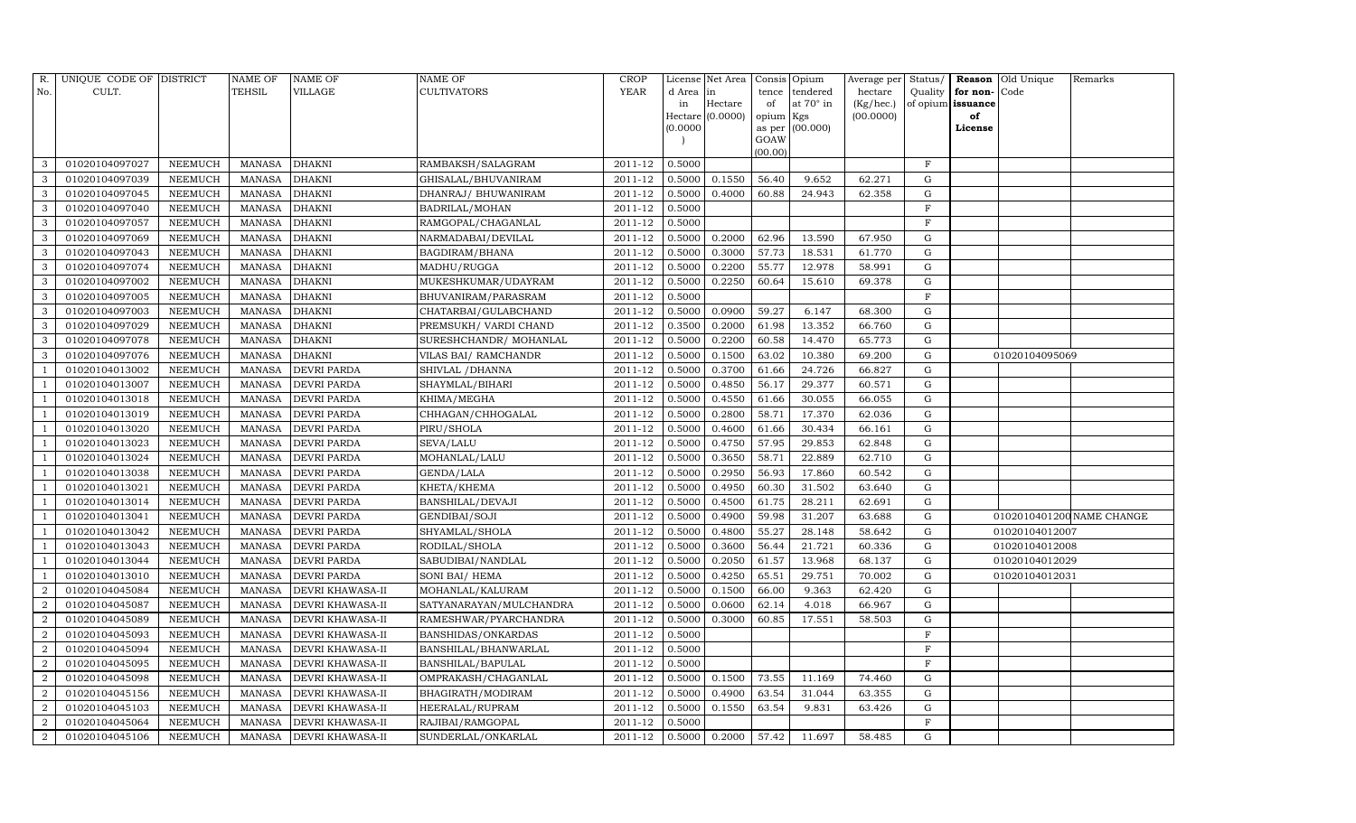| R. No. | UNIQUE CODE OF CULT. | DISTRICT | NAME OF TEHSIL | NAME OF VILLAGE | NAME OF CULTIVATORS | CROP YEAR | License d Area in Hectare (0.0000) | Net Area in Hectare (0.0000) | Consis tence of opium as per GOAW (00.00) | Opium tendered at 70° in Kgs (00.000) | Average per hectare (Kg/hec.) (00.0000) | Status/ Quality of opium | Reason for non-issuance of License | Old Unique Code | Remarks |
|---|---|---|---|---|---|---|---|---|---|---|---|---|---|---|---|
| 3 | 01020104097027 | NEEMUCH | MANASA | DHAKNI | RAMBAKSH/SALAGRAM | 2011-12 | 0.5000 | | | | | F | | | |
| 3 | 01020104097039 | NEEMUCH | MANASA | DHAKNI | GHISALAL/BHUVANIRAM | 2011-12 | 0.5000 | 0.1550 | 56.40 | 9.652 | 62.271 | G | | | |
| 3 | 01020104097045 | NEEMUCH | MANASA | DHAKNI | DHANRAJ/ BHUWANIRAM | 2011-12 | 0.5000 | 0.4000 | 60.88 | 24.943 | 62.358 | G | | | |
| 3 | 01020104097040 | NEEMUCH | MANASA | DHAKNI | BADRILAL/MOHAN | 2011-12 | 0.5000 | | | | | F | | | |
| 3 | 01020104097057 | NEEMUCH | MANASA | DHAKNI | RAMGOPAL/CHAGANLAL | 2011-12 | 0.5000 | | | | | F | | | |
| 3 | 01020104097069 | NEEMUCH | MANASA | DHAKNI | NARMADABAI/DEVILAL | 2011-12 | 0.5000 | 0.2000 | 62.96 | 13.590 | 67.950 | G | | | |
| 3 | 01020104097043 | NEEMUCH | MANASA | DHAKNI | BAGDIRAM/BHANA | 2011-12 | 0.5000 | 0.3000 | 57.73 | 18.531 | 61.770 | G | | | |
| 3 | 01020104097074 | NEEMUCH | MANASA | DHAKNI | MADHU/RUGGA | 2011-12 | 0.5000 | 0.2200 | 55.77 | 12.978 | 58.991 | G | | | |
| 3 | 01020104097002 | NEEMUCH | MANASA | DHAKNI | MUKESHKUMAR/UDAYRAM | 2011-12 | 0.5000 | 0.2250 | 60.64 | 15.610 | 69.378 | G | | | |
| 3 | 01020104097005 | NEEMUCH | MANASA | DHAKNI | BHUVANIRAM/PARASRAM | 2011-12 | 0.5000 | | | | | F | | | |
| 3 | 01020104097003 | NEEMUCH | MANASA | DHAKNI | CHATARBAI/GULABCHAND | 2011-12 | 0.5000 | 0.0900 | 59.27 | 6.147 | 68.300 | G | | | |
| 3 | 01020104097029 | NEEMUCH | MANASA | DHAKNI | PREMSUKH/ VARDI CHAND | 2011-12 | 0.3500 | 0.2000 | 61.98 | 13.352 | 66.760 | G | | | |
| 3 | 01020104097078 | NEEMUCH | MANASA | DHAKNI | SURESHCHANDR/ MOHANLAL | 2011-12 | 0.5000 | 0.2200 | 60.58 | 14.470 | 65.773 | G | | | |
| 3 | 01020104097076 | NEEMUCH | MANASA | DHAKNI | VILAS BAI/ RAMCHANDR | 2011-12 | 0.5000 | 0.1500 | 63.02 | 10.380 | 69.200 | G | | 01020104095069 | |
| 1 | 01020104013002 | NEEMUCH | MANASA | DEVRI PARDA | SHIVLAL /DHANNA | 2011-12 | 0.5000 | 0.3700 | 61.66 | 24.726 | 66.827 | G | | | |
| 1 | 01020104013007 | NEEMUCH | MANASA | DEVRI PARDA | SHAYMLAL/BIHARI | 2011-12 | 0.5000 | 0.4850 | 56.17 | 29.377 | 60.571 | G | | | |
| 1 | 01020104013018 | NEEMUCH | MANASA | DEVRI PARDA | KHIMA/MEGHA | 2011-12 | 0.5000 | 0.4550 | 61.66 | 30.055 | 66.055 | G | | | |
| 1 | 01020104013019 | NEEMUCH | MANASA | DEVRI PARDA | CHHAGAN/CHHOGALAL | 2011-12 | 0.5000 | 0.2800 | 58.71 | 17.370 | 62.036 | G | | | |
| 1 | 01020104013020 | NEEMUCH | MANASA | DEVRI PARDA | PIRU/SHOLA | 2011-12 | 0.5000 | 0.4600 | 61.66 | 30.434 | 66.161 | G | | | |
| 1 | 01020104013023 | NEEMUCH | MANASA | DEVRI PARDA | SEVA/LALU | 2011-12 | 0.5000 | 0.4750 | 57.95 | 29.853 | 62.848 | G | | | |
| 1 | 01020104013024 | NEEMUCH | MANASA | DEVRI PARDA | MOHANLAL/LALU | 2011-12 | 0.5000 | 0.3650 | 58.71 | 22.889 | 62.710 | G | | | |
| 1 | 01020104013038 | NEEMUCH | MANASA | DEVRI PARDA | GENDA/LALA | 2011-12 | 0.5000 | 0.2950 | 56.93 | 17.860 | 60.542 | G | | | |
| 1 | 01020104013021 | NEEMUCH | MANASA | DEVRI PARDA | KHETA/KHEMA | 2011-12 | 0.5000 | 0.4950 | 60.30 | 31.502 | 63.640 | G | | | |
| 1 | 01020104013014 | NEEMUCH | MANASA | DEVRI PARDA | BANSHILAL/DEVAJI | 2011-12 | 0.5000 | 0.4500 | 61.75 | 28.211 | 62.691 | G | | | |
| 1 | 01020104013041 | NEEMUCH | MANASA | DEVRI PARDA | GENDIBAI/SOJI | 2011-12 | 0.5000 | 0.4900 | 59.98 | 31.207 | 63.688 | G | | 01020104012001 | NAME CHANGE |
| 1 | 01020104013042 | NEEMUCH | MANASA | DEVRI PARDA | SHYAMLAL/SHOLA | 2011-12 | 0.5000 | 0.4800 | 55.27 | 28.148 | 58.642 | G | | 01020104012007 | |
| 1 | 01020104013043 | NEEMUCH | MANASA | DEVRI PARDA | RODILAL/SHOLA | 2011-12 | 0.5000 | 0.3600 | 56.44 | 21.721 | 60.336 | G | | 01020104012008 | |
| 1 | 01020104013044 | NEEMUCH | MANASA | DEVRI PARDA | SABUDIBAI/NANDLAL | 2011-12 | 0.5000 | 0.2050 | 61.57 | 13.968 | 68.137 | G | | 01020104012029 | |
| 1 | 01020104013010 | NEEMUCH | MANASA | DEVRI PARDA | SONI BAI/ HEMA | 2011-12 | 0.5000 | 0.4250 | 65.51 | 29.751 | 70.002 | G | | 01020104012031 | |
| 2 | 01020104045084 | NEEMUCH | MANASA | DEVRI KHAWASA-II | MOHANLAL/KALURAM | 2011-12 | 0.5000 | 0.1500 | 66.00 | 9.363 | 62.420 | G | | | |
| 2 | 01020104045087 | NEEMUCH | MANASA | DEVRI KHAWASA-II | SATYANARAYAN/MULCHANDRA | 2011-12 | 0.5000 | 0.0600 | 62.14 | 4.018 | 66.967 | G | | | |
| 2 | 01020104045089 | NEEMUCH | MANASA | DEVRI KHAWASA-II | RAMESHWAR/PYARCHANDRA | 2011-12 | 0.5000 | 0.3000 | 60.85 | 17.551 | 58.503 | G | | | |
| 2 | 01020104045093 | NEEMUCH | MANASA | DEVRI KHAWASA-II | BANSHIDAS/ONKARDAS | 2011-12 | 0.5000 | | | | | F | | | |
| 2 | 01020104045094 | NEEMUCH | MANASA | DEVRI KHAWASA-II | BANSHILAL/BHANWARLAL | 2011-12 | 0.5000 | | | | | F | | | |
| 2 | 01020104045095 | NEEMUCH | MANASA | DEVRI KHAWASA-II | BANSHILAL/BAPULAL | 2011-12 | 0.5000 | | | | | F | | | |
| 2 | 01020104045098 | NEEMUCH | MANASA | DEVRI KHAWASA-II | OMPRAKASH/CHAGANLAL | 2011-12 | 0.5000 | 0.1500 | 73.55 | 11.169 | 74.460 | G | | | |
| 2 | 01020104045156 | NEEMUCH | MANASA | DEVRI KHAWASA-II | BHAGIRATH/MODIRAM | 2011-12 | 0.5000 | 0.4900 | 63.54 | 31.044 | 63.355 | G | | | |
| 2 | 01020104045103 | NEEMUCH | MANASA | DEVRI KHAWASA-II | HEERALAL/RUPRAM | 2011-12 | 0.5000 | 0.1550 | 63.54 | 9.831 | 63.426 | G | | | |
| 2 | 01020104045064 | NEEMUCH | MANASA | DEVRI KHAWASA-II | RAJIBAI/RAMGOPAL | 2011-12 | 0.5000 | | | | | F | | | |
| 2 | 01020104045106 | NEEMUCH | MANASA | DEVRI KHAWASA-II | SUNDERLAL/ONKARLAL | 2011-12 | 0.5000 | 0.2000 | 57.42 | 11.697 | 58.485 | G | | | |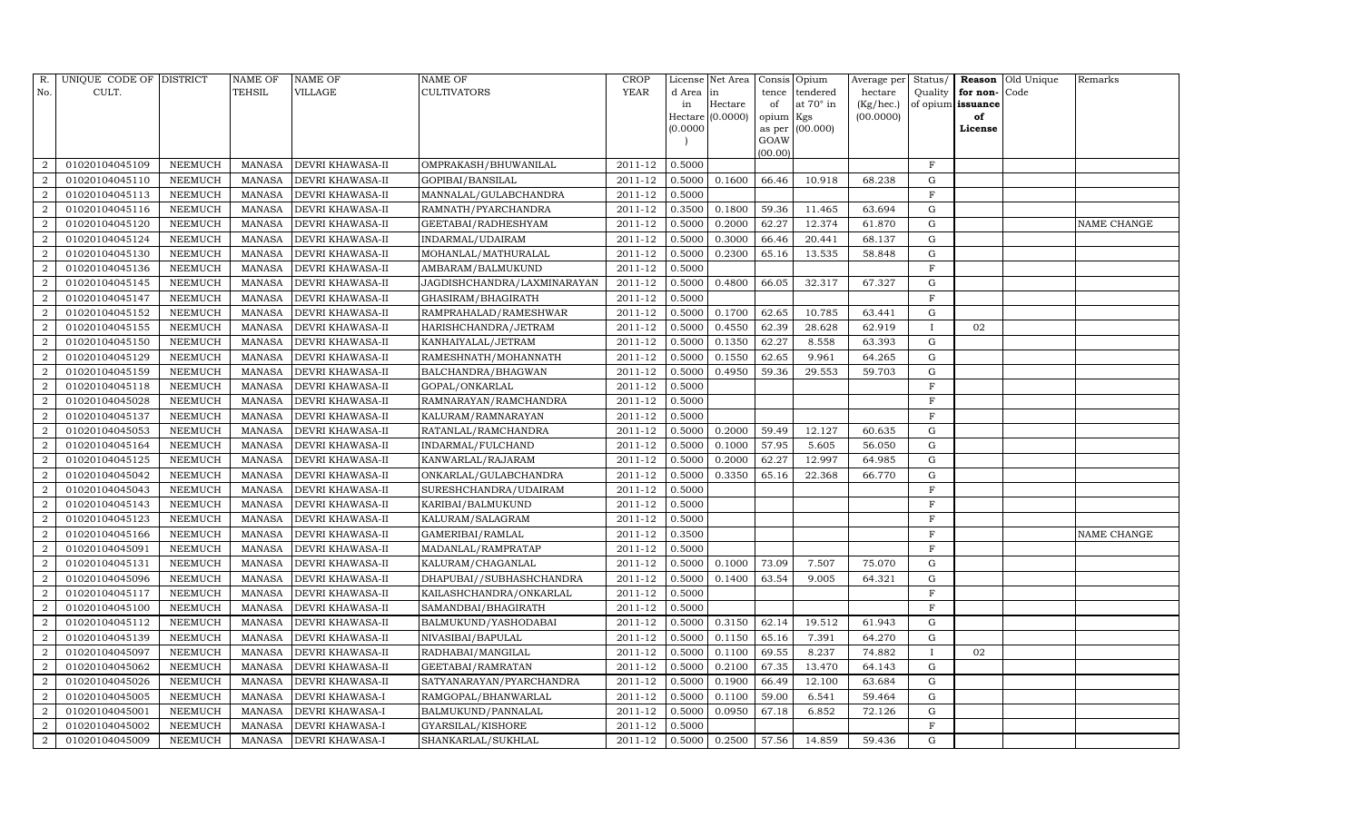| R. No. | UNIQUE CODE OF CULT. | DISTRICT | NAME OF TEHSIL | NAME OF VILLAGE | NAME OF CULTIVATORS | CROP YEAR | License d Area in Hectare (0.0000) | Net Area in Hectare (0.0000) | Consis tence of opium as per GOAW (00.00) | Opium tendered at 70° in Kgs (00.000) | Average per hectare (Kg/hec.) (00.0000) | Status/ Quality of opium | Reason for non-issuance of License | Old Unique Code | Remarks |
|---|---|---|---|---|---|---|---|---|---|---|---|---|---|---|---|
| 2 | 01020104045109 | NEEMUCH | MANASA | DEVRI KHAWASA-II | OMPRAKASH/BHUWANILAL | 2011-12 | 0.5000 | | | | | F | | | |
| 2 | 01020104045110 | NEEMUCH | MANASA | DEVRI KHAWASA-II | GOPIBAI/BANSILAL | 2011-12 | 0.5000 | 0.1600 | 66.46 | 10.918 | 68.238 | G | | | |
| 2 | 01020104045113 | NEEMUCH | MANASA | DEVRI KHAWASA-II | MANNALAL/GULABCHANDRA | 2011-12 | 0.5000 | | | | | F | | | |
| 2 | 01020104045116 | NEEMUCH | MANASA | DEVRI KHAWASA-II | RAMNATH/PYARCHANDRA | 2011-12 | 0.3500 | 0.1800 | 59.36 | 11.465 | 63.694 | G | | | |
| 2 | 01020104045120 | NEEMUCH | MANASA | DEVRI KHAWASA-II | GEETABAI/RADHESHYAM | 2011-12 | 0.5000 | 0.2000 | 62.27 | 12.374 | 61.870 | G | | | NAME CHANGE |
| 2 | 01020104045124 | NEEMUCH | MANASA | DEVRI KHAWASA-II | INDARMAL/UDAIRAM | 2011-12 | 0.5000 | 0.3000 | 66.46 | 20.441 | 68.137 | G | | | |
| 2 | 01020104045130 | NEEMUCH | MANASA | DEVRI KHAWASA-II | MOHANLAL/MATHURALAL | 2011-12 | 0.5000 | 0.2300 | 65.16 | 13.535 | 58.848 | G | | | |
| 2 | 01020104045136 | NEEMUCH | MANASA | DEVRI KHAWASA-II | AMBARAM/BALMUKUND | 2011-12 | 0.5000 | | | | | F | | | |
| 2 | 01020104045145 | NEEMUCH | MANASA | DEVRI KHAWASA-II | JAGDISHCHANDRA/LAXMINARAYAN | 2011-12 | 0.5000 | 0.4800 | 66.05 | 32.317 | 67.327 | G | | | |
| 2 | 01020104045147 | NEEMUCH | MANASA | DEVRI KHAWASA-II | GHASIRAM/BHAGIRATH | 2011-12 | 0.5000 | | | | | F | | | |
| 2 | 01020104045152 | NEEMUCH | MANASA | DEVRI KHAWASA-II | RAMPRAHALAD/RAMESHWAR | 2011-12 | 0.5000 | 0.1700 | 62.65 | 10.785 | 63.441 | G | | | |
| 2 | 01020104045155 | NEEMUCH | MANASA | DEVRI KHAWASA-II | HARISHCHANDRA/JETRAM | 2011-12 | 0.5000 | 0.4550 | 62.39 | 28.628 | 62.919 | I | 02 | | |
| 2 | 01020104045150 | NEEMUCH | MANASA | DEVRI KHAWASA-II | KANHAIYALAL/JETRAM | 2011-12 | 0.5000 | 0.1350 | 62.27 | 8.558 | 63.393 | G | | | |
| 2 | 01020104045129 | NEEMUCH | MANASA | DEVRI KHAWASA-II | RAMESHNATH/MOHANNATH | 2011-12 | 0.5000 | 0.1550 | 62.65 | 9.961 | 64.265 | G | | | |
| 2 | 01020104045159 | NEEMUCH | MANASA | DEVRI KHAWASA-II | BALCHANDRA/BHAGWAN | 2011-12 | 0.5000 | 0.4950 | 59.36 | 29.553 | 59.703 | G | | | |
| 2 | 01020104045118 | NEEMUCH | MANASA | DEVRI KHAWASA-II | GOPAL/ONKARLAL | 2011-12 | 0.5000 | | | | | F | | | |
| 2 | 01020104045028 | NEEMUCH | MANASA | DEVRI KHAWASA-II | RAMNARAYAN/RAMCHANDRA | 2011-12 | 0.5000 | | | | | F | | | |
| 2 | 01020104045137 | NEEMUCH | MANASA | DEVRI KHAWASA-II | KALURAM/RAMNARAYAN | 2011-12 | 0.5000 | | | | | F | | | |
| 2 | 01020104045053 | NEEMUCH | MANASA | DEVRI KHAWASA-II | RATANLAL/RAMCHANDRA | 2011-12 | 0.5000 | 0.2000 | 59.49 | 12.127 | 60.635 | G | | | |
| 2 | 01020104045164 | NEEMUCH | MANASA | DEVRI KHAWASA-II | INDARMAL/FULCHAND | 2011-12 | 0.5000 | 0.1000 | 57.95 | 5.605 | 56.050 | G | | | |
| 2 | 01020104045125 | NEEMUCH | MANASA | DEVRI KHAWASA-II | KANWARLAL/RAJARAM | 2011-12 | 0.5000 | 0.2000 | 62.27 | 12.997 | 64.985 | G | | | |
| 2 | 01020104045042 | NEEMUCH | MANASA | DEVRI KHAWASA-II | ONKARLAL/GULABCHANDRA | 2011-12 | 0.5000 | 0.3350 | 65.16 | 22.368 | 66.770 | G | | | |
| 2 | 01020104045043 | NEEMUCH | MANASA | DEVRI KHAWASA-II | SURESHCHANDRA/UDAIRAM | 2011-12 | 0.5000 | | | | | F | | | |
| 2 | 01020104045143 | NEEMUCH | MANASA | DEVRI KHAWASA-II | KARIBAI/BALMUKUND | 2011-12 | 0.5000 | | | | | F | | | |
| 2 | 01020104045123 | NEEMUCH | MANASA | DEVRI KHAWASA-II | KALURAM/SALAGRAM | 2011-12 | 0.5000 | | | | | F | | | |
| 2 | 01020104045166 | NEEMUCH | MANASA | DEVRI KHAWASA-II | GAMERIBAI/RAMLAL | 2011-12 | 0.3500 | | | | | F | | | NAME CHANGE |
| 2 | 01020104045091 | NEEMUCH | MANASA | DEVRI KHAWASA-II | MADANLAL/RAMPRATAP | 2011-12 | 0.5000 | | | | | F | | | |
| 2 | 01020104045131 | NEEMUCH | MANASA | DEVRI KHAWASA-II | KALURAM/CHAGANLAL | 2011-12 | 0.5000 | 0.1000 | 73.09 | 7.507 | 75.070 | G | | | |
| 2 | 01020104045096 | NEEMUCH | MANASA | DEVRI KHAWASA-II | DHAPUBAI//SUBHASHCHANDRA | 2011-12 | 0.5000 | 0.1400 | 63.54 | 9.005 | 64.321 | G | | | |
| 2 | 01020104045117 | NEEMUCH | MANASA | DEVRI KHAWASA-II | KAILASHCHANDRA/ONKARLAL | 2011-12 | 0.5000 | | | | | F | | | |
| 2 | 01020104045100 | NEEMUCH | MANASA | DEVRI KHAWASA-II | SAMANDBAI/BHAGIRATH | 2011-12 | 0.5000 | | | | | F | | | |
| 2 | 01020104045112 | NEEMUCH | MANASA | DEVRI KHAWASA-II | BALMUKUND/YASHODABAI | 2011-12 | 0.5000 | 0.3150 | 62.14 | 19.512 | 61.943 | G | | | |
| 2 | 01020104045139 | NEEMUCH | MANASA | DEVRI KHAWASA-II | NIVASIBAI/BAPULAL | 2011-12 | 0.5000 | 0.1150 | 65.16 | 7.391 | 64.270 | G | | | |
| 2 | 01020104045097 | NEEMUCH | MANASA | DEVRI KHAWASA-II | RADHABAI/MANGILAL | 2011-12 | 0.5000 | 0.1100 | 69.55 | 8.237 | 74.882 | I | 02 | | |
| 2 | 01020104045062 | NEEMUCH | MANASA | DEVRI KHAWASA-II | GEETABAI/RAMRATAN | 2011-12 | 0.5000 | 0.2100 | 67.35 | 13.470 | 64.143 | G | | | |
| 2 | 01020104045026 | NEEMUCH | MANASA | DEVRI KHAWASA-II | SATYANARAYAN/PYARCHANDRA | 2011-12 | 0.5000 | 0.1900 | 66.49 | 12.100 | 63.684 | G | | | |
| 2 | 01020104045005 | NEEMUCH | MANASA | DEVRI KHAWASA-I | RAMGOPAL/BHANWARLAL | 2011-12 | 0.5000 | 0.1100 | 59.00 | 6.541 | 59.464 | G | | | |
| 2 | 01020104045001 | NEEMUCH | MANASA | DEVRI KHAWASA-I | BALMUKUND/PANNALAL | 2011-12 | 0.5000 | 0.0950 | 67.18 | 6.852 | 72.126 | G | | | |
| 2 | 01020104045002 | NEEMUCH | MANASA | DEVRI KHAWASA-I | GYARSILAL/KISHORE | 2011-12 | 0.5000 | | | | | F | | | |
| 2 | 01020104045009 | NEEMUCH | MANASA | DEVRI KHAWASA-I | SHANKARLAL/SUKHLAL | 2011-12 | 0.5000 | 0.2500 | 57.56 | 14.859 | 59.436 | G | | | |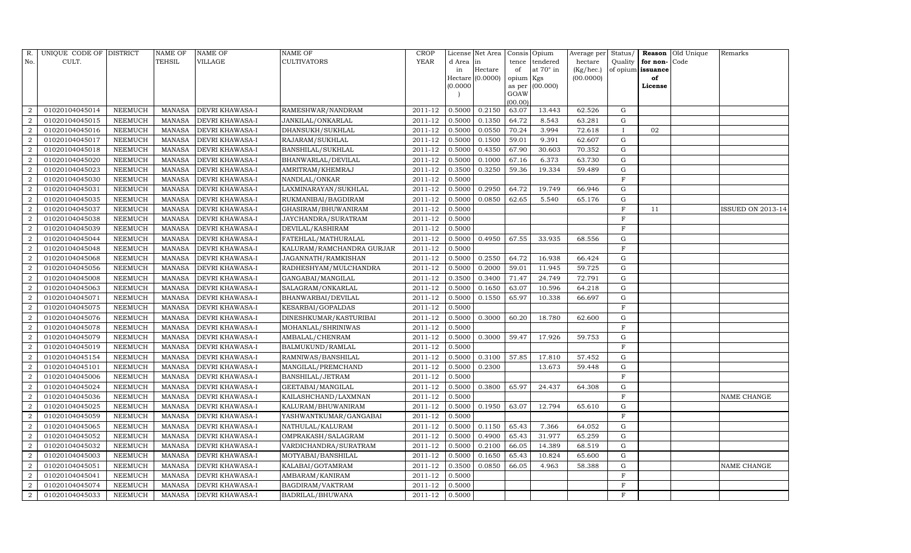| R. No. | UNIQUE CODE OF CULT. | DISTRICT | NAME OF TEHSIL | NAME OF VILLAGE | NAME OF CULTIVATORS | CROP YEAR | License d Area in Hectare (0.0000) | Net Area in Hectare (0.0000) | Consis tence of opium as per GOAW (00.00) | Opium tendered at 70° in Kgs (00.000) | Average per hectare (Kg/hec.) (00.0000) | Status/ Quality of opium | Reason for non- issuance of License | Old Unique Code | Remarks |
|---|---|---|---|---|---|---|---|---|---|---|---|---|---|---|---|
| 2 | 01020104045014 | NEEMUCH | MANASA | DEVRI KHAWASA-I | RAMESHWAR/NANDRAM | 2011-12 | 0.5000 | 0.2150 | 63.07 | 13.443 | 62.526 | G | | | |
| 2 | 01020104045015 | NEEMUCH | MANASA | DEVRI KHAWASA-I | JANKILAL/ONKARLAL | 2011-12 | 0.5000 | 0.1350 | 64.72 | 8.543 | 63.281 | G | | | |
| 2 | 01020104045016 | NEEMUCH | MANASA | DEVRI KHAWASA-I | DHANSUKH/SUKHLAL | 2011-12 | 0.5000 | 0.0550 | 70.24 | 3.994 | 72.618 | I | 02 | | |
| 2 | 01020104045017 | NEEMUCH | MANASA | DEVRI KHAWASA-I | RAJARAM/SUKHLAL | 2011-12 | 0.5000 | 0.1500 | 59.01 | 9.391 | 62.607 | G | | | |
| 2 | 01020104045018 | NEEMUCH | MANASA | DEVRI KHAWASA-I | BANSHILAL/SUKHLAL | 2011-12 | 0.5000 | 0.4350 | 67.90 | 30.603 | 70.352 | G | | | |
| 2 | 01020104045020 | NEEMUCH | MANASA | DEVRI KHAWASA-I | BHANWARLAL/DEVILAL | 2011-12 | 0.5000 | 0.1000 | 67.16 | 6.373 | 63.730 | G | | | |
| 2 | 01020104045023 | NEEMUCH | MANASA | DEVRI KHAWASA-I | AMRITRAM/KHEMRAJ | 2011-12 | 0.3500 | 0.3250 | 59.36 | 19.334 | 59.489 | G | | | |
| 2 | 01020104045030 | NEEMUCH | MANASA | DEVRI KHAWASA-I | NANDLAL/ONKAR | 2011-12 | 0.5000 | | | | | F | | | |
| 2 | 01020104045031 | NEEMUCH | MANASA | DEVRI KHAWASA-I | LAXMINARAYAN/SUKHLAL | 2011-12 | 0.5000 | 0.2950 | 64.72 | 19.749 | 66.946 | G | | | |
| 2 | 01020104045035 | NEEMUCH | MANASA | DEVRI KHAWASA-I | RUKMANIBAI/BAGDIRAM | 2011-12 | 0.5000 | 0.0850 | 62.65 | 5.540 | 65.176 | G | | | |
| 2 | 01020104045037 | NEEMUCH | MANASA | DEVRI KHAWASA-I | GHASIRAM/BHUWANIRAM | 2011-12 | 0.5000 | | | | | F | 11 | | ISSUED ON 2013-14 |
| 2 | 01020104045038 | NEEMUCH | MANASA | DEVRI KHAWASA-I | JAYCHANDRA/SURATRAM | 2011-12 | 0.5000 | | | | | F | | | |
| 2 | 01020104045039 | NEEMUCH | MANASA | DEVRI KHAWASA-I | DEVILAL/KASHIRAM | 2011-12 | 0.5000 | | | | | F | | | |
| 2 | 01020104045044 | NEEMUCH | MANASA | DEVRI KHAWASA-I | FATEHLAL/MATHURALAL | 2011-12 | 0.5000 | 0.4950 | 67.55 | 33.935 | 68.556 | G | | | |
| 2 | 01020104045048 | NEEMUCH | MANASA | DEVRI KHAWASA-I | KALURAM/RAMCHANDRA GURJAR | 2011-12 | 0.5000 | | | | | F | | | |
| 2 | 01020104045068 | NEEMUCH | MANASA | DEVRI KHAWASA-I | JAGANNATH/RAMKISHAN | 2011-12 | 0.5000 | 0.2550 | 64.72 | 16.938 | 66.424 | G | | | |
| 2 | 01020104045056 | NEEMUCH | MANASA | DEVRI KHAWASA-I | RADHESHYAM/MULCHANDRA | 2011-12 | 0.5000 | 0.2000 | 59.01 | 11.945 | 59.725 | G | | | |
| 2 | 01020104045008 | NEEMUCH | MANASA | DEVRI KHAWASA-I | GANGABAI/MANGILAL | 2011-12 | 0.3500 | 0.3400 | 71.47 | 24.749 | 72.791 | G | | | |
| 2 | 01020104045063 | NEEMUCH | MANASA | DEVRI KHAWASA-I | SALAGRAM/ONKARLAL | 2011-12 | 0.5000 | 0.1650 | 63.07 | 10.596 | 64.218 | G | | | |
| 2 | 01020104045071 | NEEMUCH | MANASA | DEVRI KHAWASA-I | BHANWARBAI/DEVILAL | 2011-12 | 0.5000 | 0.1550 | 65.97 | 10.338 | 66.697 | G | | | |
| 2 | 01020104045075 | NEEMUCH | MANASA | DEVRI KHAWASA-I | KESARBAI/GOPALDAS | 2011-12 | 0.5000 | | | | | F | | | |
| 2 | 01020104045076 | NEEMUCH | MANASA | DEVRI KHAWASA-I | DINESHKUMAR/KASTURIBAI | 2011-12 | 0.5000 | 0.3000 | 60.20 | 18.780 | 62.600 | G | | | |
| 2 | 01020104045078 | NEEMUCH | MANASA | DEVRI KHAWASA-I | MOHANLAL/SHRINIWAS | 2011-12 | 0.5000 | | | | | F | | | |
| 2 | 01020104045079 | NEEMUCH | MANASA | DEVRI KHAWASA-I | AMBALAL/CHENRAM | 2011-12 | 0.5000 | 0.3000 | 59.47 | 17.926 | 59.753 | G | | | |
| 2 | 01020104045019 | NEEMUCH | MANASA | DEVRI KHAWASA-I | BALMUKUND/RAMLAL | 2011-12 | 0.5000 | | | | | F | | | |
| 2 | 01020104045154 | NEEMUCH | MANASA | DEVRI KHAWASA-I | RAMNIWAS/BANSHILAL | 2011-12 | 0.5000 | 0.3100 | 57.85 | 17.810 | 57.452 | G | | | |
| 2 | 01020104045101 | NEEMUCH | MANASA | DEVRI KHAWASA-I | MANGILAL/PREMCHAND | 2011-12 | 0.5000 | 0.2300 | | 13.673 | 59.448 | G | | | |
| 2 | 01020104045006 | NEEMUCH | MANASA | DEVRI KHAWASA-I | BANSHILAL/JETRAM | 2011-12 | 0.5000 | | | | | F | | | |
| 2 | 01020104045024 | NEEMUCH | MANASA | DEVRI KHAWASA-I | GEETABAI/MANGILAL | 2011-12 | 0.5000 | 0.3800 | 65.97 | 24.437 | 64.308 | G | | | |
| 2 | 01020104045036 | NEEMUCH | MANASA | DEVRI KHAWASA-I | KAILASHCHAND/LAXMNAN | 2011-12 | 0.5000 | | | | | F | | | NAME CHANGE |
| 2 | 01020104045025 | NEEMUCH | MANASA | DEVRI KHAWASA-I | KALURAM/BHUWANIRAM | 2011-12 | 0.5000 | 0.1950 | 63.07 | 12.794 | 65.610 | G | | | |
| 2 | 01020104045059 | NEEMUCH | MANASA | DEVRI KHAWASA-I | YASHWANTKUMAR/GANGABAI | 2011-12 | 0.5000 | | | | | F | | | |
| 2 | 01020104045065 | NEEMUCH | MANASA | DEVRI KHAWASA-I | NATHULAL/KALURAM | 2011-12 | 0.5000 | 0.1150 | 65.43 | 7.366 | 64.052 | G | | | |
| 2 | 01020104045052 | NEEMUCH | MANASA | DEVRI KHAWASA-I | OMPRAKASH/SALAGRAM | 2011-12 | 0.5000 | 0.4900 | 65.43 | 31.977 | 65.259 | G | | | |
| 2 | 01020104045032 | NEEMUCH | MANASA | DEVRI KHAWASA-I | VARDICHANDRA/SURATRAM | 2011-12 | 0.5000 | 0.2100 | 66.05 | 14.389 | 68.519 | G | | | |
| 2 | 01020104045003 | NEEMUCH | MANASA | DEVRI KHAWASA-I | MOTYABAI/BANSHILAL | 2011-12 | 0.5000 | 0.1650 | 65.43 | 10.824 | 65.600 | G | | | |
| 2 | 01020104045051 | NEEMUCH | MANASA | DEVRI KHAWASA-I | KALABAI/GOTAMRAM | 2011-12 | 0.3500 | 0.0850 | 66.05 | 4.963 | 58.388 | G | | | NAME CHANGE |
| 2 | 01020104045041 | NEEMUCH | MANASA | DEVRI KHAWASA-I | AMBARAM/KANIRAM | 2011-12 | 0.5000 | | | | | F | | | |
| 2 | 01020104045074 | NEEMUCH | MANASA | DEVRI KHAWASA-I | BAGDIRAM/VAKTRAM | 2011-12 | 0.5000 | | | | | F | | | |
| 2 | 01020104045033 | NEEMUCH | MANASA | DEVRI KHAWASA-I | BADRILAL/BHUWANA | 2011-12 | 0.5000 | | | | | F | | | |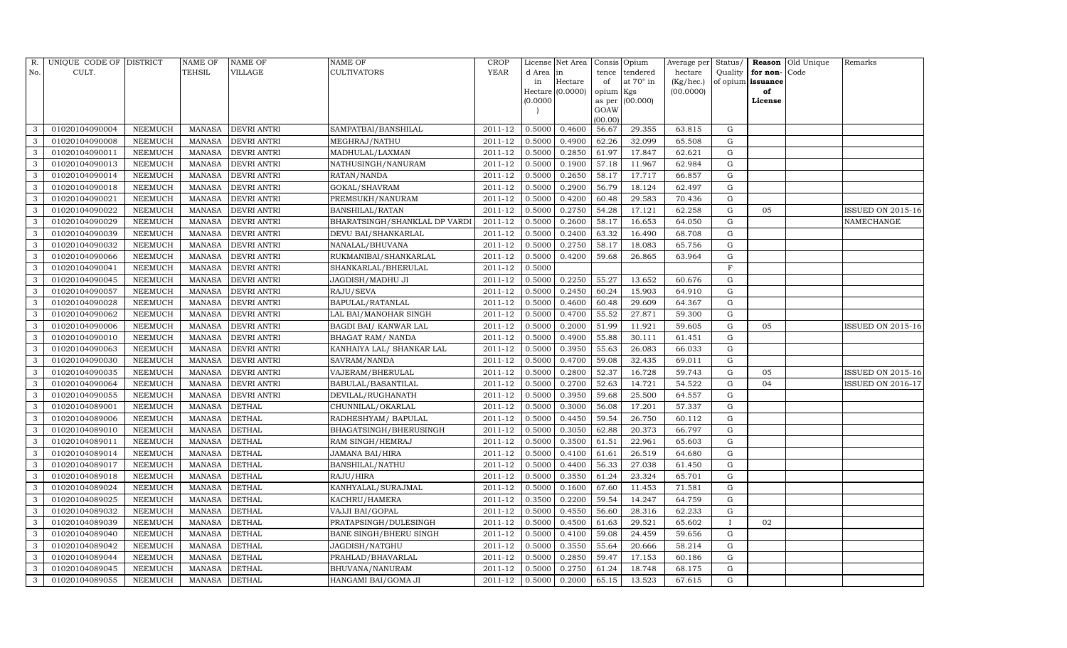| R. No. | UNIQUE CODE OF CULT. | DISTRICT | NAME OF TEHSIL | NAME OF VILLAGE | NAME OF CULTIVATORS | CROP YEAR | License d Area in Hectare (0.0000) | Net Area in Hectare (0.0000) | Consis tence of opium as per GOAW (00.00) | Opium tendered at 70° in Kgs (00.000) | Average per hectare (Kg/hec.) (00.0000) | Status/ Quality of opium | Reason for non- issuance of License | Old Unique Code | Remarks |
|---|---|---|---|---|---|---|---|---|---|---|---|---|---|---|---|
| 3 | 01020104090004 | NEEMUCH | MANASA | DEVRI ANTRI | SAMPATBAI/BANSHILAL | 2011-12 | 0.5000 | 0.4600 | 56.67 | 29.355 | 63.815 | G | | | |
| 3 | 01020104090008 | NEEMUCH | MANASA | DEVRI ANTRI | MEGHRAJ/NATHU | 2011-12 | 0.5000 | 0.4900 | 62.26 | 32.099 | 65.508 | G | | | |
| 3 | 01020104090011 | NEEMUCH | MANASA | DEVRI ANTRI | MADHULAL/LAXMAN | 2011-12 | 0.5000 | 0.2850 | 61.97 | 17.847 | 62.621 | G | | | |
| 3 | 01020104090013 | NEEMUCH | MANASA | DEVRI ANTRI | NATHUSINGH/NANURAM | 2011-12 | 0.5000 | 0.1900 | 57.18 | 11.967 | 62.984 | G | | | |
| 3 | 01020104090014 | NEEMUCH | MANASA | DEVRI ANTRI | RATAN/NANDA | 2011-12 | 0.5000 | 0.2650 | 58.17 | 17.717 | 66.857 | G | | | |
| 3 | 01020104090018 | NEEMUCH | MANASA | DEVRI ANTRI | GOKAL/SHAVRAM | 2011-12 | 0.5000 | 0.2900 | 56.79 | 18.124 | 62.497 | G | | | |
| 3 | 01020104090021 | NEEMUCH | MANASA | DEVRI ANTRI | PREMSUKH/NANURAM | 2011-12 | 0.5000 | 0.4200 | 60.48 | 29.583 | 70.436 | G | | | |
| 3 | 01020104090022 | NEEMUCH | MANASA | DEVRI ANTRI | BANSHILAL/RATAN | 2011-12 | 0.5000 | 0.2750 | 54.28 | 17.121 | 62.258 | G | 05 | | ISSUED ON 2015-16 |
| 3 | 01020104090029 | NEEMUCH | MANASA | DEVRI ANTRI | BHARATSINGH/SHANKLAL DP VARDI | 2011-12 | 0.5000 | 0.2600 | 58.17 | 16.653 | 64.050 | G | | | NAMECHANGE |
| 3 | 01020104090039 | NEEMUCH | MANASA | DEVRI ANTRI | DEVU BAI/SHANKARLAL | 2011-12 | 0.5000 | 0.2400 | 63.32 | 16.490 | 68.708 | G | | | |
| 3 | 01020104090032 | NEEMUCH | MANASA | DEVRI ANTRI | NANALAL/BHUVANA | 2011-12 | 0.5000 | 0.2750 | 58.17 | 18.083 | 65.756 | G | | | |
| 3 | 01020104090066 | NEEMUCH | MANASA | DEVRI ANTRI | RUKMANIBAI/SHANKARLAL | 2011-12 | 0.5000 | 0.4200 | 59.68 | 26.865 | 63.964 | G | | | |
| 3 | 01020104090041 | NEEMUCH | MANASA | DEVRI ANTRI | SHANKARLAL/BHERULAL | 2011-12 | 0.5000 | | | | | F | | | |
| 3 | 01020104090045 | NEEMUCH | MANASA | DEVRI ANTRI | JAGDISH/MADHU JI | 2011-12 | 0.5000 | 0.2250 | 55.27 | 13.652 | 60.676 | G | | | |
| 3 | 01020104090057 | NEEMUCH | MANASA | DEVRI ANTRI | RAJU/SEVA | 2011-12 | 0.5000 | 0.2450 | 60.24 | 15.903 | 64.910 | G | | | |
| 3 | 01020104090028 | NEEMUCH | MANASA | DEVRI ANTRI | BAPULAL/RATANLAL | 2011-12 | 0.5000 | 0.4600 | 60.48 | 29.609 | 64.367 | G | | | |
| 3 | 01020104090062 | NEEMUCH | MANASA | DEVRI ANTRI | LAL BAI/MANOHAR SINGH | 2011-12 | 0.5000 | 0.4700 | 55.52 | 27.871 | 59.300 | G | | | |
| 3 | 01020104090006 | NEEMUCH | MANASA | DEVRI ANTRI | BAGDI BAI/ KANWAR LAL | 2011-12 | 0.5000 | 0.2000 | 51.99 | 11.921 | 59.605 | G | 05 | | ISSUED ON 2015-16 |
| 3 | 01020104090010 | NEEMUCH | MANASA | DEVRI ANTRI | BHAGAT RAM/ NANDA | 2011-12 | 0.5000 | 0.4900 | 55.88 | 30.111 | 61.451 | G | | | |
| 3 | 01020104090063 | NEEMUCH | MANASA | DEVRI ANTRI | KANHAIYA LAL/ SHANKAR LAL | 2011-12 | 0.5000 | 0.3950 | 55.63 | 26.083 | 66.033 | G | | | |
| 3 | 01020104090030 | NEEMUCH | MANASA | DEVRI ANTRI | SAVRAM/NANDA | 2011-12 | 0.5000 | 0.4700 | 59.08 | 32.435 | 69.011 | G | | | |
| 3 | 01020104090035 | NEEMUCH | MANASA | DEVRI ANTRI | VAJERAM/BHERULAL | 2011-12 | 0.5000 | 0.2800 | 52.37 | 16.728 | 59.743 | G | 05 | | ISSUED ON 2015-16 |
| 3 | 01020104090064 | NEEMUCH | MANASA | DEVRI ANTRI | BABULAL/BASANTILAL | 2011-12 | 0.5000 | 0.2700 | 52.63 | 14.721 | 54.522 | G | 04 | | ISSUED ON 2016-17 |
| 3 | 01020104090055 | NEEMUCH | MANASA | DEVRI ANTRI | DEVILAL/RUGHANATH | 2011-12 | 0.5000 | 0.3950 | 59.68 | 25.500 | 64.557 | G | | | |
| 3 | 01020104089001 | NEEMUCH | MANASA | DETHAL | CHUNNILAL/OKARLAL | 2011-12 | 0.5000 | 0.3000 | 56.08 | 17.201 | 57.337 | G | | | |
| 3 | 01020104089006 | NEEMUCH | MANASA | DETHAL | RADHESHYAM/ BAPULAL | 2011-12 | 0.5000 | 0.4450 | 59.54 | 26.750 | 60.112 | G | | | |
| 3 | 01020104089010 | NEEMUCH | MANASA | DETHAL | BHAGATSINGH/BHERUSINGH | 2011-12 | 0.5000 | 0.3050 | 62.88 | 20.373 | 66.797 | G | | | |
| 3 | 01020104089011 | NEEMUCH | MANASA | DETHAL | RAM SINGH/HEMRAJ | 2011-12 | 0.5000 | 0.3500 | 61.51 | 22.961 | 65.603 | G | | | |
| 3 | 01020104089014 | NEEMUCH | MANASA | DETHAL | JAMANA BAI/HIRA | 2011-12 | 0.5000 | 0.4100 | 61.61 | 26.519 | 64.680 | G | | | |
| 3 | 01020104089017 | NEEMUCH | MANASA | DETHAL | BANSHILAL/NATHU | 2011-12 | 0.5000 | 0.4400 | 56.33 | 27.038 | 61.450 | G | | | |
| 3 | 01020104089018 | NEEMUCH | MANASA | DETHAL | RAJU/HIRA | 2011-12 | 0.5000 | 0.3550 | 61.24 | 23.324 | 65.701 | G | | | |
| 3 | 01020104089024 | NEEMUCH | MANASA | DETHAL | KANHYALAL/SURAJMAL | 2011-12 | 0.5000 | 0.1600 | 67.60 | 11.453 | 71.581 | G | | | |
| 3 | 01020104089025 | NEEMUCH | MANASA | DETHAL | KACHRU/HAMERA | 2011-12 | 0.3500 | 0.2200 | 59.54 | 14.247 | 64.759 | G | | | |
| 3 | 01020104089032 | NEEMUCH | MANASA | DETHAL | VAJJI BAI/GOPAL | 2011-12 | 0.5000 | 0.4550 | 56.60 | 28.316 | 62.233 | G | | | |
| 3 | 01020104089039 | NEEMUCH | MANASA | DETHAL | PRATAPSINGH/DULESINGH | 2011-12 | 0.5000 | 0.4500 | 61.63 | 29.521 | 65.602 | I | 02 | | |
| 3 | 01020104089040 | NEEMUCH | MANASA | DETHAL | BANE SINGH/BHERU SINGH | 2011-12 | 0.5000 | 0.4100 | 59.08 | 24.459 | 59.656 | G | | | |
| 3 | 01020104089042 | NEEMUCH | MANASA | DETHAL | JAGDISH/NATGHU | 2011-12 | 0.5000 | 0.3550 | 55.64 | 20.666 | 58.214 | G | | | |
| 3 | 01020104089044 | NEEMUCH | MANASA | DETHAL | PRAHLAD/BHAVARLAL | 2011-12 | 0.5000 | 0.2850 | 59.47 | 17.153 | 60.186 | G | | | |
| 3 | 01020104089045 | NEEMUCH | MANASA | DETHAL | BHUVANA/NANURAM | 2011-12 | 0.5000 | 0.2750 | 61.24 | 18.748 | 68.175 | G | | | |
| 3 | 01020104089055 | NEEMUCH | MANASA | DETHAL | HANGAMI BAI/GOMA JI | 2011-12 | 0.5000 | 0.2000 | 65.15 | 13.523 | 67.615 | G | | | |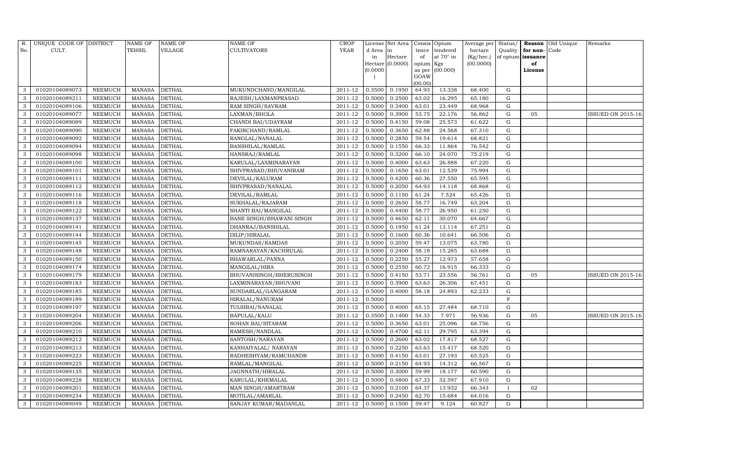| R. No. | UNIQUE CODE OF CULT. | DISTRICT | NAME OF TEHSIL | NAME OF VILLAGE | NAME OF CULTIVATORS | CROP YEAR | License d Area in Hectare (0.0000) | Net Area in Hectare (0.0000) | Consis tence of opium as per GOAW (00.00) | Opium tendered at 70° in Kgs (00.000) | Average per hectare (Kg/hec.) (00.0000) | Status/ Quality of opium | Reason for non-issuance of License | Old Unique Code | Remarks |
|---|---|---|---|---|---|---|---|---|---|---|---|---|---|---|---|
| 3 | 01020104089073 | NEEMUCH | MANASA | DETHAL | MUKUNDCHAND/MANGILAL | 2011-12 | 0.3500 | 0.1950 | 64.93 | 13.338 | 68.400 | G | | | |
| 3 | 01020104089211 | NEEMUCH | MANASA | DETHAL | RAJESH/LAXMANPRASAD | 2011-12 | 0.5000 | 0.2500 | 63.02 | 16.295 | 65.180 | G | | | |
| 3 | 01020104089106 | NEEMUCH | MANASA | DETHAL | RAM SINGH/SAVRAM | 2011-12 | 0.5000 | 0.3400 | 63.01 | 23.449 | 68.968 | G | | | |
| 3 | 01020104089077 | NEEMUCH | MANASA | DETHAL | LAXMAN/BHOLA | 2011-12 | 0.5000 | 0.3900 | 53.75 | 22.176 | 56.862 | G | 05 | | ISSUED ON 2015-16 |
| 3 | 01020104089089 | NEEMUCH | MANASA | DETHAL | CHANDI BAI/UDAYRAM | 2011-12 | 0.5000 | 0.4150 | 59.08 | 25.573 | 61.622 | G | | | |
| 3 | 01020104089090 | NEEMUCH | MANASA | DETHAL | FAKIRCHAND/RAMLAL | 2011-12 | 0.5000 | 0.3650 | 62.88 | 24.568 | 67.310 | G | | | |
| 3 | 01020104089092 | NEEMUCH | MANASA | DETHAL | RANGLAL/NANALAL | 2011-12 | 0.5000 | 0.2850 | 59.54 | 19.614 | 68.821 | G | | | |
| 3 | 01020104089094 | NEEMUCH | MANASA | DETHAL | BANSHILAL/RAMLAL | 2011-12 | 0.5000 | 0.1550 | 66.33 | 11.864 | 76.542 | G | | | |
| 3 | 01020104089098 | NEEMUCH | MANASA | DETHAL | HANSRAJ/RAMLAL | 2011-12 | 0.5000 | 0.3200 | 66.10 | 24.070 | 75.219 | G | | | |
| 3 | 01020104089100 | NEEMUCH | MANASA | DETHAL | KARULAL/LAXMINARAYAN | 2011-12 | 0.5000 | 0.4000 | 63.63 | 26.888 | 67.220 | G | | | |
| 3 | 01020104089101 | NEEMUCH | MANASA | DETHAL | SHIVPRASAD/BHUVANIRAM | 2011-12 | 0.5000 | 0.1650 | 63.01 | 12.539 | 75.994 | G | | | |
| 3 | 01020104089111 | NEEMUCH | MANASA | DETHAL | DEVILAL/KALURAM | 2011-12 | 0.5000 | 0.4200 | 60.36 | 27.550 | 65.595 | G | | | |
| 3 | 01020104089112 | NEEMUCH | MANASA | DETHAL | SHIVPRASAD/NANALAL | 2011-12 | 0.5000 | 0.2050 | 64.93 | 14.118 | 68.868 | G | | | |
| 3 | 01020104089116 | NEEMUCH | MANASA | DETHAL | DEVILAL/RAMLAL | 2011-12 | 0.5000 | 0.1150 | 61.24 | 7.524 | 65.426 | G | | | |
| 3 | 01020104089118 | NEEMUCH | MANASA | DETHAL | SUKHALAL/RAJARAM | 2011-12 | 0.5000 | 0.2650 | 58.77 | 16.749 | 63.204 | G | | | |
| 3 | 01020104089122 | NEEMUCH | MANASA | DETHAL | SHANTI BAI/MANGILAL | 2011-12 | 0.5000 | 0.4400 | 58.77 | 26.950 | 61.250 | G | | | |
| 3 | 01020104089137 | NEEMUCH | MANASA | DETHAL | BANE SINGH/BHAWANI SINGH | 2011-12 | 0.5000 | 0.4650 | 62.11 | 30.070 | 64.667 | G | | | |
| 3 | 01020104089141 | NEEMUCH | MANASA | DETHAL | DHANRAJ/BANSHILAL | 2011-12 | 0.5000 | 0.1950 | 61.24 | 13.114 | 67.251 | G | | | |
| 3 | 01020104089144 | NEEMUCH | MANASA | DETHAL | DILIP/HIRALAL | 2011-12 | 0.5000 | 0.1600 | 60.36 | 10.641 | 66.506 | G | | | |
| 3 | 01020104089145 | NEEMUCH | MANASA | DETHAL | MUKUNDAS/RAMDAS | 2011-12 | 0.5000 | 0.2050 | 59.47 | 13.075 | 63.780 | G | | | |
| 3 | 01020104089148 | NEEMUCH | MANASA | DETHAL | RAMNARAYAN/KACHRULAL | 2011-12 | 0.5000 | 0.2400 | 58.18 | 15.285 | 63.688 | G | | | |
| 3 | 01020104089150 | NEEMUCH | MANASA | DETHAL | BHAWARLAL/PANNA | 2011-12 | 0.5000 | 0.2250 | 55.27 | 12.973 | 57.658 | G | | | |
| 3 | 01020104089174 | NEEMUCH | MANASA | DETHAL | MANGILAL/HIRA | 2011-12 | 0.5000 | 0.2550 | 60.72 | 16.915 | 66.333 | G | | | |
| 3 | 01020104089179 | NEEMUCH | MANASA | DETHAL | BHUVANISINGH/BHERUSINGH | 2011-12 | 0.5000 | 0.4150 | 53.71 | 23.556 | 56.761 | G | 05 | | ISSUED ON 2015-16 |
| 3 | 01020104089183 | NEEMUCH | MANASA | DETHAL | LAXMINARAYAN/BHUVANI | 2011-12 | 0.5000 | 0.3900 | 63.63 | 26.306 | 67.451 | G | | | |
| 3 | 01020104089185 | NEEMUCH | MANASA | DETHAL | SUNDARLAL/GANGARAM | 2011-12 | 0.5000 | 0.4000 | 58.18 | 24.893 | 62.233 | G | | | |
| 3 | 01020104089189 | NEEMUCH | MANASA | DETHAL | HIRALAL/NANURAM | 2011-12 | 0.5000 | | | | | F | | | |
| 3 | 01020104089197 | NEEMUCH | MANASA | DETHAL | TULSIBAI/NANALAL | 2011-12 | 0.5000 | 0.4000 | 65.15 | 27.484 | 68.710 | G | | | |
| 3 | 01020104089204 | NEEMUCH | MANASA | DETHAL | BAPULAL/KALU | 2011-12 | 0.3500 | 0.1400 | 54.33 | 7.971 | 56.936 | G | 05 | | ISSUED ON 2015-16 |
| 3 | 01020104089206 | NEEMUCH | MANASA | DETHAL | SOHAN BAI/SITARAM | 2011-12 | 0.5000 | 0.3650 | 63.01 | 25.096 | 68.756 | G | | | |
| 3 | 01020104089210 | NEEMUCH | MANASA | DETHAL | RAMESH/NANDLAL | 2011-12 | 0.5000 | 0.4700 | 62.11 | 29.795 | 63.394 | G | | | |
| 3 | 01020104089212 | NEEMUCH | MANASA | DETHAL | SANTOSH/NARAYAN | 2011-12 | 0.5000 | 0.2600 | 63.02 | 17.817 | 68.527 | G | | | |
| 3 | 01020104089213 | NEEMUCH | MANASA | DETHAL | KANHAIYALAL/ NARAYAN | 2011-12 | 0.5000 | 0.2250 | 63.63 | 15.417 | 68.520 | G | | | |
| 3 | 01020104089223 | NEEMUCH | MANASA | DETHAL | RADHESHYAM/RAMCHANDR | 2011-12 | 0.5000 | 0.4150 | 63.01 | 27.193 | 65.525 | G | | | |
| 3 | 01020104089225 | NEEMUCH | MANASA | DETHAL | RAMLAL/MANGILAL | 2011-12 | 0.5000 | 0.2150 | 64.93 | 14.312 | 66.567 | G | | | |
| 3 | 01020104089135 | NEEMUCH | MANASA | DETHAL | JAGNNATH/HIRALAL | 2011-12 | 0.5000 | 0.3000 | 59.99 | 18.177 | 60.590 | G | | | |
| 3 | 01020104089228 | NEEMUCH | MANASA | DETHAL | KARULAL/KHEMALAL | 2011-12 | 0.5000 | 0.4800 | 67.33 | 32.597 | 67.910 | G | | | |
| 3 | 01020104089201 | NEEMUCH | MANASA | DETHAL | MAN SINGH/AMARTRAM | 2011-12 | 0.5000 | 0.2100 | 64.37 | 13.932 | 66.343 | I | 02 | | |
| 3 | 01020104089234 | NEEMUCH | MANASA | DETHAL | MOTILAL/AMARLAL | 2011-12 | 0.5000 | 0.2450 | 62.70 | 15.684 | 64.016 | G | | | |
| 3 | 01020104089049 | NEEMUCH | MANASA | DETHAL | SANJAY KUMAR/MADANLAL | 2011-12 | 0.5000 | 0.1500 | 59.47 | 9.124 | 60.827 | G | | | |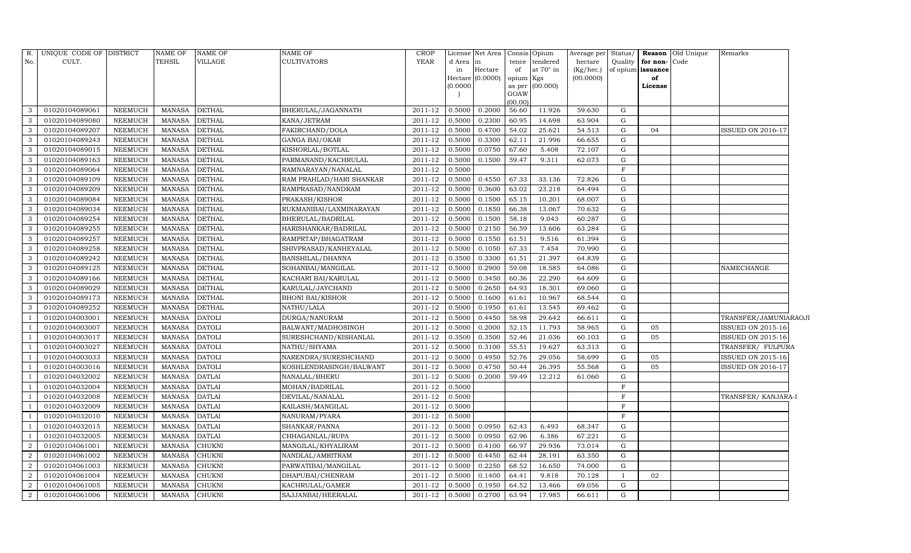| R. No. | UNIQUE CODE OF CULT. | DISTRICT | NAME OF TEHSIL | NAME OF VILLAGE | NAME OF CULTIVATORS | CROP YEAR | License d Area in Hectare (0.0000) | Net Area in Hectare (0.0000) | Consis tence of opium as per GOAW (00.00) | Opium tendered at 70° in Kgs (00.000) | Average per hectare (Kg/hec.) (00.0000) | Status/ Quality of opium | Reason for non-issuance of License | Old Unique Code | Remarks |
|---|---|---|---|---|---|---|---|---|---|---|---|---|---|---|---|
| 3 | 01020104089061 | NEEMUCH | MANASA | DETHAL | BHERULAL/JAGANNATH | 2011-12 | 0.5000 | 0.2000 | 56.60 | 11.926 | 59.630 | G | | | |
| 3 | 01020104089080 | NEEMUCH | MANASA | DETHAL | KANA/JETRAM | 2011-12 | 0.5000 | 0.2300 | 60.95 | 14.698 | 63.904 | G | | | |
| 3 | 01020104089207 | NEEMUCH | MANASA | DETHAL | FAKIRCHAND/DOLA | 2011-12 | 0.5000 | 0.4700 | 54.02 | 25.621 | 54.513 | G | 04 | | ISSUED ON 2016-17 |
| 3 | 01020104089243 | NEEMUCH | MANASA | DETHAL | GANGA BAI/OKAR | 2011-12 | 0.5000 | 0.3300 | 62.11 | 21.996 | 66.655 | G | | | |
| 3 | 01020104089015 | NEEMUCH | MANASA | DETHAL | KISHORLAL/BOTLAL | 2011-12 | 0.5000 | 0.0750 | 67.60 | 5.408 | 72.107 | G | | | |
| 3 | 01020104089163 | NEEMUCH | MANASA | DETHAL | PARMANAND/KACHRULAL | 2011-12 | 0.5000 | 0.1500 | 59.47 | 9.311 | 62.073 | G | | | |
| 3 | 01020104089064 | NEEMUCH | MANASA | DETHAL | RAMNARAYAN/NANALAL | 2011-12 | 0.5000 | | | | | F | | | |
| 3 | 01020104089109 | NEEMUCH | MANASA | DETHAL | RAM PRAHLAD/HARI SHANKAR | 2011-12 | 0.5000 | 0.4550 | 67.33 | 33.136 | 72.826 | G | | | |
| 3 | 01020104089209 | NEEMUCH | MANASA | DETHAL | RAMPRASAD/NANDRAM | 2011-12 | 0.5000 | 0.3600 | 63.02 | 23.218 | 64.494 | G | | | |
| 3 | 01020104089084 | NEEMUCH | MANASA | DETHAL | PRAKASH/KISHOR | 2011-12 | 0.5000 | 0.1500 | 65.15 | 10.201 | 68.007 | G | | | |
| 3 | 01020104089034 | NEEMUCH | MANASA | DETHAL | RUKMANIBAI/LAXMINARAYAN | 2011-12 | 0.5000 | 0.1850 | 66.38 | 13.067 | 70.632 | G | | | |
| 3 | 01020104089254 | NEEMUCH | MANASA | DETHAL | BHERULAL/BADRILAL | 2011-12 | 0.5000 | 0.1500 | 58.18 | 9.043 | 60.287 | G | | | |
| 3 | 01020104089255 | NEEMUCH | MANASA | DETHAL | HARISHANKAR/BADRILAL | 2011-12 | 0.5000 | 0.2150 | 56.59 | 13.606 | 63.284 | G | | | |
| 3 | 01020104089257 | NEEMUCH | MANASA | DETHAL | RAMPRTAP/BHAGATRAM | 2011-12 | 0.5000 | 0.1550 | 61.51 | 9.516 | 61.394 | G | | | |
| 3 | 01020104089258 | NEEMUCH | MANASA | DETHAL | SHIVPRASAD/KANHEYALAL | 2011-12 | 0.5000 | 0.1050 | 67.33 | 7.454 | 70.990 | G | | | |
| 3 | 01020104089242 | NEEMUCH | MANASA | DETHAL | BANSHILAL/DHANNA | 2011-12 | 0.3500 | 0.3300 | 61.51 | 21.397 | 64.839 | G | | | |
| 3 | 01020104089125 | NEEMUCH | MANASA | DETHAL | SOHANBAI/MANGILAL | 2011-12 | 0.5000 | 0.2900 | 59.08 | 18.585 | 64.086 | G | | | NAMECHANGE |
| 3 | 01020104089166 | NEEMUCH | MANASA | DETHAL | KACHARI BAI/KARULAL | 2011-12 | 0.5000 | 0.3450 | 60.36 | 22.290 | 64.609 | G | | | |
| 3 | 01020104089029 | NEEMUCH | MANASA | DETHAL | KARULAL/JAYCHAND | 2011-12 | 0.5000 | 0.2650 | 64.93 | 18.301 | 69.060 | G | | | |
| 3 | 01020104089173 | NEEMUCH | MANASA | DETHAL | BHONI BAI/KISHOR | 2011-12 | 0.5000 | 0.1600 | 61.61 | 10.967 | 68.544 | G | | | |
| 3 | 01020104089252 | NEEMUCH | MANASA | DETHAL | NATHU/LALA | 2011-12 | 0.5000 | 0.1950 | 61.61 | 13.545 | 69.462 | G | | | |
| 1 | 01020104003001 | NEEMUCH | MANASA | DATOLI | DURGA/NANURAM | 2011-12 | 0.5000 | 0.4450 | 58.98 | 29.642 | 66.611 | G | | | TRANSFER/JAMUNIARAOJI |
| 1 | 01020104003007 | NEEMUCH | MANASA | DATOLI | BALWANT/MADHOSINGH | 2011-12 | 0.5000 | 0.2000 | 52.15 | 11.793 | 58.965 | G | 05 | | ISSUED ON 2015-16 |
| 1 | 01020104003017 | NEEMUCH | MANASA | DATOLI | SURESHCHAND/KISHANLAL | 2011-12 | 0.3500 | 0.3500 | 52.46 | 21.036 | 60.103 | G | 05 | | ISSUED ON 2015-16 |
| 1 | 01020104003027 | NEEMUCH | MANASA | DATOLI | NATHU/SHYAMA | 2011-12 | 0.5000 | 0.3100 | 55.51 | 19.627 | 63.313 | G | | | TRANSFER/ FULPURA |
| 1 | 01020104003033 | NEEMUCH | MANASA | DATOLI | NARENDRA/SURESHCHAND | 2011-12 | 0.5000 | 0.4950 | 52.76 | 29.056 | 58.699 | G | 05 | | ISSUED ON 2015-16 |
| 1 | 01020104003016 | NEEMUCH | MANASA | DATOLI | KOSHLENDRASINGH/BALWANT | 2011-12 | 0.5000 | 0.4750 | 50.44 | 26.395 | 55.568 | G | 05 | | ISSUED ON 2016-17 |
| 1 | 01020104032002 | NEEMUCH | MANASA | DATLAI | NANALAL/BHERU | 2011-12 | 0.5000 | 0.2000 | 59.49 | 12.212 | 61.060 | G | | | |
| 1 | 01020104032004 | NEEMUCH | MANASA | DATLAI | MOHAN/BADRILAL | 2011-12 | 0.5000 | | | | | F | | | |
| 1 | 01020104032008 | NEEMUCH | MANASA | DATLAI | DEVILAL/NANALAL | 2011-12 | 0.5000 | | | | | F | | | TRANSFER/ KANJARA-I |
| 1 | 01020104032009 | NEEMUCH | MANASA | DATLAI | KAILASH/MANGILAL | 2011-12 | 0.5000 | | | | | F | | | |
| 1 | 01020104032010 | NEEMUCH | MANASA | DATLAI | NANURAM/PYARA | 2011-12 | 0.5000 | | | | | F | | | |
| 1 | 01020104032015 | NEEMUCH | MANASA | DATLAI | SHANKAR/PANNA | 2011-12 | 0.5000 | 0.0950 | 62.43 | 6.493 | 68.347 | G | | | |
| 1 | 01020104032005 | NEEMUCH | MANASA | DATLAI | CHHAGANLAL/RUPA | 2011-12 | 0.5000 | 0.0950 | 62.96 | 6.386 | 67.221 | G | | | |
| 2 | 01020104061001 | NEEMUCH | MANASA | CHUKNI | MANGILAL/KHYALIRAM | 2011-12 | 0.5000 | 0.4100 | 66.97 | 29.936 | 73.014 | G | | | |
| 2 | 01020104061002 | NEEMUCH | MANASA | CHUKNI | NANDLAL/AMRITRAM | 2011-12 | 0.5000 | 0.4450 | 62.44 | 28.191 | 63.350 | G | | | |
| 2 | 01020104061003 | NEEMUCH | MANASA | CHUKNI | PARWATIBAI/MANGILAL | 2011-12 | 0.5000 | 0.2250 | 68.52 | 16.650 | 74.000 | G | | | |
| 2 | 01020104061004 | NEEMUCH | MANASA | CHUKNI | DHAPUBAI/CHENRAM | 2011-12 | 0.5000 | 0.1400 | 64.41 | 9.818 | 70.128 | I | 02 | | |
| 2 | 01020104061005 | NEEMUCH | MANASA | CHUKNI | KACHRULAL/GAMER | 2011-12 | 0.5000 | 0.1950 | 64.52 | 13.466 | 69.056 | G | | | |
| 2 | 01020104061006 | NEEMUCH | MANASA | CHUKNI | SAJJANBAI/HEERALAL | 2011-12 | 0.5000 | 0.2700 | 63.94 | 17.985 | 66.611 | G | | | |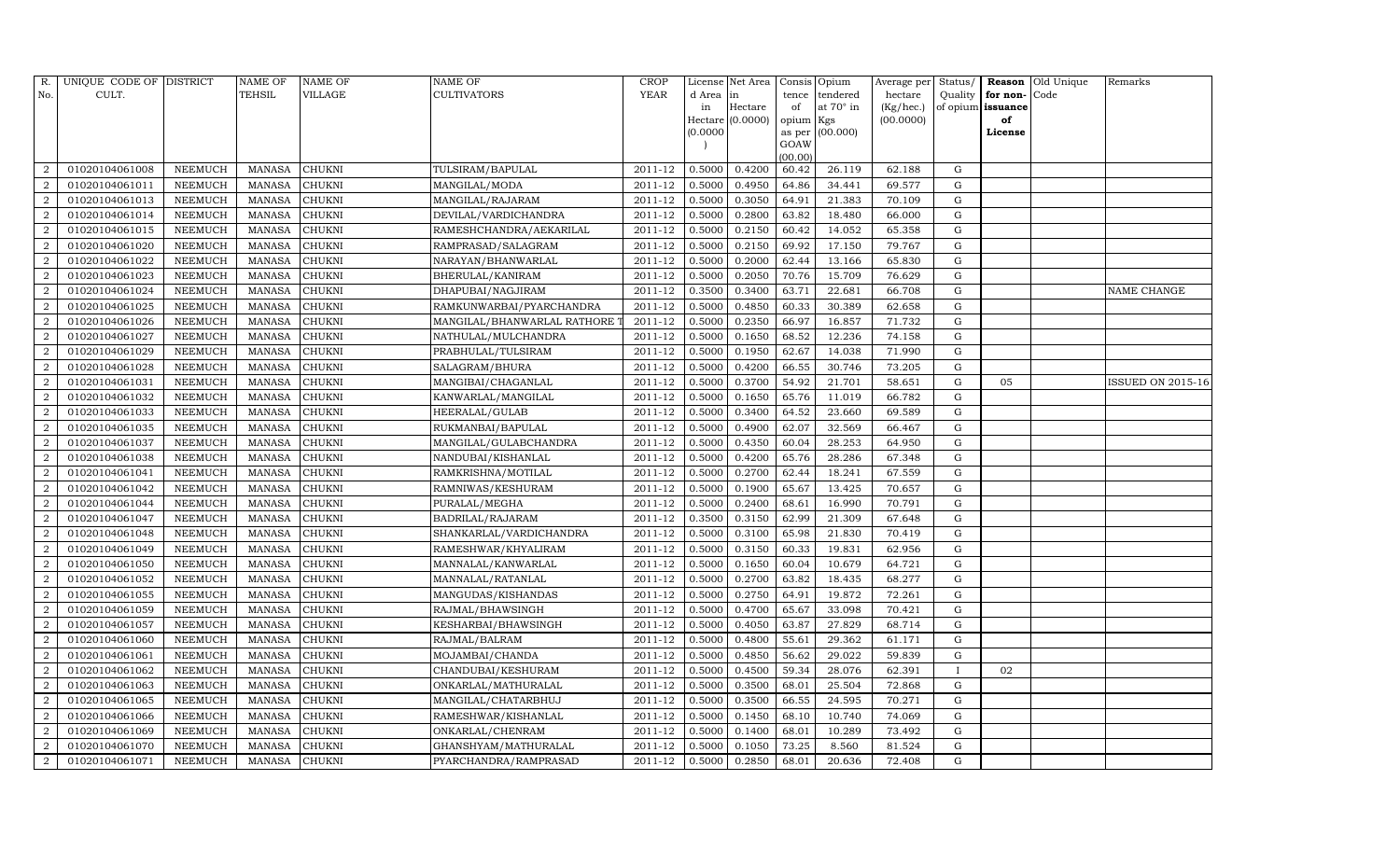| R. No. | UNIQUE CODE OF CULT. | DISTRICT | NAME OF TEHSIL | NAME OF VILLAGE | NAME OF CULTIVATORS | CROP YEAR | License d Area in Hectare (0.0000) | Net Area in Hectare (0.0000) | Consis tence of opium as per GOAW (00.00) | Opium tendered at 70° in Kgs (00.000) | Average per hectare (Kg/hec.) (00.0000) | Status/ Quality of opium | Reason for non-issuance of License | Old Unique Code | Remarks |
|---|---|---|---|---|---|---|---|---|---|---|---|---|---|---|---|
| 2 | 01020104061008 | NEEMUCH | MANASA | CHUKNI | TULSIRAM/BAPULAL | 2011-12 | 0.5000 | 0.4200 | 60.42 | 26.119 | 62.188 | G | | | |
| 2 | 01020104061011 | NEEMUCH | MANASA | CHUKNI | MANGILAL/MODA | 2011-12 | 0.5000 | 0.4950 | 64.86 | 34.441 | 69.577 | G | | | |
| 2 | 01020104061013 | NEEMUCH | MANASA | CHUKNI | MANGILAL/RAJARAM | 2011-12 | 0.5000 | 0.3050 | 64.91 | 21.383 | 70.109 | G | | | |
| 2 | 01020104061014 | NEEMUCH | MANASA | CHUKNI | DEVILAL/VARDICHANDRA | 2011-12 | 0.5000 | 0.2800 | 63.82 | 18.480 | 66.000 | G | | | |
| 2 | 01020104061015 | NEEMUCH | MANASA | CHUKNI | RAMESHCHANDRA/AEKARILAL | 2011-12 | 0.5000 | 0.2150 | 60.42 | 14.052 | 65.358 | G | | | |
| 2 | 01020104061020 | NEEMUCH | MANASA | CHUKNI | RAMPRASAD/SALAGRAM | 2011-12 | 0.5000 | 0.2150 | 69.92 | 17.150 | 79.767 | G | | | |
| 2 | 01020104061022 | NEEMUCH | MANASA | CHUKNI | NARAYAN/BHANWARLAL | 2011-12 | 0.5000 | 0.2000 | 62.44 | 13.166 | 65.830 | G | | | |
| 2 | 01020104061023 | NEEMUCH | MANASA | CHUKNI | BHERULAL/KANIRAM | 2011-12 | 0.5000 | 0.2050 | 70.76 | 15.709 | 76.629 | G | | | |
| 2 | 01020104061024 | NEEMUCH | MANASA | CHUKNI | DHAPUBAI/NAGJIRAM | 2011-12 | 0.3500 | 0.3400 | 63.71 | 22.681 | 66.708 | G | | | NAME CHANGE |
| 2 | 01020104061025 | NEEMUCH | MANASA | CHUKNI | RAMKUNWARBAI/PYARCHANDRA | 2011-12 | 0.5000 | 0.4850 | 60.33 | 30.389 | 62.658 | G | | | |
| 2 | 01020104061026 | NEEMUCH | MANASA | CHUKNI | MANGILAL/BHANWARLAL RATHORE T | 2011-12 | 0.5000 | 0.2350 | 66.97 | 16.857 | 71.732 | G | | | |
| 2 | 01020104061027 | NEEMUCH | MANASA | CHUKNI | NATHULAL/MULCHANDRA | 2011-12 | 0.5000 | 0.1650 | 68.52 | 12.236 | 74.158 | G | | | |
| 2 | 01020104061029 | NEEMUCH | MANASA | CHUKNI | PRABHULAL/TULSIRAM | 2011-12 | 0.5000 | 0.1950 | 62.67 | 14.038 | 71.990 | G | | | |
| 2 | 01020104061028 | NEEMUCH | MANASA | CHUKNI | SALAGRAM/BHURA | 2011-12 | 0.5000 | 0.4200 | 66.55 | 30.746 | 73.205 | G | | | |
| 2 | 01020104061031 | NEEMUCH | MANASA | CHUKNI | MANGIBAI/CHAGANLAL | 2011-12 | 0.5000 | 0.3700 | 54.92 | 21.701 | 58.651 | G | 05 | | ISSUED ON 2015-16 |
| 2 | 01020104061032 | NEEMUCH | MANASA | CHUKNI | KANWARLAL/MANGILAL | 2011-12 | 0.5000 | 0.1650 | 65.76 | 11.019 | 66.782 | G | | | |
| 2 | 01020104061033 | NEEMUCH | MANASA | CHUKNI | HEERALAL/GULAB | 2011-12 | 0.5000 | 0.3400 | 64.52 | 23.660 | 69.589 | G | | | |
| 2 | 01020104061035 | NEEMUCH | MANASA | CHUKNI | RUKMANBAI/BAPULAL | 2011-12 | 0.5000 | 0.4900 | 62.07 | 32.569 | 66.467 | G | | | |
| 2 | 01020104061037 | NEEMUCH | MANASA | CHUKNI | MANGILAL/GULABCHANDRA | 2011-12 | 0.5000 | 0.4350 | 60.04 | 28.253 | 64.950 | G | | | |
| 2 | 01020104061038 | NEEMUCH | MANASA | CHUKNI | NANDUBAI/KISHANLAL | 2011-12 | 0.5000 | 0.4200 | 65.76 | 28.286 | 67.348 | G | | | |
| 2 | 01020104061041 | NEEMUCH | MANASA | CHUKNI | RAMKRISHNA/MOTILAL | 2011-12 | 0.5000 | 0.2700 | 62.44 | 18.241 | 67.559 | G | | | |
| 2 | 01020104061042 | NEEMUCH | MANASA | CHUKNI | RAMNIWAS/KESHURAM | 2011-12 | 0.5000 | 0.1900 | 65.67 | 13.425 | 70.657 | G | | | |
| 2 | 01020104061044 | NEEMUCH | MANASA | CHUKNI | PURALAL/MEGHA | 2011-12 | 0.5000 | 0.2400 | 68.61 | 16.990 | 70.791 | G | | | |
| 2 | 01020104061047 | NEEMUCH | MANASA | CHUKNI | BADRILAL/RAJARAM | 2011-12 | 0.3500 | 0.3150 | 62.99 | 21.309 | 67.648 | G | | | |
| 2 | 01020104061048 | NEEMUCH | MANASA | CHUKNI | SHANKARLAL/VARDICHANDRA | 2011-12 | 0.5000 | 0.3100 | 65.98 | 21.830 | 70.419 | G | | | |
| 2 | 01020104061049 | NEEMUCH | MANASA | CHUKNI | RAMESHWAR/KHYALIRAM | 2011-12 | 0.5000 | 0.3150 | 60.33 | 19.831 | 62.956 | G | | | |
| 2 | 01020104061050 | NEEMUCH | MANASA | CHUKNI | MANNALAL/KANWARLAL | 2011-12 | 0.5000 | 0.1650 | 60.04 | 10.679 | 64.721 | G | | | |
| 2 | 01020104061052 | NEEMUCH | MANASA | CHUKNI | MANNALAL/RATANLAL | 2011-12 | 0.5000 | 0.2700 | 63.82 | 18.435 | 68.277 | G | | | |
| 2 | 01020104061055 | NEEMUCH | MANASA | CHUKNI | MANGUDAS/KISHANDAS | 2011-12 | 0.5000 | 0.2750 | 64.91 | 19.872 | 72.261 | G | | | |
| 2 | 01020104061059 | NEEMUCH | MANASA | CHUKNI | RAJMAL/BHAWSINGH | 2011-12 | 0.5000 | 0.4700 | 65.67 | 33.098 | 70.421 | G | | | |
| 2 | 01020104061057 | NEEMUCH | MANASA | CHUKNI | KESHARBAI/BHAWSINGH | 2011-12 | 0.5000 | 0.4050 | 63.87 | 27.829 | 68.714 | G | | | |
| 2 | 01020104061060 | NEEMUCH | MANASA | CHUKNI | RAJMAL/BALRAM | 2011-12 | 0.5000 | 0.4800 | 55.61 | 29.362 | 61.171 | G | | | |
| 2 | 01020104061061 | NEEMUCH | MANASA | CHUKNI | MOJAMBAI/CHANDA | 2011-12 | 0.5000 | 0.4850 | 56.62 | 29.022 | 59.839 | G | | | |
| 2 | 01020104061062 | NEEMUCH | MANASA | CHUKNI | CHANDUBAI/KESHURAM | 2011-12 | 0.5000 | 0.4500 | 59.34 | 28.076 | 62.391 | I | 02 | | |
| 2 | 01020104061063 | NEEMUCH | MANASA | CHUKNI | ONKARLAL/MATHURALAL | 2011-12 | 0.5000 | 0.3500 | 68.01 | 25.504 | 72.868 | G | | | |
| 2 | 01020104061065 | NEEMUCH | MANASA | CHUKNI | MANGILAL/CHATARBHUJ | 2011-12 | 0.5000 | 0.3500 | 66.55 | 24.595 | 70.271 | G | | | |
| 2 | 01020104061066 | NEEMUCH | MANASA | CHUKNI | RAMESHWAR/KISHANLAL | 2011-12 | 0.5000 | 0.1450 | 68.10 | 10.740 | 74.069 | G | | | |
| 2 | 01020104061069 | NEEMUCH | MANASA | CHUKNI | ONKARLAL/CHENRAM | 2011-12 | 0.5000 | 0.1400 | 68.01 | 10.289 | 73.492 | G | | | |
| 2 | 01020104061070 | NEEMUCH | MANASA | CHUKNI | GHANSHYAM/MATHURALAL | 2011-12 | 0.5000 | 0.1050 | 73.25 | 8.560 | 81.524 | G | | | |
| 2 | 01020104061071 | NEEMUCH | MANASA | CHUKNI | PYARCHANDRA/RAMPRASAD | 2011-12 | 0.5000 | 0.2850 | 68.01 | 20.636 | 72.408 | G | | | |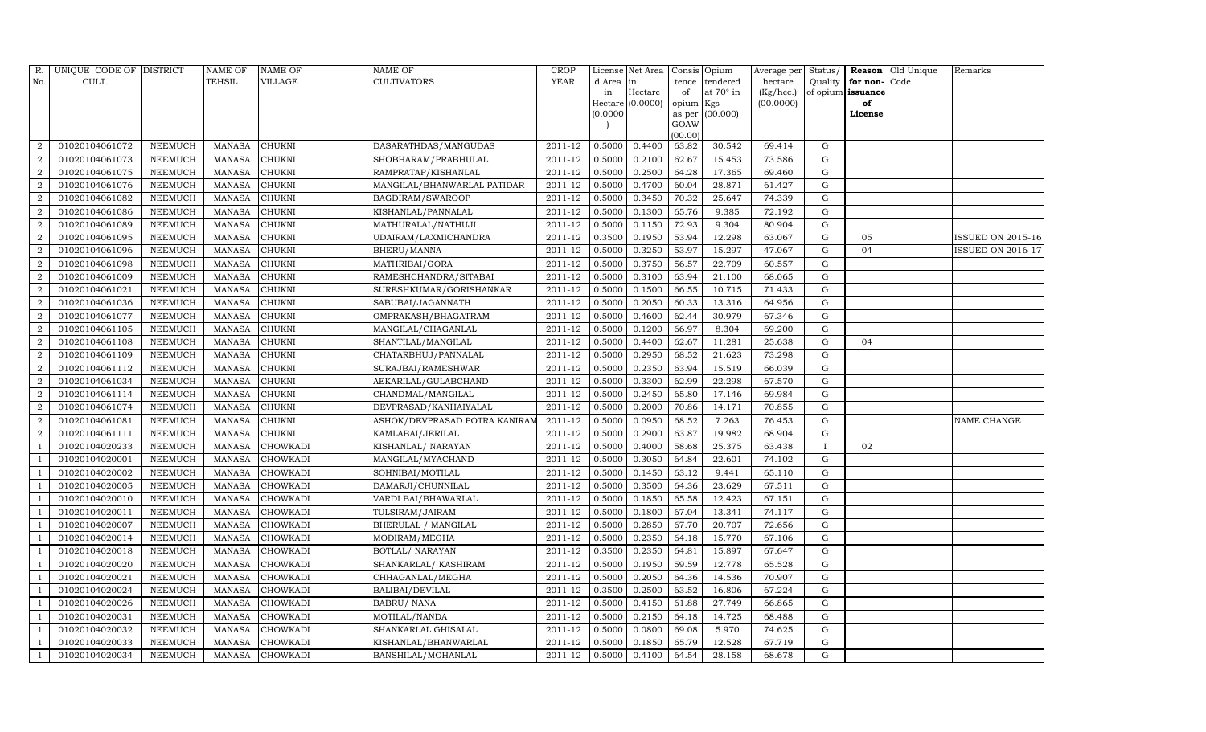| R. No. | UNIQUE CODE OF CULT. | DISTRICT | NAME OF TEHSIL | NAME OF VILLAGE | NAME OF CULTIVATORS | CROP YEAR | License d Area in Hectare (0.0000) | Net Area in Hectare (0.0000) | Consis tence of opium as per GOAW (00.00) | Opium tendered at 70° in Kgs (00.000) | Average per hectare (Kg/hec.) (00.0000) | Status/ Quality of opium | Reason for non-issuance of License | Old Unique Code | Remarks |
|---|---|---|---|---|---|---|---|---|---|---|---|---|---|---|---|
| 2 | 01020104061072 | NEEMUCH | MANASA | CHUKNI | DASARATHDAS/MANGUDAS | 2011-12 | 0.5000 | 0.4400 | 63.82 | 30.542 | 69.414 | G | | | |
| 2 | 01020104061073 | NEEMUCH | MANASA | CHUKNI | SHOBHARAM/PRABHULAL | 2011-12 | 0.5000 | 0.2100 | 62.67 | 15.453 | 73.586 | G | | | |
| 2 | 01020104061075 | NEEMUCH | MANASA | CHUKNI | RAMPRATAP/KISHANLAL | 2011-12 | 0.5000 | 0.2500 | 64.28 | 17.365 | 69.460 | G | | | |
| 2 | 01020104061076 | NEEMUCH | MANASA | CHUKNI | MANGILAL/BHANWARLAL PATIDAR | 2011-12 | 0.5000 | 0.4700 | 60.04 | 28.871 | 61.427 | G | | | |
| 2 | 01020104061082 | NEEMUCH | MANASA | CHUKNI | BAGDIRAM/SWAROOP | 2011-12 | 0.5000 | 0.3450 | 70.32 | 25.647 | 74.339 | G | | | |
| 2 | 01020104061086 | NEEMUCH | MANASA | CHUKNI | KISHANLAL/PANNALAL | 2011-12 | 0.5000 | 0.1300 | 65.76 | 9.385 | 72.192 | G | | | |
| 2 | 01020104061089 | NEEMUCH | MANASA | CHUKNI | MATHURALAL/NATHUJI | 2011-12 | 0.5000 | 0.1150 | 72.93 | 9.304 | 80.904 | G | | | |
| 2 | 01020104061095 | NEEMUCH | MANASA | CHUKNI | UDAIRAM/LAXMICHANDRA | 2011-12 | 0.3500 | 0.1950 | 53.94 | 12.298 | 63.067 | G | 05 | | ISSUED ON 2015-16 |
| 2 | 01020104061096 | NEEMUCH | MANASA | CHUKNI | BHERU/MANNA | 2011-12 | 0.5000 | 0.3250 | 53.97 | 15.297 | 47.067 | G | 04 | | ISSUED ON 2016-17 |
| 2 | 01020104061098 | NEEMUCH | MANASA | CHUKNI | MATHRIBAI/GORA | 2011-12 | 0.5000 | 0.3750 | 56.57 | 22.709 | 60.557 | G | | | |
| 2 | 01020104061009 | NEEMUCH | MANASA | CHUKNI | RAMESHCHANDRA/SITABAI | 2011-12 | 0.5000 | 0.3100 | 63.94 | 21.100 | 68.065 | G | | | |
| 2 | 01020104061021 | NEEMUCH | MANASA | CHUKNI | SURESHKUMAR/GORISHANKAR | 2011-12 | 0.5000 | 0.1500 | 66.55 | 10.715 | 71.433 | G | | | |
| 2 | 01020104061036 | NEEMUCH | MANASA | CHUKNI | SABUBAI/JAGANNATH | 2011-12 | 0.5000 | 0.2050 | 60.33 | 13.316 | 64.956 | G | | | |
| 2 | 01020104061077 | NEEMUCH | MANASA | CHUKNI | OMPRAKASH/BHAGATRAM | 2011-12 | 0.5000 | 0.4600 | 62.44 | 30.979 | 67.346 | G | | | |
| 2 | 01020104061105 | NEEMUCH | MANASA | CHUKNI | MANGILAL/CHAGANLAL | 2011-12 | 0.5000 | 0.1200 | 66.97 | 8.304 | 69.200 | G | | | |
| 2 | 01020104061108 | NEEMUCH | MANASA | CHUKNI | SHANTILAL/MANGILAL | 2011-12 | 0.5000 | 0.4400 | 62.67 | 11.281 | 25.638 | G | 04 | | |
| 2 | 01020104061109 | NEEMUCH | MANASA | CHUKNI | CHATARBHUJ/PANNALAL | 2011-12 | 0.5000 | 0.2950 | 68.52 | 21.623 | 73.298 | G | | | |
| 2 | 01020104061112 | NEEMUCH | MANASA | CHUKNI | SURAJBAI/RAMESHWAR | 2011-12 | 0.5000 | 0.2350 | 63.94 | 15.519 | 66.039 | G | | | |
| 2 | 01020104061034 | NEEMUCH | MANASA | CHUKNI | AEKARILAL/GULABCHAND | 2011-12 | 0.5000 | 0.3300 | 62.99 | 22.298 | 67.570 | G | | | |
| 2 | 01020104061114 | NEEMUCH | MANASA | CHUKNI | CHANDMAL/MANGILAL | 2011-12 | 0.5000 | 0.2450 | 65.80 | 17.146 | 69.984 | G | | | |
| 2 | 01020104061074 | NEEMUCH | MANASA | CHUKNI | DEVPRASAD/KANHAIYALAL | 2011-12 | 0.5000 | 0.2000 | 70.86 | 14.171 | 70.855 | G | | | |
| 2 | 01020104061081 | NEEMUCH | MANASA | CHUKNI | ASHOK/DEVPRASAD POTRA KANIRAM | 2011-12 | 0.5000 | 0.0950 | 68.52 | 7.263 | 76.453 | G | | | NAME CHANGE |
| 2 | 01020104061111 | NEEMUCH | MANASA | CHUKNI | KAMLABAI/JERILAL | 2011-12 | 0.5000 | 0.2900 | 63.87 | 19.982 | 68.904 | G | | | |
| 1 | 01020104020233 | NEEMUCH | MANASA | CHOWKADI | KISHANLAL/ NARAYAN | 2011-12 | 0.5000 | 0.4000 | 58.68 | 25.375 | 63.438 | I | 02 | | |
| 1 | 01020104020001 | NEEMUCH | MANASA | CHOWKADI | MANGILAL/MYACHAND | 2011-12 | 0.5000 | 0.3050 | 64.84 | 22.601 | 74.102 | G | | | |
| 1 | 01020104020002 | NEEMUCH | MANASA | CHOWKADI | SOHNIBAI/MOTILAL | 2011-12 | 0.5000 | 0.1450 | 63.12 | 9.441 | 65.110 | G | | | |
| 1 | 01020104020005 | NEEMUCH | MANASA | CHOWKADI | DAMARJI/CHUNNILAL | 2011-12 | 0.5000 | 0.3500 | 64.36 | 23.629 | 67.511 | G | | | |
| 1 | 01020104020010 | NEEMUCH | MANASA | CHOWKADI | VARDI BAI/BHAWARLAL | 2011-12 | 0.5000 | 0.1850 | 65.58 | 12.423 | 67.151 | G | | | |
| 1 | 01020104020011 | NEEMUCH | MANASA | CHOWKADI | TULSIRAM/JAIRAM | 2011-12 | 0.5000 | 0.1800 | 67.04 | 13.341 | 74.117 | G | | | |
| 1 | 01020104020007 | NEEMUCH | MANASA | CHOWKADI | BHERULAL / MANGILAL | 2011-12 | 0.5000 | 0.2850 | 67.70 | 20.707 | 72.656 | G | | | |
| 1 | 01020104020014 | NEEMUCH | MANASA | CHOWKADI | MODIRAM/MEGHA | 2011-12 | 0.5000 | 0.2350 | 64.18 | 15.770 | 67.106 | G | | | |
| 1 | 01020104020018 | NEEMUCH | MANASA | CHOWKADI | BOTLAL/ NARAYAN | 2011-12 | 0.3500 | 0.2350 | 64.81 | 15.897 | 67.647 | G | | | |
| 1 | 01020104020020 | NEEMUCH | MANASA | CHOWKADI | SHANKARLAL/ KASHIRAM | 2011-12 | 0.5000 | 0.1950 | 59.59 | 12.778 | 65.528 | G | | | |
| 1 | 01020104020021 | NEEMUCH | MANASA | CHOWKADI | CHHAGANLAL/MEGHA | 2011-12 | 0.5000 | 0.2050 | 64.36 | 14.536 | 70.907 | G | | | |
| 1 | 01020104020024 | NEEMUCH | MANASA | CHOWKADI | BALIBAI/DEVILAL | 2011-12 | 0.3500 | 0.2500 | 63.52 | 16.806 | 67.224 | G | | | |
| 1 | 01020104020026 | NEEMUCH | MANASA | CHOWKADI | BABRU/ NANA | 2011-12 | 0.5000 | 0.4150 | 61.88 | 27.749 | 66.865 | G | | | |
| 1 | 01020104020031 | NEEMUCH | MANASA | CHOWKADI | MOTILAL/NANDA | 2011-12 | 0.5000 | 0.2150 | 64.18 | 14.725 | 68.488 | G | | | |
| 1 | 01020104020032 | NEEMUCH | MANASA | CHOWKADI | SHANKARLAL GHISALAL | 2011-12 | 0.5000 | 0.0800 | 69.08 | 5.970 | 74.625 | G | | | |
| 1 | 01020104020033 | NEEMUCH | MANASA | CHOWKADI | KISHANLAL/BHANWARLAL | 2011-12 | 0.5000 | 0.1850 | 65.79 | 12.528 | 67.719 | G | | | |
| 1 | 01020104020034 | NEEMUCH | MANASA | CHOWKADI | BANSHILAL/MOHANLAL | 2011-12 | 0.5000 | 0.4100 | 64.54 | 28.158 | 68.678 | G | | | |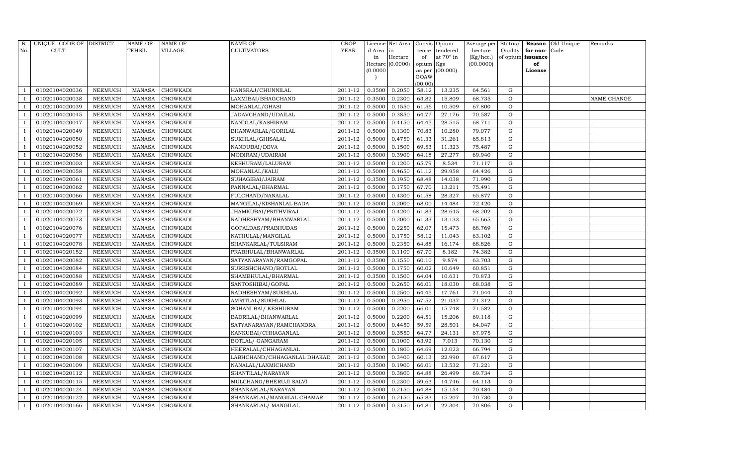| R. No. | UNIQUE CODE OF CULT. | DISTRICT | NAME OF TEHSIL | NAME OF VILLAGE | NAME OF CULTIVATORS | CROP YEAR | License d Area in Hectare (0.0000) | Net Area in Hectare (0.0000) | Consis tence of opium as per GOAW (00.00) | Opium tendered at 70° in Kgs (00.000) | Average per hectare (Kg/hec.) (00.0000) | Status/ Quality of opium | Reason for non-issuance of License | Old Unique Code | Remarks |
|---|---|---|---|---|---|---|---|---|---|---|---|---|---|---|---|
| 1 | 01020104020036 | NEEMUCH | MANASA | CHOWKADI | HANSRAJ/CHUNNILAL | 2011-12 | 0.3500 | 0.2050 | 58.12 | 13.235 | 64.561 | G | | | |
| 1 | 01020104020038 | NEEMUCH | MANASA | CHOWKADI | LAXMIBAI/BHAGCHAND | 2011-12 | 0.3500 | 0.2300 | 63.82 | 15.809 | 68.735 | G | | | NAME CHANGE |
| 1 | 01020104020039 | NEEMUCH | MANASA | CHOWKADI | MOHANLAL/GHASI | 2011-12 | 0.5000 | 0.1550 | 61.56 | 10.509 | 67.800 | G | | | |
| 1 | 01020104020045 | NEEMUCH | MANASA | CHOWKADI | JADAVCHAND/UDAILAL | 2011-12 | 0.5000 | 0.3850 | 64.77 | 27.176 | 70.587 | G | | | |
| 1 | 01020104020047 | NEEMUCH | MANASA | CHOWKADI | NANDLAL/KASHIRAM | 2011-12 | 0.5000 | 0.4150 | 64.45 | 28.515 | 68.711 | G | | | |
| 1 | 01020104020049 | NEEMUCH | MANASA | CHOWKADI | BHANWARLAL/GORILAL | 2011-12 | 0.5000 | 0.1300 | 70.83 | 10.280 | 79.077 | G | | | |
| 1 | 01020104020050 | NEEMUCH | MANASA | CHOWKADI | SUKHLAL/GHISALAL | 2011-12 | 0.5000 | 0.4750 | 61.33 | 31.261 | 65.813 | G | | | |
| 1 | 01020104020052 | NEEMUCH | MANASA | CHOWKADI | NANDUBAI/DEVA | 2011-12 | 0.5000 | 0.1500 | 69.53 | 11.323 | 75.487 | G | | | |
| 1 | 01020104020056 | NEEMUCH | MANASA | CHOWKADI | MODIRAM/UDAIRAM | 2011-12 | 0.5000 | 0.3900 | 64.18 | 27.277 | 69.940 | G | | | |
| 1 | 01020104020003 | NEEMUCH | MANASA | CHOWKADI | KESHURAM/LALURAM | 2011-12 | 0.5000 | 0.1200 | 65.79 | 8.534 | 71.117 | G | | | |
| 1 | 01020104020058 | NEEMUCH | MANASA | CHOWKADI | MOHANLAL/KALU | 2011-12 | 0.5000 | 0.4650 | 61.12 | 29.958 | 64.426 | G | | | |
| 1 | 01020104020061 | NEEMUCH | MANASA | CHOWKADI | SUHAGIBAI/JAIRAM | 2011-12 | 0.3500 | 0.1950 | 68.48 | 14.038 | 71.990 | G | | | |
| 1 | 01020104020062 | NEEMUCH | MANASA | CHOWKADI | PANNALAL/BHARMAL | 2011-12 | 0.5000 | 0.1750 | 67.70 | 13.211 | 75.491 | G | | | |
| 1 | 01020104020066 | NEEMUCH | MANASA | CHOWKADI | FULCHAND/NANALAL | 2011-12 | 0.5000 | 0.4300 | 61.58 | 28.327 | 65.877 | G | | | |
| 1 | 01020104020069 | NEEMUCH | MANASA | CHOWKADI | MANGILAL/KISHANLAL BADA | 2011-12 | 0.5000 | 0.2000 | 68.00 | 14.484 | 72.420 | G | | | |
| 1 | 01020104020072 | NEEMUCH | MANASA | CHOWKADI | JHAMKUBAI/PRITHVIRAJ | 2011-12 | 0.5000 | 0.4200 | 61.83 | 28.645 | 68.202 | G | | | |
| 1 | 01020104020073 | NEEMUCH | MANASA | CHOWKADI | RADHESHYAM/BHANWARLAL | 2011-12 | 0.5000 | 0.2000 | 61.33 | 13.133 | 65.665 | G | | | |
| 1 | 01020104020076 | NEEMUCH | MANASA | CHOWKADI | GOPALDAS/PRABHUDAS | 2011-12 | 0.5000 | 0.2250 | 62.07 | 15.473 | 68.769 | G | | | |
| 1 | 01020104020077 | NEEMUCH | MANASA | CHOWKADI | NATHULAL/MANGILAL | 2011-12 | 0.5000 | 0.1750 | 58.12 | 11.043 | 63.102 | G | | | |
| 1 | 01020104020078 | NEEMUCH | MANASA | CHOWKADI | SHANKARLAL/TULSIRAM | 2011-12 | 0.5000 | 0.2350 | 64.88 | 16.174 | 68.826 | G | | | |
| 1 | 01020104020152 | NEEMUCH | MANASA | CHOWKADI | PRABHULAL/BHANWARLAL | 2011-12 | 0.3500 | 0.1100 | 67.70 | 8.182 | 74.382 | G | | | |
| 1 | 01020104020082 | NEEMUCH | MANASA | CHOWKADI | SATYANARAYAN/RAMGOPAL | 2011-12 | 0.3500 | 0.1550 | 60.10 | 9.874 | 63.703 | G | | | |
| 1 | 01020104020084 | NEEMUCH | MANASA | CHOWKADI | SURESHCHAND/BOTLAL | 2011-12 | 0.5000 | 0.1750 | 60.02 | 10.649 | 60.851 | G | | | |
| 1 | 01020104020088 | NEEMUCH | MANASA | CHOWKADI | SHAMBHULAL/BHARMAL | 2011-12 | 0.3500 | 0.1500 | 64.04 | 10.631 | 70.873 | G | | | |
| 1 | 01020104020089 | NEEMUCH | MANASA | CHOWKADI | SANTOSHIBAI/GOPAL | 2011-12 | 0.5000 | 0.2650 | 66.01 | 18.030 | 68.038 | G | | | |
| 1 | 01020104020092 | NEEMUCH | MANASA | CHOWKADI | RADHESHYAM/SUKHLAL | 2011-12 | 0.5000 | 0.2500 | 64.45 | 17.761 | 71.044 | G | | | |
| 1 | 01020104020093 | NEEMUCH | MANASA | CHOWKADI | AMRITLAL/SUKHLAL | 2011-12 | 0.5000 | 0.2950 | 67.52 | 21.037 | 71.312 | G | | | |
| 1 | 01020104020094 | NEEMUCH | MANASA | CHOWKADI | SOHANI BAI/ KESHURAM | 2011-12 | 0.5000 | 0.2200 | 66.01 | 15.748 | 71.582 | G | | | |
| 1 | 01020104020099 | NEEMUCH | MANASA | CHOWKADI | BADRILAL/BHANWARLAL | 2011-12 | 0.5000 | 0.2200 | 64.51 | 15.206 | 69.118 | G | | | |
| 1 | 01020104020102 | NEEMUCH | MANASA | CHOWKADI | SATYANARAYAN/RAMCHANDRA | 2011-12 | 0.5000 | 0.4450 | 59.59 | 28.501 | 64.047 | G | | | |
| 1 | 01020104020103 | NEEMUCH | MANASA | CHOWKADI | KANKUBAI/CHHAGANLAL | 2011-12 | 0.5000 | 0.3550 | 64.77 | 24.131 | 67.975 | G | | | |
| 1 | 01020104020105 | NEEMUCH | MANASA | CHOWKADI | BOTLAL/ GANGARAM | 2011-12 | 0.5000 | 0.1000 | 63.92 | 7.013 | 70.130 | G | | | |
| 1 | 01020104020107 | NEEMUCH | MANASA | CHOWKADI | HEERALAL/CHHAGANLAL | 2011-12 | 0.5000 | 0.1800 | 64.69 | 12.023 | 66.794 | G | | | |
| 1 | 01020104020108 | NEEMUCH | MANASA | CHOWKADI | LABHCHAND/CHHAGANLAL DHAKAD | 2011-12 | 0.5000 | 0.3400 | 60.13 | 22.990 | 67.617 | G | | | |
| 1 | 01020104020109 | NEEMUCH | MANASA | CHOWKADI | NANALAL/LAXMICHAND | 2011-12 | 0.3500 | 0.1900 | 66.01 | 13.532 | 71.221 | G | | | |
| 1 | 01020104020112 | NEEMUCH | MANASA | CHOWKADI | SHANTILAL/NARAYAN | 2011-12 | 0.5000 | 0.3800 | 64.88 | 26.499 | 69.734 | G | | | |
| 1 | 01020104020115 | NEEMUCH | MANASA | CHOWKADI | MULCHAND/BHERUJI SALVI | 2011-12 | 0.5000 | 0.2300 | 59.63 | 14.746 | 64.113 | G | | | |
| 1 | 01020104020124 | NEEMUCH | MANASA | CHOWKADI | SHANKARLAL/NARAYAN | 2011-12 | 0.5000 | 0.2150 | 64.88 | 15.154 | 70.484 | G | | | |
| 1 | 01020104020122 | NEEMUCH | MANASA | CHOWKADI | SHANKARLAL/MANGILAL CHAMAR | 2011-12 | 0.5000 | 0.2150 | 65.83 | 15.207 | 70.730 | G | | | |
| 1 | 01020104020166 | NEEMUCH | MANASA | CHOWKADI | SHANKARLAL/ MANGILAL | 2011-12 | 0.5000 | 0.3150 | 64.81 | 22.304 | 70.806 | G | | | |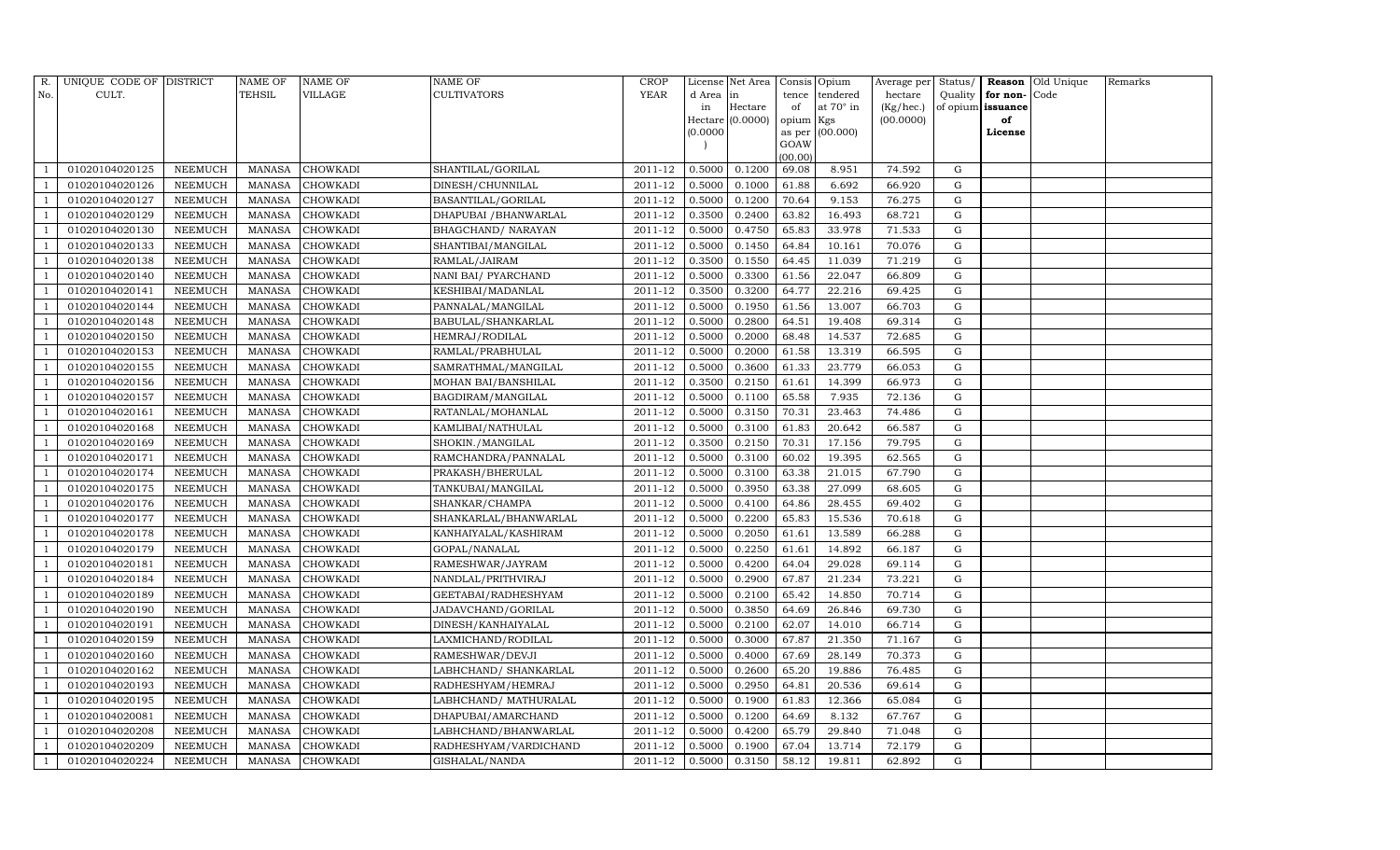| R. No. | UNIQUE CODE OF CULT. | DISTRICT | NAME OF TEHSIL | NAME OF VILLAGE | NAME OF CULTIVATORS | CROP YEAR | License d Area in Hectare (0.0000) | Net Area in Hectare (0.0000) | Consis tence of opium as per GOAW (00.00) | Opium tendered at 70° in Kgs (00.000) | Average per hectare (Kg/hec.) (00.0000) | Status/ Quality of opium | Reason for non-issuance of License | Old Unique Code | Remarks |
|---|---|---|---|---|---|---|---|---|---|---|---|---|---|---|---|
| 1 | 01020104020125 | NEEMUCH | MANASA | CHOWKADI | SHANTILAL/GORILAL | 2011-12 | 0.5000 | 0.1200 | 69.08 | 8.951 | 74.592 | G | | | |
| 1 | 01020104020126 | NEEMUCH | MANASA | CHOWKADI | DINESH/CHUNNILAL | 2011-12 | 0.5000 | 0.1000 | 61.88 | 6.692 | 66.920 | G | | | |
| 1 | 01020104020127 | NEEMUCH | MANASA | CHOWKADI | BASANTILAL/GORILAL | 2011-12 | 0.5000 | 0.1200 | 70.64 | 9.153 | 76.275 | G | | | |
| 1 | 01020104020129 | NEEMUCH | MANASA | CHOWKADI | DHAPUBAI /BHANWARLAL | 2011-12 | 0.3500 | 0.2400 | 63.82 | 16.493 | 68.721 | G | | | |
| 1 | 01020104020130 | NEEMUCH | MANASA | CHOWKADI | BHAGCHAND/ NARAYAN | 2011-12 | 0.5000 | 0.4750 | 65.83 | 33.978 | 71.533 | G | | | |
| 1 | 01020104020133 | NEEMUCH | MANASA | CHOWKADI | SHANTIBAI/MANGILAL | 2011-12 | 0.5000 | 0.1450 | 64.84 | 10.161 | 70.076 | G | | | |
| 1 | 01020104020138 | NEEMUCH | MANASA | CHOWKADI | RAMLAL/JAIRAM | 2011-12 | 0.3500 | 0.1550 | 64.45 | 11.039 | 71.219 | G | | | |
| 1 | 01020104020140 | NEEMUCH | MANASA | CHOWKADI | NANI BAI/ PYARCHAND | 2011-12 | 0.5000 | 0.3300 | 61.56 | 22.047 | 66.809 | G | | | |
| 1 | 01020104020141 | NEEMUCH | MANASA | CHOWKADI | KESHIBAI/MADANLAL | 2011-12 | 0.3500 | 0.3200 | 64.77 | 22.216 | 69.425 | G | | | |
| 1 | 01020104020144 | NEEMUCH | MANASA | CHOWKADI | PANNALAL/MANGILAL | 2011-12 | 0.5000 | 0.1950 | 61.56 | 13.007 | 66.703 | G | | | |
| 1 | 01020104020148 | NEEMUCH | MANASA | CHOWKADI | BABULAL/SHANKARLAL | 2011-12 | 0.5000 | 0.2800 | 64.51 | 19.408 | 69.314 | G | | | |
| 1 | 01020104020150 | NEEMUCH | MANASA | CHOWKADI | HEMRAJ/RODILAL | 2011-12 | 0.5000 | 0.2000 | 68.48 | 14.537 | 72.685 | G | | | |
| 1 | 01020104020153 | NEEMUCH | MANASA | CHOWKADI | RAMLAL/PRABHULAL | 2011-12 | 0.5000 | 0.2000 | 61.58 | 13.319 | 66.595 | G | | | |
| 1 | 01020104020155 | NEEMUCH | MANASA | CHOWKADI | SAMRATHMAL/MANGILAL | 2011-12 | 0.5000 | 0.3600 | 61.33 | 23.779 | 66.053 | G | | | |
| 1 | 01020104020156 | NEEMUCH | MANASA | CHOWKADI | MOHAN BAI/BANSHILAL | 2011-12 | 0.3500 | 0.2150 | 61.61 | 14.399 | 66.973 | G | | | |
| 1 | 01020104020157 | NEEMUCH | MANASA | CHOWKADI | BAGDIRAM/MANGILAL | 2011-12 | 0.5000 | 0.1100 | 65.58 | 7.935 | 72.136 | G | | | |
| 1 | 01020104020161 | NEEMUCH | MANASA | CHOWKADI | RATANLAL/MOHANLAL | 2011-12 | 0.5000 | 0.3150 | 70.31 | 23.463 | 74.486 | G | | | |
| 1 | 01020104020168 | NEEMUCH | MANASA | CHOWKADI | KAMLIBAI/NATHULAL | 2011-12 | 0.5000 | 0.3100 | 61.83 | 20.642 | 66.587 | G | | | |
| 1 | 01020104020169 | NEEMUCH | MANASA | CHOWKADI | SHOKIN./MANGILAL | 2011-12 | 0.3500 | 0.2150 | 70.31 | 17.156 | 79.795 | G | | | |
| 1 | 01020104020171 | NEEMUCH | MANASA | CHOWKADI | RAMCHANDRA/PANNALAL | 2011-12 | 0.5000 | 0.3100 | 60.02 | 19.395 | 62.565 | G | | | |
| 1 | 01020104020174 | NEEMUCH | MANASA | CHOWKADI | PRAKASH/BHERULAL | 2011-12 | 0.5000 | 0.3100 | 63.38 | 21.015 | 67.790 | G | | | |
| 1 | 01020104020175 | NEEMUCH | MANASA | CHOWKADI | TANKUBAI/MANGILAL | 2011-12 | 0.5000 | 0.3950 | 63.38 | 27.099 | 68.605 | G | | | |
| 1 | 01020104020176 | NEEMUCH | MANASA | CHOWKADI | SHANKAR/CHAMPA | 2011-12 | 0.5000 | 0.4100 | 64.86 | 28.455 | 69.402 | G | | | |
| 1 | 01020104020177 | NEEMUCH | MANASA | CHOWKADI | SHANKARLAL/BHANWARLAL | 2011-12 | 0.5000 | 0.2200 | 65.83 | 15.536 | 70.618 | G | | | |
| 1 | 01020104020178 | NEEMUCH | MANASA | CHOWKADI | KANHAIYALAL/KASHIRAM | 2011-12 | 0.5000 | 0.2050 | 61.61 | 13.589 | 66.288 | G | | | |
| 1 | 01020104020179 | NEEMUCH | MANASA | CHOWKADI | GOPAL/NANALAL | 2011-12 | 0.5000 | 0.2250 | 61.61 | 14.892 | 66.187 | G | | | |
| 1 | 01020104020181 | NEEMUCH | MANASA | CHOWKADI | RAMESHWAR/JAYRAM | 2011-12 | 0.5000 | 0.4200 | 64.04 | 29.028 | 69.114 | G | | | |
| 1 | 01020104020184 | NEEMUCH | MANASA | CHOWKADI | NANDLAL/PRITHVIRAJ | 2011-12 | 0.5000 | 0.2900 | 67.87 | 21.234 | 73.221 | G | | | |
| 1 | 01020104020189 | NEEMUCH | MANASA | CHOWKADI | GEETABAI/RADHESHYAM | 2011-12 | 0.5000 | 0.2100 | 65.42 | 14.850 | 70.714 | G | | | |
| 1 | 01020104020190 | NEEMUCH | MANASA | CHOWKADI | JADAVCHAND/GORILAL | 2011-12 | 0.5000 | 0.3850 | 64.69 | 26.846 | 69.730 | G | | | |
| 1 | 01020104020191 | NEEMUCH | MANASA | CHOWKADI | DINESH/KANHAIYALAL | 2011-12 | 0.5000 | 0.2100 | 62.07 | 14.010 | 66.714 | G | | | |
| 1 | 01020104020159 | NEEMUCH | MANASA | CHOWKADI | LAXMICHAND/RODILAL | 2011-12 | 0.5000 | 0.3000 | 67.87 | 21.350 | 71.167 | G | | | |
| 1 | 01020104020160 | NEEMUCH | MANASA | CHOWKADI | RAMESHWAR/DEVJI | 2011-12 | 0.5000 | 0.4000 | 67.69 | 28.149 | 70.373 | G | | | |
| 1 | 01020104020162 | NEEMUCH | MANASA | CHOWKADI | LABHCHAND/ SHANKARLAL | 2011-12 | 0.5000 | 0.2600 | 65.20 | 19.886 | 76.485 | G | | | |
| 1 | 01020104020193 | NEEMUCH | MANASA | CHOWKADI | RADHESHYAM/HEMRAJ | 2011-12 | 0.5000 | 0.2950 | 64.81 | 20.536 | 69.614 | G | | | |
| 1 | 01020104020195 | NEEMUCH | MANASA | CHOWKADI | LABHCHAND/ MATHURALAL | 2011-12 | 0.5000 | 0.1900 | 61.83 | 12.366 | 65.084 | G | | | |
| 1 | 01020104020081 | NEEMUCH | MANASA | CHOWKADI | DHAPUBAI/AMARCHAND | 2011-12 | 0.5000 | 0.1200 | 64.69 | 8.132 | 67.767 | G | | | |
| 1 | 01020104020208 | NEEMUCH | MANASA | CHOWKADI | LABHCHAND/BHANWARLAL | 2011-12 | 0.5000 | 0.4200 | 65.79 | 29.840 | 71.048 | G | | | |
| 1 | 01020104020209 | NEEMUCH | MANASA | CHOWKADI | RADHESHYAM/VARDICHAND | 2011-12 | 0.5000 | 0.1900 | 67.04 | 13.714 | 72.179 | G | | | |
| 1 | 01020104020224 | NEEMUCH | MANASA | CHOWKADI | GISHALAL/NANDA | 2011-12 | 0.5000 | 0.3150 | 58.12 | 19.811 | 62.892 | G | | | |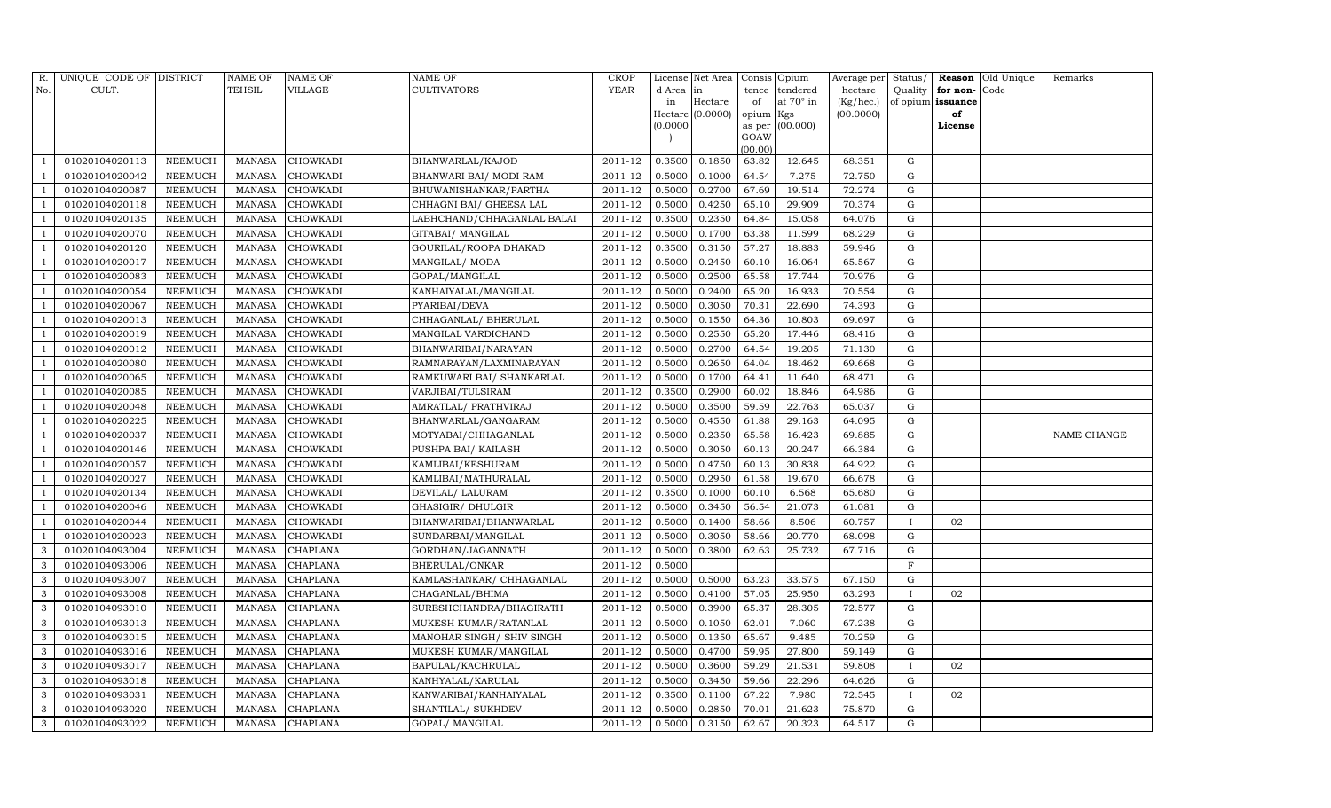| R. No. | UNIQUE CODE OF CULT. | DISTRICT | NAME OF TEHSIL | NAME OF VILLAGE | NAME OF CULTIVATORS | CROP YEAR | License d Area in Hectare (0.0000) | Net Area in Hectare (0.0000) | Consis tence of opium as per GOAW (00.00) | Opium tendered at 70° in Kgs (00.000) | Average per hectare (Kg/hec.) (00.0000) | Status/ Quality of opium | Reason for non-issuance of License | Old Unique Code | Remarks |
|---|---|---|---|---|---|---|---|---|---|---|---|---|---|---|---|
| 1 | 01020104020113 | NEEMUCH | MANASA | CHOWKADI | BHANWARLAL/KAJOD | 2011-12 | 0.3500 | 0.1850 | 63.82 | 12.645 | 68.351 | G | | | |
| 1 | 01020104020042 | NEEMUCH | MANASA | CHOWKADI | BHANWARI BAI/ MODI RAM | 2011-12 | 0.5000 | 0.1000 | 64.54 | 7.275 | 72.750 | G | | | |
| 1 | 01020104020087 | NEEMUCH | MANASA | CHOWKADI | BHUWANISHANKAR/PARTHA | 2011-12 | 0.5000 | 0.2700 | 67.69 | 19.514 | 72.274 | G | | | |
| 1 | 01020104020118 | NEEMUCH | MANASA | CHOWKADI | CHHAGNI BAI/ GHEESA LAL | 2011-12 | 0.5000 | 0.4250 | 65.10 | 29.909 | 70.374 | G | | | |
| 1 | 01020104020135 | NEEMUCH | MANASA | CHOWKADI | LABHCHAND/CHHAGANLAL BALAI | 2011-12 | 0.3500 | 0.2350 | 64.84 | 15.058 | 64.076 | G | | | |
| 1 | 01020104020070 | NEEMUCH | MANASA | CHOWKADI | GITABAI/ MANGILAL | 2011-12 | 0.5000 | 0.1700 | 63.38 | 11.599 | 68.229 | G | | | |
| 1 | 01020104020120 | NEEMUCH | MANASA | CHOWKADI | GOURILAL/ROOPA DHAKAD | 2011-12 | 0.3500 | 0.3150 | 57.27 | 18.883 | 59.946 | G | | | |
| 1 | 01020104020017 | NEEMUCH | MANASA | CHOWKADI | MANGILAL/ MODA | 2011-12 | 0.5000 | 0.2450 | 60.10 | 16.064 | 65.567 | G | | | |
| 1 | 01020104020083 | NEEMUCH | MANASA | CHOWKADI | GOPAL/MANGILAL | 2011-12 | 0.5000 | 0.2500 | 65.58 | 17.744 | 70.976 | G | | | |
| 1 | 01020104020054 | NEEMUCH | MANASA | CHOWKADI | KANHAIYALAL/MANGILAL | 2011-12 | 0.5000 | 0.2400 | 65.20 | 16.933 | 70.554 | G | | | |
| 1 | 01020104020067 | NEEMUCH | MANASA | CHOWKADI | PYARIBAI/DEVA | 2011-12 | 0.5000 | 0.3050 | 70.31 | 22.690 | 74.393 | G | | | |
| 1 | 01020104020013 | NEEMUCH | MANASA | CHOWKADI | CHHAGANLAL/ BHERULAL | 2011-12 | 0.5000 | 0.1550 | 64.36 | 10.803 | 69.697 | G | | | |
| 1 | 01020104020019 | NEEMUCH | MANASA | CHOWKADI | MANGILAL VARDICHAND | 2011-12 | 0.5000 | 0.2550 | 65.20 | 17.446 | 68.416 | G | | | |
| 1 | 01020104020012 | NEEMUCH | MANASA | CHOWKADI | BHANWARIBAI/NARAYAN | 2011-12 | 0.5000 | 0.2700 | 64.54 | 19.205 | 71.130 | G | | | |
| 1 | 01020104020080 | NEEMUCH | MANASA | CHOWKADI | RAMNARAYAN/LAXMINARAYAN | 2011-12 | 0.5000 | 0.2650 | 64.04 | 18.462 | 69.668 | G | | | |
| 1 | 01020104020065 | NEEMUCH | MANASA | CHOWKADI | RAMKUWARI BAI/ SHANKARLAL | 2011-12 | 0.5000 | 0.1700 | 64.41 | 11.640 | 68.471 | G | | | |
| 1 | 01020104020085 | NEEMUCH | MANASA | CHOWKADI | VARJIBAI/TULSIRAM | 2011-12 | 0.3500 | 0.2900 | 60.02 | 18.846 | 64.986 | G | | | |
| 1 | 01020104020048 | NEEMUCH | MANASA | CHOWKADI | AMRATLAL/ PRATHVIRAJ | 2011-12 | 0.5000 | 0.3500 | 59.59 | 22.763 | 65.037 | G | | | |
| 1 | 01020104020225 | NEEMUCH | MANASA | CHOWKADI | BHANWARLAL/GANGARAM | 2011-12 | 0.5000 | 0.4550 | 61.88 | 29.163 | 64.095 | G | | | |
| 1 | 01020104020037 | NEEMUCH | MANASA | CHOWKADI | MOTYABAI/CHHAGANLAL | 2011-12 | 0.5000 | 0.2350 | 65.58 | 16.423 | 69.885 | G | | | NAME CHANGE |
| 1 | 01020104020146 | NEEMUCH | MANASA | CHOWKADI | PUSHPA BAI/ KAILASH | 2011-12 | 0.5000 | 0.3050 | 60.13 | 20.247 | 66.384 | G | | | |
| 1 | 01020104020057 | NEEMUCH | MANASA | CHOWKADI | KAMLIBAI/KESHURAM | 2011-12 | 0.5000 | 0.4750 | 60.13 | 30.838 | 64.922 | G | | | |
| 1 | 01020104020027 | NEEMUCH | MANASA | CHOWKADI | KAMLIBAI/MATHURALAL | 2011-12 | 0.5000 | 0.2950 | 61.58 | 19.670 | 66.678 | G | | | |
| 1 | 01020104020134 | NEEMUCH | MANASA | CHOWKADI | DEVILAL/ LALURAM | 2011-12 | 0.3500 | 0.1000 | 60.10 | 6.568 | 65.680 | G | | | |
| 1 | 01020104020046 | NEEMUCH | MANASA | CHOWKADI | GHASIGIR/ DHULGIR | 2011-12 | 0.5000 | 0.3450 | 56.54 | 21.073 | 61.081 | G | | | |
| 1 | 01020104020044 | NEEMUCH | MANASA | CHOWKADI | BHANWARIBAI/BHANWARLAL | 2011-12 | 0.5000 | 0.1400 | 58.66 | 8.506 | 60.757 | I | 02 | | |
| 1 | 01020104020023 | NEEMUCH | MANASA | CHOWKADI | SUNDARBAI/MANGILAL | 2011-12 | 0.5000 | 0.3050 | 58.66 | 20.770 | 68.098 | G | | | |
| 3 | 01020104093004 | NEEMUCH | MANASA | CHAPLANA | GORDHAN/JAGANNATH | 2011-12 | 0.5000 | 0.3800 | 62.63 | 25.732 | 67.716 | G | | | |
| 3 | 01020104093006 | NEEMUCH | MANASA | CHAPLANA | BHERULAL/ONKAR | 2011-12 | 0.5000 | | | | | F | | | |
| 3 | 01020104093007 | NEEMUCH | MANASA | CHAPLANA | KAMLASHANKAR/ CHHAGANLAL | 2011-12 | 0.5000 | 0.5000 | 63.23 | 33.575 | 67.150 | G | | | |
| 3 | 01020104093008 | NEEMUCH | MANASA | CHAPLANA | CHAGANLAL/BHIMA | 2011-12 | 0.5000 | 0.4100 | 57.05 | 25.950 | 63.293 | I | 02 | | |
| 3 | 01020104093010 | NEEMUCH | MANASA | CHAPLANA | SURESHCHANDRA/BHAGIRATH | 2011-12 | 0.5000 | 0.3900 | 65.37 | 28.305 | 72.577 | G | | | |
| 3 | 01020104093013 | NEEMUCH | MANASA | CHAPLANA | MUKESH KUMAR/RATANLAL | 2011-12 | 0.5000 | 0.1050 | 62.01 | 7.060 | 67.238 | G | | | |
| 3 | 01020104093015 | NEEMUCH | MANASA | CHAPLANA | MANOHAR SINGH/ SHIV SINGH | 2011-12 | 0.5000 | 0.1350 | 65.67 | 9.485 | 70.259 | G | | | |
| 3 | 01020104093016 | NEEMUCH | MANASA | CHAPLANA | MUKESH KUMAR/MANGILAL | 2011-12 | 0.5000 | 0.4700 | 59.95 | 27.800 | 59.149 | G | | | |
| 3 | 01020104093017 | NEEMUCH | MANASA | CHAPLANA | BAPULAL/KACHRULAL | 2011-12 | 0.5000 | 0.3600 | 59.29 | 21.531 | 59.808 | I | 02 | | |
| 3 | 01020104093018 | NEEMUCH | MANASA | CHAPLANA | KANHYALAL/KARULAL | 2011-12 | 0.5000 | 0.3450 | 59.66 | 22.296 | 64.626 | G | | | |
| 3 | 01020104093031 | NEEMUCH | MANASA | CHAPLANA | KANWARIBAI/KANHAIYALAL | 2011-12 | 0.3500 | 0.1100 | 67.22 | 7.980 | 72.545 | I | 02 | | |
| 3 | 01020104093020 | NEEMUCH | MANASA | CHAPLANA | SHANTILAL/ SUKHDEV | 2011-12 | 0.5000 | 0.2850 | 70.01 | 21.623 | 75.870 | G | | | |
| 3 | 01020104093022 | NEEMUCH | MANASA | CHAPLANA | GOPAL/ MANGILAL | 2011-12 | 0.5000 | 0.3150 | 62.67 | 20.323 | 64.517 | G | | | |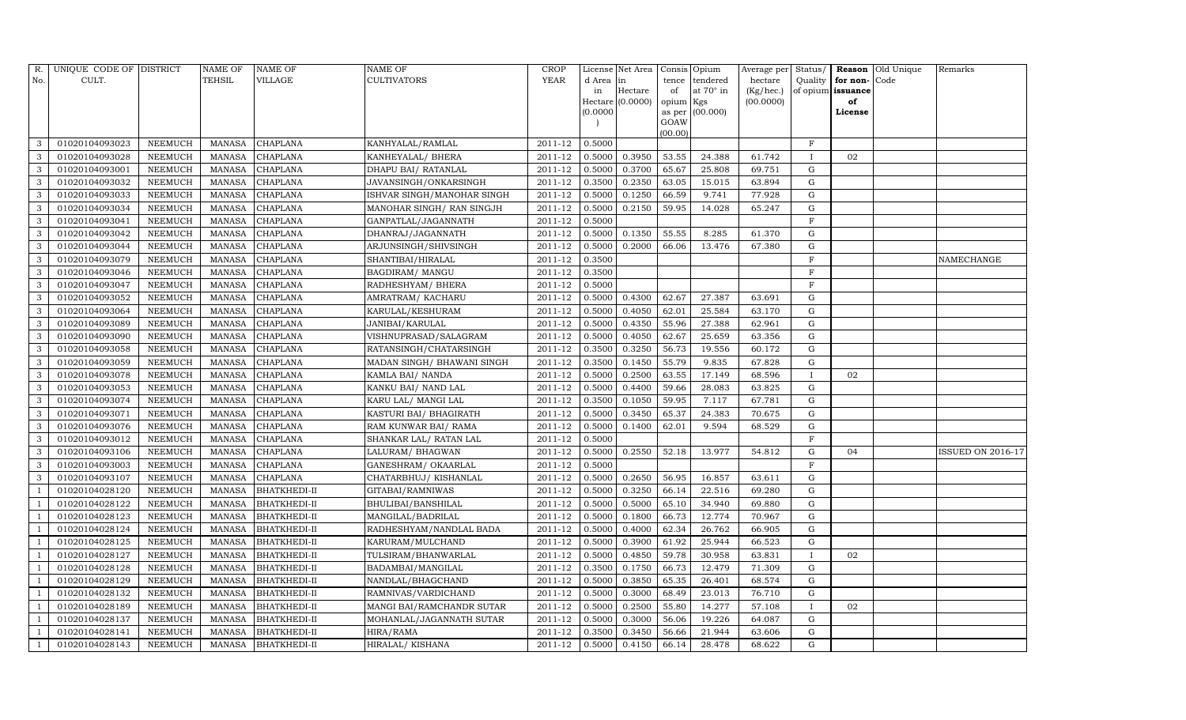| R. No. | UNIQUE CODE OF CULT. | DISTRICT | NAME OF TEHSIL | NAME OF VILLAGE | NAME OF CULTIVATORS | CROP YEAR | License d Area in Hectare (0.0000) | Net Area in Hectare (0.0000) | Consis tence of opium as per GOAW (00.00) | Opium tendered at 70° in Kgs (00.000) | Average per hectare (Kg/hec.) (00.0000) | Status/ Quality of opium | Reason for non-issuance of License | Old Unique Code | Remarks |
|---|---|---|---|---|---|---|---|---|---|---|---|---|---|---|---|
| 3 | 01020104093023 | NEEMUCH | MANASA | CHAPLANA | KANHYALAL/RAMLAL | 2011-12 | 0.5000 | | | | | F | | | |
| 3 | 01020104093028 | NEEMUCH | MANASA | CHAPLANA | KANHEYALAL/ BHERA | 2011-12 | 0.5000 | 0.3950 | 53.55 | 24.388 | 61.742 | I | 02 | | |
| 3 | 01020104093001 | NEEMUCH | MANASA | CHAPLANA | DHAPU BAI/ RATANLAL | 2011-12 | 0.5000 | 0.3700 | 65.67 | 25.808 | 69.751 | G | | | |
| 3 | 01020104093032 | NEEMUCH | MANASA | CHAPLANA | JAVANSINGH/ONKARSINGH | 2011-12 | 0.3500 | 0.2350 | 63.05 | 15.015 | 63.894 | G | | | |
| 3 | 01020104093033 | NEEMUCH | MANASA | CHAPLANA | ISHVAR SINGH/MANOHAR SINGH | 2011-12 | 0.5000 | 0.1250 | 66.59 | 9.741 | 77.928 | G | | | |
| 3 | 01020104093034 | NEEMUCH | MANASA | CHAPLANA | MANOHAR SINGH/ RAN SINGJH | 2011-12 | 0.5000 | 0.2150 | 59.95 | 14.028 | 65.247 | G | | | |
| 3 | 01020104093041 | NEEMUCH | MANASA | CHAPLANA | GANPATLAL/JAGANNATH | 2011-12 | 0.5000 | | | | | F | | | |
| 3 | 01020104093042 | NEEMUCH | MANASA | CHAPLANA | DHANRAJ/JAGANNATH | 2011-12 | 0.5000 | 0.1350 | 55.55 | 8.285 | 61.370 | G | | | |
| 3 | 01020104093044 | NEEMUCH | MANASA | CHAPLANA | ARJUNSINGH/SHIVSINGH | 2011-12 | 0.5000 | 0.2000 | 66.06 | 13.476 | 67.380 | G | | | |
| 3 | 01020104093079 | NEEMUCH | MANASA | CHAPLANA | SHANTIBAI/HIRALAL | 2011-12 | 0.3500 | | | | | F | | | NAMECHANGE |
| 3 | 01020104093046 | NEEMUCH | MANASA | CHAPLANA | BAGDIRAM/ MANGU | 2011-12 | 0.3500 | | | | | F | | | |
| 3 | 01020104093047 | NEEMUCH | MANASA | CHAPLANA | RADHESHYAM/ BHERA | 2011-12 | 0.5000 | | | | | F | | | |
| 3 | 01020104093052 | NEEMUCH | MANASA | CHAPLANA | AMRATRAM/ KACHARU | 2011-12 | 0.5000 | 0.4300 | 62.67 | 27.387 | 63.691 | G | | | |
| 3 | 01020104093064 | NEEMUCH | MANASA | CHAPLANA | KARULAL/KESHURAM | 2011-12 | 0.5000 | 0.4050 | 62.01 | 25.584 | 63.170 | G | | | |
| 3 | 01020104093089 | NEEMUCH | MANASA | CHAPLANA | JANIBAI/KARULAL | 2011-12 | 0.5000 | 0.4350 | 55.96 | 27.388 | 62.961 | G | | | |
| 3 | 01020104093090 | NEEMUCH | MANASA | CHAPLANA | VISHNUPRASAD/SALAGRAM | 2011-12 | 0.5000 | 0.4050 | 62.67 | 25.659 | 63.356 | G | | | |
| 3 | 01020104093058 | NEEMUCH | MANASA | CHAPLANA | RATANSINGH/CHATARSINGH | 2011-12 | 0.3500 | 0.3250 | 56.73 | 19.556 | 60.172 | G | | | |
| 3 | 01020104093059 | NEEMUCH | MANASA | CHAPLANA | MADAN SINGH/ BHAWANI SINGH | 2011-12 | 0.3500 | 0.1450 | 55.79 | 9.835 | 67.828 | G | | | |
| 3 | 01020104093078 | NEEMUCH | MANASA | CHAPLANA | KAMLA BAI/ NANDA | 2011-12 | 0.5000 | 0.2500 | 63.55 | 17.149 | 68.596 | I | 02 | | |
| 3 | 01020104093053 | NEEMUCH | MANASA | CHAPLANA | KANKU BAI/ NAND LAL | 2011-12 | 0.5000 | 0.4400 | 59.66 | 28.083 | 63.825 | G | | | |
| 3 | 01020104093074 | NEEMUCH | MANASA | CHAPLANA | KARU LAL/ MANGI LAL | 2011-12 | 0.3500 | 0.1050 | 59.95 | 7.117 | 67.781 | G | | | |
| 3 | 01020104093071 | NEEMUCH | MANASA | CHAPLANA | KASTURI BAI/ BHAGIRATH | 2011-12 | 0.5000 | 0.3450 | 65.37 | 24.383 | 70.675 | G | | | |
| 3 | 01020104093076 | NEEMUCH | MANASA | CHAPLANA | RAM KUNWAR BAI/ RAMA | 2011-12 | 0.5000 | 0.1400 | 62.01 | 9.594 | 68.529 | G | | | |
| 3 | 01020104093012 | NEEMUCH | MANASA | CHAPLANA | SHANKAR LAL/ RATAN LAL | 2011-12 | 0.5000 | | | | | F | | | |
| 3 | 01020104093106 | NEEMUCH | MANASA | CHAPLANA | LALURAM/ BHAGWAN | 2011-12 | 0.5000 | 0.2550 | 52.18 | 13.977 | 54.812 | G | 04 | | ISSUED ON 2016-17 |
| 3 | 01020104093003 | NEEMUCH | MANASA | CHAPLANA | GANESHRAM/ OKAARLAL | 2011-12 | 0.5000 | | | | | F | | | |
| 3 | 01020104093107 | NEEMUCH | MANASA | CHAPLANA | CHATARBHUJ/ KISHANLAL | 2011-12 | 0.5000 | 0.2650 | 56.95 | 16.857 | 63.611 | G | | | |
| 1 | 01020104028120 | NEEMUCH | MANASA | BHATKHEDI-II | GITABAI/RAMNIWAS | 2011-12 | 0.5000 | 0.3250 | 66.14 | 22.516 | 69.280 | G | | | |
| 1 | 01020104028122 | NEEMUCH | MANASA | BHATKHEDI-II | BHULIBAI/BANSHILAL | 2011-12 | 0.5000 | 0.5000 | 65.10 | 34.940 | 69.880 | G | | | |
| 1 | 01020104028123 | NEEMUCH | MANASA | BHATKHEDI-II | MANGILAL/BADRILAL | 2011-12 | 0.5000 | 0.1800 | 66.73 | 12.774 | 70.967 | G | | | |
| 1 | 01020104028124 | NEEMUCH | MANASA | BHATKHEDI-II | RADHESHYAM/NANDLAL BADA | 2011-12 | 0.5000 | 0.4000 | 62.34 | 26.762 | 66.905 | G | | | |
| 1 | 01020104028125 | NEEMUCH | MANASA | BHATKHEDI-II | KARURAM/MULCHAND | 2011-12 | 0.5000 | 0.3900 | 61.92 | 25.944 | 66.523 | G | | | |
| 1 | 01020104028127 | NEEMUCH | MANASA | BHATKHEDI-II | TULSIRAM/BHANWARLAL | 2011-12 | 0.5000 | 0.4850 | 59.78 | 30.958 | 63.831 | I | 02 | | |
| 1 | 01020104028128 | NEEMUCH | MANASA | BHATKHEDI-II | BADAMBAI/MANGILAL | 2011-12 | 0.3500 | 0.1750 | 66.73 | 12.479 | 71.309 | G | | | |
| 1 | 01020104028129 | NEEMUCH | MANASA | BHATKHEDI-II | NANDLAL/BHAGCHAND | 2011-12 | 0.5000 | 0.3850 | 65.35 | 26.401 | 68.574 | G | | | |
| 1 | 01020104028132 | NEEMUCH | MANASA | BHATKHEDI-II | RAMNIVAS/VARDICHAND | 2011-12 | 0.5000 | 0.3000 | 68.49 | 23.013 | 76.710 | G | | | |
| 1 | 01020104028189 | NEEMUCH | MANASA | BHATKHEDI-II | MANGI BAI/RAMCHANDR SUTAR | 2011-12 | 0.5000 | 0.2500 | 55.80 | 14.277 | 57.108 | I | 02 | | |
| 1 | 01020104028137 | NEEMUCH | MANASA | BHATKHEDI-II | MOHANLAL/JAGANNATH SUTAR | 2011-12 | 0.5000 | 0.3000 | 56.06 | 19.226 | 64.087 | G | | | |
| 1 | 01020104028141 | NEEMUCH | MANASA | BHATKHEDI-II | HIRA/RAMA | 2011-12 | 0.3500 | 0.3450 | 56.66 | 21.944 | 63.606 | G | | | |
| 1 | 01020104028143 | NEEMUCH | MANASA | BHATKHEDI-II | HIRALAL/ KISHANA | 2011-12 | 0.5000 | 0.4150 | 66.14 | 28.478 | 68.622 | G | | | |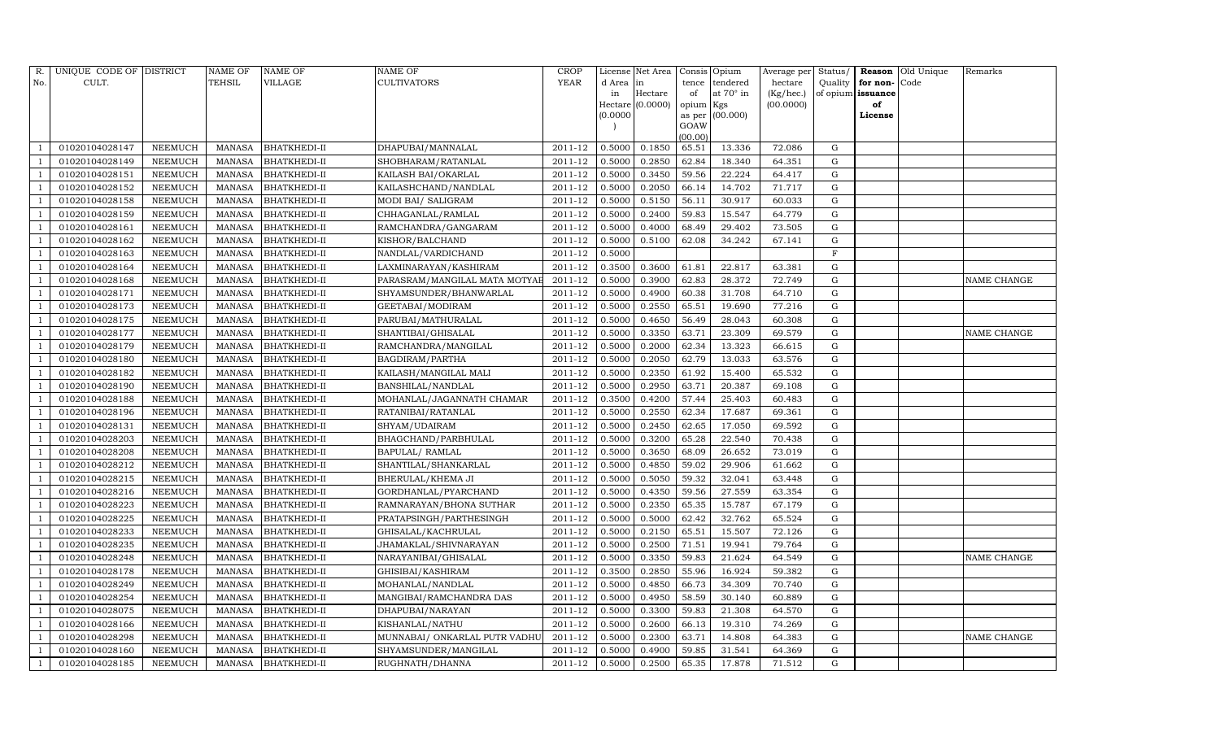| R. No. | UNIQUE CODE OF CULT. | DISTRICT | NAME OF TEHSIL | NAME OF VILLAGE | NAME OF CULTIVATORS | CROP YEAR | License d Area in Hectare (0.0000) | Net Area in Hectare (0.0000) | Consis tence of opium as per GOAW (00.00) | Opium tendered at 70° in Kgs (00.000) | Average per hectare (Kg/hec.) (00.0000) | Status/ Quality of opium | Reason for non-issuance of License | Old Unique Code | Remarks |
|---|---|---|---|---|---|---|---|---|---|---|---|---|---|---|---|
| 1 | 01020104028147 | NEEMUCH | MANASA | BHATKHEDI-II | DHAPUBAI/MANNALAL | 2011-12 | 0.5000 | 0.1850 | 65.51 | 13.336 | 72.086 | G | | | |
| 1 | 01020104028149 | NEEMUCH | MANASA | BHATKHEDI-II | SHOBHARAM/RATANLAL | 2011-12 | 0.5000 | 0.2850 | 62.84 | 18.340 | 64.351 | G | | | |
| 1 | 01020104028151 | NEEMUCH | MANASA | BHATKHEDI-II | KAILASH BAI/OKARLAL | 2011-12 | 0.5000 | 0.3450 | 59.56 | 22.224 | 64.417 | G | | | |
| 1 | 01020104028152 | NEEMUCH | MANASA | BHATKHEDI-II | KAILASHCHAND/NANDLAL | 2011-12 | 0.5000 | 0.2050 | 66.14 | 14.702 | 71.717 | G | | | |
| 1 | 01020104028158 | NEEMUCH | MANASA | BHATKHEDI-II | MODI BAI/ SALIGRAM | 2011-12 | 0.5000 | 0.5150 | 56.11 | 30.917 | 60.033 | G | | | |
| 1 | 01020104028159 | NEEMUCH | MANASA | BHATKHEDI-II | CHHAGANLAL/RAMLAL | 2011-12 | 0.5000 | 0.2400 | 59.83 | 15.547 | 64.779 | G | | | |
| 1 | 01020104028161 | NEEMUCH | MANASA | BHATKHEDI-II | RAMCHANDRA/GANGARAM | 2011-12 | 0.5000 | 0.4000 | 68.49 | 29.402 | 73.505 | G | | | |
| 1 | 01020104028162 | NEEMUCH | MANASA | BHATKHEDI-II | KISHOR/BALCHAND | 2011-12 | 0.5000 | 0.5100 | 62.08 | 34.242 | 67.141 | G | | | |
| 1 | 01020104028163 | NEEMUCH | MANASA | BHATKHEDI-II | NANDLAL/VARDICHAND | 2011-12 | 0.5000 | | | | | F | | | |
| 1 | 01020104028164 | NEEMUCH | MANASA | BHATKHEDI-II | LAXMINARAYAN/KASHIRAM | 2011-12 | 0.3500 | 0.3600 | 61.81 | 22.817 | 63.381 | G | | | |
| 1 | 01020104028168 | NEEMUCH | MANASA | BHATKHEDI-II | PARASRAM/MANGILAL MATA MOTYAE | 2011-12 | 0.5000 | 0.3900 | 62.83 | 28.372 | 72.749 | G | | | NAME CHANGE |
| 1 | 01020104028171 | NEEMUCH | MANASA | BHATKHEDI-II | SHYAMSUNDER/BHANWARLAL | 2011-12 | 0.5000 | 0.4900 | 60.38 | 31.708 | 64.710 | G | | | |
| 1 | 01020104028173 | NEEMUCH | MANASA | BHATKHEDI-II | GEETABAI/MODIRAM | 2011-12 | 0.5000 | 0.2550 | 65.51 | 19.690 | 77.216 | G | | | |
| 1 | 01020104028175 | NEEMUCH | MANASA | BHATKHEDI-II | PARUBAI/MATHURALAL | 2011-12 | 0.5000 | 0.4650 | 56.49 | 28.043 | 60.308 | G | | | |
| 1 | 01020104028177 | NEEMUCH | MANASA | BHATKHEDI-II | SHANTIBAI/GHISALAL | 2011-12 | 0.5000 | 0.3350 | 63.71 | 23.309 | 69.579 | G | | | NAME CHANGE |
| 1 | 01020104028179 | NEEMUCH | MANASA | BHATKHEDI-II | RAMCHANDRA/MANGILAL | 2011-12 | 0.5000 | 0.2000 | 62.34 | 13.323 | 66.615 | G | | | |
| 1 | 01020104028180 | NEEMUCH | MANASA | BHATKHEDI-II | BAGDIRAM/PARTHA | 2011-12 | 0.5000 | 0.2050 | 62.79 | 13.033 | 63.576 | G | | | |
| 1 | 01020104028182 | NEEMUCH | MANASA | BHATKHEDI-II | KAILASH/MANGILAL MALI | 2011-12 | 0.5000 | 0.2350 | 61.92 | 15.400 | 65.532 | G | | | |
| 1 | 01020104028190 | NEEMUCH | MANASA | BHATKHEDI-II | BANSHILAL/NANDLAL | 2011-12 | 0.5000 | 0.2950 | 63.71 | 20.387 | 69.108 | G | | | |
| 1 | 01020104028188 | NEEMUCH | MANASA | BHATKHEDI-II | MOHANLAL/JAGANNATH CHAMAR | 2011-12 | 0.3500 | 0.4200 | 57.44 | 25.403 | 60.483 | G | | | |
| 1 | 01020104028196 | NEEMUCH | MANASA | BHATKHEDI-II | RATANIBAI/RATANLAL | 2011-12 | 0.5000 | 0.2550 | 62.34 | 17.687 | 69.361 | G | | | |
| 1 | 01020104028131 | NEEMUCH | MANASA | BHATKHEDI-II | SHYAM/UDAIRAM | 2011-12 | 0.5000 | 0.2450 | 62.65 | 17.050 | 69.592 | G | | | |
| 1 | 01020104028203 | NEEMUCH | MANASA | BHATKHEDI-II | BHAGCHAND/PARBHULAL | 2011-12 | 0.5000 | 0.3200 | 65.28 | 22.540 | 70.438 | G | | | |
| 1 | 01020104028208 | NEEMUCH | MANASA | BHATKHEDI-II | BAPULAL/ RAMLAL | 2011-12 | 0.5000 | 0.3650 | 68.09 | 26.652 | 73.019 | G | | | |
| 1 | 01020104028212 | NEEMUCH | MANASA | BHATKHEDI-II | SHANTILAL/SHANKARLAL | 2011-12 | 0.5000 | 0.4850 | 59.02 | 29.906 | 61.662 | G | | | |
| 1 | 01020104028215 | NEEMUCH | MANASA | BHATKHEDI-II | BHERULAL/KHEMA JI | 2011-12 | 0.5000 | 0.5050 | 59.32 | 32.041 | 63.448 | G | | | |
| 1 | 01020104028216 | NEEMUCH | MANASA | BHATKHEDI-II | GORDHANLAL/PYARCHAND | 2011-12 | 0.5000 | 0.4350 | 59.56 | 27.559 | 63.354 | G | | | |
| 1 | 01020104028223 | NEEMUCH | MANASA | BHATKHEDI-II | RAMNARAYAN/BHONA SUTHAR | 2011-12 | 0.5000 | 0.2350 | 65.35 | 15.787 | 67.179 | G | | | |
| 1 | 01020104028225 | NEEMUCH | MANASA | BHATKHEDI-II | PRATAPSINGH/PARTHESINGH | 2011-12 | 0.5000 | 0.5000 | 62.42 | 32.762 | 65.524 | G | | | |
| 1 | 01020104028233 | NEEMUCH | MANASA | BHATKHEDI-II | GHISALAL/KACHRULAL | 2011-12 | 0.5000 | 0.2150 | 65.51 | 15.507 | 72.126 | G | | | |
| 1 | 01020104028235 | NEEMUCH | MANASA | BHATKHEDI-II | JHAMAKLAL/SHIVNARAYAN | 2011-12 | 0.5000 | 0.2500 | 71.51 | 19.941 | 79.764 | G | | | |
| 1 | 01020104028248 | NEEMUCH | MANASA | BHATKHEDI-II | NARAYANIBAI/GHISALAL | 2011-12 | 0.5000 | 0.3350 | 59.83 | 21.624 | 64.549 | G | | | NAME CHANGE |
| 1 | 01020104028178 | NEEMUCH | MANASA | BHATKHEDI-II | GHISIBAI/KASHIRAM | 2011-12 | 0.3500 | 0.2850 | 55.96 | 16.924 | 59.382 | G | | | |
| 1 | 01020104028249 | NEEMUCH | MANASA | BHATKHEDI-II | MOHANLAL/NANDLAL | 2011-12 | 0.5000 | 0.4850 | 66.73 | 34.309 | 70.740 | G | | | |
| 1 | 01020104028254 | NEEMUCH | MANASA | BHATKHEDI-II | MANGIBAI/RAMCHANDRA DAS | 2011-12 | 0.5000 | 0.4950 | 58.59 | 30.140 | 60.889 | G | | | |
| 1 | 01020104028075 | NEEMUCH | MANASA | BHATKHEDI-II | DHAPUBAI/NARAYAN | 2011-12 | 0.5000 | 0.3300 | 59.83 | 21.308 | 64.570 | G | | | |
| 1 | 01020104028166 | NEEMUCH | MANASA | BHATKHEDI-II | KISHANLAL/NATHU | 2011-12 | 0.5000 | 0.2600 | 66.13 | 19.310 | 74.269 | G | | | |
| 1 | 01020104028298 | NEEMUCH | MANASA | BHATKHEDI-II | MUNNABAI/ ONKARLAL PUTR VADHU | 2011-12 | 0.5000 | 0.2300 | 63.71 | 14.808 | 64.383 | G | | | NAME CHANGE |
| 1 | 01020104028160 | NEEMUCH | MANASA | BHATKHEDI-II | SHYAMSUNDER/MANGILAL | 2011-12 | 0.5000 | 0.4900 | 59.85 | 31.541 | 64.369 | G | | | |
| 1 | 01020104028185 | NEEMUCH | MANASA | BHATKHEDI-II | RUGHNATH/DHANNA | 2011-12 | 0.5000 | 0.2500 | 65.35 | 17.878 | 71.512 | G | | | |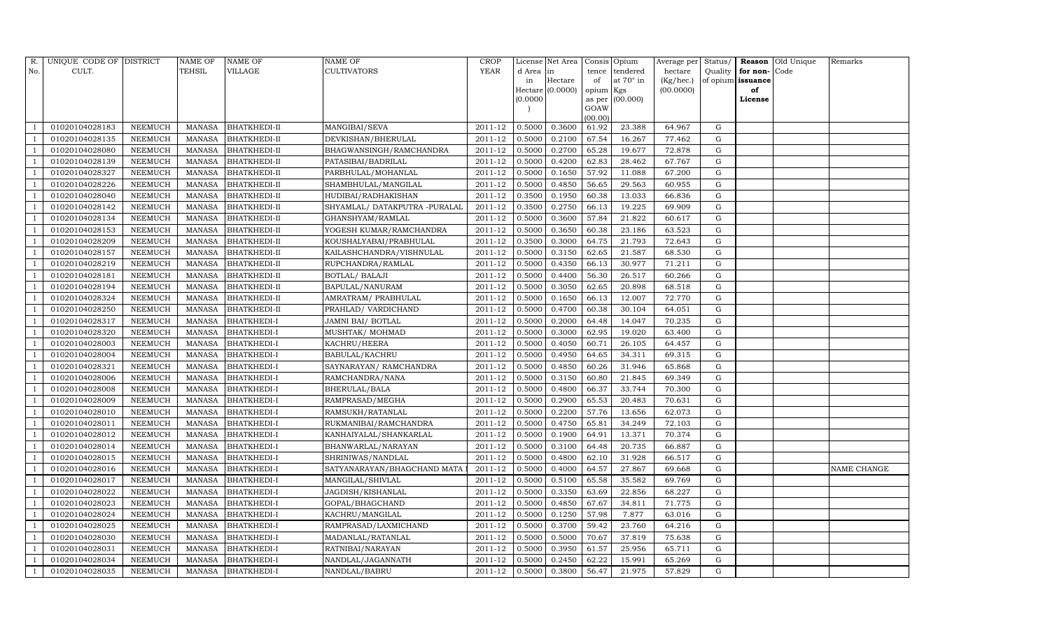| R. No. | UNIQUE CODE OF CULT. | DISTRICT | NAME OF TEHSIL | NAME OF VILLAGE | NAME OF CULTIVATORS | CROP YEAR | License d Area in Hectare (0.0000) | Net Area in Hectare (0.0000) | Consis tence of opium as per GOAW (00.00) | Opium tendered at 70° in Kgs (00.000) | Average per hectare (Kg/hec.) (00.0000) | Status/ Quality of opium | Reason for non-issuance of License | Old Unique Code | Remarks |
|---|---|---|---|---|---|---|---|---|---|---|---|---|---|---|---|
| 1 | 01020104028183 | NEEMUCH | MANASA | BHATKHEDI-II | MANGIBAI/SEVA | 2011-12 | 0.5000 | 0.3600 | 61.92 | 23.388 | 64.967 | G | | | |
| 1 | 01020104028135 | NEEMUCH | MANASA | BHATKHEDI-II | DEVKISHAN/BHERULAL | 2011-12 | 0.5000 | 0.2100 | 67.54 | 16.267 | 77.462 | G | | | |
| 1 | 01020104028080 | NEEMUCH | MANASA | BHATKHEDI-II | BHAGWANSINGH/RAMCHANDRA | 2011-12 | 0.5000 | 0.2700 | 65.28 | 19.677 | 72.878 | G | | | |
| 1 | 01020104028139 | NEEMUCH | MANASA | BHATKHEDI-II | PATASIBAI/BADRILAL | 2011-12 | 0.5000 | 0.4200 | 62.83 | 28.462 | 67.767 | G | | | |
| 1 | 01020104028327 | NEEMUCH | MANASA | BHATKHEDI-II | PARBHULAL/MOHANLAL | 2011-12 | 0.5000 | 0.1650 | 57.92 | 11.088 | 67.200 | G | | | |
| 1 | 01020104028226 | NEEMUCH | MANASA | BHATKHEDI-II | SHAMBHULAL/MANGILAL | 2011-12 | 0.5000 | 0.4850 | 56.65 | 29.563 | 60.955 | G | | | |
| 1 | 01020104028040 | NEEMUCH | MANASA | BHATKHEDI-II | HUDIBAI/RADHAKISHAN | 2011-12 | 0.3500 | 0.1950 | 60.38 | 13.033 | 66.836 | G | | | |
| 1 | 01020104028142 | NEEMUCH | MANASA | BHATKHEDI-II | SHYAMLAL/ DATAKPUTRA -PURALAL | 2011-12 | 0.3500 | 0.2750 | 66.13 | 19.225 | 69.909 | G | | | |
| 1 | 01020104028134 | NEEMUCH | MANASA | BHATKHEDI-II | GHANSHYAM/RAMLAL | 2011-12 | 0.5000 | 0.3600 | 57.84 | 21.822 | 60.617 | G | | | |
| 1 | 01020104028153 | NEEMUCH | MANASA | BHATKHEDI-II | YOGESH KUMAR/RAMCHANDRA | 2011-12 | 0.5000 | 0.3650 | 60.38 | 23.186 | 63.523 | G | | | |
| 1 | 01020104028209 | NEEMUCH | MANASA | BHATKHEDI-II | KOUSHALYABAI/PRABHULAL | 2011-12 | 0.3500 | 0.3000 | 64.75 | 21.793 | 72.643 | G | | | |
| 1 | 01020104028157 | NEEMUCH | MANASA | BHATKHEDI-II | KAILASHCHANDRA/VISHNULAL | 2011-12 | 0.5000 | 0.3150 | 62.65 | 21.587 | 68.530 | G | | | |
| 1 | 01020104028219 | NEEMUCH | MANASA | BHATKHEDI-II | RUPCHANDRA/RAMLAL | 2011-12 | 0.5000 | 0.4350 | 66.13 | 30.977 | 71.211 | G | | | |
| 1 | 01020104028181 | NEEMUCH | MANASA | BHATKHEDI-II | BOTLAL/ BALAJI | 2011-12 | 0.5000 | 0.4400 | 56.30 | 26.517 | 60.266 | G | | | |
| 1 | 01020104028194 | NEEMUCH | MANASA | BHATKHEDI-II | BAPULAL/NANURAM | 2011-12 | 0.5000 | 0.3050 | 62.65 | 20.898 | 68.518 | G | | | |
| 1 | 01020104028324 | NEEMUCH | MANASA | BHATKHEDI-II | AMRATRAM/ PRABHULAL | 2011-12 | 0.5000 | 0.1650 | 66.13 | 12.007 | 72.770 | G | | | |
| 1 | 01020104028250 | NEEMUCH | MANASA | BHATKHEDI-II | PRAHLAD/ VARDICHAND | 2011-12 | 0.5000 | 0.4700 | 60.38 | 30.104 | 64.051 | G | | | |
| 1 | 01020104028317 | NEEMUCH | MANASA | BHATKHEDI-I | JAMNI BAI/ BOTLAL | 2011-12 | 0.5000 | 0.2000 | 64.48 | 14.047 | 70.235 | G | | | |
| 1 | 01020104028320 | NEEMUCH | MANASA | BHATKHEDI-I | MUSHTAK/ MOHMAD | 2011-12 | 0.5000 | 0.3000 | 62.95 | 19.020 | 63.400 | G | | | |
| 1 | 01020104028003 | NEEMUCH | MANASA | BHATKHEDI-I | KACHRU/HEERA | 2011-12 | 0.5000 | 0.4050 | 60.71 | 26.105 | 64.457 | G | | | |
| 1 | 01020104028004 | NEEMUCH | MANASA | BHATKHEDI-I | BABULAL/KACHRU | 2011-12 | 0.5000 | 0.4950 | 64.65 | 34.311 | 69.315 | G | | | |
| 1 | 01020104028321 | NEEMUCH | MANASA | BHATKHEDI-I | SAYNARAYAN/ RAMCHANDRA | 2011-12 | 0.5000 | 0.4850 | 60.26 | 31.946 | 65.868 | G | | | |
| 1 | 01020104028006 | NEEMUCH | MANASA | BHATKHEDI-I | RAMCHANDRA/NANA | 2011-12 | 0.5000 | 0.3150 | 60.80 | 21.845 | 69.349 | G | | | |
| 1 | 01020104028008 | NEEMUCH | MANASA | BHATKHEDI-I | BHERULAL/BALA | 2011-12 | 0.5000 | 0.4800 | 66.37 | 33.744 | 70.300 | G | | | |
| 1 | 01020104028009 | NEEMUCH | MANASA | BHATKHEDI-I | RAMPRASAD/MEGHA | 2011-12 | 0.5000 | 0.2900 | 65.53 | 20.483 | 70.631 | G | | | |
| 1 | 01020104028010 | NEEMUCH | MANASA | BHATKHEDI-I | RAMSUKH/RATANLAL | 2011-12 | 0.5000 | 0.2200 | 57.76 | 13.656 | 62.073 | G | | | |
| 1 | 01020104028011 | NEEMUCH | MANASA | BHATKHEDI-I | RUKMANIBAI/RAMCHANDRA | 2011-12 | 0.5000 | 0.4750 | 65.81 | 34.249 | 72.103 | G | | | |
| 1 | 01020104028012 | NEEMUCH | MANASA | BHATKHEDI-I | KANHAIYALAL/SHANKARLAL | 2011-12 | 0.5000 | 0.1900 | 64.91 | 13.371 | 70.374 | G | | | |
| 1 | 01020104028014 | NEEMUCH | MANASA | BHATKHEDI-I | BHANWARLAL/NARAYAN | 2011-12 | 0.5000 | 0.3100 | 64.48 | 20.735 | 66.887 | G | | | |
| 1 | 01020104028015 | NEEMUCH | MANASA | BHATKHEDI-I | SHRINIWAS/NANDLAL | 2011-12 | 0.5000 | 0.4800 | 62.10 | 31.928 | 66.517 | G | | | |
| 1 | 01020104028016 | NEEMUCH | MANASA | BHATKHEDI-I | SATYANARAYAN/BHAGCHAND MATA | 2011-12 | 0.5000 | 0.4000 | 64.57 | 27.867 | 69.668 | G | | | NAME CHANGE |
| 1 | 01020104028017 | NEEMUCH | MANASA | BHATKHEDI-I | MANGILAL/SHIVLAL | 2011-12 | 0.5000 | 0.5100 | 65.58 | 35.582 | 69.769 | G | | | |
| 1 | 01020104028022 | NEEMUCH | MANASA | BHATKHEDI-I | JAGDISH/KISHANLAL | 2011-12 | 0.5000 | 0.3350 | 63.69 | 22.856 | 68.227 | G | | | |
| 1 | 01020104028023 | NEEMUCH | MANASA | BHATKHEDI-I | GOPAL/BHAGCHAND | 2011-12 | 0.5000 | 0.4850 | 67.67 | 34.811 | 71.775 | G | | | |
| 1 | 01020104028024 | NEEMUCH | MANASA | BHATKHEDI-I | KACHRU/MANGILAL | 2011-12 | 0.5000 | 0.1250 | 57.98 | 7.877 | 63.016 | G | | | |
| 1 | 01020104028025 | NEEMUCH | MANASA | BHATKHEDI-I | RAMPRASAD/LAXMICHAND | 2011-12 | 0.5000 | 0.3700 | 59.42 | 23.760 | 64.216 | G | | | |
| 1 | 01020104028030 | NEEMUCH | MANASA | BHATKHEDI-I | MADANLAL/RATANLAL | 2011-12 | 0.5000 | 0.5000 | 70.67 | 37.819 | 75.638 | G | | | |
| 1 | 01020104028031 | NEEMUCH | MANASA | BHATKHEDI-I | RATNIBAI/NARAYAN | 2011-12 | 0.5000 | 0.3950 | 61.57 | 25.956 | 65.711 | G | | | |
| 1 | 01020104028034 | NEEMUCH | MANASA | BHATKHEDI-I | NANDLAL/JAGANNATH | 2011-12 | 0.5000 | 0.2450 | 62.22 | 15.991 | 65.269 | G | | | |
| 1 | 01020104028035 | NEEMUCH | MANASA | BHATKHEDI-I | NANDLAL/BABRU | 2011-12 | 0.5000 | 0.3800 | 56.47 | 21.975 | 57.829 | G | | | |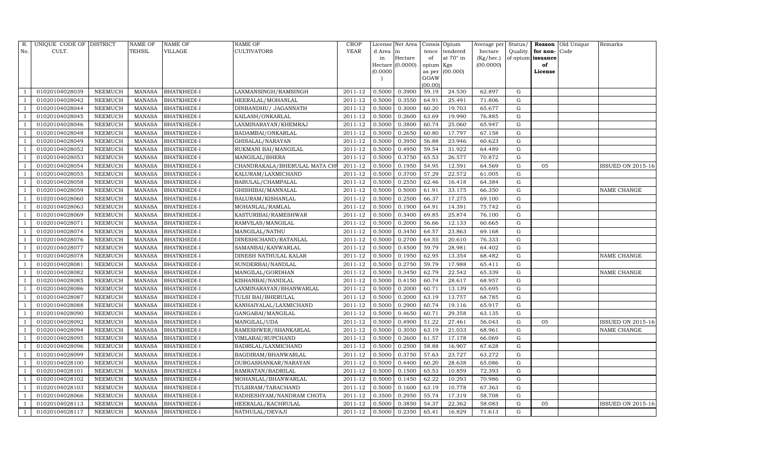| R. No. | UNIQUE CODE OF CULT. | DISTRICT | NAME OF TEHSIL | NAME OF VILLAGE | NAME OF CULTIVATORS | CROP YEAR | License d Area in Hectare (0.0000) | Net Area in Hectare (0.0000) | Consis tence of opium as per GOAW (00.00) | Opium tendered at 70° in Kgs (00.000) | Average per hectare (Kg/hec.) (00.0000) | Status/ Quality of opium | Reason for non-issuance of License | Old Unique Code | Remarks |
|---|---|---|---|---|---|---|---|---|---|---|---|---|---|---|---|
| 1 | 01020104028039 | NEEMUCH | MANASA | BHATKHEDI-I | LAXMANSINGH/RAMSINGH | 2011-12 | 0.5000 | 0.3900 | 59.19 | 24.530 | 62.897 | G | | | |
| 1 | 01020104028042 | NEEMUCH | MANASA | BHATKHEDI-I | HEERALAL/MOHANLAL | 2011-12 | 0.5000 | 0.3550 | 64.91 | 25.491 | 71.806 | G | | | |
| 1 | 01020104028044 | NEEMUCH | MANASA | BHATKHEDI-I | DINBANDHU/ JAGANNATH | 2011-12 | 0.5000 | 0.3000 | 60.20 | 19.703 | 65.677 | G | | | |
| 1 | 01020104028045 | NEEMUCH | MANASA | BHATKHEDI-I | KAILASH/ONKARLAL | 2011-12 | 0.5000 | 0.2600 | 63.69 | 19.990 | 76.885 | G | | | |
| 1 | 01020104028046 | NEEMUCH | MANASA | BHATKHEDI-I | LAXMINARAYAN/KHEMRAJ | 2011-12 | 0.5000 | 0.3800 | 60.74 | 25.060 | 65.947 | G | | | |
| 1 | 01020104028048 | NEEMUCH | MANASA | BHATKHEDI-I | BADAMBAI/ONKARLAL | 2011-12 | 0.5000 | 0.2650 | 60.80 | 17.797 | 67.158 | G | | | |
| 1 | 01020104028049 | NEEMUCH | MANASA | BHATKHEDI-I | GHISALAL/NARAYAN | 2011-12 | 0.5000 | 0.3950 | 56.88 | 23.946 | 60.623 | G | | | |
| 1 | 01020104028052 | NEEMUCH | MANASA | BHATKHEDI-I | RUKMANI BAI/MANGILAL | 2011-12 | 0.5000 | 0.4950 | 59.54 | 31.922 | 64.489 | G | | | |
| 1 | 01020104028053 | NEEMUCH | MANASA | BHATKHEDI-I | MANGILAL/BHERA | 2011-12 | 0.5000 | 0.3750 | 65.53 | 26.577 | 70.872 | G | | | |
| 1 | 01020104028054 | NEEMUCH | MANASA | BHATKHEDI-I | CHANDRAKALA/BHERULAL MATA CH | 2011-12 | 0.5000 | 0.1950 | 54.95 | 12.591 | 64.569 | G | 05 | | ISSUED ON 2015-16 |
| 1 | 01020104028055 | NEEMUCH | MANASA | BHATKHEDI-I | KALURAM/LAXMICHAND | 2011-12 | 0.5000 | 0.3700 | 57.29 | 22.572 | 61.005 | G | | | |
| 1 | 01020104028058 | NEEMUCH | MANASA | BHATKHEDI-I | BABULAL/CHAMPALAL | 2011-12 | 0.5000 | 0.2550 | 62.46 | 16.418 | 64.384 | G | | | |
| 1 | 01020104028059 | NEEMUCH | MANASA | BHATKHEDI-I | GHISHIBAI/MANNALAL | 2011-12 | 0.5000 | 0.5000 | 61.91 | 33.175 | 66.350 | G | | | NAME CHANGE |
| 1 | 01020104028060 | NEEMUCH | MANASA | BHATKHEDI-I | BALURAM/KISHANLAL | 2011-12 | 0.5000 | 0.2500 | 66.37 | 17.275 | 69.100 | G | | | |
| 1 | 01020104028063 | NEEMUCH | MANASA | BHATKHEDI-I | MOHANLAL/RAMLAL | 2011-12 | 0.5000 | 0.1900 | 64.91 | 14.391 | 75.742 | G | | | |
| 1 | 01020104028069 | NEEMUCH | MANASA | BHATKHEDI-I | KASTURIBAI/RAMESHWAR | 2011-12 | 0.5000 | 0.3400 | 69.85 | 25.874 | 76.100 | G | | | |
| 1 | 01020104028071 | NEEMUCH | MANASA | BHATKHEDI-I | RAMVILAS/MANGILAL | 2011-12 | 0.5000 | 0.2000 | 56.66 | 12.133 | 60.665 | G | | | |
| 1 | 01020104028074 | NEEMUCH | MANASA | BHATKHEDI-I | MANGILAL/NATHU | 2011-12 | 0.5000 | 0.3450 | 64.57 | 23.863 | 69.168 | G | | | |
| 1 | 01020104028076 | NEEMUCH | MANASA | BHATKHEDI-I | DINESHCHAND/RATANLAL | 2011-12 | 0.5000 | 0.2700 | 64.55 | 20.610 | 76.333 | G | | | |
| 1 | 01020104028077 | NEEMUCH | MANASA | BHATKHEDI-I | SAMANBAI/KANWARLAL | 2011-12 | 0.5000 | 0.4500 | 59.79 | 28.981 | 64.402 | G | | | |
| 1 | 01020104028078 | NEEMUCH | MANASA | BHATKHEDI-I | DINESH NATHULAL KALAR | 2011-12 | 0.5000 | 0.1950 | 62.95 | 13.354 | 68.482 | G | | | NAME CHANGE |
| 1 | 01020104028081 | NEEMUCH | MANASA | BHATKHEDI-I | SUNDERBAI/NANDLAL | 2011-12 | 0.5000 | 0.2750 | 59.79 | 17.988 | 65.411 | G | | | |
| 1 | 01020104028082 | NEEMUCH | MANASA | BHATKHEDI-I | MANGILAL/GORDHAN | 2011-12 | 0.5000 | 0.3450 | 62.79 | 22.542 | 65.339 | G | | | NAME CHANGE |
| 1 | 01020104028085 | NEEMUCH | MANASA | BHATKHEDI-I | KISHANBAI/NANDLAL | 2011-12 | 0.5000 | 0.4150 | 60.74 | 28.617 | 68.957 | G | | | |
| 1 | 01020104028086 | NEEMUCH | MANASA | BHATKHEDI-I | LAXMINARAYAN/BHANWARLAL | 2011-12 | 0.5000 | 0.2000 | 60.71 | 13.139 | 65.695 | G | | | |
| 1 | 01020104028087 | NEEMUCH | MANASA | BHATKHEDI-I | TULSI BAI/BHERULAL | 2011-12 | 0.5000 | 0.2000 | 63.19 | 13.757 | 68.785 | G | | | |
| 1 | 01020104028088 | NEEMUCH | MANASA | BHATKHEDI-I | KANHAIYALAL/LAXMICHAND | 2011-12 | 0.5000 | 0.2900 | 60.74 | 19.116 | 65.917 | G | | | |
| 1 | 01020104028090 | NEEMUCH | MANASA | BHATKHEDI-I | GANGABAI/MANGILAL | 2011-12 | 0.5000 | 0.4650 | 60.71 | 29.358 | 63.135 | G | | | |
| 1 | 01020104028092 | NEEMUCH | MANASA | BHATKHEDI-I | MANGILAL/UDA | 2011-12 | 0.5000 | 0.4900 | 51.22 | 27.461 | 56.043 | G | 05 | | ISSUED ON 2015-16 |
| 1 | 01020104028094 | NEEMUCH | MANASA | BHATKHEDI-I | RAMESHWER/SHANKARLAL | 2011-12 | 0.5000 | 0.3050 | 63.19 | 21.033 | 68.961 | G | | | NAME CHANGE |
| 1 | 01020104028095 | NEEMUCH | MANASA | BHATKHEDI-I | VIMLABAI/RUPCHAND | 2011-12 | 0.5000 | 0.2600 | 61.57 | 17.178 | 66.069 | G | | | |
| 1 | 01020104028096 | NEEMUCH | MANASA | BHATKHEDI-I | BADRILAL/LAXMICHAND | 2011-12 | 0.5000 | 0.2500 | 58.88 | 16.907 | 67.628 | G | | | |
| 1 | 01020104028099 | NEEMUCH | MANASA | BHATKHEDI-I | BAGDIRAM/BHANWARLAL | 2011-12 | 0.5000 | 0.3750 | 57.63 | 23.727 | 63.272 | G | | | |
| 1 | 01020104028100 | NEEMUCH | MANASA | BHATKHEDI-I | DURGASHANKAR/NARAYAN | 2011-12 | 0.5000 | 0.4400 | 60.20 | 28.638 | 65.086 | G | | | |
| 1 | 01020104028101 | NEEMUCH | MANASA | BHATKHEDI-I | RAMRATAN/BADRILAL | 2011-12 | 0.5000 | 0.1500 | 65.53 | 10.859 | 72.393 | G | | | |
| 1 | 01020104028102 | NEEMUCH | MANASA | BHATKHEDI-I | MOHANLAL/BHANWARLAL | 2011-12 | 0.5000 | 0.1450 | 62.22 | 10.293 | 70.986 | G | | | |
| 1 | 01020104028103 | NEEMUCH | MANASA | BHATKHEDI-I | TULSIRAM/TARACHAND | 2011-12 | 0.5000 | 0.1600 | 63.19 | 10.778 | 67.363 | G | | | |
| 1 | 01020104028066 | NEEMUCH | MANASA | BHATKHEDI-I | RADHESHYAM/NANDRAM CHOTA | 2011-12 | 0.3500 | 0.2950 | 55.74 | 17.319 | 58.708 | G | | | |
| 1 | 01020104028113 | NEEMUCH | MANASA | BHATKHEDI-I | HEERALAL/KACHRULAL | 2011-12 | 0.5000 | 0.3850 | 54.37 | 22.362 | 58.083 | G | 05 | | ISSUED ON 2015-16 |
| 1 | 01020104028117 | NEEMUCH | MANASA | BHATKHEDI-I | NATHULAL/DEVAJI | 2011-12 | 0.5000 | 0.2350 | 65.41 | 16.829 | 71.613 | G | | | |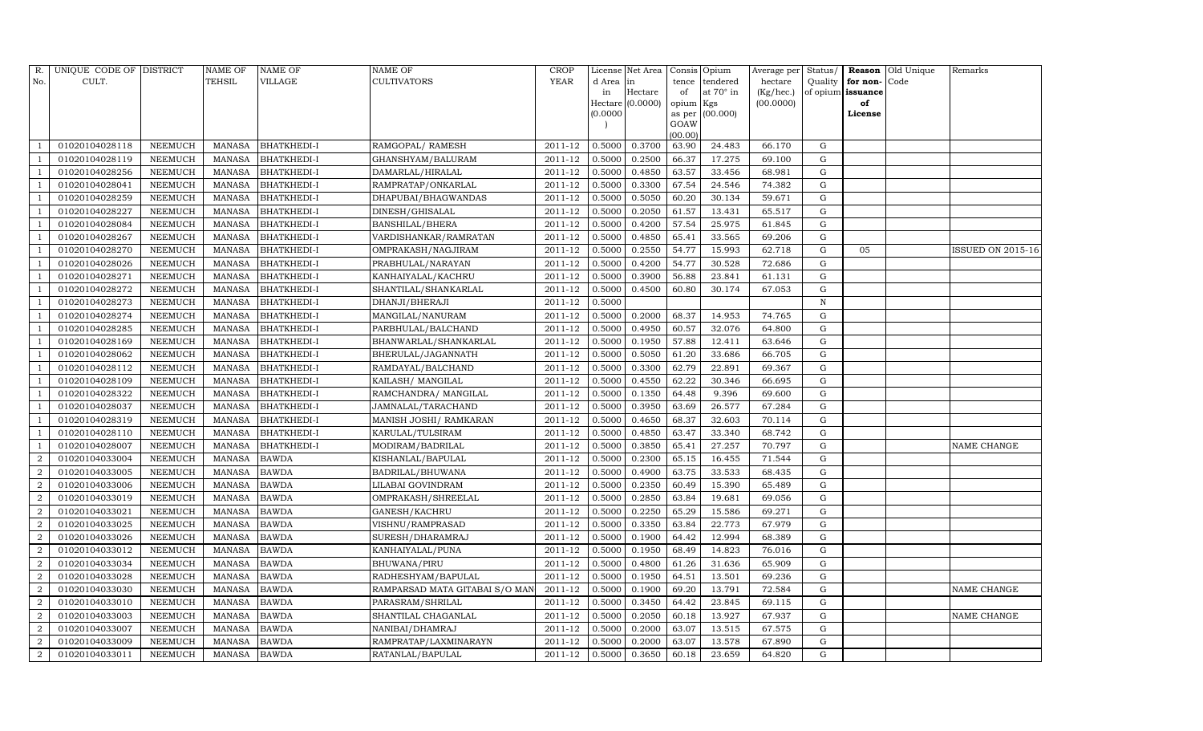| R. No. | UNIQUE CODE OF CULT. | DISTRICT | NAME OF TEHSIL | NAME OF VILLAGE | NAME OF CULTIVATORS | CROP YEAR | License d Area in Hectare (0.0000) | Net Area in Hectare (0.0000) | Consis tence of opium as per GOAW (00.00) | Opium tendered at 70° in Kgs (00.000) | Average per hectare (Kg/hec.) (00.0000) | Status/ Quality of opium | Reason for non-issuance of License | Old Unique Code | Remarks |
|---|---|---|---|---|---|---|---|---|---|---|---|---|---|---|---|
| 1 | 01020104028118 | NEEMUCH | MANASA | BHATKHEDI-I | RAMGOPAL/ RAMESH | 2011-12 | 0.5000 | 0.3700 | 63.90 | 24.483 | 66.170 | G | | | |
| 1 | 01020104028119 | NEEMUCH | MANASA | BHATKHEDI-I | GHANSHYAM/BALURAM | 2011-12 | 0.5000 | 0.2500 | 66.37 | 17.275 | 69.100 | G | | | |
| 1 | 01020104028256 | NEEMUCH | MANASA | BHATKHEDI-I | DAMARLAL/HIRALAL | 2011-12 | 0.5000 | 0.4850 | 63.57 | 33.456 | 68.981 | G | | | |
| 1 | 01020104028041 | NEEMUCH | MANASA | BHATKHEDI-I | RAMPRATAP/ONKARLAL | 2011-12 | 0.5000 | 0.3300 | 67.54 | 24.546 | 74.382 | G | | | |
| 1 | 01020104028259 | NEEMUCH | MANASA | BHATKHEDI-I | DHAPUBAI/BHAGWANDAS | 2011-12 | 0.5000 | 0.5050 | 60.20 | 30.134 | 59.671 | G | | | |
| 1 | 01020104028227 | NEEMUCH | MANASA | BHATKHEDI-I | DINESH/GHISALAL | 2011-12 | 0.5000 | 0.2050 | 61.57 | 13.431 | 65.517 | G | | | |
| 1 | 01020104028084 | NEEMUCH | MANASA | BHATKHEDI-I | BANSHILAL/BHERA | 2011-12 | 0.5000 | 0.4200 | 57.54 | 25.975 | 61.845 | G | | | |
| 1 | 01020104028267 | NEEMUCH | MANASA | BHATKHEDI-I | VARDISHANKAR/RAMRATAN | 2011-12 | 0.5000 | 0.4850 | 65.41 | 33.565 | 69.206 | G | | | |
| 1 | 01020104028270 | NEEMUCH | MANASA | BHATKHEDI-I | OMPRAKASH/NAGJIRAM | 2011-12 | 0.5000 | 0.2550 | 54.77 | 15.993 | 62.718 | G | 05 | | ISSUED ON 2015-16 |
| 1 | 01020104028026 | NEEMUCH | MANASA | BHATKHEDI-I | PRABHULAL/NARAYAN | 2011-12 | 0.5000 | 0.4200 | 54.77 | 30.528 | 72.686 | G | | | |
| 1 | 01020104028271 | NEEMUCH | MANASA | BHATKHEDI-I | KANHAIYALAL/KACHRU | 2011-12 | 0.5000 | 0.3900 | 56.88 | 23.841 | 61.131 | G | | | |
| 1 | 01020104028272 | NEEMUCH | MANASA | BHATKHEDI-I | SHANTILAL/SHANKARLAL | 2011-12 | 0.5000 | 0.4500 | 60.80 | 30.174 | 67.053 | G | | | |
| 1 | 01020104028273 | NEEMUCH | MANASA | BHATKHEDI-I | DHANJI/BHERAJI | 2011-12 | 0.5000 | | | | | N | | | |
| 1 | 01020104028274 | NEEMUCH | MANASA | BHATKHEDI-I | MANGILAL/NANURAM | 2011-12 | 0.5000 | 0.2000 | 68.37 | 14.953 | 74.765 | G | | | |
| 1 | 01020104028285 | NEEMUCH | MANASA | BHATKHEDI-I | PARBHULAL/BALCHAND | 2011-12 | 0.5000 | 0.4950 | 60.57 | 32.076 | 64.800 | G | | | |
| 1 | 01020104028169 | NEEMUCH | MANASA | BHATKHEDI-I | BHANWARLAL/SHANKARLAL | 2011-12 | 0.5000 | 0.1950 | 57.88 | 12.411 | 63.646 | G | | | |
| 1 | 01020104028062 | NEEMUCH | MANASA | BHATKHEDI-I | BHERULAL/JAGANNATH | 2011-12 | 0.5000 | 0.5050 | 61.20 | 33.686 | 66.705 | G | | | |
| 1 | 01020104028112 | NEEMUCH | MANASA | BHATKHEDI-I | RAMDAYAL/BALCHAND | 2011-12 | 0.5000 | 0.3300 | 62.79 | 22.891 | 69.367 | G | | | |
| 1 | 01020104028109 | NEEMUCH | MANASA | BHATKHEDI-I | KAILASH/ MANGILAL | 2011-12 | 0.5000 | 0.4550 | 62.22 | 30.346 | 66.695 | G | | | |
| 1 | 01020104028322 | NEEMUCH | MANASA | BHATKHEDI-I | RAMCHANDRA/ MANGILAL | 2011-12 | 0.5000 | 0.1350 | 64.48 | 9.396 | 69.600 | G | | | |
| 1 | 01020104028037 | NEEMUCH | MANASA | BHATKHEDI-I | JAMNALAL/TARACHAND | 2011-12 | 0.5000 | 0.3950 | 63.69 | 26.577 | 67.284 | G | | | |
| 1 | 01020104028319 | NEEMUCH | MANASA | BHATKHEDI-I | MANISH JOSHI/ RAMKARAN | 2011-12 | 0.5000 | 0.4650 | 68.37 | 32.603 | 70.114 | G | | | |
| 1 | 01020104028110 | NEEMUCH | MANASA | BHATKHEDI-I | KARULAL/TULSIRAM | 2011-12 | 0.5000 | 0.4850 | 63.47 | 33.340 | 68.742 | G | | | |
| 1 | 01020104028007 | NEEMUCH | MANASA | BHATKHEDI-I | MODIRAM/BADRILAL | 2011-12 | 0.5000 | 0.3850 | 65.41 | 27.257 | 70.797 | G | | | NAME CHANGE |
| 2 | 01020104033004 | NEEMUCH | MANASA | BAWDA | KISHANLAL/BAPULAL | 2011-12 | 0.5000 | 0.2300 | 65.15 | 16.455 | 71.544 | G | | | |
| 2 | 01020104033005 | NEEMUCH | MANASA | BAWDA | BADRILAL/BHUWANA | 2011-12 | 0.5000 | 0.4900 | 63.75 | 33.533 | 68.435 | G | | | |
| 2 | 01020104033006 | NEEMUCH | MANASA | BAWDA | LILABAI GOVINDRAM | 2011-12 | 0.5000 | 0.2350 | 60.49 | 15.390 | 65.489 | G | | | |
| 2 | 01020104033019 | NEEMUCH | MANASA | BAWDA | OMPRAKASH/SHREELAL | 2011-12 | 0.5000 | 0.2850 | 63.84 | 19.681 | 69.056 | G | | | |
| 2 | 01020104033021 | NEEMUCH | MANASA | BAWDA | GANESH/KACHRU | 2011-12 | 0.5000 | 0.2250 | 65.29 | 15.586 | 69.271 | G | | | |
| 2 | 01020104033025 | NEEMUCH | MANASA | BAWDA | VISHNU/RAMPRASAD | 2011-12 | 0.5000 | 0.3350 | 63.84 | 22.773 | 67.979 | G | | | |
| 2 | 01020104033026 | NEEMUCH | MANASA | BAWDA | SURESH/DHARAMRAJ | 2011-12 | 0.5000 | 0.1900 | 64.42 | 12.994 | 68.389 | G | | | |
| 2 | 01020104033012 | NEEMUCH | MANASA | BAWDA | KANHAIYALAL/PUNA | 2011-12 | 0.5000 | 0.1950 | 68.49 | 14.823 | 76.016 | G | | | |
| 2 | 01020104033034 | NEEMUCH | MANASA | BAWDA | BHUWANA/PIRU | 2011-12 | 0.5000 | 0.4800 | 61.26 | 31.636 | 65.909 | G | | | |
| 2 | 01020104033028 | NEEMUCH | MANASA | BAWDA | RADHESHYAM/BAPULAL | 2011-12 | 0.5000 | 0.1950 | 64.51 | 13.501 | 69.236 | G | | | |
| 2 | 01020104033030 | NEEMUCH | MANASA | BAWDA | RAMPARSAD MATA GITABAI S/O MAN | 2011-12 | 0.5000 | 0.1900 | 69.20 | 13.791 | 72.584 | G | | | NAME CHANGE |
| 2 | 01020104033010 | NEEMUCH | MANASA | BAWDA | PARASRAM/SHRILAL | 2011-12 | 0.5000 | 0.3450 | 64.42 | 23.845 | 69.115 | G | | | |
| 2 | 01020104033003 | NEEMUCH | MANASA | BAWDA | SHANTILAL CHAGANLAL | 2011-12 | 0.5000 | 0.2050 | 60.18 | 13.927 | 67.937 | G | | | NAME CHANGE |
| 2 | 01020104033007 | NEEMUCH | MANASA | BAWDA | NANIBAI/DHAMRAJ | 2011-12 | 0.5000 | 0.2000 | 63.07 | 13.515 | 67.575 | G | | | |
| 2 | 01020104033009 | NEEMUCH | MANASA | BAWDA | RAMPRATAP/LAXMINARAYN | 2011-12 | 0.5000 | 0.2000 | 63.07 | 13.578 | 67.890 | G | | | |
| 2 | 01020104033011 | NEEMUCH | MANASA | BAWDA | RATANLAL/BAPULAL | 2011-12 | 0.5000 | 0.3650 | 60.18 | 23.659 | 64.820 | G | | | |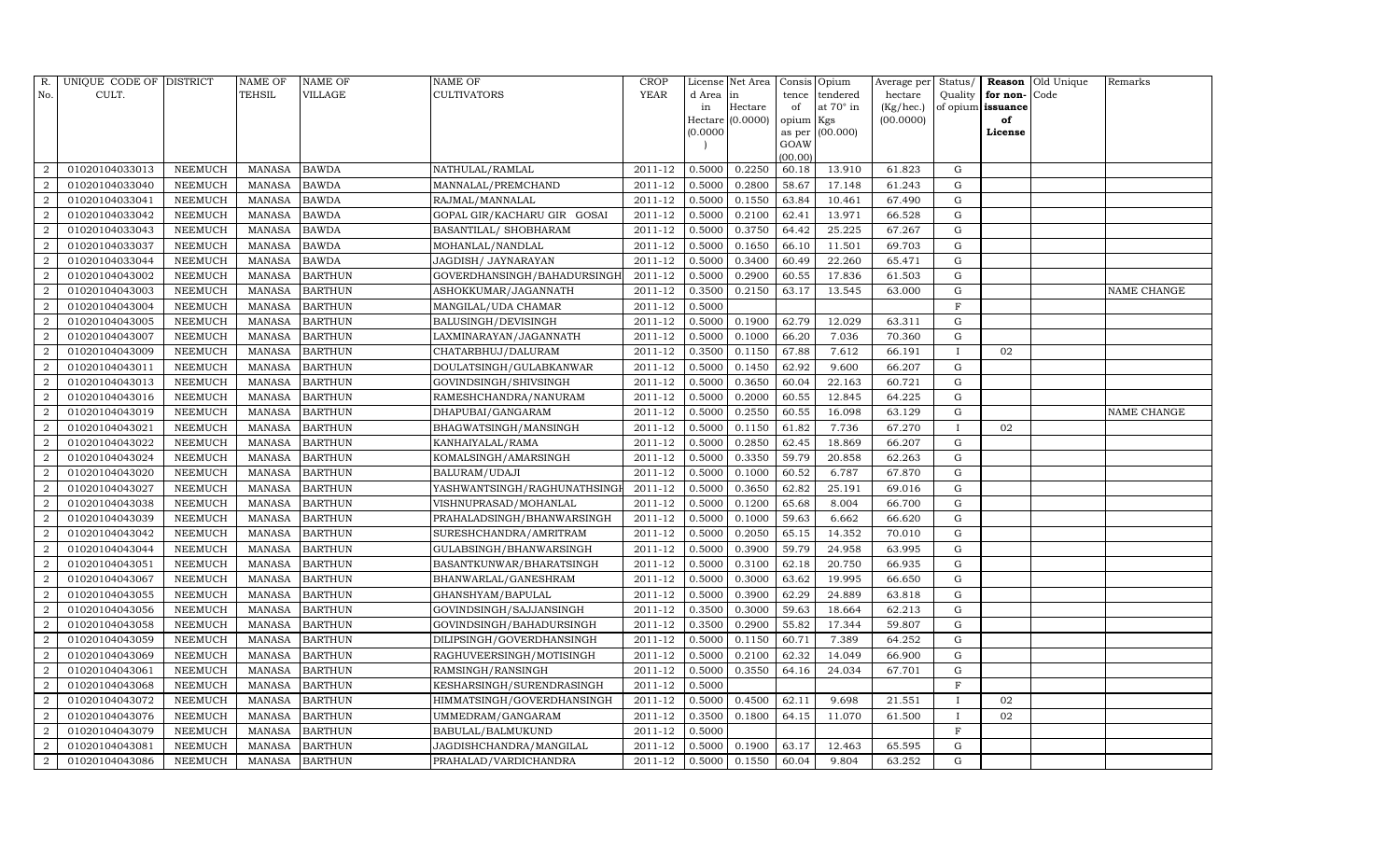| R. No. | UNIQUE CODE OF CULT. | DISTRICT | NAME OF TEHSIL | NAME OF VILLAGE | NAME OF CULTIVATORS | CROP YEAR | License d Area in Hectare (0.0000) | Net Area in Hectare (0.0000) | Consis tence of opium as per GOAW (00.00) | Opium tendered at 70° in Kgs (00.000) | Average per hectare (Kg/hec.) (00.0000) | Status/ Quality of opium | Reason for non-issuance of License | Old Unique Code | Remarks |
|---|---|---|---|---|---|---|---|---|---|---|---|---|---|---|---|
| 2 | 01020104033013 | NEEMUCH | MANASA | BAWDA | NATHULAL/RAMLAL | 2011-12 | 0.5000 | 0.2250 | 60.18 | 13.910 | 61.823 | G | | | |
| 2 | 01020104033040 | NEEMUCH | MANASA | BAWDA | MANNALAL/PREMCHAND | 2011-12 | 0.5000 | 0.2800 | 58.67 | 17.148 | 61.243 | G | | | |
| 2 | 01020104033041 | NEEMUCH | MANASA | BAWDA | RAJMAL/MANNALAL | 2011-12 | 0.5000 | 0.1550 | 63.84 | 10.461 | 67.490 | G | | | |
| 2 | 01020104033042 | NEEMUCH | MANASA | BAWDA | GOPAL GIR/KACHARU GIR GOSAI | 2011-12 | 0.5000 | 0.2100 | 62.41 | 13.971 | 66.528 | G | | | |
| 2 | 01020104033043 | NEEMUCH | MANASA | BAWDA | BASANTILAL/ SHOBHARAM | 2011-12 | 0.5000 | 0.3750 | 64.42 | 25.225 | 67.267 | G | | | |
| 2 | 01020104033037 | NEEMUCH | MANASA | BAWDA | MOHANLAL/NANDLAL | 2011-12 | 0.5000 | 0.1650 | 66.10 | 11.501 | 69.703 | G | | | |
| 2 | 01020104033044 | NEEMUCH | MANASA | BAWDA | JAGDISH/ JAYNARAYAN | 2011-12 | 0.5000 | 0.3400 | 60.49 | 22.260 | 65.471 | G | | | |
| 2 | 01020104043002 | NEEMUCH | MANASA | BARTHUN | GOVERDHANSINGH/BAHADURSINGH | 2011-12 | 0.5000 | 0.2900 | 60.55 | 17.836 | 61.503 | G | | | |
| 2 | 01020104043003 | NEEMUCH | MANASA | BARTHUN | ASHOKKUMAR/JAGANNATH | 2011-12 | 0.3500 | 0.2150 | 63.17 | 13.545 | 63.000 | G | | | NAME CHANGE |
| 2 | 01020104043004 | NEEMUCH | MANASA | BARTHUN | MANGILAL/UDA CHAMAR | 2011-12 | 0.5000 | | | | | F | | | |
| 2 | 01020104043005 | NEEMUCH | MANASA | BARTHUN | BALUSINGH/DEVISINGH | 2011-12 | 0.5000 | 0.1900 | 62.79 | 12.029 | 63.311 | G | | | |
| 2 | 01020104043007 | NEEMUCH | MANASA | BARTHUN | LAXMINARAYAN/JAGANNATH | 2011-12 | 0.5000 | 0.1000 | 66.20 | 7.036 | 70.360 | G | | | |
| 2 | 01020104043009 | NEEMUCH | MANASA | BARTHUN | CHATARBHUJ/DALURAM | 2011-12 | 0.3500 | 0.1150 | 67.88 | 7.612 | 66.191 | I | 02 | | |
| 2 | 01020104043011 | NEEMUCH | MANASA | BARTHUN | DOULATSINGH/GULABKANWAR | 2011-12 | 0.5000 | 0.1450 | 62.92 | 9.600 | 66.207 | G | | | |
| 2 | 01020104043013 | NEEMUCH | MANASA | BARTHUN | GOVINDSINGH/SHIVSINGH | 2011-12 | 0.5000 | 0.3650 | 60.04 | 22.163 | 60.721 | G | | | |
| 2 | 01020104043016 | NEEMUCH | MANASA | BARTHUN | RAMESHCHANDRA/NANURAM | 2011-12 | 0.5000 | 0.2000 | 60.55 | 12.845 | 64.225 | G | | | |
| 2 | 01020104043019 | NEEMUCH | MANASA | BARTHUN | DHAPUBAI/GANGARAM | 2011-12 | 0.5000 | 0.2550 | 60.55 | 16.098 | 63.129 | G | | | NAME CHANGE |
| 2 | 01020104043021 | NEEMUCH | MANASA | BARTHUN | BHAGWATSINGH/MANSINGH | 2011-12 | 0.5000 | 0.1150 | 61.82 | 7.736 | 67.270 | I | 02 | | |
| 2 | 01020104043022 | NEEMUCH | MANASA | BARTHUN | KANHAIYALAL/RAMA | 2011-12 | 0.5000 | 0.2850 | 62.45 | 18.869 | 66.207 | G | | | |
| 2 | 01020104043024 | NEEMUCH | MANASA | BARTHUN | KOMALSINGH/AMARSINGH | 2011-12 | 0.5000 | 0.3350 | 59.79 | 20.858 | 62.263 | G | | | |
| 2 | 01020104043020 | NEEMUCH | MANASA | BARTHUN | BALURAM/UDAJI | 2011-12 | 0.5000 | 0.1000 | 60.52 | 6.787 | 67.870 | G | | | |
| 2 | 01020104043027 | NEEMUCH | MANASA | BARTHUN | YASHWANTSINGH/RAGHUNATHSINGH | 2011-12 | 0.5000 | 0.3650 | 62.82 | 25.191 | 69.016 | G | | | |
| 2 | 01020104043038 | NEEMUCH | MANASA | BARTHUN | VISHNUPRASAD/MOHANLAL | 2011-12 | 0.5000 | 0.1200 | 65.68 | 8.004 | 66.700 | G | | | |
| 2 | 01020104043039 | NEEMUCH | MANASA | BARTHUN | PRAHALADSINGH/BHANWARSINGH | 2011-12 | 0.5000 | 0.1000 | 59.63 | 6.662 | 66.620 | G | | | |
| 2 | 01020104043042 | NEEMUCH | MANASA | BARTHUN | SURESHCHANDRA/AMRITRAM | 2011-12 | 0.5000 | 0.2050 | 65.15 | 14.352 | 70.010 | G | | | |
| 2 | 01020104043044 | NEEMUCH | MANASA | BARTHUN | GULABSINGH/BHANWARSINGH | 2011-12 | 0.5000 | 0.3900 | 59.79 | 24.958 | 63.995 | G | | | |
| 2 | 01020104043051 | NEEMUCH | MANASA | BARTHUN | BASANTKUNWAR/BHARATSINGH | 2011-12 | 0.5000 | 0.3100 | 62.18 | 20.750 | 66.935 | G | | | |
| 2 | 01020104043067 | NEEMUCH | MANASA | BARTHUN | BHANWARLAL/GANESHRAM | 2011-12 | 0.5000 | 0.3000 | 63.62 | 19.995 | 66.650 | G | | | |
| 2 | 01020104043055 | NEEMUCH | MANASA | BARTHUN | GHANSHYAM/BAPULAL | 2011-12 | 0.5000 | 0.3900 | 62.29 | 24.889 | 63.818 | G | | | |
| 2 | 01020104043056 | NEEMUCH | MANASA | BARTHUN | GOVINDSINGH/SAJJANSINGH | 2011-12 | 0.3500 | 0.3000 | 59.63 | 18.664 | 62.213 | G | | | |
| 2 | 01020104043058 | NEEMUCH | MANASA | BARTHUN | GOVINDSINGH/BAHADURSINGH | 2011-12 | 0.3500 | 0.2900 | 55.82 | 17.344 | 59.807 | G | | | |
| 2 | 01020104043059 | NEEMUCH | MANASA | BARTHUN | DILIPSINGH/GOVERDHANSINGH | 2011-12 | 0.5000 | 0.1150 | 60.71 | 7.389 | 64.252 | G | | | |
| 2 | 01020104043069 | NEEMUCH | MANASA | BARTHUN | RAGHUVEERSINGH/MOTISINGH | 2011-12 | 0.5000 | 0.2100 | 62.32 | 14.049 | 66.900 | G | | | |
| 2 | 01020104043061 | NEEMUCH | MANASA | BARTHUN | RAMSINGH/RANSINGH | 2011-12 | 0.5000 | 0.3550 | 64.16 | 24.034 | 67.701 | G | | | |
| 2 | 01020104043068 | NEEMUCH | MANASA | BARTHUN | KESHARSINGH/SURENDRASINGH | 2011-12 | 0.5000 | | | | | F | | | |
| 2 | 01020104043072 | NEEMUCH | MANASA | BARTHUN | HIMMATSINGH/GOVERDHANSINGH | 2011-12 | 0.5000 | 0.4500 | 62.11 | 9.698 | 21.551 | I | 02 | | |
| 2 | 01020104043076 | NEEMUCH | MANASA | BARTHUN | UMMEDRAM/GANGARAM | 2011-12 | 0.3500 | 0.1800 | 64.15 | 11.070 | 61.500 | I | 02 | | |
| 2 | 01020104043079 | NEEMUCH | MANASA | BARTHUN | BABULAL/BALMUKUND | 2011-12 | 0.5000 | | | | | F | | | |
| 2 | 01020104043081 | NEEMUCH | MANASA | BARTHUN | JAGDISHCHANDRA/MANGILAL | 2011-12 | 0.5000 | 0.1900 | 63.17 | 12.463 | 65.595 | G | | | |
| 2 | 01020104043086 | NEEMUCH | MANASA | BARTHUN | PRAHALAD/VARDICHANDRA | 2011-12 | 0.5000 | 0.1550 | 60.04 | 9.804 | 63.252 | G | | | |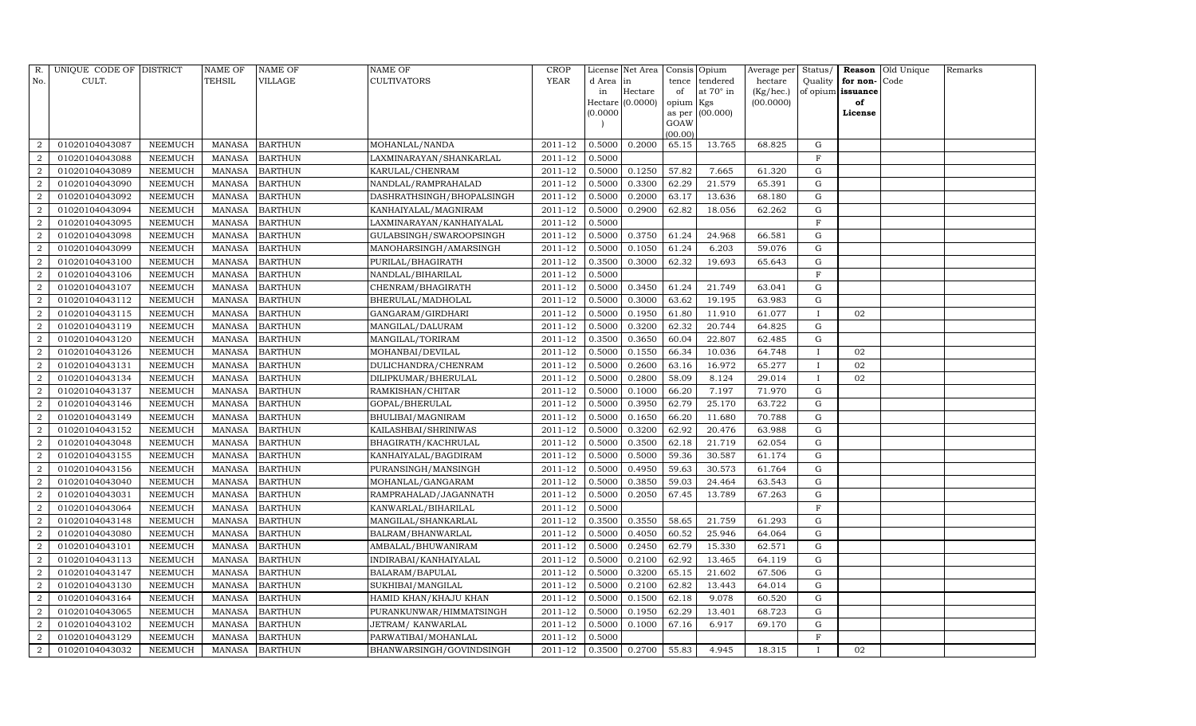| R. No. | UNIQUE CODE OF CULT. | DISTRICT | NAME OF TEHSIL | NAME OF VILLAGE | NAME OF CULTIVATORS | CROP YEAR | License d Area in Hectare (0.0000) | Net Area in Hectare (0.0000) | Consis tence of opium as per GOAW (00.00) | Opium tendered at 70° in Kgs (00.000) | Average per hectare (Kg/hec.) (00.0000) | Status/ Quality of opium | Reason for non-issuance of License | Old Unique Code | Remarks |
|---|---|---|---|---|---|---|---|---|---|---|---|---|---|---|---|
| 2 | 01020104043087 | NEEMUCH | MANASA | BARTHUN | MOHANLAL/NANDA | 2011-12 | 0.5000 | 0.2000 | 65.15 | 13.765 | 68.825 | G | | | |
| 2 | 01020104043088 | NEEMUCH | MANASA | BARTHUN | LAXMINARAYAN/SHANKARLAL | 2011-12 | 0.5000 | | | | | F | | | |
| 2 | 01020104043089 | NEEMUCH | MANASA | BARTHUN | KARULAL/CHENRAM | 2011-12 | 0.5000 | 0.1250 | 57.82 | 7.665 | 61.320 | G | | | |
| 2 | 01020104043090 | NEEMUCH | MANASA | BARTHUN | NANDLAL/RAMPRAHALAD | 2011-12 | 0.5000 | 0.3300 | 62.29 | 21.579 | 65.391 | G | | | |
| 2 | 01020104043092 | NEEMUCH | MANASA | BARTHUN | DASHRATHSINGH/BHOPALSINGH | 2011-12 | 0.5000 | 0.2000 | 63.17 | 13.636 | 68.180 | G | | | |
| 2 | 01020104043094 | NEEMUCH | MANASA | BARTHUN | KANHAIYALAL/MAGNIRAM | 2011-12 | 0.5000 | 0.2900 | 62.82 | 18.056 | 62.262 | G | | | |
| 2 | 01020104043095 | NEEMUCH | MANASA | BARTHUN | LAXMINARAYAN/KANHAIYALAL | 2011-12 | 0.5000 | | | | | F | | | |
| 2 | 01020104043098 | NEEMUCH | MANASA | BARTHUN | GULABSINGH/SWAROOPSINGH | 2011-12 | 0.5000 | 0.3750 | 61.24 | 24.968 | 66.581 | G | | | |
| 2 | 01020104043099 | NEEMUCH | MANASA | BARTHUN | MANOHARSINGH/AMARSINGH | 2011-12 | 0.5000 | 0.1050 | 61.24 | 6.203 | 59.076 | G | | | |
| 2 | 01020104043100 | NEEMUCH | MANASA | BARTHUN | PURILAL/BHAGIRATH | 2011-12 | 0.3500 | 0.3000 | 62.32 | 19.693 | 65.643 | G | | | |
| 2 | 01020104043106 | NEEMUCH | MANASA | BARTHUN | NANDLAL/BIHARILAL | 2011-12 | 0.5000 | | | | | F | | | |
| 2 | 01020104043107 | NEEMUCH | MANASA | BARTHUN | CHENRAM/BHAGIRATH | 2011-12 | 0.5000 | 0.3450 | 61.24 | 21.749 | 63.041 | G | | | |
| 2 | 01020104043112 | NEEMUCH | MANASA | BARTHUN | BHERULAL/MADHOLAL | 2011-12 | 0.5000 | 0.3000 | 63.62 | 19.195 | 63.983 | G | | | |
| 2 | 01020104043115 | NEEMUCH | MANASA | BARTHUN | GANGARAM/GIRDHARI | 2011-12 | 0.5000 | 0.1950 | 61.80 | 11.910 | 61.077 | I | 02 | | |
| 2 | 01020104043119 | NEEMUCH | MANASA | BARTHUN | MANGILAL/DALURAM | 2011-12 | 0.5000 | 0.3200 | 62.32 | 20.744 | 64.825 | G | | | |
| 2 | 01020104043120 | NEEMUCH | MANASA | BARTHUN | MANGILAL/TORIRAM | 2011-12 | 0.3500 | 0.3650 | 60.04 | 22.807 | 62.485 | G | | | |
| 2 | 01020104043126 | NEEMUCH | MANASA | BARTHUN | MOHANBAI/DEVILAL | 2011-12 | 0.5000 | 0.1550 | 66.34 | 10.036 | 64.748 | I | 02 | | |
| 2 | 01020104043131 | NEEMUCH | MANASA | BARTHUN | DULICHANDRA/CHENRAM | 2011-12 | 0.5000 | 0.2600 | 63.16 | 16.972 | 65.277 | I | 02 | | |
| 2 | 01020104043134 | NEEMUCH | MANASA | BARTHUN | DILIPKUMAR/BHERULAL | 2011-12 | 0.5000 | 0.2800 | 58.09 | 8.124 | 29.014 | I | 02 | | |
| 2 | 01020104043137 | NEEMUCH | MANASA | BARTHUN | RAMKISHAN/CHITAR | 2011-12 | 0.5000 | 0.1000 | 66.20 | 7.197 | 71.970 | G | | | |
| 2 | 01020104043146 | NEEMUCH | MANASA | BARTHUN | GOPAL/BHERULAL | 2011-12 | 0.5000 | 0.3950 | 62.79 | 25.170 | 63.722 | G | | | |
| 2 | 01020104043149 | NEEMUCH | MANASA | BARTHUN | BHULIBAI/MAGNIRAM | 2011-12 | 0.5000 | 0.1650 | 66.20 | 11.680 | 70.788 | G | | | |
| 2 | 01020104043152 | NEEMUCH | MANASA | BARTHUN | KAILASHBAI/SHRINIWAS | 2011-12 | 0.5000 | 0.3200 | 62.92 | 20.476 | 63.988 | G | | | |
| 2 | 01020104043048 | NEEMUCH | MANASA | BARTHUN | BHAGIRATH/KACHRULAL | 2011-12 | 0.5000 | 0.3500 | 62.18 | 21.719 | 62.054 | G | | | |
| 2 | 01020104043155 | NEEMUCH | MANASA | BARTHUN | KANHAIYALAL/BAGDIRAM | 2011-12 | 0.5000 | 0.5000 | 59.36 | 30.587 | 61.174 | G | | | |
| 2 | 01020104043156 | NEEMUCH | MANASA | BARTHUN | PURANSINGH/MANSINGH | 2011-12 | 0.5000 | 0.4950 | 59.63 | 30.573 | 61.764 | G | | | |
| 2 | 01020104043040 | NEEMUCH | MANASA | BARTHUN | MOHANLAL/GANGARAM | 2011-12 | 0.5000 | 0.3850 | 59.03 | 24.464 | 63.543 | G | | | |
| 2 | 01020104043031 | NEEMUCH | MANASA | BARTHUN | RAMPRAHALAD/JAGANNATH | 2011-12 | 0.5000 | 0.2050 | 67.45 | 13.789 | 67.263 | G | | | |
| 2 | 01020104043064 | NEEMUCH | MANASA | BARTHUN | KANWARLAL/BIHARILAL | 2011-12 | 0.5000 | | | | | F | | | |
| 2 | 01020104043148 | NEEMUCH | MANASA | BARTHUN | MANGILAL/SHANKARLAL | 2011-12 | 0.3500 | 0.3550 | 58.65 | 21.759 | 61.293 | G | | | |
| 2 | 01020104043080 | NEEMUCH | MANASA | BARTHUN | BALRAM/BHANWARLAL | 2011-12 | 0.5000 | 0.4050 | 60.52 | 25.946 | 64.064 | G | | | |
| 2 | 01020104043101 | NEEMUCH | MANASA | BARTHUN | AMBALAL/BHUWANIRAM | 2011-12 | 0.5000 | 0.2450 | 62.79 | 15.330 | 62.571 | G | | | |
| 2 | 01020104043113 | NEEMUCH | MANASA | BARTHUN | INDIRABAI/KANHAIYALAL | 2011-12 | 0.5000 | 0.2100 | 62.92 | 13.465 | 64.119 | G | | | |
| 2 | 01020104043147 | NEEMUCH | MANASA | BARTHUN | BALARAM/BAPULAL | 2011-12 | 0.5000 | 0.3200 | 65.15 | 21.602 | 67.506 | G | | | |
| 2 | 01020104043130 | NEEMUCH | MANASA | BARTHUN | SUKHIBAI/MANGILAL | 2011-12 | 0.5000 | 0.2100 | 62.82 | 13.443 | 64.014 | G | | | |
| 2 | 01020104043164 | NEEMUCH | MANASA | BARTHUN | HAMID KHAN/KHAJU KHAN | 2011-12 | 0.5000 | 0.1500 | 62.18 | 9.078 | 60.520 | G | | | |
| 2 | 01020104043065 | NEEMUCH | MANASA | BARTHUN | PURANKUNWAR/HIMMATSINGH | 2011-12 | 0.5000 | 0.1950 | 62.29 | 13.401 | 68.723 | G | | | |
| 2 | 01020104043102 | NEEMUCH | MANASA | BARTHUN | JETRAM/ KANWARLAL | 2011-12 | 0.5000 | 0.1000 | 67.16 | 6.917 | 69.170 | G | | | |
| 2 | 01020104043129 | NEEMUCH | MANASA | BARTHUN | PARWATIBAI/MOHANLAL | 2011-12 | 0.5000 | | | | | F | | | |
| 2 | 01020104043032 | NEEMUCH | MANASA | BARTHUN | BHANWARSINGH/GOVINDSINGH | 2011-12 | 0.3500 | 0.2700 | 55.83 | 4.945 | 18.315 | I | 02 | | |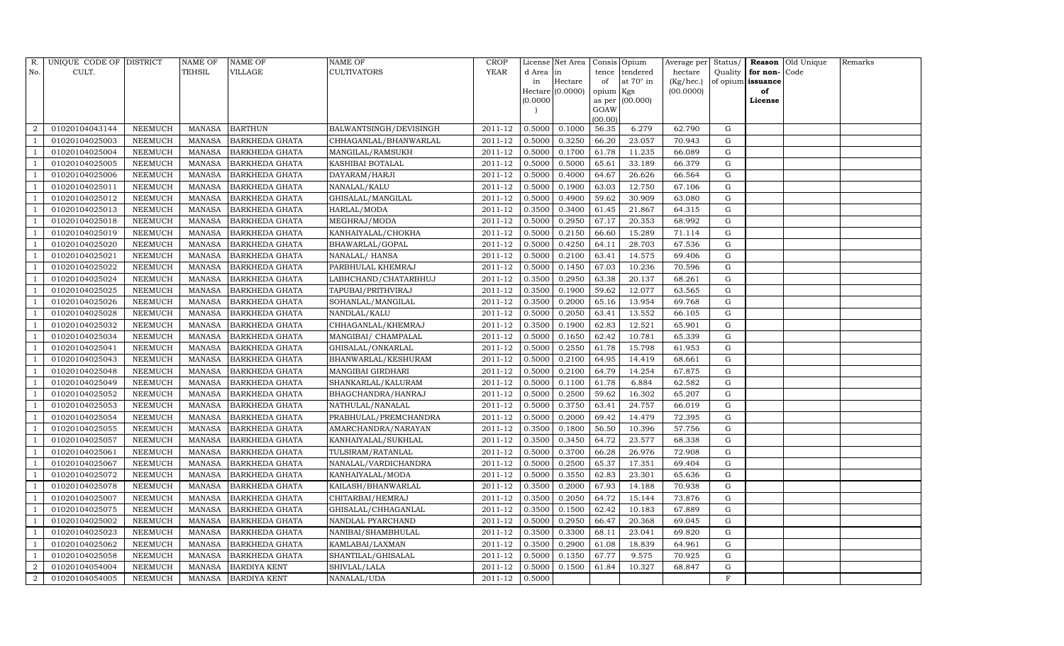| R. No. | UNIQUE CODE OF CULT. | DISTRICT | NAME OF TEHSIL | NAME OF VILLAGE | NAME OF CULTIVATORS | CROP YEAR | License d Area in Hectare (0.0000) | Net Area in Hectare (0.0000) | Consis tence of opium as per GOAW (00.00) | Opium tendered at 70° in Kgs (00.000) | Average per hectare (Kg/hec.) (00.0000) | Status/ Quality of opium | Reason for non-issuance of License | Old Unique Code | Remarks |
|---|---|---|---|---|---|---|---|---|---|---|---|---|---|---|---|
| 2 | 01020104043144 | NEEMUCH | MANASA | BARTHUN | BALWANTSINGH/DEVISINGH | 2011-12 | 0.5000 | 0.1000 | 56.35 | 6.279 | 62.790 | G | | | |
| 1 | 01020104025003 | NEEMUCH | MANASA | BARKHEDA GHATA | CHHAGANLAL/BHANWARLAL | 2011-12 | 0.5000 | 0.3250 | 66.20 | 23.057 | 70.943 | G | | | |
| 1 | 01020104025004 | NEEMUCH | MANASA | BARKHEDA GHATA | MANGILAL/RAMSUKH | 2011-12 | 0.5000 | 0.1700 | 61.78 | 11.235 | 66.089 | G | | | |
| 1 | 01020104025005 | NEEMUCH | MANASA | BARKHEDA GHATA | KASHIBAI BOTALAL | 2011-12 | 0.5000 | 0.5000 | 65.61 | 33.189 | 66.379 | G | | | |
| 1 | 01020104025006 | NEEMUCH | MANASA | BARKHEDA GHATA | DAYARAM/HARJI | 2011-12 | 0.5000 | 0.4000 | 64.67 | 26.626 | 66.564 | G | | | |
| 1 | 01020104025011 | NEEMUCH | MANASA | BARKHEDA GHATA | NANALAL/KALU | 2011-12 | 0.5000 | 0.1900 | 63.03 | 12.750 | 67.106 | G | | | |
| 1 | 01020104025012 | NEEMUCH | MANASA | BARKHEDA GHATA | GHISALAL/MANGILAL | 2011-12 | 0.5000 | 0.4900 | 59.62 | 30.909 | 63.080 | G | | | |
| 1 | 01020104025013 | NEEMUCH | MANASA | BARKHEDA GHATA | HARLAL/MODA | 2011-12 | 0.3500 | 0.3400 | 61.45 | 21.867 | 64.315 | G | | | |
| 1 | 01020104025018 | NEEMUCH | MANASA | BARKHEDA GHATA | MEGHRAJ/MODA | 2011-12 | 0.5000 | 0.2950 | 67.17 | 20.353 | 68.992 | G | | | |
| 1 | 01020104025019 | NEEMUCH | MANASA | BARKHEDA GHATA | KANHAIYALAL/CHOKHA | 2011-12 | 0.5000 | 0.2150 | 66.60 | 15.289 | 71.114 | G | | | |
| 1 | 01020104025020 | NEEMUCH | MANASA | BARKHEDA GHATA | BHAWARLAL/GOPAL | 2011-12 | 0.5000 | 0.4250 | 64.11 | 28.703 | 67.536 | G | | | |
| 1 | 01020104025021 | NEEMUCH | MANASA | BARKHEDA GHATA | NANALAL/ HANSA | 2011-12 | 0.5000 | 0.2100 | 63.41 | 14.575 | 69.406 | G | | | |
| 1 | 01020104025022 | NEEMUCH | MANASA | BARKHEDA GHATA | PARBHULAL KHEMRAJ | 2011-12 | 0.5000 | 0.1450 | 67.03 | 10.236 | 70.596 | G | | | |
| 1 | 01020104025024 | NEEMUCH | MANASA | BARKHEDA GHATA | LABHCHAND/CHATARBHUJ | 2011-12 | 0.3500 | 0.2950 | 63.38 | 20.137 | 68.261 | G | | | |
| 1 | 01020104025025 | NEEMUCH | MANASA | BARKHEDA GHATA | TAPUBAI/PRITHVIRAJ | 2011-12 | 0.3500 | 0.1900 | 59.62 | 12.077 | 63.565 | G | | | |
| 1 | 01020104025026 | NEEMUCH | MANASA | BARKHEDA GHATA | SOHANLAL/MANGILAL | 2011-12 | 0.3500 | 0.2000 | 65.16 | 13.954 | 69.768 | G | | | |
| 1 | 01020104025028 | NEEMUCH | MANASA | BARKHEDA GHATA | NANDLAL/KALU | 2011-12 | 0.5000 | 0.2050 | 63.41 | 13.552 | 66.105 | G | | | |
| 1 | 01020104025032 | NEEMUCH | MANASA | BARKHEDA GHATA | CHHAGANLAL/KHEMRAJ | 2011-12 | 0.3500 | 0.1900 | 62.83 | 12.521 | 65.901 | G | | | |
| 1 | 01020104025034 | NEEMUCH | MANASA | BARKHEDA GHATA | MANGIBAI/ CHAMPALAL | 2011-12 | 0.5000 | 0.1650 | 62.42 | 10.781 | 65.339 | G | | | |
| 1 | 01020104025041 | NEEMUCH | MANASA | BARKHEDA GHATA | GHISALAL/ONKARLAL | 2011-12 | 0.5000 | 0.2550 | 61.78 | 15.798 | 61.953 | G | | | |
| 1 | 01020104025043 | NEEMUCH | MANASA | BARKHEDA GHATA | BHANWARLAL/KESHURAM | 2011-12 | 0.5000 | 0.2100 | 64.95 | 14.419 | 68.661 | G | | | |
| 1 | 01020104025048 | NEEMUCH | MANASA | BARKHEDA GHATA | MANGIBAI GIRDHARI | 2011-12 | 0.5000 | 0.2100 | 64.79 | 14.254 | 67.875 | G | | | |
| 1 | 01020104025049 | NEEMUCH | MANASA | BARKHEDA GHATA | SHANKARLAL/KALURAM | 2011-12 | 0.5000 | 0.1100 | 61.78 | 6.884 | 62.582 | G | | | |
| 1 | 01020104025052 | NEEMUCH | MANASA | BARKHEDA GHATA | BHAGCHANDRA/HANRAJ | 2011-12 | 0.5000 | 0.2500 | 59.62 | 16.302 | 65.207 | G | | | |
| 1 | 01020104025053 | NEEMUCH | MANASA | BARKHEDA GHATA | NATHULAL/NANALAL | 2011-12 | 0.5000 | 0.3750 | 63.41 | 24.757 | 66.019 | G | | | |
| 1 | 01020104025054 | NEEMUCH | MANASA | BARKHEDA GHATA | PRABHULAL/PREMCHANDRA | 2011-12 | 0.5000 | 0.2000 | 69.42 | 14.479 | 72.395 | G | | | |
| 1 | 01020104025055 | NEEMUCH | MANASA | BARKHEDA GHATA | AMARCHANDRA/NARAYAN | 2011-12 | 0.3500 | 0.1800 | 56.50 | 10.396 | 57.756 | G | | | |
| 1 | 01020104025057 | NEEMUCH | MANASA | BARKHEDA GHATA | KANHAIYALAL/SUKHLAL | 2011-12 | 0.3500 | 0.3450 | 64.72 | 23.577 | 68.338 | G | | | |
| 1 | 01020104025061 | NEEMUCH | MANASA | BARKHEDA GHATA | TULSIRAM/RATANLAL | 2011-12 | 0.5000 | 0.3700 | 66.28 | 26.976 | 72.908 | G | | | |
| 1 | 01020104025067 | NEEMUCH | MANASA | BARKHEDA GHATA | NANALAL/VARDICHANDRA | 2011-12 | 0.5000 | 0.2500 | 65.37 | 17.351 | 69.404 | G | | | |
| 1 | 01020104025072 | NEEMUCH | MANASA | BARKHEDA GHATA | KANHAIYALAL/MODA | 2011-12 | 0.5000 | 0.3550 | 62.83 | 23.301 | 65.636 | G | | | |
| 1 | 01020104025078 | NEEMUCH | MANASA | BARKHEDA GHATA | KAILASH/BHANWARLAL | 2011-12 | 0.3500 | 0.2000 | 67.93 | 14.188 | 70.938 | G | | | |
| 1 | 01020104025007 | NEEMUCH | MANASA | BARKHEDA GHATA | CHITARBAI/HEMRAJ | 2011-12 | 0.3500 | 0.2050 | 64.72 | 15.144 | 73.876 | G | | | |
| 1 | 01020104025075 | NEEMUCH | MANASA | BARKHEDA GHATA | GHISALAL/CHHAGANLAL | 2011-12 | 0.3500 | 0.1500 | 62.42 | 10.183 | 67.889 | G | | | |
| 1 | 01020104025002 | NEEMUCH | MANASA | BARKHEDA GHATA | NANDLAL PYARCHAND | 2011-12 | 0.5000 | 0.2950 | 66.47 | 20.368 | 69.045 | G | | | |
| 1 | 01020104025023 | NEEMUCH | MANASA | BARKHEDA GHATA | NANIBAI/SHAMBHULAL | 2011-12 | 0.3500 | 0.3300 | 68.11 | 23.041 | 69.820 | G | | | |
| 1 | 01020104025062 | NEEMUCH | MANASA | BARKHEDA GHATA | KAMLABAI/LAXMAN | 2011-12 | 0.3500 | 0.2900 | 61.08 | 18.839 | 64.961 | G | | | |
| 1 | 01020104025058 | NEEMUCH | MANASA | BARKHEDA GHATA | SHANTILAL/GHISALAL | 2011-12 | 0.5000 | 0.1350 | 67.77 | 9.575 | 70.925 | G | | | |
| 2 | 01020104054004 | NEEMUCH | MANASA | BARDIYA KENT | SHIVLAL/LALA | 2011-12 | 0.5000 | 0.1500 | 61.84 | 10.327 | 68.847 | G | | | |
| 2 | 01020104054005 | NEEMUCH | MANASA | BARDIYA KENT | NANALAL/UDA | 2011-12 | 0.5000 | | | | | F | | | |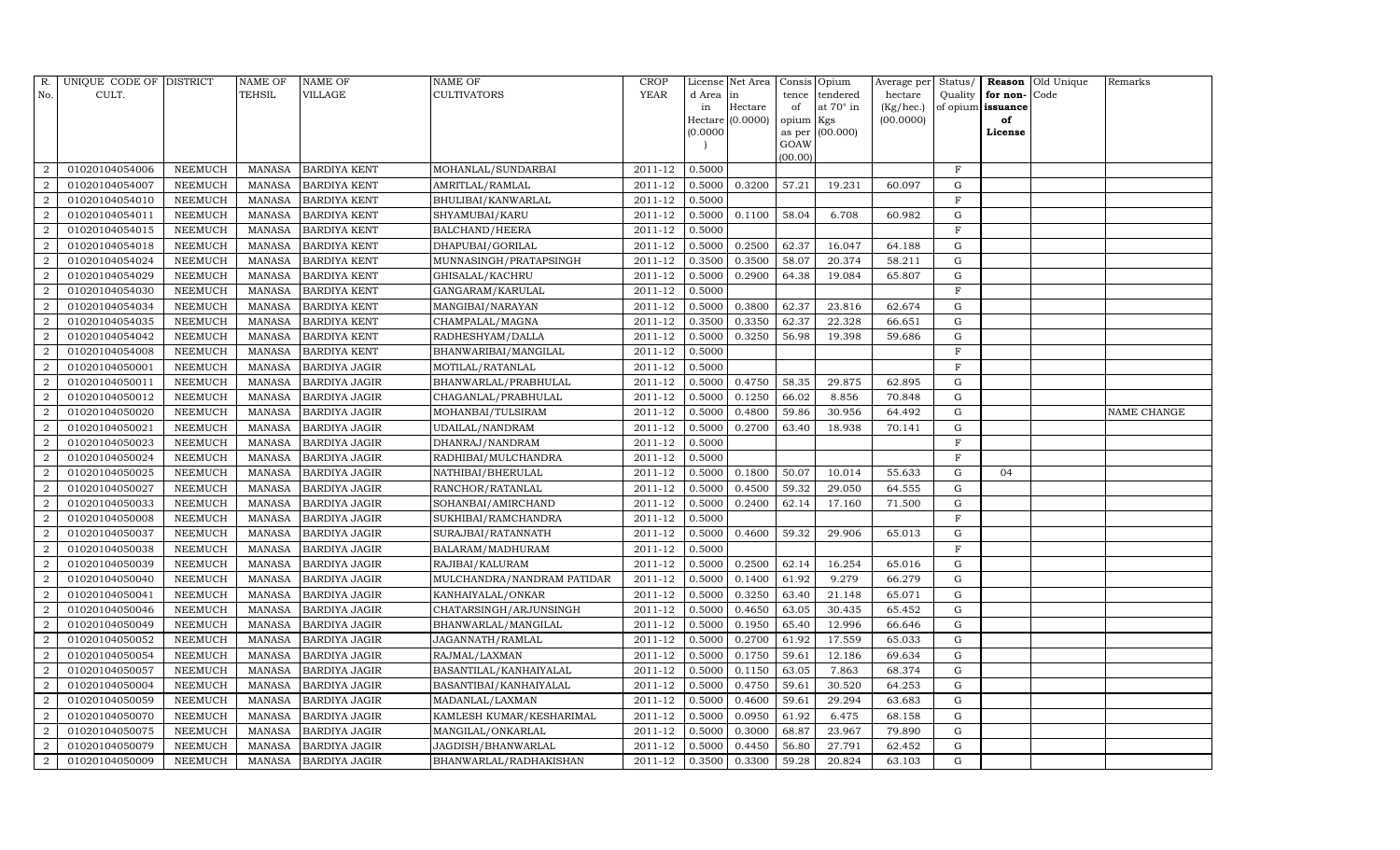| R. No. | UNIQUE CODE OF CULT. | DISTRICT | NAME OF TEHSIL | NAME OF VILLAGE | NAME OF CULTIVATORS | CROP YEAR | License d Area in Hectare (0.0000) | Net Area in Hectare (0.0000) | Consis tence of opium as per GOAW (00.00) | Opium tendered at 70° in Kgs (00.000) | Average per hectare (Kg/hec.) (00.0000) | Status/ Quality of opium | Reason for non-issuance of License | Old Unique Code | Remarks |
|---|---|---|---|---|---|---|---|---|---|---|---|---|---|---|---|
| 2 | 01020104054006 | NEEMUCH | MANASA | BARDIYA KENT | MOHANLAL/SUNDARBAI | 2011-12 | 0.5000 | | | | | F | | | |
| 2 | 01020104054007 | NEEMUCH | MANASA | BARDIYA KENT | AMRITLAL/RAMLAL | 2011-12 | 0.5000 | 0.3200 | 57.21 | 19.231 | 60.097 | G | | | |
| 2 | 01020104054010 | NEEMUCH | MANASA | BARDIYA KENT | BHULIBAI/KANWARLAL | 2011-12 | 0.5000 | | | | | F | | | |
| 2 | 01020104054011 | NEEMUCH | MANASA | BARDIYA KENT | SHYAMUBAI/KARU | 2011-12 | 0.5000 | 0.1100 | 58.04 | 6.708 | 60.982 | G | | | |
| 2 | 01020104054015 | NEEMUCH | MANASA | BARDIYA KENT | BALCHAND/HEERA | 2011-12 | 0.5000 | | | | | F | | | |
| 2 | 01020104054018 | NEEMUCH | MANASA | BARDIYA KENT | DHAPUBAI/GORILAL | 2011-12 | 0.5000 | 0.2500 | 62.37 | 16.047 | 64.188 | G | | | |
| 2 | 01020104054024 | NEEMUCH | MANASA | BARDIYA KENT | MUNNASINGH/PRATAPSINGH | 2011-12 | 0.3500 | 0.3500 | 58.07 | 20.374 | 58.211 | G | | | |
| 2 | 01020104054029 | NEEMUCH | MANASA | BARDIYA KENT | GHISALAL/KACHRU | 2011-12 | 0.5000 | 0.2900 | 64.38 | 19.084 | 65.807 | G | | | |
| 2 | 01020104054030 | NEEMUCH | MANASA | BARDIYA KENT | GANGARAM/KARULAL | 2011-12 | 0.5000 | | | | | F | | | |
| 2 | 01020104054034 | NEEMUCH | MANASA | BARDIYA KENT | MANGIBAI/NARAYAN | 2011-12 | 0.5000 | 0.3800 | 62.37 | 23.816 | 62.674 | G | | | |
| 2 | 01020104054035 | NEEMUCH | MANASA | BARDIYA KENT | CHAMPALAL/MAGNA | 2011-12 | 0.3500 | 0.3350 | 62.37 | 22.328 | 66.651 | G | | | |
| 2 | 01020104054042 | NEEMUCH | MANASA | BARDIYA KENT | RADHESHYAM/DALLA | 2011-12 | 0.5000 | 0.3250 | 56.98 | 19.398 | 59.686 | G | | | |
| 2 | 01020104054008 | NEEMUCH | MANASA | BARDIYA KENT | BHANWARIBAI/MANGILAL | 2011-12 | 0.5000 | | | | | F | | | |
| 2 | 01020104050001 | NEEMUCH | MANASA | BARDIYA JAGIR | MOTILAL/RATANLAL | 2011-12 | 0.5000 | | | | | F | | | |
| 2 | 01020104050011 | NEEMUCH | MANASA | BARDIYA JAGIR | BHANWARLAL/PRABHULAL | 2011-12 | 0.5000 | 0.4750 | 58.35 | 29.875 | 62.895 | G | | | |
| 2 | 01020104050012 | NEEMUCH | MANASA | BARDIYA JAGIR | CHAGANLAL/PRABHULAL | 2011-12 | 0.5000 | 0.1250 | 66.02 | 8.856 | 70.848 | G | | | |
| 2 | 01020104050020 | NEEMUCH | MANASA | BARDIYA JAGIR | MOHANBAI/TULSIRAM | 2011-12 | 0.5000 | 0.4800 | 59.86 | 30.956 | 64.492 | G | | | NAME CHANGE |
| 2 | 01020104050021 | NEEMUCH | MANASA | BARDIYA JAGIR | UDAILAL/NANDRAM | 2011-12 | 0.5000 | 0.2700 | 63.40 | 18.938 | 70.141 | G | | | |
| 2 | 01020104050023 | NEEMUCH | MANASA | BARDIYA JAGIR | DHANRAJ/NANDRAM | 2011-12 | 0.5000 | | | | | F | | | |
| 2 | 01020104050024 | NEEMUCH | MANASA | BARDIYA JAGIR | RADHIBAI/MULCHANDRA | 2011-12 | 0.5000 | | | | | F | | | |
| 2 | 01020104050025 | NEEMUCH | MANASA | BARDIYA JAGIR | NATHIBAI/BHERULAL | 2011-12 | 0.5000 | 0.1800 | 50.07 | 10.014 | 55.633 | G | 04 | | |
| 2 | 01020104050027 | NEEMUCH | MANASA | BARDIYA JAGIR | RANCHOR/RATANLAL | 2011-12 | 0.5000 | 0.4500 | 59.32 | 29.050 | 64.555 | G | | | |
| 2 | 01020104050033 | NEEMUCH | MANASA | BARDIYA JAGIR | SOHANBAI/AMIRCHAND | 2011-12 | 0.5000 | 0.2400 | 62.14 | 17.160 | 71.500 | G | | | |
| 2 | 01020104050008 | NEEMUCH | MANASA | BARDIYA JAGIR | SUKHIBAI/RAMCHANDRA | 2011-12 | 0.5000 | | | | | F | | | |
| 2 | 01020104050037 | NEEMUCH | MANASA | BARDIYA JAGIR | SURAJBAI/RATANNATH | 2011-12 | 0.5000 | 0.4600 | 59.32 | 29.906 | 65.013 | G | | | |
| 2 | 01020104050038 | NEEMUCH | MANASA | BARDIYA JAGIR | BALARAM/MADHURAM | 2011-12 | 0.5000 | | | | | F | | | |
| 2 | 01020104050039 | NEEMUCH | MANASA | BARDIYA JAGIR | RAJIBAI/KALURAM | 2011-12 | 0.5000 | 0.2500 | 62.14 | 16.254 | 65.016 | G | | | |
| 2 | 01020104050040 | NEEMUCH | MANASA | BARDIYA JAGIR | MULCHANDRA/NANDRAM PATIDAR | 2011-12 | 0.5000 | 0.1400 | 61.92 | 9.279 | 66.279 | G | | | |
| 2 | 01020104050041 | NEEMUCH | MANASA | BARDIYA JAGIR | KANHAIYALAL/ONKAR | 2011-12 | 0.5000 | 0.3250 | 63.40 | 21.148 | 65.071 | G | | | |
| 2 | 01020104050046 | NEEMUCH | MANASA | BARDIYA JAGIR | CHATARSINGH/ARJUNSINGH | 2011-12 | 0.5000 | 0.4650 | 63.05 | 30.435 | 65.452 | G | | | |
| 2 | 01020104050049 | NEEMUCH | MANASA | BARDIYA JAGIR | BHANWARLAL/MANGILAL | 2011-12 | 0.5000 | 0.1950 | 65.40 | 12.996 | 66.646 | G | | | |
| 2 | 01020104050052 | NEEMUCH | MANASA | BARDIYA JAGIR | JAGANNATH/RAMLAL | 2011-12 | 0.5000 | 0.2700 | 61.92 | 17.559 | 65.033 | G | | | |
| 2 | 01020104050054 | NEEMUCH | MANASA | BARDIYA JAGIR | RAJMAL/LAXMAN | 2011-12 | 0.5000 | 0.1750 | 59.61 | 12.186 | 69.634 | G | | | |
| 2 | 01020104050057 | NEEMUCH | MANASA | BARDIYA JAGIR | BASANTILAL/KANHAIYALAL | 2011-12 | 0.5000 | 0.1150 | 63.05 | 7.863 | 68.374 | G | | | |
| 2 | 01020104050004 | NEEMUCH | MANASA | BARDIYA JAGIR | BASANTIBAI/KANHAIYALAL | 2011-12 | 0.5000 | 0.4750 | 59.61 | 30.520 | 64.253 | G | | | |
| 2 | 01020104050059 | NEEMUCH | MANASA | BARDIYA JAGIR | MADANLAL/LAXMAN | 2011-12 | 0.5000 | 0.4600 | 59.61 | 29.294 | 63.683 | G | | | |
| 2 | 01020104050070 | NEEMUCH | MANASA | BARDIYA JAGIR | KAMLESH KUMAR/KESHARIMAL | 2011-12 | 0.5000 | 0.0950 | 61.92 | 6.475 | 68.158 | G | | | |
| 2 | 01020104050075 | NEEMUCH | MANASA | BARDIYA JAGIR | MANGILAL/ONKARLAL | 2011-12 | 0.5000 | 0.3000 | 68.87 | 23.967 | 79.890 | G | | | |
| 2 | 01020104050079 | NEEMUCH | MANASA | BARDIYA JAGIR | JAGDISH/BHANWARLAL | 2011-12 | 0.5000 | 0.4450 | 56.80 | 27.791 | 62.452 | G | | | |
| 2 | 01020104050009 | NEEMUCH | MANASA | BARDIYA JAGIR | BHANWARLAL/RADHAKISHAN | 2011-12 | 0.3500 | 0.3300 | 59.28 | 20.824 | 63.103 | G | | | |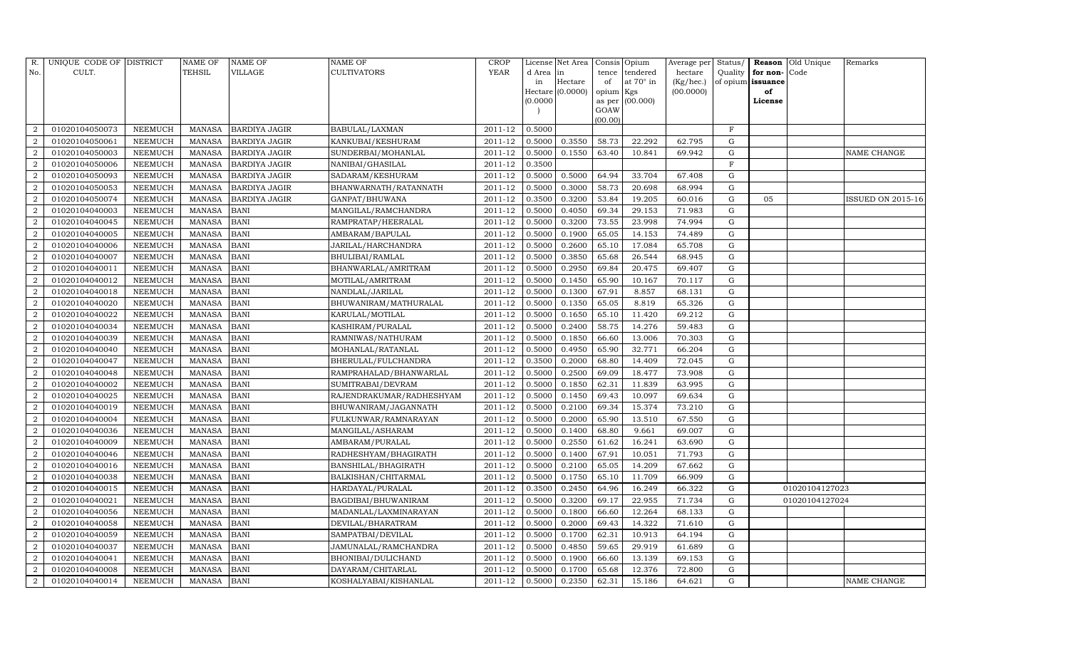| R. No. | UNIQUE CODE OF CULT. | DISTRICT | NAME OF TEHSIL | NAME OF VILLAGE | NAME OF CULTIVATORS | CROP YEAR | License d Area in Hectare (0.0000) | Net Area in Hectare (0.0000) | Consis tence of opium as per GOAW (00.00) | Opium tendered at 70° in Kgs (00.000) | Average per hectare (Kg/hec.) (00.0000) | Status/ Quality of opium | Reason for non-issuance of License | Old Unique Code | Remarks |
|---|---|---|---|---|---|---|---|---|---|---|---|---|---|---|---|
| 2 | 01020104050073 | NEEMUCH | MANASA | BARDIYA JAGIR | BABULAL/LAXMAN | 2011-12 | 0.5000 | | | | | F | | | |
| 2 | 01020104050061 | NEEMUCH | MANASA | BARDIYA JAGIR | KANKUBAI/KESHURAM | 2011-12 | 0.5000 | 0.3550 | 58.73 | 22.292 | 62.795 | G | | | |
| 2 | 01020104050003 | NEEMUCH | MANASA | BARDIYA JAGIR | SUNDERBAI/MOHANLAL | 2011-12 | 0.5000 | 0.1550 | 63.40 | 10.841 | 69.942 | G | | | NAME CHANGE |
| 2 | 01020104050006 | NEEMUCH | MANASA | BARDIYA JAGIR | NANIBAI/GHASILAL | 2011-12 | 0.3500 | | | | | F | | | |
| 2 | 01020104050093 | NEEMUCH | MANASA | BARDIYA JAGIR | SADARAM/KESHURAM | 2011-12 | 0.5000 | 0.5000 | 64.94 | 33.704 | 67.408 | G | | | |
| 2 | 01020104050053 | NEEMUCH | MANASA | BARDIYA JAGIR | BHANWARNATH/RATANNATH | 2011-12 | 0.5000 | 0.3000 | 58.73 | 20.698 | 68.994 | G | | | |
| 2 | 01020104050074 | NEEMUCH | MANASA | BARDIYA JAGIR | GANPAT/BHUWANA | 2011-12 | 0.3500 | 0.3200 | 53.84 | 19.205 | 60.016 | G | 05 | | ISSUED ON 2015-16 |
| 2 | 01020104040003 | NEEMUCH | MANASA | BANI | MANGILAL/RAMCHANDRA | 2011-12 | 0.5000 | 0.4050 | 69.34 | 29.153 | 71.983 | G | | | |
| 2 | 01020104040045 | NEEMUCH | MANASA | BANI | RAMPRATAP/HEERALAL | 2011-12 | 0.5000 | 0.3200 | 73.55 | 23.998 | 74.994 | G | | | |
| 2 | 01020104040005 | NEEMUCH | MANASA | BANI | AMBARAM/BAPULAL | 2011-12 | 0.5000 | 0.1900 | 65.05 | 14.153 | 74.489 | G | | | |
| 2 | 01020104040006 | NEEMUCH | MANASA | BANI | JARILAL/HARCHANDRA | 2011-12 | 0.5000 | 0.2600 | 65.10 | 17.084 | 65.708 | G | | | |
| 2 | 01020104040007 | NEEMUCH | MANASA | BANI | BHULIBAI/RAMLAL | 2011-12 | 0.5000 | 0.3850 | 65.68 | 26.544 | 68.945 | G | | | |
| 2 | 01020104040011 | NEEMUCH | MANASA | BANI | BHANWARLAL/AMRITRAM | 2011-12 | 0.5000 | 0.2950 | 69.84 | 20.475 | 69.407 | G | | | |
| 2 | 01020104040012 | NEEMUCH | MANASA | BANI | MOTILAL/AMRITRAM | 2011-12 | 0.5000 | 0.1450 | 65.90 | 10.167 | 70.117 | G | | | |
| 2 | 01020104040018 | NEEMUCH | MANASA | BANI | NANDLAL/JARILAL | 2011-12 | 0.5000 | 0.1300 | 67.91 | 8.857 | 68.131 | G | | | |
| 2 | 01020104040020 | NEEMUCH | MANASA | BANI | BHUWANIRAM/MATHURALAL | 2011-12 | 0.5000 | 0.1350 | 65.05 | 8.819 | 65.326 | G | | | |
| 2 | 01020104040022 | NEEMUCH | MANASA | BANI | KARULAL/MOTILAL | 2011-12 | 0.5000 | 0.1650 | 65.10 | 11.420 | 69.212 | G | | | |
| 2 | 01020104040034 | NEEMUCH | MANASA | BANI | KASHIRAM/PURALAL | 2011-12 | 0.5000 | 0.2400 | 58.75 | 14.276 | 59.483 | G | | | |
| 2 | 01020104040039 | NEEMUCH | MANASA | BANI | RAMNIWAS/NATHURAM | 2011-12 | 0.5000 | 0.1850 | 66.60 | 13.006 | 70.303 | G | | | |
| 2 | 01020104040040 | NEEMUCH | MANASA | BANI | MOHANLAL/RATANLAL | 2011-12 | 0.5000 | 0.4950 | 65.90 | 32.771 | 66.204 | G | | | |
| 2 | 01020104040047 | NEEMUCH | MANASA | BANI | BHERULAL/FULCHANDRA | 2011-12 | 0.3500 | 0.2000 | 68.80 | 14.409 | 72.045 | G | | | |
| 2 | 01020104040048 | NEEMUCH | MANASA | BANI | RAMPRAHALAD/BHANWARLAL | 2011-12 | 0.5000 | 0.2500 | 69.09 | 18.477 | 73.908 | G | | | |
| 2 | 01020104040002 | NEEMUCH | MANASA | BANI | SUMITRABAI/DEVRAM | 2011-12 | 0.5000 | 0.1850 | 62.31 | 11.839 | 63.995 | G | | | |
| 2 | 01020104040025 | NEEMUCH | MANASA | BANI | RAJENDRAKUMAR/RADHESHYAM | 2011-12 | 0.5000 | 0.1450 | 69.43 | 10.097 | 69.634 | G | | | |
| 2 | 01020104040019 | NEEMUCH | MANASA | BANI | BHUWANIRAM/JAGANNATH | 2011-12 | 0.5000 | 0.2100 | 69.34 | 15.374 | 73.210 | G | | | |
| 2 | 01020104040004 | NEEMUCH | MANASA | BANI | FULKUNWAR/RAMNARAYAN | 2011-12 | 0.5000 | 0.2000 | 65.90 | 13.510 | 67.550 | G | | | |
| 2 | 01020104040036 | NEEMUCH | MANASA | BANI | MANGILAL/ASHARAM | 2011-12 | 0.5000 | 0.1400 | 68.80 | 9.661 | 69.007 | G | | | |
| 2 | 01020104040009 | NEEMUCH | MANASA | BANI | AMBARAM/PURALAL | 2011-12 | 0.5000 | 0.2550 | 61.62 | 16.241 | 63.690 | G | | | |
| 2 | 01020104040046 | NEEMUCH | MANASA | BANI | RADHESHYAM/BHAGIRATH | 2011-12 | 0.5000 | 0.1400 | 67.91 | 10.051 | 71.793 | G | | | |
| 2 | 01020104040016 | NEEMUCH | MANASA | BANI | BANSHILAL/BHAGIRATH | 2011-12 | 0.5000 | 0.2100 | 65.05 | 14.209 | 67.662 | G | | | |
| 2 | 01020104040038 | NEEMUCH | MANASA | BANI | BALKISHAN/CHITARMAL | 2011-12 | 0.5000 | 0.1750 | 65.10 | 11.709 | 66.909 | G | | | |
| 2 | 01020104040015 | NEEMUCH | MANASA | BANI | HARDAYAL/PURALAL | 2011-12 | 0.3500 | 0.2450 | 64.96 | 16.249 | 66.322 | G | | 01020104127023 | |
| 2 | 01020104040021 | NEEMUCH | MANASA | BANI | BAGDIBAI/BHUWANIRAM | 2011-12 | 0.5000 | 0.3200 | 69.17 | 22.955 | 71.734 | G | | 01020104127024 | |
| 2 | 01020104040056 | NEEMUCH | MANASA | BANI | MADANLAL/LAXMINARAYAN | 2011-12 | 0.5000 | 0.1800 | 66.60 | 12.264 | 68.133 | G | | | |
| 2 | 01020104040058 | NEEMUCH | MANASA | BANI | DEVILAL/BHARATRAM | 2011-12 | 0.5000 | 0.2000 | 69.43 | 14.322 | 71.610 | G | | | |
| 2 | 01020104040059 | NEEMUCH | MANASA | BANI | SAMPATBAI/DEVILAL | 2011-12 | 0.5000 | 0.1700 | 62.31 | 10.913 | 64.194 | G | | | |
| 2 | 01020104040037 | NEEMUCH | MANASA | BANI | JAMUNALAL/RAMCHANDRA | 2011-12 | 0.5000 | 0.4850 | 59.65 | 29.919 | 61.689 | G | | | |
| 2 | 01020104040041 | NEEMUCH | MANASA | BANI | BHONIBAI/DULICHAND | 2011-12 | 0.5000 | 0.1900 | 66.60 | 13.139 | 69.153 | G | | | |
| 2 | 01020104040008 | NEEMUCH | MANASA | BANI | DAYARAM/CHITARLAL | 2011-12 | 0.5000 | 0.1700 | 65.68 | 12.376 | 72.800 | G | | | |
| 2 | 01020104040014 | NEEMUCH | MANASA | BANI | KOSHALYABAI/KISHANLAL | 2011-12 | 0.5000 | 0.2350 | 62.31 | 15.186 | 64.621 | G | | | NAME CHANGE |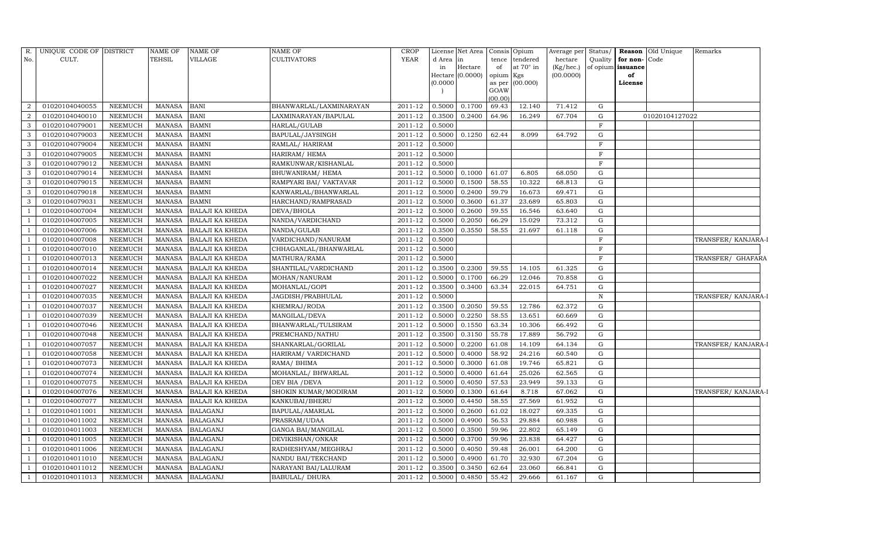| R. No. | UNIQUE CODE OF CULT. | DISTRICT | NAME OF TEHSIL | NAME OF VILLAGE | NAME OF CULTIVATORS | CROP YEAR | License d Area in Hectare (0.0000) | Net Area in Hectare (0.0000) | Consis tence of opium as per GOAW (00.00) | Opium tendered at 70° in Kgs (00.000) | Average per hectare (Kg/hec.) (00.0000) | Status/ Quality of opium | Reason for non- issuance of License | Old Unique Code | Remarks |
|---|---|---|---|---|---|---|---|---|---|---|---|---|---|---|---|
| 2 | 01020104040055 | NEEMUCH | MANASA | BANI | BHANWARLAL/LAXMINARAYAN | 2011-12 | 0.5000 | 0.1700 | 69.43 | 12.140 | 71.412 | G | | | |
| 2 | 01020104040010 | NEEMUCH | MANASA | BANI | LAXMINARAYAN/BAPULAL | 2011-12 | 0.3500 | 0.2400 | 64.96 | 16.249 | 67.704 | G | | 01020104127022 | |
| 3 | 01020104079001 | NEEMUCH | MANASA | BAMNI | HARLAL/GULAB | 2011-12 | 0.5000 | | | | | F | | | |
| 3 | 01020104079003 | NEEMUCH | MANASA | BAMNI | BAPULAL/JAYSINGH | 2011-12 | 0.5000 | 0.1250 | 62.44 | 8.099 | 64.792 | G | | | |
| 3 | 01020104079004 | NEEMUCH | MANASA | BAMNI | RAMLAL/ HARIRAM | 2011-12 | 0.5000 | | | | | F | | | |
| 3 | 01020104079005 | NEEMUCH | MANASA | BAMNI | HARIRAM/ HEMA | 2011-12 | 0.5000 | | | | | F | | | |
| 3 | 01020104079012 | NEEMUCH | MANASA | BAMNI | RAMKUNWAR/KISHANLAL | 2011-12 | 0.5000 | | | | | F | | | |
| 3 | 01020104079014 | NEEMUCH | MANASA | BAMNI | BHUWANIRAM/ HEMA | 2011-12 | 0.5000 | 0.1000 | 61.07 | 6.805 | 68.050 | G | | | |
| 3 | 01020104079015 | NEEMUCH | MANASA | BAMNI | RAMPYARI BAI/ VAKTAVAR | 2011-12 | 0.5000 | 0.1500 | 58.55 | 10.322 | 68.813 | G | | | |
| 3 | 01020104079018 | NEEMUCH | MANASA | BAMNI | KANWARLAL/BHANWARLAL | 2011-12 | 0.5000 | 0.2400 | 59.79 | 16.673 | 69.471 | G | | | |
| 3 | 01020104079031 | NEEMUCH | MANASA | BAMNI | HARCHAND/RAMPRASAD | 2011-12 | 0.5000 | 0.3600 | 61.37 | 23.689 | 65.803 | G | | | |
| 1 | 01020104007004 | NEEMUCH | MANASA | BALAJI KA KHEDA | DEVA/BHOLA | 2011-12 | 0.5000 | 0.2600 | 59.55 | 16.546 | 63.640 | G | | | |
| 1 | 01020104007005 | NEEMUCH | MANASA | BALAJI KA KHEDA | NANDA/VARDICHAND | 2011-12 | 0.5000 | 0.2050 | 66.29 | 15.029 | 73.312 | G | | | |
| 1 | 01020104007006 | NEEMUCH | MANASA | BALAJI KA KHEDA | NANDA/GULAB | 2011-12 | 0.3500 | 0.3550 | 58.55 | 21.697 | 61.118 | G | | | |
| 1 | 01020104007008 | NEEMUCH | MANASA | BALAJI KA KHEDA | VARDICHAND/NANURAM | 2011-12 | 0.5000 | | | | | F | | | TRANSFER/ KANJARA-I |
| 1 | 01020104007010 | NEEMUCH | MANASA | BALAJI KA KHEDA | CHHAGANLAL/BHANWARLAL | 2011-12 | 0.5000 | | | | | F | | | |
| 1 | 01020104007013 | NEEMUCH | MANASA | BALAJI KA KHEDA | MATHURA/RAMA | 2011-12 | 0.5000 | | | | | F | | | TRANSFER/ GHAFARA |
| 1 | 01020104007014 | NEEMUCH | MANASA | BALAJI KA KHEDA | SHANTILAL/VARDICHAND | 2011-12 | 0.3500 | 0.2300 | 59.55 | 14.105 | 61.325 | G | | | |
| 1 | 01020104007022 | NEEMUCH | MANASA | BALAJI KA KHEDA | MOHAN/NANURAM | 2011-12 | 0.5000 | 0.1700 | 66.29 | 12.046 | 70.858 | G | | | |
| 1 | 01020104007027 | NEEMUCH | MANASA | BALAJI KA KHEDA | MOHANLAL/GOPI | 2011-12 | 0.3500 | 0.3400 | 63.34 | 22.015 | 64.751 | G | | | |
| 1 | 01020104007035 | NEEMUCH | MANASA | BALAJI KA KHEDA | JAGDISH/PRABHULAL | 2011-12 | 0.5000 | | | | | N | | | TRANSFER/ KANJARA-I |
| 1 | 01020104007037 | NEEMUCH | MANASA | BALAJI KA KHEDA | KHEMRAJ/RODA | 2011-12 | 0.3500 | 0.2050 | 59.55 | 12.786 | 62.372 | G | | | |
| 1 | 01020104007039 | NEEMUCH | MANASA | BALAJI KA KHEDA | MANGILAL/DEVA | 2011-12 | 0.5000 | 0.2250 | 58.55 | 13.651 | 60.669 | G | | | |
| 1 | 01020104007046 | NEEMUCH | MANASA | BALAJI KA KHEDA | BHANWARLAL/TULSIRAM | 2011-12 | 0.5000 | 0.1550 | 63.34 | 10.306 | 66.492 | G | | | |
| 1 | 01020104007048 | NEEMUCH | MANASA | BALAJI KA KHEDA | PREMCHAND/NATHU | 2011-12 | 0.3500 | 0.3150 | 55.78 | 17.889 | 56.792 | G | | | |
| 1 | 01020104007057 | NEEMUCH | MANASA | BALAJI KA KHEDA | SHANKARLAL/GORILAL | 2011-12 | 0.5000 | 0.2200 | 61.08 | 14.109 | 64.134 | G | | | TRANSFER/ KANJARA-I |
| 1 | 01020104007058 | NEEMUCH | MANASA | BALAJI KA KHEDA | HARIRAM/ VARDICHAND | 2011-12 | 0.5000 | 0.4000 | 58.92 | 24.216 | 60.540 | G | | | |
| 1 | 01020104007073 | NEEMUCH | MANASA | BALAJI KA KHEDA | RAMA/ BHIMA | 2011-12 | 0.5000 | 0.3000 | 61.08 | 19.746 | 65.821 | G | | | |
| 1 | 01020104007074 | NEEMUCH | MANASA | BALAJI KA KHEDA | MOHANLAL/ BHWARLAL | 2011-12 | 0.5000 | 0.4000 | 61.64 | 25.026 | 62.565 | G | | | |
| 1 | 01020104007075 | NEEMUCH | MANASA | BALAJI KA KHEDA | DEV BIA /DEVA | 2011-12 | 0.5000 | 0.4050 | 57.53 | 23.949 | 59.133 | G | | | |
| 1 | 01020104007076 | NEEMUCH | MANASA | BALAJI KA KHEDA | SHOKIN KUMAR/MODIRAM | 2011-12 | 0.5000 | 0.1300 | 61.64 | 8.718 | 67.062 | G | | | TRANSFER/ KANJARA-I |
| 1 | 01020104007077 | NEEMUCH | MANASA | BALAJI KA KHEDA | KANKUBAI/BHERU | 2011-12 | 0.5000 | 0.4450 | 58.55 | 27.569 | 61.952 | G | | | |
| 1 | 01020104011001 | NEEMUCH | MANASA | BALAGANJ | BAPULAL/AMARLAL | 2011-12 | 0.5000 | 0.2600 | 61.02 | 18.027 | 69.335 | G | | | |
| 1 | 01020104011002 | NEEMUCH | MANASA | BALAGANJ | PRASRAM/UDAA | 2011-12 | 0.5000 | 0.4900 | 56.53 | 29.884 | 60.988 | G | | | |
| 1 | 01020104011003 | NEEMUCH | MANASA | BALAGANJ | GANGA BAI/MANGILAL | 2011-12 | 0.5000 | 0.3500 | 59.96 | 22.802 | 65.149 | G | | | |
| 1 | 01020104011005 | NEEMUCH | MANASA | BALAGANJ | DEVIKISHAN/ONKAR | 2011-12 | 0.5000 | 0.3700 | 59.96 | 23.838 | 64.427 | G | | | |
| 1 | 01020104011006 | NEEMUCH | MANASA | BALAGANJ | RADHESHYAM/MEGHRAJ | 2011-12 | 0.5000 | 0.4050 | 59.48 | 26.001 | 64.200 | G | | | |
| 1 | 01020104011010 | NEEMUCH | MANASA | BALAGANJ | NANDU BAI/TEKCHAND | 2011-12 | 0.5000 | 0.4900 | 61.70 | 32.930 | 67.204 | G | | | |
| 1 | 01020104011012 | NEEMUCH | MANASA | BALAGANJ | NARAYANI BAI/LALURAM | 2011-12 | 0.3500 | 0.3450 | 62.64 | 23.060 | 66.841 | G | | | |
| 1 | 01020104011013 | NEEMUCH | MANASA | BALAGANJ | BABULAL/ DHURA | 2011-12 | 0.5000 | 0.4850 | 55.42 | 29.666 | 61.167 | G | | | |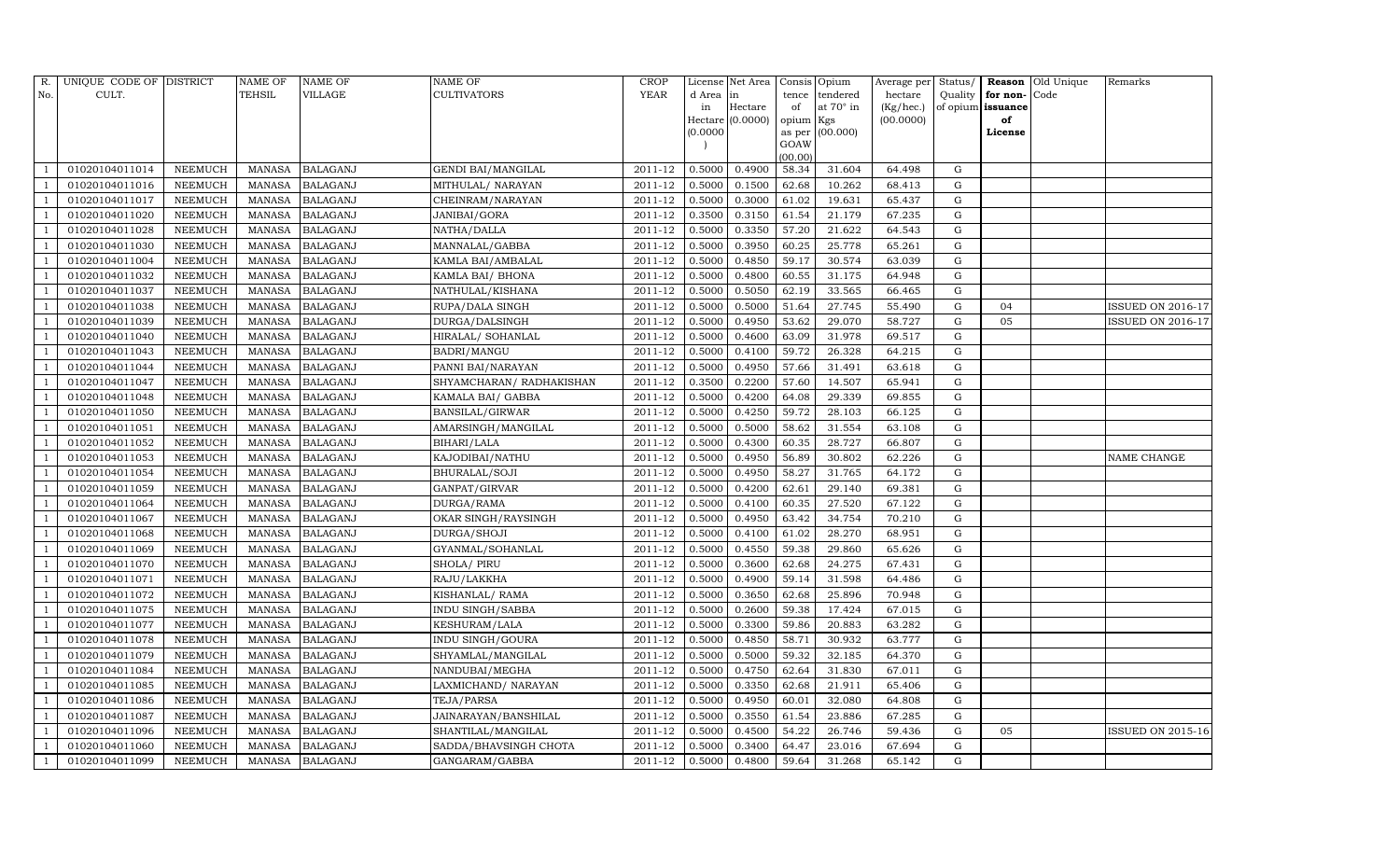| R. No. | UNIQUE CODE OF CULT. | DISTRICT | NAME OF TEHSIL | NAME OF VILLAGE | NAME OF CULTIVATORS | CROP YEAR | License d Area in Hectare (0.0000) | Net Area in Hectare (0.0000) | Consis tence of opium as per GOAW (00.00) | Opium tendered at 70° in Kgs (00.000) | Average per hectare (Kg/hec.) (00.0000) | Status/ Quality of opium | Reason for non- issuance of License | Old Unique Code | Remarks |
|---|---|---|---|---|---|---|---|---|---|---|---|---|---|---|---|
| 1 | 01020104011014 | NEEMUCH | MANASA | BALAGANJ | GENDI BAI/MANGILAL | 2011-12 | 0.5000 | 0.4900 | 58.34 | 31.604 | 64.498 | G | | | |
| 1 | 01020104011016 | NEEMUCH | MANASA | BALAGANJ | MITHULAL/ NARAYAN | 2011-12 | 0.5000 | 0.1500 | 62.68 | 10.262 | 68.413 | G | | | |
| 1 | 01020104011017 | NEEMUCH | MANASA | BALAGANJ | CHEINRAM/NARAYAN | 2011-12 | 0.5000 | 0.3000 | 61.02 | 19.631 | 65.437 | G | | | |
| 1 | 01020104011020 | NEEMUCH | MANASA | BALAGANJ | JANIBAI/GORA | 2011-12 | 0.3500 | 0.3150 | 61.54 | 21.179 | 67.235 | G | | | |
| 1 | 01020104011028 | NEEMUCH | MANASA | BALAGANJ | NATHA/DALLA | 2011-12 | 0.5000 | 0.3350 | 57.20 | 21.622 | 64.543 | G | | | |
| 1 | 01020104011030 | NEEMUCH | MANASA | BALAGANJ | MANNALAL/GABBA | 2011-12 | 0.5000 | 0.3950 | 60.25 | 25.778 | 65.261 | G | | | |
| 1 | 01020104011004 | NEEMUCH | MANASA | BALAGANJ | KAMLA BAI/AMBALAL | 2011-12 | 0.5000 | 0.4850 | 59.17 | 30.574 | 63.039 | G | | | |
| 1 | 01020104011032 | NEEMUCH | MANASA | BALAGANJ | KAMLA BAI/ BHONA | 2011-12 | 0.5000 | 0.4800 | 60.55 | 31.175 | 64.948 | G | | | |
| 1 | 01020104011037 | NEEMUCH | MANASA | BALAGANJ | NATHULAL/KISHANA | 2011-12 | 0.5000 | 0.5050 | 62.19 | 33.565 | 66.465 | G | | | |
| 1 | 01020104011038 | NEEMUCH | MANASA | BALAGANJ | RUPA/DALA SINGH | 2011-12 | 0.5000 | 0.5000 | 51.64 | 27.745 | 55.490 | G | 04 | | ISSUED ON 2016-17 |
| 1 | 01020104011039 | NEEMUCH | MANASA | BALAGANJ | DURGA/DALSINGH | 2011-12 | 0.5000 | 0.4950 | 53.62 | 29.070 | 58.727 | G | 05 | | ISSUED ON 2016-17 |
| 1 | 01020104011040 | NEEMUCH | MANASA | BALAGANJ | HIRALAL/ SOHANLAL | 2011-12 | 0.5000 | 0.4600 | 63.09 | 31.978 | 69.517 | G | | | |
| 1 | 01020104011043 | NEEMUCH | MANASA | BALAGANJ | BADRI/MANGU | 2011-12 | 0.5000 | 0.4100 | 59.72 | 26.328 | 64.215 | G | | | |
| 1 | 01020104011044 | NEEMUCH | MANASA | BALAGANJ | PANNI BAI/NARAYAN | 2011-12 | 0.5000 | 0.4950 | 57.66 | 31.491 | 63.618 | G | | | |
| 1 | 01020104011047 | NEEMUCH | MANASA | BALAGANJ | SHYAMCHARAN/ RADHAKISHAN | 2011-12 | 0.3500 | 0.2200 | 57.60 | 14.507 | 65.941 | G | | | |
| 1 | 01020104011048 | NEEMUCH | MANASA | BALAGANJ | KAMALA BAI/ GABBA | 2011-12 | 0.5000 | 0.4200 | 64.08 | 29.339 | 69.855 | G | | | |
| 1 | 01020104011050 | NEEMUCH | MANASA | BALAGANJ | BANSILAL/GIRWAR | 2011-12 | 0.5000 | 0.4250 | 59.72 | 28.103 | 66.125 | G | | | |
| 1 | 01020104011051 | NEEMUCH | MANASA | BALAGANJ | AMARSINGH/MANGILAL | 2011-12 | 0.5000 | 0.5000 | 58.62 | 31.554 | 63.108 | G | | | |
| 1 | 01020104011052 | NEEMUCH | MANASA | BALAGANJ | BIHARI/LALA | 2011-12 | 0.5000 | 0.4300 | 60.35 | 28.727 | 66.807 | G | | | |
| 1 | 01020104011053 | NEEMUCH | MANASA | BALAGANJ | KAJODIBAI/NATHU | 2011-12 | 0.5000 | 0.4950 | 56.89 | 30.802 | 62.226 | G | | | NAME CHANGE |
| 1 | 01020104011054 | NEEMUCH | MANASA | BALAGANJ | BHURALAL/SOJI | 2011-12 | 0.5000 | 0.4950 | 58.27 | 31.765 | 64.172 | G | | | |
| 1 | 01020104011059 | NEEMUCH | MANASA | BALAGANJ | GANPAT/GIRVAR | 2011-12 | 0.5000 | 0.4200 | 62.61 | 29.140 | 69.381 | G | | | |
| 1 | 01020104011064 | NEEMUCH | MANASA | BALAGANJ | DURGA/RAMA | 2011-12 | 0.5000 | 0.4100 | 60.35 | 27.520 | 67.122 | G | | | |
| 1 | 01020104011067 | NEEMUCH | MANASA | BALAGANJ | OKAR SINGH/RAYSINGH | 2011-12 | 0.5000 | 0.4950 | 63.42 | 34.754 | 70.210 | G | | | |
| 1 | 01020104011068 | NEEMUCH | MANASA | BALAGANJ | DURGA/SHOJI | 2011-12 | 0.5000 | 0.4100 | 61.02 | 28.270 | 68.951 | G | | | |
| 1 | 01020104011069 | NEEMUCH | MANASA | BALAGANJ | GYANMAL/SOHANLAL | 2011-12 | 0.5000 | 0.4550 | 59.38 | 29.860 | 65.626 | G | | | |
| 1 | 01020104011070 | NEEMUCH | MANASA | BALAGANJ | SHOLA/ PIRU | 2011-12 | 0.5000 | 0.3600 | 62.68 | 24.275 | 67.431 | G | | | |
| 1 | 01020104011071 | NEEMUCH | MANASA | BALAGANJ | RAJU/LAKKHA | 2011-12 | 0.5000 | 0.4900 | 59.14 | 31.598 | 64.486 | G | | | |
| 1 | 01020104011072 | NEEMUCH | MANASA | BALAGANJ | KISHANLAL/ RAMA | 2011-12 | 0.5000 | 0.3650 | 62.68 | 25.896 | 70.948 | G | | | |
| 1 | 01020104011075 | NEEMUCH | MANASA | BALAGANJ | INDU SINGH/SABBA | 2011-12 | 0.5000 | 0.2600 | 59.38 | 17.424 | 67.015 | G | | | |
| 1 | 01020104011077 | NEEMUCH | MANASA | BALAGANJ | KESHURAM/LALA | 2011-12 | 0.5000 | 0.3300 | 59.86 | 20.883 | 63.282 | G | | | |
| 1 | 01020104011078 | NEEMUCH | MANASA | BALAGANJ | INDU SINGH/GOURA | 2011-12 | 0.5000 | 0.4850 | 58.71 | 30.932 | 63.777 | G | | | |
| 1 | 01020104011079 | NEEMUCH | MANASA | BALAGANJ | SHYAMLAL/MANGILAL | 2011-12 | 0.5000 | 0.5000 | 59.32 | 32.185 | 64.370 | G | | | |
| 1 | 01020104011084 | NEEMUCH | MANASA | BALAGANJ | NANDUBAI/MEGHA | 2011-12 | 0.5000 | 0.4750 | 62.64 | 31.830 | 67.011 | G | | | |
| 1 | 01020104011085 | NEEMUCH | MANASA | BALAGANJ | LAXMICHAND/ NARAYAN | 2011-12 | 0.5000 | 0.3350 | 62.68 | 21.911 | 65.406 | G | | | |
| 1 | 01020104011086 | NEEMUCH | MANASA | BALAGANJ | TEJA/PARSA | 2011-12 | 0.5000 | 0.4950 | 60.01 | 32.080 | 64.808 | G | | | |
| 1 | 01020104011087 | NEEMUCH | MANASA | BALAGANJ | JAINARAYAN/BANSHILAL | 2011-12 | 0.5000 | 0.3550 | 61.54 | 23.886 | 67.285 | G | | | |
| 1 | 01020104011096 | NEEMUCH | MANASA | BALAGANJ | SHANTILAL/MANGILAL | 2011-12 | 0.5000 | 0.4500 | 54.22 | 26.746 | 59.436 | G | 05 | | ISSUED ON 2015-16 |
| 1 | 01020104011060 | NEEMUCH | MANASA | BALAGANJ | SADDA/BHAVSINGH CHOTA | 2011-12 | 0.5000 | 0.3400 | 64.47 | 23.016 | 67.694 | G | | | |
| 1 | 01020104011099 | NEEMUCH | MANASA | BALAGANJ | GANGARAM/GABBA | 2011-12 | 0.5000 | 0.4800 | 59.64 | 31.268 | 65.142 | G | | | |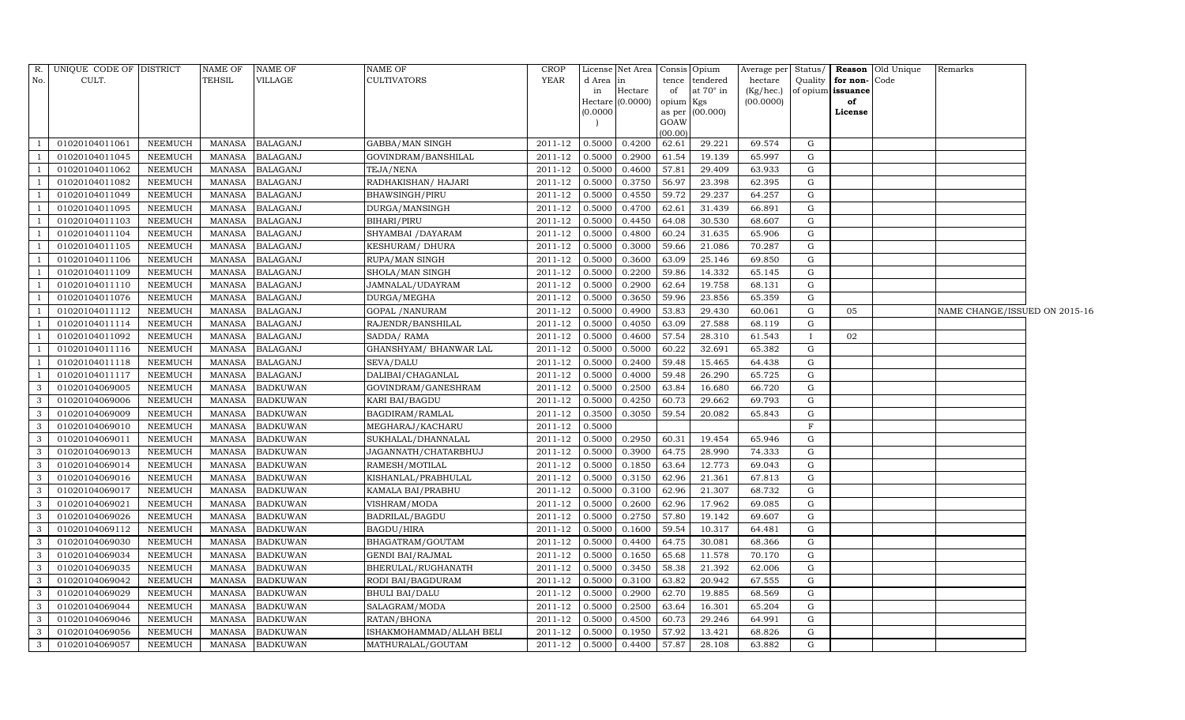| R. No. | UNIQUE CODE OF CULT. | DISTRICT | NAME OF TEHSIL | NAME OF VILLAGE | NAME OF CULTIVATORS | CROP YEAR | License d Area in Hectare (0.0000) | Net Area in Hectare (0.0000) | Consis tence of opium as per GOAW (00.00) | Opium tendered at 70° in Kgs (00.000) | Average per hectare (Kg/hec.) (00.0000) | Status/ Quality of opium | Reason for non-issuance of License | Old Unique Code | Remarks |
|---|---|---|---|---|---|---|---|---|---|---|---|---|---|---|---|
| 1 | 01020104011061 | NEEMUCH | MANASA | BALAGANJ | GABBA/MAN SINGH | 2011-12 | 0.5000 | 0.4200 | 62.61 | 29.221 | 69.574 | G | | | |
| 1 | 01020104011045 | NEEMUCH | MANASA | BALAGANJ | GOVINDRAM/BANSHILAL | 2011-12 | 0.5000 | 0.2900 | 61.54 | 19.139 | 65.997 | G | | | |
| 1 | 01020104011062 | NEEMUCH | MANASA | BALAGANJ | TEJA/NENA | 2011-12 | 0.5000 | 0.4600 | 57.81 | 29.409 | 63.933 | G | | | |
| 1 | 01020104011082 | NEEMUCH | MANASA | BALAGANJ | RADHAKISHAN/ HAJARI | 2011-12 | 0.5000 | 0.3750 | 56.97 | 23.398 | 62.395 | G | | | |
| 1 | 01020104011049 | NEEMUCH | MANASA | BALAGANJ | BHAWSINGH/PIRU | 2011-12 | 0.5000 | 0.4550 | 59.72 | 29.237 | 64.257 | G | | | |
| 1 | 01020104011095 | NEEMUCH | MANASA | BALAGANJ | DURGA/MANSINGH | 2011-12 | 0.5000 | 0.4700 | 62.61 | 31.439 | 66.891 | G | | | |
| 1 | 01020104011103 | NEEMUCH | MANASA | BALAGANJ | BIHARI/PIRU | 2011-12 | 0.5000 | 0.4450 | 64.08 | 30.530 | 68.607 | G | | | |
| 1 | 01020104011104 | NEEMUCH | MANASA | BALAGANJ | SHYAMBAI /DAYARAM | 2011-12 | 0.5000 | 0.4800 | 60.24 | 31.635 | 65.906 | G | | | |
| 1 | 01020104011105 | NEEMUCH | MANASA | BALAGANJ | KESHURAM/ DHURA | 2011-12 | 0.5000 | 0.3000 | 59.66 | 21.086 | 70.287 | G | | | |
| 1 | 01020104011106 | NEEMUCH | MANASA | BALAGANJ | RUPA/MAN SINGH | 2011-12 | 0.5000 | 0.3600 | 63.09 | 25.146 | 69.850 | G | | | |
| 1 | 01020104011109 | NEEMUCH | MANASA | BALAGANJ | SHOLA/MAN SINGH | 2011-12 | 0.5000 | 0.2200 | 59.86 | 14.332 | 65.145 | G | | | |
| 1 | 01020104011110 | NEEMUCH | MANASA | BALAGANJ | JAMNALAL/UDAYRAM | 2011-12 | 0.5000 | 0.2900 | 62.64 | 19.758 | 68.131 | G | | | |
| 1 | 01020104011076 | NEEMUCH | MANASA | BALAGANJ | DURGA/MEGHA | 2011-12 | 0.5000 | 0.3650 | 59.96 | 23.856 | 65.359 | G | | | |
| 1 | 01020104011112 | NEEMUCH | MANASA | BALAGANJ | GOPAL /NANURAM | 2011-12 | 0.5000 | 0.4900 | 53.83 | 29.430 | 60.061 | G | 05 | | NAME CHANGE/ISSUED ON 2015-16 |
| 1 | 01020104011114 | NEEMUCH | MANASA | BALAGANJ | RAJENDR/BANSHILAL | 2011-12 | 0.5000 | 0.4050 | 63.09 | 27.588 | 68.119 | G | | | |
| 1 | 01020104011092 | NEEMUCH | MANASA | BALAGANJ | SADDA/ RAMA | 2011-12 | 0.5000 | 0.4600 | 57.54 | 28.310 | 61.543 | I | 02 | | |
| 1 | 01020104011116 | NEEMUCH | MANASA | BALAGANJ | GHANSHYAM/ BHANWAR LAL | 2011-12 | 0.5000 | 0.5000 | 60.22 | 32.691 | 65.382 | G | | | |
| 1 | 01020104011118 | NEEMUCH | MANASA | BALAGANJ | SEVA/DALU | 2011-12 | 0.5000 | 0.2400 | 59.48 | 15.465 | 64.438 | G | | | |
| 1 | 01020104011117 | NEEMUCH | MANASA | BALAGANJ | DALIBAI/CHAGANLAL | 2011-12 | 0.5000 | 0.4000 | 59.48 | 26.290 | 65.725 | G | | | |
| 3 | 01020104069005 | NEEMUCH | MANASA | BADKUWAN | GOVINDRAM/GANESHRAM | 2011-12 | 0.5000 | 0.2500 | 63.84 | 16.680 | 66.720 | G | | | |
| 3 | 01020104069006 | NEEMUCH | MANASA | BADKUWAN | KARI BAI/BAGDU | 2011-12 | 0.5000 | 0.4250 | 60.73 | 29.662 | 69.793 | G | | | |
| 3 | 01020104069009 | NEEMUCH | MANASA | BADKUWAN | BAGDIRAM/RAMLAL | 2011-12 | 0.3500 | 0.3050 | 59.54 | 20.082 | 65.843 | G | | | |
| 3 | 01020104069010 | NEEMUCH | MANASA | BADKUWAN | MEGHARAJ/KACHARU | 2011-12 | 0.5000 | | | | | F | | | |
| 3 | 01020104069011 | NEEMUCH | MANASA | BADKUWAN | SUKHALAL/DHANNALAL | 2011-12 | 0.5000 | 0.2950 | 60.31 | 19.454 | 65.946 | G | | | |
| 3 | 01020104069013 | NEEMUCH | MANASA | BADKUWAN | JAGANNATH/CHATARBHUJ | 2011-12 | 0.5000 | 0.3900 | 64.75 | 28.990 | 74.333 | G | | | |
| 3 | 01020104069014 | NEEMUCH | MANASA | BADKUWAN | RAMESH/MOTILAL | 2011-12 | 0.5000 | 0.1850 | 63.64 | 12.773 | 69.043 | G | | | |
| 3 | 01020104069016 | NEEMUCH | MANASA | BADKUWAN | KISHANLAL/PRABHULAL | 2011-12 | 0.5000 | 0.3150 | 62.96 | 21.361 | 67.813 | G | | | |
| 3 | 01020104069017 | NEEMUCH | MANASA | BADKUWAN | KAMALA BAI/PRABHU | 2011-12 | 0.5000 | 0.3100 | 62.96 | 21.307 | 68.732 | G | | | |
| 3 | 01020104069021 | NEEMUCH | MANASA | BADKUWAN | VISHRAM/MODA | 2011-12 | 0.5000 | 0.2600 | 62.96 | 17.962 | 69.085 | G | | | |
| 3 | 01020104069026 | NEEMUCH | MANASA | BADKUWAN | BADRILAL/BAGDU | 2011-12 | 0.5000 | 0.2750 | 57.80 | 19.142 | 69.607 | G | | | |
| 3 | 01020104069112 | NEEMUCH | MANASA | BADKUWAN | BAGDU/HIRA | 2011-12 | 0.5000 | 0.1600 | 59.54 | 10.317 | 64.481 | G | | | |
| 3 | 01020104069030 | NEEMUCH | MANASA | BADKUWAN | BHAGATRAM/GOUTAM | 2011-12 | 0.5000 | 0.4400 | 64.75 | 30.081 | 68.366 | G | | | |
| 3 | 01020104069034 | NEEMUCH | MANASA | BADKUWAN | GENDI BAI/RAJMAL | 2011-12 | 0.5000 | 0.1650 | 65.68 | 11.578 | 70.170 | G | | | |
| 3 | 01020104069035 | NEEMUCH | MANASA | BADKUWAN | BHERULAL/RUGHANATH | 2011-12 | 0.5000 | 0.3450 | 58.38 | 21.392 | 62.006 | G | | | |
| 3 | 01020104069042 | NEEMUCH | MANASA | BADKUWAN | RODI BAI/BAGDURAM | 2011-12 | 0.5000 | 0.3100 | 63.82 | 20.942 | 67.555 | G | | | |
| 3 | 01020104069029 | NEEMUCH | MANASA | BADKUWAN | BHULI BAI/DALU | 2011-12 | 0.5000 | 0.2900 | 62.70 | 19.885 | 68.569 | G | | | |
| 3 | 01020104069044 | NEEMUCH | MANASA | BADKUWAN | SALAGRAM/MODA | 2011-12 | 0.5000 | 0.2500 | 63.64 | 16.301 | 65.204 | G | | | |
| 3 | 01020104069046 | NEEMUCH | MANASA | BADKUWAN | RATAN/BHONA | 2011-12 | 0.5000 | 0.4500 | 60.73 | 29.246 | 64.991 | G | | | |
| 3 | 01020104069056 | NEEMUCH | MANASA | BADKUWAN | ISHAKMOHAMMAD/ALLAH BELI | 2011-12 | 0.5000 | 0.1950 | 57.92 | 13.421 | 68.826 | G | | | |
| 3 | 01020104069057 | NEEMUCH | MANASA | BADKUWAN | MATHURALAL/GOUTAM | 2011-12 | 0.5000 | 0.4400 | 57.87 | 28.108 | 63.882 | G | | | |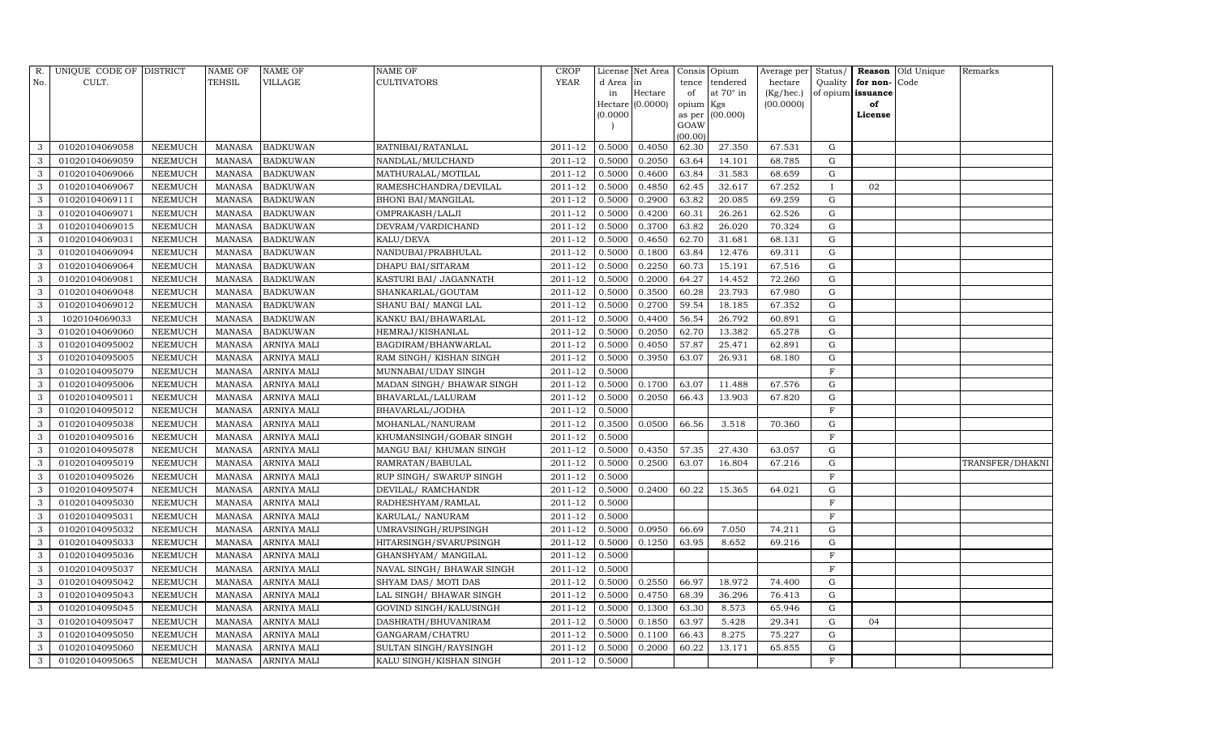| R. No. | UNIQUE CODE OF CULT. | DISTRICT | NAME OF TEHSIL | NAME OF VILLAGE | NAME OF CULTIVATORS | CROP YEAR | License d Area in Hectare (0.0000) | Net Area in Hectare (0.0000) | Consis tence of opium as per GOAW (00.00) | Opium tendered at 70° in Kgs (00.000) | Average per hectare (Kg/hec.) (00.0000) | Status/ Quality of opium | Reason for non-issuance of License | Old Unique Code | Remarks |
|---|---|---|---|---|---|---|---|---|---|---|---|---|---|---|---|
| 3 | 01020104069058 | NEEMUCH | MANASA | BADKUWAN | RATNIBAI/RATANLAL | 2011-12 | 0.5000 | 0.4050 | 62.30 | 27.350 | 67.531 | G | | | |
| 3 | 01020104069059 | NEEMUCH | MANASA | BADKUWAN | NANDLAL/MULCHAND | 2011-12 | 0.5000 | 0.2050 | 63.64 | 14.101 | 68.785 | G | | | |
| 3 | 01020104069066 | NEEMUCH | MANASA | BADKUWAN | MATHURALAL/MOTILAL | 2011-12 | 0.5000 | 0.4600 | 63.84 | 31.583 | 68.659 | G | | | |
| 3 | 01020104069067 | NEEMUCH | MANASA | BADKUWAN | RAMESHCHANDRA/DEVILAL | 2011-12 | 0.5000 | 0.4850 | 62.45 | 32.617 | 67.252 | I | 02 | | |
| 3 | 01020104069111 | NEEMUCH | MANASA | BADKUWAN | BHONI BAI/MANGILAL | 2011-12 | 0.5000 | 0.2900 | 63.82 | 20.085 | 69.259 | G | | | |
| 3 | 01020104069071 | NEEMUCH | MANASA | BADKUWAN | OMPRAKASH/LALJI | 2011-12 | 0.5000 | 0.4200 | 60.31 | 26.261 | 62.526 | G | | | |
| 3 | 01020104069015 | NEEMUCH | MANASA | BADKUWAN | DEVRAM/VARDICHAND | 2011-12 | 0.5000 | 0.3700 | 63.82 | 26.020 | 70.324 | G | | | |
| 3 | 01020104069031 | NEEMUCH | MANASA | BADKUWAN | KALU/DEVA | 2011-12 | 0.5000 | 0.4650 | 62.70 | 31.681 | 68.131 | G | | | |
| 3 | 01020104069094 | NEEMUCH | MANASA | BADKUWAN | NANDUBAI/PRABHULAL | 2011-12 | 0.5000 | 0.1800 | 63.84 | 12.476 | 69.311 | G | | | |
| 3 | 01020104069064 | NEEMUCH | MANASA | BADKUWAN | DHAPU BAI/SITARAM | 2011-12 | 0.5000 | 0.2250 | 60.73 | 15.191 | 67.516 | G | | | |
| 3 | 01020104069081 | NEEMUCH | MANASA | BADKUWAN | KASTURI BAI/ JAGANNATH | 2011-12 | 0.5000 | 0.2000 | 64.27 | 14.452 | 72.260 | G | | | |
| 3 | 01020104069048 | NEEMUCH | MANASA | BADKUWAN | SHANKARLAL/GOUTAM | 2011-12 | 0.5000 | 0.3500 | 60.28 | 23.793 | 67.980 | G | | | |
| 3 | 01020104069012 | NEEMUCH | MANASA | BADKUWAN | SHANU BAI/ MANGI LAL | 2011-12 | 0.5000 | 0.2700 | 59.54 | 18.185 | 67.352 | G | | | |
| 3 | 1020104069033 | NEEMUCH | MANASA | BADKUWAN | KANKU BAI/BHAWARLAL | 2011-12 | 0.5000 | 0.4400 | 56.54 | 26.792 | 60.891 | G | | | |
| 3 | 01020104069060 | NEEMUCH | MANASA | BADKUWAN | HEMRAJ/KISHANLAL | 2011-12 | 0.5000 | 0.2050 | 62.70 | 13.382 | 65.278 | G | | | |
| 3 | 01020104095002 | NEEMUCH | MANASA | ARNIYA MALI | BAGDIRAM/BHANWARLAL | 2011-12 | 0.5000 | 0.4050 | 57.87 | 25.471 | 62.891 | G | | | |
| 3 | 01020104095005 | NEEMUCH | MANASA | ARNIYA MALI | RAM SINGH/ KISHAN SINGH | 2011-12 | 0.5000 | 0.3950 | 63.07 | 26.931 | 68.180 | G | | | |
| 3 | 01020104095079 | NEEMUCH | MANASA | ARNIYA MALI | MUNNABAI/UDAY SINGH | 2011-12 | 0.5000 | | | | | F | | | |
| 3 | 01020104095006 | NEEMUCH | MANASA | ARNIYA MALI | MADAN SINGH/ BHAWAR SINGH | 2011-12 | 0.5000 | 0.1700 | 63.07 | 11.488 | 67.576 | G | | | |
| 3 | 01020104095011 | NEEMUCH | MANASA | ARNIYA MALI | BHAVARLAL/LALURAM | 2011-12 | 0.5000 | 0.2050 | 66.43 | 13.903 | 67.820 | G | | | |
| 3 | 01020104095012 | NEEMUCH | MANASA | ARNIYA MALI | BHAVARLAL/JODHA | 2011-12 | 0.5000 | | | | | F | | | |
| 3 | 01020104095038 | NEEMUCH | MANASA | ARNIYA MALI | MOHANLAL/NANURAM | 2011-12 | 0.3500 | 0.0500 | 66.56 | 3.518 | 70.360 | G | | | |
| 3 | 01020104095016 | NEEMUCH | MANASA | ARNIYA MALI | KHUMANSINGH/GOBAR SINGH | 2011-12 | 0.5000 | | | | | F | | | |
| 3 | 01020104095078 | NEEMUCH | MANASA | ARNIYA MALI | MANGU BAI/ KHUMAN SINGH | 2011-12 | 0.5000 | 0.4350 | 57.35 | 27.430 | 63.057 | G | | | |
| 3 | 01020104095019 | NEEMUCH | MANASA | ARNIYA MALI | RAMRATAN/BABULAL | 2011-12 | 0.5000 | 0.2500 | 63.07 | 16.804 | 67.216 | G | | | TRANSFER/DHAKNI |
| 3 | 01020104095026 | NEEMUCH | MANASA | ARNIYA MALI | RUP SINGH/ SWARUP SINGH | 2011-12 | 0.5000 | | | | | F | | | |
| 3 | 01020104095074 | NEEMUCH | MANASA | ARNIYA MALI | DEVILAL/ RAMCHANDR | 2011-12 | 0.5000 | 0.2400 | 60.22 | 15.365 | 64.021 | G | | | |
| 3 | 01020104095030 | NEEMUCH | MANASA | ARNIYA MALI | RADHESHYAM/RAMLAL | 2011-12 | 0.5000 | | | | | F | | | |
| 3 | 01020104095031 | NEEMUCH | MANASA | ARNIYA MALI | KARULAL/ NANURAM | 2011-12 | 0.5000 | | | | | F | | | |
| 3 | 01020104095032 | NEEMUCH | MANASA | ARNIYA MALI | UMRAVSINGH/RUPSINGH | 2011-12 | 0.5000 | 0.0950 | 66.69 | 7.050 | 74.211 | G | | | |
| 3 | 01020104095033 | NEEMUCH | MANASA | ARNIYA MALI | HITARSINGH/SVARUPSINGH | 2011-12 | 0.5000 | 0.1250 | 63.95 | 8.652 | 69.216 | G | | | |
| 3 | 01020104095036 | NEEMUCH | MANASA | ARNIYA MALI | GHANSHYAM/ MANGILAL | 2011-12 | 0.5000 | | | | | F | | | |
| 3 | 01020104095037 | NEEMUCH | MANASA | ARNIYA MALI | NAVAL SINGH/ BHAWAR SINGH | 2011-12 | 0.5000 | | | | | F | | | |
| 3 | 01020104095042 | NEEMUCH | MANASA | ARNIYA MALI | SHYAM DAS/ MOTI DAS | 2011-12 | 0.5000 | 0.2550 | 66.97 | 18.972 | 74.400 | G | | | |
| 3 | 01020104095043 | NEEMUCH | MANASA | ARNIYA MALI | LAL SINGH/ BHAWAR SINGH | 2011-12 | 0.5000 | 0.4750 | 68.39 | 36.296 | 76.413 | G | | | |
| 3 | 01020104095045 | NEEMUCH | MANASA | ARNIYA MALI | GOVIND SINGH/KALUSINGH | 2011-12 | 0.5000 | 0.1300 | 63.30 | 8.573 | 65.946 | G | | | |
| 3 | 01020104095047 | NEEMUCH | MANASA | ARNIYA MALI | DASHRATH/BHUVANIRAM | 2011-12 | 0.5000 | 0.1850 | 63.97 | 5.428 | 29.341 | G | 04 | | |
| 3 | 01020104095050 | NEEMUCH | MANASA | ARNIYA MALI | GANGARAM/CHATRU | 2011-12 | 0.5000 | 0.1100 | 66.43 | 8.275 | 75.227 | G | | | |
| 3 | 01020104095060 | NEEMUCH | MANASA | ARNIYA MALI | SULTAN SINGH/RAYSINGH | 2011-12 | 0.5000 | 0.2000 | 60.22 | 13.171 | 65.855 | G | | | |
| 3 | 01020104095065 | NEEMUCH | MANASA | ARNIYA MALI | KALU SINGH/KISHAN SINGH | 2011-12 | 0.5000 | | | | | F | | | |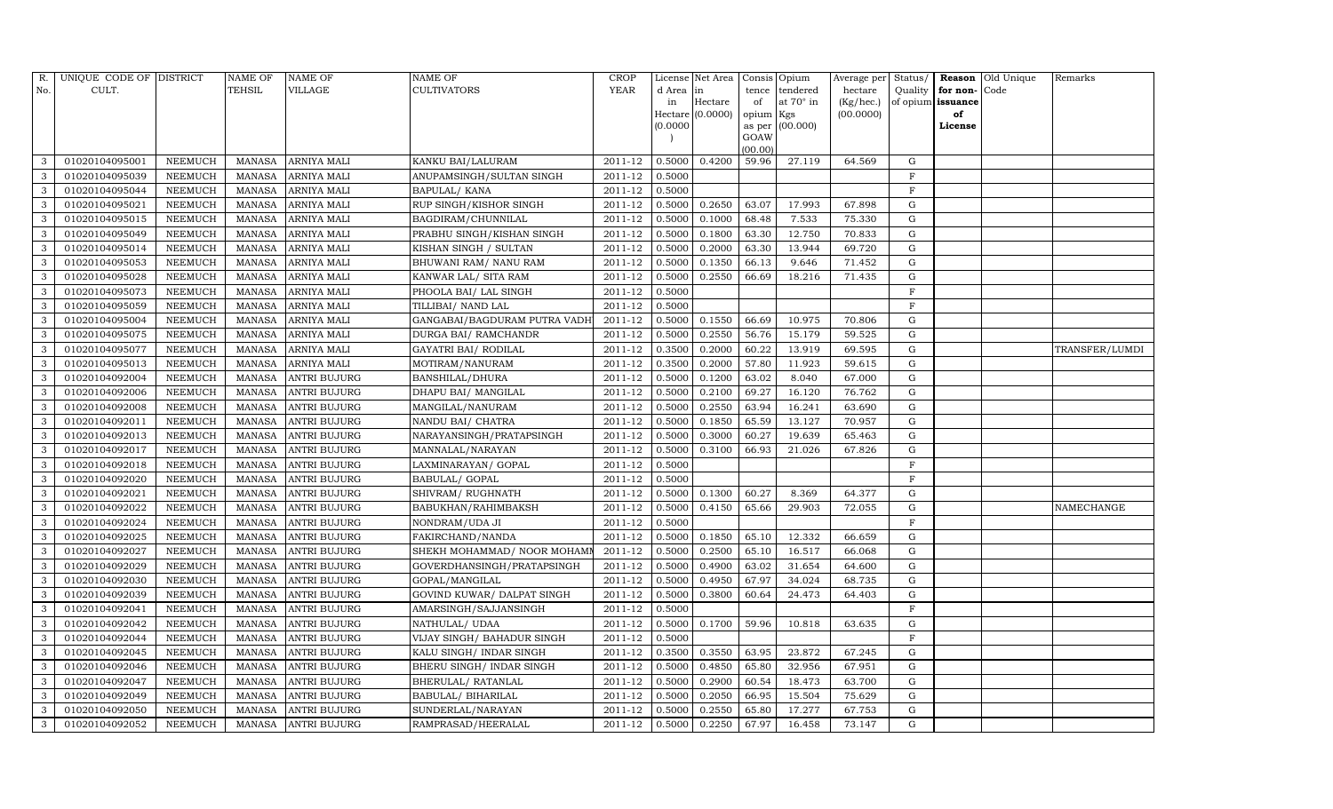| R. No. | UNIQUE CODE OF CULT. | DISTRICT | NAME OF TEHSIL | NAME OF VILLAGE | NAME OF CULTIVATORS | CROP YEAR | License d Area in Hectare (0.0000) | Net Area in Hectare (0.0000) | Consis tence of opium as per GOAW (00.00) | Opium tendered at 70° in Kgs (00.000) | Average per hectare (Kg/hec.) (00.0000) | Status/ Quality of opium | Reason for non-issuance of License | Old Unique Code | Remarks |
|---|---|---|---|---|---|---|---|---|---|---|---|---|---|---|---|
| 3 | 01020104095001 | NEEMUCH | MANASA | ARNIYA MALI | KANKU BAI/LALURAM | 2011-12 | 0.5000 | 0.4200 | 59.96 | 27.119 | 64.569 | G | | | |
| 3 | 01020104095039 | NEEMUCH | MANASA | ARNIYA MALI | ANUPAMSINGH/SULTAN SINGH | 2011-12 | 0.5000 | | | | | F | | | |
| 3 | 01020104095044 | NEEMUCH | MANASA | ARNIYA MALI | BAPULAL/ KANA | 2011-12 | 0.5000 | | | | | F | | | |
| 3 | 01020104095021 | NEEMUCH | MANASA | ARNIYA MALI | RUP SINGH/KISHOR SINGH | 2011-12 | 0.5000 | 0.2650 | 63.07 | 17.993 | 67.898 | G | | | |
| 3 | 01020104095015 | NEEMUCH | MANASA | ARNIYA MALI | BAGDIRAM/CHUNNILAL | 2011-12 | 0.5000 | 0.1000 | 68.48 | 7.533 | 75.330 | G | | | |
| 3 | 01020104095049 | NEEMUCH | MANASA | ARNIYA MALI | PRABHU SINGH/KISHAN SINGH | 2011-12 | 0.5000 | 0.1800 | 63.30 | 12.750 | 70.833 | G | | | |
| 3 | 01020104095014 | NEEMUCH | MANASA | ARNIYA MALI | KISHAN SINGH / SULTAN | 2011-12 | 0.5000 | 0.2000 | 63.30 | 13.944 | 69.720 | G | | | |
| 3 | 01020104095053 | NEEMUCH | MANASA | ARNIYA MALI | BHUWANI RAM/ NANU RAM | 2011-12 | 0.5000 | 0.1350 | 66.13 | 9.646 | 71.452 | G | | | |
| 3 | 01020104095028 | NEEMUCH | MANASA | ARNIYA MALI | KANWAR LAL/ SITA RAM | 2011-12 | 0.5000 | 0.2550 | 66.69 | 18.216 | 71.435 | G | | | |
| 3 | 01020104095073 | NEEMUCH | MANASA | ARNIYA MALI | PHOOLA BAI/ LAL SINGH | 2011-12 | 0.5000 | | | | | F | | | |
| 3 | 01020104095059 | NEEMUCH | MANASA | ARNIYA MALI | TILLIBAI/ NAND LAL | 2011-12 | 0.5000 | | | | | F | | | |
| 3 | 01020104095004 | NEEMUCH | MANASA | ARNIYA MALI | GANGABAI/BAGDURAM PUTRA VADH | 2011-12 | 0.5000 | 0.1550 | 66.69 | 10.975 | 70.806 | G | | | |
| 3 | 01020104095075 | NEEMUCH | MANASA | ARNIYA MALI | DURGA BAI/ RAMCHANDR | 2011-12 | 0.5000 | 0.2550 | 56.76 | 15.179 | 59.525 | G | | | |
| 3 | 01020104095077 | NEEMUCH | MANASA | ARNIYA MALI | GAYATRI BAI/ RODILAL | 2011-12 | 0.3500 | 0.2000 | 60.22 | 13.919 | 69.595 | G | | | TRANSFER/LUMDI |
| 3 | 01020104095013 | NEEMUCH | MANASA | ARNIYA MALI | MOTIRAM/NANURAM | 2011-12 | 0.3500 | 0.2000 | 57.80 | 11.923 | 59.615 | G | | | |
| 3 | 01020104092004 | NEEMUCH | MANASA | ANTRI BUJURG | BANSHILAL/DHURA | 2011-12 | 0.5000 | 0.1200 | 63.02 | 8.040 | 67.000 | G | | | |
| 3 | 01020104092006 | NEEMUCH | MANASA | ANTRI BUJURG | DHAPU BAI/ MANGILAL | 2011-12 | 0.5000 | 0.2100 | 69.27 | 16.120 | 76.762 | G | | | |
| 3 | 01020104092008 | NEEMUCH | MANASA | ANTRI BUJURG | MANGILAL/NANURAM | 2011-12 | 0.5000 | 0.2550 | 63.94 | 16.241 | 63.690 | G | | | |
| 3 | 01020104092011 | NEEMUCH | MANASA | ANTRI BUJURG | NANDU BAI/ CHATRA | 2011-12 | 0.5000 | 0.1850 | 65.59 | 13.127 | 70.957 | G | | | |
| 3 | 01020104092013 | NEEMUCH | MANASA | ANTRI BUJURG | NARAYANSINGH/PRATAPSINGH | 2011-12 | 0.5000 | 0.3000 | 60.27 | 19.639 | 65.463 | G | | | |
| 3 | 01020104092017 | NEEMUCH | MANASA | ANTRI BUJURG | MANNALAL/NARAYAN | 2011-12 | 0.5000 | 0.3100 | 66.93 | 21.026 | 67.826 | G | | | |
| 3 | 01020104092018 | NEEMUCH | MANASA | ANTRI BUJURG | LAXMINARAYAN/ GOPAL | 2011-12 | 0.5000 | | | | | F | | | |
| 3 | 01020104092020 | NEEMUCH | MANASA | ANTRI BUJURG | BABULAL/ GOPAL | 2011-12 | 0.5000 | | | | | F | | | |
| 3 | 01020104092021 | NEEMUCH | MANASA | ANTRI BUJURG | SHIVRAM/ RUGHNATH | 2011-12 | 0.5000 | 0.1300 | 60.27 | 8.369 | 64.377 | G | | | |
| 3 | 01020104092022 | NEEMUCH | MANASA | ANTRI BUJURG | BABUKHAN/RAHIMBAKSH | 2011-12 | 0.5000 | 0.4150 | 65.66 | 29.903 | 72.055 | G | | | NAMECHANGE |
| 3 | 01020104092024 | NEEMUCH | MANASA | ANTRI BUJURG | NONDRAM/UDA JI | 2011-12 | 0.5000 | | | | | F | | | |
| 3 | 01020104092025 | NEEMUCH | MANASA | ANTRI BUJURG | FAKIRCHAND/NANDA | 2011-12 | 0.5000 | 0.1850 | 65.10 | 12.332 | 66.659 | G | | | |
| 3 | 01020104092027 | NEEMUCH | MANASA | ANTRI BUJURG | SHEKH MOHAMMAD/ NOOR MOHAMM | 2011-12 | 0.5000 | 0.2500 | 65.10 | 16.517 | 66.068 | G | | | |
| 3 | 01020104092029 | NEEMUCH | MANASA | ANTRI BUJURG | GOVERDHANSINGH/PRATAPSINGH | 2011-12 | 0.5000 | 0.4900 | 63.02 | 31.654 | 64.600 | G | | | |
| 3 | 01020104092030 | NEEMUCH | MANASA | ANTRI BUJURG | GOPAL/MANGILAL | 2011-12 | 0.5000 | 0.4950 | 67.97 | 34.024 | 68.735 | G | | | |
| 3 | 01020104092039 | NEEMUCH | MANASA | ANTRI BUJURG | GOVIND KUWAR/ DALPAT SINGH | 2011-12 | 0.5000 | 0.3800 | 60.64 | 24.473 | 64.403 | G | | | |
| 3 | 01020104092041 | NEEMUCH | MANASA | ANTRI BUJURG | AMARSINGH/SAJJANSINGH | 2011-12 | 0.5000 | | | | | F | | | |
| 3 | 01020104092042 | NEEMUCH | MANASA | ANTRI BUJURG | NATHULAL/ UDAA | 2011-12 | 0.5000 | 0.1700 | 59.96 | 10.818 | 63.635 | G | | | |
| 3 | 01020104092044 | NEEMUCH | MANASA | ANTRI BUJURG | VIJAY SINGH/ BAHADUR SINGH | 2011-12 | 0.5000 | | | | | F | | | |
| 3 | 01020104092045 | NEEMUCH | MANASA | ANTRI BUJURG | KALU SINGH/ INDAR SINGH | 2011-12 | 0.3500 | 0.3550 | 63.95 | 23.872 | 67.245 | G | | | |
| 3 | 01020104092046 | NEEMUCH | MANASA | ANTRI BUJURG | BHERU SINGH/ INDAR SINGH | 2011-12 | 0.5000 | 0.4850 | 65.80 | 32.956 | 67.951 | G | | | |
| 3 | 01020104092047 | NEEMUCH | MANASA | ANTRI BUJURG | BHERULAL/ RATANLAL | 2011-12 | 0.5000 | 0.2900 | 60.54 | 18.473 | 63.700 | G | | | |
| 3 | 01020104092049 | NEEMUCH | MANASA | ANTRI BUJURG | BABULAL/ BIHARILAL | 2011-12 | 0.5000 | 0.2050 | 66.95 | 15.504 | 75.629 | G | | | |
| 3 | 01020104092050 | NEEMUCH | MANASA | ANTRI BUJURG | SUNDERLAL/NARAYAN | 2011-12 | 0.5000 | 0.2550 | 65.80 | 17.277 | 67.753 | G | | | |
| 3 | 01020104092052 | NEEMUCH | MANASA | ANTRI BUJURG | RAMPRASAD/HEERALAL | 2011-12 | 0.5000 | 0.2250 | 67.97 | 16.458 | 73.147 | G | | | |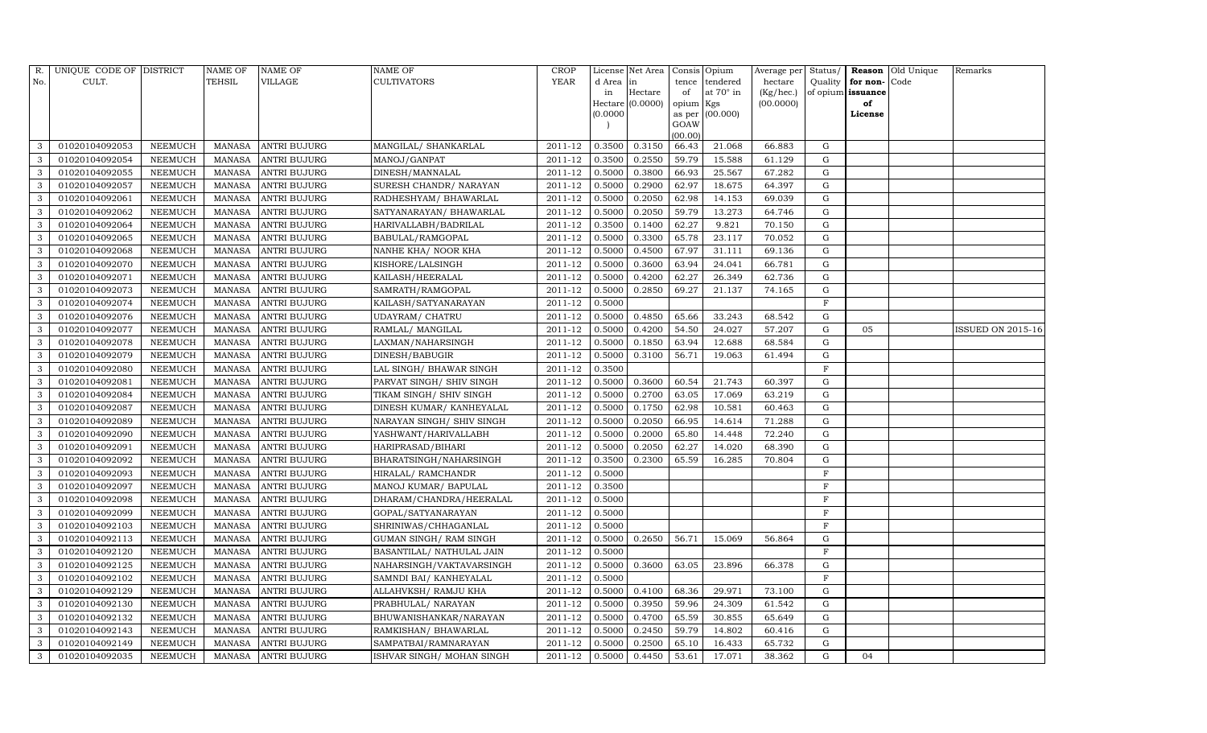| R. No. | UNIQUE CODE OF CULT. | DISTRICT | NAME OF TEHSIL | NAME OF VILLAGE | NAME OF CULTIVATORS | CROP YEAR | License d Area in Hectare (0.0000) | Net Area in Hectare (0.0000) | Consis tence of opium as per GOAW (00.00) | Opium tendered at 70° in Kgs (00.000) | Average per hectare (Kg/hec.) (00.0000) | Status/ Quality of opium | Reason for non-issuance of License | Old Unique Code | Remarks |
|---|---|---|---|---|---|---|---|---|---|---|---|---|---|---|---|
| 3 | 01020104092053 | NEEMUCH | MANASA | ANTRI BUJURG | MANGILAL/ SHANKARLAL | 2011-12 | 0.3500 | 0.3150 | 66.43 | 21.068 | 66.883 | G | | | |
| 3 | 01020104092054 | NEEMUCH | MANASA | ANTRI BUJURG | MANOJ/GANPAT | 2011-12 | 0.3500 | 0.2550 | 59.79 | 15.588 | 61.129 | G | | | |
| 3 | 01020104092055 | NEEMUCH | MANASA | ANTRI BUJURG | DINESH/MANNALAL | 2011-12 | 0.5000 | 0.3800 | 66.93 | 25.567 | 67.282 | G | | | |
| 3 | 01020104092057 | NEEMUCH | MANASA | ANTRI BUJURG | SURESH CHANDR/ NARAYAN | 2011-12 | 0.5000 | 0.2900 | 62.97 | 18.675 | 64.397 | G | | | |
| 3 | 01020104092061 | NEEMUCH | MANASA | ANTRI BUJURG | RADHESHYAM/ BHAWARLAL | 2011-12 | 0.5000 | 0.2050 | 62.98 | 14.153 | 69.039 | G | | | |
| 3 | 01020104092062 | NEEMUCH | MANASA | ANTRI BUJURG | SATYANARAYAN/ BHAWARLAL | 2011-12 | 0.5000 | 0.2050 | 59.79 | 13.273 | 64.746 | G | | | |
| 3 | 01020104092064 | NEEMUCH | MANASA | ANTRI BUJURG | HARIVALLABH/BADRILAL | 2011-12 | 0.3500 | 0.1400 | 62.27 | 9.821 | 70.150 | G | | | |
| 3 | 01020104092065 | NEEMUCH | MANASA | ANTRI BUJURG | BABULAL/RAMGOPAL | 2011-12 | 0.5000 | 0.3300 | 65.78 | 23.117 | 70.052 | G | | | |
| 3 | 01020104092068 | NEEMUCH | MANASA | ANTRI BUJURG | NANHE KHA/ NOOR KHA | 2011-12 | 0.5000 | 0.4500 | 67.97 | 31.111 | 69.136 | G | | | |
| 3 | 01020104092070 | NEEMUCH | MANASA | ANTRI BUJURG | KISHORE/LALSINGH | 2011-12 | 0.5000 | 0.3600 | 63.94 | 24.041 | 66.781 | G | | | |
| 3 | 01020104092071 | NEEMUCH | MANASA | ANTRI BUJURG | KAILASH/HEERALAL | 2011-12 | 0.5000 | 0.4200 | 62.27 | 26.349 | 62.736 | G | | | |
| 3 | 01020104092073 | NEEMUCH | MANASA | ANTRI BUJURG | SAMRATH/RAMGOPAL | 2011-12 | 0.5000 | 0.2850 | 69.27 | 21.137 | 74.165 | G | | | |
| 3 | 01020104092074 | NEEMUCH | MANASA | ANTRI BUJURG | KAILASH/SATYANARAYAN | 2011-12 | 0.5000 | | | | | F | | | |
| 3 | 01020104092076 | NEEMUCH | MANASA | ANTRI BUJURG | UDAYRAM/ CHATRU | 2011-12 | 0.5000 | 0.4850 | 65.66 | 33.243 | 68.542 | G | | | |
| 3 | 01020104092077 | NEEMUCH | MANASA | ANTRI BUJURG | RAMLAL/ MANGILAL | 2011-12 | 0.5000 | 0.4200 | 54.50 | 24.027 | 57.207 | G | 05 | | ISSUED ON 2015-16 |
| 3 | 01020104092078 | NEEMUCH | MANASA | ANTRI BUJURG | LAXMAN/NAHARSINGH | 2011-12 | 0.5000 | 0.1850 | 63.94 | 12.688 | 68.584 | G | | | |
| 3 | 01020104092079 | NEEMUCH | MANASA | ANTRI BUJURG | DINESH/BABUGIR | 2011-12 | 0.5000 | 0.3100 | 56.71 | 19.063 | 61.494 | G | | | |
| 3 | 01020104092080 | NEEMUCH | MANASA | ANTRI BUJURG | LAL SINGH/ BHAWAR SINGH | 2011-12 | 0.3500 | | | | | F | | | |
| 3 | 01020104092081 | NEEMUCH | MANASA | ANTRI BUJURG | PARVAT SINGH/ SHIV SINGH | 2011-12 | 0.5000 | 0.3600 | 60.54 | 21.743 | 60.397 | G | | | |
| 3 | 01020104092084 | NEEMUCH | MANASA | ANTRI BUJURG | TIKAM SINGH/ SHIV SINGH | 2011-12 | 0.5000 | 0.2700 | 63.05 | 17.069 | 63.219 | G | | | |
| 3 | 01020104092087 | NEEMUCH | MANASA | ANTRI BUJURG | DINESH KUMAR/ KANHEYALAL | 2011-12 | 0.5000 | 0.1750 | 62.98 | 10.581 | 60.463 | G | | | |
| 3 | 01020104092089 | NEEMUCH | MANASA | ANTRI BUJURG | NARAYAN SINGH/ SHIV SINGH | 2011-12 | 0.5000 | 0.2050 | 66.95 | 14.614 | 71.288 | G | | | |
| 3 | 01020104092090 | NEEMUCH | MANASA | ANTRI BUJURG | YASHWANT/HARIVALLABH | 2011-12 | 0.5000 | 0.2000 | 65.80 | 14.448 | 72.240 | G | | | |
| 3 | 01020104092091 | NEEMUCH | MANASA | ANTRI BUJURG | HARIPRASAD/BIHARI | 2011-12 | 0.5000 | 0.2050 | 62.27 | 14.020 | 68.390 | G | | | |
| 3 | 01020104092092 | NEEMUCH | MANASA | ANTRI BUJURG | BHARATSINGH/NAHARSINGH | 2011-12 | 0.3500 | 0.2300 | 65.59 | 16.285 | 70.804 | G | | | |
| 3 | 01020104092093 | NEEMUCH | MANASA | ANTRI BUJURG | HIRALAL/ RAMCHANDR | 2011-12 | 0.5000 | | | | | F | | | |
| 3 | 01020104092097 | NEEMUCH | MANASA | ANTRI BUJURG | MANOJ KUMAR/ BAPULAL | 2011-12 | 0.3500 | | | | | F | | | |
| 3 | 01020104092098 | NEEMUCH | MANASA | ANTRI BUJURG | DHARAM/CHANDRA/HEERALAL | 2011-12 | 0.5000 | | | | | F | | | |
| 3 | 01020104092099 | NEEMUCH | MANASA | ANTRI BUJURG | GOPAL/SATYANARAYAN | 2011-12 | 0.5000 | | | | | F | | | |
| 3 | 01020104092103 | NEEMUCH | MANASA | ANTRI BUJURG | SHRINIWAS/CHHAGANLAL | 2011-12 | 0.5000 | | | | | F | | | |
| 3 | 01020104092113 | NEEMUCH | MANASA | ANTRI BUJURG | GUMAN SINGH/ RAM SINGH | 2011-12 | 0.5000 | 0.2650 | 56.71 | 15.069 | 56.864 | G | | | |
| 3 | 01020104092120 | NEEMUCH | MANASA | ANTRI BUJURG | BASANTILAL/ NATHULAL JAIN | 2011-12 | 0.5000 | | | | | F | | | |
| 3 | 01020104092125 | NEEMUCH | MANASA | ANTRI BUJURG | NAHARSINGH/VAKTAVARSINGH | 2011-12 | 0.5000 | 0.3600 | 63.05 | 23.896 | 66.378 | G | | | |
| 3 | 01020104092102 | NEEMUCH | MANASA | ANTRI BUJURG | SAMNDI BAI/ KANHEYALAL | 2011-12 | 0.5000 | | | | | F | | | |
| 3 | 01020104092129 | NEEMUCH | MANASA | ANTRI BUJURG | ALLAHVKSH/ RAMJU KHA | 2011-12 | 0.5000 | 0.4100 | 68.36 | 29.971 | 73.100 | G | | | |
| 3 | 01020104092130 | NEEMUCH | MANASA | ANTRI BUJURG | PRABHULAL/ NARAYAN | 2011-12 | 0.5000 | 0.3950 | 59.96 | 24.309 | 61.542 | G | | | |
| 3 | 01020104092132 | NEEMUCH | MANASA | ANTRI BUJURG | BHUWANISHANKAR/NARAYAN | 2011-12 | 0.5000 | 0.4700 | 65.59 | 30.855 | 65.649 | G | | | |
| 3 | 01020104092143 | NEEMUCH | MANASA | ANTRI BUJURG | RAMKISHAN/ BHAWARLAL | 2011-12 | 0.5000 | 0.2450 | 59.79 | 14.802 | 60.416 | G | | | |
| 3 | 01020104092149 | NEEMUCH | MANASA | ANTRI BUJURG | SAMPATBAI/RAMNARAYAN | 2011-12 | 0.5000 | 0.2500 | 65.10 | 16.433 | 65.732 | G | | | |
| 3 | 01020104092035 | NEEMUCH | MANASA | ANTRI BUJURG | ISHVAR SINGH/ MOHAN SINGH | 2011-12 | 0.5000 | 0.4450 | 53.61 | 17.071 | 38.362 | G | 04 | | |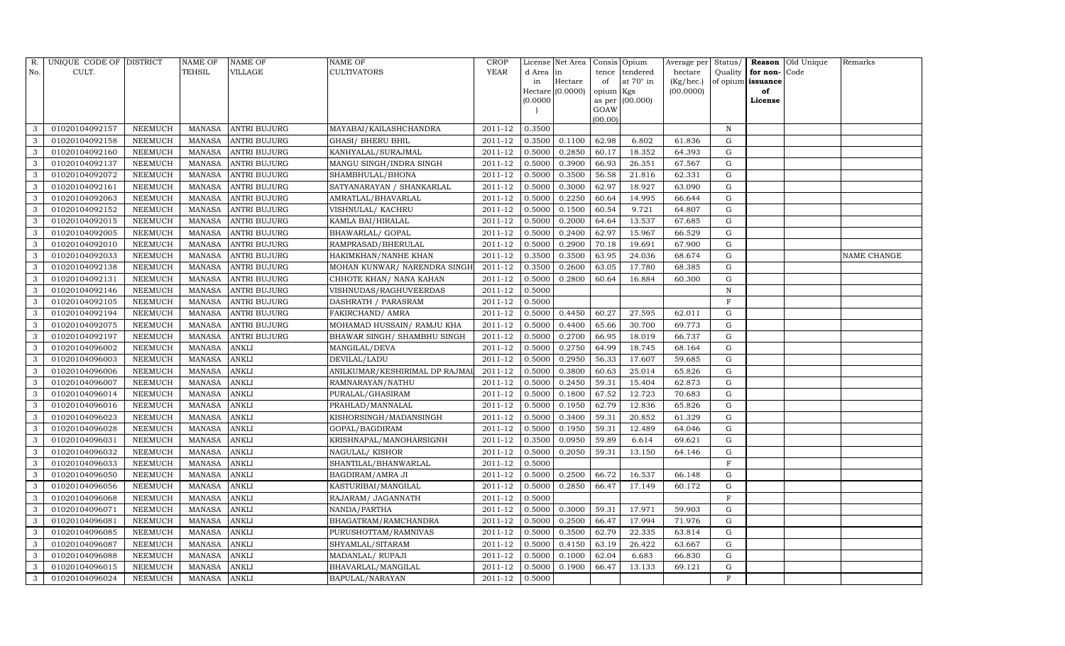| R. No. | UNIQUE CODE OF CULT. | DISTRICT | NAME OF TEHSIL | NAME OF VILLAGE | NAME OF CULTIVATORS | CROP YEAR | License d Area in Hectare (0.0000) | Net Area in Hectare (0.0000) | Consis tence of opium as per GOAW (00.00) | Opium tendered at 70° in Kgs (00.000) | Average per hectare (Kg/hec.) (00.0000) | Status/ Quality of opium | Reason for non-issuance of License | Old Unique Code | Remarks |
|---|---|---|---|---|---|---|---|---|---|---|---|---|---|---|---|
| 3 | 01020104092157 | NEEMUCH | MANASA | ANTRI BUJURG | MAYABAI/KAILASHCHANDRA | 2011-12 | 0.3500 | | | | | N | | | |
| 3 | 01020104092158 | NEEMUCH | MANASA | ANTRI BUJURG | GHASI/ BHERU BHIL | 2011-12 | 0.3500 | 0.1100 | 62.98 | 6.802 | 61.836 | G | | | |
| 3 | 01020104092160 | NEEMUCH | MANASA | ANTRI BUJURG | KANHYALAL/SURAJMAL | 2011-12 | 0.5000 | 0.2850 | 60.17 | 18.352 | 64.393 | G | | | |
| 3 | 01020104092137 | NEEMUCH | MANASA | ANTRI BUJURG | MANGU SINGH/INDRA SINGH | 2011-12 | 0.5000 | 0.3900 | 66.93 | 26.351 | 67.567 | G | | | |
| 3 | 01020104092072 | NEEMUCH | MANASA | ANTRI BUJURG | SHAMBHULAL/BHONA | 2011-12 | 0.5000 | 0.3500 | 56.58 | 21.816 | 62.331 | G | | | |
| 3 | 01020104092161 | NEEMUCH | MANASA | ANTRI BUJURG | SATYANARAYAN / SHANKARLAL | 2011-12 | 0.5000 | 0.3000 | 62.97 | 18.927 | 63.090 | G | | | |
| 3 | 01020104092063 | NEEMUCH | MANASA | ANTRI BUJURG | AMRATLAL/BHAVARLAL | 2011-12 | 0.5000 | 0.2250 | 60.64 | 14.995 | 66.644 | G | | | |
| 3 | 01020104092152 | NEEMUCH | MANASA | ANTRI BUJURG | VISHNULAL/ KACHRU | 2011-12 | 0.5000 | 0.1500 | 60.54 | 9.721 | 64.807 | G | | | |
| 3 | 01020104092015 | NEEMUCH | MANASA | ANTRI BUJURG | KAMLA BAI/HIRALAL | 2011-12 | 0.5000 | 0.2000 | 64.64 | 13.537 | 67.685 | G | | | |
| 3 | 01020104092005 | NEEMUCH | MANASA | ANTRI BUJURG | BHAWARLAL/ GOPAL | 2011-12 | 0.5000 | 0.2400 | 62.97 | 15.967 | 66.529 | G | | | |
| 3 | 01020104092010 | NEEMUCH | MANASA | ANTRI BUJURG | RAMPRASAD/BHERULAL | 2011-12 | 0.5000 | 0.2900 | 70.18 | 19.691 | 67.900 | G | | | |
| 3 | 01020104092033 | NEEMUCH | MANASA | ANTRI BUJURG | HAKIMKHAN/NANHE KHAN | 2011-12 | 0.3500 | 0.3500 | 63.95 | 24.036 | 68.674 | G | | | NAME CHANGE |
| 3 | 01020104092138 | NEEMUCH | MANASA | ANTRI BUJURG | MOHAN KUNWAR/ NARENDRA SINGH | 2011-12 | 0.3500 | 0.2600 | 63.05 | 17.780 | 68.385 | G | | | |
| 3 | 01020104092131 | NEEMUCH | MANASA | ANTRI BUJURG | CHHOTE KHAN/ NANA KAHAN | 2011-12 | 0.5000 | 0.2800 | 60.64 | 16.884 | 60.300 | G | | | |
| 3 | 01020104092146 | NEEMUCH | MANASA | ANTRI BUJURG | VISHNUDAS/RAGHUVEERDAS | 2011-12 | 0.5000 | | | | | N | | | |
| 3 | 01020104092105 | NEEMUCH | MANASA | ANTRI BUJURG | DASHRATH / PARASRAM | 2011-12 | 0.5000 | | | | | F | | | |
| 3 | 01020104092194 | NEEMUCH | MANASA | ANTRI BUJURG | FAKIRCHAND/ AMRA | 2011-12 | 0.5000 | 0.4450 | 60.27 | 27.595 | 62.011 | G | | | |
| 3 | 01020104092075 | NEEMUCH | MANASA | ANTRI BUJURG | MOHAMAD HUSSAIN/ RAMJU KHA | 2011-12 | 0.5000 | 0.4400 | 65.66 | 30.700 | 69.773 | G | | | |
| 3 | 01020104092197 | NEEMUCH | MANASA | ANTRI BUJURG | BHAWAR SINGH/ SHAMBHU SINGH | 2011-12 | 0.5000 | 0.2700 | 66.95 | 18.019 | 66.737 | G | | | |
| 3 | 01020104096002 | NEEMUCH | MANASA | ANKLI | MANGILAL/DEVA | 2011-12 | 0.5000 | 0.2750 | 64.99 | 18.745 | 68.164 | G | | | |
| 3 | 01020104096003 | NEEMUCH | MANASA | ANKLI | DEVILAL/LADU | 2011-12 | 0.5000 | 0.2950 | 56.33 | 17.607 | 59.685 | G | | | |
| 3 | 01020104096006 | NEEMUCH | MANASA | ANKLI | ANILKUMAR/KESHIRIMAL DP RAJMAL | 2011-12 | 0.5000 | 0.3800 | 60.63 | 25.014 | 65.826 | G | | | |
| 3 | 01020104096007 | NEEMUCH | MANASA | ANKLI | RAMNARAYAN/NATHU | 2011-12 | 0.5000 | 0.2450 | 59.31 | 15.404 | 62.873 | G | | | |
| 3 | 01020104096014 | NEEMUCH | MANASA | ANKLI | PURALAL/GHASIRAM | 2011-12 | 0.5000 | 0.1800 | 67.52 | 12.723 | 70.683 | G | | | |
| 3 | 01020104096016 | NEEMUCH | MANASA | ANKLI | PRAHLAD/MANNALAL | 2011-12 | 0.5000 | 0.1950 | 62.79 | 12.836 | 65.826 | G | | | |
| 3 | 01020104096023 | NEEMUCH | MANASA | ANKLI | KISHORSINGH/MADANSINGH | 2011-12 | 0.5000 | 0.3400 | 59.31 | 20.852 | 61.329 | G | | | |
| 3 | 01020104096028 | NEEMUCH | MANASA | ANKLI | GOPAL/BAGDIRAM | 2011-12 | 0.5000 | 0.1950 | 59.31 | 12.489 | 64.046 | G | | | |
| 3 | 01020104096031 | NEEMUCH | MANASA | ANKLI | KRISHNAPAL/MANOHARSIGNH | 2011-12 | 0.3500 | 0.0950 | 59.89 | 6.614 | 69.621 | G | | | |
| 3 | 01020104096032 | NEEMUCH | MANASA | ANKLI | NAGULAL/ KISHOR | 2011-12 | 0.5000 | 0.2050 | 59.31 | 13.150 | 64.146 | G | | | |
| 3 | 01020104096033 | NEEMUCH | MANASA | ANKLI | SHANTILAL/BHANWARLAL | 2011-12 | 0.5000 | | | | | F | | | |
| 3 | 01020104096050 | NEEMUCH | MANASA | ANKLI | BAGDIRAM/AMRA JI | 2011-12 | 0.5000 | 0.2500 | 66.72 | 16.537 | 66.148 | G | | | |
| 3 | 01020104096056 | NEEMUCH | MANASA | ANKLI | KASTURIBAI/MANGILAL | 2011-12 | 0.5000 | 0.2850 | 66.47 | 17.149 | 60.172 | G | | | |
| 3 | 01020104096068 | NEEMUCH | MANASA | ANKLI | RAJARAM/ JAGANNATH | 2011-12 | 0.5000 | | | | | F | | | |
| 3 | 01020104096071 | NEEMUCH | MANASA | ANKLI | NANDA/PARTHA | 2011-12 | 0.5000 | 0.3000 | 59.31 | 17.971 | 59.903 | G | | | |
| 3 | 01020104096081 | NEEMUCH | MANASA | ANKLI | BHAGATRAM/RAMCHANDRA | 2011-12 | 0.5000 | 0.2500 | 66.47 | 17.994 | 71.976 | G | | | |
| 3 | 01020104096085 | NEEMUCH | MANASA | ANKLI | PURUSHOTTAM/RAMNIVAS | 2011-12 | 0.5000 | 0.3500 | 62.79 | 22.335 | 63.814 | G | | | |
| 3 | 01020104096087 | NEEMUCH | MANASA | ANKLI | SHYAMLAL/SITARAM | 2011-12 | 0.5000 | 0.4150 | 63.19 | 26.422 | 63.667 | G | | | |
| 3 | 01020104096088 | NEEMUCH | MANASA | ANKLI | MADANLAL/ RUPAJI | 2011-12 | 0.5000 | 0.1000 | 62.04 | 6.683 | 66.830 | G | | | |
| 3 | 01020104096015 | NEEMUCH | MANASA | ANKLI | BHAVARLAL/MANGILAL | 2011-12 | 0.5000 | 0.1900 | 66.47 | 13.133 | 69.121 | G | | | |
| 3 | 01020104096024 | NEEMUCH | MANASA | ANKLI | BAPULAL/NARAYAN | 2011-12 | 0.5000 | | | | | F | | | |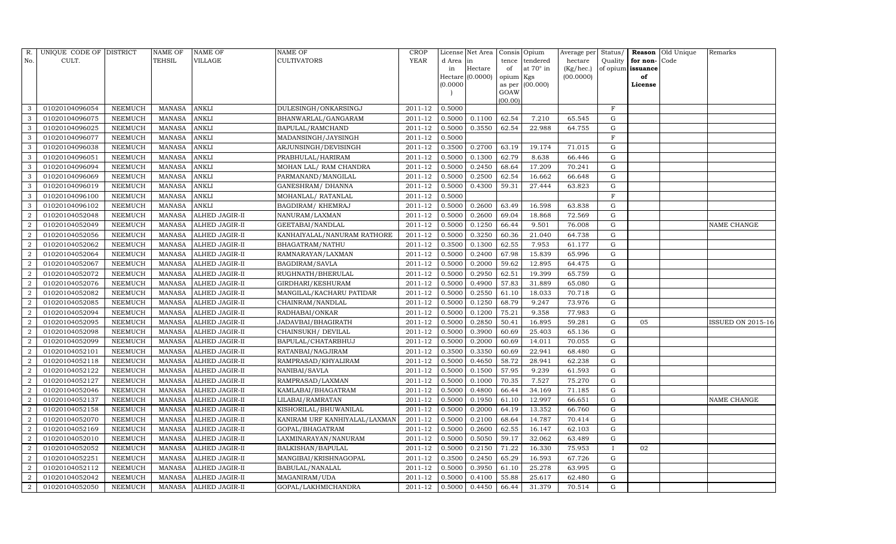| R. No. | UNIQUE CODE OF CULT. | DISTRICT | NAME OF TEHSIL | NAME OF VILLAGE | NAME OF CULTIVATORS | CROP YEAR | License d Area in Hectare (0.0000) | Net Area in Hectare (0.0000) | Consis tence of opium as per GOAW (00.00) | Opium tendered at 70° in Kgs (00.000) | Average per hectare (Kg/hec.) (00.0000) | Status/ Quality of opium | Reason for non-issuance of License | Old Unique Code | Remarks |
|---|---|---|---|---|---|---|---|---|---|---|---|---|---|---|---|
| 3 | 01020104096054 | NEEMUCH | MANASA | ANKLI | DULESINGH/ONKARSINGJ | 2011-12 | 0.5000 | | | | | F | | | |
| 3 | 01020104096075 | NEEMUCH | MANASA | ANKLI | BHANWARLAL/GANGARAM | 2011-12 | 0.5000 | 0.1100 | 62.54 | 7.210 | 65.545 | G | | | |
| 3 | 01020104096025 | NEEMUCH | MANASA | ANKLI | BAPULAL/RAMCHAND | 2011-12 | 0.5000 | 0.3550 | 62.54 | 22.988 | 64.755 | G | | | |
| 3 | 01020104096077 | NEEMUCH | MANASA | ANKLI | MADANSINGH/JAYSINGH | 2011-12 | 0.5000 | | | | | F | | | |
| 3 | 01020104096038 | NEEMUCH | MANASA | ANKLI | ARJUNSINGH/DEVISINGH | 2011-12 | 0.3500 | 0.2700 | 63.19 | 19.174 | 71.015 | G | | | |
| 3 | 01020104096051 | NEEMUCH | MANASA | ANKLI | PRABHULAL/HARIRAM | 2011-12 | 0.5000 | 0.1300 | 62.79 | 8.638 | 66.446 | G | | | |
| 3 | 01020104096094 | NEEMUCH | MANASA | ANKLI | MOHAN LAL/ RAM CHANDRA | 2011-12 | 0.5000 | 0.2450 | 68.64 | 17.209 | 70.241 | G | | | |
| 3 | 01020104096069 | NEEMUCH | MANASA | ANKLI | PARMANAND/MANGILAL | 2011-12 | 0.5000 | 0.2500 | 62.54 | 16.662 | 66.648 | G | | | |
| 3 | 01020104096019 | NEEMUCH | MANASA | ANKLI | GANESHRAM/ DHANNA | 2011-12 | 0.5000 | 0.4300 | 59.31 | 27.444 | 63.823 | G | | | |
| 3 | 01020104096100 | NEEMUCH | MANASA | ANKLI | MOHANLAL/ RATANLAL | 2011-12 | 0.5000 | | | | | F | | | |
| 3 | 01020104096102 | NEEMUCH | MANASA | ANKLI | BAGDIRAM/ KHEMRAJ | 2011-12 | 0.5000 | 0.2600 | 63.49 | 16.598 | 63.838 | G | | | |
| 2 | 01020104052048 | NEEMUCH | MANASA | ALHED JAGIR-II | NANURAM/LAXMAN | 2011-12 | 0.5000 | 0.2600 | 69.04 | 18.868 | 72.569 | G | | | |
| 2 | 01020104052049 | NEEMUCH | MANASA | ALHED JAGIR-II | GEETABAI/NANDLAL | 2011-12 | 0.5000 | 0.1250 | 66.44 | 9.501 | 76.008 | G | | | NAME CHANGE |
| 2 | 01020104052056 | NEEMUCH | MANASA | ALHED JAGIR-II | KANHAIYALAL/NANURAM RATHORE | 2011-12 | 0.5000 | 0.3250 | 60.36 | 21.040 | 64.738 | G | | | |
| 2 | 01020104052062 | NEEMUCH | MANASA | ALHED JAGIR-II | BHAGATRAM/NATHU | 2011-12 | 0.3500 | 0.1300 | 62.55 | 7.953 | 61.177 | G | | | |
| 2 | 01020104052064 | NEEMUCH | MANASA | ALHED JAGIR-II | RAMNARAYAN/LAXMAN | 2011-12 | 0.5000 | 0.2400 | 67.98 | 15.839 | 65.996 | G | | | |
| 2 | 01020104052067 | NEEMUCH | MANASA | ALHED JAGIR-II | BAGDIRAM/SAVLA | 2011-12 | 0.5000 | 0.2000 | 59.62 | 12.895 | 64.475 | G | | | |
| 2 | 01020104052072 | NEEMUCH | MANASA | ALHED JAGIR-II | RUGHNATH/BHERULAL | 2011-12 | 0.5000 | 0.2950 | 62.51 | 19.399 | 65.759 | G | | | |
| 2 | 01020104052076 | NEEMUCH | MANASA | ALHED JAGIR-II | GIRDHARI/KESHURAM | 2011-12 | 0.5000 | 0.4900 | 57.83 | 31.889 | 65.080 | G | | | |
| 2 | 01020104052082 | NEEMUCH | MANASA | ALHED JAGIR-II | MANGILAL/KACHARU PATIDAR | 2011-12 | 0.5000 | 0.2550 | 61.10 | 18.033 | 70.718 | G | | | |
| 2 | 01020104052085 | NEEMUCH | MANASA | ALHED JAGIR-II | CHAINRAM/NANDLAL | 2011-12 | 0.5000 | 0.1250 | 68.79 | 9.247 | 73.976 | G | | | |
| 2 | 01020104052094 | NEEMUCH | MANASA | ALHED JAGIR-II | RADHABAI/ONKAR | 2011-12 | 0.5000 | 0.1200 | 75.21 | 9.358 | 77.983 | G | | | |
| 2 | 01020104052095 | NEEMUCH | MANASA | ALHED JAGIR-II | JADAVBAI/BHAGIRATH | 2011-12 | 0.5000 | 0.2850 | 50.41 | 16.895 | 59.281 | G | 05 | | ISSUED ON 2015-16 |
| 2 | 01020104052098 | NEEMUCH | MANASA | ALHED JAGIR-II | CHAINSUKH/ DEVILAL | 2011-12 | 0.5000 | 0.3900 | 60.69 | 25.403 | 65.136 | G | | | |
| 2 | 01020104052099 | NEEMUCH | MANASA | ALHED JAGIR-II | BAPULAL/CHATARBHUJ | 2011-12 | 0.5000 | 0.2000 | 60.69 | 14.011 | 70.055 | G | | | |
| 2 | 01020104052101 | NEEMUCH | MANASA | ALHED JAGIR-II | RATANBAI/NAGJIRAM | 2011-12 | 0.3500 | 0.3350 | 60.69 | 22.941 | 68.480 | G | | | |
| 2 | 01020104052118 | NEEMUCH | MANASA | ALHED JAGIR-II | RAMPRASAD/KHYALIRAM | 2011-12 | 0.5000 | 0.4650 | 58.72 | 28.941 | 62.238 | G | | | |
| 2 | 01020104052122 | NEEMUCH | MANASA | ALHED JAGIR-II | NANIBAI/SAVLA | 2011-12 | 0.5000 | 0.1500 | 57.95 | 9.239 | 61.593 | G | | | |
| 2 | 01020104052127 | NEEMUCH | MANASA | ALHED JAGIR-II | RAMPRASAD/LAXMAN | 2011-12 | 0.5000 | 0.1000 | 70.35 | 7.527 | 75.270 | G | | | |
| 2 | 01020104052046 | NEEMUCH | MANASA | ALHED JAGIR-II | KAMLABAI/BHAGATRAM | 2011-12 | 0.5000 | 0.4800 | 66.44 | 34.169 | 71.185 | G | | | |
| 2 | 01020104052137 | NEEMUCH | MANASA | ALHED JAGIR-II | LILABAI/RAMRATAN | 2011-12 | 0.5000 | 0.1950 | 61.10 | 12.997 | 66.651 | G | | | NAME CHANGE |
| 2 | 01020104052158 | NEEMUCH | MANASA | ALHED JAGIR-II | KISHORILAL/BHUWANILAL | 2011-12 | 0.5000 | 0.2000 | 64.19 | 13.352 | 66.760 | G | | | |
| 2 | 01020104052070 | NEEMUCH | MANASA | ALHED JAGIR-II | KANIRAM URF KANHIYALAL/LAXMAN | 2011-12 | 0.5000 | 0.2100 | 68.64 | 14.787 | 70.414 | G | | | |
| 2 | 01020104052169 | NEEMUCH | MANASA | ALHED JAGIR-II | GOPAL/BHAGATRAM | 2011-12 | 0.5000 | 0.2600 | 62.55 | 16.147 | 62.103 | G | | | |
| 2 | 01020104052010 | NEEMUCH | MANASA | ALHED JAGIR-II | LAXMINARAYAN/NANURAM | 2011-12 | 0.5000 | 0.5050 | 59.17 | 32.062 | 63.489 | G | | | |
| 2 | 01020104052052 | NEEMUCH | MANASA | ALHED JAGIR-II | BALKISHAN/BAPULAL | 2011-12 | 0.5000 | 0.2150 | 71.22 | 16.330 | 75.953 | I | 02 | | |
| 2 | 01020104052251 | NEEMUCH | MANASA | ALHED JAGIR-II | MANGIBAI/KRISHNAGOPAL | 2011-12 | 0.3500 | 0.2450 | 65.29 | 16.593 | 67.726 | G | | | |
| 2 | 01020104052112 | NEEMUCH | MANASA | ALHED JAGIR-II | BABULAL/NANALAL | 2011-12 | 0.5000 | 0.3950 | 61.10 | 25.278 | 63.995 | G | | | |
| 2 | 01020104052042 | NEEMUCH | MANASA | ALHED JAGIR-II | MAGANIRAM/UDA | 2011-12 | 0.5000 | 0.4100 | 55.88 | 25.617 | 62.480 | G | | | |
| 2 | 01020104052050 | NEEMUCH | MANASA | ALHED JAGIR-II | GOPAL/LAKHMICHANDRA | 2011-12 | 0.5000 | 0.4450 | 66.44 | 31.379 | 70.514 | G | | | |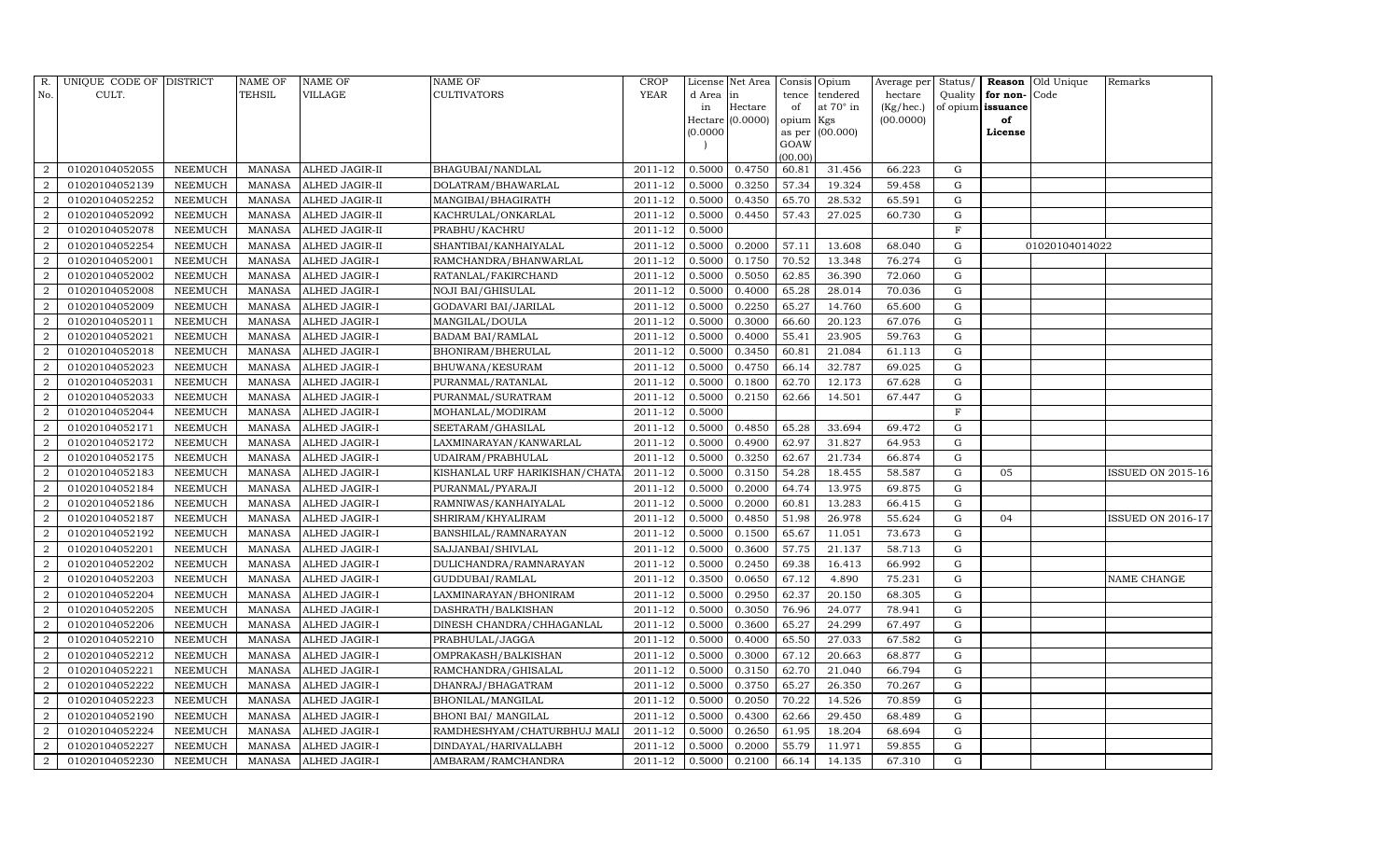| R. No. | UNIQUE CODE OF CULT. | DISTRICT | NAME OF TEHSIL | NAME OF VILLAGE | NAME OF CULTIVATORS | CROP YEAR | License d Area in Hectare (0.0000) | Net Area in Hectare (0.0000) | Consis tence of opium as per GOAW (00.00) | Opium tendered at 70° in Kgs (00.000) | Average per hectare (Kg/hec.) (00.0000) | Status/ Quality of opium | Reason for non-issuance of License | Old Unique Code | Remarks |
|---|---|---|---|---|---|---|---|---|---|---|---|---|---|---|---|
| 2 | 01020104052055 | NEEMUCH | MANASA | ALHED JAGIR-II | BHAGUBAI/NANDLAL | 2011-12 | 0.5000 | 0.4750 | 60.81 | 31.456 | 66.223 | G | | | |
| 2 | 01020104052139 | NEEMUCH | MANASA | ALHED JAGIR-II | DOLATRAM/BHAWARLAL | 2011-12 | 0.5000 | 0.3250 | 57.34 | 19.324 | 59.458 | G | | | |
| 2 | 01020104052252 | NEEMUCH | MANASA | ALHED JAGIR-II | MANGIBAI/BHAGIRATH | 2011-12 | 0.5000 | 0.4350 | 65.70 | 28.532 | 65.591 | G | | | |
| 2 | 01020104052092 | NEEMUCH | MANASA | ALHED JAGIR-II | KACHRULAL/ONKARLAL | 2011-12 | 0.5000 | 0.4450 | 57.43 | 27.025 | 60.730 | G | | | |
| 2 | 01020104052078 | NEEMUCH | MANASA | ALHED JAGIR-II | PRABHU/KACHRU | 2011-12 | 0.5000 | | | | | F | | | |
| 2 | 01020104052254 | NEEMUCH | MANASA | ALHED JAGIR-II | SHANTIBAI/KANHAIYALAL | 2011-12 | 0.5000 | 0.2000 | 57.11 | 13.608 | 68.040 | G | | 01020104014022 | |
| 2 | 01020104052001 | NEEMUCH | MANASA | ALHED JAGIR-I | RAMCHANDRA/BHANWARLAL | 2011-12 | 0.5000 | 0.1750 | 70.52 | 13.348 | 76.274 | G | | | |
| 2 | 01020104052002 | NEEMUCH | MANASA | ALHED JAGIR-I | RATANLAL/FAKIRCHAND | 2011-12 | 0.5000 | 0.5050 | 62.85 | 36.390 | 72.060 | G | | | |
| 2 | 01020104052008 | NEEMUCH | MANASA | ALHED JAGIR-I | NOJI BAI/GHISULAL | 2011-12 | 0.5000 | 0.4000 | 65.28 | 28.014 | 70.036 | G | | | |
| 2 | 01020104052009 | NEEMUCH | MANASA | ALHED JAGIR-I | GODAVARI BAI/JARILAL | 2011-12 | 0.5000 | 0.2250 | 65.27 | 14.760 | 65.600 | G | | | |
| 2 | 01020104052011 | NEEMUCH | MANASA | ALHED JAGIR-I | MANGILAL/DOULA | 2011-12 | 0.5000 | 0.3000 | 66.60 | 20.123 | 67.076 | G | | | |
| 2 | 01020104052021 | NEEMUCH | MANASA | ALHED JAGIR-I | BADAM BAI/RAMLAL | 2011-12 | 0.5000 | 0.4000 | 55.41 | 23.905 | 59.763 | G | | | |
| 2 | 01020104052018 | NEEMUCH | MANASA | ALHED JAGIR-I | BHONIRAM/BHERULAL | 2011-12 | 0.5000 | 0.3450 | 60.81 | 21.084 | 61.113 | G | | | |
| 2 | 01020104052023 | NEEMUCH | MANASA | ALHED JAGIR-I | BHUWANA/KESURAM | 2011-12 | 0.5000 | 0.4750 | 66.14 | 32.787 | 69.025 | G | | | |
| 2 | 01020104052031 | NEEMUCH | MANASA | ALHED JAGIR-I | PURANMAL/RATANLAL | 2011-12 | 0.5000 | 0.1800 | 62.70 | 12.173 | 67.628 | G | | | |
| 2 | 01020104052033 | NEEMUCH | MANASA | ALHED JAGIR-I | PURANMAL/SURATRAM | 2011-12 | 0.5000 | 0.2150 | 62.66 | 14.501 | 67.447 | G | | | |
| 2 | 01020104052044 | NEEMUCH | MANASA | ALHED JAGIR-I | MOHANLAL/MODIRAM | 2011-12 | 0.5000 | | | | | F | | | |
| 2 | 01020104052171 | NEEMUCH | MANASA | ALHED JAGIR-I | SEETARAM/GHASILAL | 2011-12 | 0.5000 | 0.4850 | 65.28 | 33.694 | 69.472 | G | | | |
| 2 | 01020104052172 | NEEMUCH | MANASA | ALHED JAGIR-I | LAXMINARAYAN/KANWARLAL | 2011-12 | 0.5000 | 0.4900 | 62.97 | 31.827 | 64.953 | G | | | |
| 2 | 01020104052175 | NEEMUCH | MANASA | ALHED JAGIR-I | UDAIRAM/PRABHULAL | 2011-12 | 0.5000 | 0.3250 | 62.67 | 21.734 | 66.874 | G | | | |
| 2 | 01020104052183 | NEEMUCH | MANASA | ALHED JAGIR-I | KISHANLAL URF HARIKISHAN/CHATA | 2011-12 | 0.5000 | 0.3150 | 54.28 | 18.455 | 58.587 | G | 05 | | ISSUED ON 2015-16 |
| 2 | 01020104052184 | NEEMUCH | MANASA | ALHED JAGIR-I | PURANMAL/PYARAJI | 2011-12 | 0.5000 | 0.2000 | 64.74 | 13.975 | 69.875 | G | | | |
| 2 | 01020104052186 | NEEMUCH | MANASA | ALHED JAGIR-I | RAMNIWAS/KANHAIYALAL | 2011-12 | 0.5000 | 0.2000 | 60.81 | 13.283 | 66.415 | G | | | |
| 2 | 01020104052187 | NEEMUCH | MANASA | ALHED JAGIR-I | SHRIRAM/KHYALIRAM | 2011-12 | 0.5000 | 0.4850 | 51.98 | 26.978 | 55.624 | G | 04 | | ISSUED ON 2016-17 |
| 2 | 01020104052192 | NEEMUCH | MANASA | ALHED JAGIR-I | BANSHILAL/RAMNARAYAN | 2011-12 | 0.5000 | 0.1500 | 65.67 | 11.051 | 73.673 | G | | | |
| 2 | 01020104052201 | NEEMUCH | MANASA | ALHED JAGIR-I | SAJJANBAI/SHIVLAL | 2011-12 | 0.5000 | 0.3600 | 57.75 | 21.137 | 58.713 | G | | | |
| 2 | 01020104052202 | NEEMUCH | MANASA | ALHED JAGIR-I | DULICHANDRA/RAMNARAYAN | 2011-12 | 0.5000 | 0.2450 | 69.38 | 16.413 | 66.992 | G | | | |
| 2 | 01020104052203 | NEEMUCH | MANASA | ALHED JAGIR-I | GUDDUBAI/RAMLAL | 2011-12 | 0.3500 | 0.0650 | 67.12 | 4.890 | 75.231 | G | | | NAME CHANGE |
| 2 | 01020104052204 | NEEMUCH | MANASA | ALHED JAGIR-I | LAXMINARAYAN/BHONIRAM | 2011-12 | 0.5000 | 0.2950 | 62.37 | 20.150 | 68.305 | G | | | |
| 2 | 01020104052205 | NEEMUCH | MANASA | ALHED JAGIR-I | DASHRATH/BALKISHAN | 2011-12 | 0.5000 | 0.3050 | 76.96 | 24.077 | 78.941 | G | | | |
| 2 | 01020104052206 | NEEMUCH | MANASA | ALHED JAGIR-I | DINESH CHANDRA/CHHAGANLAL | 2011-12 | 0.5000 | 0.3600 | 65.27 | 24.299 | 67.497 | G | | | |
| 2 | 01020104052210 | NEEMUCH | MANASA | ALHED JAGIR-I | PRABHULAL/JAGGA | 2011-12 | 0.5000 | 0.4000 | 65.50 | 27.033 | 67.582 | G | | | |
| 2 | 01020104052212 | NEEMUCH | MANASA | ALHED JAGIR-I | OMPRAKASH/BALKISHAN | 2011-12 | 0.5000 | 0.3000 | 67.12 | 20.663 | 68.877 | G | | | |
| 2 | 01020104052221 | NEEMUCH | MANASA | ALHED JAGIR-I | RAMCHANDRA/GHISALAL | 2011-12 | 0.5000 | 0.3150 | 62.70 | 21.040 | 66.794 | G | | | |
| 2 | 01020104052222 | NEEMUCH | MANASA | ALHED JAGIR-I | DHANRAJ/BHAGATRAM | 2011-12 | 0.5000 | 0.3750 | 65.27 | 26.350 | 70.267 | G | | | |
| 2 | 01020104052223 | NEEMUCH | MANASA | ALHED JAGIR-I | BHONILAL/MANGILAL | 2011-12 | 0.5000 | 0.2050 | 70.22 | 14.526 | 70.859 | G | | | |
| 2 | 01020104052190 | NEEMUCH | MANASA | ALHED JAGIR-I | BHONI BAI/ MANGILAL | 2011-12 | 0.5000 | 0.4300 | 62.66 | 29.450 | 68.489 | G | | | |
| 2 | 01020104052224 | NEEMUCH | MANASA | ALHED JAGIR-I | RAMDHESHYAM/CHATURBHUJ MALI | 2011-12 | 0.5000 | 0.2650 | 61.95 | 18.204 | 68.694 | G | | | |
| 2 | 01020104052227 | NEEMUCH | MANASA | ALHED JAGIR-I | DINDAYAL/HARIVALLABH | 2011-12 | 0.5000 | 0.2000 | 55.79 | 11.971 | 59.855 | G | | | |
| 2 | 01020104052230 | NEEMUCH | MANASA | ALHED JAGIR-I | AMBARAM/RAMCHANDRA | 2011-12 | 0.5000 | 0.2100 | 66.14 | 14.135 | 67.310 | G | | | |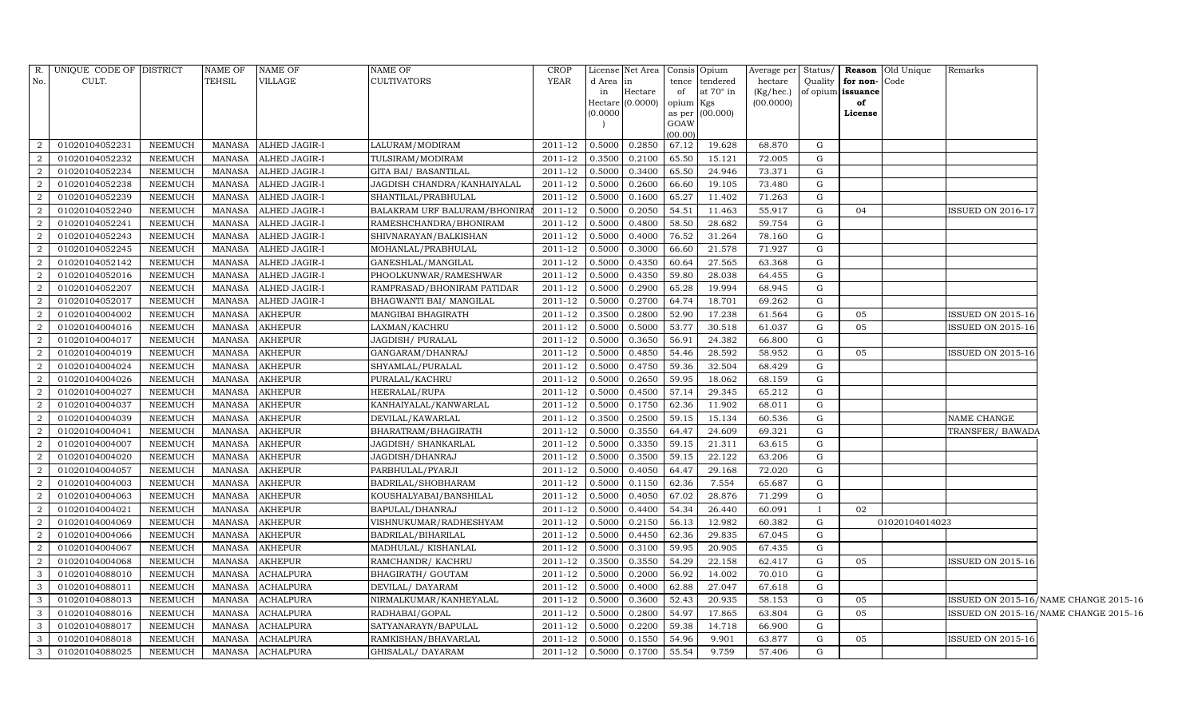| R. No. | UNIQUE CODE OF CULT. | DISTRICT | NAME OF TEHSIL | NAME OF VILLAGE | NAME OF CULTIVATORS | CROP YEAR | License d Area in Hectare (0.0000) | Net Area in Hectare (0.0000) | Consis tence of opium as per GOAW (00.00) | Opium tendered at 70° in Kgs (00.000) | Average per hectare (Kg/hec.) (00.0000) | Status/ Quality of opium | Reason for non-issuance of License | Old Unique Code | Remarks |
|---|---|---|---|---|---|---|---|---|---|---|---|---|---|---|---|
| 2 | 01020104052231 | NEEMUCH | MANASA | ALHED JAGIR-I | LALURAM/MODIRAM | 2011-12 | 0.5000 | 0.2850 | 67.12 | 19.628 | 68.870 | G | | | |
| 2 | 01020104052232 | NEEMUCH | MANASA | ALHED JAGIR-I | TULSIRAM/MODIRAM | 2011-12 | 0.3500 | 0.2100 | 65.50 | 15.121 | 72.005 | G | | | |
| 2 | 01020104052234 | NEEMUCH | MANASA | ALHED JAGIR-I | GITA BAI/ BASANTILAL | 2011-12 | 0.5000 | 0.3400 | 65.50 | 24.946 | 73.371 | G | | | |
| 2 | 01020104052238 | NEEMUCH | MANASA | ALHED JAGIR-I | JAGDISH CHANDRA/KANHAIYALAL | 2011-12 | 0.5000 | 0.2600 | 66.60 | 19.105 | 73.480 | G | | | |
| 2 | 01020104052239 | NEEMUCH | MANASA | ALHED JAGIR-I | SHANTILAL/PRABHULAL | 2011-12 | 0.5000 | 0.1600 | 65.27 | 11.402 | 71.263 | G | | | |
| 2 | 01020104052240 | NEEMUCH | MANASA | ALHED JAGIR-I | BALAKRAM URF BALURAM/BHONIRAM | 2011-12 | 0.5000 | 0.2050 | 54.51 | 11.463 | 55.917 | G | 04 | | ISSUED ON 2016-17 |
| 2 | 01020104052241 | NEEMUCH | MANASA | ALHED JAGIR-I | RAMESHCHANDRA/BHONIRAM | 2011-12 | 0.5000 | 0.4800 | 58.50 | 28.682 | 59.754 | G | | | |
| 2 | 01020104052243 | NEEMUCH | MANASA | ALHED JAGIR-I | SHIVNARAYAN/BALKISHAN | 2011-12 | 0.5000 | 0.4000 | 76.52 | 31.264 | 78.160 | G | | | |
| 2 | 01020104052245 | NEEMUCH | MANASA | ALHED JAGIR-I | MOHANLAL/PRABHULAL | 2011-12 | 0.5000 | 0.3000 | 66.60 | 21.578 | 71.927 | G | | | |
| 2 | 01020104052142 | NEEMUCH | MANASA | ALHED JAGIR-I | GANESHLAL/MANGILAL | 2011-12 | 0.5000 | 0.4350 | 60.64 | 27.565 | 63.368 | G | | | |
| 2 | 01020104052016 | NEEMUCH | MANASA | ALHED JAGIR-I | PHOOLKUNWAR/RAMESHWAR | 2011-12 | 0.5000 | 0.4350 | 59.80 | 28.038 | 64.455 | G | | | |
| 2 | 01020104052207 | NEEMUCH | MANASA | ALHED JAGIR-I | RAMPRASAD/BHONIRAM PATIDAR | 2011-12 | 0.5000 | 0.2900 | 65.28 | 19.994 | 68.945 | G | | | |
| 2 | 01020104052017 | NEEMUCH | MANASA | ALHED JAGIR-I | BHAGWANTI BAI/ MANGILAL | 2011-12 | 0.5000 | 0.2700 | 64.74 | 18.701 | 69.262 | G | | | |
| 2 | 01020104004002 | NEEMUCH | MANASA | AKHEPUR | MANGIBAI BHAGIRATH | 2011-12 | 0.3500 | 0.2800 | 52.90 | 17.238 | 61.564 | G | 05 | | ISSUED ON 2015-16 |
| 2 | 01020104004016 | NEEMUCH | MANASA | AKHEPUR | LAXMAN/KACHRU | 2011-12 | 0.5000 | 0.5000 | 53.77 | 30.518 | 61.037 | G | 05 | | ISSUED ON 2015-16 |
| 2 | 01020104004017 | NEEMUCH | MANASA | AKHEPUR | JAGDISH/ PURALAL | 2011-12 | 0.5000 | 0.3650 | 56.91 | 24.382 | 66.800 | G | | | |
| 2 | 01020104004019 | NEEMUCH | MANASA | AKHEPUR | GANGARAM/DHANRAJ | 2011-12 | 0.5000 | 0.4850 | 54.46 | 28.592 | 58.952 | G | 05 | | ISSUED ON 2015-16 |
| 2 | 01020104004024 | NEEMUCH | MANASA | AKHEPUR | SHYAMLAL/PURALAL | 2011-12 | 0.5000 | 0.4750 | 59.36 | 32.504 | 68.429 | G | | | |
| 2 | 01020104004026 | NEEMUCH | MANASA | AKHEPUR | PURALAL/KACHRU | 2011-12 | 0.5000 | 0.2650 | 59.95 | 18.062 | 68.159 | G | | | |
| 2 | 01020104004027 | NEEMUCH | MANASA | AKHEPUR | HEERALAL/RUPA | 2011-12 | 0.5000 | 0.4500 | 57.14 | 29.345 | 65.212 | G | | | |
| 2 | 01020104004037 | NEEMUCH | MANASA | AKHEPUR | KANHAIYALAL/KANWARLAL | 2011-12 | 0.5000 | 0.1750 | 62.36 | 11.902 | 68.011 | G | | | |
| 2 | 01020104004039 | NEEMUCH | MANASA | AKHEPUR | DEVILAL/KAWARLAL | 2011-12 | 0.3500 | 0.2500 | 59.15 | 15.134 | 60.536 | G | | | NAME CHANGE |
| 2 | 01020104004041 | NEEMUCH | MANASA | AKHEPUR | BHARATRAM/BHAGIRATH | 2011-12 | 0.5000 | 0.3550 | 64.47 | 24.609 | 69.321 | G | | | TRANSFER/ BAWADA |
| 2 | 01020104004007 | NEEMUCH | MANASA | AKHEPUR | JAGDISH/ SHANKARLAL | 2011-12 | 0.5000 | 0.3350 | 59.15 | 21.311 | 63.615 | G | | | |
| 2 | 01020104004020 | NEEMUCH | MANASA | AKHEPUR | JAGDISH/DHANRAJ | 2011-12 | 0.5000 | 0.3500 | 59.15 | 22.122 | 63.206 | G | | | |
| 2 | 01020104004057 | NEEMUCH | MANASA | AKHEPUR | PARBHULAL/PYARJI | 2011-12 | 0.5000 | 0.4050 | 64.47 | 29.168 | 72.020 | G | | | |
| 2 | 01020104004003 | NEEMUCH | MANASA | AKHEPUR | BADRILAL/SHOBHARAM | 2011-12 | 0.5000 | 0.1150 | 62.36 | 7.554 | 65.687 | G | | | |
| 2 | 01020104004063 | NEEMUCH | MANASA | AKHEPUR | KOUSHALYABAI/BANSHILAL | 2011-12 | 0.5000 | 0.4050 | 67.02 | 28.876 | 71.299 | G | | | |
| 2 | 01020104004021 | NEEMUCH | MANASA | AKHEPUR | BAPULAL/DHANRAJ | 2011-12 | 0.5000 | 0.4400 | 54.34 | 26.440 | 60.091 | I | 02 | | |
| 2 | 01020104004069 | NEEMUCH | MANASA | AKHEPUR | VISHNUKUMAR/RADHESHYAM | 2011-12 | 0.5000 | 0.2150 | 56.13 | 12.982 | 60.382 | G | | 01020104014023 | |
| 2 | 01020104004066 | NEEMUCH | MANASA | AKHEPUR | BADRILAL/BIHARILAL | 2011-12 | 0.5000 | 0.4450 | 62.36 | 29.835 | 67.045 | G | | | |
| 2 | 01020104004067 | NEEMUCH | MANASA | AKHEPUR | MADHULAL/ KISHANLAL | 2011-12 | 0.5000 | 0.3100 | 59.95 | 20.905 | 67.435 | G | | | |
| 2 | 01020104004068 | NEEMUCH | MANASA | AKHEPUR | RAMCHANDR/ KACHRU | 2011-12 | 0.3500 | 0.3550 | 54.29 | 22.158 | 62.417 | G | 05 | | ISSUED ON 2015-16 |
| 3 | 01020104088010 | NEEMUCH | MANASA | ACHALPURA | BHAGIRATH/ GOUTAM | 2011-12 | 0.5000 | 0.2000 | 56.92 | 14.002 | 70.010 | G | | | |
| 3 | 01020104088011 | NEEMUCH | MANASA | ACHALPURA | DEVILAL/ DAYARAM | 2011-12 | 0.5000 | 0.4000 | 62.88 | 27.047 | 67.618 | G | | | |
| 3 | 01020104088013 | NEEMUCH | MANASA | ACHALPURA | NIRMALKUMAR/KANHEYALAL | 2011-12 | 0.5000 | 0.3600 | 52.43 | 20.935 | 58.153 | G | 05 | | ISSUED ON 2015-16/NAME CHANGE 2015-16 |
| 3 | 01020104088016 | NEEMUCH | MANASA | ACHALPURA | RADHABAI/GOPAL | 2011-12 | 0.5000 | 0.2800 | 54.97 | 17.865 | 63.804 | G | 05 | | ISSUED ON 2015-16/NAME CHANGE 2015-16 |
| 3 | 01020104088017 | NEEMUCH | MANASA | ACHALPURA | SATYANARAYN/BAPULAL | 2011-12 | 0.5000 | 0.2200 | 59.38 | 14.718 | 66.900 | G | | | |
| 3 | 01020104088018 | NEEMUCH | MANASA | ACHALPURA | RAMKISHAN/BHAVARLAL | 2011-12 | 0.5000 | 0.1550 | 54.96 | 9.901 | 63.877 | G | 05 | | ISSUED ON 2015-16 |
| 3 | 01020104088025 | NEEMUCH | MANASA | ACHALPURA | GHISALAL/ DAYARAM | 2011-12 | 0.5000 | 0.1700 | 55.54 | 9.759 | 57.406 | G | | | |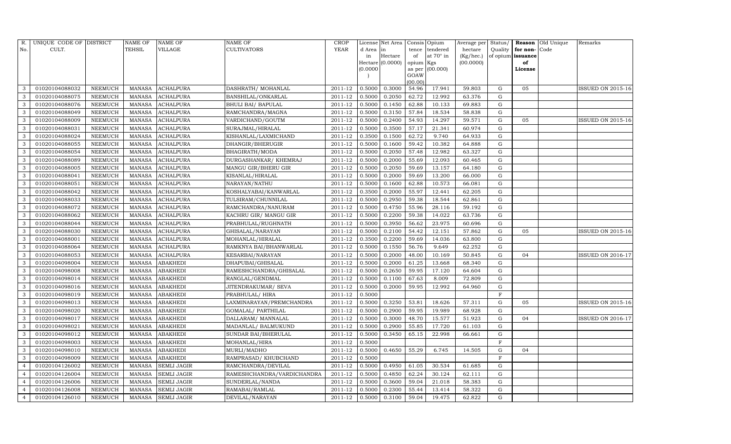| R. No. | UNIQUE CODE OF CULT. | DISTRICT | NAME OF TEHSIL | NAME OF VILLAGE | NAME OF CULTIVATORS | CROP YEAR | License d Area in Hectare (0.0000) | Net Area in Hectare (0.0000) | Consis tence of opium as per GOAW (00.00) | Opium tendered at 70° in Kgs (00.000) | Average per hectare (Kg/hec.) (00.0000) | Status/ Quality of opium | Reason for non-issuance of License | Old Unique Code | Remarks |
|---|---|---|---|---|---|---|---|---|---|---|---|---|---|---|---|
| 3 | 01020104088032 | NEEMUCH | MANASA | ACHALPURA | DASHRATH/ MOHANLAL | 2011-12 | 0.5000 | 0.3000 | 54.96 | 17.941 | 59.803 | G | 05 | | ISSUED ON 2015-16 |
| 3 | 01020104088075 | NEEMUCH | MANASA | ACHALPURA | BANSHILAL/ONKARLAL | 2011-12 | 0.5000 | 0.2050 | 62.72 | 12.992 | 63.376 | G | | | |
| 3 | 01020104088076 | NEEMUCH | MANASA | ACHALPURA | BHULI BAI/ BAPULAL | 2011-12 | 0.5000 | 0.1450 | 62.88 | 10.133 | 69.883 | G | | | |
| 3 | 01020104088049 | NEEMUCH | MANASA | ACHALPURA | RAMCHANDRA/MAGNA | 2011-12 | 0.5000 | 0.3150 | 57.84 | 18.534 | 58.838 | G | | | |
| 3 | 01020104088009 | NEEMUCH | MANASA | ACHALPURA | VARDICHAND/GOUTM | 2011-12 | 0.5000 | 0.2400 | 54.93 | 14.297 | 59.571 | G | 05 | | ISSUED ON 2015-16 |
| 3 | 01020104088031 | NEEMUCH | MANASA | ACHALPURA | SURAJMAL/HIRALAL | 2011-12 | 0.5000 | 0.3500 | 57.17 | 21.341 | 60.974 | G | | | |
| 3 | 01020104088024 | NEEMUCH | MANASA | ACHALPURA | KISHANLAL/LAXMICHAND | 2011-12 | 0.3500 | 0.1500 | 62.72 | 9.740 | 64.933 | G | | | |
| 3 | 01020104088055 | NEEMUCH | MANASA | ACHALPURA | DHANGIR/BHERUGIR | 2011-12 | 0.5000 | 0.1600 | 59.42 | 10.382 | 64.888 | G | | | |
| 3 | 01020104088054 | NEEMUCH | MANASA | ACHALPURA | BHAGIRATH/MODA | 2011-12 | 0.5000 | 0.2050 | 57.48 | 12.982 | 63.327 | G | | | |
| 3 | 01020104088089 | NEEMUCH | MANASA | ACHALPURA | DURGASHANKAR/ KHEMRAJ | 2011-12 | 0.5000 | 0.2000 | 55.69 | 12.093 | 60.465 | G | | | |
| 3 | 01020104088005 | NEEMUCH | MANASA | ACHALPURA | MANGU GIR/BHERU GIR | 2011-12 | 0.5000 | 0.2050 | 59.69 | 13.157 | 64.180 | G | | | |
| 3 | 01020104088041 | NEEMUCH | MANASA | ACHALPURA | KISANLAL/HIRALAL | 2011-12 | 0.5000 | 0.2000 | 59.69 | 13.200 | 66.000 | G | | | |
| 3 | 01020104088051 | NEEMUCH | MANASA | ACHALPURA | NARAYAN/NATHU | 2011-12 | 0.5000 | 0.1600 | 62.88 | 10.573 | 66.081 | G | | | |
| 3 | 01020104088042 | NEEMUCH | MANASA | ACHALPURA | KOSHALYABAI/KANWARLAL | 2011-12 | 0.3500 | 0.2000 | 55.97 | 12.441 | 62.205 | G | | | |
| 3 | 01020104088033 | NEEMUCH | MANASA | ACHALPURA | TULSIRAM/CHUNNILAL | 2011-12 | 0.5000 | 0.2950 | 59.38 | 18.544 | 62.861 | G | | | |
| 3 | 01020104088072 | NEEMUCH | MANASA | ACHALPURA | RAMCHANDRA/NANURAM | 2011-12 | 0.5000 | 0.4750 | 55.96 | 28.116 | 59.192 | G | | | |
| 3 | 01020104088062 | NEEMUCH | MANASA | ACHALPURA | KACHRU GIR/ MANGU GIR | 2011-12 | 0.5000 | 0.2200 | 59.38 | 14.022 | 63.736 | G | | | |
| 3 | 01020104088044 | NEEMUCH | MANASA | ACHALPURA | PRABHULAL/RUGHNATH | 2011-12 | 0.5000 | 0.3950 | 56.62 | 23.975 | 60.696 | G | | | |
| 3 | 01020104088030 | NEEMUCH | MANASA | ACHALPURA | GHISALAL/NARAYAN | 2011-12 | 0.5000 | 0.2100 | 54.42 | 12.151 | 57.862 | G | 05 | | ISSUED ON 2015-16 |
| 3 | 01020104088001 | NEEMUCH | MANASA | ACHALPURA | MOHANLAL/HIRALAL | 2011-12 | 0.3500 | 0.2200 | 59.69 | 14.036 | 63.800 | G | | | |
| 3 | 01020104088064 | NEEMUCH | MANASA | ACHALPURA | RAMKNYA BAI/BHANWARLAL | 2011-12 | 0.5000 | 0.1550 | 56.76 | 9.649 | 62.252 | G | | | |
| 3 | 01020104088053 | NEEMUCH | MANASA | ACHALPURA | KESARBAI/NARAYAN | 2011-12 | 0.5000 | 0.2000 | 48.00 | 10.169 | 50.845 | G | 04 | | ISSUED ON 2016-17 |
| 3 | 01020104098004 | NEEMUCH | MANASA | ABAKHEDI | DHAPUBAI/GHISALAL | 2011-12 | 0.5000 | 0.2000 | 61.25 | 13.668 | 68.340 | G | | | |
| 3 | 01020104098008 | NEEMUCH | MANASA | ABAKHEDI | RAMESHCHANDRA/GHISALAL | 2011-12 | 0.5000 | 0.2650 | 59.95 | 17.120 | 64.604 | G | | | |
| 3 | 01020104098014 | NEEMUCH | MANASA | ABAKHEDI | RANGLAL/GENDMAL | 2011-12 | 0.5000 | 0.1100 | 67.63 | 8.009 | 72.809 | G | | | |
| 3 | 01020104098016 | NEEMUCH | MANASA | ABAKHEDI | JITENDRAKUMAR/ SEVA | 2011-12 | 0.5000 | 0.2000 | 59.95 | 12.992 | 64.960 | G | | | |
| 3 | 01020104098019 | NEEMUCH | MANASA | ABAKHEDI | PRABHULAL/ HIRA | 2011-12 | 0.5000 | | | | | F | | | |
| 3 | 01020104098013 | NEEMUCH | MANASA | ABAKHEDI | LAXMINARAYAN/PREMCHANDRA | 2011-12 | 0.5000 | 0.3250 | 53.81 | 18.626 | 57.311 | G | 05 | | ISSUED ON 2015-16 |
| 3 | 01020104098020 | NEEMUCH | MANASA | ABAKHEDI | GOMALAL/ PARTHILAL | 2011-12 | 0.5000 | 0.2900 | 59.95 | 19.989 | 68.928 | G | | | |
| 3 | 01020104098017 | NEEMUCH | MANASA | ABAKHEDI | DALLARAM/ MANNALAL | 2011-12 | 0.5000 | 0.3000 | 48.70 | 15.577 | 51.923 | G | 04 | | ISSUED ON 2016-17 |
| 3 | 01020104098021 | NEEMUCH | MANASA | ABAKHEDI | MADANLAL/ BALMUKUND | 2011-12 | 0.5000 | 0.2900 | 55.85 | 17.720 | 61.103 | G | | | |
| 3 | 01020104098012 | NEEMUCH | MANASA | ABAKHEDI | SUNDAR BAI/BHERULAL | 2011-12 | 0.5000 | 0.3450 | 65.15 | 22.998 | 66.661 | G | | | |
| 3 | 01020104098003 | NEEMUCH | MANASA | ABAKHEDI | MOHANLAL/HIRA | 2011-12 | 0.5000 | | | | | F | | | |
| 3 | 01020104098010 | NEEMUCH | MANASA | ABAKHEDI | MURLI/MADHO | 2011-12 | 0.5000 | 0.4650 | 55.29 | 6.745 | 14.505 | G | 04 | | |
| 3 | 01020104098009 | NEEMUCH | MANASA | ABAKHEDI | RAMPRASAD/ KHUBCHAND | 2011-12 | 0.5000 | | | | | F | | | |
| 4 | 01020104126002 | NEEMUCH | MANASA | SEMLI JAGIR | RAMCHANDRA/DEVILAL | 2011-12 | 0.5000 | 0.4950 | 61.05 | 30.534 | 61.685 | G | | | |
| 4 | 01020104126004 | NEEMUCH | MANASA | SEMLI JAGIR | RAMESHCHANDRA/VARDICHANDRA | 2011-12 | 0.5000 | 0.4850 | 62.24 | 30.124 | 62.111 | G | | | |
| 4 | 01020104126006 | NEEMUCH | MANASA | SEMLI JAGIR | SUNDERLAL/NANDA | 2011-12 | 0.5000 | 0.3600 | 59.04 | 21.018 | 58.383 | G | | | |
| 4 | 01020104126008 | NEEMUCH | MANASA | SEMLI JAGIR | RAMABAI/RAMLAL | 2011-12 | 0.5000 | 0.2300 | 55.44 | 13.414 | 58.322 | G | | | |
| 4 | 01020104126010 | NEEMUCH | MANASA | SEMLI JAGIR | DEVILAL/NARAYAN | 2011-12 | 0.5000 | 0.3100 | 59.04 | 19.475 | 62.822 | G | | | |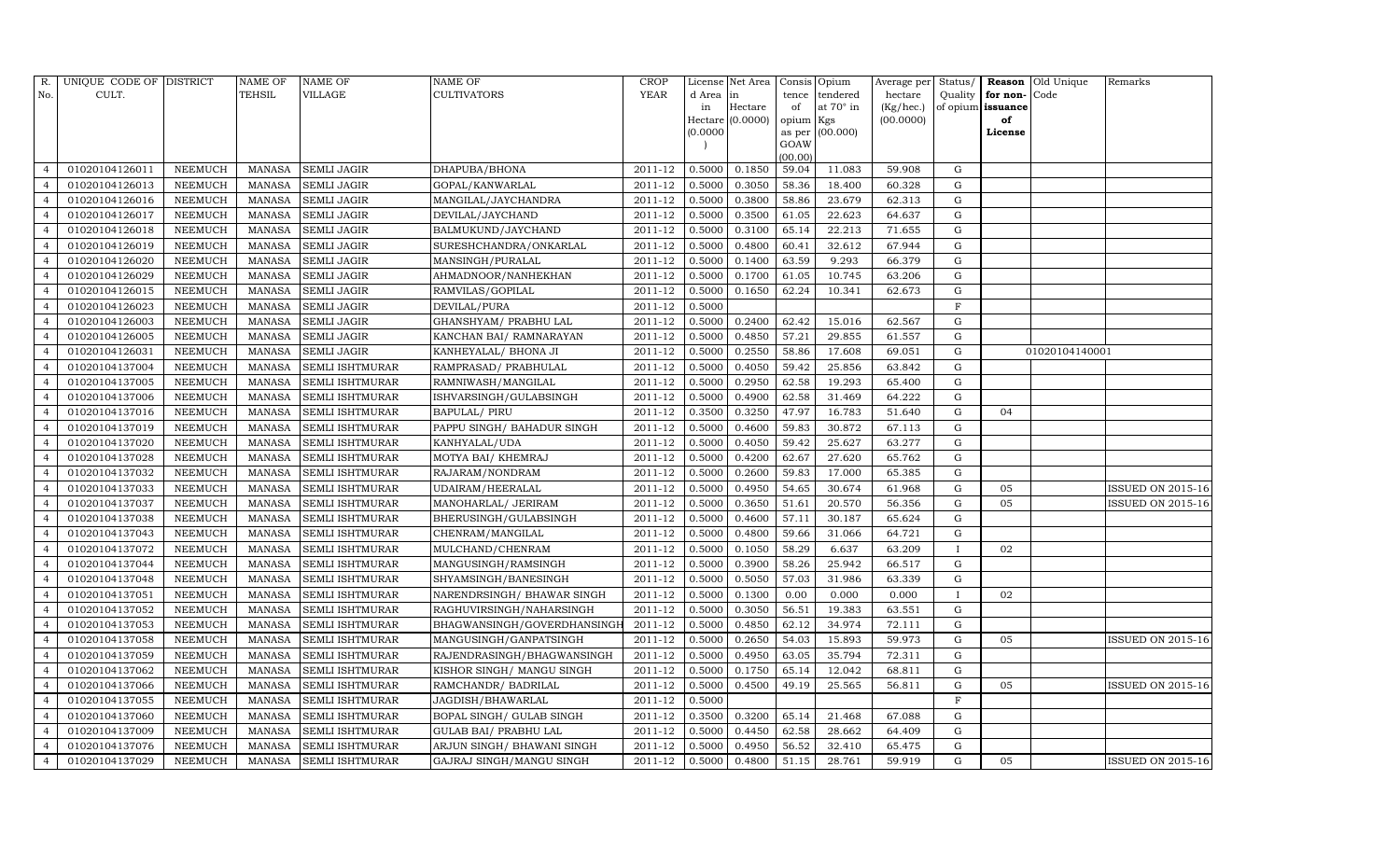| R. No. | UNIQUE CODE OF CULT. | DISTRICT | NAME OF TEHSIL | NAME OF VILLAGE | NAME OF CULTIVATORS | CROP YEAR | License d Area in Hectare (0.0000) | Net Area in Hectare (0.0000) | Consis tence of opium as per GOAW (00.00) | Opium tendered at 70° in Kgs (00.000) | Average per hectare (Kg/hec.) (00.0000) | Status/ Quality of opium | Reason for non-issuance of License | Old Unique Code | Remarks |
|---|---|---|---|---|---|---|---|---|---|---|---|---|---|---|---|
| 4 | 01020104126011 | NEEMUCH | MANASA | SEMLI JAGIR | DHAPUBA/BHONA | 2011-12 | 0.5000 | 0.1850 | 59.04 | 11.083 | 59.908 | G | | | |
| 4 | 01020104126013 | NEEMUCH | MANASA | SEMLI JAGIR | GOPAL/KANWARLAL | 2011-12 | 0.5000 | 0.3050 | 58.36 | 18.400 | 60.328 | G | | | |
| 4 | 01020104126016 | NEEMUCH | MANASA | SEMLI JAGIR | MANGILAL/JAYCHANDRA | 2011-12 | 0.5000 | 0.3800 | 58.86 | 23.679 | 62.313 | G | | | |
| 4 | 01020104126017 | NEEMUCH | MANASA | SEMLI JAGIR | DEVILAL/JAYCHAND | 2011-12 | 0.5000 | 0.3500 | 61.05 | 22.623 | 64.637 | G | | | |
| 4 | 01020104126018 | NEEMUCH | MANASA | SEMLI JAGIR | BALMUKUND/JAYCHAND | 2011-12 | 0.5000 | 0.3100 | 65.14 | 22.213 | 71.655 | G | | | |
| 4 | 01020104126019 | NEEMUCH | MANASA | SEMLI JAGIR | SURESHCHANDRA/ONKARLAL | 2011-12 | 0.5000 | 0.4800 | 60.41 | 32.612 | 67.944 | G | | | |
| 4 | 01020104126020 | NEEMUCH | MANASA | SEMLI JAGIR | MANSINGH/PURALAL | 2011-12 | 0.5000 | 0.1400 | 63.59 | 9.293 | 66.379 | G | | | |
| 4 | 01020104126029 | NEEMUCH | MANASA | SEMLI JAGIR | AHMADNOOR/NANHEKHAN | 2011-12 | 0.5000 | 0.1700 | 61.05 | 10.745 | 63.206 | G | | | |
| 4 | 01020104126015 | NEEMUCH | MANASA | SEMLI JAGIR | RAMVILAS/GOPILAL | 2011-12 | 0.5000 | 0.1650 | 62.24 | 10.341 | 62.673 | G | | | |
| 4 | 01020104126023 | NEEMUCH | MANASA | SEMLI JAGIR | DEVILAL/PURA | 2011-12 | 0.5000 | | | | | F | | | |
| 4 | 01020104126003 | NEEMUCH | MANASA | SEMLI JAGIR | GHANSHYAM/ PRABHU LAL | 2011-12 | 0.5000 | 0.2400 | 62.42 | 15.016 | 62.567 | G | | | |
| 4 | 01020104126005 | NEEMUCH | MANASA | SEMLI JAGIR | KANCHAN BAI/ RAMNARAYAN | 2011-12 | 0.5000 | 0.4850 | 57.21 | 29.855 | 61.557 | G | | | |
| 4 | 01020104126031 | NEEMUCH | MANASA | SEMLI JAGIR | KANHEYALAL/ BHONA JI | 2011-12 | 0.5000 | 0.2550 | 58.86 | 17.608 | 69.051 | G | | 01020104140001 | |
| 4 | 01020104137004 | NEEMUCH | MANASA | SEMLI ISHTMURAR | RAMPRASAD/ PRABHULAL | 2011-12 | 0.5000 | 0.4050 | 59.42 | 25.856 | 63.842 | G | | | |
| 4 | 01020104137005 | NEEMUCH | MANASA | SEMLI ISHTMURAR | RAMNIWASH/MANGILAL | 2011-12 | 0.5000 | 0.2950 | 62.58 | 19.293 | 65.400 | G | | | |
| 4 | 01020104137006 | NEEMUCH | MANASA | SEMLI ISHTMURAR | ISHVARSINGH/GULABSINGH | 2011-12 | 0.5000 | 0.4900 | 62.58 | 31.469 | 64.222 | G | | | |
| 4 | 01020104137016 | NEEMUCH | MANASA | SEMLI ISHTMURAR | BAPULAL/ PIRU | 2011-12 | 0.3500 | 0.3250 | 47.97 | 16.783 | 51.640 | G | 04 | | |
| 4 | 01020104137019 | NEEMUCH | MANASA | SEMLI ISHTMURAR | PAPPU SINGH/ BAHADUR SINGH | 2011-12 | 0.5000 | 0.4600 | 59.83 | 30.872 | 67.113 | G | | | |
| 4 | 01020104137020 | NEEMUCH | MANASA | SEMLI ISHTMURAR | KANHYALAL/UDA | 2011-12 | 0.5000 | 0.4050 | 59.42 | 25.627 | 63.277 | G | | | |
| 4 | 01020104137028 | NEEMUCH | MANASA | SEMLI ISHTMURAR | MOTYA BAI/ KHEMRAJ | 2011-12 | 0.5000 | 0.4200 | 62.67 | 27.620 | 65.762 | G | | | |
| 4 | 01020104137032 | NEEMUCH | MANASA | SEMLI ISHTMURAR | RAJARAM/NONDRAM | 2011-12 | 0.5000 | 0.2600 | 59.83 | 17.000 | 65.385 | G | | | |
| 4 | 01020104137033 | NEEMUCH | MANASA | SEMLI ISHTMURAR | UDAIRAM/HEERALAL | 2011-12 | 0.5000 | 0.4950 | 54.65 | 30.674 | 61.968 | G | 05 | | ISSUED ON 2015-16 |
| 4 | 01020104137037 | NEEMUCH | MANASA | SEMLI ISHTMURAR | MANOHARLAL/ JERIRAM | 2011-12 | 0.5000 | 0.3650 | 51.61 | 20.570 | 56.356 | G | 05 | | ISSUED ON 2015-16 |
| 4 | 01020104137038 | NEEMUCH | MANASA | SEMLI ISHTMURAR | BHERUSINGH/GULABSINGH | 2011-12 | 0.5000 | 0.4600 | 57.11 | 30.187 | 65.624 | G | | | |
| 4 | 01020104137043 | NEEMUCH | MANASA | SEMLI ISHTMURAR | CHENRAM/MANGILAL | 2011-12 | 0.5000 | 0.4800 | 59.66 | 31.066 | 64.721 | G | | | |
| 4 | 01020104137072 | NEEMUCH | MANASA | SEMLI ISHTMURAR | MULCHAND/CHENRAM | 2011-12 | 0.5000 | 0.1050 | 58.29 | 6.637 | 63.209 | I | 02 | | |
| 4 | 01020104137044 | NEEMUCH | MANASA | SEMLI ISHTMURAR | MANGUSINGH/RAMSINGH | 2011-12 | 0.5000 | 0.3900 | 58.26 | 25.942 | 66.517 | G | | | |
| 4 | 01020104137048 | NEEMUCH | MANASA | SEMLI ISHTMURAR | SHYAMSINGH/BANESINGH | 2011-12 | 0.5000 | 0.5050 | 57.03 | 31.986 | 63.339 | G | | | |
| 4 | 01020104137051 | NEEMUCH | MANASA | SEMLI ISHTMURAR | NARENDRSINGH/ BHAWAR SINGH | 2011-12 | 0.5000 | 0.1300 | 0.00 | 0.000 | 0.000 | I | 02 | | |
| 4 | 01020104137052 | NEEMUCH | MANASA | SEMLI ISHTMURAR | RAGHUVIRSINGH/NAHARSINGH | 2011-12 | 0.5000 | 0.3050 | 56.51 | 19.383 | 63.551 | G | | | |
| 4 | 01020104137053 | NEEMUCH | MANASA | SEMLI ISHTMURAR | BHAGWANSINGH/GOVERDHANSINGH | 2011-12 | 0.5000 | 0.4850 | 62.12 | 34.974 | 72.111 | G | | | |
| 4 | 01020104137058 | NEEMUCH | MANASA | SEMLI ISHTMURAR | MANGUSINGH/GANPATSINGH | 2011-12 | 0.5000 | 0.2650 | 54.03 | 15.893 | 59.973 | G | 05 | | ISSUED ON 2015-16 |
| 4 | 01020104137059 | NEEMUCH | MANASA | SEMLI ISHTMURAR | RAJENDRASINGH/BHAGWANSINGH | 2011-12 | 0.5000 | 0.4950 | 63.05 | 35.794 | 72.311 | G | | | |
| 4 | 01020104137062 | NEEMUCH | MANASA | SEMLI ISHTMURAR | KISHOR SINGH/ MANGU SINGH | 2011-12 | 0.5000 | 0.1750 | 65.14 | 12.042 | 68.811 | G | | | |
| 4 | 01020104137066 | NEEMUCH | MANASA | SEMLI ISHTMURAR | RAMCHANDR/ BADRILAL | 2011-12 | 0.5000 | 0.4500 | 49.19 | 25.565 | 56.811 | G | 05 | | ISSUED ON 2015-16 |
| 4 | 01020104137055 | NEEMUCH | MANASA | SEMLI ISHTMURAR | JAGDISH/BHAWARLAL | 2011-12 | 0.5000 | | | | | F | | | |
| 4 | 01020104137060 | NEEMUCH | MANASA | SEMLI ISHTMURAR | BOPAL SINGH/ GULAB SINGH | 2011-12 | 0.3500 | 0.3200 | 65.14 | 21.468 | 67.088 | G | | | |
| 4 | 01020104137009 | NEEMUCH | MANASA | SEMLI ISHTMURAR | GULAB BAI/ PRABHU LAL | 2011-12 | 0.5000 | 0.4450 | 62.58 | 28.662 | 64.409 | G | | | |
| 4 | 01020104137076 | NEEMUCH | MANASA | SEMLI ISHTMURAR | ARJUN SINGH/ BHAWANI SINGH | 2011-12 | 0.5000 | 0.4950 | 56.52 | 32.410 | 65.475 | G | | | |
| 4 | 01020104137029 | NEEMUCH | MANASA | SEMLI ISHTMURAR | GAJRAJ SINGH/MANGU SINGH | 2011-12 | 0.5000 | 0.4800 | 51.15 | 28.761 | 59.919 | G | 05 | | ISSUED ON 2015-16 |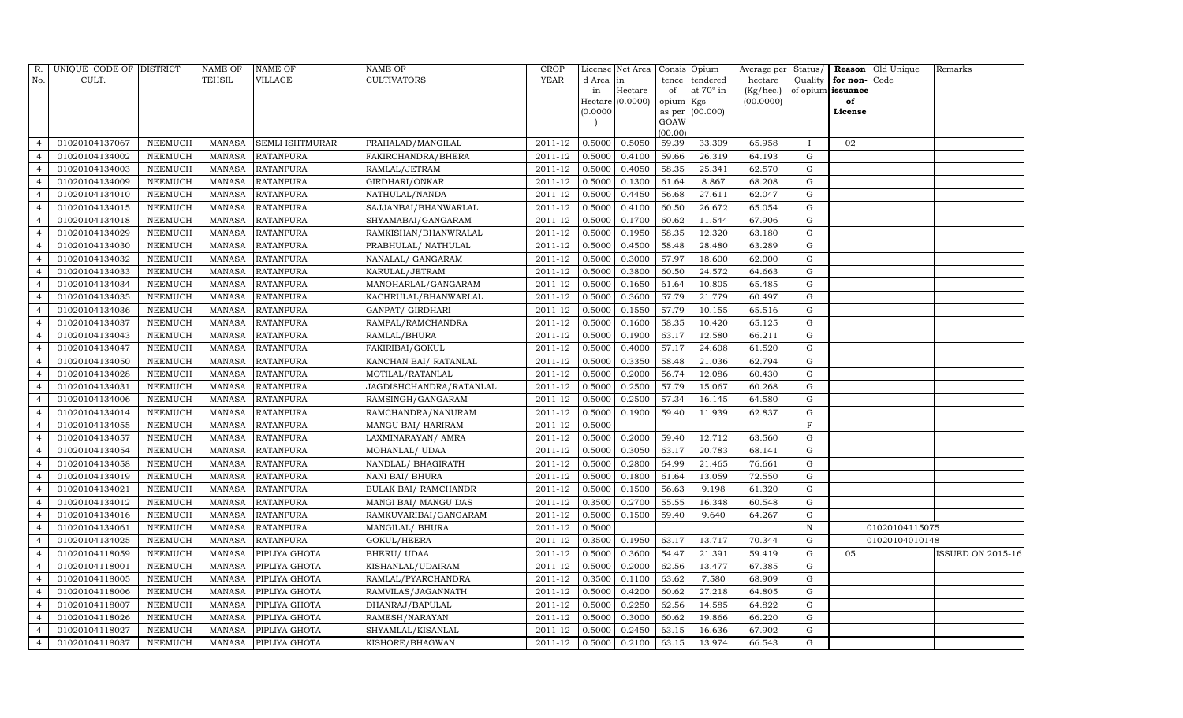| R. No. | UNIQUE CODE OF CULT. | DISTRICT | NAME OF TEHSIL | NAME OF VILLAGE | NAME OF CULTIVATORS | CROP YEAR | License d Area in Hectare (0.0000) | Net Area in Hectare (0.0000) | Consis tence of opium as per GOAW (00.00) | Opium tendered at 70° in Kgs (00.000) | Average per hectare (Kg/hec.) (00.0000) | Status/ Quality of opium | Reason for non-issuance of License | Old Unique Code | Remarks |
|---|---|---|---|---|---|---|---|---|---|---|---|---|---|---|---|
| 4 | 01020104137067 | NEEMUCH | MANASA | SEMLI ISHTMURAR | PRAHALAD/MANGILAL | 2011-12 | 0.5000 | 0.5050 | 59.39 | 33.309 | 65.958 | I | 02 | | |
| 4 | 01020104134002 | NEEMUCH | MANASA | RATANPURA | FAKIRCHANDRA/BHERA | 2011-12 | 0.5000 | 0.4100 | 59.66 | 26.319 | 64.193 | G | | | |
| 4 | 01020104134003 | NEEMUCH | MANASA | RATANPURA | RAMLAL/JETRAM | 2011-12 | 0.5000 | 0.4050 | 58.35 | 25.341 | 62.570 | G | | | |
| 4 | 01020104134009 | NEEMUCH | MANASA | RATANPURA | GIRDHARI/ONKAR | 2011-12 | 0.5000 | 0.1300 | 61.64 | 8.867 | 68.208 | G | | | |
| 4 | 01020104134010 | NEEMUCH | MANASA | RATANPURA | NATHULAL/NANDA | 2011-12 | 0.5000 | 0.4450 | 56.68 | 27.611 | 62.047 | G | | | |
| 4 | 01020104134015 | NEEMUCH | MANASA | RATANPURA | SAJJANBAI/BHANWARLAL | 2011-12 | 0.5000 | 0.4100 | 60.50 | 26.672 | 65.054 | G | | | |
| 4 | 01020104134018 | NEEMUCH | MANASA | RATANPURA | SHYAMABAI/GANGARAM | 2011-12 | 0.5000 | 0.1700 | 60.62 | 11.544 | 67.906 | G | | | |
| 4 | 01020104134029 | NEEMUCH | MANASA | RATANPURA | RAMKISHAN/BHANWRALAL | 2011-12 | 0.5000 | 0.1950 | 58.35 | 12.320 | 63.180 | G | | | |
| 4 | 01020104134030 | NEEMUCH | MANASA | RATANPURA | PRABHULAL/ NATHULAL | 2011-12 | 0.5000 | 0.4500 | 58.48 | 28.480 | 63.289 | G | | | |
| 4 | 01020104134032 | NEEMUCH | MANASA | RATANPURA | NANALAL/ GANGARAM | 2011-12 | 0.5000 | 0.3000 | 57.97 | 18.600 | 62.000 | G | | | |
| 4 | 01020104134033 | NEEMUCH | MANASA | RATANPURA | KARULAL/JETRAM | 2011-12 | 0.5000 | 0.3800 | 60.50 | 24.572 | 64.663 | G | | | |
| 4 | 01020104134034 | NEEMUCH | MANASA | RATANPURA | MANOHARLAL/GANGARAM | 2011-12 | 0.5000 | 0.1650 | 61.64 | 10.805 | 65.485 | G | | | |
| 4 | 01020104134035 | NEEMUCH | MANASA | RATANPURA | KACHRULAL/BHANWARLAL | 2011-12 | 0.5000 | 0.3600 | 57.79 | 21.779 | 60.497 | G | | | |
| 4 | 01020104134036 | NEEMUCH | MANASA | RATANPURA | GANPAT/ GIRDHARI | 2011-12 | 0.5000 | 0.1550 | 57.79 | 10.155 | 65.516 | G | | | |
| 4 | 01020104134037 | NEEMUCH | MANASA | RATANPURA | RAMPAL/RAMCHANDRA | 2011-12 | 0.5000 | 0.1600 | 58.35 | 10.420 | 65.125 | G | | | |
| 4 | 01020104134043 | NEEMUCH | MANASA | RATANPURA | RAMLAL/BHURA | 2011-12 | 0.5000 | 0.1900 | 63.17 | 12.580 | 66.211 | G | | | |
| 4 | 01020104134047 | NEEMUCH | MANASA | RATANPURA | FAKIRIBAI/GOKUL | 2011-12 | 0.5000 | 0.4000 | 57.17 | 24.608 | 61.520 | G | | | |
| 4 | 01020104134050 | NEEMUCH | MANASA | RATANPURA | KANCHAN BAI/ RATANLAL | 2011-12 | 0.5000 | 0.3350 | 58.48 | 21.036 | 62.794 | G | | | |
| 4 | 01020104134028 | NEEMUCH | MANASA | RATANPURA | MOTILAL/RATANLAL | 2011-12 | 0.5000 | 0.2000 | 56.74 | 12.086 | 60.430 | G | | | |
| 4 | 01020104134031 | NEEMUCH | MANASA | RATANPURA | JAGDISHCHANDRA/RATANLAL | 2011-12 | 0.5000 | 0.2500 | 57.79 | 15.067 | 60.268 | G | | | |
| 4 | 01020104134006 | NEEMUCH | MANASA | RATANPURA | RAMSINGH/GANGARAM | 2011-12 | 0.5000 | 0.2500 | 57.34 | 16.145 | 64.580 | G | | | |
| 4 | 01020104134014 | NEEMUCH | MANASA | RATANPURA | RAMCHANDRA/NANURAM | 2011-12 | 0.5000 | 0.1900 | 59.40 | 11.939 | 62.837 | G | | | |
| 4 | 01020104134055 | NEEMUCH | MANASA | RATANPURA | MANGU BAI/ HARIRAM | 2011-12 | 0.5000 | | | | | F | | | |
| 4 | 01020104134057 | NEEMUCH | MANASA | RATANPURA | LAXMINARAYAN/ AMRA | 2011-12 | 0.5000 | 0.2000 | 59.40 | 12.712 | 63.560 | G | | | |
| 4 | 01020104134054 | NEEMUCH | MANASA | RATANPURA | MOHANLAL/ UDAA | 2011-12 | 0.5000 | 0.3050 | 63.17 | 20.783 | 68.141 | G | | | |
| 4 | 01020104134058 | NEEMUCH | MANASA | RATANPURA | NANDLAL/ BHAGIRATH | 2011-12 | 0.5000 | 0.2800 | 64.99 | 21.465 | 76.661 | G | | | |
| 4 | 01020104134019 | NEEMUCH | MANASA | RATANPURA | NANI BAI/ BHURA | 2011-12 | 0.5000 | 0.1800 | 61.64 | 13.059 | 72.550 | G | | | |
| 4 | 01020104134021 | NEEMUCH | MANASA | RATANPURA | BULAK BAI/ RAMCHANDR | 2011-12 | 0.5000 | 0.1500 | 56.63 | 9.198 | 61.320 | G | | | |
| 4 | 01020104134012 | NEEMUCH | MANASA | RATANPURA | MANGI BAI/ MANGU DAS | 2011-12 | 0.3500 | 0.2700 | 55.55 | 16.348 | 60.548 | G | | | |
| 4 | 01020104134016 | NEEMUCH | MANASA | RATANPURA | RAMKUVARIBAI/GANGARAM | 2011-12 | 0.5000 | 0.1500 | 59.40 | 9.640 | 64.267 | G | | | |
| 4 | 01020104134061 | NEEMUCH | MANASA | RATANPURA | MANGILAL/ BHURA | 2011-12 | 0.5000 | | | | | N | | 01020104115075 | |
| 4 | 01020104134025 | NEEMUCH | MANASA | RATANPURA | GOKUL/HEERA | 2011-12 | 0.3500 | 0.1950 | 63.17 | 13.717 | 70.344 | G | | 01020104010148 | |
| 4 | 01020104118059 | NEEMUCH | MANASA | PIPLIYA GHOTA | BHERU/ UDAA | 2011-12 | 0.5000 | 0.3600 | 54.47 | 21.391 | 59.419 | G | 05 | | ISSUED ON 2015-16 |
| 4 | 01020104118001 | NEEMUCH | MANASA | PIPLIYA GHOTA | KISHANLAL/UDAIRAM | 2011-12 | 0.5000 | 0.2000 | 62.56 | 13.477 | 67.385 | G | | | |
| 4 | 01020104118005 | NEEMUCH | MANASA | PIPLIYA GHOTA | RAMLAL/PYARCHANDRA | 2011-12 | 0.3500 | 0.1100 | 63.62 | 7.580 | 68.909 | G | | | |
| 4 | 01020104118006 | NEEMUCH | MANASA | PIPLIYA GHOTA | RAMVILAS/JAGANNATH | 2011-12 | 0.5000 | 0.4200 | 60.62 | 27.218 | 64.805 | G | | | |
| 4 | 01020104118007 | NEEMUCH | MANASA | PIPLIYA GHOTA | DHANRAJ/BAPULAL | 2011-12 | 0.5000 | 0.2250 | 62.56 | 14.585 | 64.822 | G | | | |
| 4 | 01020104118026 | NEEMUCH | MANASA | PIPLIYA GHOTA | RAMESH/NARAYAN | 2011-12 | 0.5000 | 0.3000 | 60.62 | 19.866 | 66.220 | G | | | |
| 4 | 01020104118027 | NEEMUCH | MANASA | PIPLIYA GHOTA | SHYAMLAL/KISANLAL | 2011-12 | 0.5000 | 0.2450 | 63.15 | 16.636 | 67.902 | G | | | |
| 4 | 01020104118037 | NEEMUCH | MANASA | PIPLIYA GHOTA | KISHORE/BHAGWAN | 2011-12 | 0.5000 | 0.2100 | 63.15 | 13.974 | 66.543 | G | | | |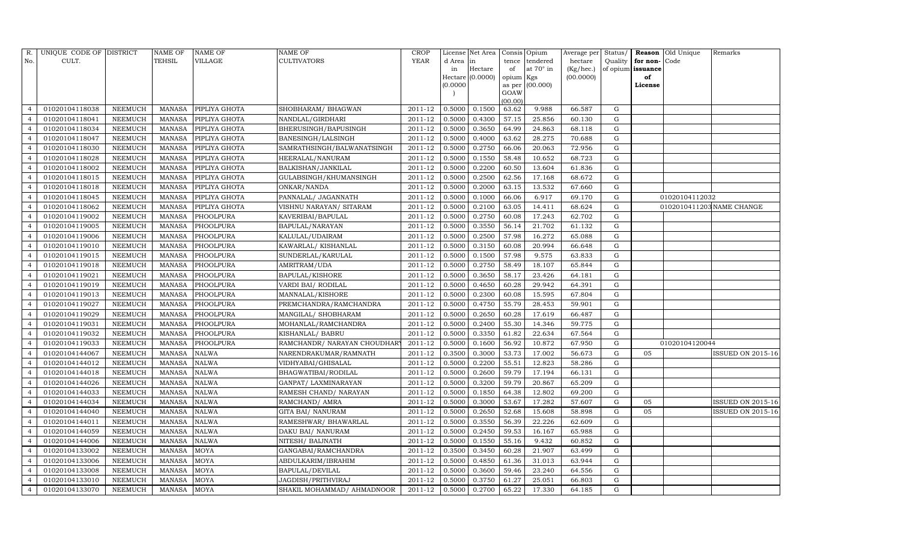| R. No. | UNIQUE CODE OF CULT. | DISTRICT | NAME OF TEHSIL | NAME OF VILLAGE | NAME OF CULTIVATORS | CROP YEAR | License d Area in Hectare (0.0000) | Net Area in Hectare (0.0000) | Consis tence of opium as per GOAW (00.00) | Opium tendered at 70° in Kgs (00.000) | Average per hectare (Kg/hec.) (00.0000) | Status/ Quality of opium | Reason for non-issuance of License | Old Unique Code | Remarks |
|---|---|---|---|---|---|---|---|---|---|---|---|---|---|---|---|
| 4 | 01020104118038 | NEEMUCH | MANASA | PIPLIYA GHOTA | SHOBHARAM/ BHAGWAN | 2011-12 | 0.5000 | 0.1500 | 63.62 | 9.988 | 66.587 | G | | | |
| 4 | 01020104118041 | NEEMUCH | MANASA | PIPLIYA GHOTA | NANDLAL/GIRDHARI | 2011-12 | 0.5000 | 0.4300 | 57.15 | 25.856 | 60.130 | G | | | |
| 4 | 01020104118034 | NEEMUCH | MANASA | PIPLIYA GHOTA | BHERUSINGH/BAPUSINGH | 2011-12 | 0.5000 | 0.3650 | 64.99 | 24.863 | 68.118 | G | | | |
| 4 | 01020104118047 | NEEMUCH | MANASA | PIPLIYA GHOTA | BANESINGH/LALSINGH | 2011-12 | 0.5000 | 0.4000 | 63.62 | 28.275 | 70.688 | G | | | |
| 4 | 01020104118030 | NEEMUCH | MANASA | PIPLIYA GHOTA | SAMRATHSINGH/BALWANATSINGH | 2011-12 | 0.5000 | 0.2750 | 66.06 | 20.063 | 72.956 | G | | | |
| 4 | 01020104118028 | NEEMUCH | MANASA | PIPLIYA GHOTA | HEERALAL/NANURAM | 2011-12 | 0.5000 | 0.1550 | 58.48 | 10.652 | 68.723 | G | | | |
| 4 | 01020104118002 | NEEMUCH | MANASA | PIPLIYA GHOTA | BALKISHAN/JANKILAL | 2011-12 | 0.5000 | 0.2200 | 60.50 | 13.604 | 61.836 | G | | | |
| 4 | 01020104118015 | NEEMUCH | MANASA | PIPLIYA GHOTA | GULABSINGH/KHUMANSINGH | 2011-12 | 0.5000 | 0.2500 | 62.56 | 17.168 | 68.672 | G | | | |
| 4 | 01020104118018 | NEEMUCH | MANASA | PIPLIYA GHOTA | ONKAR/NANDA | 2011-12 | 0.5000 | 0.2000 | 63.15 | 13.532 | 67.660 | G | | | |
| 4 | 01020104118045 | NEEMUCH | MANASA | PIPLIYA GHOTA | PANNALAL/ JAGANNATH | 2011-12 | 0.5000 | 0.1000 | 66.06 | 6.917 | 69.170 | G | | 01020104112032 | |
| 4 | 01020104118062 | NEEMUCH | MANASA | PIPLIYA GHOTA | VISHNU NARAYAN/ SITARAM | 2011-12 | 0.5000 | 0.2100 | 63.05 | 14.411 | 68.624 | G | | 01020104112033 | NAME CHANGE |
| 4 | 01020104119002 | NEEMUCH | MANASA | PHOOLPURA | KAVERIBAI/BAPULAL | 2011-12 | 0.5000 | 0.2750 | 60.08 | 17.243 | 62.702 | G | | | |
| 4 | 01020104119005 | NEEMUCH | MANASA | PHOOLPURA | BAPULAL/NARAYAN | 2011-12 | 0.5000 | 0.3550 | 56.14 | 21.702 | 61.132 | G | | | |
| 4 | 01020104119006 | NEEMUCH | MANASA | PHOOLPURA | KALULAL/UDAIRAM | 2011-12 | 0.5000 | 0.2500 | 57.98 | 16.272 | 65.088 | G | | | |
| 4 | 01020104119010 | NEEMUCH | MANASA | PHOOLPURA | KAWARLAL/ KISHANLAL | 2011-12 | 0.5000 | 0.3150 | 60.08 | 20.994 | 66.648 | G | | | |
| 4 | 01020104119015 | NEEMUCH | MANASA | PHOOLPURA | SUNDERLAL/KARULAL | 2011-12 | 0.5000 | 0.1500 | 57.98 | 9.575 | 63.833 | G | | | |
| 4 | 01020104119018 | NEEMUCH | MANASA | PHOOLPURA | AMRITRAM/UDA | 2011-12 | 0.5000 | 0.2750 | 58.49 | 18.107 | 65.844 | G | | | |
| 4 | 01020104119021 | NEEMUCH | MANASA | PHOOLPURA | BAPULAL/KISHORE | 2011-12 | 0.5000 | 0.3650 | 58.17 | 23.426 | 64.181 | G | | | |
| 4 | 01020104119019 | NEEMUCH | MANASA | PHOOLPURA | VARDI BAI/ RODILAL | 2011-12 | 0.5000 | 0.4650 | 60.28 | 29.942 | 64.391 | G | | | |
| 4 | 01020104119013 | NEEMUCH | MANASA | PHOOLPURA | MANNALAL/KISHORE | 2011-12 | 0.5000 | 0.2300 | 60.08 | 15.595 | 67.804 | G | | | |
| 4 | 01020104119027 | NEEMUCH | MANASA | PHOOLPURA | PREMCHANDRA/RAMCHANDRA | 2011-12 | 0.5000 | 0.4750 | 55.79 | 28.453 | 59.901 | G | | | |
| 4 | 01020104119029 | NEEMUCH | MANASA | PHOOLPURA | MANGILAL/ SHOBHARAM | 2011-12 | 0.5000 | 0.2650 | 60.28 | 17.619 | 66.487 | G | | | |
| 4 | 01020104119031 | NEEMUCH | MANASA | PHOOLPURA | MOHANLAL/RAMCHANDRA | 2011-12 | 0.5000 | 0.2400 | 55.30 | 14.346 | 59.775 | G | | | |
| 4 | 01020104119032 | NEEMUCH | MANASA | PHOOLPURA | KISHANLAL/ BABRU | 2011-12 | 0.5000 | 0.3350 | 61.82 | 22.634 | 67.564 | G | | | |
| 4 | 01020104119033 | NEEMUCH | MANASA | PHOOLPURA | RAMCHANDR/ NARAYAN CHOUDHARY | 2011-12 | 0.5000 | 0.1600 | 56.92 | 10.872 | 67.950 | G | | 01020104120044 | |
| 4 | 01020104144067 | NEEMUCH | MANASA | NALWA | NARENDRAKUMAR/RAMNATH | 2011-12 | 0.3500 | 0.3000 | 53.73 | 17.002 | 56.673 | G | 05 | | ISSUED ON 2015-16 |
| 4 | 01020104144012 | NEEMUCH | MANASA | NALWA | VIDHYABAI/GHISALAL | 2011-12 | 0.5000 | 0.2200 | 55.51 | 12.823 | 58.286 | G | | | |
| 4 | 01020104144018 | NEEMUCH | MANASA | NALWA | BHAGWATIBAI/RODILAL | 2011-12 | 0.5000 | 0.2600 | 59.79 | 17.194 | 66.131 | G | | | |
| 4 | 01020104144026 | NEEMUCH | MANASA | NALWA | GANPAT/ LAXMINARAYAN | 2011-12 | 0.5000 | 0.3200 | 59.79 | 20.867 | 65.209 | G | | | |
| 4 | 01020104144033 | NEEMUCH | MANASA | NALWA | RAMESH CHAND/ NARAYAN | 2011-12 | 0.5000 | 0.1850 | 64.38 | 12.802 | 69.200 | G | | | |
| 4 | 01020104144034 | NEEMUCH | MANASA | NALWA | RAMCHAND/ AMRA | 2011-12 | 0.5000 | 0.3000 | 53.67 | 17.282 | 57.607 | G | 05 | | ISSUED ON 2015-16 |
| 4 | 01020104144040 | NEEMUCH | MANASA | NALWA | GITA BAI/ NANURAM | 2011-12 | 0.5000 | 0.2650 | 52.68 | 15.608 | 58.898 | G | 05 | | ISSUED ON 2015-16 |
| 4 | 01020104144011 | NEEMUCH | MANASA | NALWA | RAMESHWAR/ BHAWARLAL | 2011-12 | 0.5000 | 0.3550 | 56.39 | 22.226 | 62.609 | G | | | |
| 4 | 01020104144059 | NEEMUCH | MANASA | NALWA | DAKU BAI/ NANURAM | 2011-12 | 0.5000 | 0.2450 | 59.53 | 16.167 | 65.988 | G | | | |
| 4 | 01020104144006 | NEEMUCH | MANASA | NALWA | NITESH/ BALJNATH | 2011-12 | 0.5000 | 0.1550 | 55.16 | 9.432 | 60.852 | G | | | |
| 4 | 01020104133002 | NEEMUCH | MANASA | MOYA | GANGABAI/RAMCHANDRA | 2011-12 | 0.3500 | 0.3450 | 60.28 | 21.907 | 63.499 | G | | | |
| 4 | 01020104133006 | NEEMUCH | MANASA | MOYA | ABDULKARIM/IBRAHIM | 2011-12 | 0.5000 | 0.4850 | 61.36 | 31.013 | 63.944 | G | | | |
| 4 | 01020104133008 | NEEMUCH | MANASA | MOYA | BAPULAL/DEVILAL | 2011-12 | 0.5000 | 0.3600 | 59.46 | 23.240 | 64.556 | G | | | |
| 4 | 01020104133010 | NEEMUCH | MANASA | MOYA | JAGDISH/PRITHVIRAJ | 2011-12 | 0.5000 | 0.3750 | 61.27 | 25.051 | 66.803 | G | | | |
| 4 | 01020104133070 | NEEMUCH | MANASA | MOYA | SHAKIL MOHAMMAD/ AHMADNOOR | 2011-12 | 0.5000 | 0.2700 | 65.22 | 17.330 | 64.185 | G | | | |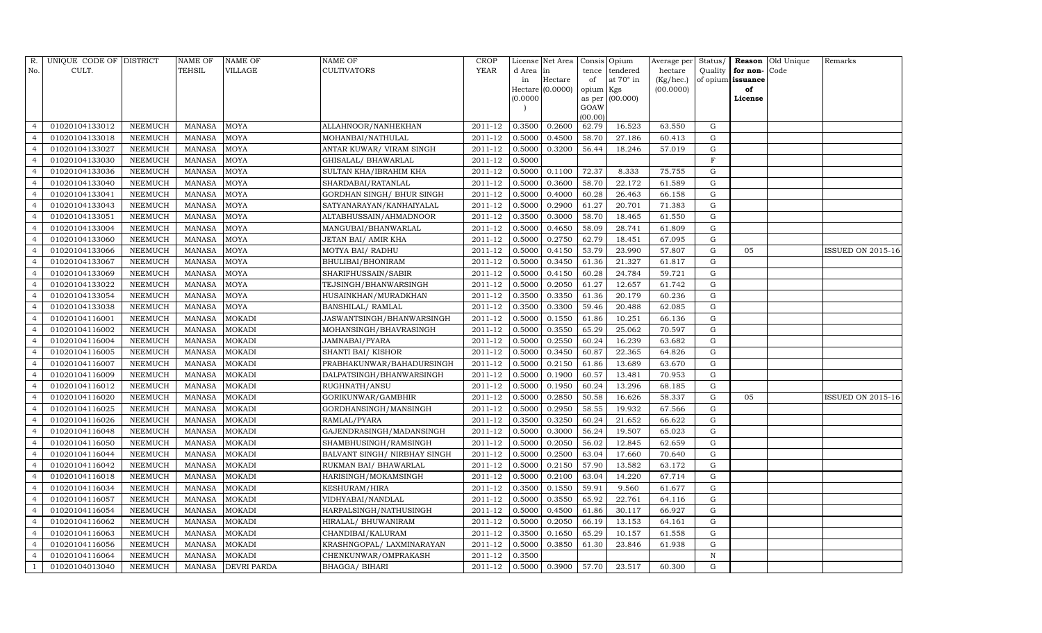| R. No. | UNIQUE CODE OF CULT. | DISTRICT | NAME OF TEHSIL | NAME OF VILLAGE | NAME OF CULTIVATORS | CROP YEAR | License d Area in Hectare (0.0000) | Net Area in Hectare (0.0000) | Consis tence of opium as per GOAW (00.00) | Opium tendered at 70° in Kgs (00.000) | Average per hectare (Kg/hec.) (00.0000) | Status/ Quality of opium | Reason for non-issuance of License | Old Unique Code | Remarks |
|---|---|---|---|---|---|---|---|---|---|---|---|---|---|---|---|
| 4 | 01020104133012 | NEEMUCH | MANASA | MOYA | ALLAHNOOR/NANHEKHAN | 2011-12 | 0.3500 | 0.2600 | 62.79 | 16.523 | 63.550 | G | | | |
| 4 | 01020104133018 | NEEMUCH | MANASA | MOYA | MOHANBAI/NATHULAL | 2011-12 | 0.5000 | 0.4500 | 58.70 | 27.186 | 60.413 | G | | | |
| 4 | 01020104133027 | NEEMUCH | MANASA | MOYA | ANTAR KUWAR/ VIRAM SINGH | 2011-12 | 0.5000 | 0.3200 | 56.44 | 18.246 | 57.019 | G | | | |
| 4 | 01020104133030 | NEEMUCH | MANASA | MOYA | GHISALAL/ BHAWARLAL | 2011-12 | 0.5000 | | | | | F | | | |
| 4 | 01020104133036 | NEEMUCH | MANASA | MOYA | SULTAN KHA/IBRAHIM KHA | 2011-12 | 0.5000 | 0.1100 | 72.37 | 8.333 | 75.755 | G | | | |
| 4 | 01020104133040 | NEEMUCH | MANASA | MOYA | SHARDABAI/RATANLAL | 2011-12 | 0.5000 | 0.3600 | 58.70 | 22.172 | 61.589 | G | | | |
| 4 | 01020104133041 | NEEMUCH | MANASA | MOYA | GORDHAN SINGH/ BHUR SINGH | 2011-12 | 0.5000 | 0.4000 | 60.28 | 26.463 | 66.158 | G | | | |
| 4 | 01020104133043 | NEEMUCH | MANASA | MOYA | SATYANARAYAN/KANHAIYALAL | 2011-12 | 0.5000 | 0.2900 | 61.27 | 20.701 | 71.383 | G | | | |
| 4 | 01020104133051 | NEEMUCH | MANASA | MOYA | ALTABHUSSAIN/AHMADNOOR | 2011-12 | 0.3500 | 0.3000 | 58.70 | 18.465 | 61.550 | G | | | |
| 4 | 01020104133004 | NEEMUCH | MANASA | MOYA | MANGUBAI/BHANWARLAL | 2011-12 | 0.5000 | 0.4650 | 58.09 | 28.741 | 61.809 | G | | | |
| 4 | 01020104133060 | NEEMUCH | MANASA | MOYA | JETAN BAI/ AMIR KHA | 2011-12 | 0.5000 | 0.2750 | 62.79 | 18.451 | 67.095 | G | | | |
| 4 | 01020104133066 | NEEMUCH | MANASA | MOYA | MOTYA BAI/ RADHU | 2011-12 | 0.5000 | 0.4150 | 53.79 | 23.990 | 57.807 | G | 05 | | ISSUED ON 2015-16 |
| 4 | 01020104133067 | NEEMUCH | MANASA | MOYA | BHULIBAI/BHONIRAM | 2011-12 | 0.5000 | 0.3450 | 61.36 | 21.327 | 61.817 | G | | | |
| 4 | 01020104133069 | NEEMUCH | MANASA | MOYA | SHARIFHUSSAIN/SABIR | 2011-12 | 0.5000 | 0.4150 | 60.28 | 24.784 | 59.721 | G | | | |
| 4 | 01020104133022 | NEEMUCH | MANASA | MOYA | TEJSINGH/BHANWARSINGH | 2011-12 | 0.5000 | 0.2050 | 61.27 | 12.657 | 61.742 | G | | | |
| 4 | 01020104133054 | NEEMUCH | MANASA | MOYA | HUSAINKHAN/MURADKHAN | 2011-12 | 0.3500 | 0.3350 | 61.36 | 20.179 | 60.236 | G | | | |
| 4 | 01020104133038 | NEEMUCH | MANASA | MOYA | BANSHILAL/ RAMLAL | 2011-12 | 0.3500 | 0.3300 | 59.46 | 20.488 | 62.085 | G | | | |
| 4 | 01020104116001 | NEEMUCH | MANASA | MOKADI | JASWANTSINGH/BHANWARSINGH | 2011-12 | 0.5000 | 0.1550 | 61.86 | 10.251 | 66.136 | G | | | |
| 4 | 01020104116002 | NEEMUCH | MANASA | MOKADI | MOHANSINGH/BHAVRASINGH | 2011-12 | 0.5000 | 0.3550 | 65.29 | 25.062 | 70.597 | G | | | |
| 4 | 01020104116004 | NEEMUCH | MANASA | MOKADI | JAMNABAI/PYARA | 2011-12 | 0.5000 | 0.2550 | 60.24 | 16.239 | 63.682 | G | | | |
| 4 | 01020104116005 | NEEMUCH | MANASA | MOKADI | SHANTI BAI/ KISHOR | 2011-12 | 0.5000 | 0.3450 | 60.87 | 22.365 | 64.826 | G | | | |
| 4 | 01020104116007 | NEEMUCH | MANASA | MOKADI | PRABHAKUNWAR/BAHADURSINGH | 2011-12 | 0.5000 | 0.2150 | 61.86 | 13.689 | 63.670 | G | | | |
| 4 | 01020104116009 | NEEMUCH | MANASA | MOKADI | DALPATSINGH/BHANWARSINGH | 2011-12 | 0.5000 | 0.1900 | 60.57 | 13.481 | 70.953 | G | | | |
| 4 | 01020104116012 | NEEMUCH | MANASA | MOKADI | RUGHNATH/ANSU | 2011-12 | 0.5000 | 0.1950 | 60.24 | 13.296 | 68.185 | G | | | |
| 4 | 01020104116020 | NEEMUCH | MANASA | MOKADI | GORIKUNWAR/GAMBHIR | 2011-12 | 0.5000 | 0.2850 | 50.58 | 16.626 | 58.337 | G | 05 | | ISSUED ON 2015-16 |
| 4 | 01020104116025 | NEEMUCH | MANASA | MOKADI | GORDHANSINGH/MANSINGH | 2011-12 | 0.5000 | 0.2950 | 58.55 | 19.932 | 67.566 | G | | | |
| 4 | 01020104116026 | NEEMUCH | MANASA | MOKADI | RAMLAL/PYARA | 2011-12 | 0.3500 | 0.3250 | 60.24 | 21.652 | 66.622 | G | | | |
| 4 | 01020104116048 | NEEMUCH | MANASA | MOKADI | GAJENDRASINGH/MADANSINGH | 2011-12 | 0.5000 | 0.3000 | 56.24 | 19.507 | 65.023 | G | | | |
| 4 | 01020104116050 | NEEMUCH | MANASA | MOKADI | SHAMBHUSINGH/RAMSINGH | 2011-12 | 0.5000 | 0.2050 | 56.02 | 12.845 | 62.659 | G | | | |
| 4 | 01020104116044 | NEEMUCH | MANASA | MOKADI | BALVANT SINGH/ NIRBHAY SINGH | 2011-12 | 0.5000 | 0.2500 | 63.04 | 17.660 | 70.640 | G | | | |
| 4 | 01020104116042 | NEEMUCH | MANASA | MOKADI | RUKMAN BAI/ BHAWARLAL | 2011-12 | 0.5000 | 0.2150 | 57.90 | 13.582 | 63.172 | G | | | |
| 4 | 01020104116018 | NEEMUCH | MANASA | MOKADI | HARISINGH/MOKAMSINGH | 2011-12 | 0.5000 | 0.2100 | 63.04 | 14.220 | 67.714 | G | | | |
| 4 | 01020104116034 | NEEMUCH | MANASA | MOKADI | KESHURAM/HIRA | 2011-12 | 0.3500 | 0.1550 | 59.91 | 9.560 | 61.677 | G | | | |
| 4 | 01020104116057 | NEEMUCH | MANASA | MOKADI | VIDHYABAI/NANDLAL | 2011-12 | 0.5000 | 0.3550 | 65.92 | 22.761 | 64.116 | G | | | |
| 4 | 01020104116054 | NEEMUCH | MANASA | MOKADI | HARPALSINGH/NATHUSINGH | 2011-12 | 0.5000 | 0.4500 | 61.86 | 30.117 | 66.927 | G | | | |
| 4 | 01020104116062 | NEEMUCH | MANASA | MOKADI | HIRALAL/ BHUWANIRAM | 2011-12 | 0.5000 | 0.2050 | 66.19 | 13.153 | 64.161 | G | | | |
| 4 | 01020104116063 | NEEMUCH | MANASA | MOKADI | CHANDIBAI/KALURAM | 2011-12 | 0.3500 | 0.1650 | 65.29 | 10.157 | 61.558 | G | | | |
| 4 | 01020104116056 | NEEMUCH | MANASA | MOKADI | KRASHNGOPAL/ LAXMINARAYAN | 2011-12 | 0.5000 | 0.3850 | 61.30 | 23.846 | 61.938 | G | | | |
| 4 | 01020104116064 | NEEMUCH | MANASA | MOKADI | CHENKUNWAR/OMPRAKASH | 2011-12 | 0.3500 | | | | | N | | | |
| 1 | 01020104013040 | NEEMUCH | MANASA | DEVRI PARDA | BHAGGA/ BIHARI | 2011-12 | 0.5000 | 0.3900 | 57.70 | 23.517 | 60.300 | G | | | |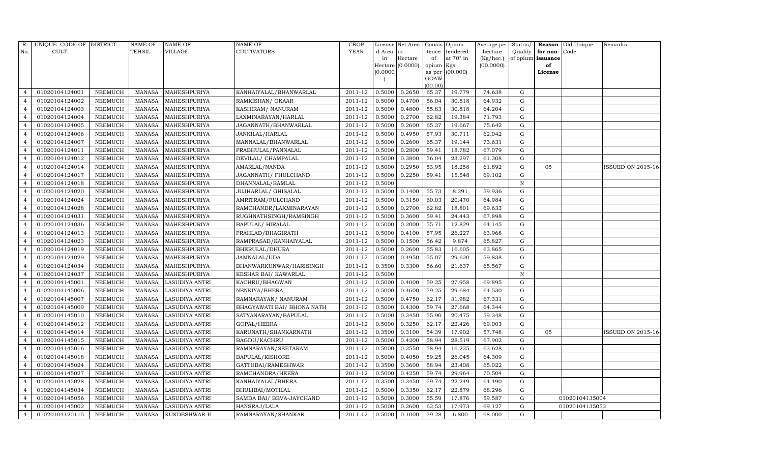| R. No. | UNIQUE CODE OF CULT. | DISTRICT | NAME OF TEHSIL | NAME OF VILLAGE | NAME OF CULTIVATORS | CROP YEAR | License d Area in Hectare (0.0000) | Net Area in Hectare (0.0000) | Consis tence of opium as per GOAW (00.00) | Opium tendered at 70° in Kgs (00.000) | Average per hectare (Kg/hec.) (00.0000) | Status/ Quality of opium | Reason for non-issuance of License | Old Unique Code | Remarks |
|---|---|---|---|---|---|---|---|---|---|---|---|---|---|---|---|
| 4 | 01020104124001 | NEEMUCH | MANASA | MAHESHPURIYA | KANHAIYALAL/BHANWARLAL | 2011-12 | 0.5000 | 0.2650 | 65.37 | 19.779 | 74.638 | G | | | |
| 4 | 01020104124002 | NEEMUCH | MANASA | MAHESHPURIYA | RAMKISHAN/ OKAAR | 2011-12 | 0.5000 | 0.4700 | 56.04 | 30.518 | 64.932 | G | | | |
| 4 | 01020104124003 | NEEMUCH | MANASA | MAHESHPURIYA | KASHIRAM/ NANURAM | 2011-12 | 0.5000 | 0.4800 | 55.83 | 30.818 | 64.204 | G | | | |
| 4 | 01020104124004 | NEEMUCH | MANASA | MAHESHPURIYA | LAXMINARAYAN/HARLAL | 2011-12 | 0.5000 | 0.2700 | 62.82 | 19.384 | 71.793 | G | | | |
| 4 | 01020104124005 | NEEMUCH | MANASA | MAHESHPURIYA | JAGANNATH/BHANWARLAL | 2011-12 | 0.5000 | 0.2600 | 65.37 | 19.667 | 75.642 | G | | | |
| 4 | 01020104124006 | NEEMUCH | MANASA | MAHESHPURIYA | JANKILAL/HARLAL | 2011-12 | 0.5000 | 0.4950 | 57.93 | 30.711 | 62.042 | G | | | |
| 4 | 01020104124007 | NEEMUCH | MANASA | MAHESHPURIYA | MANNALAL/BHANWARLAL | 2011-12 | 0.5000 | 0.2600 | 65.37 | 19.144 | 73.631 | G | | | |
| 4 | 01020104124011 | NEEMUCH | MANASA | MAHESHPURIYA | PRABHULAL/PANNALAL | 2011-12 | 0.5000 | 0.2800 | 59.41 | 18.782 | 67.079 | G | | | |
| 4 | 01020104124012 | NEEMUCH | MANASA | MAHESHPURIYA | DEVILAL/ CHAMPALAL | 2011-12 | 0.5000 | 0.3800 | 56.04 | 23.297 | 61.308 | G | | | |
| 4 | 01020104124014 | NEEMUCH | MANASA | MAHESHPURIYA | AMARLAL/NANDA | 2011-12 | 0.5000 | 0.2950 | 53.95 | 18.258 | 61.892 | G | 05 | | ISSUED ON 2015-16 |
| 4 | 01020104124017 | NEEMUCH | MANASA | MAHESHPURIYA | JAGANNATH/ FHULCHAND | 2011-12 | 0.5000 | 0.2250 | 59.41 | 15.548 | 69.102 | G | | | |
| 4 | 01020104124018 | NEEMUCH | MANASA | MAHESHPURIYA | DHANNALAL/RAMLAL | 2011-12 | 0.5000 | | | | | N | | | |
| 4 | 01020104124020 | NEEMUCH | MANASA | MAHESHPURIYA | JUJHARLAL/ GHISALAL | 2011-12 | 0.5000 | 0.1400 | 55.73 | 8.391 | 59.936 | G | | | |
| 4 | 01020104124024 | NEEMUCH | MANASA | MAHESHPURIYA | AMRITRAM/FULCHAND | 2011-12 | 0.5000 | 0.3150 | 60.03 | 20.470 | 64.984 | G | | | |
| 4 | 01020104124028 | NEEMUCH | MANASA | MAHESHPURIYA | RAMCHANDR/LAXMINARAYAN | 2011-12 | 0.5000 | 0.2700 | 62.82 | 18.801 | 69.633 | G | | | |
| 4 | 01020104124031 | NEEMUCH | MANASA | MAHESHPURIYA | RUGHNATHSINGH/RAMSINGH | 2011-12 | 0.5000 | 0.3600 | 59.41 | 24.443 | 67.898 | G | | | |
| 4 | 01020104124036 | NEEMUCH | MANASA | MAHESHPURIYA | BAPULAL/ HIRALAL | 2011-12 | 0.5000 | 0.2000 | 55.71 | 12.829 | 64.145 | G | | | |
| 4 | 01020104124013 | NEEMUCH | MANASA | MAHESHPURIYA | PRAHLAD/BHAGIRATH | 2011-12 | 0.5000 | 0.4100 | 57.95 | 26.227 | 63.968 | G | | | |
| 4 | 01020104124023 | NEEMUCH | MANASA | MAHESHPURIYA | RAMPRASAD/KANHAIYALAL | 2011-12 | 0.5000 | 0.1500 | 56.42 | 9.874 | 65.827 | G | | | |
| 4 | 01020104124019 | NEEMUCH | MANASA | MAHESHPURIYA | BHERULAL/DHURA | 2011-12 | 0.5000 | 0.2600 | 55.83 | 16.605 | 63.865 | G | | | |
| 4 | 01020104124029 | NEEMUCH | MANASA | MAHESHPURIYA | JAMNALAL/UDA | 2011-12 | 0.5000 | 0.4950 | 55.07 | 29.620 | 59.838 | G | | | |
| 4 | 01020104124034 | NEEMUCH | MANASA | MAHESHPURIYA | BHANWARKUNWAR/HARISINGH | 2011-12 | 0.3500 | 0.3300 | 56.60 | 21.637 | 65.567 | G | | | |
| 4 | 01020104124037 | NEEMUCH | MANASA | MAHESHPURIYA | KESHAR BAI/ KAWARLAL | 2011-12 | 0.5000 | | | | | N | | | |
| 4 | 01020104145001 | NEEMUCH | MANASA | LASUDIYA ANTRI | KACHRU/BHAGWAN | 2011-12 | 0.5000 | 0.4000 | 59.25 | 27.958 | 69.895 | G | | | |
| 4 | 01020104145006 | NEEMUCH | MANASA | LASUDIYA ANTRI | NENKIYA/BHERA | 2011-12 | 0.5000 | 0.4600 | 59.25 | 29.684 | 64.530 | G | | | |
| 4 | 01020104145007 | NEEMUCH | MANASA | LASUDIYA ANTRI | RAMNARAYAN/ NANURAM | 2011-12 | 0.5000 | 0.4750 | 62.17 | 31.982 | 67.331 | G | | | |
| 4 | 01020104145009 | NEEMUCH | MANASA | LASUDIYA ANTRI | BHAGYAWATI BAI/ BHONA NATH | 2011-12 | 0.5000 | 0.4300 | 59.74 | 27.668 | 64.344 | G | | | |
| 4 | 01020104145010 | NEEMUCH | MANASA | LASUDIYA ANTRI | SATYANARAYAN/BAPULAL | 2011-12 | 0.5000 | 0.3450 | 55.90 | 20.475 | 59.348 | G | | | |
| 4 | 01020104145012 | NEEMUCH | MANASA | LASUDIYA ANTRI | GOPAL/HEERA | 2011-12 | 0.5000 | 0.3250 | 62.17 | 22.426 | 69.003 | G | | | |
| 4 | 01020104145014 | NEEMUCH | MANASA | LASUDIYA ANTRI | KARUNATH/SHANKARNATH | 2011-12 | 0.3500 | 0.3100 | 54.39 | 17.902 | 57.748 | G | 05 | | ISSUED ON 2015-16 |
| 4 | 01020104145015 | NEEMUCH | MANASA | LASUDIYA ANTRI | BAGDU/KACHRU | 2011-12 | 0.5000 | 0.4200 | 58.94 | 28.519 | 67.902 | G | | | |
| 4 | 01020104145016 | NEEMUCH | MANASA | LASUDIYA ANTRI | RAMNARAYAN/SEETARAM | 2011-12 | 0.5000 | 0.2550 | 58.94 | 16.225 | 63.628 | G | | | |
| 4 | 01020104145018 | NEEMUCH | MANASA | LASUDIYA ANTRI | BAPULAL/KISHORE | 2011-12 | 0.5000 | 0.4050 | 59.25 | 26.045 | 64.309 | G | | | |
| 4 | 01020104145024 | NEEMUCH | MANASA | LASUDIYA ANTRI | GATTUBAI/RAMESHWAR | 2011-12 | 0.3500 | 0.3600 | 58.94 | 23.408 | 65.022 | G | | | |
| 4 | 01020104145027 | NEEMUCH | MANASA | LASUDIYA ANTRI | RAMCHANDRA/HEERA | 2011-12 | 0.5000 | 0.4250 | 59.74 | 29.964 | 70.504 | G | | | |
| 4 | 01020104145028 | NEEMUCH | MANASA | LASUDIYA ANTRI | KANHAIYALAL/BHERA | 2011-12 | 0.3500 | 0.3450 | 59.74 | 22.249 | 64.490 | G | | | |
| 4 | 01020104145034 | NEEMUCH | MANASA | LASUDIYA ANTRI | BHULIBAI/MOTILAL | 2011-12 | 0.5000 | 0.3350 | 62.17 | 22.879 | 68.296 | G | | | |
| 4 | 01020104145056 | NEEMUCH | MANASA | LASUDIYA ANTRI | SAMDA BAI/ BEVA-JAYCHAND | 2011-12 | 0.5000 | 0.3000 | 55.59 | 17.876 | 59.587 | G | | 01020104135004 | |
| 4 | 01020104145002 | NEEMUCH | MANASA | LASUDIYA ANTRI | HANSRAJ/LALA | 2011-12 | 0.5000 | 0.2600 | 62.53 | 17.973 | 69.127 | G | | 01020104135053 | |
| 4 | 01020104120115 | NEEMUCH | MANASA | KUKDESHWAR-II | RAMNARAYAN/SHANKAR | 2011-12 | 0.5000 | 0.1000 | 59.28 | 6.800 | 68.000 | G | | | |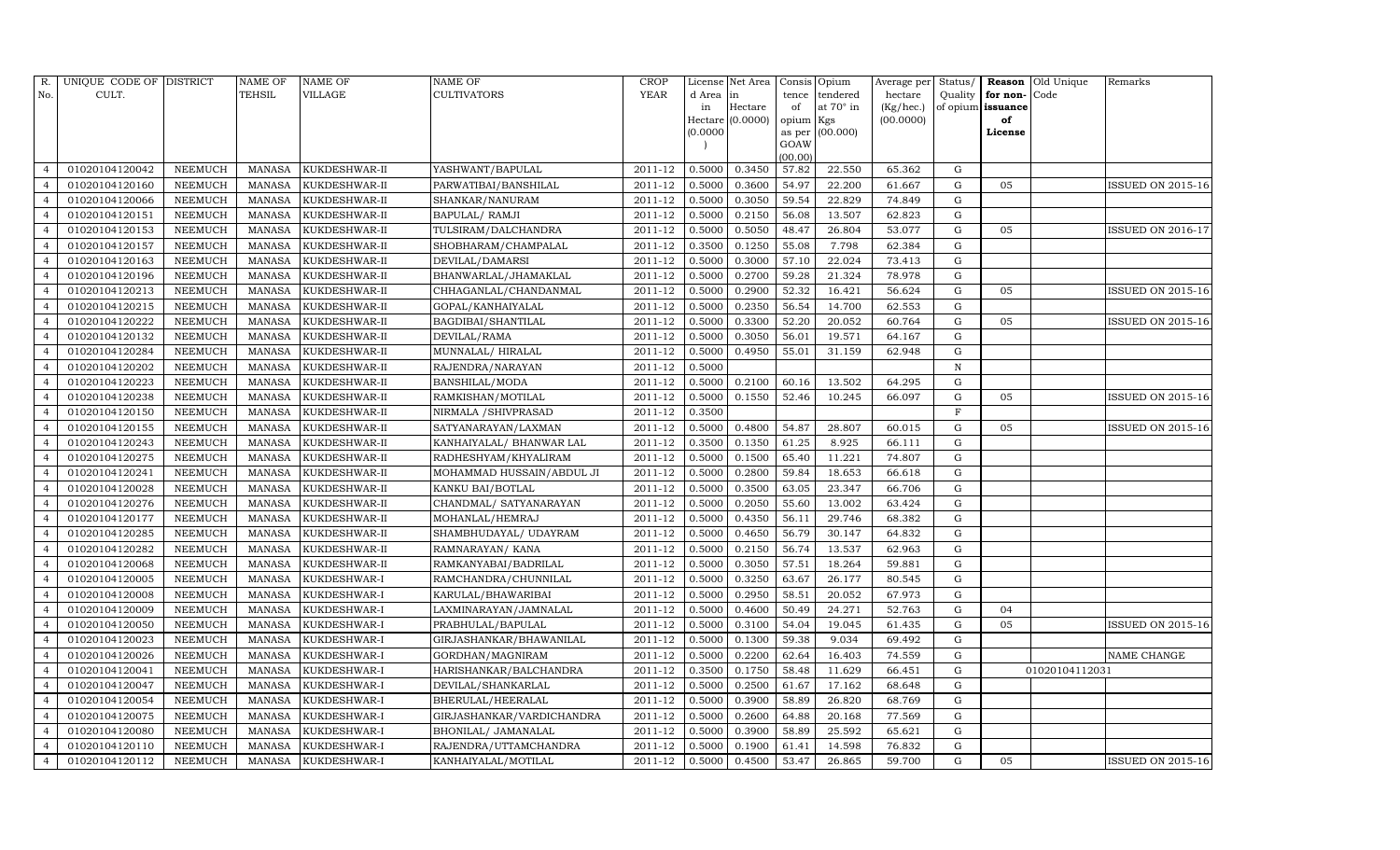| R. No. | UNIQUE CODE OF CULT. | DISTRICT | NAME OF TEHSIL | NAME OF VILLAGE | NAME OF CULTIVATORS | CROP YEAR | License d Area in Hectare (0.0000) | Net Area in Hectare (0.0000) | Consis tence of opium as per GOAW (00.00) | Opium tendered at 70° in Kgs (00.000) | Average per hectare (Kg/hec.) (00.0000) | Status/ Quality of opium | Reason for non-issuance of License | Old Unique Code | Remarks |
|---|---|---|---|---|---|---|---|---|---|---|---|---|---|---|---|
| 4 | 01020104120042 | NEEMUCH | MANASA | KUKDESHWAR-II | YASHWANT/BAPULAL | 2011-12 | 0.5000 | 0.3450 | 57.82 | 22.550 | 65.362 | G | | | |
| 4 | 01020104120160 | NEEMUCH | MANASA | KUKDESHWAR-II | PARWATIBAI/BANSHILAL | 2011-12 | 0.5000 | 0.3600 | 54.97 | 22.200 | 61.667 | G | 05 | | ISSUED ON 2015-16 |
| 4 | 01020104120066 | NEEMUCH | MANASA | KUKDESHWAR-II | SHANKAR/NANURAM | 2011-12 | 0.5000 | 0.3050 | 59.54 | 22.829 | 74.849 | G | | | |
| 4 | 01020104120151 | NEEMUCH | MANASA | KUKDESHWAR-II | BAPULAL/ RAMJI | 2011-12 | 0.5000 | 0.2150 | 56.08 | 13.507 | 62.823 | G | | | |
| 4 | 01020104120153 | NEEMUCH | MANASA | KUKDESHWAR-II | TULSIRAM/DALCHANDRA | 2011-12 | 0.5000 | 0.5050 | 48.47 | 26.804 | 53.077 | G | 05 | | ISSUED ON 2016-17 |
| 4 | 01020104120157 | NEEMUCH | MANASA | KUKDESHWAR-II | SHOBHARAM/CHAMPALAL | 2011-12 | 0.3500 | 0.1250 | 55.08 | 7.798 | 62.384 | G | | | |
| 4 | 01020104120163 | NEEMUCH | MANASA | KUKDESHWAR-II | DEVILAL/DAMARSI | 2011-12 | 0.5000 | 0.3000 | 57.10 | 22.024 | 73.413 | G | | | |
| 4 | 01020104120196 | NEEMUCH | MANASA | KUKDESHWAR-II | BHANWARLAL/JHAMAKLAL | 2011-12 | 0.5000 | 0.2700 | 59.28 | 21.324 | 78.978 | G | | | |
| 4 | 01020104120213 | NEEMUCH | MANASA | KUKDESHWAR-II | CHHAGANLAL/CHANDANMAL | 2011-12 | 0.5000 | 0.2900 | 52.32 | 16.421 | 56.624 | G | 05 | | ISSUED ON 2015-16 |
| 4 | 01020104120215 | NEEMUCH | MANASA | KUKDESHWAR-II | GOPAL/KANHAIYALAL | 2011-12 | 0.5000 | 0.2350 | 56.54 | 14.700 | 62.553 | G | | | |
| 4 | 01020104120222 | NEEMUCH | MANASA | KUKDESHWAR-II | BAGDIBAI/SHANTILAL | 2011-12 | 0.5000 | 0.3300 | 52.20 | 20.052 | 60.764 | G | 05 | | ISSUED ON 2015-16 |
| 4 | 01020104120132 | NEEMUCH | MANASA | KUKDESHWAR-II | DEVILAL/RAMA | 2011-12 | 0.5000 | 0.3050 | 56.01 | 19.571 | 64.167 | G | | | |
| 4 | 01020104120284 | NEEMUCH | MANASA | KUKDESHWAR-II | MUNNALAL/ HIRALAL | 2011-12 | 0.5000 | 0.4950 | 55.01 | 31.159 | 62.948 | G | | | |
| 4 | 01020104120202 | NEEMUCH | MANASA | KUKDESHWAR-II | RAJENDRA/NARAYAN | 2011-12 | 0.5000 | | | | | N | | | |
| 4 | 01020104120223 | NEEMUCH | MANASA | KUKDESHWAR-II | BANSHILAL/MODA | 2011-12 | 0.5000 | 0.2100 | 60.16 | 13.502 | 64.295 | G | | | |
| 4 | 01020104120238 | NEEMUCH | MANASA | KUKDESHWAR-II | RAMKISHAN/MOTILAL | 2011-12 | 0.5000 | 0.1550 | 52.46 | 10.245 | 66.097 | G | 05 | | ISSUED ON 2015-16 |
| 4 | 01020104120150 | NEEMUCH | MANASA | KUKDESHWAR-II | NIRMALA /SHIVPRASAD | 2011-12 | 0.3500 | | | | | F | | | |
| 4 | 01020104120155 | NEEMUCH | MANASA | KUKDESHWAR-II | SATYANARAYAN/LAXMAN | 2011-12 | 0.5000 | 0.4800 | 54.87 | 28.807 | 60.015 | G | 05 | | ISSUED ON 2015-16 |
| 4 | 01020104120243 | NEEMUCH | MANASA | KUKDESHWAR-II | KANHAIYALAL/ BHANWAR LAL | 2011-12 | 0.3500 | 0.1350 | 61.25 | 8.925 | 66.111 | G | | | |
| 4 | 01020104120275 | NEEMUCH | MANASA | KUKDESHWAR-II | RADHESHYAM/KHYALIRAM | 2011-12 | 0.5000 | 0.1500 | 65.40 | 11.221 | 74.807 | G | | | |
| 4 | 01020104120241 | NEEMUCH | MANASA | KUKDESHWAR-II | MOHAMMAD HUSSAIN/ABDUL JI | 2011-12 | 0.5000 | 0.2800 | 59.84 | 18.653 | 66.618 | G | | | |
| 4 | 01020104120028 | NEEMUCH | MANASA | KUKDESHWAR-II | KANKU BAI/BOTLAL | 2011-12 | 0.5000 | 0.3500 | 63.05 | 23.347 | 66.706 | G | | | |
| 4 | 01020104120276 | NEEMUCH | MANASA | KUKDESHWAR-II | CHANDMAL/ SATYANARAYAN | 2011-12 | 0.5000 | 0.2050 | 55.60 | 13.002 | 63.424 | G | | | |
| 4 | 01020104120177 | NEEMUCH | MANASA | KUKDESHWAR-II | MOHANLAL/HEMRAJ | 2011-12 | 0.5000 | 0.4350 | 56.11 | 29.746 | 68.382 | G | | | |
| 4 | 01020104120285 | NEEMUCH | MANASA | KUKDESHWAR-II | SHAMBHUDAYAL/ UDAYRAM | 2011-12 | 0.5000 | 0.4650 | 56.79 | 30.147 | 64.832 | G | | | |
| 4 | 01020104120282 | NEEMUCH | MANASA | KUKDESHWAR-II | RAMNARAYAN/ KANA | 2011-12 | 0.5000 | 0.2150 | 56.74 | 13.537 | 62.963 | G | | | |
| 4 | 01020104120068 | NEEMUCH | MANASA | KUKDESHWAR-II | RAMKANYABAI/BADRILAL | 2011-12 | 0.5000 | 0.3050 | 57.51 | 18.264 | 59.881 | G | | | |
| 4 | 01020104120005 | NEEMUCH | MANASA | KUKDESHWAR-I | RAMCHANDRA/CHUNNILAL | 2011-12 | 0.5000 | 0.3250 | 63.67 | 26.177 | 80.545 | G | | | |
| 4 | 01020104120008 | NEEMUCH | MANASA | KUKDESHWAR-I | KARULAL/BHAWARIBAI | 2011-12 | 0.5000 | 0.2950 | 58.51 | 20.052 | 67.973 | G | | | |
| 4 | 01020104120009 | NEEMUCH | MANASA | KUKDESHWAR-I | LAXMINARAYAN/JAMNALAL | 2011-12 | 0.5000 | 0.4600 | 50.49 | 24.271 | 52.763 | G | 04 | | |
| 4 | 01020104120050 | NEEMUCH | MANASA | KUKDESHWAR-I | PRABHULAL/BAPULAL | 2011-12 | 0.5000 | 0.3100 | 54.04 | 19.045 | 61.435 | G | 05 | | ISSUED ON 2015-16 |
| 4 | 01020104120023 | NEEMUCH | MANASA | KUKDESHWAR-I | GIRJASHANKAR/BHAWANILAL | 2011-12 | 0.5000 | 0.1300 | 59.38 | 9.034 | 69.492 | G | | | |
| 4 | 01020104120026 | NEEMUCH | MANASA | KUKDESHWAR-I | GORDHAN/MAGNIRAM | 2011-12 | 0.5000 | 0.2200 | 62.64 | 16.403 | 74.559 | G | | | NAME CHANGE |
| 4 | 01020104120041 | NEEMUCH | MANASA | KUKDESHWAR-I | HARISHANKAR/BALCHANDRA | 2011-12 | 0.3500 | 0.1750 | 58.48 | 11.629 | 66.451 | G | | 01020104112031 | |
| 4 | 01020104120047 | NEEMUCH | MANASA | KUKDESHWAR-I | DEVILAL/SHANKARLAL | 2011-12 | 0.5000 | 0.2500 | 61.67 | 17.162 | 68.648 | G | | | |
| 4 | 01020104120054 | NEEMUCH | MANASA | KUKDESHWAR-I | BHERULAL/HEERALAL | 2011-12 | 0.5000 | 0.3900 | 58.89 | 26.820 | 68.769 | G | | | |
| 4 | 01020104120075 | NEEMUCH | MANASA | KUKDESHWAR-I | GIRJASHANKAR/VARDICHANDRA | 2011-12 | 0.5000 | 0.2600 | 64.88 | 20.168 | 77.569 | G | | | |
| 4 | 01020104120080 | NEEMUCH | MANASA | KUKDESHWAR-I | BHONILAL/ JAMANALAL | 2011-12 | 0.5000 | 0.3900 | 58.89 | 25.592 | 65.621 | G | | | |
| 4 | 01020104120110 | NEEMUCH | MANASA | KUKDESHWAR-I | RAJENDRA/UTTAMCHANDRA | 2011-12 | 0.5000 | 0.1900 | 61.41 | 14.598 | 76.832 | G | | | |
| 4 | 01020104120112 | NEEMUCH | MANASA | KUKDESHWAR-I | KANHAIYALAL/MOTILAL | 2011-12 | 0.5000 | 0.4500 | 53.47 | 26.865 | 59.700 | G | 05 | | ISSUED ON 2015-16 |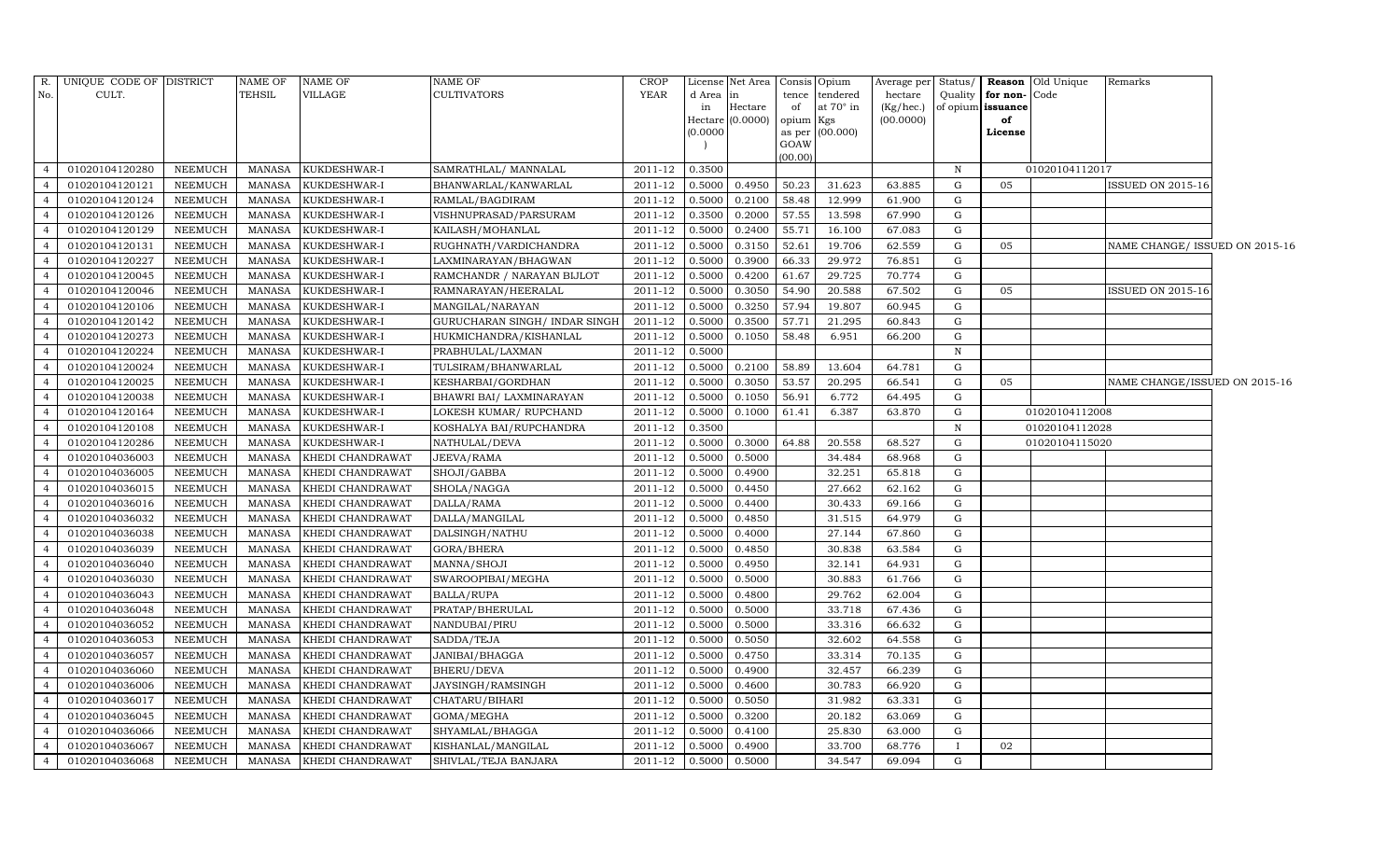| R. No. | UNIQUE CODE OF CULT. | DISTRICT | NAME OF TEHSIL | NAME OF VILLAGE | NAME OF CULTIVATORS | CROP YEAR | License d Area in Hectare (0.0000) | Net Area in Hectare (0.0000) | Consis tence of opium as per GOAW (00.00) | Opium tendered at 70° in Kgs (00.000) | Average per hectare (Kg/hec.) (00.0000) | Status/ Quality of opium | Reason for non-issuance of License | Old Unique Code | Remarks |
|---|---|---|---|---|---|---|---|---|---|---|---|---|---|---|---|
| 4 | 01020104120280 | NEEMUCH | MANASA | KUKDESHWAR-I | SAMRATHLAL/ MANNALAL | 2011-12 | 0.3500 | | | | | N | | 01020104112017 | |
| 4 | 01020104120121 | NEEMUCH | MANASA | KUKDESHWAR-I | BHANWARLAL/KANWARLAL | 2011-12 | 0.5000 | 0.4950 | 50.23 | 31.623 | 63.885 | G | 05 | | ISSUED ON 2015-16 |
| 4 | 01020104120124 | NEEMUCH | MANASA | KUKDESHWAR-I | RAMLAL/BAGDIRAM | 2011-12 | 0.5000 | 0.2100 | 58.48 | 12.999 | 61.900 | G | | | |
| 4 | 01020104120126 | NEEMUCH | MANASA | KUKDESHWAR-I | VISHNUPRASAD/PARSURAM | 2011-12 | 0.3500 | 0.2000 | 57.55 | 13.598 | 67.990 | G | | | |
| 4 | 01020104120129 | NEEMUCH | MANASA | KUKDESHWAR-I | KAILASH/MOHANLAL | 2011-12 | 0.5000 | 0.2400 | 55.71 | 16.100 | 67.083 | G | | | |
| 4 | 01020104120131 | NEEMUCH | MANASA | KUKDESHWAR-I | RUGHNATH/VARDICHANDRA | 2011-12 | 0.5000 | 0.3150 | 52.61 | 19.706 | 62.559 | G | 05 | | NAME CHANGE/ ISSUED ON 2015-16 |
| 4 | 01020104120227 | NEEMUCH | MANASA | KUKDESHWAR-I | LAXMINARAYAN/BHAGWAN | 2011-12 | 0.5000 | 0.3900 | 66.33 | 29.972 | 76.851 | G | | | |
| 4 | 01020104120045 | NEEMUCH | MANASA | KUKDESHWAR-I | RAMCHANDR / NARAYAN BIJLOT | 2011-12 | 0.5000 | 0.4200 | 61.67 | 29.725 | 70.774 | G | | | |
| 4 | 01020104120046 | NEEMUCH | MANASA | KUKDESHWAR-I | RAMNARAYAN/HEERALAL | 2011-12 | 0.5000 | 0.3050 | 54.90 | 20.588 | 67.502 | G | 05 | | ISSUED ON 2015-16 |
| 4 | 01020104120106 | NEEMUCH | MANASA | KUKDESHWAR-I | MANGILAL/NARAYAN | 2011-12 | 0.5000 | 0.3250 | 57.94 | 19.807 | 60.945 | G | | | |
| 4 | 01020104120142 | NEEMUCH | MANASA | KUKDESHWAR-I | GURUCHARAN SINGH/ INDAR SINGH | 2011-12 | 0.5000 | 0.3500 | 57.71 | 21.295 | 60.843 | G | | | |
| 4 | 01020104120273 | NEEMUCH | MANASA | KUKDESHWAR-I | HUKMICHANDRA/KISHANLAL | 2011-12 | 0.5000 | 0.1050 | 58.48 | 6.951 | 66.200 | G | | | |
| 4 | 01020104120224 | NEEMUCH | MANASA | KUKDESHWAR-I | PRABHULAL/LAXMAN | 2011-12 | 0.5000 | | | | | N | | | |
| 4 | 01020104120024 | NEEMUCH | MANASA | KUKDESHWAR-I | TULSIRAM/BHANWARLAL | 2011-12 | 0.5000 | 0.2100 | 58.89 | 13.604 | 64.781 | G | | | |
| 4 | 01020104120025 | NEEMUCH | MANASA | KUKDESHWAR-I | KESHARBAI/GORDHAN | 2011-12 | 0.5000 | 0.3050 | 53.57 | 20.295 | 66.541 | G | 05 | | NAME CHANGE/ISSUED ON 2015-16 |
| 4 | 01020104120038 | NEEMUCH | MANASA | KUKDESHWAR-I | BHAWRI BAI/ LAXMINARAYAN | 2011-12 | 0.5000 | 0.1050 | 56.91 | 6.772 | 64.495 | G | | | |
| 4 | 01020104120164 | NEEMUCH | MANASA | KUKDESHWAR-I | LOKESH KUMAR/ RUPCHAND | 2011-12 | 0.5000 | 0.1000 | 61.41 | 6.387 | 63.870 | G | | 01020104112008 | |
| 4 | 01020104120108 | NEEMUCH | MANASA | KUKDESHWAR-I | KOSHALYA BAI/RUPCHANDRA | 2011-12 | 0.3500 | | | | | N | | 01020104112028 | |
| 4 | 01020104120286 | NEEMUCH | MANASA | KUKDESHWAR-I | NATHULAL/DEVA | 2011-12 | 0.5000 | 0.3000 | 64.88 | 20.558 | 68.527 | G | | 01020104115020 | |
| 4 | 01020104036003 | NEEMUCH | MANASA | KHEDI CHANDRAWAT | JEEVA/RAMA | 2011-12 | 0.5000 | 0.5000 | | 34.484 | 68.968 | G | | | |
| 4 | 01020104036005 | NEEMUCH | MANASA | KHEDI CHANDRAWAT | SHOJI/GABBA | 2011-12 | 0.5000 | 0.4900 | | 32.251 | 65.818 | G | | | |
| 4 | 01020104036015 | NEEMUCH | MANASA | KHEDI CHANDRAWAT | SHOLA/NAGGA | 2011-12 | 0.5000 | 0.4450 | | 27.662 | 62.162 | G | | | |
| 4 | 01020104036016 | NEEMUCH | MANASA | KHEDI CHANDRAWAT | DALLA/RAMA | 2011-12 | 0.5000 | 0.4400 | | 30.433 | 69.166 | G | | | |
| 4 | 01020104036032 | NEEMUCH | MANASA | KHEDI CHANDRAWAT | DALLA/MANGILAL | 2011-12 | 0.5000 | 0.4850 | | 31.515 | 64.979 | G | | | |
| 4 | 01020104036038 | NEEMUCH | MANASA | KHEDI CHANDRAWAT | DALSINGH/NATHU | 2011-12 | 0.5000 | 0.4000 | | 27.144 | 67.860 | G | | | |
| 4 | 01020104036039 | NEEMUCH | MANASA | KHEDI CHANDRAWAT | GORA/BHERA | 2011-12 | 0.5000 | 0.4850 | | 30.838 | 63.584 | G | | | |
| 4 | 01020104036040 | NEEMUCH | MANASA | KHEDI CHANDRAWAT | MANNA/SHOJI | 2011-12 | 0.5000 | 0.4950 | | 32.141 | 64.931 | G | | | |
| 4 | 01020104036030 | NEEMUCH | MANASA | KHEDI CHANDRAWAT | SWAROOPIBAI/MEGHA | 2011-12 | 0.5000 | 0.5000 | | 30.883 | 61.766 | G | | | |
| 4 | 01020104036043 | NEEMUCH | MANASA | KHEDI CHANDRAWAT | BALLA/RUPA | 2011-12 | 0.5000 | 0.4800 | | 29.762 | 62.004 | G | | | |
| 4 | 01020104036048 | NEEMUCH | MANASA | KHEDI CHANDRAWAT | PRATAP/BHERULAL | 2011-12 | 0.5000 | 0.5000 | | 33.718 | 67.436 | G | | | |
| 4 | 01020104036052 | NEEMUCH | MANASA | KHEDI CHANDRAWAT | NANDUBAI/PIRU | 2011-12 | 0.5000 | 0.5000 | | 33.316 | 66.632 | G | | | |
| 4 | 01020104036053 | NEEMUCH | MANASA | KHEDI CHANDRAWAT | SADDA/TEJA | 2011-12 | 0.5000 | 0.5050 | | 32.602 | 64.558 | G | | | |
| 4 | 01020104036057 | NEEMUCH | MANASA | KHEDI CHANDRAWAT | JANIBAI/BHAGGA | 2011-12 | 0.5000 | 0.4750 | | 33.314 | 70.135 | G | | | |
| 4 | 01020104036060 | NEEMUCH | MANASA | KHEDI CHANDRAWAT | BHERU/DEVA | 2011-12 | 0.5000 | 0.4900 | | 32.457 | 66.239 | G | | | |
| 4 | 01020104036006 | NEEMUCH | MANASA | KHEDI CHANDRAWAT | JAYSINGH/RAMSINGH | 2011-12 | 0.5000 | 0.4600 | | 30.783 | 66.920 | G | | | |
| 4 | 01020104036017 | NEEMUCH | MANASA | KHEDI CHANDRAWAT | CHATARU/BIHARI | 2011-12 | 0.5000 | 0.5050 | | 31.982 | 63.331 | G | | | |
| 4 | 01020104036045 | NEEMUCH | MANASA | KHEDI CHANDRAWAT | GOMA/MEGHA | 2011-12 | 0.5000 | 0.3200 | | 20.182 | 63.069 | G | | | |
| 4 | 01020104036066 | NEEMUCH | MANASA | KHEDI CHANDRAWAT | SHYAMLAL/BHAGGA | 2011-12 | 0.5000 | 0.4100 | | 25.830 | 63.000 | G | | | |
| 4 | 01020104036067 | NEEMUCH | MANASA | KHEDI CHANDRAWAT | KISHANLAL/MANGILAL | 2011-12 | 0.5000 | 0.4900 | | 33.700 | 68.776 | I | 02 | | |
| 4 | 01020104036068 | NEEMUCH | MANASA | KHEDI CHANDRAWAT | SHIVLAL/TEJA BANJARA | 2011-12 | 0.5000 | 0.5000 | | 34.547 | 69.094 | G | | | |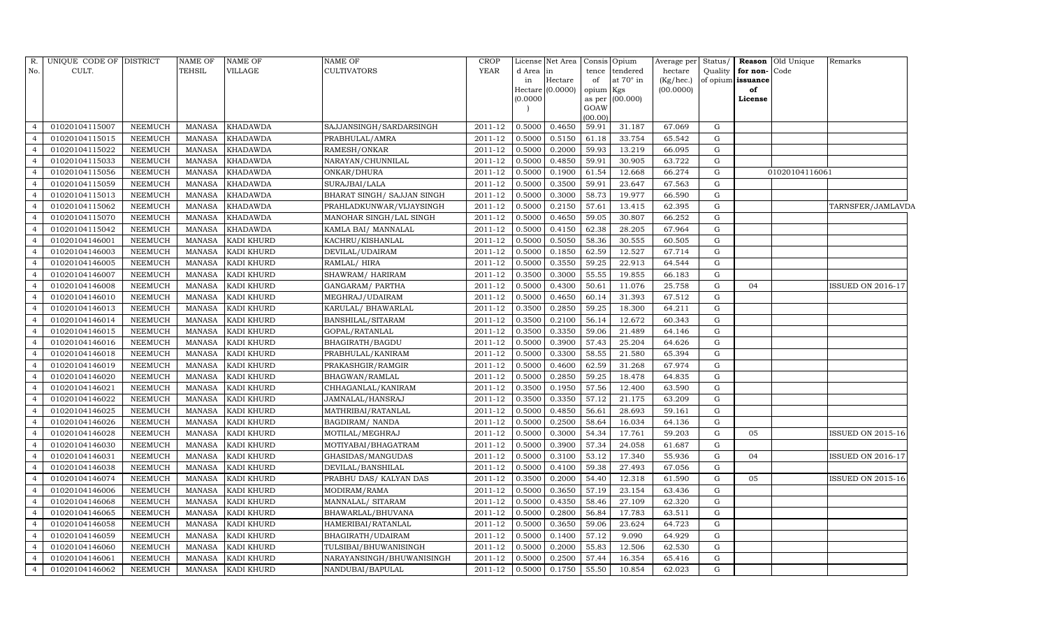| R. No. | UNIQUE CODE OF CULT. | DISTRICT | NAME OF TEHSIL | NAME OF VILLAGE | NAME OF CULTIVATORS | CROP YEAR | License d Area in Hectare (0.0000) | Net Area in Hectare (0.0000) | Consis tence of opium as per GOAW (00.00) | Opium tendered at 70° in Kgs (00.000) | Average per hectare (Kg/hec.) (00.0000) | Status/ Quality of opium | Reason for non-issuance of License | Old Unique Code | Remarks |
|---|---|---|---|---|---|---|---|---|---|---|---|---|---|---|---|
| 4 | 01020104115007 | NEEMUCH | MANASA | KHADAWDA | SAJJANSINGH/SARDARSINGH | 2011-12 | 0.5000 | 0.4650 | 59.91 | 31.187 | 67.069 | G | | | |
| 4 | 01020104115015 | NEEMUCH | MANASA | KHADAWDA | PRABHULAL/AMRA | 2011-12 | 0.5000 | 0.5150 | 61.18 | 33.754 | 65.542 | G | | | |
| 4 | 01020104115022 | NEEMUCH | MANASA | KHADAWDA | RAMESH/ONKAR | 2011-12 | 0.5000 | 0.2000 | 59.93 | 13.219 | 66.095 | G | | | |
| 4 | 01020104115033 | NEEMUCH | MANASA | KHADAWDA | NARAYAN/CHUNNILAL | 2011-12 | 0.5000 | 0.4850 | 59.91 | 30.905 | 63.722 | G | | | |
| 4 | 01020104115056 | NEEMUCH | MANASA | KHADAWDA | ONKAR/DHURA | 2011-12 | 0.5000 | 0.1900 | 61.54 | 12.668 | 66.274 | G | | 01020104116061 | |
| 4 | 01020104115059 | NEEMUCH | MANASA | KHADAWDA | SURAJBAI/LALA | 2011-12 | 0.5000 | 0.3500 | 59.91 | 23.647 | 67.563 | G | | | |
| 4 | 01020104115013 | NEEMUCH | MANASA | KHADAWDA | BHARAT SINGH/ SAJJAN SINGH | 2011-12 | 0.5000 | 0.3000 | 58.73 | 19.977 | 66.590 | G | | | |
| 4 | 01020104115062 | NEEMUCH | MANASA | KHADAWDA | PRAHLADKUNWAR/VIJAYSINGH | 2011-12 | 0.5000 | 0.2150 | 57.61 | 13.415 | 62.395 | G | | | TARNSFER/JAMLAVDA |
| 4 | 01020104115070 | NEEMUCH | MANASA | KHADAWDA | MANOHAR SINGH/LAL SINGH | 2011-12 | 0.5000 | 0.4650 | 59.05 | 30.807 | 66.252 | G | | | |
| 4 | 01020104115042 | NEEMUCH | MANASA | KHADAWDA | KAMLA BAI/ MANNALAL | 2011-12 | 0.5000 | 0.4150 | 62.38 | 28.205 | 67.964 | G | | | |
| 4 | 01020104146001 | NEEMUCH | MANASA | KADI KHURD | KACHRU/KISHANLAL | 2011-12 | 0.5000 | 0.5050 | 58.36 | 30.555 | 60.505 | G | | | |
| 4 | 01020104146003 | NEEMUCH | MANASA | KADI KHURD | DEVILAL/UDAIRAM | 2011-12 | 0.5000 | 0.1850 | 62.59 | 12.527 | 67.714 | G | | | |
| 4 | 01020104146005 | NEEMUCH | MANASA | KADI KHURD | RAMLAL/ HIRA | 2011-12 | 0.5000 | 0.3550 | 59.25 | 22.913 | 64.544 | G | | | |
| 4 | 01020104146007 | NEEMUCH | MANASA | KADI KHURD | SHAWRAM/ HARIRAM | 2011-12 | 0.3500 | 0.3000 | 55.55 | 19.855 | 66.183 | G | | | |
| 4 | 01020104146008 | NEEMUCH | MANASA | KADI KHURD | GANGARAM/ PARTHA | 2011-12 | 0.5000 | 0.4300 | 50.61 | 11.076 | 25.758 | G | 04 | | ISSUED ON 2016-17 |
| 4 | 01020104146010 | NEEMUCH | MANASA | KADI KHURD | MEGHRAJ/UDAIRAM | 2011-12 | 0.5000 | 0.4650 | 60.14 | 31.393 | 67.512 | G | | | |
| 4 | 01020104146013 | NEEMUCH | MANASA | KADI KHURD | KARULAL/ BHAWARLAL | 2011-12 | 0.3500 | 0.2850 | 59.25 | 18.300 | 64.211 | G | | | |
| 4 | 01020104146014 | NEEMUCH | MANASA | KADI KHURD | BANSHILAL/SITARAM | 2011-12 | 0.3500 | 0.2100 | 56.14 | 12.672 | 60.343 | G | | | |
| 4 | 01020104146015 | NEEMUCH | MANASA | KADI KHURD | GOPAL/RATANLAL | 2011-12 | 0.3500 | 0.3350 | 59.06 | 21.489 | 64.146 | G | | | |
| 4 | 01020104146016 | NEEMUCH | MANASA | KADI KHURD | BHAGIRATH/BAGDU | 2011-12 | 0.5000 | 0.3900 | 57.43 | 25.204 | 64.626 | G | | | |
| 4 | 01020104146018 | NEEMUCH | MANASA | KADI KHURD | PRABHULAL/KANIRAM | 2011-12 | 0.5000 | 0.3300 | 58.55 | 21.580 | 65.394 | G | | | |
| 4 | 01020104146019 | NEEMUCH | MANASA | KADI KHURD | PRAKASHGIR/RAMGIR | 2011-12 | 0.5000 | 0.4600 | 62.59 | 31.268 | 67.974 | G | | | |
| 4 | 01020104146020 | NEEMUCH | MANASA | KADI KHURD | BHAGWAN/RAMLAL | 2011-12 | 0.5000 | 0.2850 | 59.25 | 18.478 | 64.835 | G | | | |
| 4 | 01020104146021 | NEEMUCH | MANASA | KADI KHURD | CHHAGANLAL/KANIRAM | 2011-12 | 0.3500 | 0.1950 | 57.56 | 12.400 | 63.590 | G | | | |
| 4 | 01020104146022 | NEEMUCH | MANASA | KADI KHURD | JAMNALAL/HANSRAJ | 2011-12 | 0.3500 | 0.3350 | 57.12 | 21.175 | 63.209 | G | | | |
| 4 | 01020104146025 | NEEMUCH | MANASA | KADI KHURD | MATHRIBAI/RATANLAL | 2011-12 | 0.5000 | 0.4850 | 56.61 | 28.693 | 59.161 | G | | | |
| 4 | 01020104146026 | NEEMUCH | MANASA | KADI KHURD | BAGDIRAM/ NANDA | 2011-12 | 0.5000 | 0.2500 | 58.64 | 16.034 | 64.136 | G | | | |
| 4 | 01020104146028 | NEEMUCH | MANASA | KADI KHURD | MOTILAL/MEGHRAJ | 2011-12 | 0.5000 | 0.3000 | 54.34 | 17.761 | 59.203 | G | 05 | | ISSUED ON 2015-16 |
| 4 | 01020104146030 | NEEMUCH | MANASA | KADI KHURD | MOTIYABAI/BHAGATRAM | 2011-12 | 0.5000 | 0.3900 | 57.34 | 24.058 | 61.687 | G | | | |
| 4 | 01020104146031 | NEEMUCH | MANASA | KADI KHURD | GHASIDAS/MANGUDAS | 2011-12 | 0.5000 | 0.3100 | 53.12 | 17.340 | 55.936 | G | 04 | | ISSUED ON 2016-17 |
| 4 | 01020104146038 | NEEMUCH | MANASA | KADI KHURD | DEVILAL/BANSHILAL | 2011-12 | 0.5000 | 0.4100 | 59.38 | 27.493 | 67.056 | G | | | |
| 4 | 01020104146074 | NEEMUCH | MANASA | KADI KHURD | PRABHU DAS/ KALYAN DAS | 2011-12 | 0.3500 | 0.2000 | 54.40 | 12.318 | 61.590 | G | 05 | | ISSUED ON 2015-16 |
| 4 | 01020104146006 | NEEMUCH | MANASA | KADI KHURD | MODIRAM/RAMA | 2011-12 | 0.5000 | 0.3650 | 57.19 | 23.154 | 63.436 | G | | | |
| 4 | 01020104146068 | NEEMUCH | MANASA | KADI KHURD | MANNALAL/ SITARAM | 2011-12 | 0.5000 | 0.4350 | 58.46 | 27.109 | 62.320 | G | | | |
| 4 | 01020104146065 | NEEMUCH | MANASA | KADI KHURD | BHAWARLAL/BHUVANA | 2011-12 | 0.5000 | 0.2800 | 56.84 | 17.783 | 63.511 | G | | | |
| 4 | 01020104146058 | NEEMUCH | MANASA | KADI KHURD | HAMERIBAI/RATANLAL | 2011-12 | 0.5000 | 0.3650 | 59.06 | 23.624 | 64.723 | G | | | |
| 4 | 01020104146059 | NEEMUCH | MANASA | KADI KHURD | BHAGIRATH/UDAIRAM | 2011-12 | 0.5000 | 0.1400 | 57.12 | 9.090 | 64.929 | G | | | |
| 4 | 01020104146060 | NEEMUCH | MANASA | KADI KHURD | TULSIBAI/BHUWANISINGH | 2011-12 | 0.5000 | 0.2000 | 55.83 | 12.506 | 62.530 | G | | | |
| 4 | 01020104146061 | NEEMUCH | MANASA | KADI KHURD | NARAYANSINGH/BHUWANISINGH | 2011-12 | 0.5000 | 0.2500 | 57.44 | 16.354 | 65.416 | G | | | |
| 4 | 01020104146062 | NEEMUCH | MANASA | KADI KHURD | NANDUBAI/BAPULAL | 2011-12 | 0.5000 | 0.1750 | 55.50 | 10.854 | 62.023 | G | | | |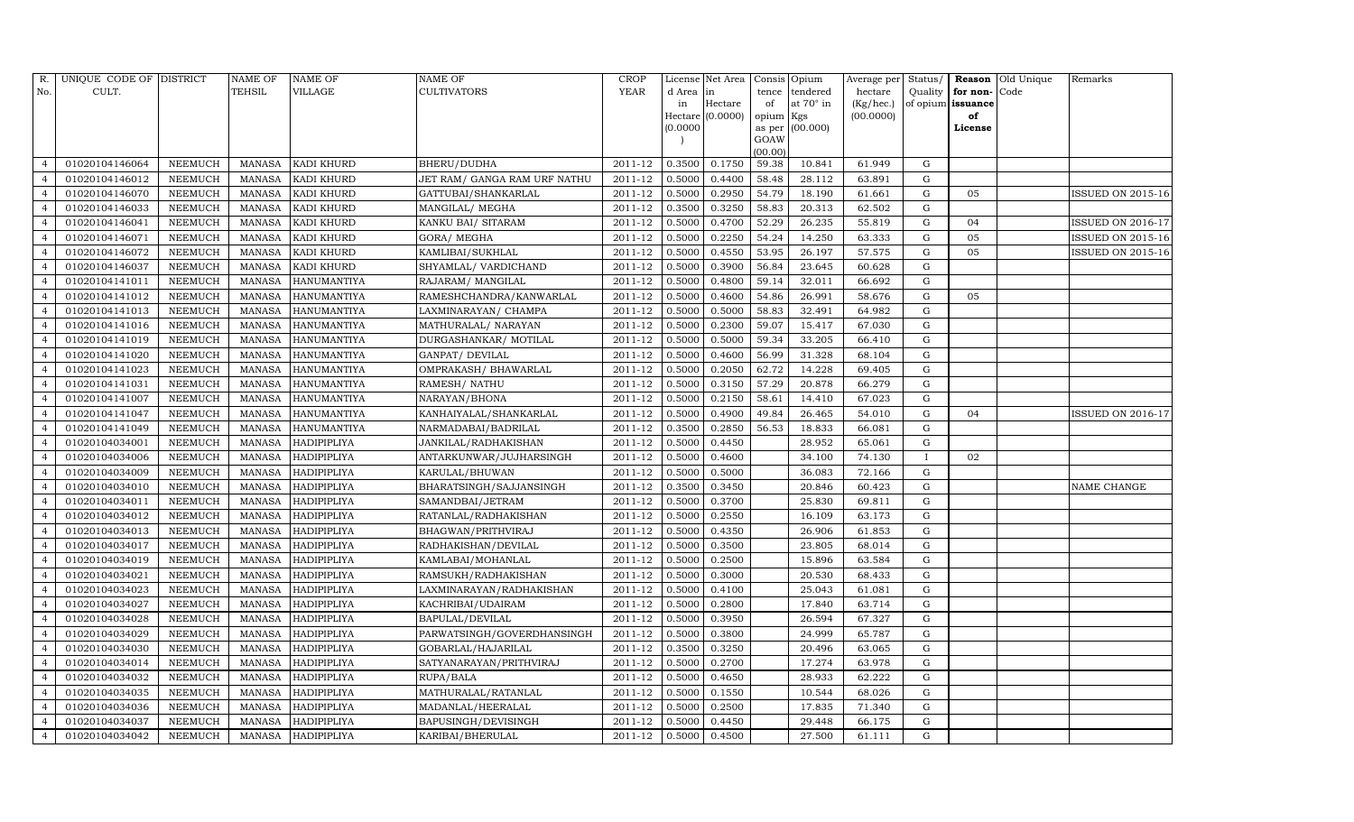| R. No. | UNIQUE CODE OF CULT. | DISTRICT | NAME OF TEHSIL | NAME OF VILLAGE | NAME OF CULTIVATORS | CROP YEAR | License d Area in Hectare (0.0000) | Net Area in Hectare (0.0000) | Consis tence of opium as per GOAW (00.00) | Opium tendered at 70° in Kgs (00.000) | Average per hectare (Kg/hec.) (00.0000) | Status/ Quality of opium | Reason for non-issuance of License | Old Unique Code | Remarks |
|---|---|---|---|---|---|---|---|---|---|---|---|---|---|---|---|
| 4 | 01020104146064 | NEEMUCH | MANASA | KADI KHURD | BHERU/DUDHA | 2011-12 | 0.3500 | 0.1750 | 59.38 | 10.841 | 61.949 | G | | | |
| 4 | 01020104146012 | NEEMUCH | MANASA | KADI KHURD | JET RAM/ GANGA RAM URF NATHU | 2011-12 | 0.5000 | 0.4400 | 58.48 | 28.112 | 63.891 | G | | | |
| 4 | 01020104146070 | NEEMUCH | MANASA | KADI KHURD | GATTUBAI/SHANKARLAL | 2011-12 | 0.5000 | 0.2950 | 54.79 | 18.190 | 61.661 | G | 05 | | ISSUED ON 2015-16 |
| 4 | 01020104146033 | NEEMUCH | MANASA | KADI KHURD | MANGILAL/ MEGHA | 2011-12 | 0.3500 | 0.3250 | 58.83 | 20.313 | 62.502 | G | | | |
| 4 | 01020104146041 | NEEMUCH | MANASA | KADI KHURD | KANKU BAI/ SITARAM | 2011-12 | 0.5000 | 0.4700 | 52.29 | 26.235 | 55.819 | G | 04 | | ISSUED ON 2016-17 |
| 4 | 01020104146071 | NEEMUCH | MANASA | KADI KHURD | GORA/ MEGHA | 2011-12 | 0.5000 | 0.2250 | 54.24 | 14.250 | 63.333 | G | 05 | | ISSUED ON 2015-16 |
| 4 | 01020104146072 | NEEMUCH | MANASA | KADI KHURD | KAMLIBAI/SUKHLAL | 2011-12 | 0.5000 | 0.4550 | 53.95 | 26.197 | 57.575 | G | 05 | | ISSUED ON 2015-16 |
| 4 | 01020104146037 | NEEMUCH | MANASA | KADI KHURD | SHYAMLAL/ VARDICHAND | 2011-12 | 0.5000 | 0.3900 | 56.84 | 23.645 | 60.628 | G | | | |
| 4 | 01020104141011 | NEEMUCH | MANASA | HANUMANTIYA | RAJARAM/ MANGILAL | 2011-12 | 0.5000 | 0.4800 | 59.14 | 32.011 | 66.692 | G | | | |
| 4 | 01020104141012 | NEEMUCH | MANASA | HANUMANTIYA | RAMESHCHANDRA/KANWARLAL | 2011-12 | 0.5000 | 0.4600 | 54.86 | 26.991 | 58.676 | G | 05 | | |
| 4 | 01020104141013 | NEEMUCH | MANASA | HANUMANTIYA | LAXMINARAYAN/ CHAMPA | 2011-12 | 0.5000 | 0.5000 | 58.83 | 32.491 | 64.982 | G | | | |
| 4 | 01020104141016 | NEEMUCH | MANASA | HANUMANTIYA | MATHURALAL/ NARAYAN | 2011-12 | 0.5000 | 0.2300 | 59.07 | 15.417 | 67.030 | G | | | |
| 4 | 01020104141019 | NEEMUCH | MANASA | HANUMANTIYA | DURGASHANKAR/ MOTILAL | 2011-12 | 0.5000 | 0.5000 | 59.34 | 33.205 | 66.410 | G | | | |
| 4 | 01020104141020 | NEEMUCH | MANASA | HANUMANTIYA | GANPAT/ DEVILAL | 2011-12 | 0.5000 | 0.4600 | 56.99 | 31.328 | 68.104 | G | | | |
| 4 | 01020104141023 | NEEMUCH | MANASA | HANUMANTIYA | OMPRAKASH/ BHAWARLAL | 2011-12 | 0.5000 | 0.2050 | 62.72 | 14.228 | 69.405 | G | | | |
| 4 | 01020104141031 | NEEMUCH | MANASA | HANUMANTIYA | RAMESH/ NATHU | 2011-12 | 0.5000 | 0.3150 | 57.29 | 20.878 | 66.279 | G | | | |
| 4 | 01020104141007 | NEEMUCH | MANASA | HANUMANTIYA | NARAYAN/BHONA | 2011-12 | 0.5000 | 0.2150 | 58.61 | 14.410 | 67.023 | G | | | |
| 4 | 01020104141047 | NEEMUCH | MANASA | HANUMANTIYA | KANHAIYALAL/SHANKARLAL | 2011-12 | 0.5000 | 0.4900 | 49.84 | 26.465 | 54.010 | G | 04 | | ISSUED ON 2016-17 |
| 4 | 01020104141049 | NEEMUCH | MANASA | HANUMANTIYA | NARMADABAI/BADRILAL | 2011-12 | 0.3500 | 0.2850 | 56.53 | 18.833 | 66.081 | G | | | |
| 4 | 01020104034001 | NEEMUCH | MANASA | HADIPIPLIYA | JANKILAL/RADHAKISHAN | 2011-12 | 0.5000 | 0.4450 | | 28.952 | 65.061 | G | | | |
| 4 | 01020104034006 | NEEMUCH | MANASA | HADIPIPLIYA | ANTARKUNWAR/JUJHARSINGH | 2011-12 | 0.5000 | 0.4600 | | 34.100 | 74.130 | I | 02 | | |
| 4 | 01020104034009 | NEEMUCH | MANASA | HADIPIPLIYA | KARULAL/BHUWAN | 2011-12 | 0.5000 | 0.5000 | | 36.083 | 72.166 | G | | | |
| 4 | 01020104034010 | NEEMUCH | MANASA | HADIPIPLIYA | BHARATSINGH/SAJJANSINGH | 2011-12 | 0.3500 | 0.3450 | | 20.846 | 60.423 | G | | | NAME CHANGE |
| 4 | 01020104034011 | NEEMUCH | MANASA | HADIPIPLIYA | SAMANDBAI/JETRAM | 2011-12 | 0.5000 | 0.3700 | | 25.830 | 69.811 | G | | | |
| 4 | 01020104034012 | NEEMUCH | MANASA | HADIPIPLIYA | RATANLAL/RADHAKISHAN | 2011-12 | 0.5000 | 0.2550 | | 16.109 | 63.173 | G | | | |
| 4 | 01020104034013 | NEEMUCH | MANASA | HADIPIPLIYA | BHAGWAN/PRITHVIRAJ | 2011-12 | 0.5000 | 0.4350 | | 26.906 | 61.853 | G | | | |
| 4 | 01020104034017 | NEEMUCH | MANASA | HADIPIPLIYA | RADHAKISHAN/DEVILAL | 2011-12 | 0.5000 | 0.3500 | | 23.805 | 68.014 | G | | | |
| 4 | 01020104034019 | NEEMUCH | MANASA | HADIPIPLIYA | KAMLABAI/MOHANLAL | 2011-12 | 0.5000 | 0.2500 | | 15.896 | 63.584 | G | | | |
| 4 | 01020104034021 | NEEMUCH | MANASA | HADIPIPLIYA | RAMSUKH/RADHAKISHAN | 2011-12 | 0.5000 | 0.3000 | | 20.530 | 68.433 | G | | | |
| 4 | 01020104034023 | NEEMUCH | MANASA | HADIPIPLIYA | LAXMINARAYAN/RADHAKISHAN | 2011-12 | 0.5000 | 0.4100 | | 25.043 | 61.081 | G | | | |
| 4 | 01020104034027 | NEEMUCH | MANASA | HADIPIPLIYA | KACHRIBAI/UDAIRAM | 2011-12 | 0.5000 | 0.2800 | | 17.840 | 63.714 | G | | | |
| 4 | 01020104034028 | NEEMUCH | MANASA | HADIPIPLIYA | BAPULAL/DEVILAL | 2011-12 | 0.5000 | 0.3950 | | 26.594 | 67.327 | G | | | |
| 4 | 01020104034029 | NEEMUCH | MANASA | HADIPIPLIYA | PARWATSINGH/GOVERDHANSINGH | 2011-12 | 0.5000 | 0.3800 | | 24.999 | 65.787 | G | | | |
| 4 | 01020104034030 | NEEMUCH | MANASA | HADIPIPLIYA | GOBARLAL/HAJARILAL | 2011-12 | 0.3500 | 0.3250 | | 20.496 | 63.065 | G | | | |
| 4 | 01020104034014 | NEEMUCH | MANASA | HADIPIPLIYA | SATYANARAYAN/PRITHVIRAJ | 2011-12 | 0.5000 | 0.2700 | | 17.274 | 63.978 | G | | | |
| 4 | 01020104034032 | NEEMUCH | MANASA | HADIPIPLIYA | RUPA/BALA | 2011-12 | 0.5000 | 0.4650 | | 28.933 | 62.222 | G | | | |
| 4 | 01020104034035 | NEEMUCH | MANASA | HADIPIPLIYA | MATHURALAL/RATANLAL | 2011-12 | 0.5000 | 0.1550 | | 10.544 | 68.026 | G | | | |
| 4 | 01020104034036 | NEEMUCH | MANASA | HADIPIPLIYA | MADANLAL/HEERALAL | 2011-12 | 0.5000 | 0.2500 | | 17.835 | 71.340 | G | | | |
| 4 | 01020104034037 | NEEMUCH | MANASA | HADIPIPLIYA | BAPUSINGH/DEVISINGH | 2011-12 | 0.5000 | 0.4450 | | 29.448 | 66.175 | G | | | |
| 4 | 01020104034042 | NEEMUCH | MANASA | HADIPIPLIYA | KARIBAI/BHERULAL | 2011-12 | 0.5000 | 0.4500 | | 27.500 | 61.111 | G | | | |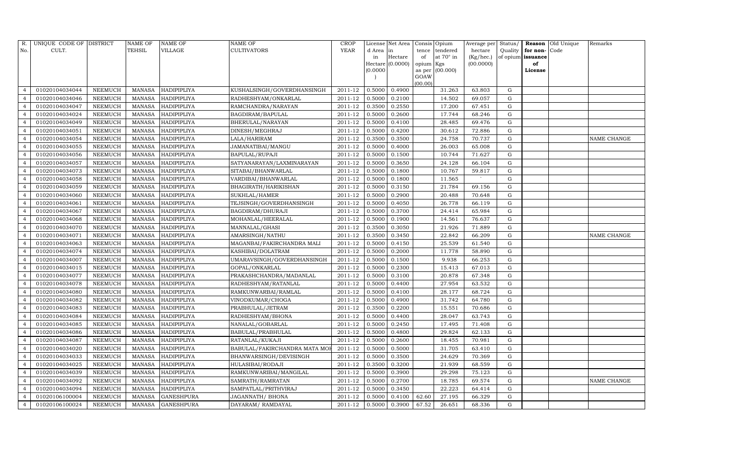| R. No. | UNIQUE CODE OF CULT. | DISTRICT | NAME OF TEHSIL | NAME OF VILLAGE | NAME OF CULTIVATORS | CROP YEAR | License d Area in Hectare (0.0000) | Net Area in Hectare (0.0000) | Consis tence of opium as per GOAW (00.00) | Opium tendered at 70° in Kgs (00.000) | Average per hectare (Kg/hec.) (00.0000) | Status/ Quality of opium | Reason for non-issuance of License | Old Unique Code | Remarks |
|---|---|---|---|---|---|---|---|---|---|---|---|---|---|---|---|
| 4 | 01020104034044 | NEEMUCH | MANASA | HADIPIPLIYA | KUSHALSINGH/GOVERDHANSINGH | 2011-12 | 0.5000 | 0.4900 | | 31.263 | 63.803 | G | | | |
| 4 | 01020104034046 | NEEMUCH | MANASA | HADIPIPLIYA | RADHESHYAM/ONKARLAL | 2011-12 | 0.5000 | 0.2100 | | 14.502 | 69.057 | G | | | |
| 4 | 01020104034047 | NEEMUCH | MANASA | HADIPIPLIYA | RAMCHANDRA/NARAYAN | 2011-12 | 0.3500 | 0.2550 | | 17.200 | 67.451 | G | | | |
| 4 | 01020104034024 | NEEMUCH | MANASA | HADIPIPLIYA | BAGDIRAM/BAPULAL | 2011-12 | 0.5000 | 0.2600 | | 17.744 | 68.246 | G | | | |
| 4 | 01020104034049 | NEEMUCH | MANASA | HADIPIPLIYA | BHERULAL/NARAYAN | 2011-12 | 0.5000 | 0.4100 | | 28.485 | 69.476 | G | | | |
| 4 | 01020104034051 | NEEMUCH | MANASA | HADIPIPLIYA | DINESH/MEGHRAJ | 2011-12 | 0.5000 | 0.4200 | | 30.612 | 72.886 | G | | | |
| 4 | 01020104034054 | NEEMUCH | MANASA | HADIPIPLIYA | LALA/HARIRAM | 2011-12 | 0.3500 | 0.3500 | | 24.758 | 70.737 | G | | | NAME CHANGE |
| 4 | 01020104034055 | NEEMUCH | MANASA | HADIPIPLIYA | JAMANATIBAI/MANGU | 2011-12 | 0.5000 | 0.4000 | | 26.003 | 65.008 | G | | | |
| 4 | 01020104034056 | NEEMUCH | MANASA | HADIPIPLIYA | BAPULAL/RUPAJI | 2011-12 | 0.5000 | 0.1500 | | 10.744 | 71.627 | G | | | |
| 4 | 01020104034057 | NEEMUCH | MANASA | HADIPIPLIYA | SATYANARAYAN/LAXMINARAYAN | 2011-12 | 0.5000 | 0.3650 | | 24.128 | 66.104 | G | | | |
| 4 | 01020104034073 | NEEMUCH | MANASA | HADIPIPLIYA | SITABAI/BHANWARLAL | 2011-12 | 0.5000 | 0.1800 | | 10.767 | 59.817 | G | | | |
| 4 | 01020104034058 | NEEMUCH | MANASA | HADIPIPLIYA | VARDIBAI/BHANWARLAL | 2011-12 | 0.5000 | 0.1800 | | 11.565 | ` | G | | | |
| 4 | 01020104034059 | NEEMUCH | MANASA | HADIPIPLIYA | BHAGIRATH/HARIKISHAN | 2011-12 | 0.5000 | 0.3150 | | 21.784 | 69.156 | G | | | |
| 4 | 01020104034060 | NEEMUCH | MANASA | HADIPIPLIYA | SUKHLAL/HAMER | 2011-12 | 0.5000 | 0.2900 | | 20.488 | 70.648 | G | | | |
| 4 | 01020104034061 | NEEMUCH | MANASA | HADIPIPLIYA | TEJSINGH/GOVERDHANSINGH | 2011-12 | 0.5000 | 0.4050 | | 26.778 | 66.119 | G | | | |
| 4 | 01020104034067 | NEEMUCH | MANASA | HADIPIPLIYA | BAGDIRAM/DHURAJI | 2011-12 | 0.5000 | 0.3700 | | 24.414 | 65.984 | G | | | |
| 4 | 01020104034068 | NEEMUCH | MANASA | HADIPIPLIYA | MOHANLAL/HEERALAL | 2011-12 | 0.5000 | 0.1900 | | 14.561 | 76.637 | G | | | |
| 4 | 01020104034070 | NEEMUCH | MANASA | HADIPIPLIYA | MANNALAL/GHASI | 2011-12 | 0.3500 | 0.3050 | | 21.926 | 71.889 | G | | | |
| 4 | 01020104034071 | NEEMUCH | MANASA | HADIPIPLIYA | AMARSINGH/NATHU | 2011-12 | 0.3500 | 0.3450 | | 22.842 | 66.209 | G | | | NAME CHANGE |
| 4 | 01020104034063 | NEEMUCH | MANASA | HADIPIPLIYA | MAGANBAI/FAKIRCHANDRA MALI | 2011-12 | 0.5000 | 0.4150 | | 25.539 | 61.540 | G | | | |
| 4 | 01020104034074 | NEEMUCH | MANASA | HADIPIPLIYA | KASHIBAI/DOLATRAM | 2011-12 | 0.5000 | 0.2000 | | 11.778 | 58.890 | G | | | |
| 4 | 01020104034007 | NEEMUCH | MANASA | HADIPIPLIYA | UMARAVSINGH/GOVERDHANSINGH | 2011-12 | 0.5000 | 0.1500 | | 9.938 | 66.253 | G | | | |
| 4 | 01020104034015 | NEEMUCH | MANASA | HADIPIPLIYA | GOPAL/ONKARLAL | 2011-12 | 0.5000 | 0.2300 | | 15.413 | 67.013 | G | | | |
| 4 | 01020104034077 | NEEMUCH | MANASA | HADIPIPLIYA | PRAKASHCHANDRA/MADANLAL | 2011-12 | 0.5000 | 0.3100 | | 20.878 | 67.348 | G | | | |
| 4 | 01020104034078 | NEEMUCH | MANASA | HADIPIPLIYA | RADHESHYAM/RATANLAL | 2011-12 | 0.5000 | 0.4400 | | 27.954 | 63.532 | G | | | |
| 4 | 01020104034080 | NEEMUCH | MANASA | HADIPIPLIYA | RAMKUNWARBAI/RAMLAL | 2011-12 | 0.5000 | 0.4100 | | 28.177 | 68.724 | G | | | |
| 4 | 01020104034082 | NEEMUCH | MANASA | HADIPIPLIYA | VINODKUMAR/CHOGA | 2011-12 | 0.5000 | 0.4900 | | 31.742 | 64.780 | G | | | |
| 4 | 01020104034083 | NEEMUCH | MANASA | HADIPIPLIYA | PRABHULAL/JETRAM | 2011-12 | 0.3500 | 0.2200 | | 15.551 | 70.686 | G | | | |
| 4 | 01020104034084 | NEEMUCH | MANASA | HADIPIPLIYA | RADHESHYAM/BHONA | 2011-12 | 0.5000 | 0.4400 | | 28.047 | 63.743 | G | | | |
| 4 | 01020104034085 | NEEMUCH | MANASA | HADIPIPLIYA | NANALAL/GOBARLAL | 2011-12 | 0.5000 | 0.2450 | | 17.495 | 71.408 | G | | | |
| 4 | 01020104034086 | NEEMUCH | MANASA | HADIPIPLIYA | BABULAL/PRABHULAL | 2011-12 | 0.5000 | 0.4800 | | 29.824 | 62.133 | G | | | |
| 4 | 01020104034087 | NEEMUCH | MANASA | HADIPIPLIYA | RATANLAL/KUKAJI | 2011-12 | 0.5000 | 0.2600 | | 18.455 | 70.981 | G | | | |
| 4 | 01020104034020 | NEEMUCH | MANASA | HADIPIPLIYA | BABULAL/FAKIRCHANDRA MATA MOI | 2011-12 | 0.5000 | 0.5000 | | 31.705 | 63.410 | G | | | |
| 4 | 01020104034033 | NEEMUCH | MANASA | HADIPIPLIYA | BHANWARSINGH/DEVISINGH | 2011-12 | 0.5000 | 0.3500 | | 24.629 | 70.369 | G | | | |
| 4 | 01020104034025 | NEEMUCH | MANASA | HADIPIPLIYA | HULASIBAI/RODAJI | 2011-12 | 0.3500 | 0.3200 | | 21.939 | 68.559 | G | | | |
| 4 | 01020104034039 | NEEMUCH | MANASA | HADIPIPLIYA | RAMKUNWARIBAI/MANGILAL | 2011-12 | 0.5000 | 0.3900 | | 29.298 | 75.123 | G | | | |
| 4 | 01020104034092 | NEEMUCH | MANASA | HADIPIPLIYA | SAMRATH/RAMRATAN | 2011-12 | 0.5000 | 0.2700 | | 18.785 | 69.574 | G | | | NAME CHANGE |
| 4 | 01020104034094 | NEEMUCH | MANASA | HADIPIPLIYA | SAMPATLAL/PRITHVIRAJ | 2011-12 | 0.5000 | 0.3450 | | 22.223 | 64.414 | G | | | |
| 4 | 01020106100004 | NEEMUCH | MANASA | GANESHPURA | JAGANNATH/ BHONA | 2011-12 | 0.5000 | 0.4100 | 62.60 | 27.195 | 66.329 | G | | | |
| 4 | 01020106100024 | NEEMUCH | MANASA | GANESHPURA | DAYARAM/ RAMDAYAL | 2011-12 | 0.5000 | 0.3900 | 67.52 | 26.651 | 68.336 | G | | | |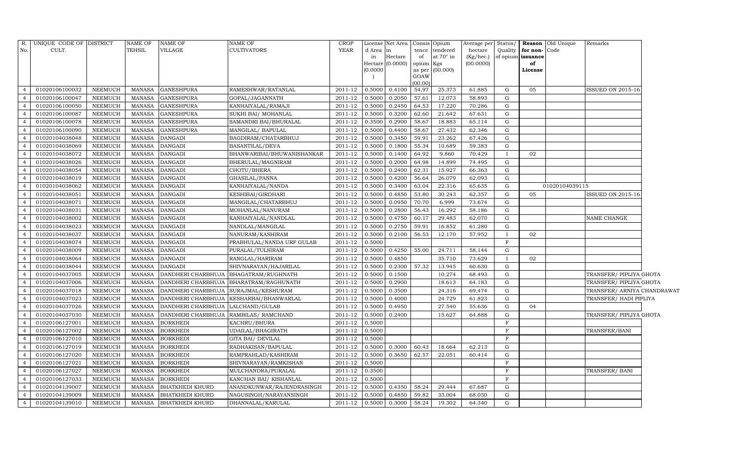| R. No. | UNIQUE CODE OF CULT. | DISTRICT | NAME OF TEHSIL | NAME OF VILLAGE | NAME OF CULTIVATORS | CROP YEAR | License d Area in Hectare (0.0000) | Net Area in Hectare (0.0000) | Consis tence of opium as per GOAW (00.00) | Opium tendered at 70° in Kgs (00.000) | Average per hectare (Kg/hec.) (00.0000) | Status/ Quality of opium | Reason for non-issuance of License | Old Unique Code | Remarks |
|---|---|---|---|---|---|---|---|---|---|---|---|---|---|---|---|
| 4 | 01020106100032 | NEEMUCH | MANASA | GANESHPURA | RAMESHWAR/RATANLAL | 2011-12 | 0.5000 | 0.4100 | 54.97 | 25.373 | 61.885 | G | 05 | | ISSUED ON 2015-16 |
| 4 | 01020106100047 | NEEMUCH | MANASA | GANESHPURA | GOPAL/JAGANNATH | 2011-12 | 0.5000 | 0.2050 | 57.61 | 12.073 | 58.893 | G | | | |
| 4 | 01020106100050 | NEEMUCH | MANASA | GANESHPURA | KANHAIYALAL/RAMAJI | 2011-12 | 0.5000 | 0.2450 | 64.53 | 17.220 | 70.286 | G | | | |
| 4 | 01020106100087 | NEEMUCH | MANASA | GANESHPURA | SUKHI BAI/ MOHANLAL | 2011-12 | 0.5000 | 0.3200 | 62.60 | 21.642 | 67.631 | G | | | |
| 4 | 01020106100078 | NEEMUCH | MANASA | GANESHPURA | SAMANDRI BAI/BHURALAL | 2011-12 | 0.3500 | 0.2900 | 58.67 | 18.883 | 65.114 | G | | | |
| 4 | 01020106100090 | NEEMUCH | MANASA | GANESHPURA | MANGILAL/ BAPULAL | 2011-12 | 0.5000 | 0.4400 | 58.67 | 27.432 | 62.346 | G | | | |
| 4 | 01020104038048 | NEEMUCH | MANASA | DANGADI | BAGDIRAM/CHATARBHUJ | 2011-12 | 0.5000 | 0.3450 | 59.91 | 23.262 | 67.426 | G | | | |
| 4 | 01020104038069 | NEEMUCH | MANASA | DANGADI | BASANTILAL/DEVA | 2011-12 | 0.5000 | 0.1800 | 55.34 | 10.689 | 59.383 | G | | | |
| 4 | 01020104038072 | NEEMUCH | MANASA | DANGADI | BHANWARIBAI/BHUWANISHANKAR | 2011-12 | 0.5000 | 0.1400 | 64.92 | 9.860 | 70.429 | I | 02 | | |
| 4 | 01020104038026 | NEEMUCH | MANASA | DANGADI | BHERULAL/MAGNIRAM | 2011-12 | 0.5000 | 0.2000 | 64.98 | 14.899 | 74.495 | G | | | |
| 4 | 01020104038054 | NEEMUCH | MANASA | DANGADI | CHOTU/BHERA | 2011-12 | 0.5000 | 0.2400 | 62.31 | 15.927 | 66.363 | G | | | |
| 4 | 01020104038019 | NEEMUCH | MANASA | DANGADI | GHASILAL/PANNA | 2011-12 | 0.5000 | 0.4200 | 56.64 | 26.079 | 62.093 | G | | | |
| 4 | 01020104038062 | NEEMUCH | MANASA | DANGADI | KANHAIYALAL/NANDA | 2011-12 | 0.5000 | 0.3400 | 63.04 | 22.316 | 65.635 | G | | 01020104039115 | |
| 4 | 01020104038051 | NEEMUCH | MANASA | DANGADI | KESHIBAI/GIRDHARI | 2011-12 | 0.5000 | 0.4850 | 53.80 | 30.243 | 62.357 | G | 05 | | ISSUED ON 2015-16 |
| 4 | 01020104038071 | NEEMUCH | MANASA | DANGADI | MANGILAL/CHATARBHUJ | 2011-12 | 0.5000 | 0.0950 | 70.70 | 6.999 | 73.674 | G | | | |
| 4 | 01020104038031 | NEEMUCH | MANASA | DANGADI | MOHANLAL/NANURAM | 2011-12 | 0.5000 | 0.2800 | 56.43 | 16.292 | 58.186 | G | | | |
| 4 | 01020104038002 | NEEMUCH | MANASA | DANGADI | KANHAIYALAL/NANDLAL | 2011-12 | 0.5000 | 0.4750 | 60.17 | 29.483 | 62.070 | G | | | NAME CHANGE |
| 4 | 01020104038023 | NEEMUCH | MANASA | DANGADI | NANDLAL/MANGILAL | 2011-12 | 0.5000 | 0.2750 | 59.91 | 16.852 | 61.280 | G | | | |
| 4 | 01020104038037 | NEEMUCH | MANASA | DANGADI | NANURAM/KASHIRAM | 2011-12 | 0.5000 | 0.2100 | 56.53 | 12.170 | 57.952 | I | 02 | | |
| 4 | 01020104038074 | NEEMUCH | MANASA | DANGADI | PRABHULAL/NANDA URF GULAB | 2011-12 | 0.5000 | | | | | F | | | |
| 4 | 01020104038009 | NEEMUCH | MANASA | DANGADI | PURALAL/TULSIRAM | 2011-12 | 0.5000 | 0.4250 | 55.00 | 24.711 | 58.144 | G | | | |
| 4 | 01020104038064 | NEEMUCH | MANASA | DANGADI | RANGLAL/HARIRAM | 2011-12 | 0.5000 | 0.4850 | | 35.710 | 73.629 | I | 02 | | |
| 4 | 01020104038044 | NEEMUCH | MANASA | DANGADI | SHIVNARAYAN/HAJARILAL | 2011-12 | 0.5000 | 0.2300 | 57.32 | 13.945 | 60.630 | G | | | |
| 4 | 01020104037005 | NEEMUCH | MANASA | DANDHERI CHARBHUJA | BHAGATRAM/RUGHNATH | 2011-12 | 0.5000 | 0.1500 | | 10.274 | 68.493 | G | | | TRANSFER/ PIPLIYA GHOTA |
| 4 | 01020104037006 | NEEMUCH | MANASA | DANDHERI CHARBHUJA | BHARATRAM/RAGHUNATH | 2011-12 | 0.5000 | 0.2900 | | 18.613 | 64.183 | G | | | TRANSFER/ PIPLIYA GHOTA |
| 4 | 01020104037018 | NEEMUCH | MANASA | DANDHERI CHARBHUJA | SURAJMAL/KESHURAM | 2011-12 | 0.5000 | 0.3500 | | 24.316 | 69.474 | G | | | TRANSFER/ ARNIYA CHANDRAWAT |
| 4 | 01020104037023 | NEEMUCH | MANASA | DANDHERI CHARBHUJA | KESHARBAI/BHANWARLAL | 2011-12 | 0.5000 | 0.4000 | | 24.729 | 61.823 | G | | | TRANSFER/ HADI PIPLIYA |
| 4 | 01020104037026 | NEEMUCH | MANASA | DANDHERI CHARBHUJA | LALCHAND/GULAB | 2011-12 | 0.5000 | 0.4950 | | 27.540 | 55.636 | G | 04 | | |
| 4 | 01020104037030 | NEEMUCH | MANASA | DANDHERI CHARBHUJA | RAMBILAS/ RAMCHAND | 2011-12 | 0.5000 | 0.2400 | | 15.627 | 64.888 | G | | | TRANSFER/ PIPLIYA GHOTA |
| 4 | 01020106127001 | NEEMUCH | MANASA | BORKHEDI | KACHRU/BHURA | 2011-12 | 0.5000 | | | | | F | | | |
| 4 | 01020106127002 | NEEMUCH | MANASA | BORKHEDI | UDAILAL/BHAGIRATH | 2011-12 | 0.5000 | | | | | F | | | TRANSFER/BANI |
| 4 | 01020106127010 | NEEMUCH | MANASA | BORKHEDI | GITA BAI/ DEVILAL | 2011-12 | 0.5000 | | | | | F | | | |
| 4 | 01020106127019 | NEEMUCH | MANASA | BORKHEDI | RADHAKISAN/BAPULAL | 2011-12 | 0.5000 | 0.3000 | 60.43 | 18.664 | 62.213 | G | | | |
| 4 | 01020106127020 | NEEMUCH | MANASA | BORKHEDI | RAMPRAHLAD/KASHIRAM | 2011-12 | 0.5000 | 0.3650 | 62.57 | 22.051 | 60.414 | G | | | |
| 4 | 01020106127021 | NEEMUCH | MANASA | BORKHEDI | SHIVNARAYAN/RAMKISHAN | 2011-12 | 0.5000 | | | | | F | | | |
| 4 | 01020106127027 | NEEMUCH | MANASA | BORKHEDI | MULCHANDRA/PURALAL | 2011-12 | 0.3500 | | | | | F | | | TRANSFER/ BANI |
| 4 | 01020106127033 | NEEMUCH | MANASA | BORKHEDI | KANCHAN BAI/ KISHANLAL | 2011-12 | 0.5000 | | | | | F | | | |
| 4 | 01020104139007 | NEEMUCH | MANASA | BHATKHEDI KHURD | ANANDKUNWAR/RAJENDRASINGH | 2011-12 | 0.5000 | 0.4350 | 58.24 | 29.444 | 67.687 | G | | | |
| 4 | 01020104139009 | NEEMUCH | MANASA | BHATKHEDI KHURD | NAGUSINGH/NARAYANSINGH | 2011-12 | 0.5000 | 0.4850 | 59.82 | 33.004 | 68.050 | G | | | |
| 4 | 01020104139010 | NEEMUCH | MANASA | BHATKHEDI KHURD | DHANNALAL/KARULAL | 2011-12 | 0.5000 | 0.3000 | 58.24 | 19.302 | 64.340 | G | | | |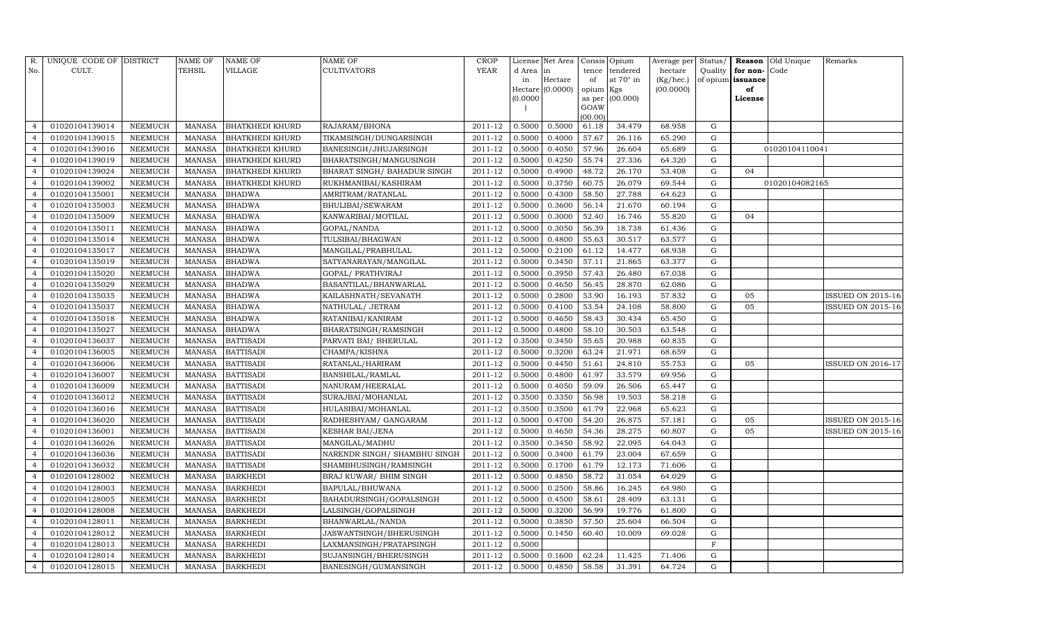| R. No. | UNIQUE CODE OF CULT. | DISTRICT | NAME OF TEHSIL | NAME OF VILLAGE | NAME OF CULTIVATORS | CROP YEAR | License d Area in Hectare (0.0000) | Net Area in Hectare (0.0000) | Consis tence of opium as per GOAW (00.00) | Opium tendered at 70° in Kgs (00.000) | Average per hectare (Kg/hec.) (00.0000) | Status/ Quality of opium | Reason for non-issuance of License | Old Unique Code | Remarks |
|---|---|---|---|---|---|---|---|---|---|---|---|---|---|---|---|
| 4 | 01020104139014 | NEEMUCH | MANASA | BHATKHEDI KHURD | RAJARAM/BHONA | 2011-12 | 0.5000 | 0.5000 | 61.18 | 34.479 | 68.958 | G | | | |
| 4 | 01020104139015 | NEEMUCH | MANASA | BHATKHEDI KHURD | TIKAMSINGH/DUNGARSINGH | 2011-12 | 0.5000 | 0.4000 | 57.67 | 26.116 | 65.290 | G | | | |
| 4 | 01020104139016 | NEEMUCH | MANASA | BHATKHEDI KHURD | BANESINGH/JHUJARSINGH | 2011-12 | 0.5000 | 0.4050 | 57.96 | 26.604 | 65.689 | G | | 01020104110041 | |
| 4 | 01020104139019 | NEEMUCH | MANASA | BHATKHEDI KHURD | BHARATSINGH/MANGUSINGH | 2011-12 | 0.5000 | 0.4250 | 55.74 | 27.336 | 64.320 | G | | | |
| 4 | 01020104139024 | NEEMUCH | MANASA | BHATKHEDI KHURD | BHARAT SINGH/ BAHADUR SINGH | 2011-12 | 0.5000 | 0.4900 | 48.72 | 26.170 | 53.408 | G | 04 | | |
| 4 | 01020104139002 | NEEMUCH | MANASA | BHATKHEDI KHURD | RUKHMANIBAI/KASHIRAM | 2011-12 | 0.5000 | 0.3750 | 60.75 | 26.079 | 69.544 | G | | 01020104082165 | |
| 4 | 01020104135001 | NEEMUCH | MANASA | BHADWA | AMRITRAM/RATANLAL | 2011-12 | 0.5000 | 0.4300 | 58.50 | 27.788 | 64.623 | G | | | |
| 4 | 01020104135003 | NEEMUCH | MANASA | BHADWA | BHULIBAI/SEWARAM | 2011-12 | 0.5000 | 0.3600 | 56.14 | 21.670 | 60.194 | G | | | |
| 4 | 01020104135009 | NEEMUCH | MANASA | BHADWA | KANWARIBAI/MOTILAL | 2011-12 | 0.5000 | 0.3000 | 52.40 | 16.746 | 55.820 | G | 04 | | |
| 4 | 01020104135011 | NEEMUCH | MANASA | BHADWA | GOPAL/NANDA | 2011-12 | 0.5000 | 0.3050 | 56.39 | 18.738 | 61.436 | G | | | |
| 4 | 01020104135014 | NEEMUCH | MANASA | BHADWA | TULSIBAI/BHAGWAN | 2011-12 | 0.5000 | 0.4800 | 55.63 | 30.517 | 63.577 | G | | | |
| 4 | 01020104135017 | NEEMUCH | MANASA | BHADWA | MANGILAL/PRABHULAL | 2011-12 | 0.5000 | 0.2100 | 61.12 | 14.477 | 68.938 | G | | | |
| 4 | 01020104135019 | NEEMUCH | MANASA | BHADWA | SATYANARAYAN/MANGILAL | 2011-12 | 0.5000 | 0.3450 | 57.11 | 21.865 | 63.377 | G | | | |
| 4 | 01020104135020 | NEEMUCH | MANASA | BHADWA | GOPAL/ PRATHVIRAJ | 2011-12 | 0.5000 | 0.3950 | 57.43 | 26.480 | 67.038 | G | | | |
| 4 | 01020104135029 | NEEMUCH | MANASA | BHADWA | BASANTILAL/BHANWARLAL | 2011-12 | 0.5000 | 0.4650 | 56.45 | 28.870 | 62.086 | G | | | |
| 4 | 01020104135035 | NEEMUCH | MANASA | BHADWA | KAILASHNATH/SEVANATH | 2011-12 | 0.5000 | 0.2800 | 53.90 | 16.193 | 57.832 | G | 05 | | ISSUED ON 2015-16 |
| 4 | 01020104135037 | NEEMUCH | MANASA | BHADWA | NATHULAL/ JETRAM | 2011-12 | 0.5000 | 0.4100 | 53.54 | 24.108 | 58.800 | G | 05 | | ISSUED ON 2015-16 |
| 4 | 01020104135018 | NEEMUCH | MANASA | BHADWA | RATANIBAI/KANIRAM | 2011-12 | 0.5000 | 0.4650 | 58.43 | 30.434 | 65.450 | G | | | |
| 4 | 01020104135027 | NEEMUCH | MANASA | BHADWA | BHARATSINGH/RAMSINGH | 2011-12 | 0.5000 | 0.4800 | 58.10 | 30.503 | 63.548 | G | | | |
| 4 | 01020104136037 | NEEMUCH | MANASA | BATTISADI | PARVATI BAI/ BHERULAL | 2011-12 | 0.3500 | 0.3450 | 55.65 | 20.988 | 60.835 | G | | | |
| 4 | 01020104136005 | NEEMUCH | MANASA | BATTISADI | CHAMPA/KISHNA | 2011-12 | 0.5000 | 0.3200 | 63.24 | 21.971 | 68.659 | G | | | |
| 4 | 01020104136006 | NEEMUCH | MANASA | BATTISADI | RATANLAL/HARIRAM | 2011-12 | 0.5000 | 0.4450 | 51.61 | 24.810 | 55.753 | G | 05 | | ISSUED ON 2016-17 |
| 4 | 01020104136007 | NEEMUCH | MANASA | BATTISADI | BANSHILAL/RAMLAL | 2011-12 | 0.5000 | 0.4800 | 61.97 | 33.579 | 69.956 | G | | | |
| 4 | 01020104136009 | NEEMUCH | MANASA | BATTISADI | NANURAM/HEERALAL | 2011-12 | 0.5000 | 0.4050 | 59.09 | 26.506 | 65.447 | G | | | |
| 4 | 01020104136012 | NEEMUCH | MANASA | BATTISADI | SURAJBAI/MOHANLAL | 2011-12 | 0.3500 | 0.3350 | 56.98 | 19.503 | 58.218 | G | | | |
| 4 | 01020104136016 | NEEMUCH | MANASA | BATTISADI | HULASIBAI/MOHANLAL | 2011-12 | 0.3500 | 0.3500 | 61.79 | 22.968 | 65.623 | G | | | |
| 4 | 01020104136020 | NEEMUCH | MANASA | BATTISADI | RADHESHYAM/ GANGARAM | 2011-12 | 0.5000 | 0.4700 | 54.20 | 26.875 | 57.181 | G | 05 | | ISSUED ON 2015-16 |
| 4 | 01020104136001 | NEEMUCH | MANASA | BATTISADI | KESHAR BAI/JENA | 2011-12 | 0.5000 | 0.4650 | 54.36 | 28.275 | 60.807 | G | 05 | | ISSUED ON 2015-16 |
| 4 | 01020104136026 | NEEMUCH | MANASA | BATTISADI | MANGILAL/MADHU | 2011-12 | 0.3500 | 0.3450 | 58.92 | 22.095 | 64.043 | G | | | |
| 4 | 01020104136036 | NEEMUCH | MANASA | BATTISADI | NARENDR SINGH/ SHAMBHU SINGH | 2011-12 | 0.5000 | 0.3400 | 61.79 | 23.004 | 67.659 | G | | | |
| 4 | 01020104136032 | NEEMUCH | MANASA | BATTISADI | SHAMBHUSINGH/RAMSINGH | 2011-12 | 0.5000 | 0.1700 | 61.79 | 12.173 | 71.606 | G | | | |
| 4 | 01020104128002 | NEEMUCH | MANASA | BARKHEDI | BRAJ KUWAR/ BHIM SINGH | 2011-12 | 0.5000 | 0.4850 | 58.72 | 31.054 | 64.029 | G | | | |
| 4 | 01020104128003 | NEEMUCH | MANASA | BARKHEDI | BAPULAL/BHUWANA | 2011-12 | 0.5000 | 0.2500 | 58.86 | 16.245 | 64.980 | G | | | |
| 4 | 01020104128005 | NEEMUCH | MANASA | BARKHEDI | BAHADURSINGH/GOPALSINGH | 2011-12 | 0.5000 | 0.4500 | 58.61 | 28.409 | 63.131 | G | | | |
| 4 | 01020104128008 | NEEMUCH | MANASA | BARKHEDI | LALSINGH/GOPALSINGH | 2011-12 | 0.5000 | 0.3200 | 56.99 | 19.776 | 61.800 | G | | | |
| 4 | 01020104128011 | NEEMUCH | MANASA | BARKHEDI | BHANWARLAL/NANDA | 2011-12 | 0.5000 | 0.3850 | 57.50 | 25.604 | 66.504 | G | | | |
| 4 | 01020104128012 | NEEMUCH | MANASA | BARKHEDI | JASWANTSINGH/BHERUSINGH | 2011-12 | 0.5000 | 0.1450 | 60.40 | 10.009 | 69.028 | G | | | |
| 4 | 01020104128013 | NEEMUCH | MANASA | BARKHEDI | LAXMANSINGH/PRATAPSINGH | 2011-12 | 0.5000 | | | | | F | | | |
| 4 | 01020104128014 | NEEMUCH | MANASA | BARKHEDI | SUJANSINGH/BHERUSINGH | 2011-12 | 0.5000 | 0.1600 | 62.24 | 11.425 | 71.406 | G | | | |
| 4 | 01020104128015 | NEEMUCH | MANASA | BARKHEDI | BANESINGH/GUMANSINGH | 2011-12 | 0.5000 | 0.4850 | 58.58 | 31.391 | 64.724 | G | | | |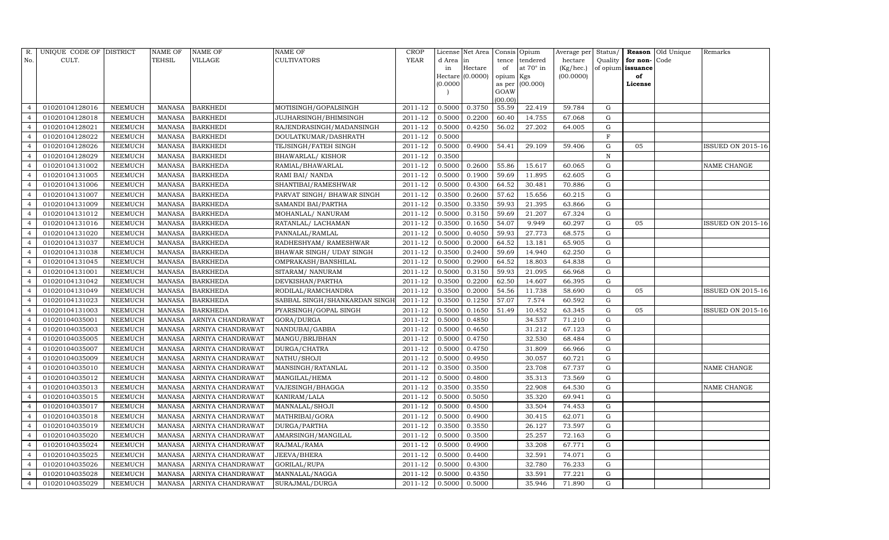| R. No. | UNIQUE CODE OF CULT. | DISTRICT | NAME OF TEHSIL | NAME OF VILLAGE | NAME OF CULTIVATORS | CROP YEAR | License d Area in Hectare (0.0000) | Net Area in Hectare (0.0000) | Consis tence of opium as per GOAW (00.00) | Opium tendered at 70° in Kgs (00.000) | Average per hectare (Kg/hec.) (00.0000) | Status/ Quality of opium | Reason for non-issuance of License | Old Unique Code | Remarks |
|---|---|---|---|---|---|---|---|---|---|---|---|---|---|---|---|
| 4 | 01020104128016 | NEEMUCH | MANASA | BARKHEDI | MOTISINGH/GOPALSINGH | 2011-12 | 0.5000 | 0.3750 | 55.59 | 22.419 | 59.784 | G | | | |
| 4 | 01020104128018 | NEEMUCH | MANASA | BARKHEDI | JUJHARSINGH/BHIMSINGH | 2011-12 | 0.5000 | 0.2200 | 60.40 | 14.755 | 67.068 | G | | | |
| 4 | 01020104128021 | NEEMUCH | MANASA | BARKHEDI | RAJENDRASINGH/MADANSINGH | 2011-12 | 0.5000 | 0.4250 | 56.02 | 27.202 | 64.005 | G | | | |
| 4 | 01020104128022 | NEEMUCH | MANASA | BARKHEDI | DOULATKUMAR/DASHRATH | 2011-12 | 0.5000 | | | | | F | | | |
| 4 | 01020104128026 | NEEMUCH | MANASA | BARKHEDI | TEJSINGH/FATEH SINGH | 2011-12 | 0.5000 | 0.4900 | 54.41 | 29.109 | 59.406 | G | 05 | | ISSUED ON 2015-16 |
| 4 | 01020104128029 | NEEMUCH | MANASA | BARKHEDI | BHAWARLAL/ KISHOR | 2011-12 | 0.3500 | | | | | N | | | |
| 4 | 01020104131002 | NEEMUCH | MANASA | BARKHEDA | RAMIAL/BHAWARLAL | 2011-12 | 0.5000 | 0.2600 | 55.86 | 15.617 | 60.065 | G | | | NAME CHANGE |
| 4 | 01020104131005 | NEEMUCH | MANASA | BARKHEDA | RAMI BAI/ NANDA | 2011-12 | 0.5000 | 0.1900 | 59.69 | 11.895 | 62.605 | G | | | |
| 4 | 01020104131006 | NEEMUCH | MANASA | BARKHEDA | SHANTIBAI/RAMESHWAR | 2011-12 | 0.5000 | 0.4300 | 64.52 | 30.481 | 70.886 | G | | | |
| 4 | 01020104131007 | NEEMUCH | MANASA | BARKHEDA | PARVAT SINGH/ BHAWAR SINGH | 2011-12 | 0.3500 | 0.2600 | 57.62 | 15.656 | 60.215 | G | | | |
| 4 | 01020104131009 | NEEMUCH | MANASA | BARKHEDA | SAMANDI BAI/PARTHA | 2011-12 | 0.3500 | 0.3350 | 59.93 | 21.395 | 63.866 | G | | | |
| 4 | 01020104131012 | NEEMUCH | MANASA | BARKHEDA | MOHANLAL/ NANURAM | 2011-12 | 0.5000 | 0.3150 | 59.69 | 21.207 | 67.324 | G | | | |
| 4 | 01020104131016 | NEEMUCH | MANASA | BARKHEDA | RATANLAL/ LACHAMAN | 2011-12 | 0.3500 | 0.1650 | 54.07 | 9.949 | 60.297 | G | 05 | | ISSUED ON 2015-16 |
| 4 | 01020104131020 | NEEMUCH | MANASA | BARKHEDA | PANNALAL/RAMLAL | 2011-12 | 0.5000 | 0.4050 | 59.93 | 27.773 | 68.575 | G | | | |
| 4 | 01020104131037 | NEEMUCH | MANASA | BARKHEDA | RADHESHYAM/ RAMESHWAR | 2011-12 | 0.5000 | 0.2000 | 64.52 | 13.181 | 65.905 | G | | | |
| 4 | 01020104131038 | NEEMUCH | MANASA | BARKHEDA | BHAWAR SINGH/ UDAY SINGH | 2011-12 | 0.3500 | 0.2400 | 59.69 | 14.940 | 62.250 | G | | | |
| 4 | 01020104131045 | NEEMUCH | MANASA | BARKHEDA | OMPRAKASH/BANSHILAL | 2011-12 | 0.5000 | 0.2900 | 64.52 | 18.803 | 64.838 | G | | | |
| 4 | 01020104131001 | NEEMUCH | MANASA | BARKHEDA | SITARAM/ NANURAM | 2011-12 | 0.5000 | 0.3150 | 59.93 | 21.095 | 66.968 | G | | | |
| 4 | 01020104131042 | NEEMUCH | MANASA | BARKHEDA | DEVKISHAN/PARTHA | 2011-12 | 0.3500 | 0.2200 | 62.50 | 14.607 | 66.395 | G | | | |
| 4 | 01020104131049 | NEEMUCH | MANASA | BARKHEDA | RODILAL/RAMCHANDRA | 2011-12 | 0.3500 | 0.2000 | 54.56 | 11.738 | 58.690 | G | 05 | | ISSUED ON 2015-16 |
| 4 | 01020104131023 | NEEMUCH | MANASA | BARKHEDA | SABBAL SINGH/SHANKARDAN SINGH | 2011-12 | 0.3500 | 0.1250 | 57.07 | 7.574 | 60.592 | G | | | |
| 4 | 01020104131003 | NEEMUCH | MANASA | BARKHEDA | PYARSINGH/GOPAL SINGH | 2011-12 | 0.5000 | 0.1650 | 51.49 | 10.452 | 63.345 | G | 05 | | ISSUED ON 2015-16 |
| 4 | 01020104035001 | NEEMUCH | MANASA | ARNIYA CHANDRAWAT | GORA/DURGA | 2011-12 | 0.5000 | 0.4850 | | 34.537 | 71.210 | G | | | |
| 4 | 01020104035003 | NEEMUCH | MANASA | ARNIYA CHANDRAWAT | NANDUBAI/GABBA | 2011-12 | 0.5000 | 0.4650 | | 31.212 | 67.123 | G | | | |
| 4 | 01020104035005 | NEEMUCH | MANASA | ARNIYA CHANDRAWAT | MANGU/BRIJBHAN | 2011-12 | 0.5000 | 0.4750 | | 32.530 | 68.484 | G | | | |
| 4 | 01020104035007 | NEEMUCH | MANASA | ARNIYA CHANDRAWAT | DURGA/CHATRA | 2011-12 | 0.5000 | 0.4750 | | 31.809 | 66.966 | G | | | |
| 4 | 01020104035009 | NEEMUCH | MANASA | ARNIYA CHANDRAWAT | NATHU/SHOJI | 2011-12 | 0.5000 | 0.4950 | | 30.057 | 60.721 | G | | | |
| 4 | 01020104035010 | NEEMUCH | MANASA | ARNIYA CHANDRAWAT | MANSINGH/RATANLAL | 2011-12 | 0.3500 | 0.3500 | | 23.708 | 67.737 | G | | | NAME CHANGE |
| 4 | 01020104035012 | NEEMUCH | MANASA | ARNIYA CHANDRAWAT | MANGILAL/HEMA | 2011-12 | 0.5000 | 0.4800 | | 35.313 | 73.569 | G | | | |
| 4 | 01020104035013 | NEEMUCH | MANASA | ARNIYA CHANDRAWAT | VAJESINGH/BHAGGA | 2011-12 | 0.3500 | 0.3550 | | 22.908 | 64.530 | G | | | NAME CHANGE |
| 4 | 01020104035015 | NEEMUCH | MANASA | ARNIYA CHANDRAWAT | KANIRAM/LALA | 2011-12 | 0.5000 | 0.5050 | | 35.320 | 69.941 | G | | | |
| 4 | 01020104035017 | NEEMUCH | MANASA | ARNIYA CHANDRAWAT | MANNALAL/SHOJI | 2011-12 | 0.5000 | 0.4500 | | 33.504 | 74.453 | G | | | |
| 4 | 01020104035018 | NEEMUCH | MANASA | ARNIYA CHANDRAWAT | MATHRIBAI/GORA | 2011-12 | 0.5000 | 0.4900 | | 30.415 | 62.071 | G | | | |
| 4 | 01020104035019 | NEEMUCH | MANASA | ARNIYA CHANDRAWAT | DURGA/PARTHA | 2011-12 | 0.3500 | 0.3550 | | 26.127 | 73.597 | G | | | |
| 4 | 01020104035020 | NEEMUCH | MANASA | ARNIYA CHANDRAWAT | AMARSINGH/MANGILAL | 2011-12 | 0.5000 | 0.3500 | | 25.257 | 72.163 | G | | | |
| 4 | 01020104035024 | NEEMUCH | MANASA | ARNIYA CHANDRAWAT | RAJMAL/RAMA | 2011-12 | 0.5000 | 0.4900 | | 33.208 | 67.771 | G | | | |
| 4 | 01020104035025 | NEEMUCH | MANASA | ARNIYA CHANDRAWAT | JEEVA/BHERA | 2011-12 | 0.5000 | 0.4400 | | 32.591 | 74.071 | G | | | |
| 4 | 01020104035026 | NEEMUCH | MANASA | ARNIYA CHANDRAWAT | GORILAL/RUPA | 2011-12 | 0.5000 | 0.4300 | | 32.780 | 76.233 | G | | | |
| 4 | 01020104035028 | NEEMUCH | MANASA | ARNIYA CHANDRAWAT | MANNALAL/NAGGA | 2011-12 | 0.5000 | 0.4350 | | 33.591 | 77.221 | G | | | |
| 4 | 01020104035029 | NEEMUCH | MANASA | ARNIYA CHANDRAWAT | SURAJMAL/DURGA | 2011-12 | 0.5000 | 0.5000 | | 35.946 | 71.890 | G | | | |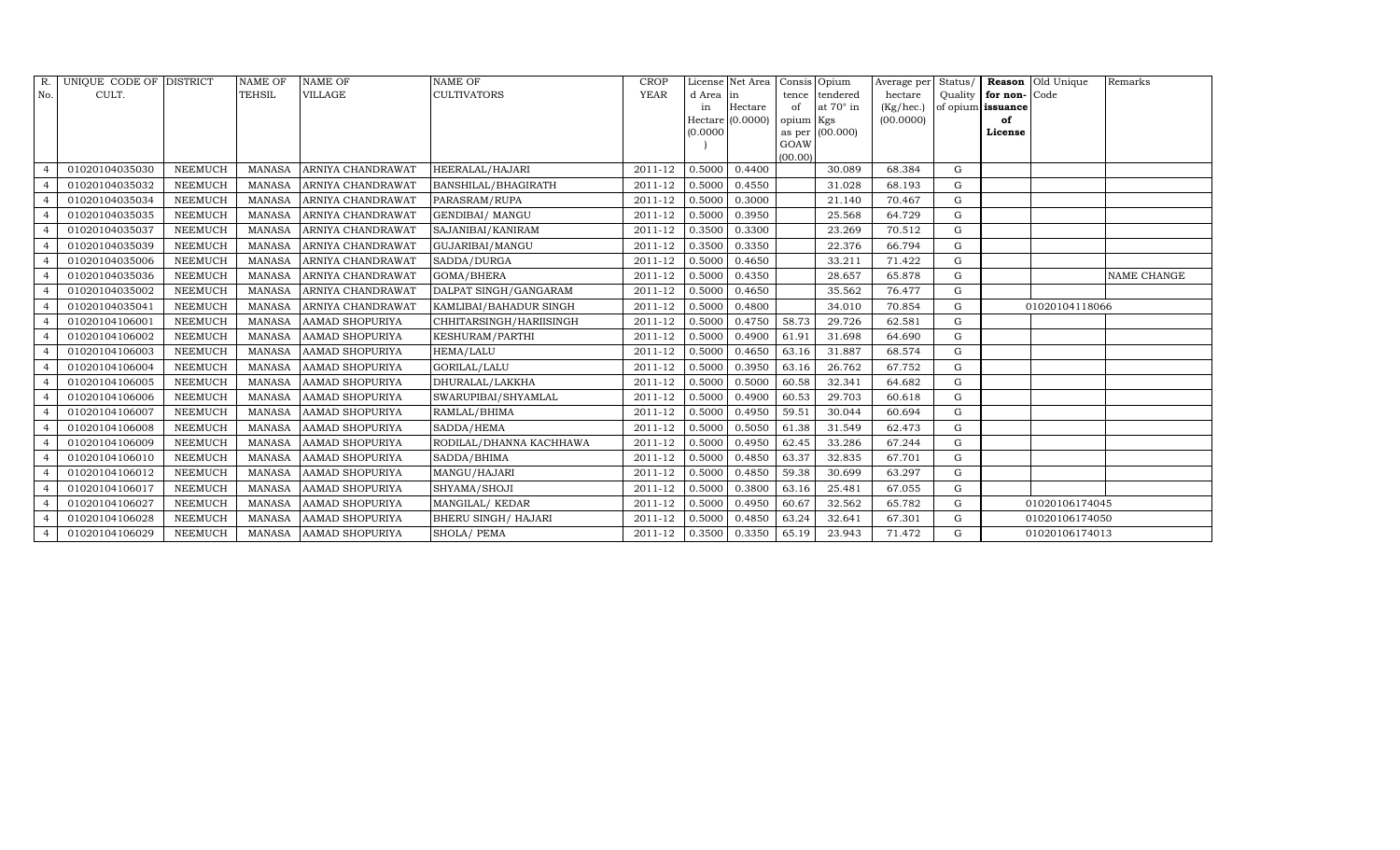| R. No. | UNIQUE CODE OF CULT. | DISTRICT | NAME OF TEHSIL | NAME OF VILLAGE | NAME OF CULTIVATORS | CROP YEAR | License d Area in Hectare (0.0000) | Net Area in Hectare (0.0000) | Consis tence of opium as per GOAW (00.00) | Opium tendered at 70° in Kgs (00.000) | Average per hectare (Kg/hec.) (00.0000) | Status/ Quality of opium | Reason for non-issuance of License | Old Unique Code | Remarks |
|---|---|---|---|---|---|---|---|---|---|---|---|---|---|---|---|
| 4 | 01020104035030 | NEEMUCH | MANASA | ARNIYA CHANDRAWAT | HEERALAL/HAJARI | 2011-12 | 0.5000 | 0.4400 | | 30.089 | 68.384 | G | | | |
| 4 | 01020104035032 | NEEMUCH | MANASA | ARNIYA CHANDRAWAT | BANSHILAL/BHAGIRATH | 2011-12 | 0.5000 | 0.4550 | | 31.028 | 68.193 | G | | | |
| 4 | 01020104035034 | NEEMUCH | MANASA | ARNIYA CHANDRAWAT | PARASRAM/RUPA | 2011-12 | 0.5000 | 0.3000 | | 21.140 | 70.467 | G | | | |
| 4 | 01020104035035 | NEEMUCH | MANASA | ARNIYA CHANDRAWAT | GENDIBAI/ MANGU | 2011-12 | 0.5000 | 0.3950 | | 25.568 | 64.729 | G | | | |
| 4 | 01020104035037 | NEEMUCH | MANASA | ARNIYA CHANDRAWAT | SAJANIBAI/KANIRAM | 2011-12 | 0.3500 | 0.3300 | | 23.269 | 70.512 | G | | | |
| 4 | 01020104035039 | NEEMUCH | MANASA | ARNIYA CHANDRAWAT | GUJARIBAI/MANGU | 2011-12 | 0.3500 | 0.3350 | | 22.376 | 66.794 | G | | | |
| 4 | 01020104035006 | NEEMUCH | MANASA | ARNIYA CHANDRAWAT | SADDA/DURGA | 2011-12 | 0.5000 | 0.4650 | | 33.211 | 71.422 | G | | | |
| 4 | 01020104035036 | NEEMUCH | MANASA | ARNIYA CHANDRAWAT | GOMA/BHERA | 2011-12 | 0.5000 | 0.4350 | | 28.657 | 65.878 | G | | | NAME CHANGE |
| 4 | 01020104035002 | NEEMUCH | MANASA | ARNIYA CHANDRAWAT | DALPAT SINGH/GANGARAM | 2011-12 | 0.5000 | 0.4650 | | 35.562 | 76.477 | G | | | |
| 4 | 01020104035041 | NEEMUCH | MANASA | ARNIYA CHANDRAWAT | KAMLIBAI/BAHADUR SINGH | 2011-12 | 0.5000 | 0.4800 | | 34.010 | 70.854 | G | | 01020104118066 | |
| 4 | 01020104106001 | NEEMUCH | MANASA | AAMAD SHOPURIYA | CHHITARSINGH/HARIISINGH | 2011-12 | 0.5000 | 0.4750 | 58.73 | 29.726 | 62.581 | G | | | |
| 4 | 01020104106002 | NEEMUCH | MANASA | AAMAD SHOPURIYA | KESHURAM/PARTHI | 2011-12 | 0.5000 | 0.4900 | 61.91 | 31.698 | 64.690 | G | | | |
| 4 | 01020104106003 | NEEMUCH | MANASA | AAMAD SHOPURIYA | HEMA/LALU | 2011-12 | 0.5000 | 0.4650 | 63.16 | 31.887 | 68.574 | G | | | |
| 4 | 01020104106004 | NEEMUCH | MANASA | AAMAD SHOPURIYA | GORILAL/LALU | 2011-12 | 0.5000 | 0.3950 | 63.16 | 26.762 | 67.752 | G | | | |
| 4 | 01020104106005 | NEEMUCH | MANASA | AAMAD SHOPURIYA | DHURALAL/LAKKHA | 2011-12 | 0.5000 | 0.5000 | 60.58 | 32.341 | 64.682 | G | | | |
| 4 | 01020104106006 | NEEMUCH | MANASA | AAMAD SHOPURIYA | SWARUPIBAI/SHYAMLAL | 2011-12 | 0.5000 | 0.4900 | 60.53 | 29.703 | 60.618 | G | | | |
| 4 | 01020104106007 | NEEMUCH | MANASA | AAMAD SHOPURIYA | RAMLAL/BHIMA | 2011-12 | 0.5000 | 0.4950 | 59.51 | 30.044 | 60.694 | G | | | |
| 4 | 01020104106008 | NEEMUCH | MANASA | AAMAD SHOPURIYA | SADDA/HEMA | 2011-12 | 0.5000 | 0.5050 | 61.38 | 31.549 | 62.473 | G | | | |
| 4 | 01020104106009 | NEEMUCH | MANASA | AAMAD SHOPURIYA | RODILAL/DHANNA KACHHAWA | 2011-12 | 0.5000 | 0.4950 | 62.45 | 33.286 | 67.244 | G | | | |
| 4 | 01020104106010 | NEEMUCH | MANASA | AAMAD SHOPURIYA | SADDA/BHIMA | 2011-12 | 0.5000 | 0.4850 | 63.37 | 32.835 | 67.701 | G | | | |
| 4 | 01020104106012 | NEEMUCH | MANASA | AAMAD SHOPURIYA | MANGU/HAJARI | 2011-12 | 0.5000 | 0.4850 | 59.38 | 30.699 | 63.297 | G | | | |
| 4 | 01020104106017 | NEEMUCH | MANASA | AAMAD SHOPURIYA | SHYAMA/SHOJI | 2011-12 | 0.5000 | 0.3800 | 63.16 | 25.481 | 67.055 | G | | | |
| 4 | 01020104106027 | NEEMUCH | MANASA | AAMAD SHOPURIYA | MANGILAL/ KEDAR | 2011-12 | 0.5000 | 0.4950 | 60.67 | 32.562 | 65.782 | G | | 01020106174045 | |
| 4 | 01020104106028 | NEEMUCH | MANASA | AAMAD SHOPURIYA | BHERU SINGH/ HAJARI | 2011-12 | 0.5000 | 0.4850 | 63.24 | 32.641 | 67.301 | G | | 01020106174050 | |
| 4 | 01020104106029 | NEEMUCH | MANASA | AAMAD SHOPURIYA | SHOLA/ PEMA | 2011-12 | 0.3500 | 0.3350 | 65.19 | 23.943 | 71.472 | G | | 01020106174013 | |